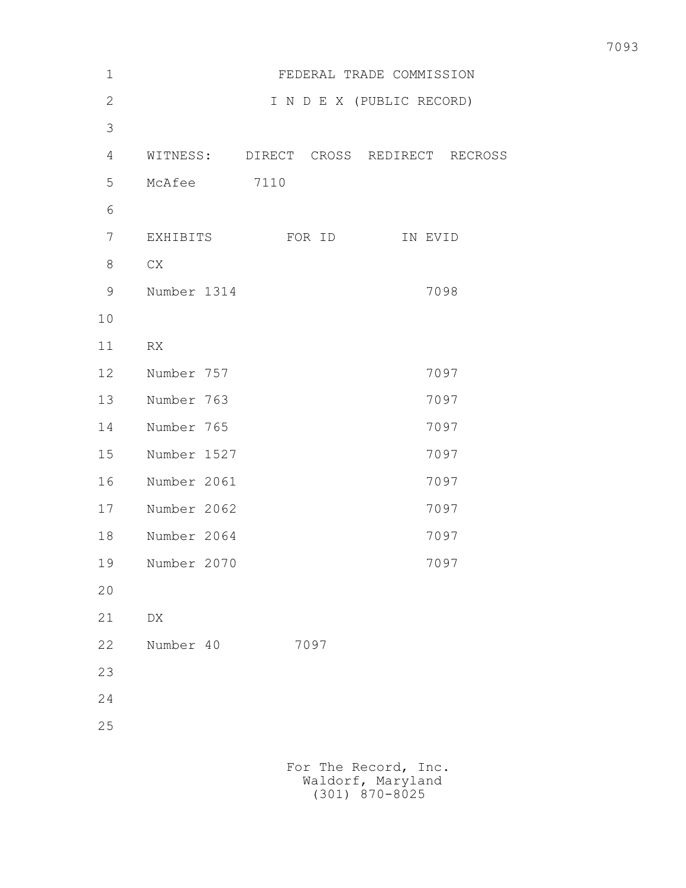FEDERAL TRADE COMMISSION

I N D E X (PUBLIC RECORD)

| WITNESS: | DIRECT | CROSS | REDIRECT | RECROSS |
|---|---|---|---|---|
| McAfee | 7110 | | | |

| EXHIBITS | FOR ID | IN EVID |
|---|---|---|
| CX | | |
| Number 1314 | | 7098 |
| | | |
| RX | | |
| Number 757 | | 7097 |
| Number 763 | | 7097 |
| Number 765 | | 7097 |
| Number 1527 | | 7097 |
| Number 2061 | | 7097 |
| Number 2062 | | 7097 |
| Number 2064 | | 7097 |
| Number 2070 | | 7097 |
| | | |
| DX | | |
| Number 40 | 7097 | |

For The Record, Inc.
Waldorf, Maryland
(301) 870-8025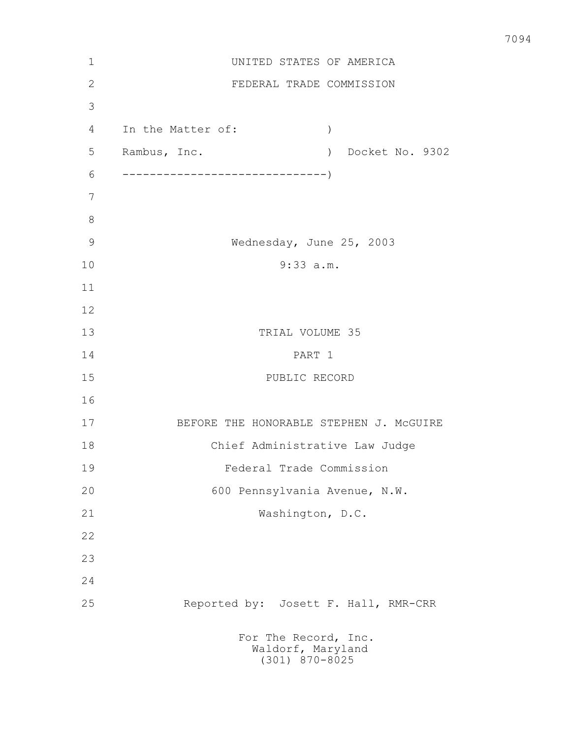UNITED STATES OF AMERICA

FEDERAL TRADE COMMISSION

In the Matter of: )

Rambus, Inc. ) Docket No. 9302

------------------------------)

Wednesday, June 25, 2003

9:33 a.m.

TRIAL VOLUME 35

PART 1

PUBLIC RECORD

BEFORE THE HONORABLE STEPHEN J. McGUIRE

Chief Administrative Law Judge

Federal Trade Commission

600 Pennsylvania Avenue, N.W.

Washington, D.C.

Reported by: Josett F. Hall, RMR-CRR

For The Record, Inc.
Waldorf, Maryland
(301) 870-8025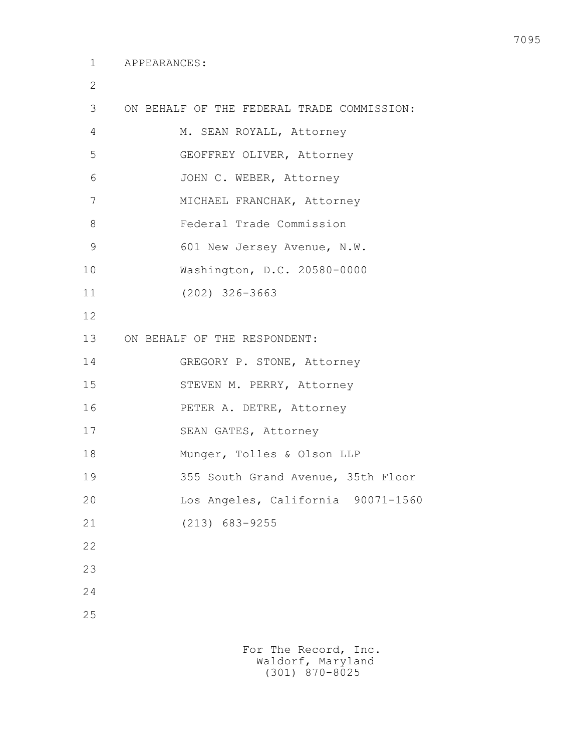APPEARANCES:

ON BEHALF OF THE FEDERAL TRADE COMMISSION:

M. SEAN ROYALL, Attorney
GEOFFREY OLIVER, Attorney
JOHN C. WEBER, Attorney
MICHAEL FRANCHAK, Attorney
Federal Trade Commission
601 New Jersey Avenue, N.W.
Washington, D.C. 20580-0000
(202) 326-3663

ON BEHALF OF THE RESPONDENT:

GREGORY P. STONE, Attorney
STEVEN M. PERRY, Attorney
PETER A. DETRE, Attorney
SEAN GATES, Attorney
Munger, Tolles & Olson LLP
355 South Grand Avenue, 35th Floor
Los Angeles, California 90071-1560
(213) 683-9255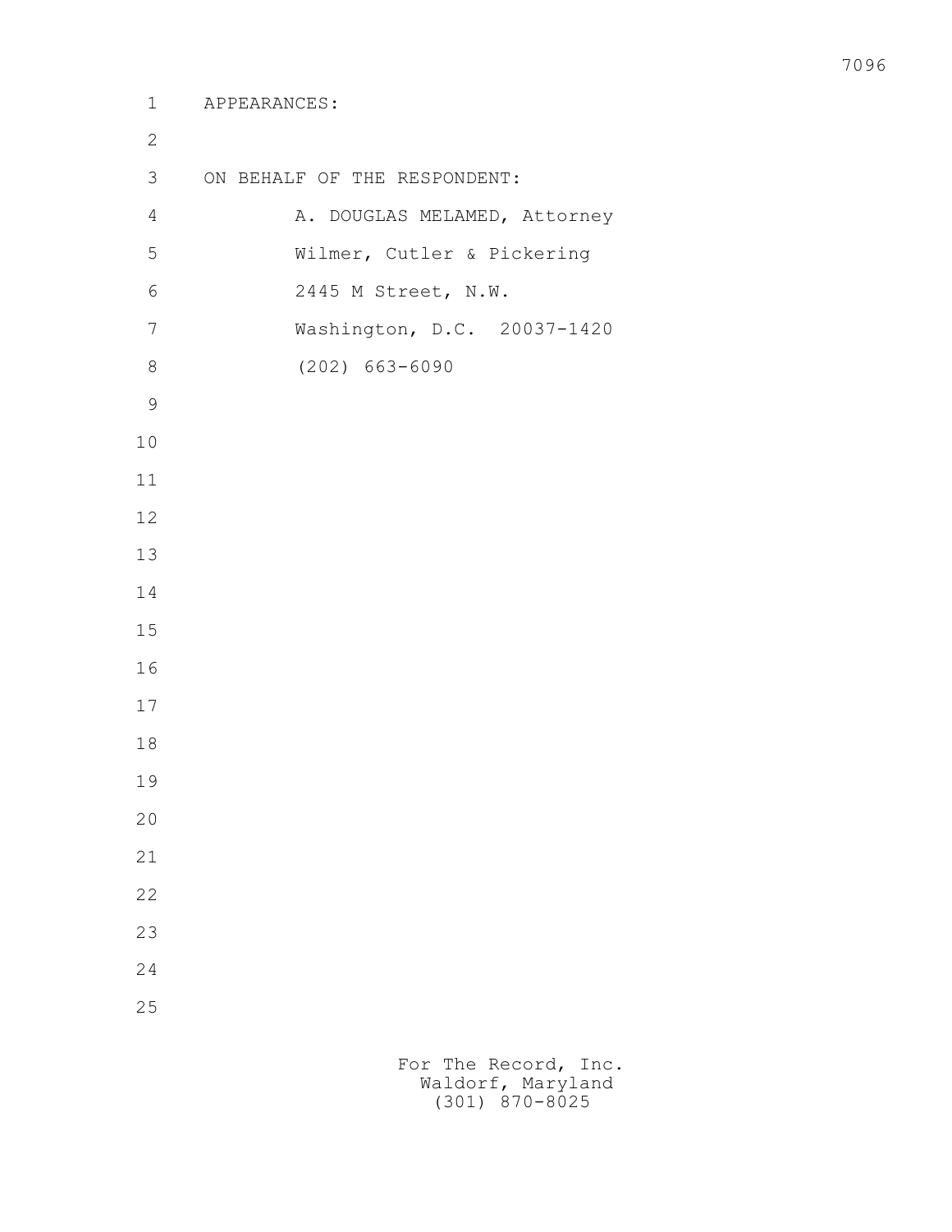APPEARANCES:

ON BEHALF OF THE RESPONDENT:

A. DOUGLAS MELAMED, Attorney
Wilmer, Cutler & Pickering
2445 M Street, N.W.
Washington, D.C. 20037-1420
(202) 663-6090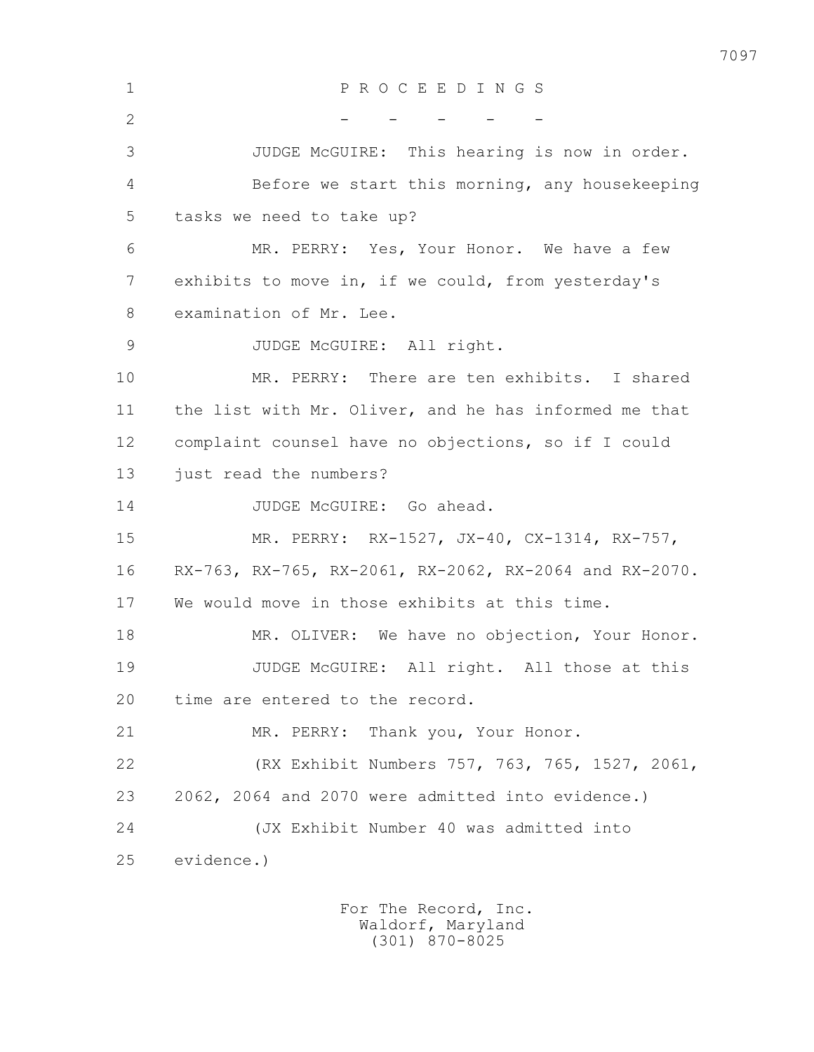P R O C E E D I N G S

\- - - - -

JUDGE McGUIRE: This hearing is now in order.

Before we start this morning, any housekeeping tasks we need to take up?

MR. PERRY: Yes, Your Honor. We have a few exhibits to move in, if we could, from yesterday's examination of Mr. Lee.

JUDGE McGUIRE: All right.

MR. PERRY: There are ten exhibits. I shared the list with Mr. Oliver, and he has informed me that complaint counsel have no objections, so if I could just read the numbers?

JUDGE McGUIRE: Go ahead.

MR. PERRY: RX-1527, JX-40, CX-1314, RX-757, RX-763, RX-765, RX-2061, RX-2062, RX-2064 and RX-2070. We would move in those exhibits at this time.

MR. OLIVER: We have no objection, Your Honor.

JUDGE McGUIRE: All right. All those at this time are entered to the record.

MR. PERRY: Thank you, Your Honor.

(RX Exhibit Numbers 757, 763, 765, 1527, 2061, 2062, 2064 and 2070 were admitted into evidence.)

(JX Exhibit Number 40 was admitted into evidence.)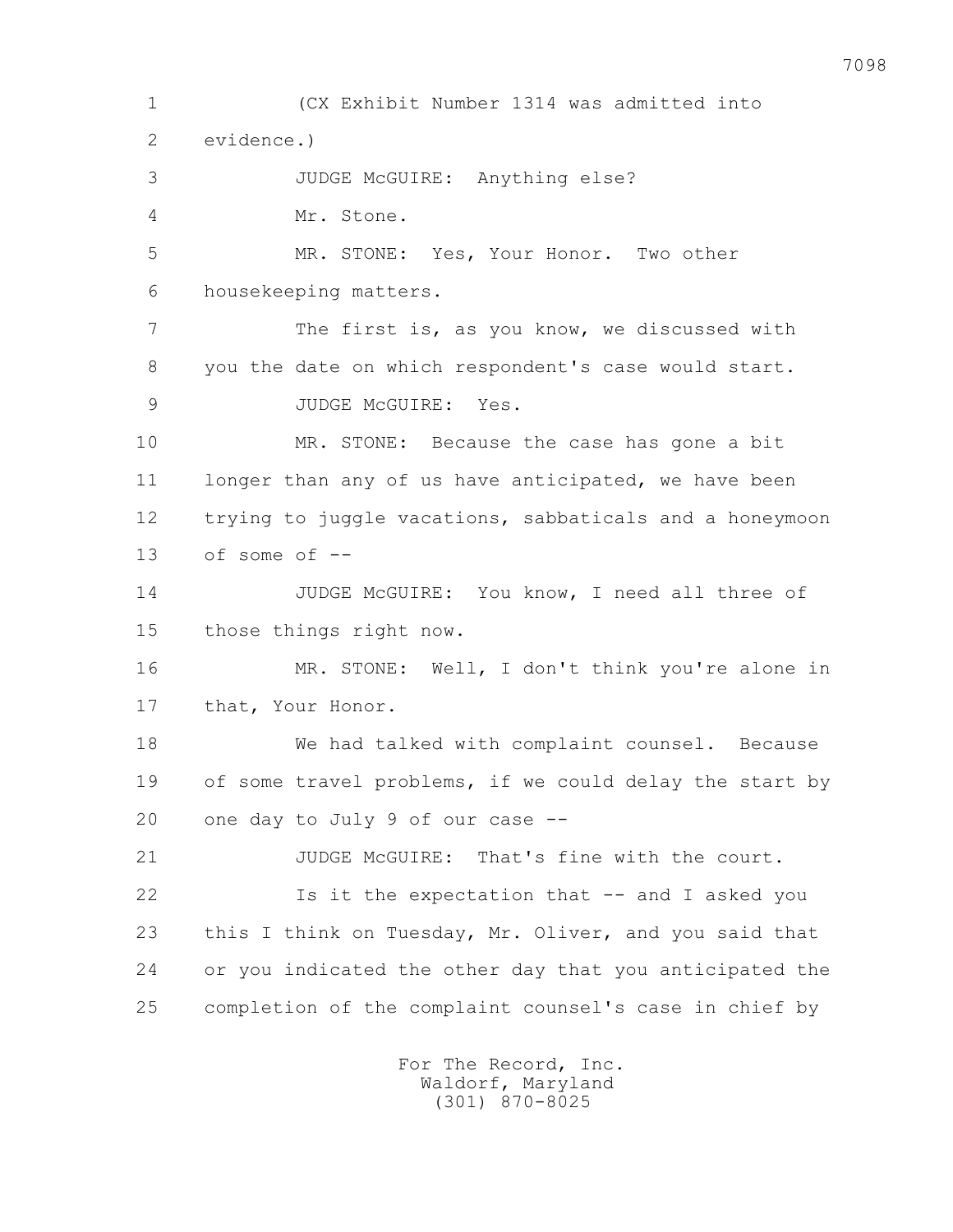(CX Exhibit Number 1314 was admitted into evidence.)

JUDGE McGUIRE: Anything else?

Mr. Stone.

MR. STONE: Yes, Your Honor. Two other housekeeping matters.

The first is, as you know, we discussed with you the date on which respondent's case would start.

JUDGE McGUIRE: Yes.

MR. STONE: Because the case has gone a bit longer than any of us have anticipated, we have been trying to juggle vacations, sabbaticals and a honeymoon of some of --

JUDGE McGUIRE: You know, I need all three of those things right now.

MR. STONE: Well, I don't think you're alone in that, Your Honor.

We had talked with complaint counsel. Because of some travel problems, if we could delay the start by one day to July 9 of our case --

JUDGE McGUIRE: That's fine with the court.

Is it the expectation that -- and I asked you this I think on Tuesday, Mr. Oliver, and you said that or you indicated the other day that you anticipated the completion of the complaint counsel's case in chief by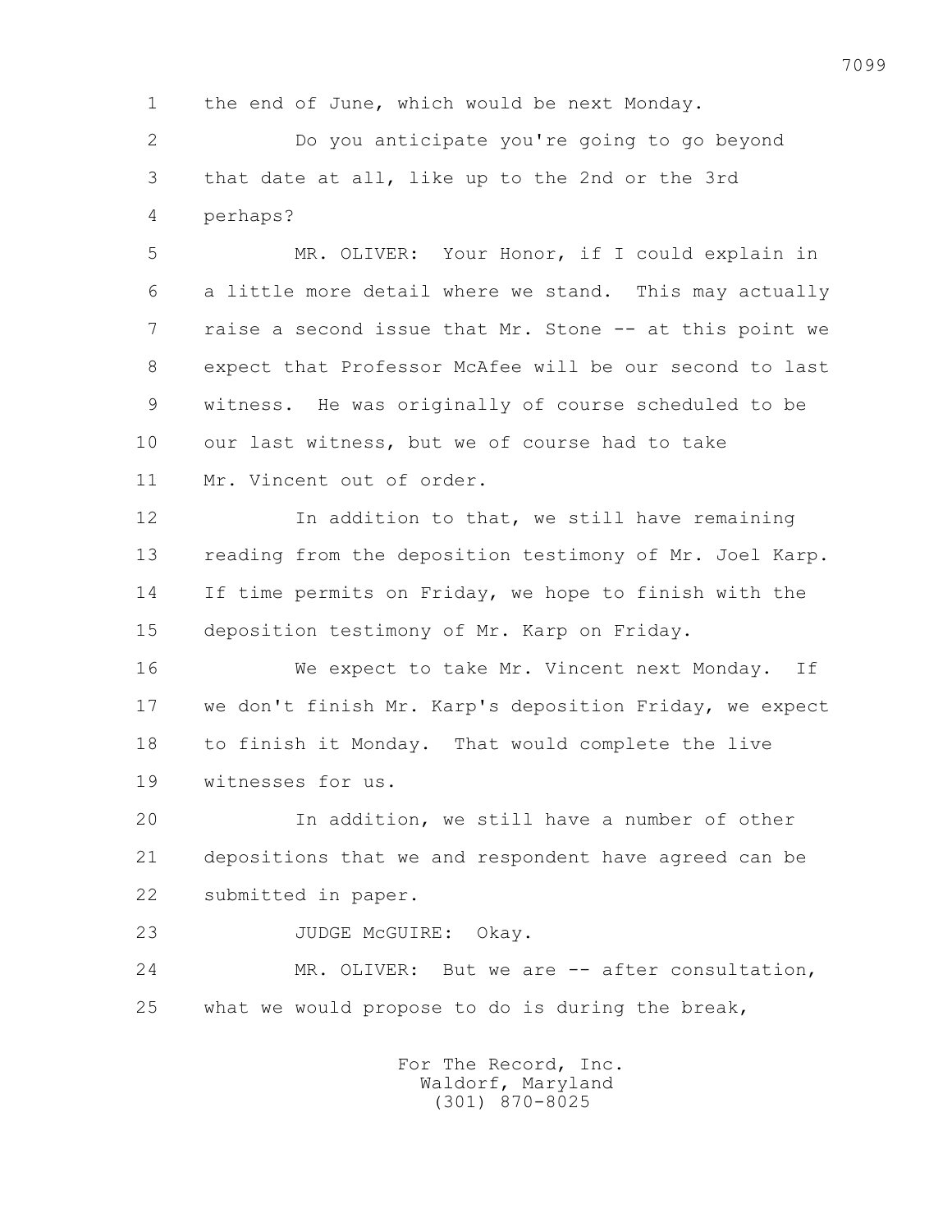1 the end of June, which would be next Monday.

2 Do you anticipate you're going to go beyond

3 that date at all, like up to the 2nd or the 3rd

4 perhaps?

5 MR. OLIVER: Your Honor, if I could explain in

6 a little more detail where we stand. This may actually

7 raise a second issue that Mr. Stone -- at this point we

8 expect that Professor McAfee will be our second to last

9 witness. He was originally of course scheduled to be

10 our last witness, but we of course had to take

11 Mr. Vincent out of order.

12 In addition to that, we still have remaining

13 reading from the deposition testimony of Mr. Joel Karp.

14 If time permits on Friday, we hope to finish with the

15 deposition testimony of Mr. Karp on Friday.

16 We expect to take Mr. Vincent next Monday. If

17 we don't finish Mr. Karp's deposition Friday, we expect

18 to finish it Monday. That would complete the live

19 witnesses for us.

20 In addition, we still have a number of other

21 depositions that we and respondent have agreed can be

22 submitted in paper.

23 JUDGE McGUIRE: Okay.

24 MR. OLIVER: But we are -- after consultation,

25 what we would propose to do is during the break,

For The Record, Inc.
Waldorf, Maryland
(301) 870-8025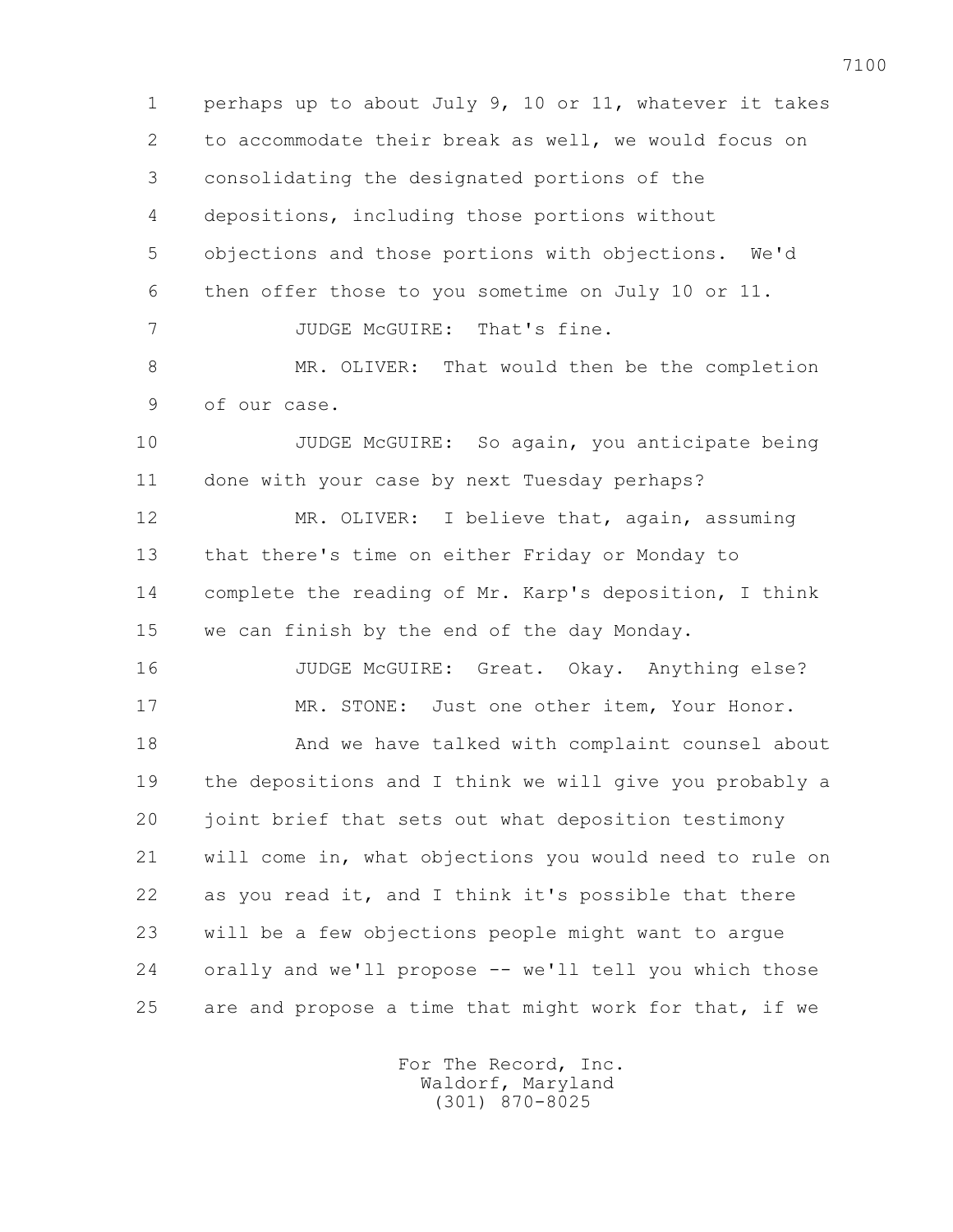perhaps up to about July 9, 10 or 11, whatever it takes to accommodate their break as well, we would focus on consolidating the designated portions of the depositions, including those portions without objections and those portions with objections. We'd then offer those to you sometime on July 10 or 11.

JUDGE McGUIRE: That's fine.

MR. OLIVER: That would then be the completion of our case.

JUDGE McGUIRE: So again, you anticipate being done with your case by next Tuesday perhaps?

MR. OLIVER: I believe that, again, assuming that there's time on either Friday or Monday to complete the reading of Mr. Karp's deposition, I think we can finish by the end of the day Monday.

JUDGE McGUIRE: Great. Okay. Anything else?

MR. STONE: Just one other item, Your Honor.

And we have talked with complaint counsel about the depositions and I think we will give you probably a joint brief that sets out what deposition testimony will come in, what objections you would need to rule on as you read it, and I think it's possible that there will be a few objections people might want to argue orally and we'll propose -- we'll tell you which those are and propose a time that might work for that, if we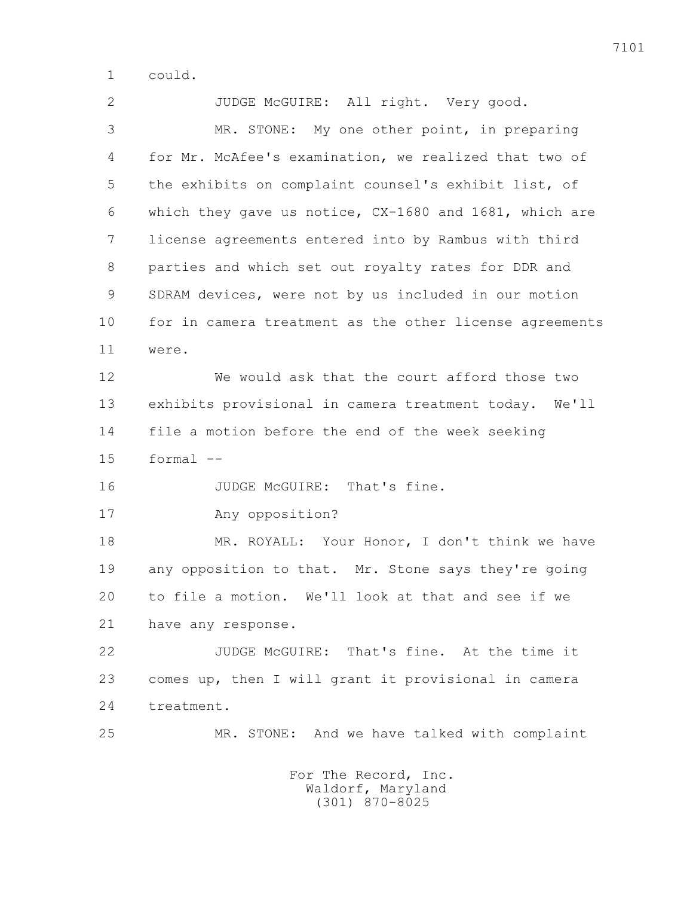could.

JUDGE McGUIRE: All right. Very good.

MR. STONE: My one other point, in preparing for Mr. McAfee's examination, we realized that two of the exhibits on complaint counsel's exhibit list, of which they gave us notice, CX-1680 and 1681, which are license agreements entered into by Rambus with third parties and which set out royalty rates for DDR and SDRAM devices, were not by us included in our motion for in camera treatment as the other license agreements were.

We would ask that the court afford those two exhibits provisional in camera treatment today. We'll file a motion before the end of the week seeking formal --

JUDGE McGUIRE: That's fine.

Any opposition?

MR. ROYALL: Your Honor, I don't think we have any opposition to that. Mr. Stone says they're going to file a motion. We'll look at that and see if we have any response.

JUDGE McGUIRE: That's fine. At the time it comes up, then I will grant it provisional in camera treatment.

MR. STONE: And we have talked with complaint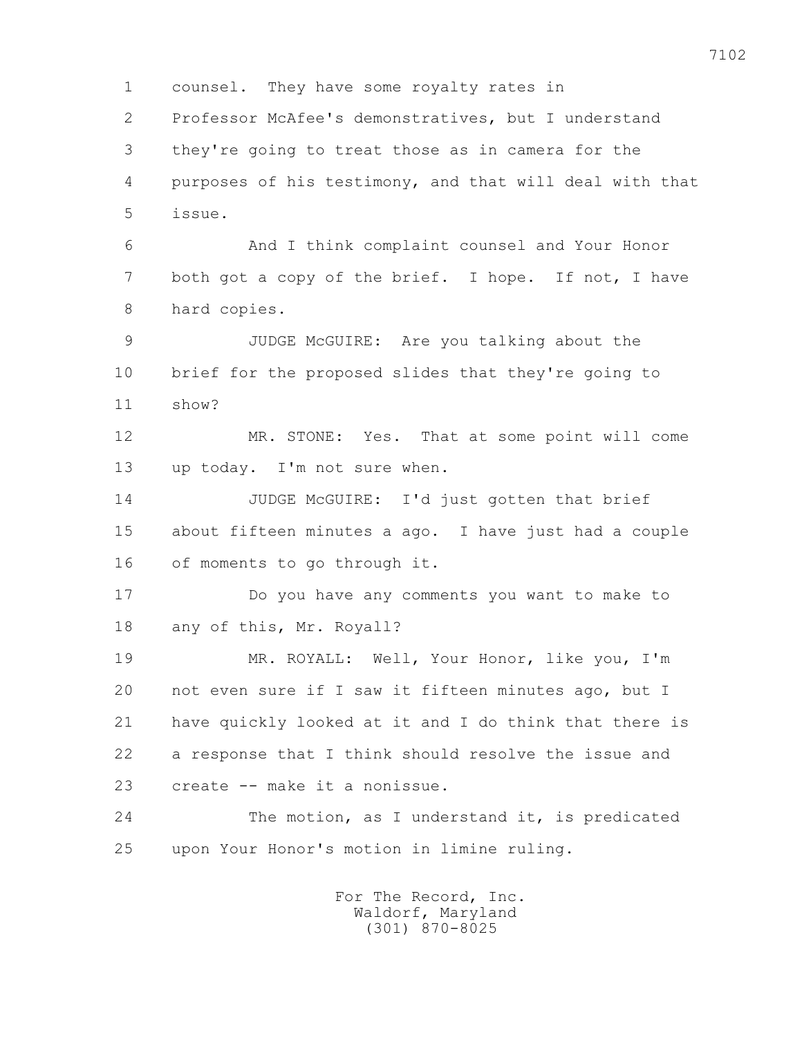counsel. They have some royalty rates in Professor McAfee's demonstratives, but I understand they're going to treat those as in camera for the purposes of his testimony, and that will deal with that issue.

And I think complaint counsel and Your Honor both got a copy of the brief. I hope. If not, I have hard copies.

JUDGE McGUIRE: Are you talking about the brief for the proposed slides that they're going to show?

MR. STONE: Yes. That at some point will come up today. I'm not sure when.

JUDGE McGUIRE: I'd just gotten that brief about fifteen minutes a ago. I have just had a couple of moments to go through it.

Do you have any comments you want to make to any of this, Mr. Royall?

MR. ROYALL: Well, Your Honor, like you, I'm not even sure if I saw it fifteen minutes ago, but I have quickly looked at it and I do think that there is a response that I think should resolve the issue and create -- make it a nonissue.

The motion, as I understand it, is predicated upon Your Honor's motion in limine ruling.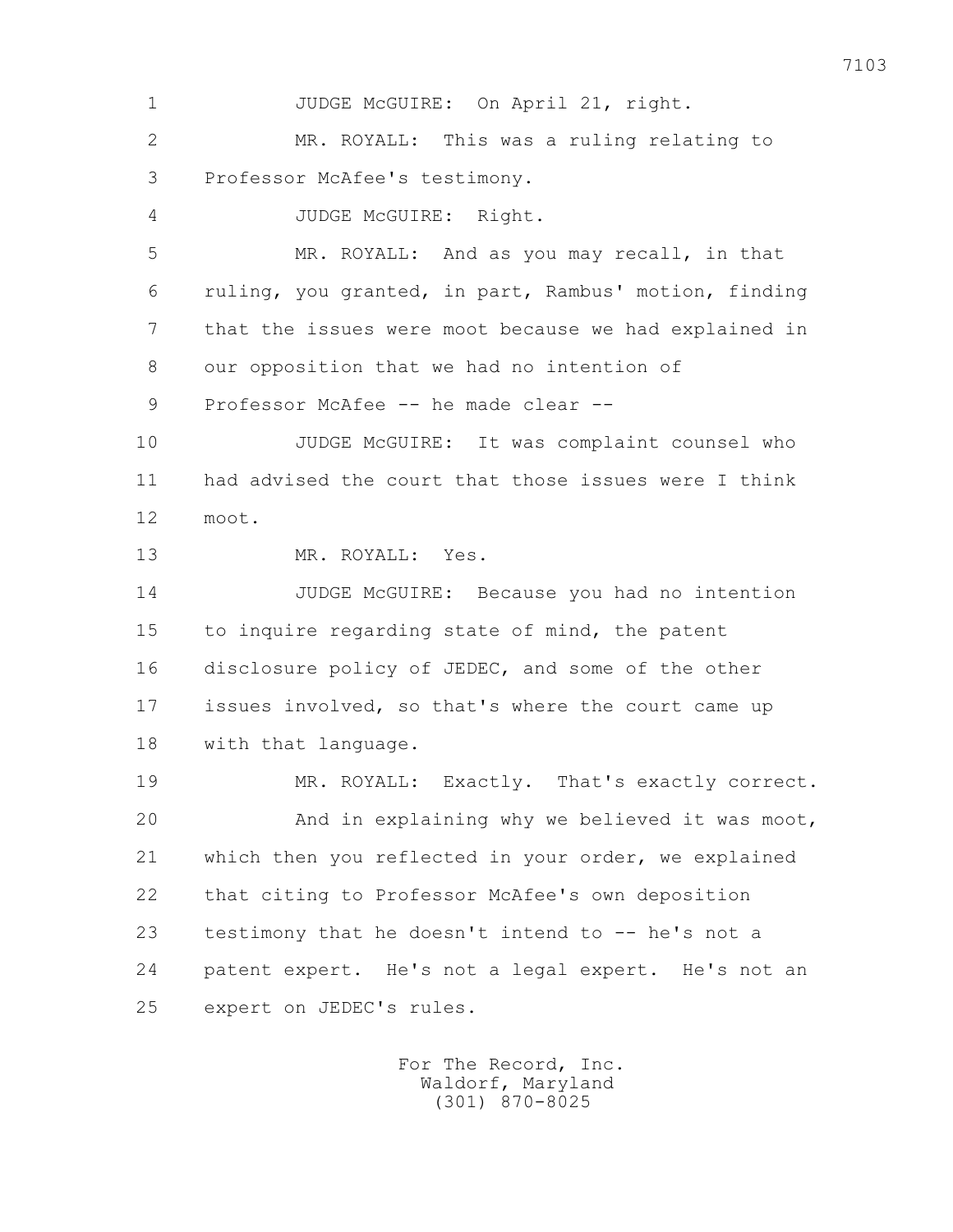1 JUDGE McGUIRE: On April 21, right.

2 MR. ROYALL: This was a ruling relating to

3 Professor McAfee's testimony.

4 JUDGE McGUIRE: Right.

5 MR. ROYALL: And as you may recall, in that

6 ruling, you granted, in part, Rambus' motion, finding

7 that the issues were moot because we had explained in

8 our opposition that we had no intention of

9 Professor McAfee -- he made clear --

10 JUDGE McGUIRE: It was complaint counsel who

11 had advised the court that those issues were I think

12 moot.

13 MR. ROYALL: Yes.

14 JUDGE McGUIRE: Because you had no intention

15 to inquire regarding state of mind, the patent

16 disclosure policy of JEDEC, and some of the other

17 issues involved, so that's where the court came up

18 with that language.

19 MR. ROYALL: Exactly. That's exactly correct.

20 And in explaining why we believed it was moot,

21 which then you reflected in your order, we explained

22 that citing to Professor McAfee's own deposition

23 testimony that he doesn't intend to -- he's not a

24 patent expert. He's not a legal expert. He's not an

25 expert on JEDEC's rules.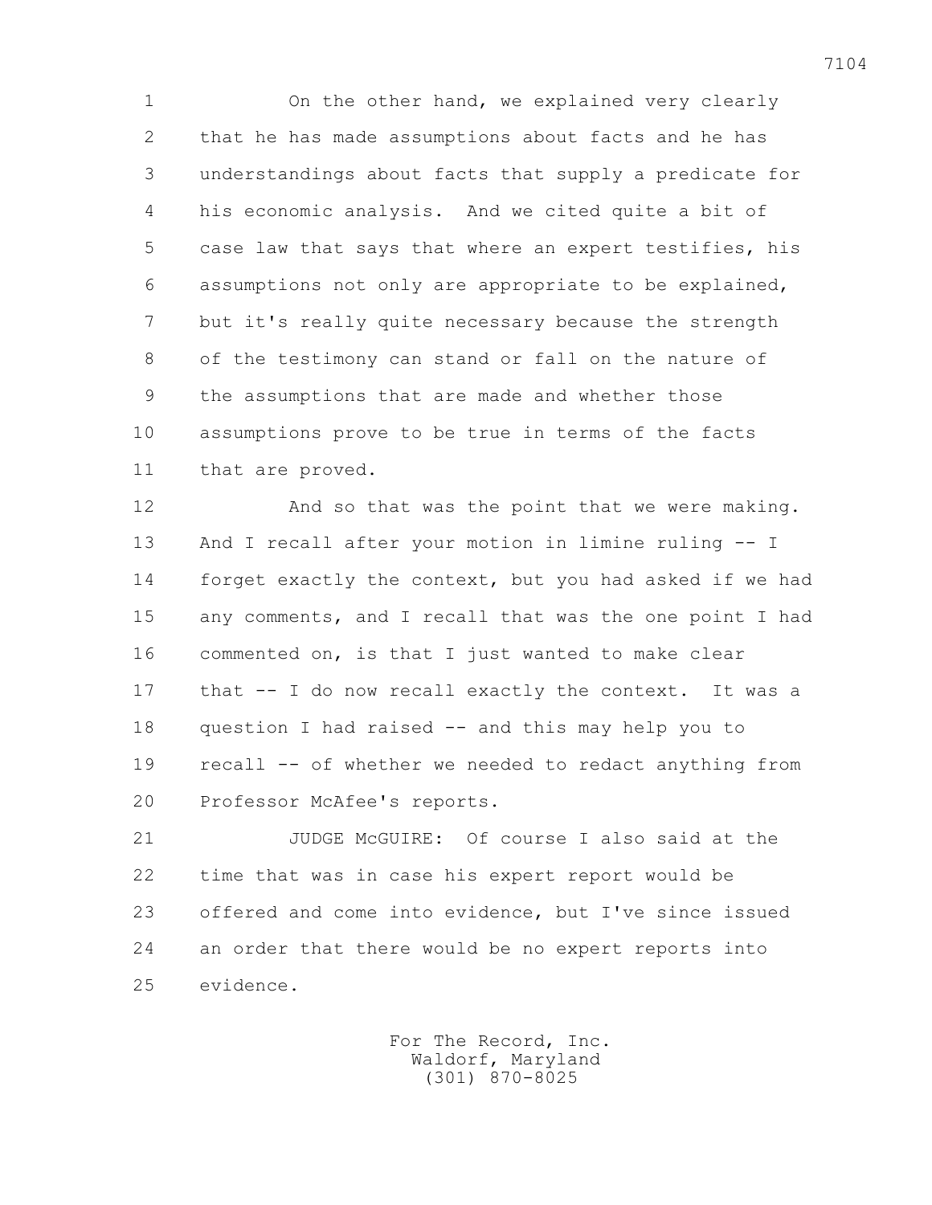On the other hand, we explained very clearly that he has made assumptions about facts and he has understandings about facts that supply a predicate for his economic analysis. And we cited quite a bit of case law that says that where an expert testifies, his assumptions not only are appropriate to be explained, but it's really quite necessary because the strength of the testimony can stand or fall on the nature of the assumptions that are made and whether those assumptions prove to be true in terms of the facts that are proved.

And so that was the point that we were making. And I recall after your motion in limine ruling -- I forget exactly the context, but you had asked if we had any comments, and I recall that was the one point I had commented on, is that I just wanted to make clear that -- I do now recall exactly the context. It was a question I had raised -- and this may help you to recall -- of whether we needed to redact anything from Professor McAfee's reports.

JUDGE McGUIRE: Of course I also said at the time that was in case his expert report would be offered and come into evidence, but I've since issued an order that there would be no expert reports into evidence.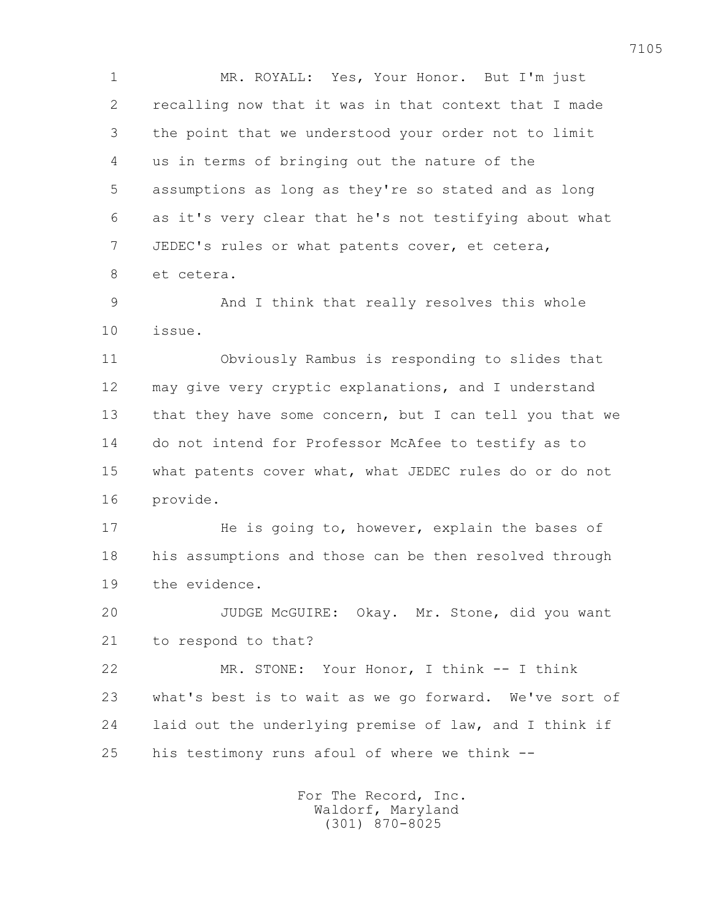MR. ROYALL: Yes, Your Honor. But I'm just recalling now that it was in that context that I made the point that we understood your order not to limit us in terms of bringing out the nature of the assumptions as long as they're so stated and as long as it's very clear that he's not testifying about what JEDEC's rules or what patents cover, et cetera, et cetera.

And I think that really resolves this whole issue.

Obviously Rambus is responding to slides that may give very cryptic explanations, and I understand that they have some concern, but I can tell you that we do not intend for Professor McAfee to testify as to what patents cover what, what JEDEC rules do or do not provide.

He is going to, however, explain the bases of his assumptions and those can be then resolved through the evidence.

JUDGE McGUIRE: Okay. Mr. Stone, did you want to respond to that?

MR. STONE: Your Honor, I think -- I think what's best is to wait as we go forward. We've sort of laid out the underlying premise of law, and I think if his testimony runs afoul of where we think --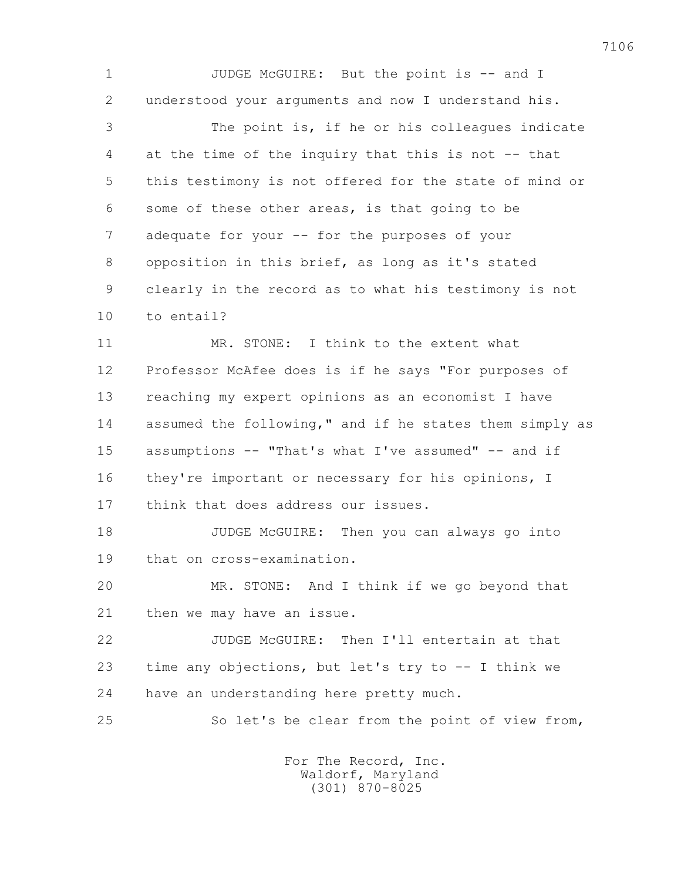JUDGE McGUIRE: But the point is -- and I understood your arguments and now I understand his.

The point is, if he or his colleagues indicate at the time of the inquiry that this is not -- that this testimony is not offered for the state of mind or some of these other areas, is that going to be adequate for your -- for the purposes of your opposition in this brief, as long as it's stated clearly in the record as to what his testimony is not to entail?

MR. STONE: I think to the extent what Professor McAfee does is if he says "For purposes of reaching my expert opinions as an economist I have assumed the following," and if he states them simply as assumptions -- "That's what I've assumed" -- and if they're important or necessary for his opinions, I think that does address our issues.

JUDGE McGUIRE: Then you can always go into that on cross-examination.

MR. STONE: And I think if we go beyond that then we may have an issue.

JUDGE McGUIRE: Then I'll entertain at that time any objections, but let's try to -- I think we have an understanding here pretty much.

So let's be clear from the point of view from,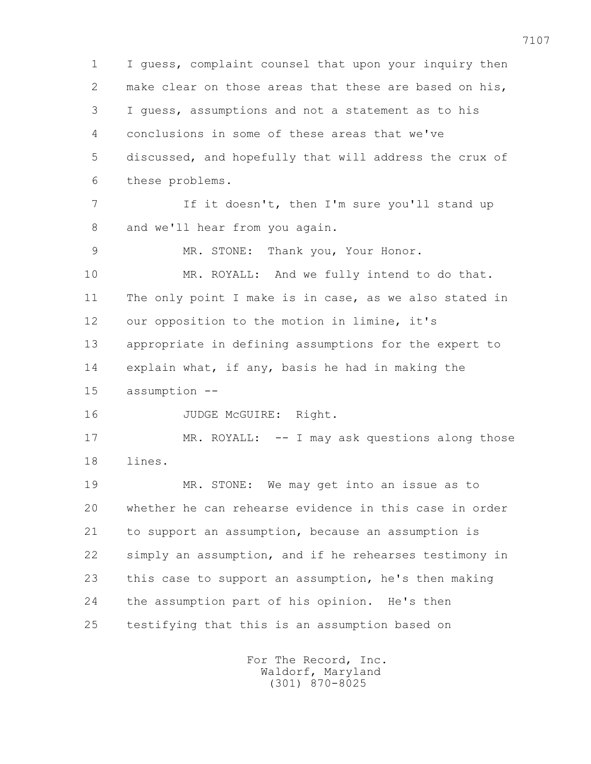I guess, complaint counsel that upon your inquiry then make clear on those areas that these are based on his, I guess, assumptions and not a statement as to his conclusions in some of these areas that we've discussed, and hopefully that will address the crux of these problems.

If it doesn't, then I'm sure you'll stand up and we'll hear from you again.

MR. STONE: Thank you, Your Honor.

MR. ROYALL: And we fully intend to do that. The only point I make is in case, as we also stated in our opposition to the motion in limine, it's appropriate in defining assumptions for the expert to explain what, if any, basis he had in making the assumption --

JUDGE McGUIRE: Right.

MR. ROYALL: -- I may ask questions along those lines.

MR. STONE: We may get into an issue as to whether he can rehearse evidence in this case in order to support an assumption, because an assumption is simply an assumption, and if he rehearses testimony in this case to support an assumption, he's then making the assumption part of his opinion. He's then testifying that this is an assumption based on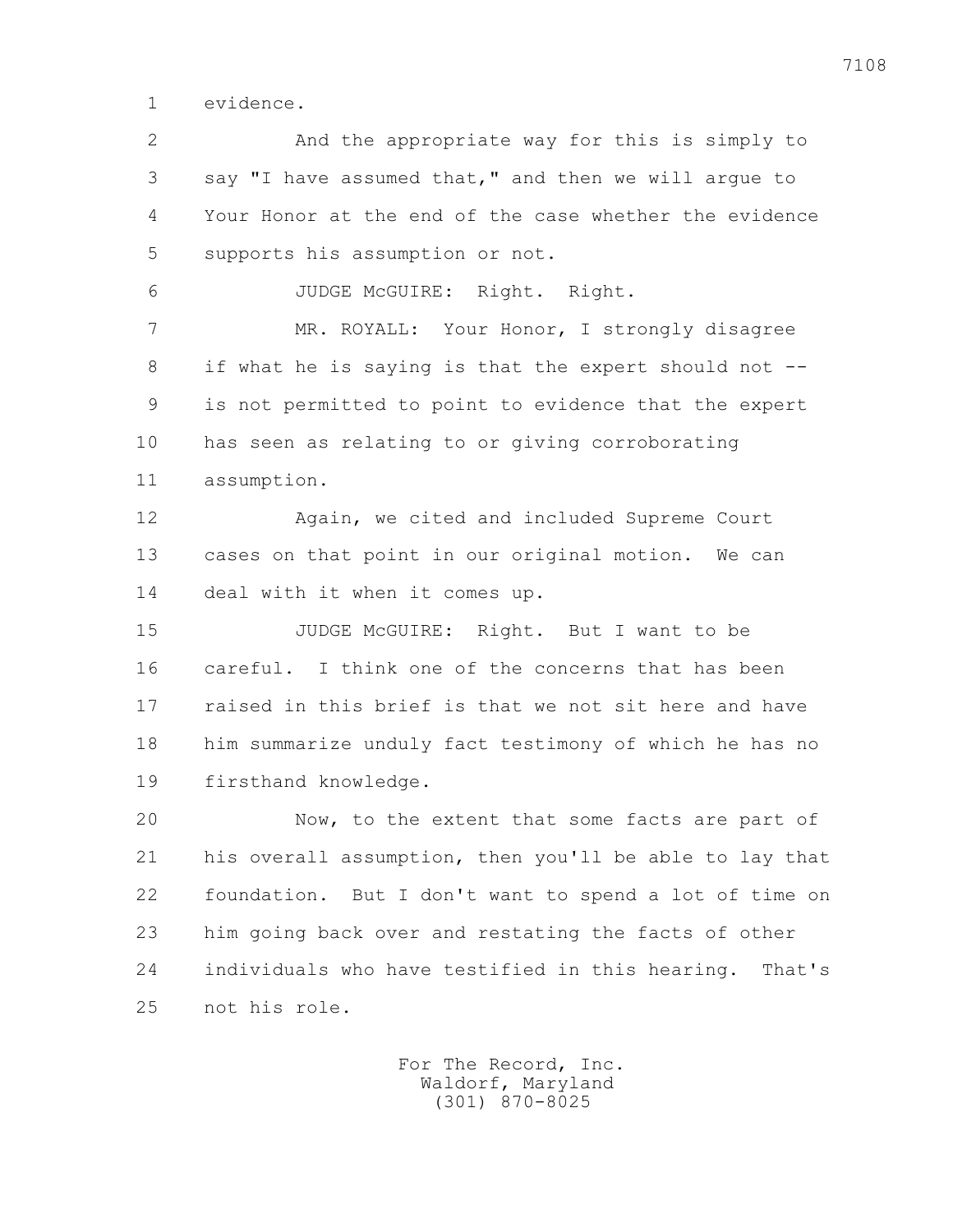evidence.

And the appropriate way for this is simply to say "I have assumed that," and then we will argue to Your Honor at the end of the case whether the evidence supports his assumption or not.

JUDGE McGUIRE: Right. Right.

MR. ROYALL: Your Honor, I strongly disagree if what he is saying is that the expert should not -- is not permitted to point to evidence that the expert has seen as relating to or giving corroborating assumption.

Again, we cited and included Supreme Court cases on that point in our original motion. We can deal with it when it comes up.

JUDGE McGUIRE: Right. But I want to be careful. I think one of the concerns that has been raised in this brief is that we not sit here and have him summarize unduly fact testimony of which he has no firsthand knowledge.

Now, to the extent that some facts are part of his overall assumption, then you'll be able to lay that foundation. But I don't want to spend a lot of time on him going back over and restating the facts of other individuals who have testified in this hearing. That's not his role.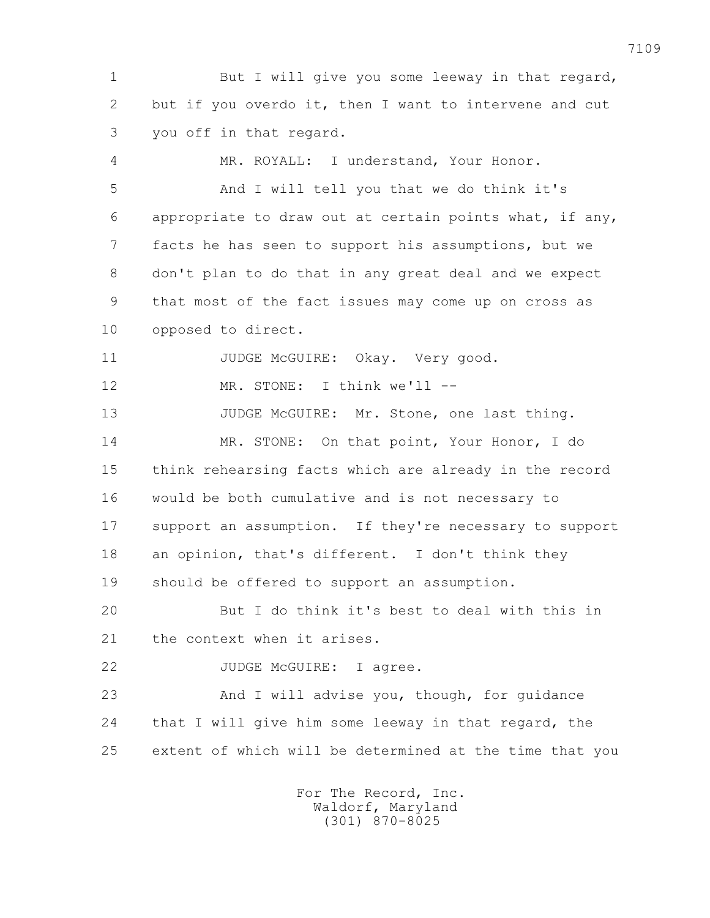But I will give you some leeway in that regard, but if you overdo it, then I want to intervene and cut you off in that regard.

MR. ROYALL: I understand, Your Honor.

And I will tell you that we do think it's appropriate to draw out at certain points what, if any, facts he has seen to support his assumptions, but we don't plan to do that in any great deal and we expect that most of the fact issues may come up on cross as opposed to direct.

JUDGE McGUIRE: Okay. Very good.

MR. STONE: I think we'll --

JUDGE McGUIRE: Mr. Stone, one last thing.

MR. STONE: On that point, Your Honor, I do think rehearsing facts which are already in the record would be both cumulative and is not necessary to support an assumption. If they're necessary to support an opinion, that's different. I don't think they should be offered to support an assumption.

But I do think it's best to deal with this in the context when it arises.

JUDGE McGUIRE: I agree.

And I will advise you, though, for guidance that I will give him some leeway in that regard, the extent of which will be determined at the time that you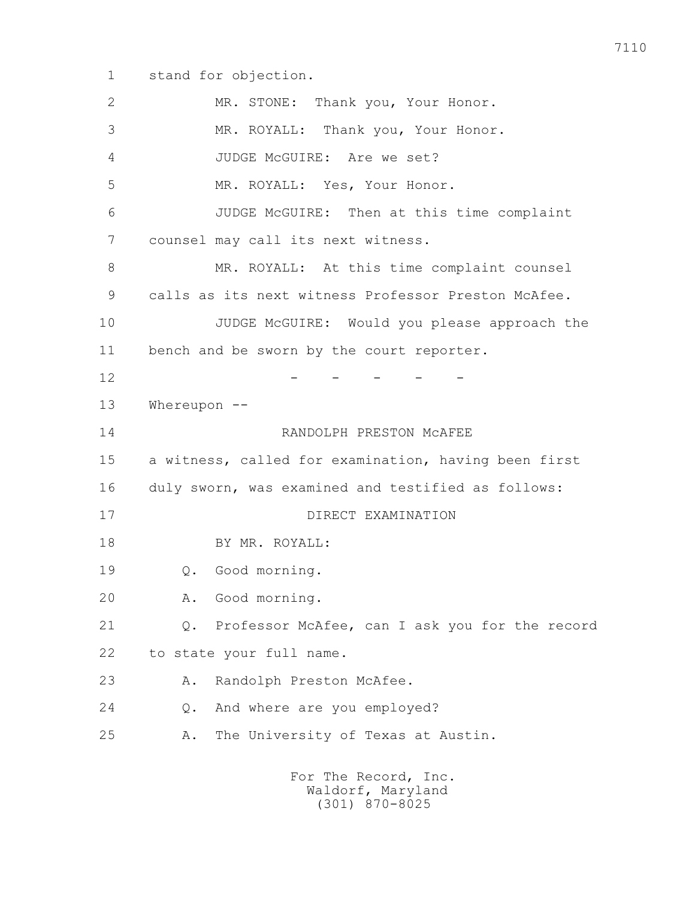1 stand for objection.

2 MR. STONE: Thank you, Your Honor.

3 MR. ROYALL: Thank you, Your Honor.

4 JUDGE McGUIRE: Are we set?

5 MR. ROYALL: Yes, Your Honor.

6 JUDGE McGUIRE: Then at this time complaint

7 counsel may call its next witness.

8 MR. ROYALL: At this time complaint counsel

9 calls as its next witness Professor Preston McAfee.

10 JUDGE McGUIRE: Would you please approach the

11 bench and be sworn by the court reporter.

12 - - - - -

13 Whereupon --

14 RANDOLPH PRESTON McAFEE

15 a witness, called for examination, having been first

16 duly sworn, was examined and testified as follows:

17 DIRECT EXAMINATION

18 BY MR. ROYALL:

19 Q. Good morning.

20 A. Good morning.

21 Q. Professor McAfee, can I ask you for the record

22 to state your full name.

23 A. Randolph Preston McAfee.

24 Q. And where are you employed?

25 A. The University of Texas at Austin.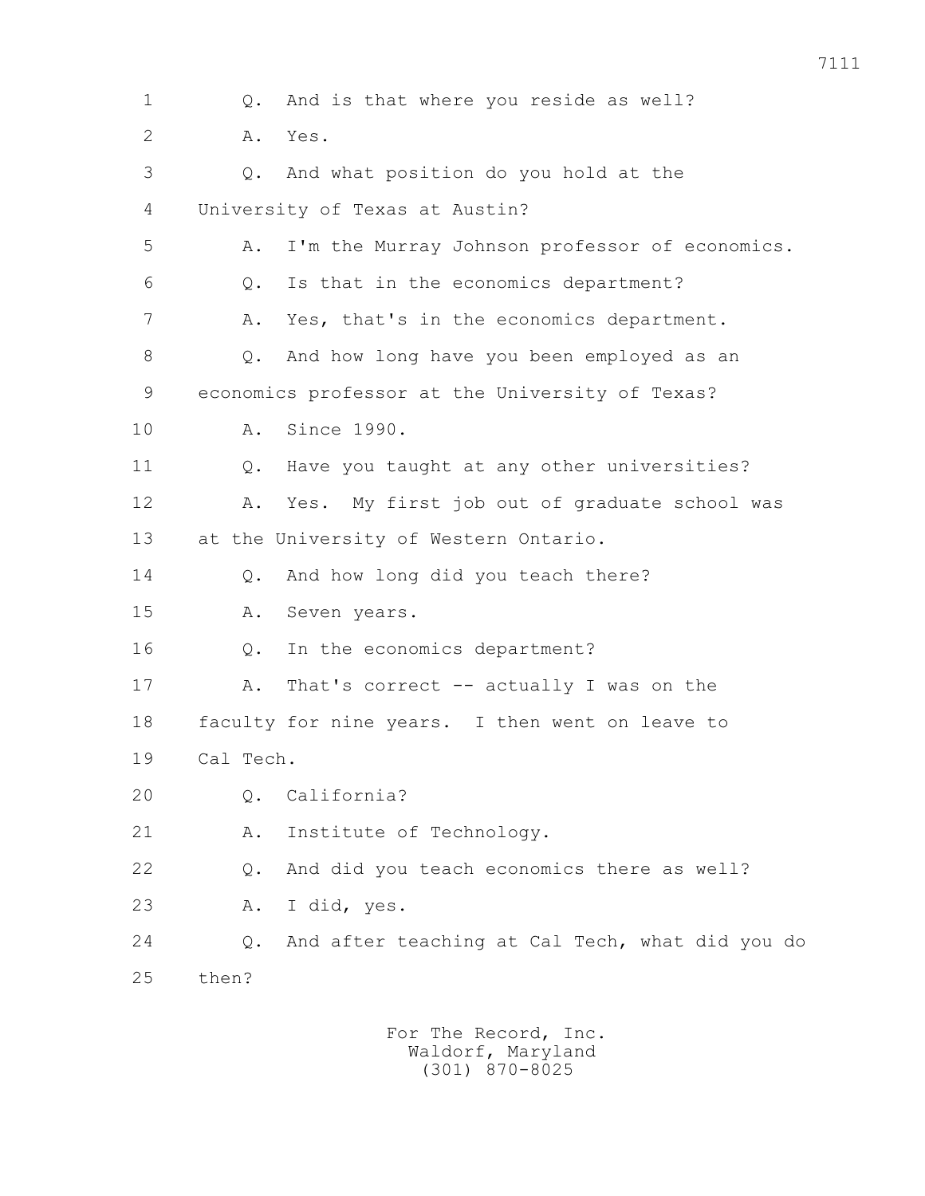1 Q. And is that where you reside as well?

2 A. Yes.

3 Q. And what position do you hold at the

4 University of Texas at Austin?

5 A. I'm the Murray Johnson professor of economics.

6 Q. Is that in the economics department?

7 A. Yes, that's in the economics department.

8 Q. And how long have you been employed as an

9 economics professor at the University of Texas?

10 A. Since 1990.

11 Q. Have you taught at any other universities?

12 A. Yes. My first job out of graduate school was

13 at the University of Western Ontario.

14 Q. And how long did you teach there?

15 A. Seven years.

16 Q. In the economics department?

17 A. That's correct -- actually I was on the

18 faculty for nine years. I then went on leave to

19 Cal Tech.

20 Q. California?

21 A. Institute of Technology.

22 Q. And did you teach economics there as well?

23 A. I did, yes.

24 Q. And after teaching at Cal Tech, what did you do

25 then?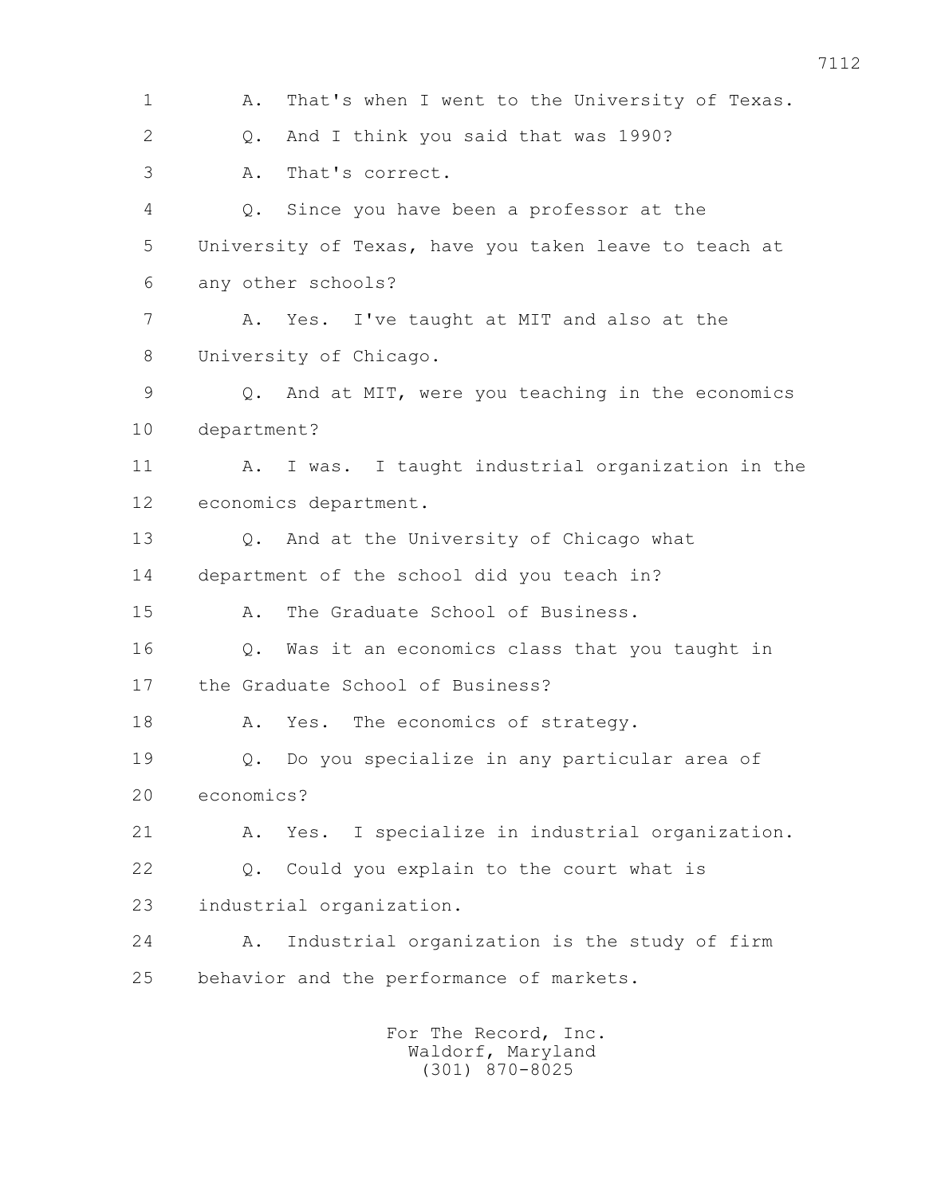1 A. That's when I went to the University of Texas.

2 Q. And I think you said that was 1990?

3 A. That's correct.

4 Q. Since you have been a professor at the

5 University of Texas, have you taken leave to teach at

6 any other schools?

7 A. Yes. I've taught at MIT and also at the

8 University of Chicago.

9 Q. And at MIT, were you teaching in the economics

10 department?

11 A. I was. I taught industrial organization in the

12 economics department.

13 Q. And at the University of Chicago what

14 department of the school did you teach in?

15 A. The Graduate School of Business.

16 Q. Was it an economics class that you taught in

17 the Graduate School of Business?

18 A. Yes. The economics of strategy.

19 Q. Do you specialize in any particular area of

20 economics?

21 A. Yes. I specialize in industrial organization.

22 Q. Could you explain to the court what is

23 industrial organization.

24 A. Industrial organization is the study of firm

25 behavior and the performance of markets.

For The Record, Inc.
Waldorf, Maryland
(301) 870-8025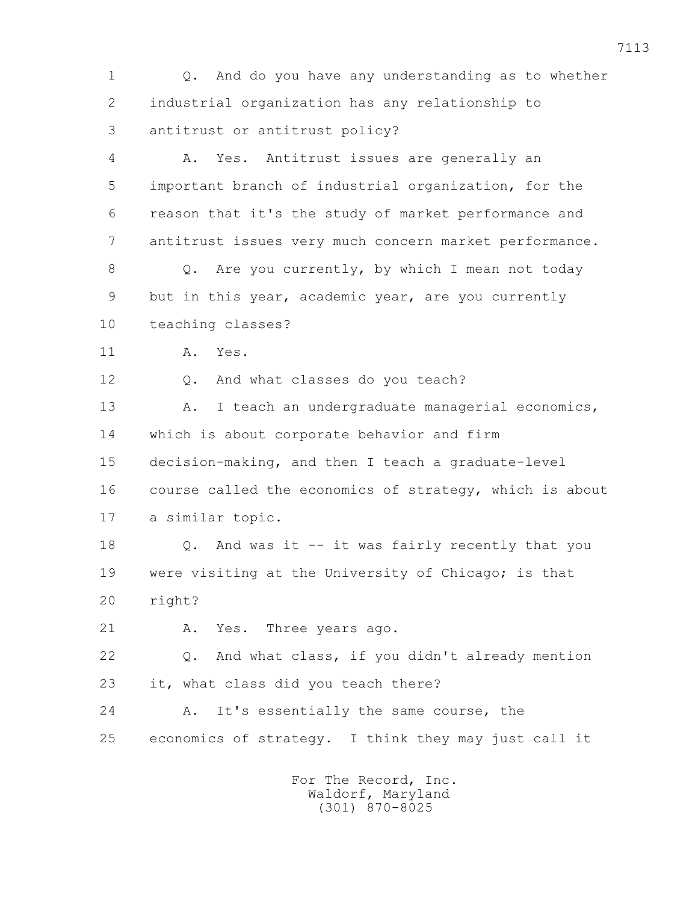1 Q. And do you have any understanding as to whether
2 industrial organization has any relationship to
3 antitrust or antitrust policy?
4 A. Yes. Antitrust issues are generally an
5 important branch of industrial organization, for the
6 reason that it's the study of market performance and
7 antitrust issues very much concern market performance.
8 Q. Are you currently, by which I mean not today
9 but in this year, academic year, are you currently
10 teaching classes?
11 A. Yes.
12 Q. And what classes do you teach?
13 A. I teach an undergraduate managerial economics,
14 which is about corporate behavior and firm
15 decision-making, and then I teach a graduate-level
16 course called the economics of strategy, which is about
17 a similar topic.
18 Q. And was it -- it was fairly recently that you
19 were visiting at the University of Chicago; is that
20 right?
21 A. Yes. Three years ago.
22 Q. And what class, if you didn't already mention
23 it, what class did you teach there?
24 A. It's essentially the same course, the
25 economics of strategy. I think they may just call it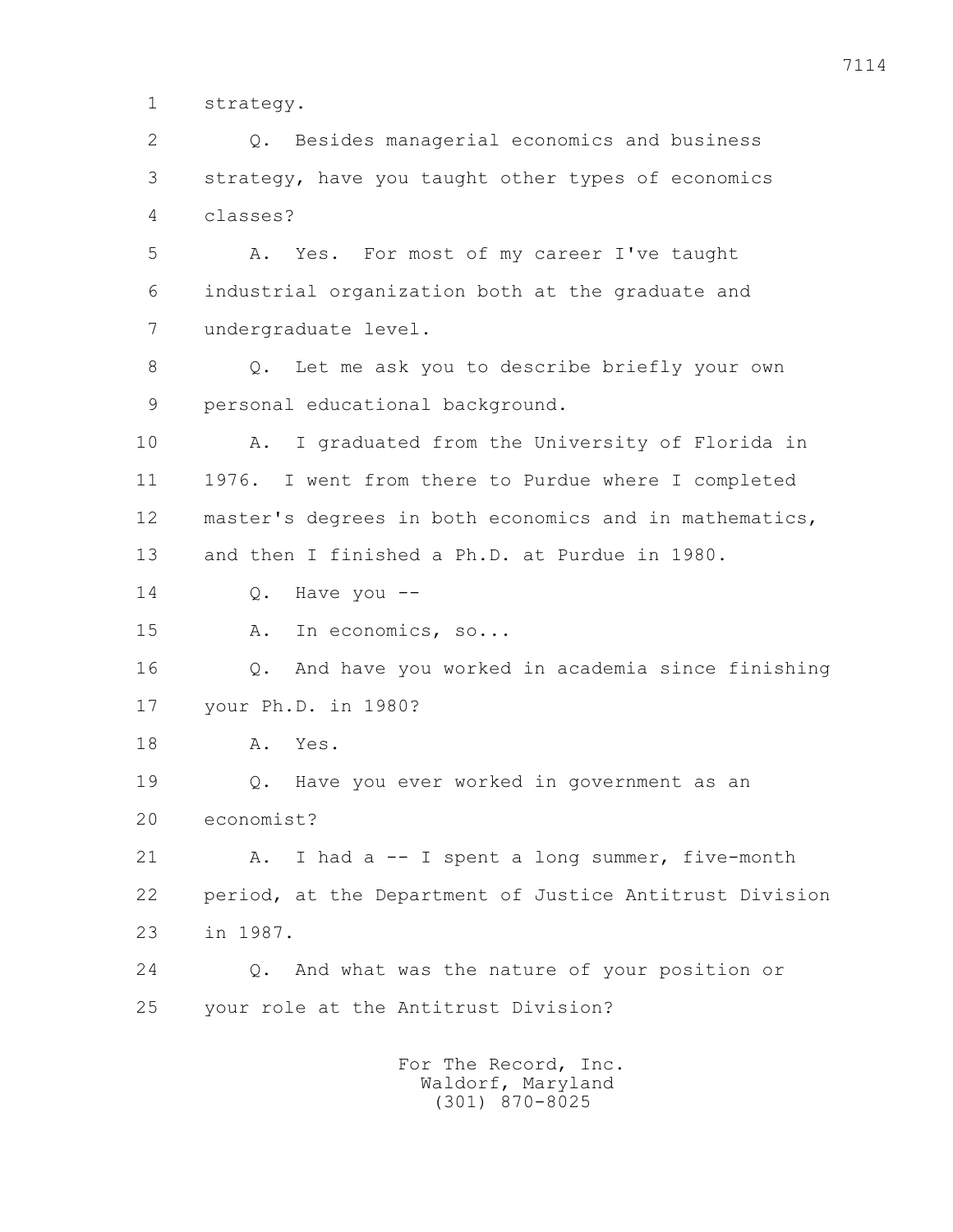1 strategy.

2 Q. Besides managerial economics and business

3 strategy, have you taught other types of economics

4 classes?

5 A. Yes. For most of my career I've taught

6 industrial organization both at the graduate and

7 undergraduate level.

8 Q. Let me ask you to describe briefly your own

9 personal educational background.

10 A. I graduated from the University of Florida in

11 1976. I went from there to Purdue where I completed

12 master's degrees in both economics and in mathematics,

13 and then I finished a Ph.D. at Purdue in 1980.

14 Q. Have you --

15 A. In economics, so...

16 Q. And have you worked in academia since finishing

17 your Ph.D. in 1980?

18 A. Yes.

19 Q. Have you ever worked in government as an

20 economist?

21 A. I had a -- I spent a long summer, five-month

22 period, at the Department of Justice Antitrust Division

23 in 1987.

24 Q. And what was the nature of your position or

25 your role at the Antitrust Division?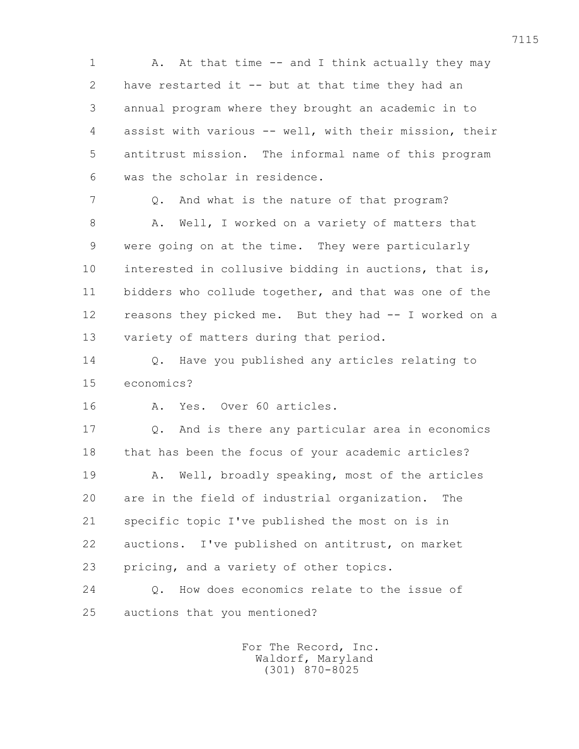A. At that time -- and I think actually they may have restarted it -- but at that time they had an annual program where they brought an academic in to assist with various -- well, with their mission, their antitrust mission. The informal name of this program was the scholar in residence.

Q. And what is the nature of that program?

A. Well, I worked on a variety of matters that were going on at the time. They were particularly interested in collusive bidding in auctions, that is, bidders who collude together, and that was one of the reasons they picked me. But they had -- I worked on a variety of matters during that period.

Q. Have you published any articles relating to economics?

A. Yes. Over 60 articles.

Q. And is there any particular area in economics that has been the focus of your academic articles?

A. Well, broadly speaking, most of the articles are in the field of industrial organization. The specific topic I've published the most on is in auctions. I've published on antitrust, on market pricing, and a variety of other topics.

Q. How does economics relate to the issue of auctions that you mentioned?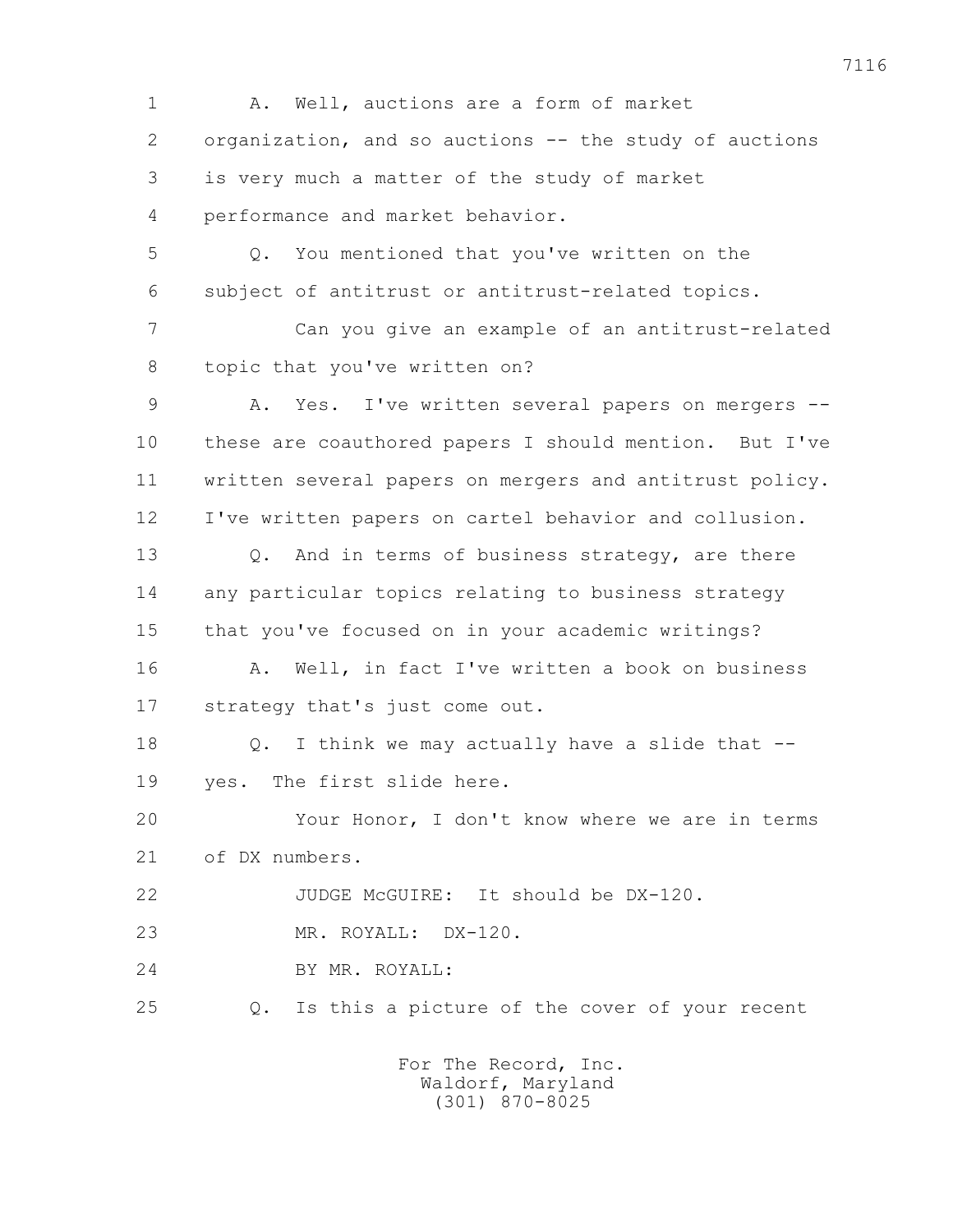1 A. Well, auctions are a form of market
2 organization, and so auctions -- the study of auctions
3 is very much a matter of the study of market
4 performance and market behavior.
5 Q. You mentioned that you've written on the
6 subject of antitrust or antitrust-related topics.
7 Can you give an example of an antitrust-related
8 topic that you've written on?
9 A. Yes. I've written several papers on mergers --
10 these are coauthored papers I should mention. But I've
11 written several papers on mergers and antitrust policy.
12 I've written papers on cartel behavior and collusion.
13 Q. And in terms of business strategy, are there
14 any particular topics relating to business strategy
15 that you've focused on in your academic writings?
16 A. Well, in fact I've written a book on business
17 strategy that's just come out.
18 Q. I think we may actually have a slide that --
19 yes. The first slide here.
20 Your Honor, I don't know where we are in terms
21 of DX numbers.
22 JUDGE McGUIRE: It should be DX-120.
23 MR. ROYALL: DX-120.
24 BY MR. ROYALL:
25 Q. Is this a picture of the cover of your recent

For The Record, Inc.
Waldorf, Maryland
(301) 870-8025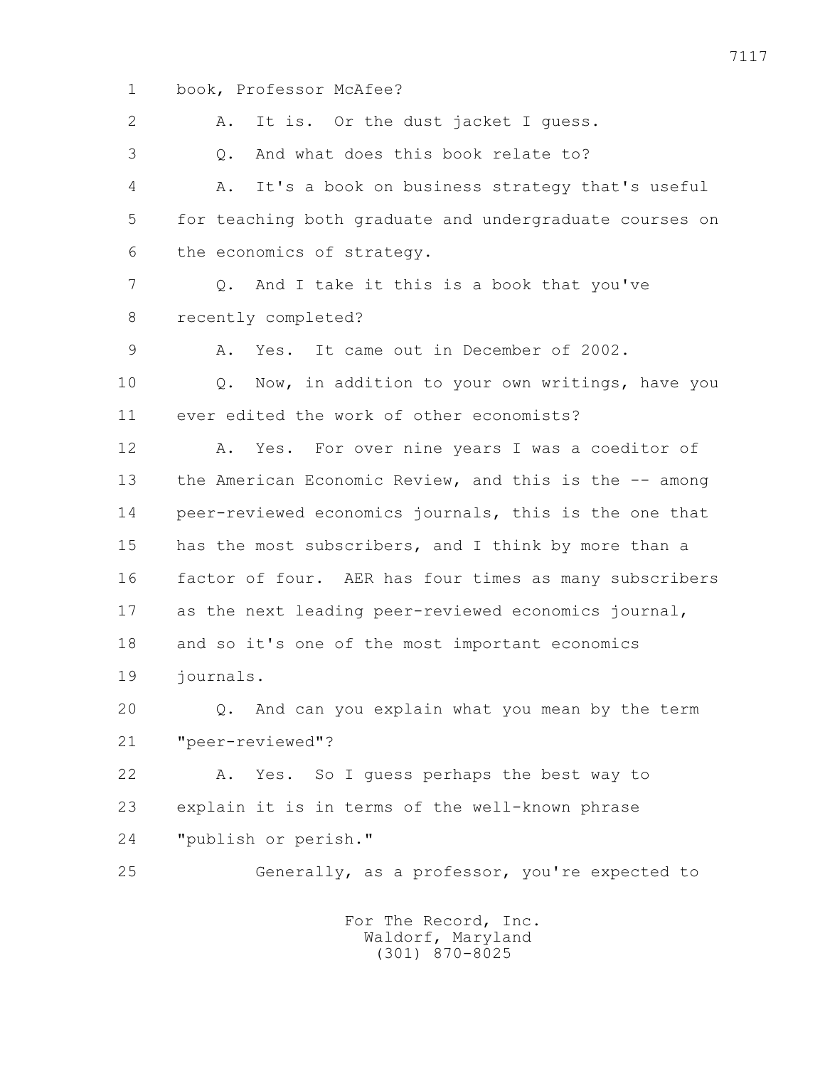1 book, Professor McAfee?

2 A. It is. Or the dust jacket I guess.

3 Q. And what does this book relate to?

4 A. It's a book on business strategy that's useful

5 for teaching both graduate and undergraduate courses on

6 the economics of strategy.

7 Q. And I take it this is a book that you've

8 recently completed?

9 A. Yes. It came out in December of 2002.

10 Q. Now, in addition to your own writings, have you

11 ever edited the work of other economists?

12 A. Yes. For over nine years I was a coeditor of

13 the American Economic Review, and this is the -- among

14 peer-reviewed economics journals, this is the one that

15 has the most subscribers, and I think by more than a

16 factor of four. AER has four times as many subscribers

17 as the next leading peer-reviewed economics journal,

18 and so it's one of the most important economics

19 journals.

20 Q. And can you explain what you mean by the term

21 "peer-reviewed"?

22 A. Yes. So I guess perhaps the best way to

23 explain it is in terms of the well-known phrase

24 "publish or perish."

25 Generally, as a professor, you're expected to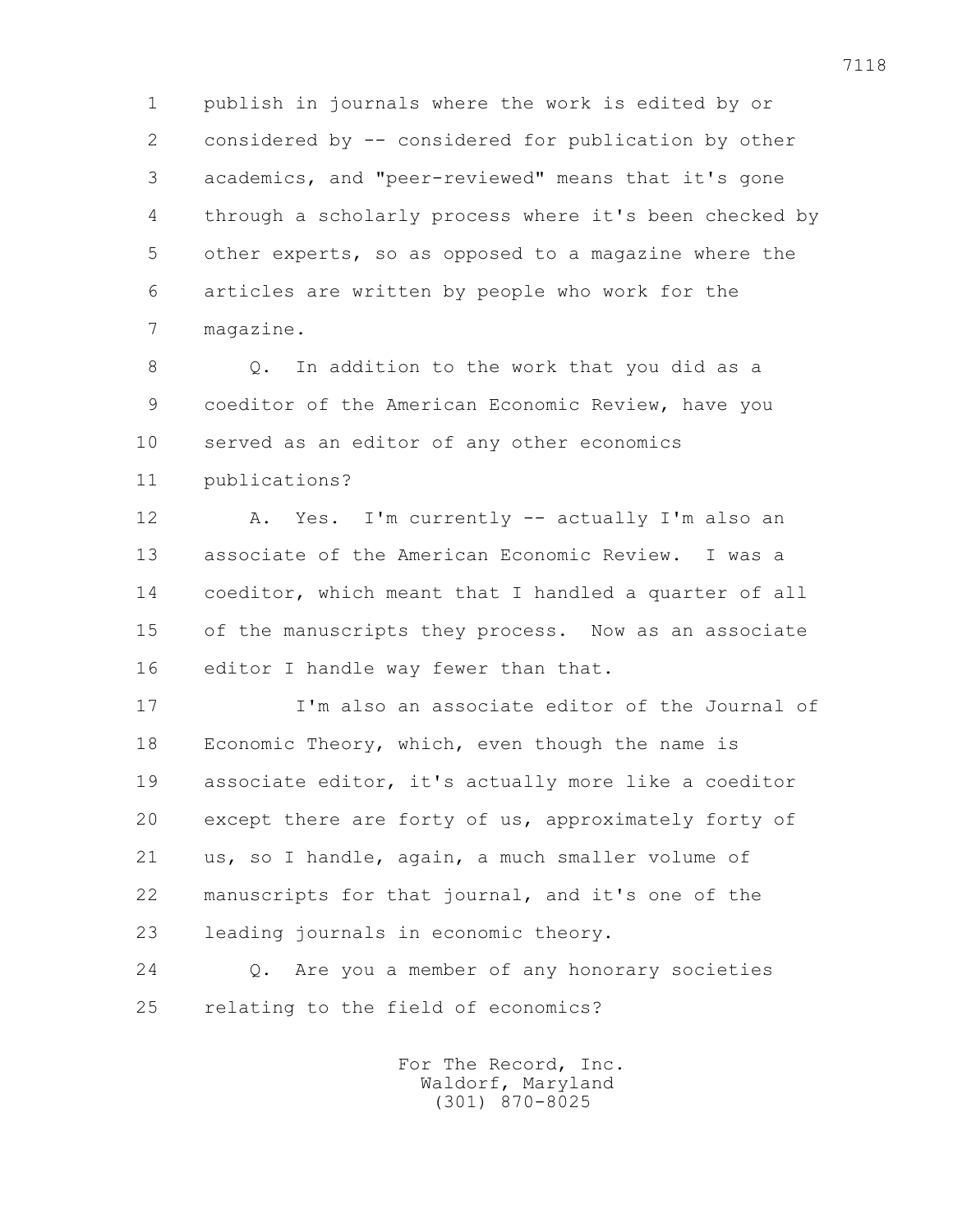publish in journals where the work is edited by or considered by -- considered for publication by other academics, and "peer-reviewed" means that it's gone through a scholarly process where it's been checked by other experts, so as opposed to a magazine where the articles are written by people who work for the magazine.

Q. In addition to the work that you did as a coeditor of the American Economic Review, have you served as an editor of any other economics publications?

A. Yes. I'm currently -- actually I'm also an associate of the American Economic Review. I was a coeditor, which meant that I handled a quarter of all of the manuscripts they process. Now as an associate editor I handle way fewer than that.

I'm also an associate editor of the Journal of Economic Theory, which, even though the name is associate editor, it's actually more like a coeditor except there are forty of us, approximately forty of us, so I handle, again, a much smaller volume of manuscripts for that journal, and it's one of the leading journals in economic theory.

Q. Are you a member of any honorary societies relating to the field of economics?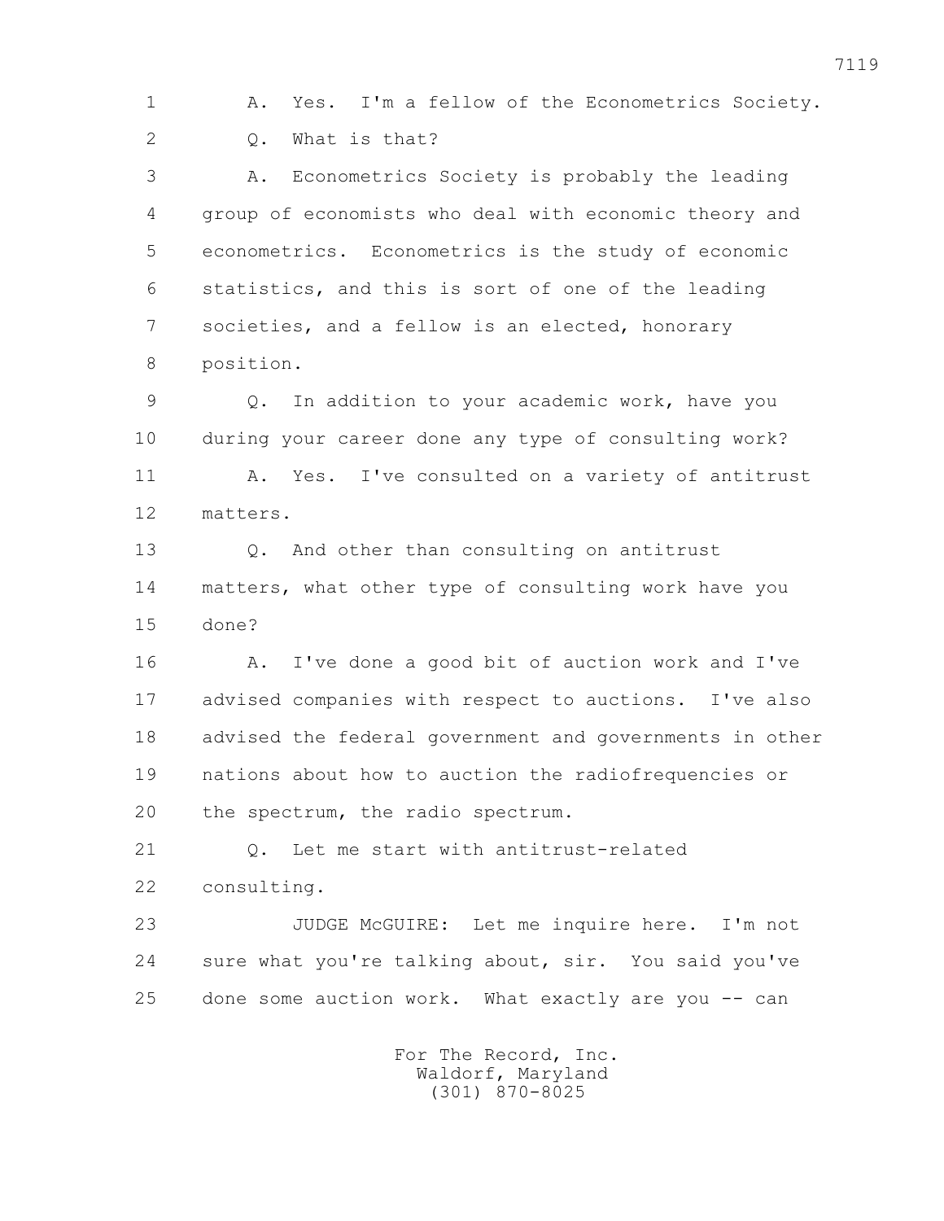1 A. Yes. I'm a fellow of the Econometrics Society.

2 Q. What is that?

3 A. Econometrics Society is probably the leading

4 group of economists who deal with economic theory and

5 econometrics. Econometrics is the study of economic

6 statistics, and this is sort of one of the leading

7 societies, and a fellow is an elected, honorary

8 position.

9 Q. In addition to your academic work, have you

10 during your career done any type of consulting work?

11 A. Yes. I've consulted on a variety of antitrust

12 matters.

13 Q. And other than consulting on antitrust

14 matters, what other type of consulting work have you

15 done?

16 A. I've done a good bit of auction work and I've

17 advised companies with respect to auctions. I've also

18 advised the federal government and governments in other

19 nations about how to auction the radiofrequencies or

20 the spectrum, the radio spectrum.

21 Q. Let me start with antitrust-related

22 consulting.

23 JUDGE McGUIRE: Let me inquire here. I'm not

24 sure what you're talking about, sir. You said you've

25 done some auction work. What exactly are you -- can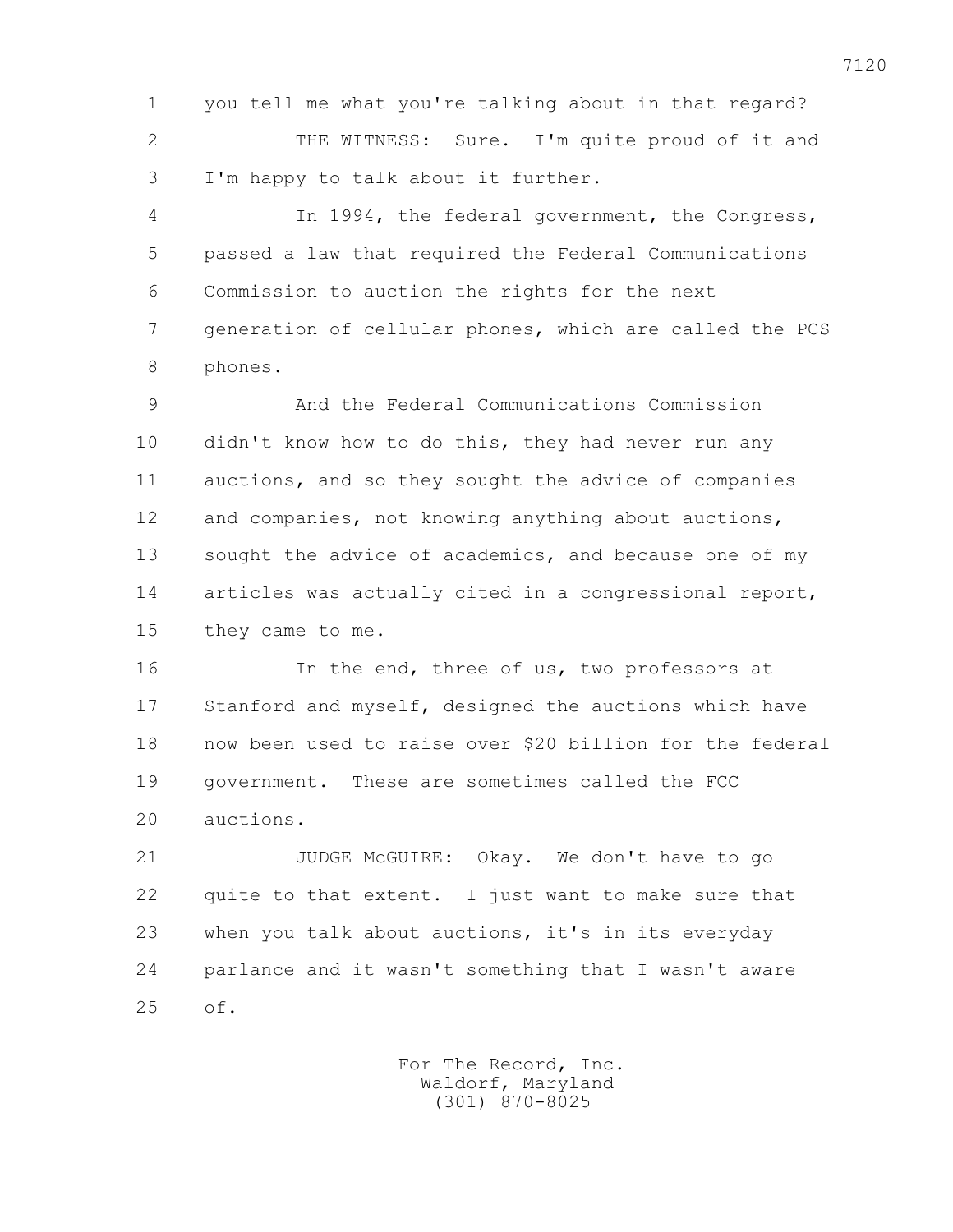you tell me what you're talking about in that regard?

THE WITNESS: Sure. I'm quite proud of it and I'm happy to talk about it further.

In 1994, the federal government, the Congress, passed a law that required the Federal Communications Commission to auction the rights for the next generation of cellular phones, which are called the PCS phones.

And the Federal Communications Commission didn't know how to do this, they had never run any auctions, and so they sought the advice of companies and companies, not knowing anything about auctions, sought the advice of academics, and because one of my articles was actually cited in a congressional report, they came to me.

In the end, three of us, two professors at Stanford and myself, designed the auctions which have now been used to raise over $20 billion for the federal government. These are sometimes called the FCC auctions.

JUDGE McGUIRE: Okay. We don't have to go quite to that extent. I just want to make sure that when you talk about auctions, it's in its everyday parlance and it wasn't something that I wasn't aware of.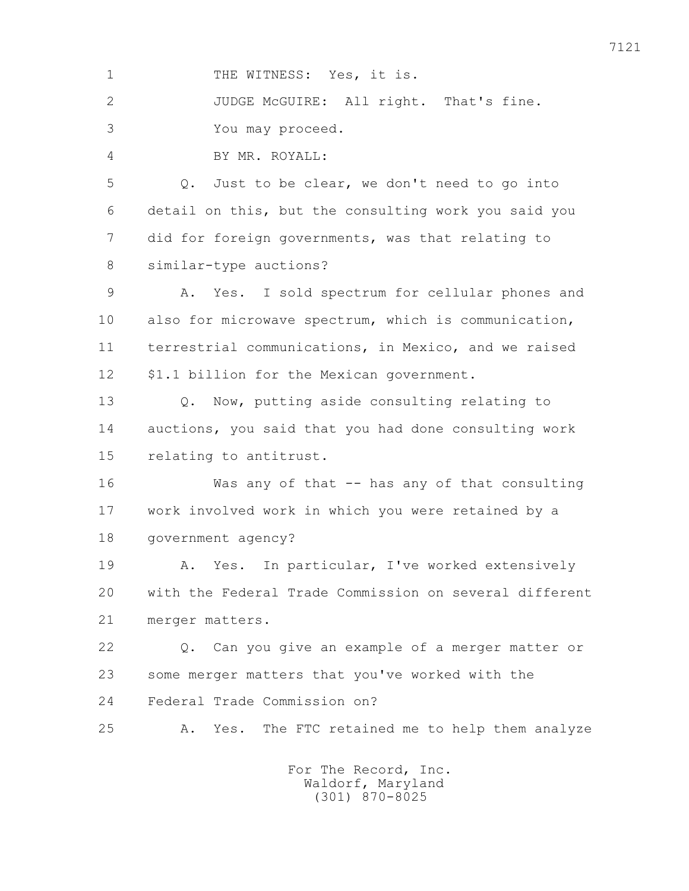THE WITNESS: Yes, it is.

JUDGE McGUIRE: All right. That's fine.

You may proceed.

BY MR. ROYALL:

Q. Just to be clear, we don't need to go into detail on this, but the consulting work you said you did for foreign governments, was that relating to similar-type auctions?

A. Yes. I sold spectrum for cellular phones and also for microwave spectrum, which is communication, terrestrial communications, in Mexico, and we raised $1.1 billion for the Mexican government.

Q. Now, putting aside consulting relating to auctions, you said that you had done consulting work relating to antitrust.

Was any of that -- has any of that consulting work involved work in which you were retained by a government agency?

A. Yes. In particular, I've worked extensively with the Federal Trade Commission on several different merger matters.

Q. Can you give an example of a merger matter or some merger matters that you've worked with the Federal Trade Commission on?

A. Yes. The FTC retained me to help them analyze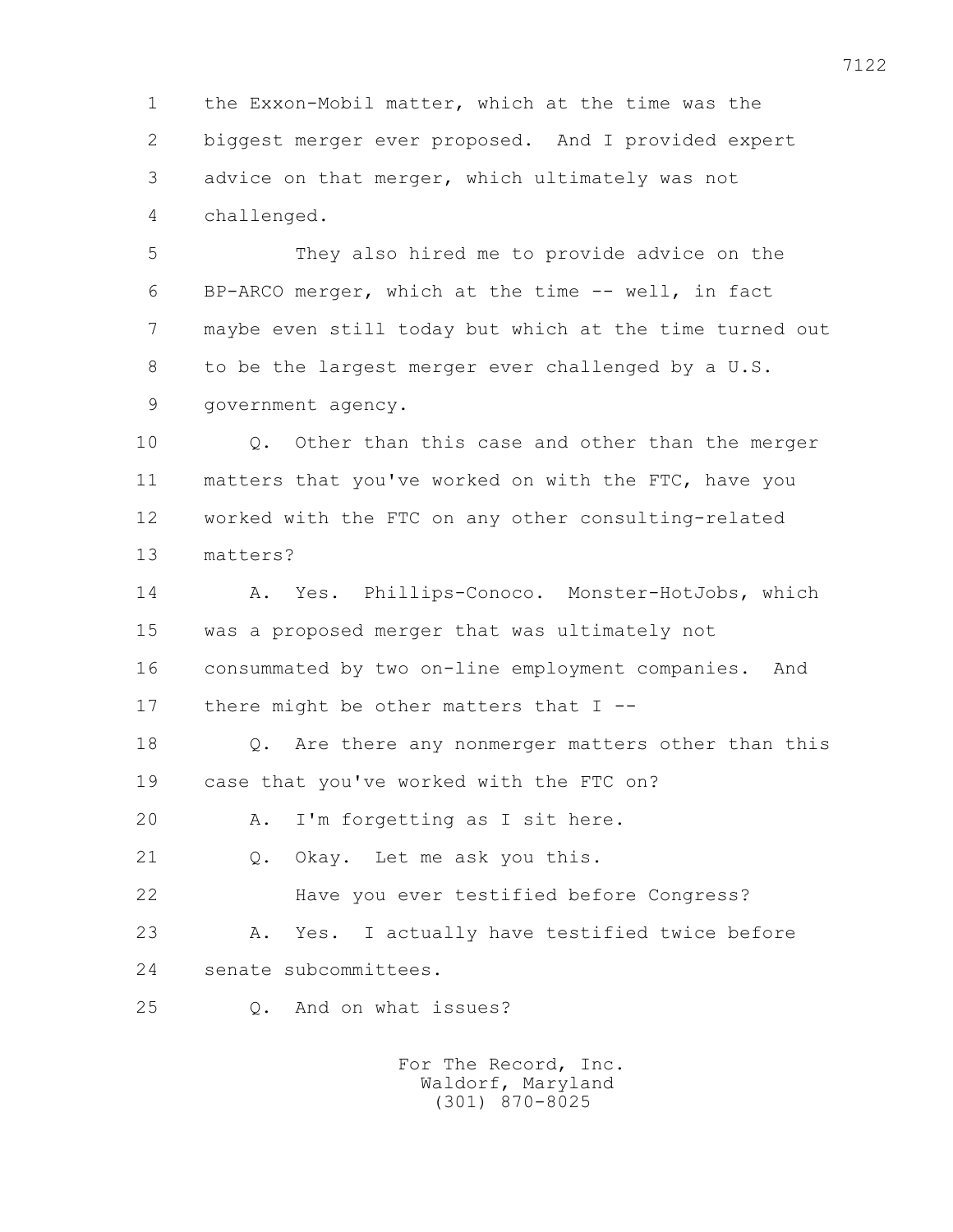the Exxon-Mobil matter, which at the time was the biggest merger ever proposed. And I provided expert advice on that merger, which ultimately was not challenged.

They also hired me to provide advice on the BP-ARCO merger, which at the time -- well, in fact maybe even still today but which at the time turned out to be the largest merger ever challenged by a U.S. government agency.

Q. Other than this case and other than the merger matters that you've worked on with the FTC, have you worked with the FTC on any other consulting-related matters?

A. Yes. Phillips-Conoco. Monster-HotJobs, which was a proposed merger that was ultimately not consummated by two on-line employment companies. And there might be other matters that I --

Q. Are there any nonmerger matters other than this case that you've worked with the FTC on?

A. I'm forgetting as I sit here.

Q. Okay. Let me ask you this.

Have you ever testified before Congress?

A. Yes. I actually have testified twice before senate subcommittees.

Q. And on what issues?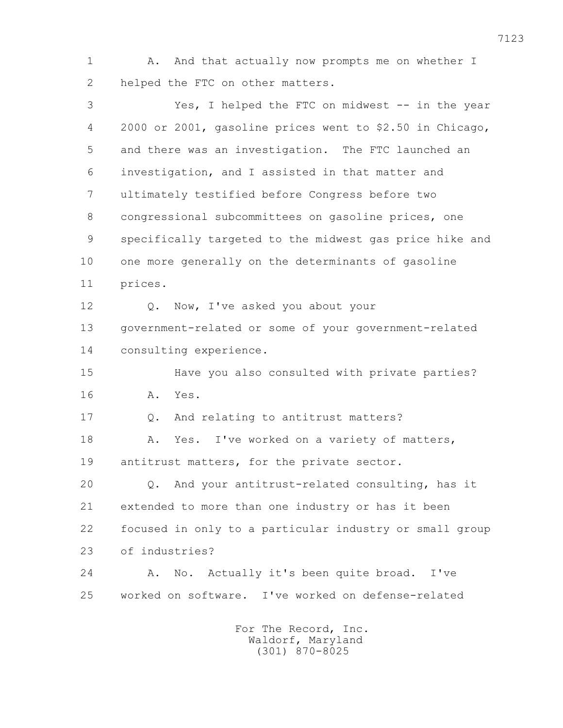1 A. And that actually now prompts me on whether I
2 helped the FTC on other matters.
3 Yes, I helped the FTC on midwest -- in the year
4 2000 or 2001, gasoline prices went to $2.50 in Chicago,
5 and there was an investigation. The FTC launched an
6 investigation, and I assisted in that matter and
7 ultimately testified before Congress before two
8 congressional subcommittees on gasoline prices, one
9 specifically targeted to the midwest gas price hike and
10 one more generally on the determinants of gasoline
11 prices.
12 Q. Now, I've asked you about your
13 government-related or some of your government-related
14 consulting experience.
15 Have you also consulted with private parties?
16 A. Yes.
17 Q. And relating to antitrust matters?
18 A. Yes. I've worked on a variety of matters,
19 antitrust matters, for the private sector.
20 Q. And your antitrust-related consulting, has it
21 extended to more than one industry or has it been
22 focused in only to a particular industry or small group
23 of industries?
24 A. No. Actually it's been quite broad. I've
25 worked on software. I've worked on defense-related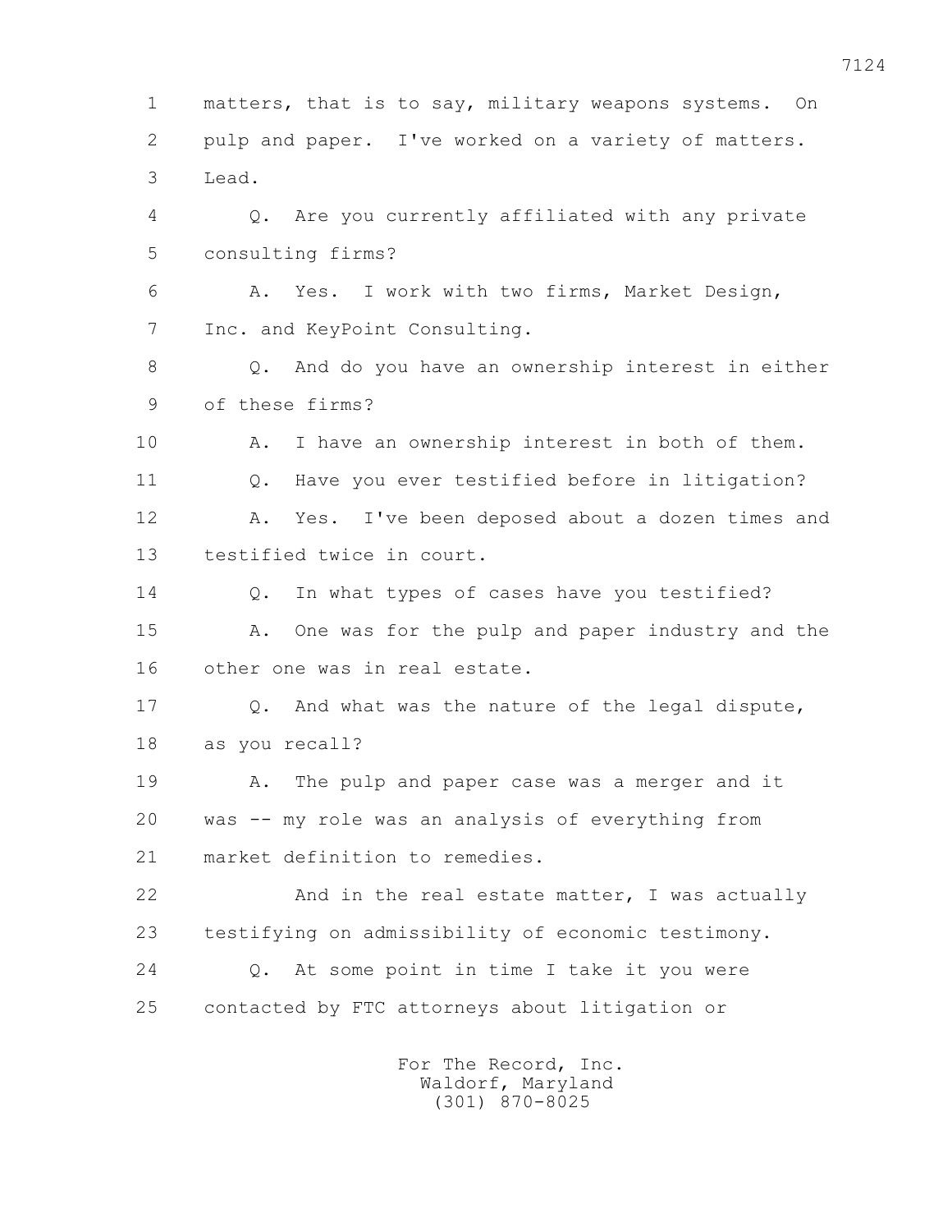1 matters, that is to say, military weapons systems. On
2 pulp and paper. I've worked on a variety of matters.
3 Lead.

4 Q. Are you currently affiliated with any private
5 consulting firms?

6 A. Yes. I work with two firms, Market Design,
7 Inc. and KeyPoint Consulting.

8 Q. And do you have an ownership interest in either
9 of these firms?

10 A. I have an ownership interest in both of them.

11 Q. Have you ever testified before in litigation?

12 A. Yes. I've been deposed about a dozen times and
13 testified twice in court.

14 Q. In what types of cases have you testified?

15 A. One was for the pulp and paper industry and the
16 other one was in real estate.

17 Q. And what was the nature of the legal dispute,
18 as you recall?

19 A. The pulp and paper case was a merger and it
20 was -- my role was an analysis of everything from
21 market definition to remedies.

22 And in the real estate matter, I was actually
23 testifying on admissibility of economic testimony.

24 Q. At some point in time I take it you were
25 contacted by FTC attorneys about litigation or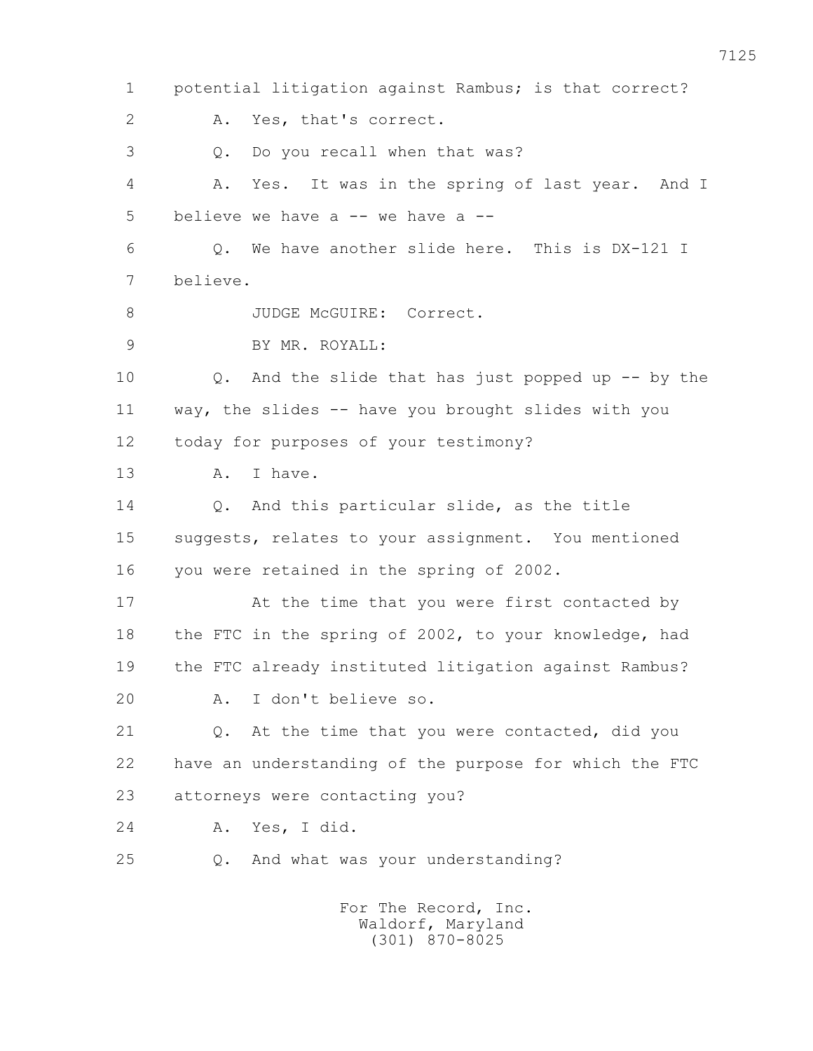1 potential litigation against Rambus; is that correct?

2 A. Yes, that's correct.

3 Q. Do you recall when that was?

4 A. Yes. It was in the spring of last year. And I

5 believe we have a -- we have a --

6 Q. We have another slide here. This is DX-121 I

7 believe.

8 JUDGE McGUIRE: Correct.

9 BY MR. ROYALL:

10 Q. And the slide that has just popped up -- by the

11 way, the slides -- have you brought slides with you

12 today for purposes of your testimony?

13 A. I have.

14 Q. And this particular slide, as the title

15 suggests, relates to your assignment. You mentioned

16 you were retained in the spring of 2002.

17 At the time that you were first contacted by

18 the FTC in the spring of 2002, to your knowledge, had

19 the FTC already instituted litigation against Rambus?

20 A. I don't believe so.

21 Q. At the time that you were contacted, did you

22 have an understanding of the purpose for which the FTC

23 attorneys were contacting you?

24 A. Yes, I did.

25 Q. And what was your understanding?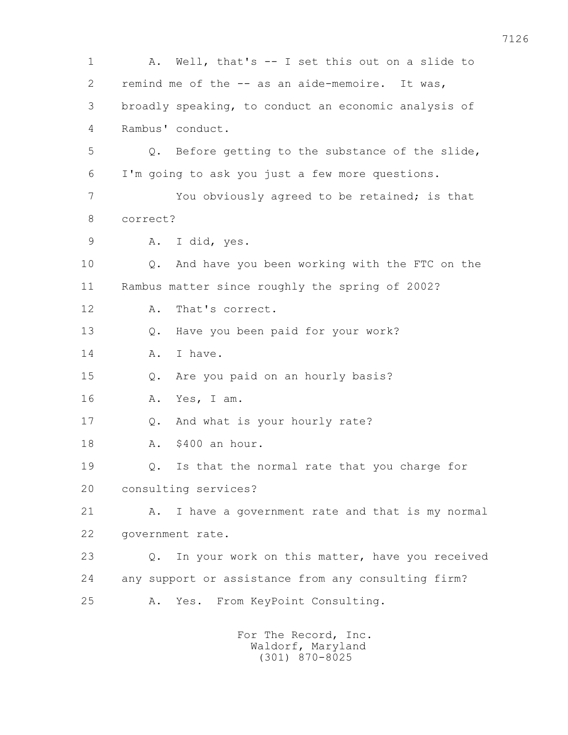1 A. Well, that's -- I set this out on a slide to
2 remind me of the -- as an aide-memoire. It was,
3 broadly speaking, to conduct an economic analysis of
4 Rambus' conduct.
5 Q. Before getting to the substance of the slide,
6 I'm going to ask you just a few more questions.
7 You obviously agreed to be retained; is that
8 correct?
9 A. I did, yes.
10 Q. And have you been working with the FTC on the
11 Rambus matter since roughly the spring of 2002?
12 A. That's correct.
13 Q. Have you been paid for your work?
14 A. I have.
15 Q. Are you paid on an hourly basis?
16 A. Yes, I am.
17 Q. And what is your hourly rate?
18 A. $400 an hour.
19 Q. Is that the normal rate that you charge for
20 consulting services?
21 A. I have a government rate and that is my normal
22 government rate.
23 Q. In your work on this matter, have you received
24 any support or assistance from any consulting firm?
25 A. Yes. From KeyPoint Consulting.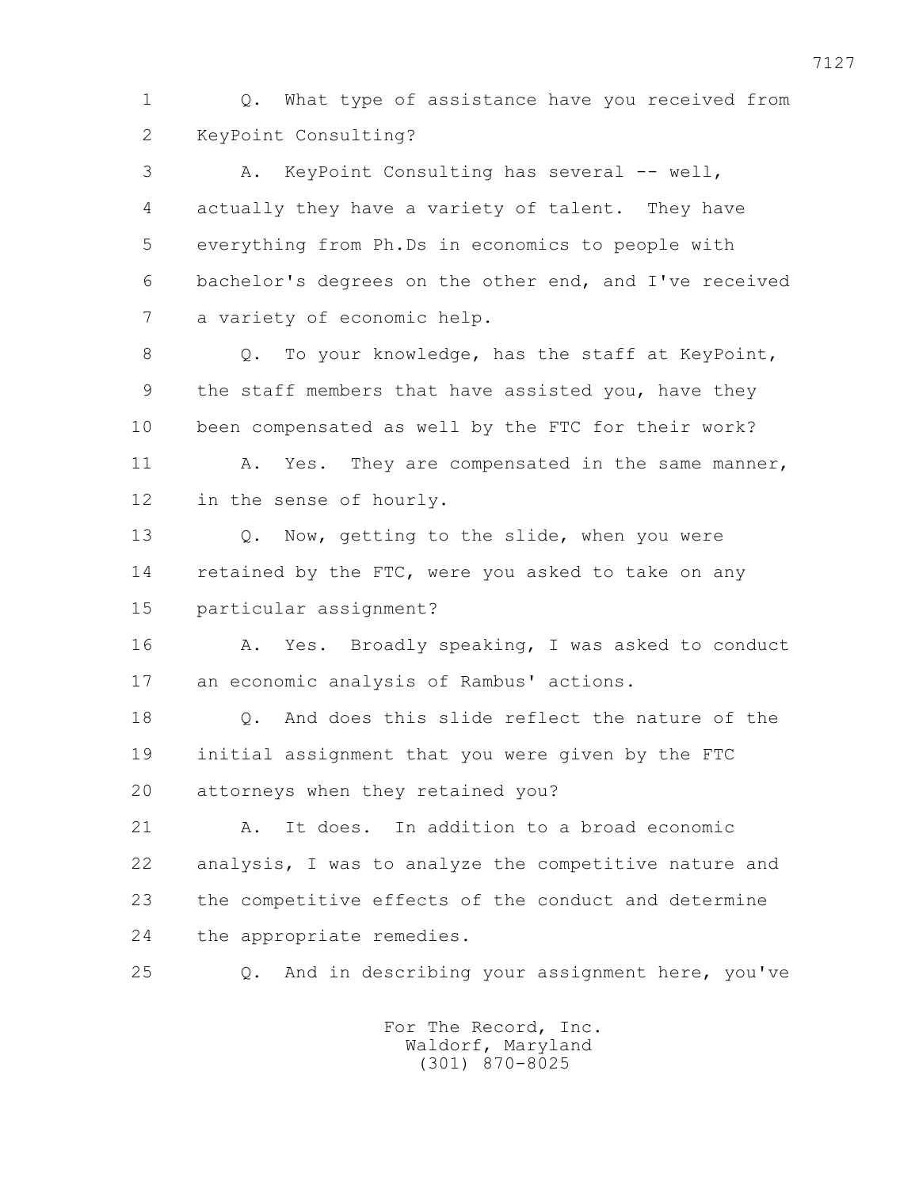1 Q. What type of assistance have you received from
2 KeyPoint Consulting?

3 A. KeyPoint Consulting has several -- well,
4 actually they have a variety of talent. They have
5 everything from Ph.Ds in economics to people with
6 bachelor's degrees on the other end, and I've received
7 a variety of economic help.

8 Q. To your knowledge, has the staff at KeyPoint,
9 the staff members that have assisted you, have they
10 been compensated as well by the FTC for their work?

11 A. Yes. They are compensated in the same manner,
12 in the sense of hourly.

13 Q. Now, getting to the slide, when you were
14 retained by the FTC, were you asked to take on any
15 particular assignment?

16 A. Yes. Broadly speaking, I was asked to conduct
17 an economic analysis of Rambus' actions.

18 Q. And does this slide reflect the nature of the
19 initial assignment that you were given by the FTC
20 attorneys when they retained you?

21 A. It does. In addition to a broad economic
22 analysis, I was to analyze the competitive nature and
23 the competitive effects of the conduct and determine
24 the appropriate remedies.

25 Q. And in describing your assignment here, you've

For The Record, Inc.
Waldorf, Maryland
(301) 870-8025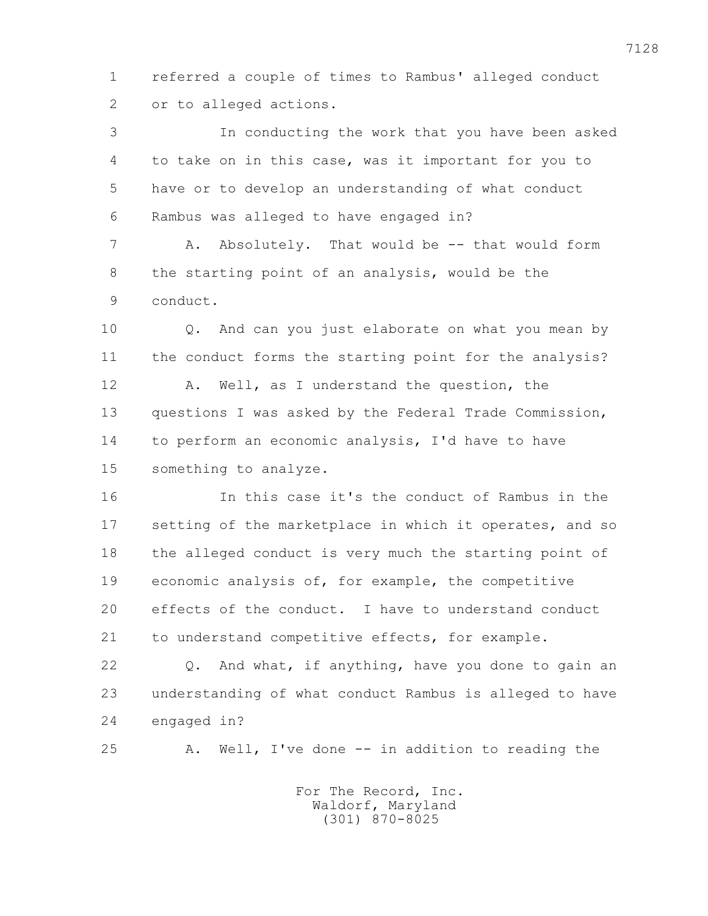1 referred a couple of times to Rambus' alleged conduct
2 or to alleged actions.

3 In conducting the work that you have been asked
4 to take on in this case, was it important for you to
5 have or to develop an understanding of what conduct
6 Rambus was alleged to have engaged in?

7 A. Absolutely. That would be -- that would form
8 the starting point of an analysis, would be the
9 conduct.

10 Q. And can you just elaborate on what you mean by
11 the conduct forms the starting point for the analysis?

12 A. Well, as I understand the question, the
13 questions I was asked by the Federal Trade Commission,
14 to perform an economic analysis, I'd have to have
15 something to analyze.

16 In this case it's the conduct of Rambus in the
17 setting of the marketplace in which it operates, and so
18 the alleged conduct is very much the starting point of
19 economic analysis of, for example, the competitive
20 effects of the conduct. I have to understand conduct
21 to understand competitive effects, for example.

22 Q. And what, if anything, have you done to gain an
23 understanding of what conduct Rambus is alleged to have
24 engaged in?

25 A. Well, I've done -- in addition to reading the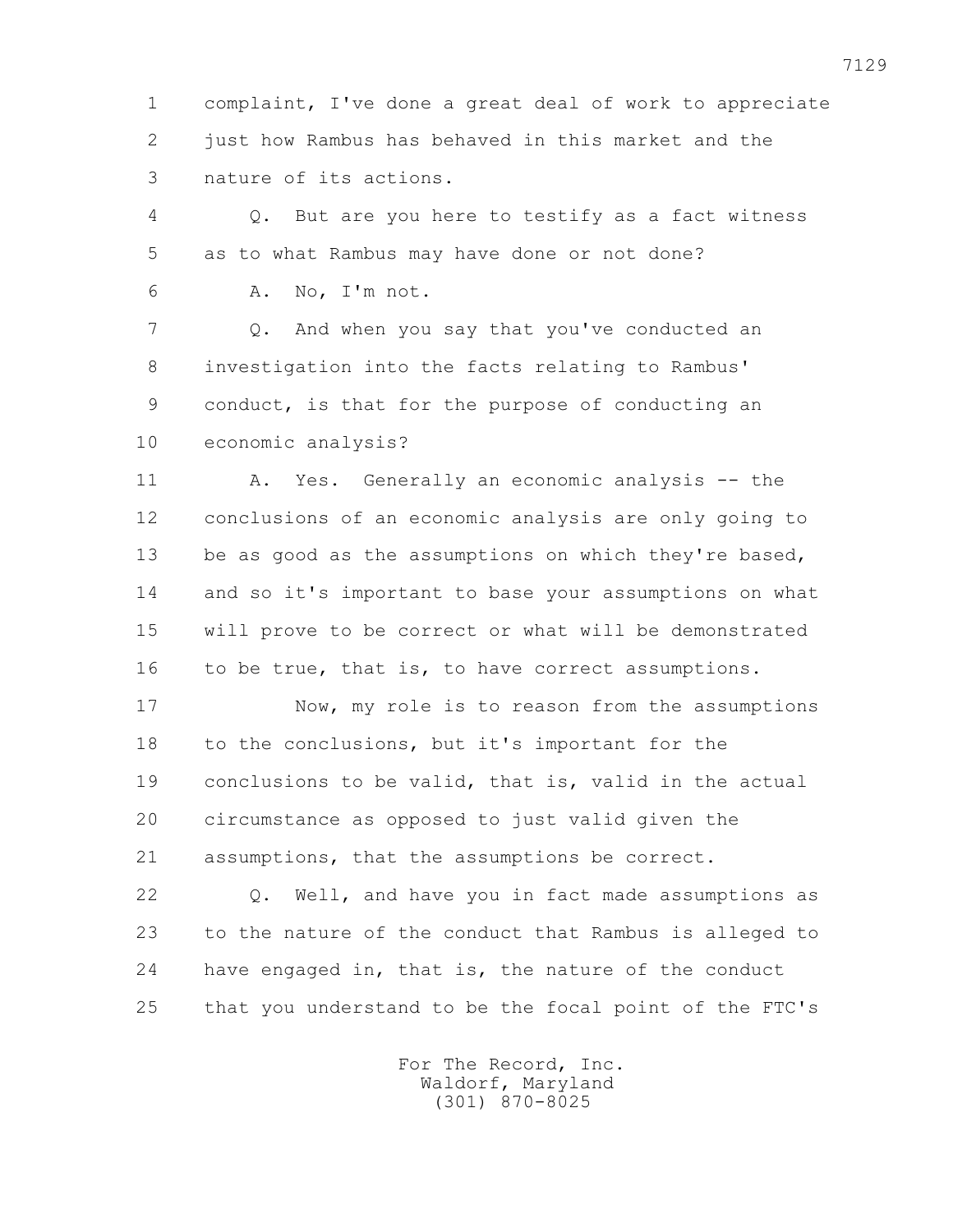1 complaint, I've done a great deal of work to appreciate
2 just how Rambus has behaved in this market and the
3 nature of its actions.

4 Q. But are you here to testify as a fact witness
5 as to what Rambus may have done or not done?

6 A. No, I'm not.

7 Q. And when you say that you've conducted an
8 investigation into the facts relating to Rambus'
9 conduct, is that for the purpose of conducting an
10 economic analysis?

11 A. Yes. Generally an economic analysis -- the
12 conclusions of an economic analysis are only going to
13 be as good as the assumptions on which they're based,
14 and so it's important to base your assumptions on what
15 will prove to be correct or what will be demonstrated
16 to be true, that is, to have correct assumptions.

17 Now, my role is to reason from the assumptions
18 to the conclusions, but it's important for the
19 conclusions to be valid, that is, valid in the actual
20 circumstance as opposed to just valid given the
21 assumptions, that the assumptions be correct.

22 Q. Well, and have you in fact made assumptions as
23 to the nature of the conduct that Rambus is alleged to
24 have engaged in, that is, the nature of the conduct
25 that you understand to be the focal point of the FTC's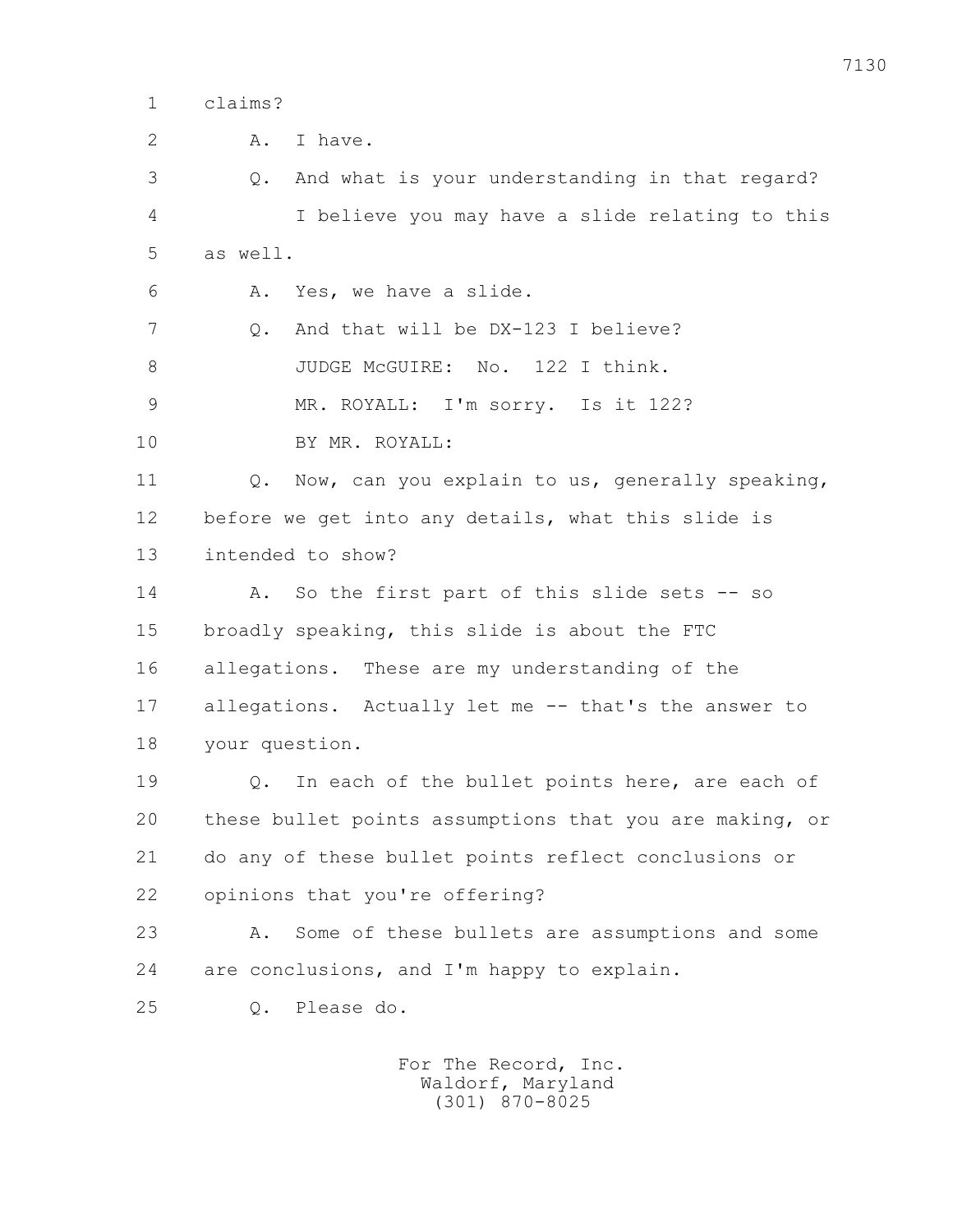1 claims?

2 A. I have.

3 Q. And what is your understanding in that regard?

4 I believe you may have a slide relating to this

5 as well.

6 A. Yes, we have a slide.

7 Q. And that will be DX-123 I believe?

8 JUDGE McGUIRE: No. 122 I think.

9 MR. ROYALL: I'm sorry. Is it 122?

10 BY MR. ROYALL:

11 Q. Now, can you explain to us, generally speaking,

12 before we get into any details, what this slide is

13 intended to show?

14 A. So the first part of this slide sets -- so

15 broadly speaking, this slide is about the FTC

16 allegations. These are my understanding of the

17 allegations. Actually let me -- that's the answer to

18 your question.

19 Q. In each of the bullet points here, are each of

20 these bullet points assumptions that you are making, or

21 do any of these bullet points reflect conclusions or

22 opinions that you're offering?

23 A. Some of these bullets are assumptions and some

24 are conclusions, and I'm happy to explain.

25 Q. Please do.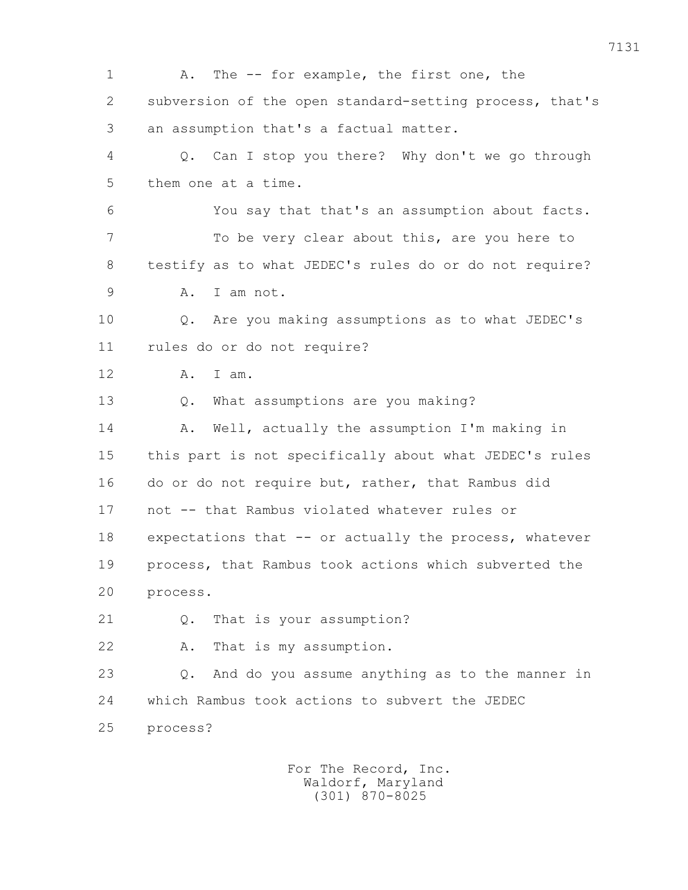1 A. The -- for example, the first one, the
2 subversion of the open standard-setting process, that's
3 an assumption that's a factual matter.
4 Q. Can I stop you there? Why don't we go through
5 them one at a time.
6 You say that that's an assumption about facts.
7 To be very clear about this, are you here to
8 testify as to what JEDEC's rules do or do not require?
9 A. I am not.
10 Q. Are you making assumptions as to what JEDEC's
11 rules do or do not require?
12 A. I am.
13 Q. What assumptions are you making?
14 A. Well, actually the assumption I'm making in
15 this part is not specifically about what JEDEC's rules
16 do or do not require but, rather, that Rambus did
17 not -- that Rambus violated whatever rules or
18 expectations that -- or actually the process, whatever
19 process, that Rambus took actions which subverted the
20 process.
21 Q. That is your assumption?
22 A. That is my assumption.
23 Q. And do you assume anything as to the manner in
24 which Rambus took actions to subvert the JEDEC
25 process?

For The Record, Inc.
Waldorf, Maryland
(301) 870-8025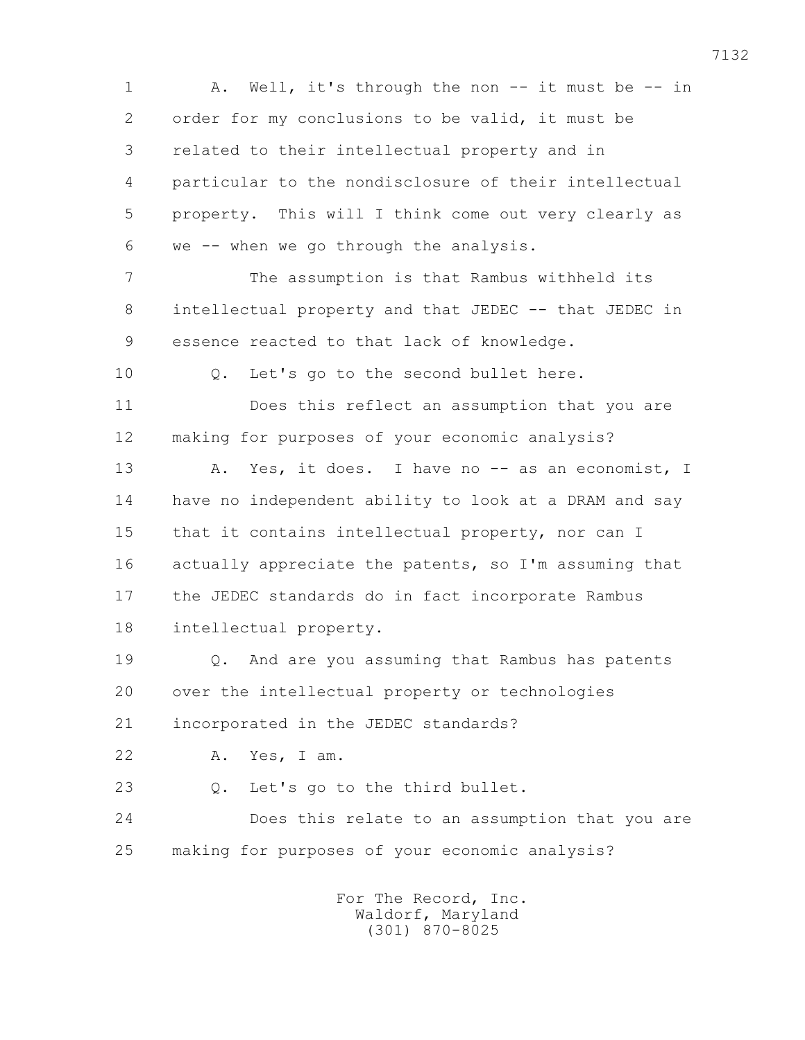1 A. Well, it's through the non -- it must be -- in
2 order for my conclusions to be valid, it must be
3 related to their intellectual property and in
4 particular to the nondisclosure of their intellectual
5 property. This will I think come out very clearly as
6 we -- when we go through the analysis.

7 The assumption is that Rambus withheld its
8 intellectual property and that JEDEC -- that JEDEC in
9 essence reacted to that lack of knowledge.

10 Q. Let's go to the second bullet here.

11 Does this reflect an assumption that you are
12 making for purposes of your economic analysis?

13 A. Yes, it does. I have no -- as an economist, I
14 have no independent ability to look at a DRAM and say
15 that it contains intellectual property, nor can I
16 actually appreciate the patents, so I'm assuming that
17 the JEDEC standards do in fact incorporate Rambus
18 intellectual property.

19 Q. And are you assuming that Rambus has patents
20 over the intellectual property or technologies
21 incorporated in the JEDEC standards?

22 A. Yes, I am.

23 Q. Let's go to the third bullet.

24 Does this relate to an assumption that you are
25 making for purposes of your economic analysis?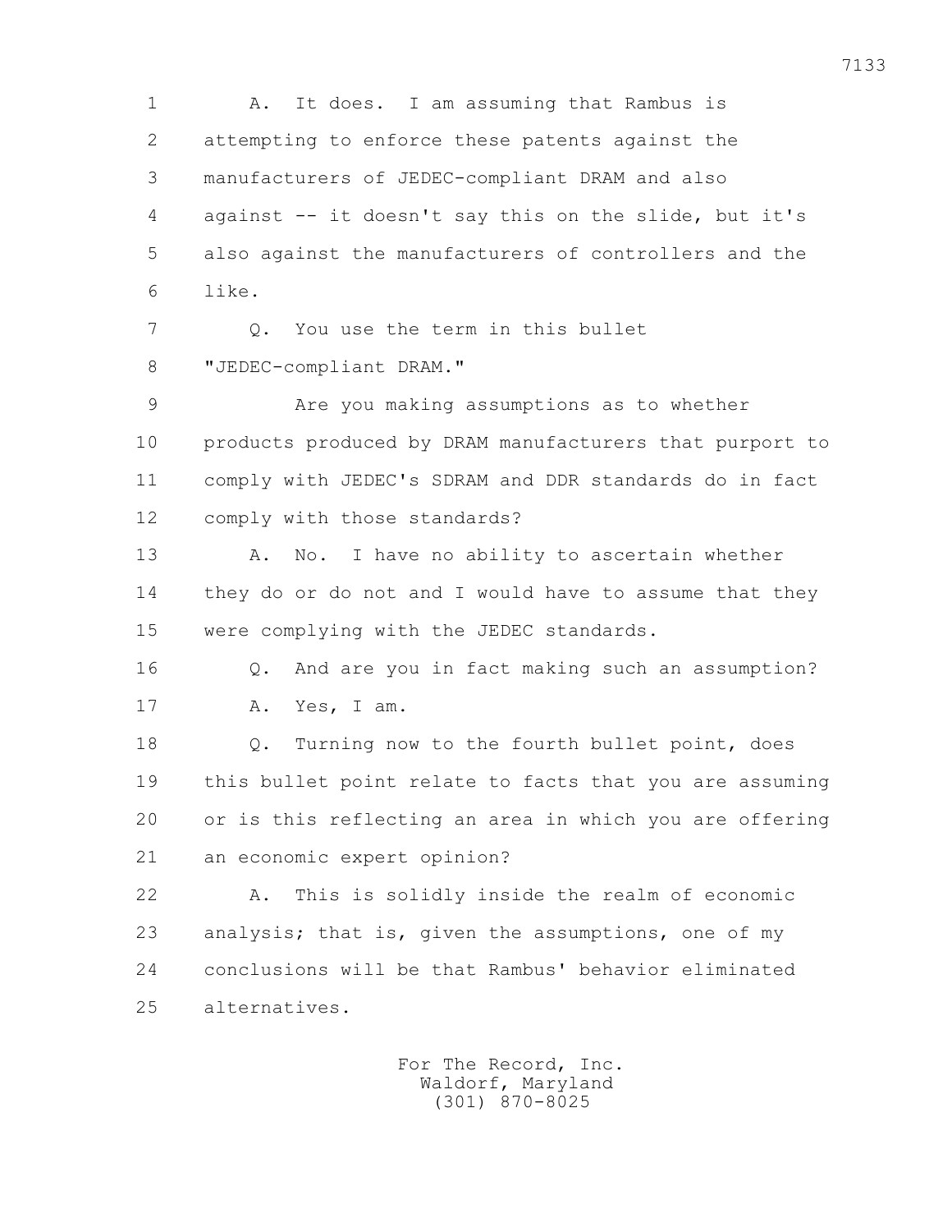A. It does. I am assuming that Rambus is attempting to enforce these patents against the manufacturers of JEDEC-compliant DRAM and also against -- it doesn't say this on the slide, but it's also against the manufacturers of controllers and the like.

Q. You use the term in this bullet "JEDEC-compliant DRAM."

Are you making assumptions as to whether products produced by DRAM manufacturers that purport to comply with JEDEC's SDRAM and DDR standards do in fact comply with those standards?

A. No. I have no ability to ascertain whether they do or do not and I would have to assume that they were complying with the JEDEC standards.

Q. And are you in fact making such an assumption?

A. Yes, I am.

Q. Turning now to the fourth bullet point, does this bullet point relate to facts that you are assuming or is this reflecting an area in which you are offering an economic expert opinion?

A. This is solidly inside the realm of economic analysis; that is, given the assumptions, one of my conclusions will be that Rambus' behavior eliminated alternatives.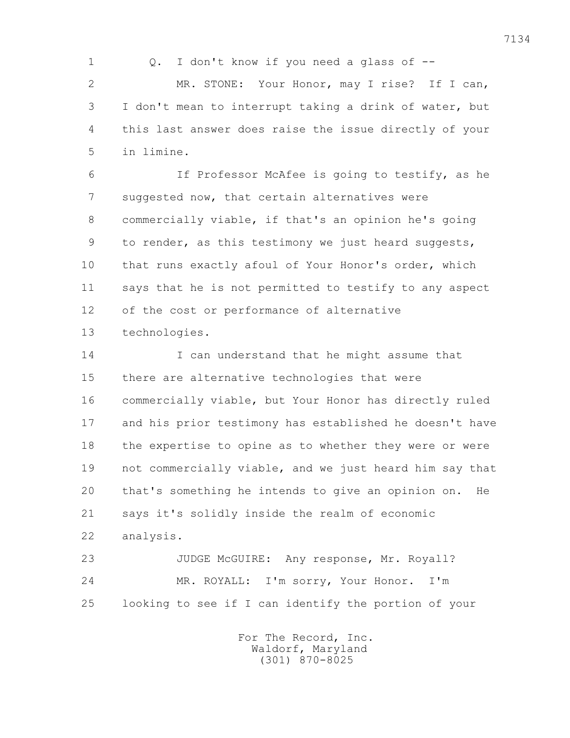Q. I don't know if you need a glass of --

MR. STONE: Your Honor, may I rise? If I can, I don't mean to interrupt taking a drink of water, but this last answer does raise the issue directly of your in limine.

If Professor McAfee is going to testify, as he suggested now, that certain alternatives were commercially viable, if that's an opinion he's going to render, as this testimony we just heard suggests, that runs exactly afoul of Your Honor's order, which says that he is not permitted to testify to any aspect of the cost or performance of alternative technologies.

I can understand that he might assume that there are alternative technologies that were commercially viable, but Your Honor has directly ruled and his prior testimony has established he doesn't have the expertise to opine as to whether they were or were not commercially viable, and we just heard him say that that's something he intends to give an opinion on. He says it's solidly inside the realm of economic analysis.

JUDGE McGUIRE: Any response, Mr. Royall?

MR. ROYALL: I'm sorry, Your Honor. I'm looking to see if I can identify the portion of your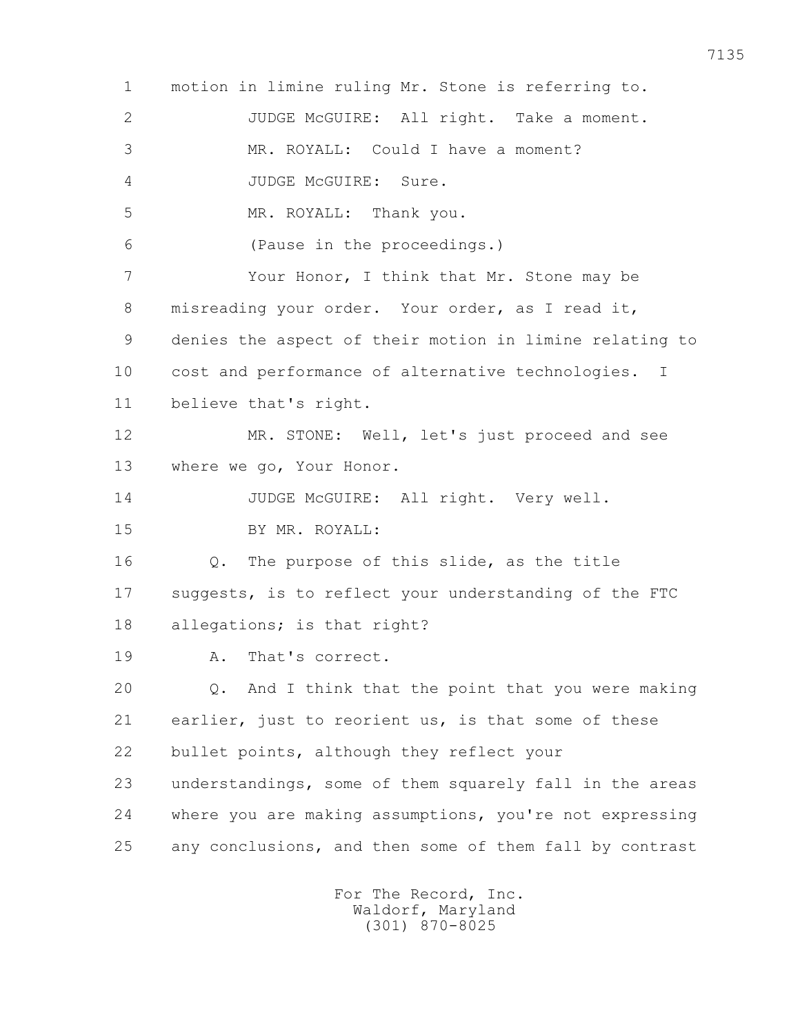1 motion in limine ruling Mr. Stone is referring to.

2 JUDGE McGUIRE: All right. Take a moment.

3 MR. ROYALL: Could I have a moment?

4 JUDGE McGUIRE: Sure.

5 MR. ROYALL: Thank you.

6 (Pause in the proceedings.)

7 Your Honor, I think that Mr. Stone may be

8 misreading your order. Your order, as I read it,

9 denies the aspect of their motion in limine relating to

10 cost and performance of alternative technologies. I

11 believe that's right.

12 MR. STONE: Well, let's just proceed and see

13 where we go, Your Honor.

14 JUDGE McGUIRE: All right. Very well.

15 BY MR. ROYALL:

16 Q. The purpose of this slide, as the title

17 suggests, is to reflect your understanding of the FTC

18 allegations; is that right?

19 A. That's correct.

20 Q. And I think that the point that you were making

21 earlier, just to reorient us, is that some of these

22 bullet points, although they reflect your

23 understandings, some of them squarely fall in the areas

24 where you are making assumptions, you're not expressing

25 any conclusions, and then some of them fall by contrast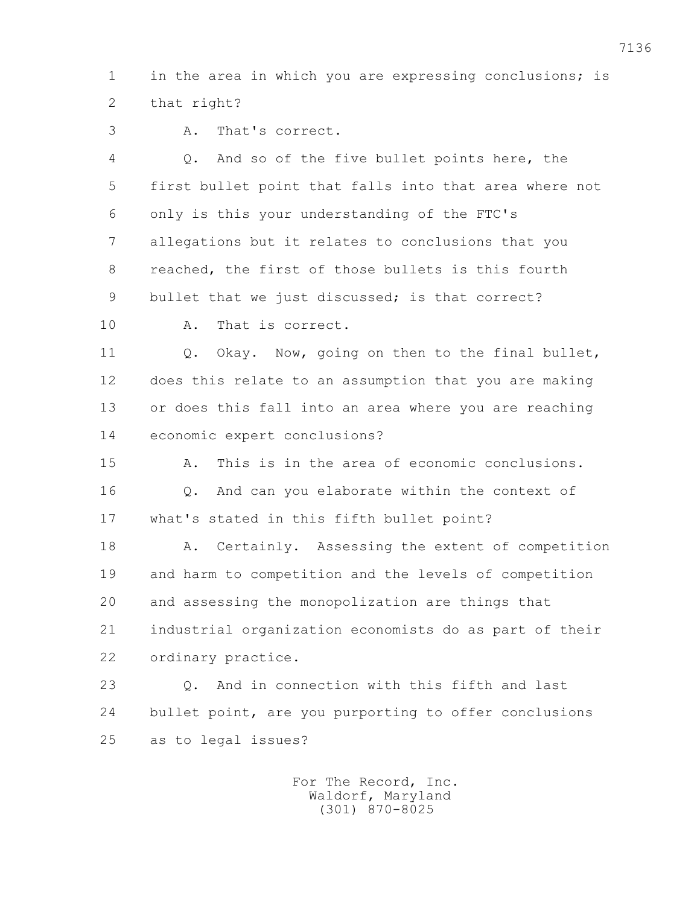1 in the area in which you are expressing conclusions; is
2 that right?

3 A. That's correct.

4 Q. And so of the five bullet points here, the
5 first bullet point that falls into that area where not
6 only is this your understanding of the FTC's
7 allegations but it relates to conclusions that you
8 reached, the first of those bullets is this fourth
9 bullet that we just discussed; is that correct?

10 A. That is correct.

11 Q. Okay. Now, going on then to the final bullet,
12 does this relate to an assumption that you are making
13 or does this fall into an area where you are reaching
14 economic expert conclusions?

15 A. This is in the area of economic conclusions.

16 Q. And can you elaborate within the context of
17 what's stated in this fifth bullet point?

18 A. Certainly. Assessing the extent of competition
19 and harm to competition and the levels of competition
20 and assessing the monopolization are things that
21 industrial organization economists do as part of their
22 ordinary practice.

23 Q. And in connection with this fifth and last
24 bullet point, are you purporting to offer conclusions
25 as to legal issues?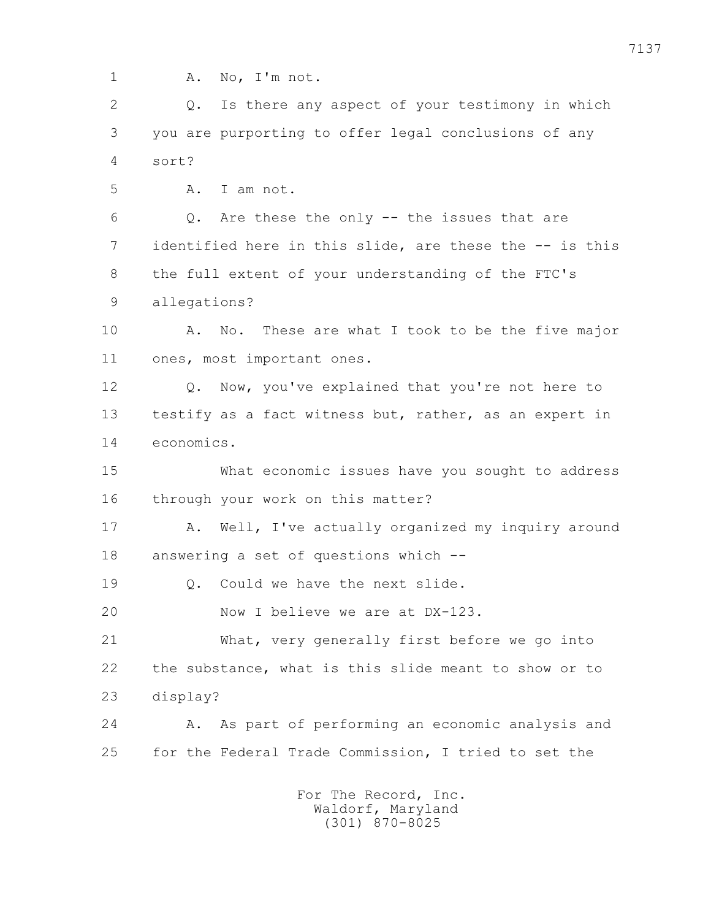1 A. No, I'm not.

2 Q. Is there any aspect of your testimony in which

3 you are purporting to offer legal conclusions of any

4 sort?

5 A. I am not.

6 Q. Are these the only -- the issues that are

7 identified here in this slide, are these the -- is this

8 the full extent of your understanding of the FTC's

9 allegations?

10 A. No. These are what I took to be the five major

11 ones, most important ones.

12 Q. Now, you've explained that you're not here to

13 testify as a fact witness but, rather, as an expert in

14 economics.

15 What economic issues have you sought to address

16 through your work on this matter?

17 A. Well, I've actually organized my inquiry around

18 answering a set of questions which --

19 Q. Could we have the next slide.

20 Now I believe we are at DX-123.

21 What, very generally first before we go into

22 the substance, what is this slide meant to show or to

23 display?

24 A. As part of performing an economic analysis and

25 for the Federal Trade Commission, I tried to set the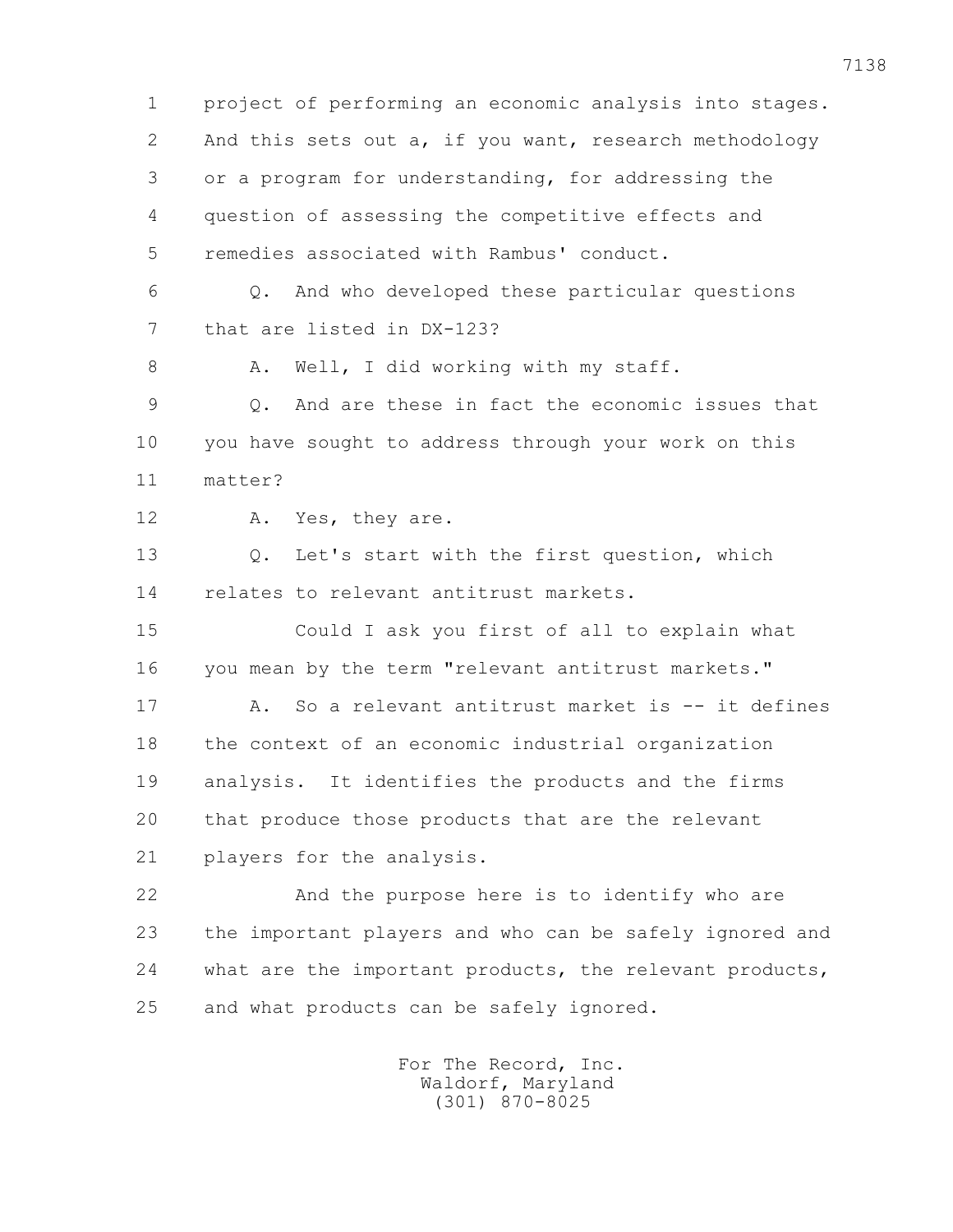project of performing an economic analysis into stages. And this sets out a, if you want, research methodology or a program for understanding, for addressing the question of assessing the competitive effects and remedies associated with Rambus' conduct.

Q. And who developed these particular questions that are listed in DX-123?

A. Well, I did working with my staff.

Q. And are these in fact the economic issues that you have sought to address through your work on this matter?

A. Yes, they are.

Q. Let's start with the first question, which relates to relevant antitrust markets.

Could I ask you first of all to explain what you mean by the term "relevant antitrust markets."

A. So a relevant antitrust market is -- it defines the context of an economic industrial organization analysis. It identifies the products and the firms that produce those products that are the relevant players for the analysis.

And the purpose here is to identify who are the important players and who can be safely ignored and what are the important products, the relevant products, and what products can be safely ignored.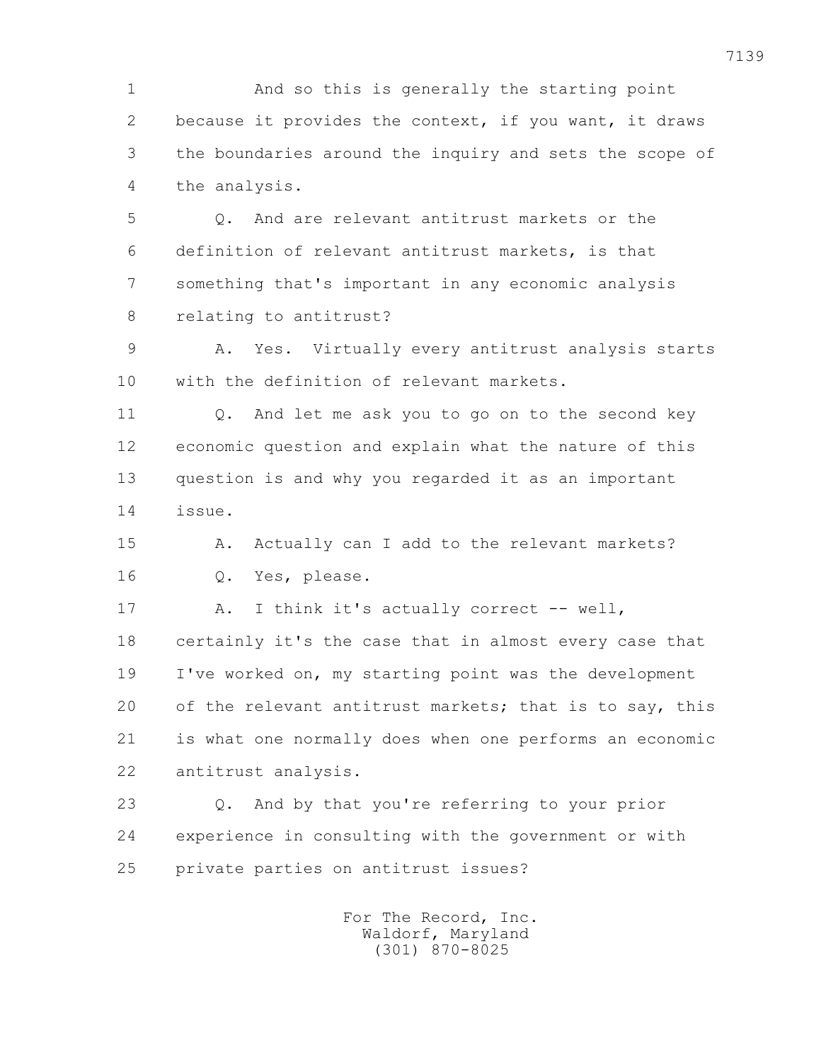1 And so this is generally the starting point
2 because it provides the context, if you want, it draws
3 the boundaries around the inquiry and sets the scope of
4 the analysis.

5 Q. And are relevant antitrust markets or the
6 definition of relevant antitrust markets, is that
7 something that's important in any economic analysis
8 relating to antitrust?

9 A. Yes. Virtually every antitrust analysis starts
10 with the definition of relevant markets.

11 Q. And let me ask you to go on to the second key
12 economic question and explain what the nature of this
13 question is and why you regarded it as an important
14 issue.

15 A. Actually can I add to the relevant markets?

16 Q. Yes, please.

17 A. I think it's actually correct -- well,
18 certainly it's the case that in almost every case that
19 I've worked on, my starting point was the development
20 of the relevant antitrust markets; that is to say, this
21 is what one normally does when one performs an economic
22 antitrust analysis.

23 Q. And by that you're referring to your prior
24 experience in consulting with the government or with
25 private parties on antitrust issues?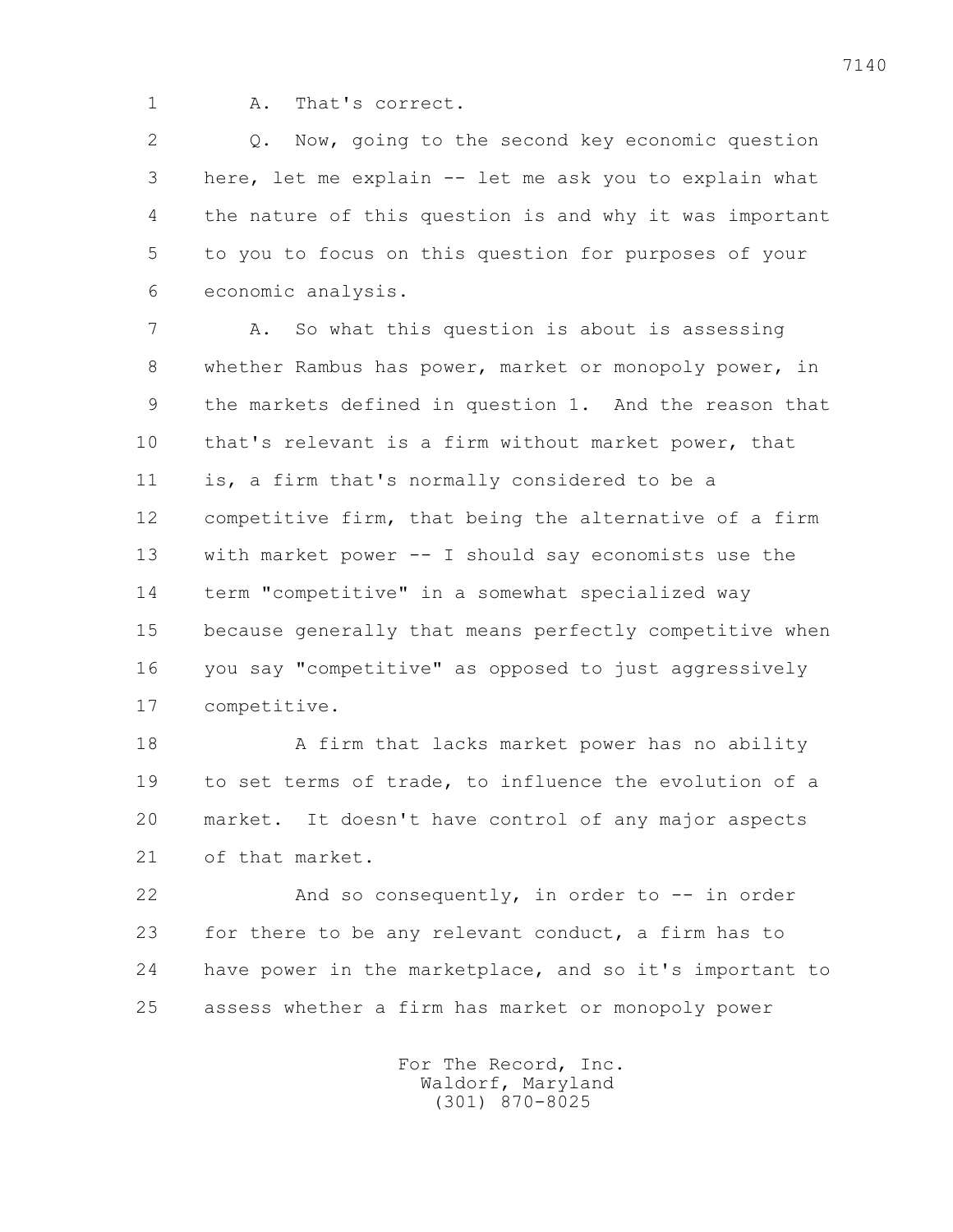A. That's correct.

Q. Now, going to the second key economic question here, let me explain -- let me ask you to explain what the nature of this question is and why it was important to you to focus on this question for purposes of your economic analysis.

A. So what this question is about is assessing whether Rambus has power, market or monopoly power, in the markets defined in question 1. And the reason that that's relevant is a firm without market power, that is, a firm that's normally considered to be a competitive firm, that being the alternative of a firm with market power -- I should say economists use the term "competitive" in a somewhat specialized way because generally that means perfectly competitive when you say "competitive" as opposed to just aggressively competitive.

A firm that lacks market power has no ability to set terms of trade, to influence the evolution of a market. It doesn't have control of any major aspects of that market.

And so consequently, in order to -- in order for there to be any relevant conduct, a firm has to have power in the marketplace, and so it's important to assess whether a firm has market or monopoly power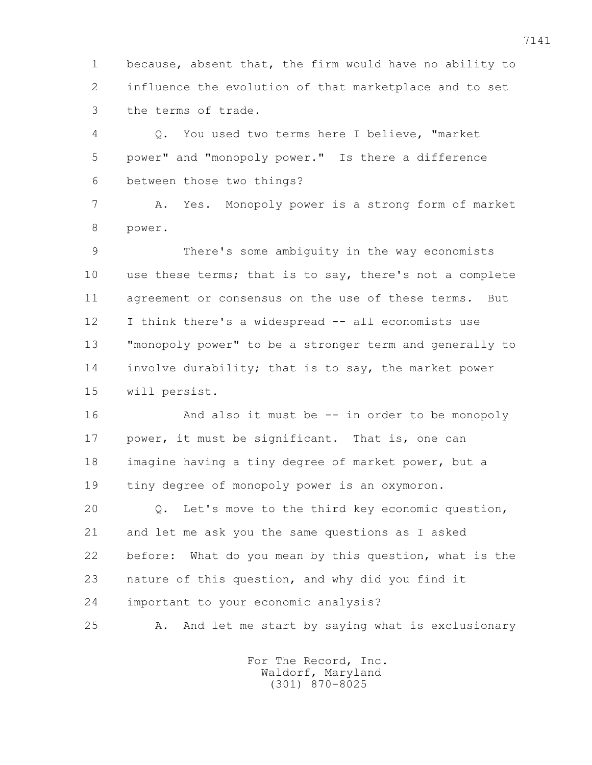because, absent that, the firm would have no ability to influence the evolution of that marketplace and to set the terms of trade.

Q. You used two terms here I believe, "market power" and "monopoly power." Is there a difference between those two things?

A. Yes. Monopoly power is a strong form of market power.

There's some ambiguity in the way economists use these terms; that is to say, there's not a complete agreement or consensus on the use of these terms. But I think there's a widespread -- all economists use "monopoly power" to be a stronger term and generally to involve durability; that is to say, the market power will persist.

And also it must be -- in order to be monopoly power, it must be significant. That is, one can imagine having a tiny degree of market power, but a tiny degree of monopoly power is an oxymoron.

Q. Let's move to the third key economic question, and let me ask you the same questions as I asked before: What do you mean by this question, what is the nature of this question, and why did you find it important to your economic analysis?

A. And let me start by saying what is exclusionary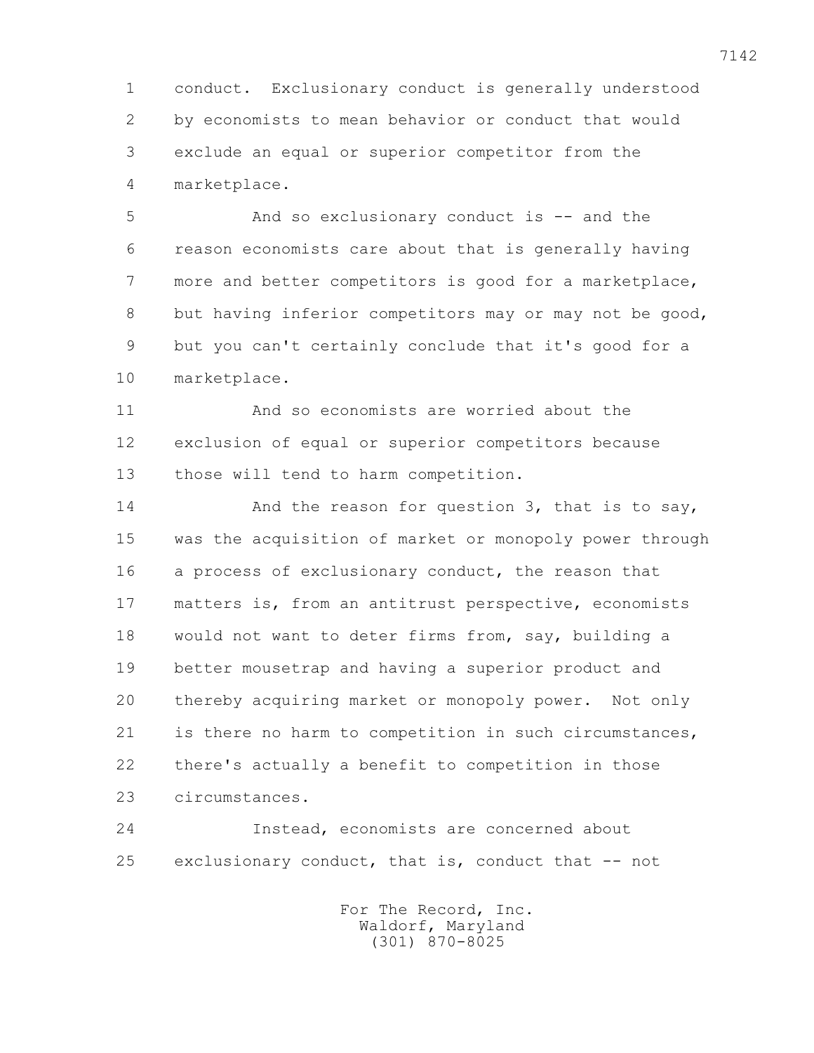conduct. Exclusionary conduct is generally understood by economists to mean behavior or conduct that would exclude an equal or superior competitor from the marketplace.

And so exclusionary conduct is -- and the reason economists care about that is generally having more and better competitors is good for a marketplace, but having inferior competitors may or may not be good, but you can't certainly conclude that it's good for a marketplace.

And so economists are worried about the exclusion of equal or superior competitors because those will tend to harm competition.

And the reason for question 3, that is to say, was the acquisition of market or monopoly power through a process of exclusionary conduct, the reason that matters is, from an antitrust perspective, economists would not want to deter firms from, say, building a better mousetrap and having a superior product and thereby acquiring market or monopoly power. Not only is there no harm to competition in such circumstances, there's actually a benefit to competition in those circumstances.

Instead, economists are concerned about exclusionary conduct, that is, conduct that -- not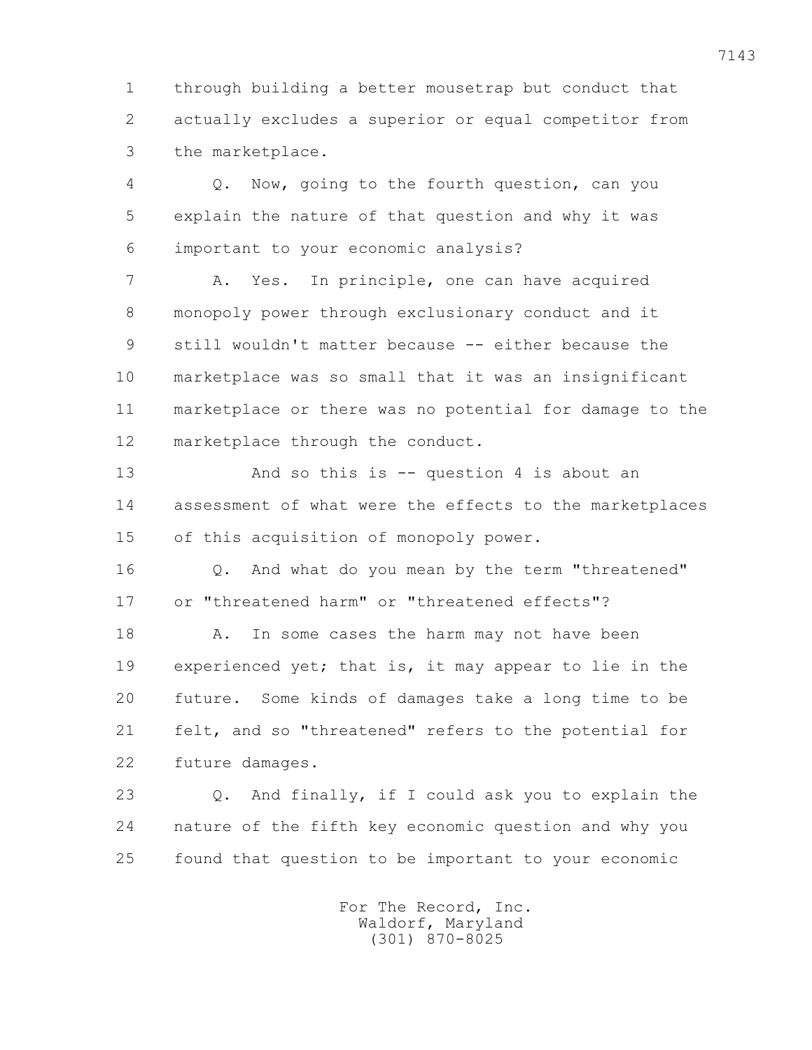through building a better mousetrap but conduct that actually excludes a superior or equal competitor from the marketplace.

Q. Now, going to the fourth question, can you explain the nature of that question and why it was important to your economic analysis?

A. Yes. In principle, one can have acquired monopoly power through exclusionary conduct and it still wouldn't matter because -- either because the marketplace was so small that it was an insignificant marketplace or there was no potential for damage to the marketplace through the conduct.

And so this is -- question 4 is about an assessment of what were the effects to the marketplaces of this acquisition of monopoly power.

Q. And what do you mean by the term "threatened" or "threatened harm" or "threatened effects"?

A. In some cases the harm may not have been experienced yet; that is, it may appear to lie in the future. Some kinds of damages take a long time to be felt, and so "threatened" refers to the potential for future damages.

Q. And finally, if I could ask you to explain the nature of the fifth key economic question and why you found that question to be important to your economic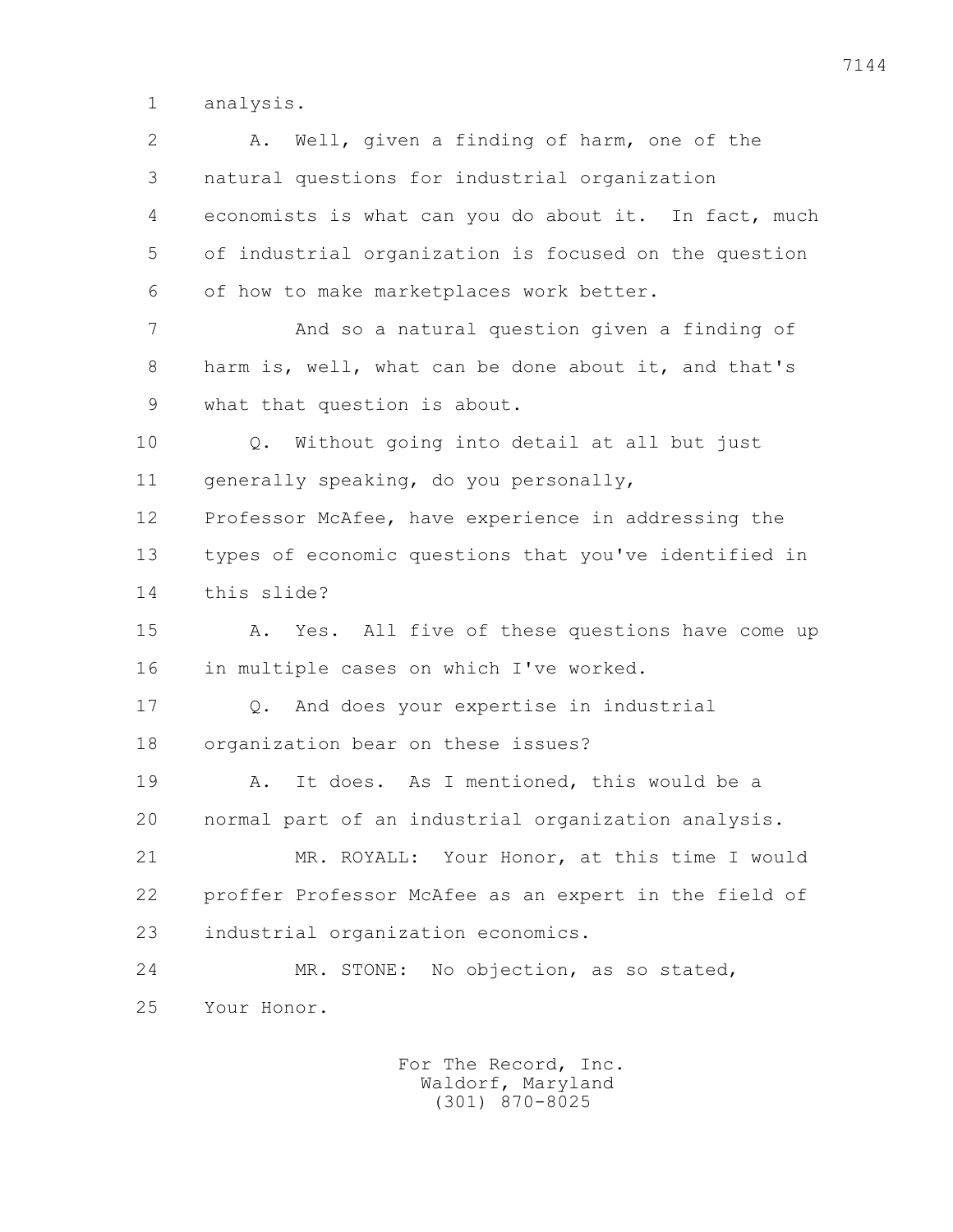analysis.

A. Well, given a finding of harm, one of the natural questions for industrial organization economists is what can you do about it. In fact, much of industrial organization is focused on the question of how to make marketplaces work better.

And so a natural question given a finding of harm is, well, what can be done about it, and that's what that question is about.

Q. Without going into detail at all but just generally speaking, do you personally, Professor McAfee, have experience in addressing the types of economic questions that you've identified in this slide?

A. Yes. All five of these questions have come up in multiple cases on which I've worked.

Q. And does your expertise in industrial organization bear on these issues?

A. It does. As I mentioned, this would be a normal part of an industrial organization analysis.

MR. ROYALL: Your Honor, at this time I would proffer Professor McAfee as an expert in the field of industrial organization economics.

MR. STONE: No objection, as so stated, Your Honor.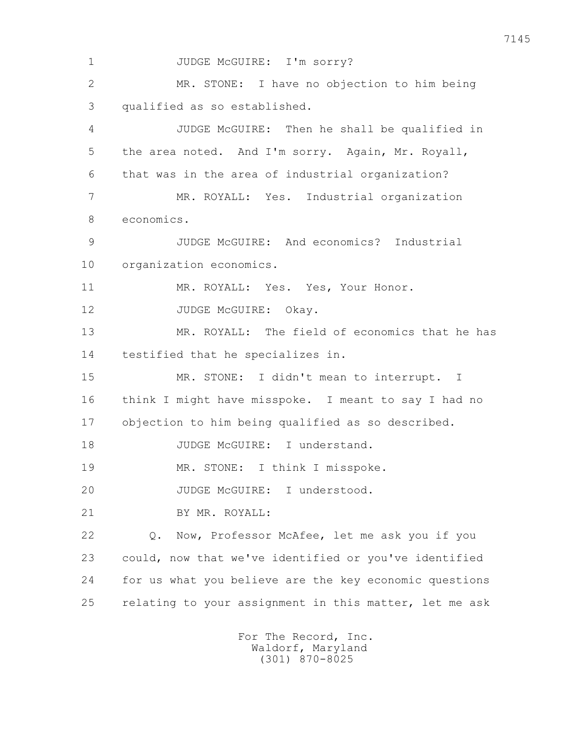1 JUDGE McGUIRE: I'm sorry?

2 MR. STONE: I have no objection to him being

3 qualified as so established.

4 JUDGE McGUIRE: Then he shall be qualified in

5 the area noted. And I'm sorry. Again, Mr. Royall,

6 that was in the area of industrial organization?

7 MR. ROYALL: Yes. Industrial organization

8 economics.

9 JUDGE McGUIRE: And economics? Industrial

10 organization economics.

11 MR. ROYALL: Yes. Yes, Your Honor.

12 JUDGE McGUIRE: Okay.

13 MR. ROYALL: The field of economics that he has

14 testified that he specializes in.

15 MR. STONE: I didn't mean to interrupt. I

16 think I might have misspoke. I meant to say I had no

17 objection to him being qualified as so described.

18 JUDGE McGUIRE: I understand.

19 MR. STONE: I think I misspoke.

20 JUDGE McGUIRE: I understood.

21 BY MR. ROYALL:

22 Q. Now, Professor McAfee, let me ask you if you

23 could, now that we've identified or you've identified

24 for us what you believe are the key economic questions

25 relating to your assignment in this matter, let me ask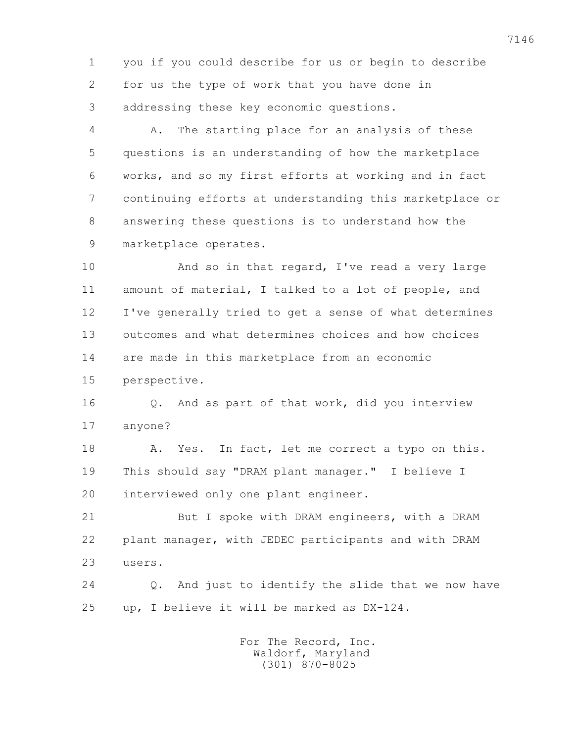1 you if you could describe for us or begin to describe
2 for us the type of work that you have done in
3 addressing these key economic questions.

4 A. The starting place for an analysis of these
5 questions is an understanding of how the marketplace
6 works, and so my first efforts at working and in fact
7 continuing efforts at understanding this marketplace or
8 answering these questions is to understand how the
9 marketplace operates.

10 And so in that regard, I've read a very large
11 amount of material, I talked to a lot of people, and
12 I've generally tried to get a sense of what determines
13 outcomes and what determines choices and how choices
14 are made in this marketplace from an economic
15 perspective.

16 Q. And as part of that work, did you interview
17 anyone?

18 A. Yes. In fact, let me correct a typo on this.
19 This should say "DRAM plant manager." I believe I
20 interviewed only one plant engineer.

21 But I spoke with DRAM engineers, with a DRAM
22 plant manager, with JEDEC participants and with DRAM
23 users.

24 Q. And just to identify the slide that we now have
25 up, I believe it will be marked as DX-124.

For The Record, Inc.
Waldorf, Maryland
(301) 870-8025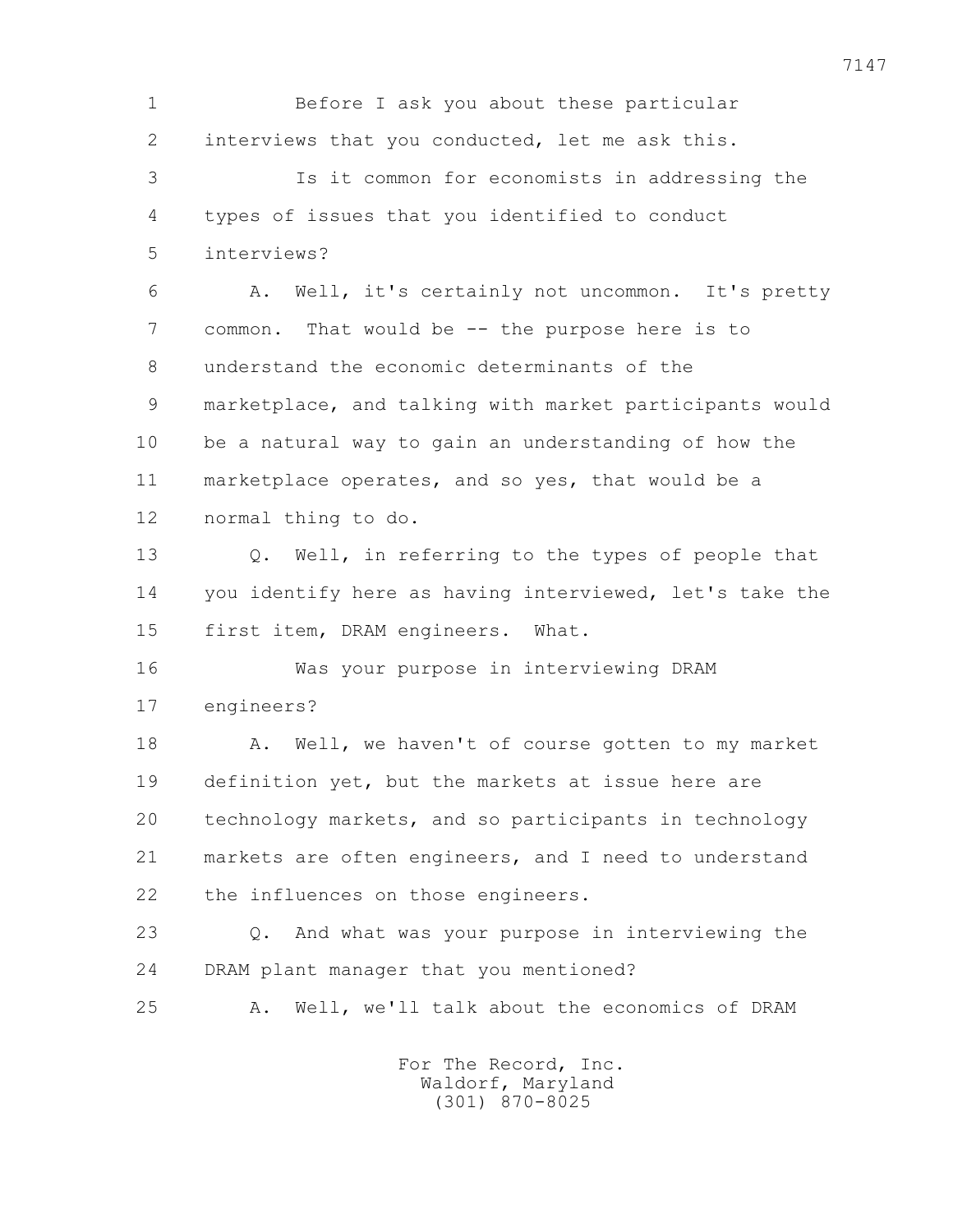1 Before I ask you about these particular
2 interviews that you conducted, let me ask this.
3 Is it common for economists in addressing the
4 types of issues that you identified to conduct
5 interviews?
6 A. Well, it's certainly not uncommon. It's pretty
7 common. That would be -- the purpose here is to
8 understand the economic determinants of the
9 marketplace, and talking with market participants would
10 be a natural way to gain an understanding of how the
11 marketplace operates, and so yes, that would be a
12 normal thing to do.
13 Q. Well, in referring to the types of people that
14 you identify here as having interviewed, let's take the
15 first item, DRAM engineers. What.
16 Was your purpose in interviewing DRAM
17 engineers?
18 A. Well, we haven't of course gotten to my market
19 definition yet, but the markets at issue here are
20 technology markets, and so participants in technology
21 markets are often engineers, and I need to understand
22 the influences on those engineers.
23 Q. And what was your purpose in interviewing the
24 DRAM plant manager that you mentioned?
25 A. Well, we'll talk about the economics of DRAM

For The Record, Inc.
Waldorf, Maryland
(301) 870-8025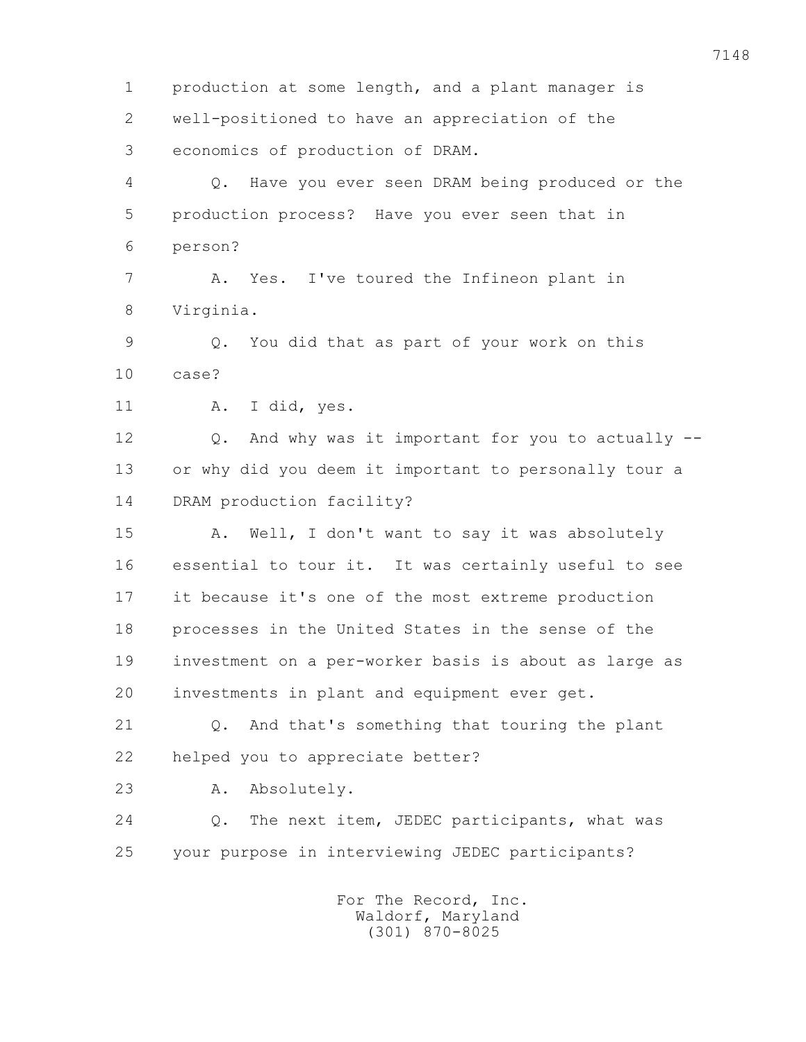production at some length, and a plant manager is well-positioned to have an appreciation of the economics of production of DRAM.

Q. Have you ever seen DRAM being produced or the production process? Have you ever seen that in person?

A. Yes. I've toured the Infineon plant in Virginia.

Q. You did that as part of your work on this case?

A. I did, yes.

Q. And why was it important for you to actually -- or why did you deem it important to personally tour a DRAM production facility?

A. Well, I don't want to say it was absolutely essential to tour it. It was certainly useful to see it because it's one of the most extreme production processes in the United States in the sense of the investment on a per-worker basis is about as large as investments in plant and equipment ever get.

Q. And that's something that touring the plant helped you to appreciate better?

A. Absolutely.

Q. The next item, JEDEC participants, what was your purpose in interviewing JEDEC participants?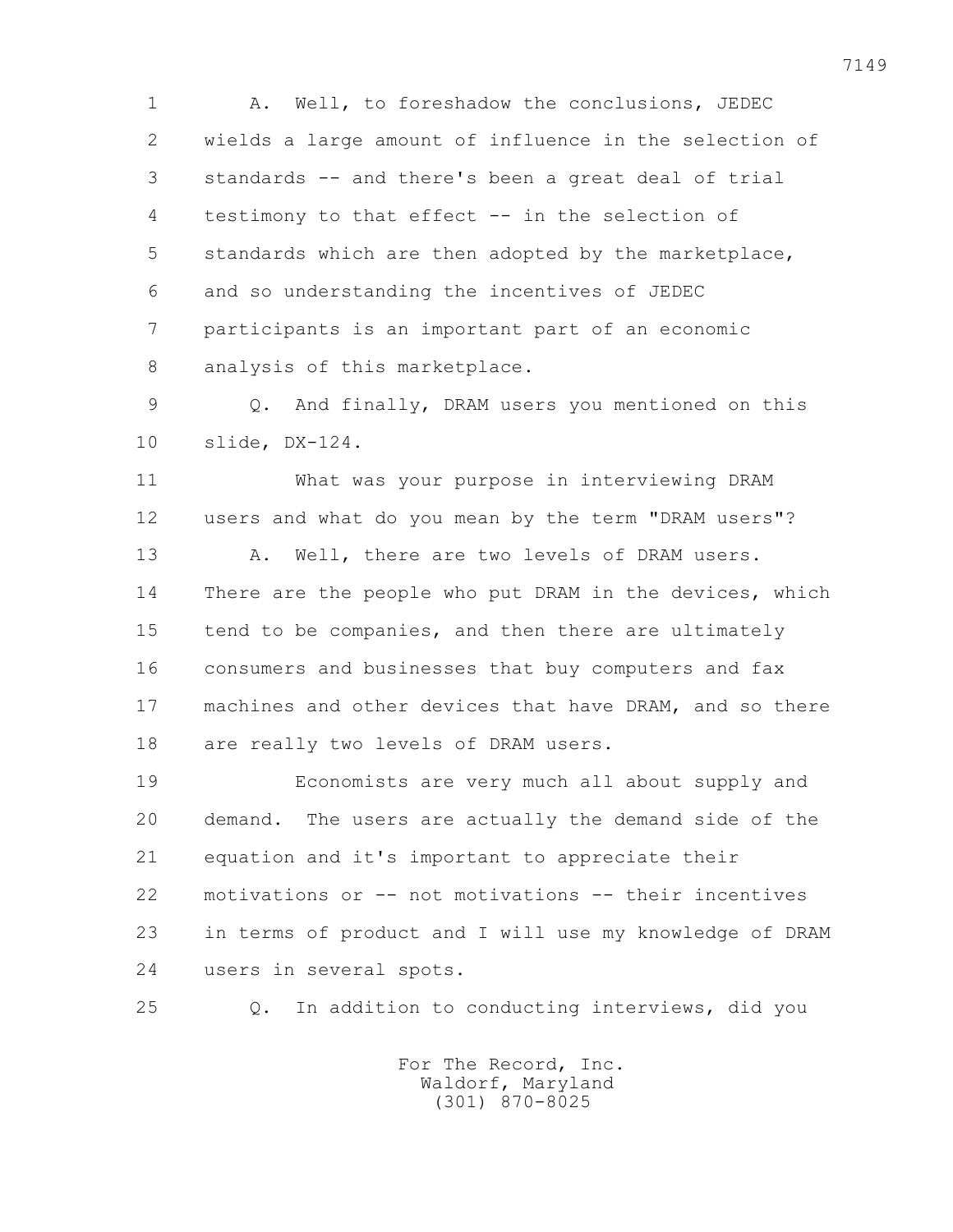1 A. Well, to foreshadow the conclusions, JEDEC
2 wields a large amount of influence in the selection of
3 standards -- and there's been a great deal of trial
4 testimony to that effect -- in the selection of
5 standards which are then adopted by the marketplace,
6 and so understanding the incentives of JEDEC
7 participants is an important part of an economic
8 analysis of this marketplace.

9 Q. And finally, DRAM users you mentioned on this
10 slide, DX-124.

11 What was your purpose in interviewing DRAM
12 users and what do you mean by the term "DRAM users"?

13 A. Well, there are two levels of DRAM users.
14 There are the people who put DRAM in the devices, which
15 tend to be companies, and then there are ultimately
16 consumers and businesses that buy computers and fax
17 machines and other devices that have DRAM, and so there
18 are really two levels of DRAM users.

19 Economists are very much all about supply and
20 demand. The users are actually the demand side of the
21 equation and it's important to appreciate their
22 motivations or -- not motivations -- their incentives
23 in terms of product and I will use my knowledge of DRAM
24 users in several spots.

25 Q. In addition to conducting interviews, did you

For The Record, Inc.
Waldorf, Maryland
(301) 870-8025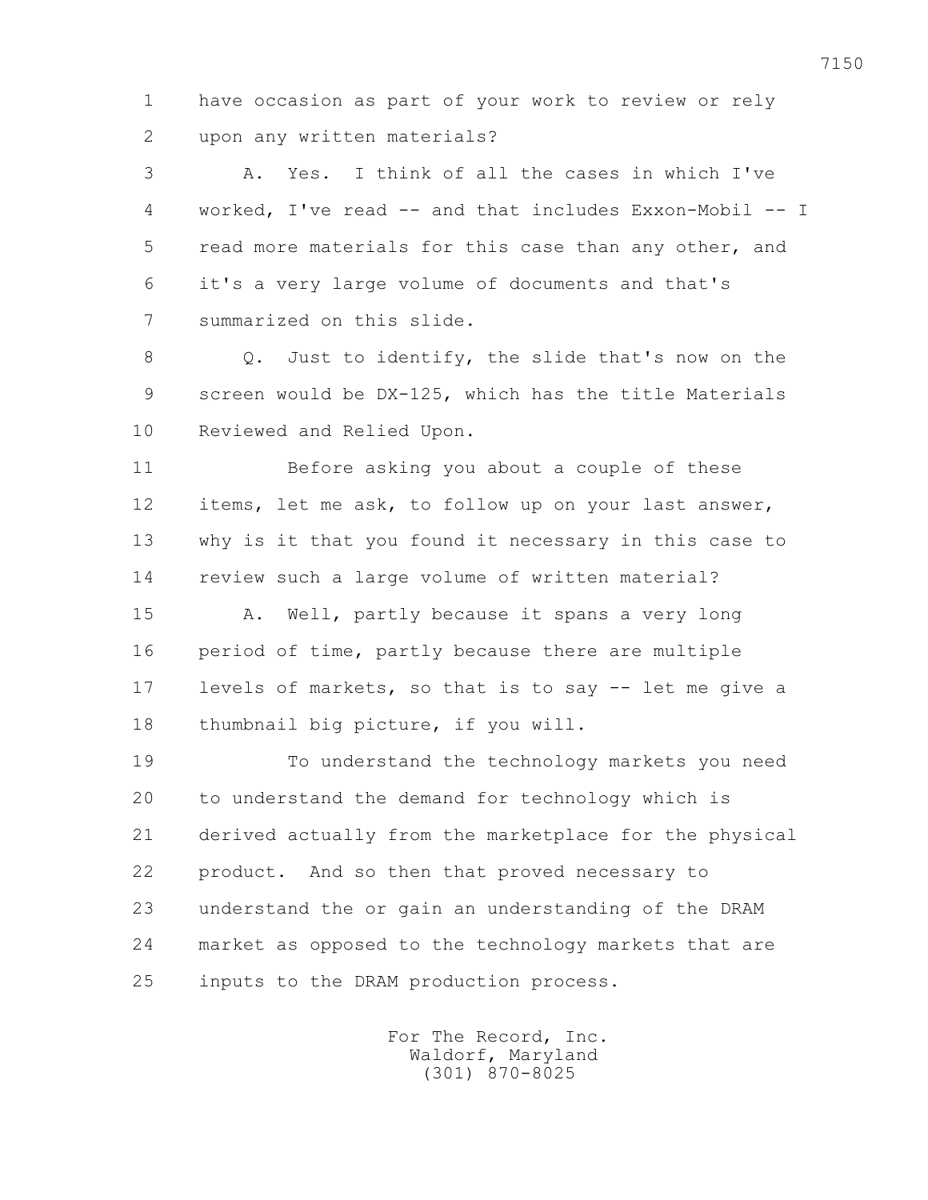1 have occasion as part of your work to review or rely
2 upon any written materials?

3 A. Yes. I think of all the cases in which I've
4 worked, I've read -- and that includes Exxon-Mobil -- I
5 read more materials for this case than any other, and
6 it's a very large volume of documents and that's
7 summarized on this slide.

8 Q. Just to identify, the slide that's now on the
9 screen would be DX-125, which has the title Materials
10 Reviewed and Relied Upon.

11 Before asking you about a couple of these
12 items, let me ask, to follow up on your last answer,
13 why is it that you found it necessary in this case to
14 review such a large volume of written material?

15 A. Well, partly because it spans a very long
16 period of time, partly because there are multiple
17 levels of markets, so that is to say -- let me give a
18 thumbnail big picture, if you will.

19 To understand the technology markets you need
20 to understand the demand for technology which is
21 derived actually from the marketplace for the physical
22 product. And so then that proved necessary to
23 understand the or gain an understanding of the DRAM
24 market as opposed to the technology markets that are
25 inputs to the DRAM production process.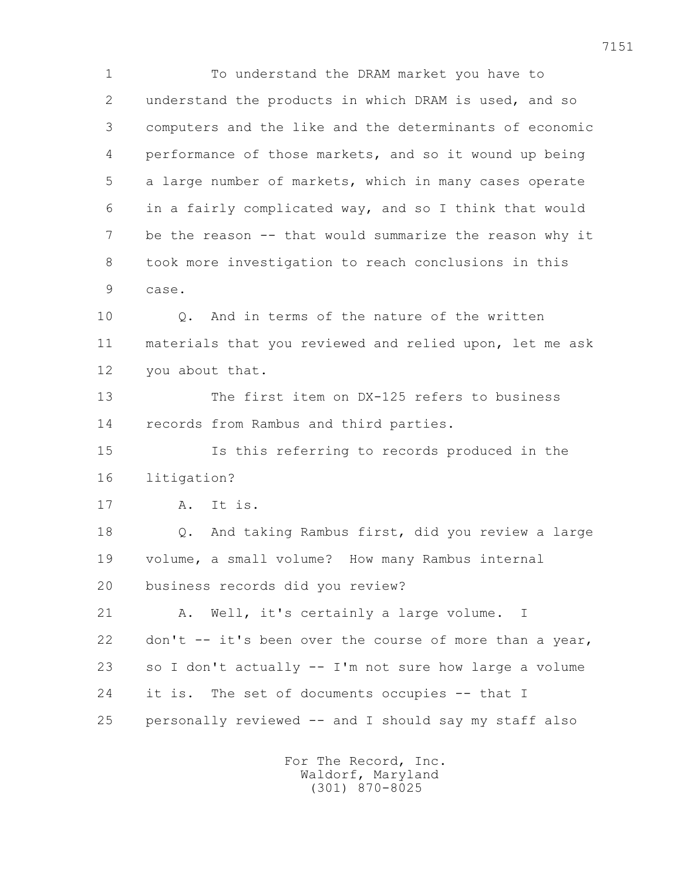1 To understand the DRAM market you have to
2 understand the products in which DRAM is used, and so
3 computers and the like and the determinants of economic
4 performance of those markets, and so it wound up being
5 a large number of markets, which in many cases operate
6 in a fairly complicated way, and so I think that would
7 be the reason -- that would summarize the reason why it
8 took more investigation to reach conclusions in this
9 case.

10 Q. And in terms of the nature of the written
11 materials that you reviewed and relied upon, let me ask
12 you about that.

13 The first item on DX-125 refers to business
14 records from Rambus and third parties.

15 Is this referring to records produced in the
16 litigation?

17 A. It is.

18 Q. And taking Rambus first, did you review a large
19 volume, a small volume? How many Rambus internal
20 business records did you review?

21 A. Well, it's certainly a large volume. I
22 don't -- it's been over the course of more than a year,
23 so I don't actually -- I'm not sure how large a volume
24 it is. The set of documents occupies -- that I
25 personally reviewed -- and I should say my staff also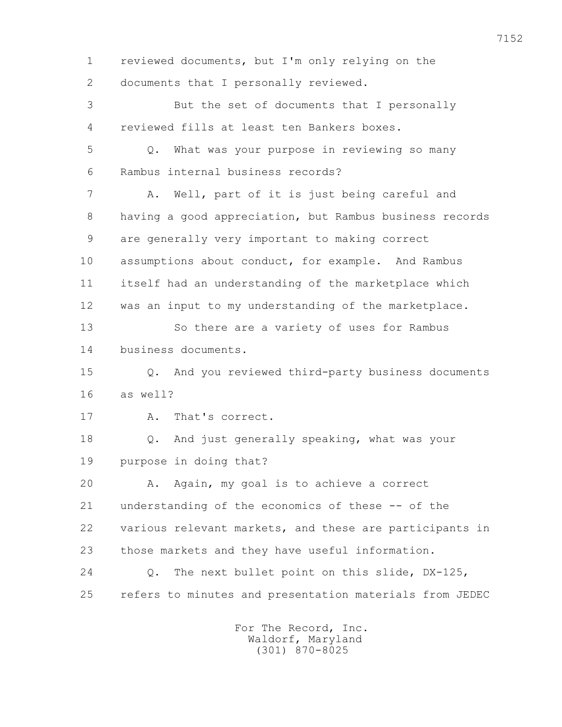1 reviewed documents, but I'm only relying on the
2 documents that I personally reviewed.

3 But the set of documents that I personally
4 reviewed fills at least ten Bankers boxes.

5 Q. What was your purpose in reviewing so many
6 Rambus internal business records?

7 A. Well, part of it is just being careful and
8 having a good appreciation, but Rambus business records
9 are generally very important to making correct
10 assumptions about conduct, for example. And Rambus
11 itself had an understanding of the marketplace which
12 was an input to my understanding of the marketplace.

13 So there are a variety of uses for Rambus
14 business documents.

15 Q. And you reviewed third-party business documents
16 as well?

17 A. That's correct.

18 Q. And just generally speaking, what was your
19 purpose in doing that?

20 A. Again, my goal is to achieve a correct
21 understanding of the economics of these -- of the
22 various relevant markets, and these are participants in
23 those markets and they have useful information.

24 Q. The next bullet point on this slide, DX-125,
25 refers to minutes and presentation materials from JEDEC

For The Record, Inc.
Waldorf, Maryland
(301) 870-8025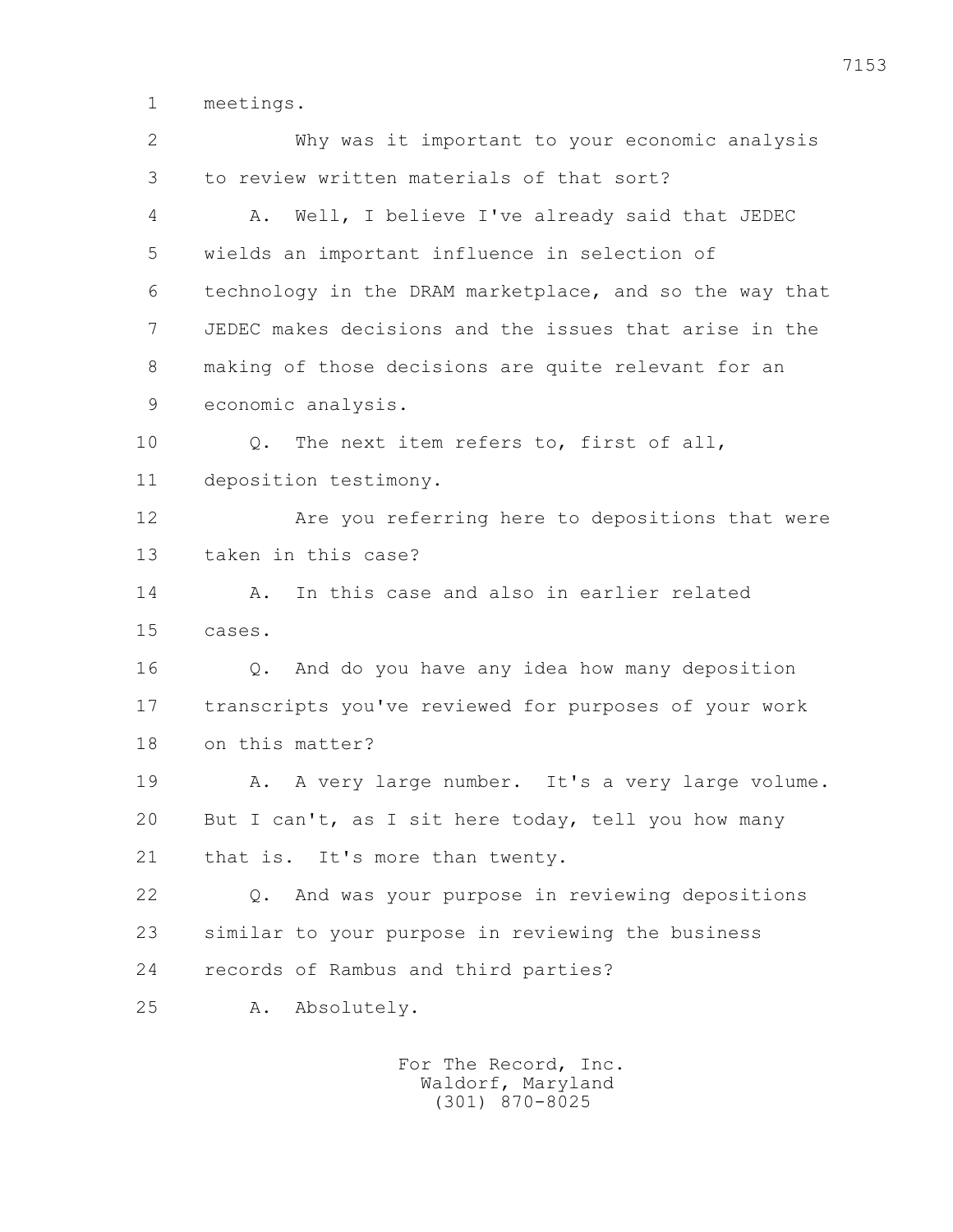1 meetings.

2 Why was it important to your economic analysis

3 to review written materials of that sort?

4 A. Well, I believe I've already said that JEDEC

5 wields an important influence in selection of

6 technology in the DRAM marketplace, and so the way that

7 JEDEC makes decisions and the issues that arise in the

8 making of those decisions are quite relevant for an

9 economic analysis.

10 Q. The next item refers to, first of all,

11 deposition testimony.

12 Are you referring here to depositions that were

13 taken in this case?

14 A. In this case and also in earlier related

15 cases.

16 Q. And do you have any idea how many deposition

17 transcripts you've reviewed for purposes of your work

18 on this matter?

19 A. A very large number. It's a very large volume.

20 But I can't, as I sit here today, tell you how many

21 that is. It's more than twenty.

22 Q. And was your purpose in reviewing depositions

23 similar to your purpose in reviewing the business

24 records of Rambus and third parties?

25 A. Absolutely.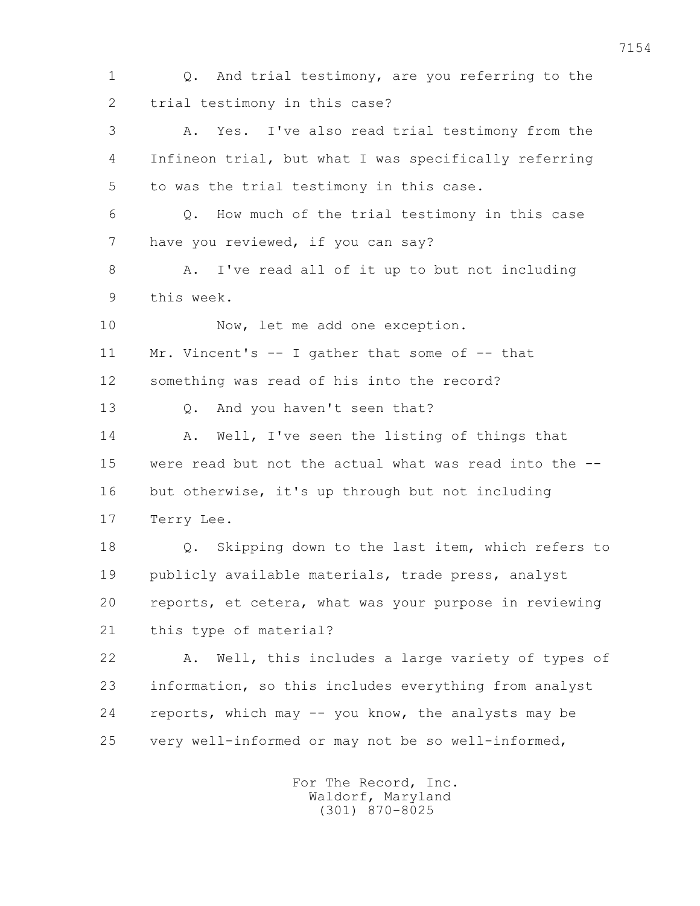1 Q. And trial testimony, are you referring to the
2 trial testimony in this case?
3 A. Yes. I've also read trial testimony from the
4 Infineon trial, but what I was specifically referring
5 to was the trial testimony in this case.
6 Q. How much of the trial testimony in this case
7 have you reviewed, if you can say?
8 A. I've read all of it up to but not including
9 this week.
10 Now, let me add one exception.
11 Mr. Vincent's -- I gather that some of -- that
12 something was read of his into the record?
13 Q. And you haven't seen that?
14 A. Well, I've seen the listing of things that
15 were read but not the actual what was read into the --
16 but otherwise, it's up through but not including
17 Terry Lee.
18 Q. Skipping down to the last item, which refers to
19 publicly available materials, trade press, analyst
20 reports, et cetera, what was your purpose in reviewing
21 this type of material?
22 A. Well, this includes a large variety of types of
23 information, so this includes everything from analyst
24 reports, which may -- you know, the analysts may be
25 very well-informed or may not be so well-informed,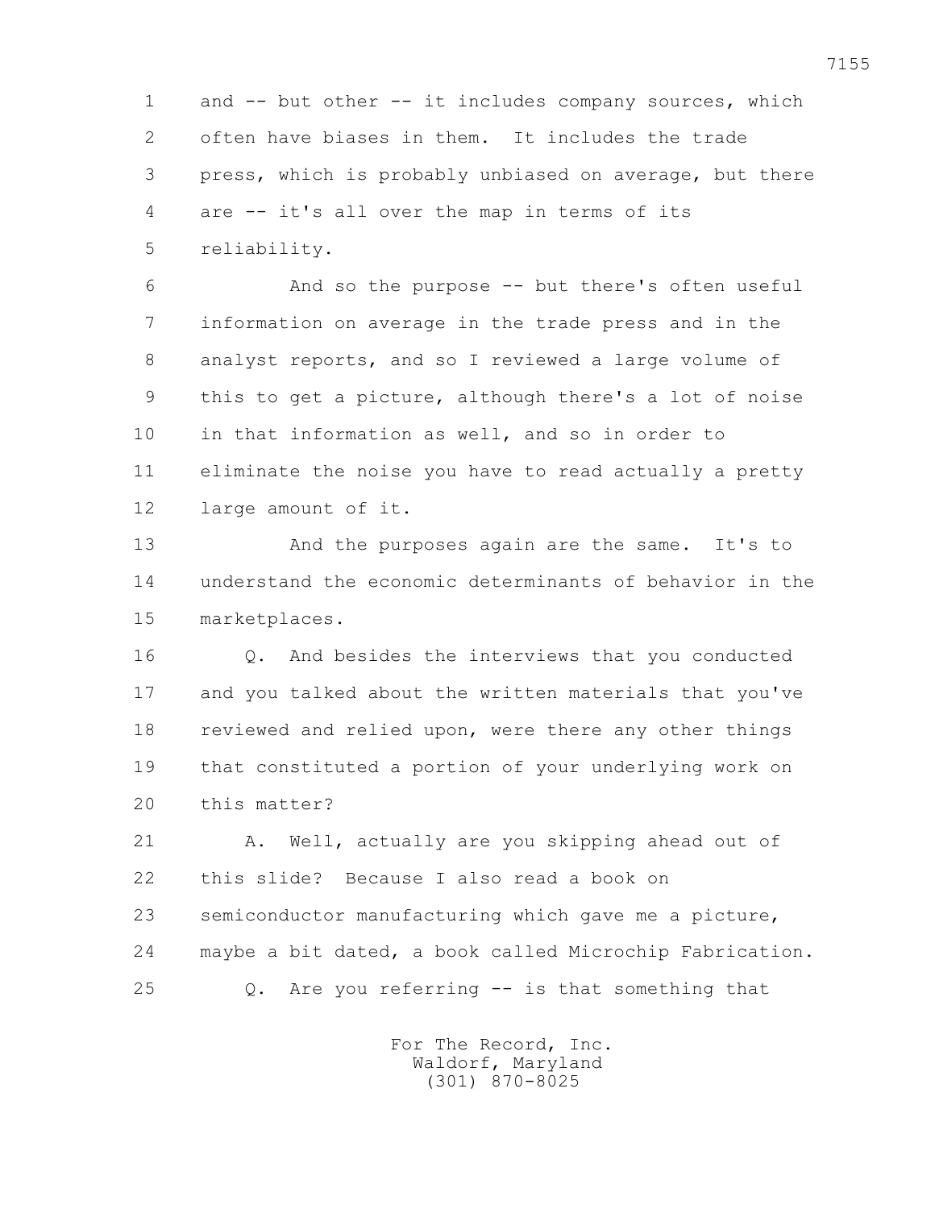1 and -- but other -- it includes company sources, which
2 often have biases in them. It includes the trade
3 press, which is probably unbiased on average, but there
4 are -- it's all over the map in terms of its
5 reliability.

6 And so the purpose -- but there's often useful
7 information on average in the trade press and in the
8 analyst reports, and so I reviewed a large volume of
9 this to get a picture, although there's a lot of noise
10 in that information as well, and so in order to
11 eliminate the noise you have to read actually a pretty
12 large amount of it.

13 And the purposes again are the same. It's to
14 understand the economic determinants of behavior in the
15 marketplaces.

16 Q. And besides the interviews that you conducted
17 and you talked about the written materials that you've
18 reviewed and relied upon, were there any other things
19 that constituted a portion of your underlying work on
20 this matter?

21 A. Well, actually are you skipping ahead out of
22 this slide? Because I also read a book on
23 semiconductor manufacturing which gave me a picture,
24 maybe a bit dated, a book called Microchip Fabrication.

25 Q. Are you referring -- is that something that

For The Record, Inc.
Waldorf, Maryland
(301) 870-8025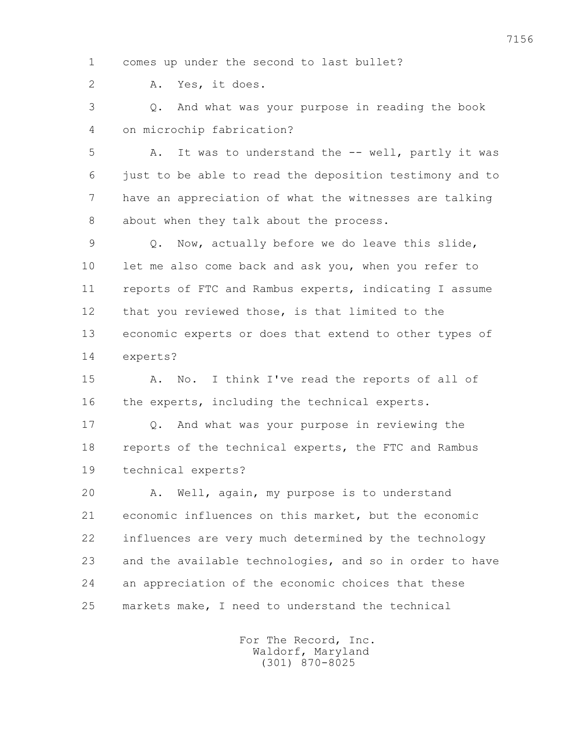1 comes up under the second to last bullet?

2 A. Yes, it does.

3 Q. And what was your purpose in reading the book

4 on microchip fabrication?

5 A. It was to understand the -- well, partly it was

6 just to be able to read the deposition testimony and to

7 have an appreciation of what the witnesses are talking

8 about when they talk about the process.

9 Q. Now, actually before we do leave this slide,

10 let me also come back and ask you, when you refer to

11 reports of FTC and Rambus experts, indicating I assume

12 that you reviewed those, is that limited to the

13 economic experts or does that extend to other types of

14 experts?

15 A. No. I think I've read the reports of all of

16 the experts, including the technical experts.

17 Q. And what was your purpose in reviewing the

18 reports of the technical experts, the FTC and Rambus

19 technical experts?

20 A. Well, again, my purpose is to understand

21 economic influences on this market, but the economic

22 influences are very much determined by the technology

23 and the available technologies, and so in order to have

24 an appreciation of the economic choices that these

25 markets make, I need to understand the technical

For The Record, Inc.
Waldorf, Maryland
(301) 870-8025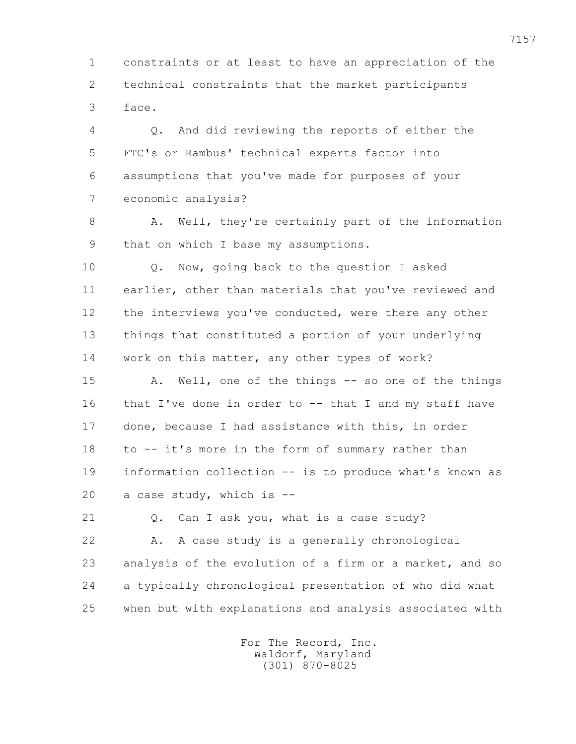1 constraints or at least to have an appreciation of the
2 technical constraints that the market participants
3 face.

4 Q. And did reviewing the reports of either the
5 FTC's or Rambus' technical experts factor into
6 assumptions that you've made for purposes of your
7 economic analysis?

8 A. Well, they're certainly part of the information
9 that on which I base my assumptions.

10 Q. Now, going back to the question I asked
11 earlier, other than materials that you've reviewed and
12 the interviews you've conducted, were there any other
13 things that constituted a portion of your underlying
14 work on this matter, any other types of work?

15 A. Well, one of the things -- so one of the things
16 that I've done in order to -- that I and my staff have
17 done, because I had assistance with this, in order
18 to -- it's more in the form of summary rather than
19 information collection -- is to produce what's known as
20 a case study, which is --

21 Q. Can I ask you, what is a case study?

22 A. A case study is a generally chronological
23 analysis of the evolution of a firm or a market, and so
24 a typically chronological presentation of who did what
25 when but with explanations and analysis associated with

For The Record, Inc.
Waldorf, Maryland
(301) 870-8025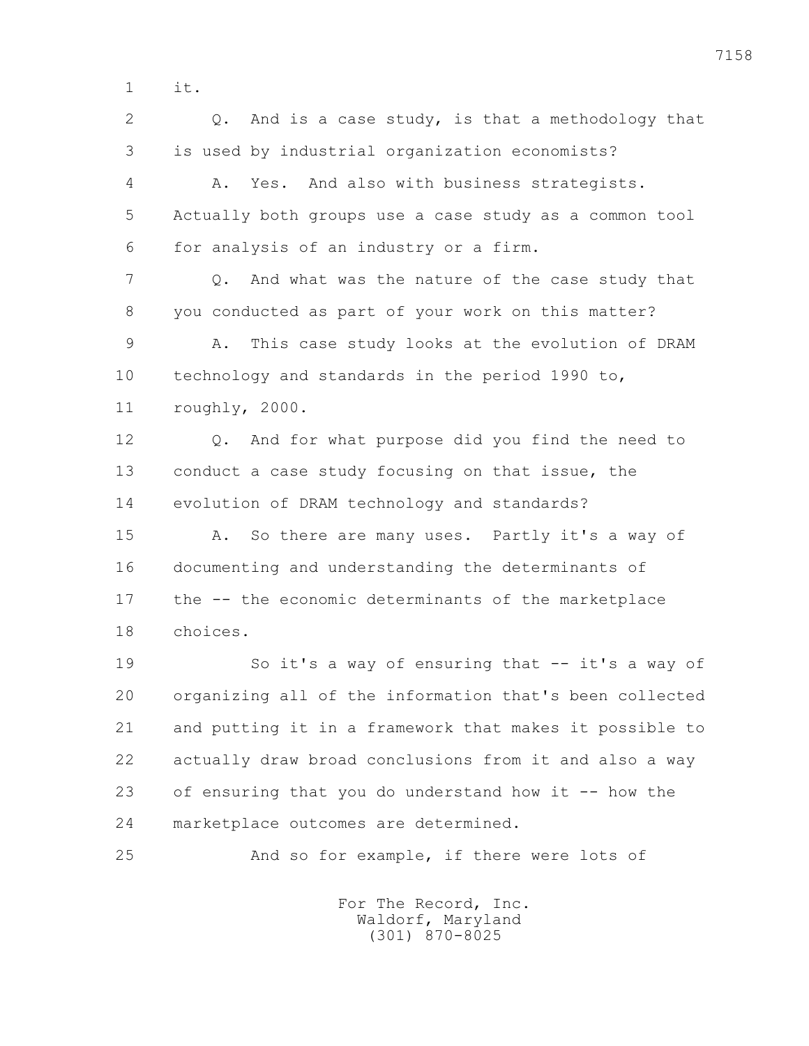it.

Q. And is a case study, is that a methodology that is used by industrial organization economists?

A. Yes. And also with business strategists. Actually both groups use a case study as a common tool for analysis of an industry or a firm.

Q. And what was the nature of the case study that you conducted as part of your work on this matter?

A. This case study looks at the evolution of DRAM technology and standards in the period 1990 to, roughly, 2000.

Q. And for what purpose did you find the need to conduct a case study focusing on that issue, the evolution of DRAM technology and standards?

A. So there are many uses. Partly it's a way of documenting and understanding the determinants of the -- the economic determinants of the marketplace choices.

So it's a way of ensuring that -- it's a way of organizing all of the information that's been collected and putting it in a framework that makes it possible to actually draw broad conclusions from it and also a way of ensuring that you do understand how it -- how the marketplace outcomes are determined.

And so for example, if there were lots of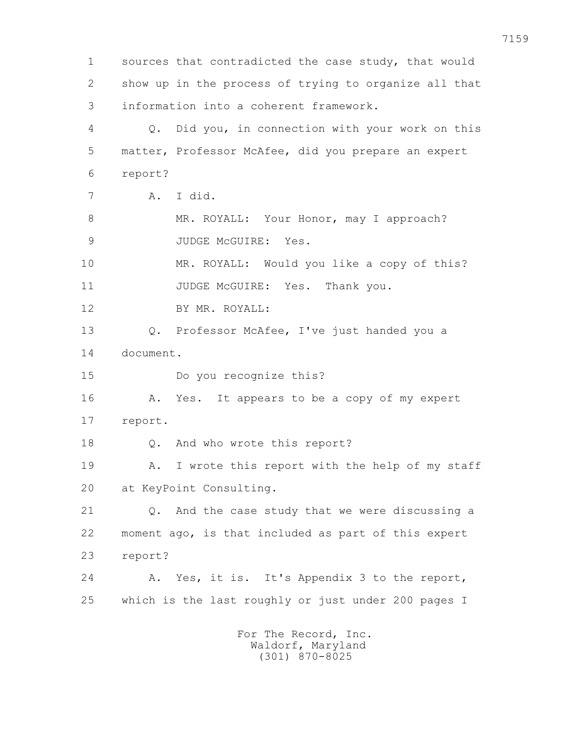1 sources that contradicted the case study, that would
2 show up in the process of trying to organize all that
3 information into a coherent framework.
4 Q. Did you, in connection with your work on this
5 matter, Professor McAfee, did you prepare an expert
6 report?
7 A. I did.
8 MR. ROYALL: Your Honor, may I approach?
9 JUDGE McGUIRE: Yes.
10 MR. ROYALL: Would you like a copy of this?
11 JUDGE McGUIRE: Yes. Thank you.
12 BY MR. ROYALL:
13 Q. Professor McAfee, I've just handed you a
14 document.
15 Do you recognize this?
16 A. Yes. It appears to be a copy of my expert
17 report.
18 Q. And who wrote this report?
19 A. I wrote this report with the help of my staff
20 at KeyPoint Consulting.
21 Q. And the case study that we were discussing a
22 moment ago, is that included as part of this expert
23 report?
24 A. Yes, it is. It's Appendix 3 to the report,
25 which is the last roughly or just under 200 pages I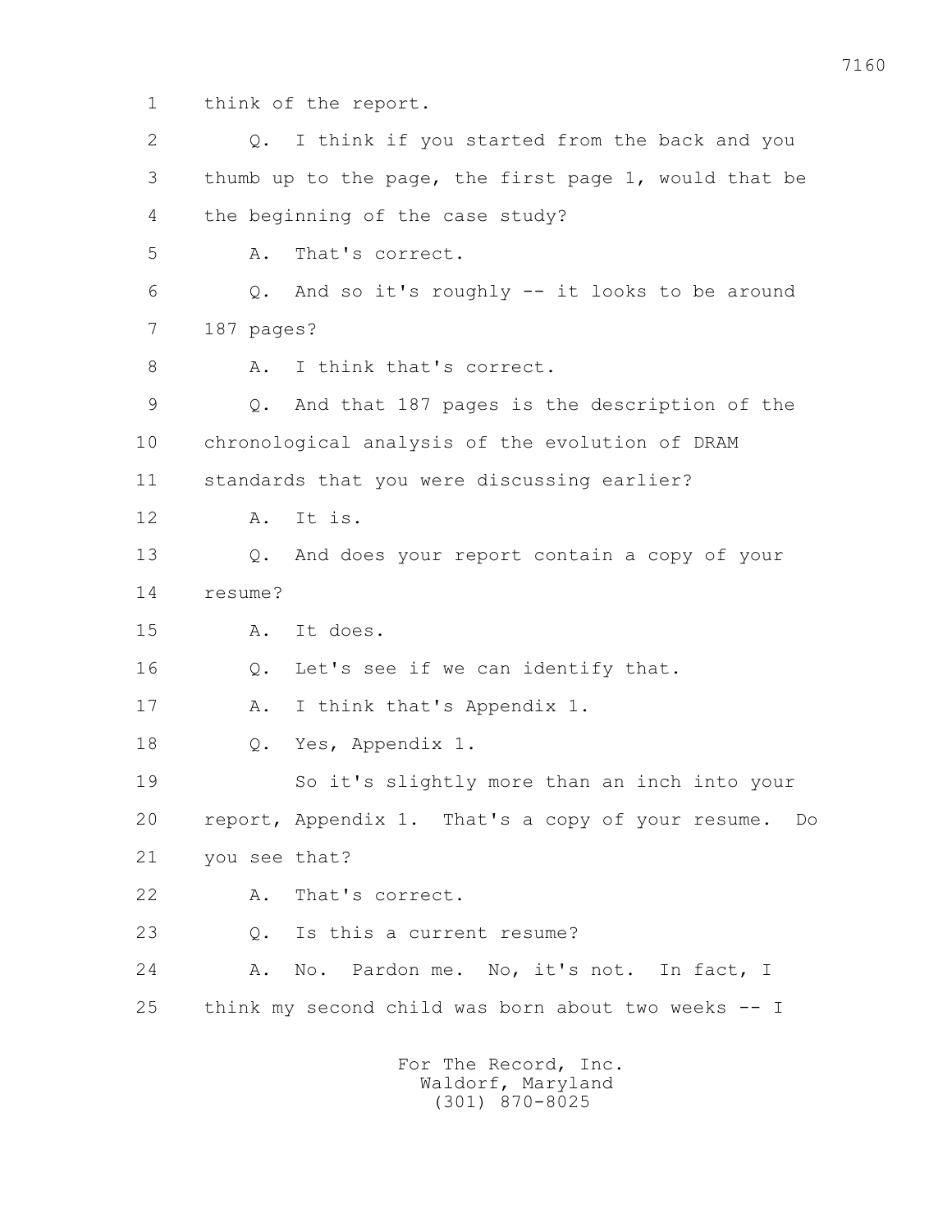1 think of the report.

2 Q. I think if you started from the back and you

3 thumb up to the page, the first page 1, would that be

4 the beginning of the case study?

5 A. That's correct.

6 Q. And so it's roughly -- it looks to be around

7 187 pages?

8 A. I think that's correct.

9 Q. And that 187 pages is the description of the

10 chronological analysis of the evolution of DRAM

11 standards that you were discussing earlier?

12 A. It is.

13 Q. And does your report contain a copy of your

14 resume?

15 A. It does.

16 Q. Let's see if we can identify that.

17 A. I think that's Appendix 1.

18 Q. Yes, Appendix 1.

19 So it's slightly more than an inch into your

20 report, Appendix 1. That's a copy of your resume. Do

21 you see that?

22 A. That's correct.

23 Q. Is this a current resume?

24 A. No. Pardon me. No, it's not. In fact, I

25 think my second child was born about two weeks -- I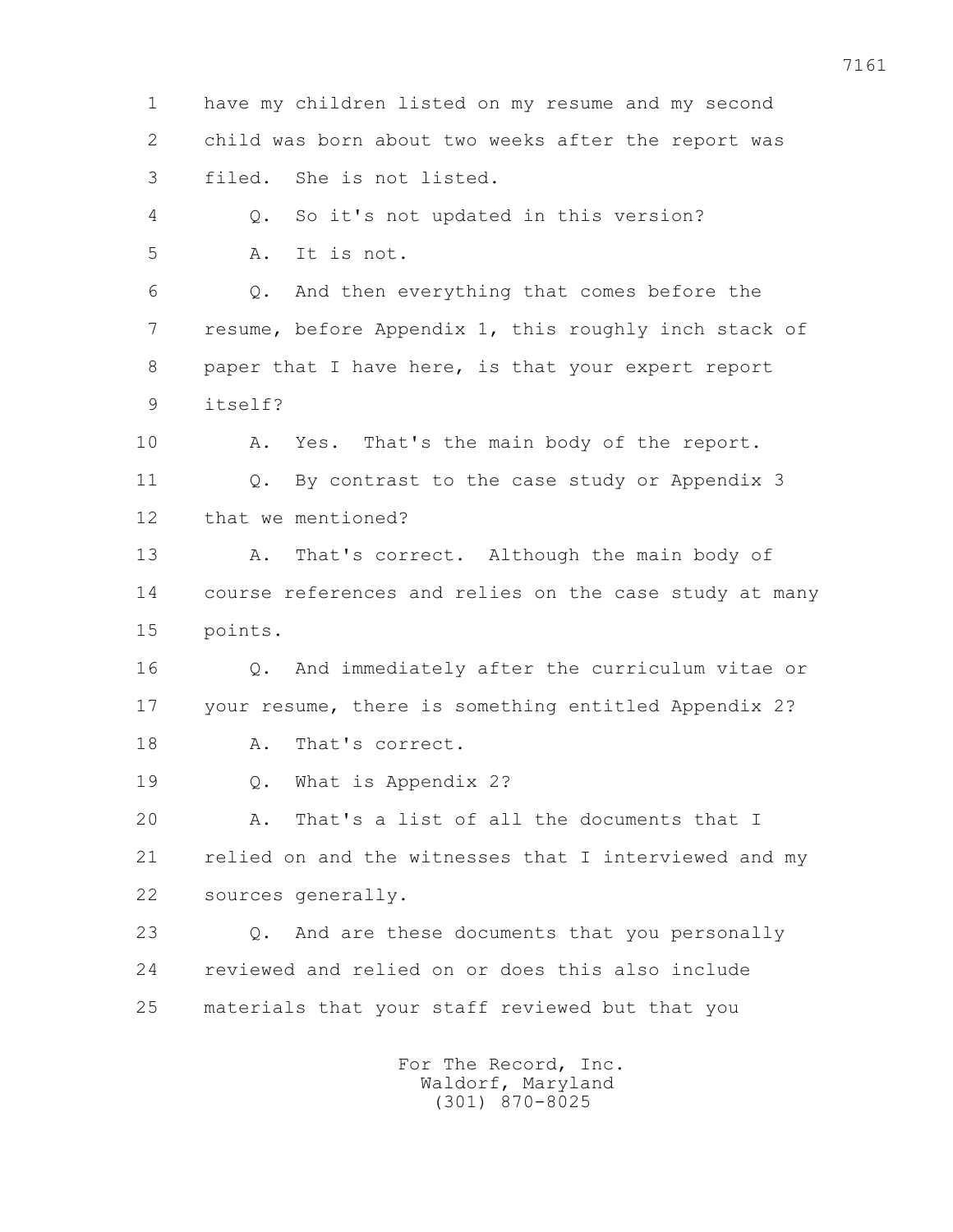1 have my children listed on my resume and my second
2 child was born about two weeks after the report was
3 filed. She is not listed.
4 Q. So it's not updated in this version?
5 A. It is not.
6 Q. And then everything that comes before the
7 resume, before Appendix 1, this roughly inch stack of
8 paper that I have here, is that your expert report
9 itself?
10 A. Yes. That's the main body of the report.
11 Q. By contrast to the case study or Appendix 3
12 that we mentioned?
13 A. That's correct. Although the main body of
14 course references and relies on the case study at many
15 points.
16 Q. And immediately after the curriculum vitae or
17 your resume, there is something entitled Appendix 2?
18 A. That's correct.
19 Q. What is Appendix 2?
20 A. That's a list of all the documents that I
21 relied on and the witnesses that I interviewed and my
22 sources generally.
23 Q. And are these documents that you personally
24 reviewed and relied on or does this also include
25 materials that your staff reviewed but that you

For The Record, Inc.
Waldorf, Maryland
(301) 870-8025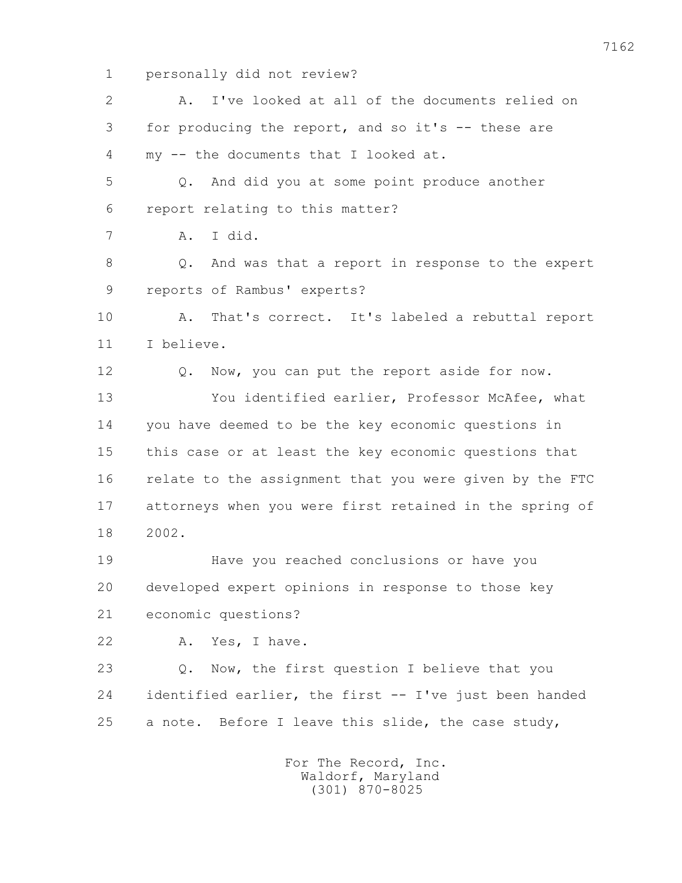1 personally did not review?

2 A. I've looked at all of the documents relied on

3 for producing the report, and so it's -- these are

4 my -- the documents that I looked at.

5 Q. And did you at some point produce another

6 report relating to this matter?

7 A. I did.

8 Q. And was that a report in response to the expert

9 reports of Rambus' experts?

10 A. That's correct. It's labeled a rebuttal report

11 I believe.

12 Q. Now, you can put the report aside for now.

13 You identified earlier, Professor McAfee, what

14 you have deemed to be the key economic questions in

15 this case or at least the key economic questions that

16 relate to the assignment that you were given by the FTC

17 attorneys when you were first retained in the spring of

18 2002.

19 Have you reached conclusions or have you

20 developed expert opinions in response to those key

21 economic questions?

22 A. Yes, I have.

23 Q. Now, the first question I believe that you

24 identified earlier, the first -- I've just been handed

25 a note. Before I leave this slide, the case study,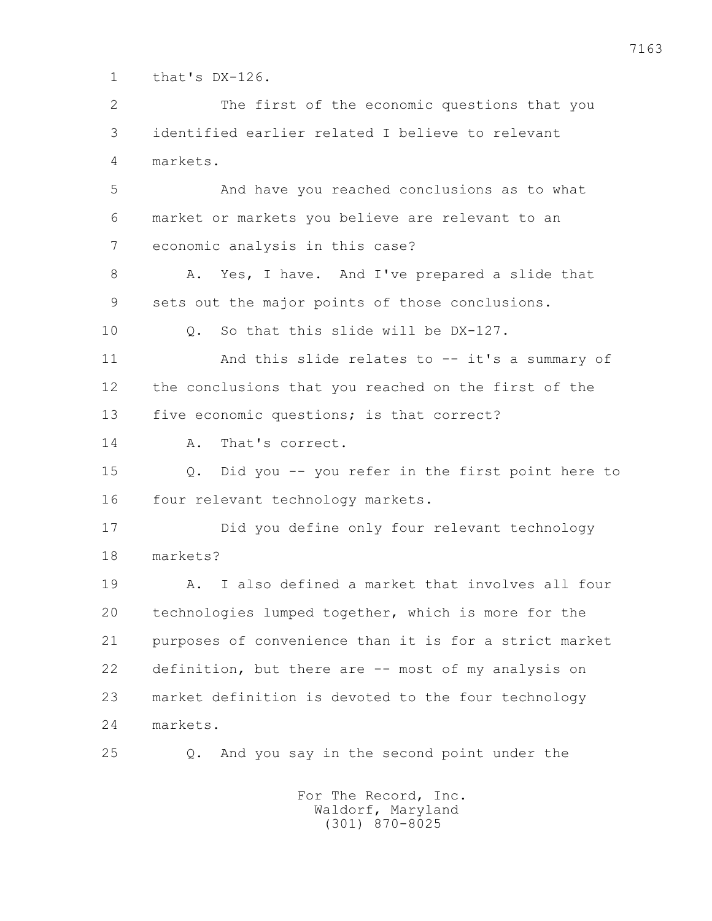1 that's DX-126.

2 The first of the economic questions that you

3 identified earlier related I believe to relevant

4 markets.

5 And have you reached conclusions as to what

6 market or markets you believe are relevant to an

7 economic analysis in this case?

8 A. Yes, I have. And I've prepared a slide that

9 sets out the major points of those conclusions.

10 Q. So that this slide will be DX-127.

11 And this slide relates to -- it's a summary of

12 the conclusions that you reached on the first of the

13 five economic questions; is that correct?

14 A. That's correct.

15 Q. Did you -- you refer in the first point here to

16 four relevant technology markets.

17 Did you define only four relevant technology

18 markets?

19 A. I also defined a market that involves all four

20 technologies lumped together, which is more for the

21 purposes of convenience than it is for a strict market

22 definition, but there are -- most of my analysis on

23 market definition is devoted to the four technology

24 markets.

25 Q. And you say in the second point under the

For The Record, Inc.
Waldorf, Maryland
(301) 870-8025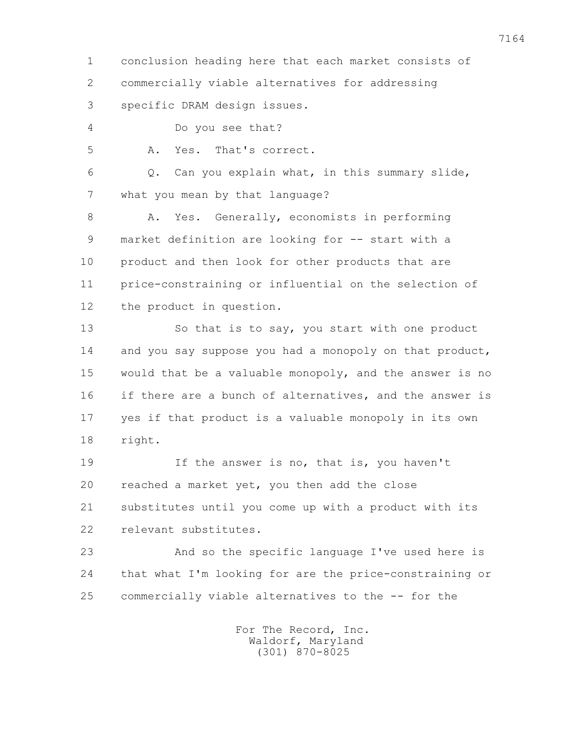conclusion heading here that each market consists of commercially viable alternatives for addressing specific DRAM design issues.

Do you see that?

A. Yes. That's correct.

Q. Can you explain what, in this summary slide, what you mean by that language?

A. Yes. Generally, economists in performing market definition are looking for -- start with a product and then look for other products that are price-constraining or influential on the selection of the product in question.

So that is to say, you start with one product and you say suppose you had a monopoly on that product, would that be a valuable monopoly, and the answer is no if there are a bunch of alternatives, and the answer is yes if that product is a valuable monopoly in its own right.

If the answer is no, that is, you haven't reached a market yet, you then add the close substitutes until you come up with a product with its relevant substitutes.

And so the specific language I've used here is that what I'm looking for are the price-constraining or commercially viable alternatives to the -- for the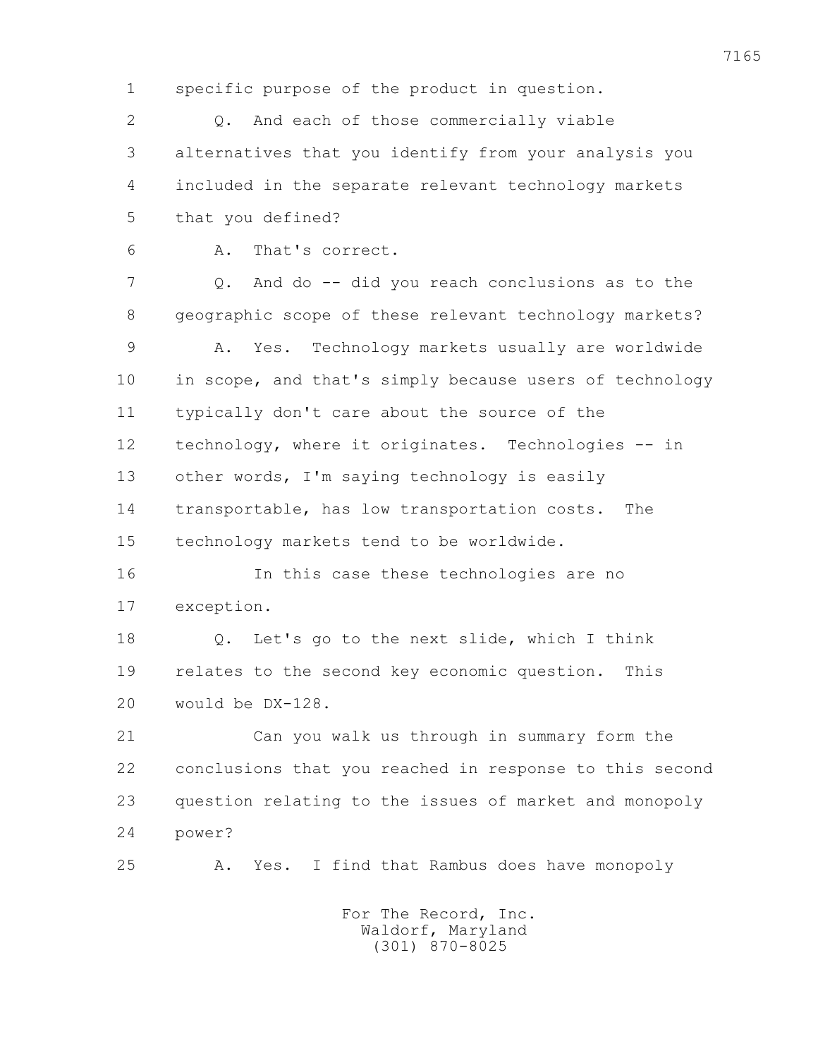1 specific purpose of the product in question.

2 Q. And each of those commercially viable

3 alternatives that you identify from your analysis you

4 included in the separate relevant technology markets

5 that you defined?

6 A. That's correct.

7 Q. And do -- did you reach conclusions as to the

8 geographic scope of these relevant technology markets?

9 A. Yes. Technology markets usually are worldwide

10 in scope, and that's simply because users of technology

11 typically don't care about the source of the

12 technology, where it originates. Technologies -- in

13 other words, I'm saying technology is easily

14 transportable, has low transportation costs. The

15 technology markets tend to be worldwide.

16 In this case these technologies are no

17 exception.

18 Q. Let's go to the next slide, which I think

19 relates to the second key economic question. This

20 would be DX-128.

21 Can you walk us through in summary form the

22 conclusions that you reached in response to this second

23 question relating to the issues of market and monopoly

24 power?

25 A. Yes. I find that Rambus does have monopoly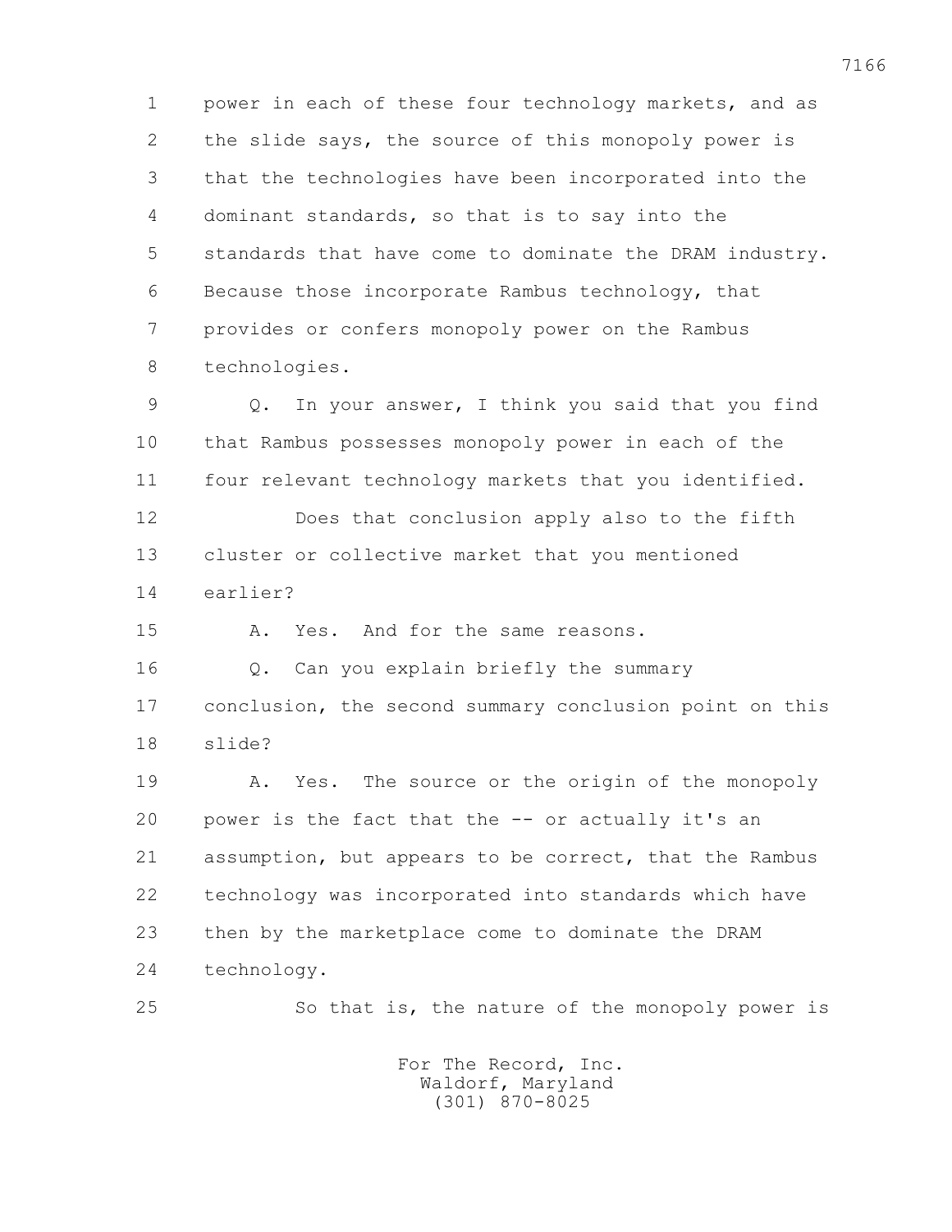power in each of these four technology markets, and as the slide says, the source of this monopoly power is that the technologies have been incorporated into the dominant standards, so that is to say into the standards that have come to dominate the DRAM industry. Because those incorporate Rambus technology, that provides or confers monopoly power on the Rambus technologies.

Q. In your answer, I think you said that you find that Rambus possesses monopoly power in each of the four relevant technology markets that you identified.

Does that conclusion apply also to the fifth cluster or collective market that you mentioned earlier?

A. Yes. And for the same reasons.

Q. Can you explain briefly the summary conclusion, the second summary conclusion point on this slide?

A. Yes. The source or the origin of the monopoly power is the fact that the -- or actually it's an assumption, but appears to be correct, that the Rambus technology was incorporated into standards which have then by the marketplace come to dominate the DRAM technology.

So that is, the nature of the monopoly power is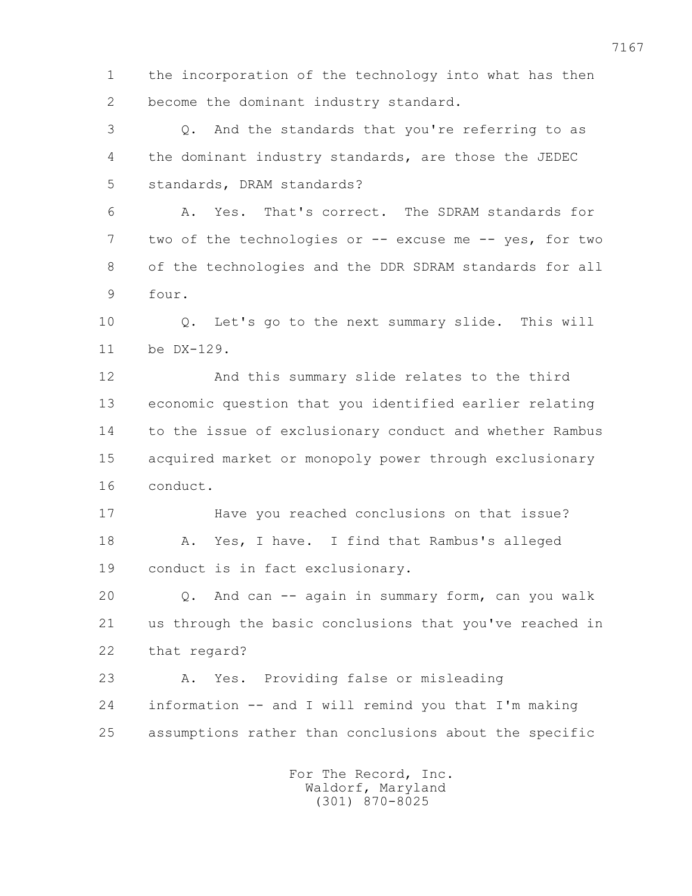1 the incorporation of the technology into what has then
2 become the dominant industry standard.

3 Q. And the standards that you're referring to as
4 the dominant industry standards, are those the JEDEC
5 standards, DRAM standards?

6 A. Yes. That's correct. The SDRAM standards for
7 two of the technologies or -- excuse me -- yes, for two
8 of the technologies and the DDR SDRAM standards for all
9 four.

10 Q. Let's go to the next summary slide. This will
11 be DX-129.

12 And this summary slide relates to the third
13 economic question that you identified earlier relating
14 to the issue of exclusionary conduct and whether Rambus
15 acquired market or monopoly power through exclusionary
16 conduct.

17 Have you reached conclusions on that issue?

18 A. Yes, I have. I find that Rambus's alleged
19 conduct is in fact exclusionary.

20 Q. And can -- again in summary form, can you walk
21 us through the basic conclusions that you've reached in
22 that regard?

23 A. Yes. Providing false or misleading
24 information -- and I will remind you that I'm making
25 assumptions rather than conclusions about the specific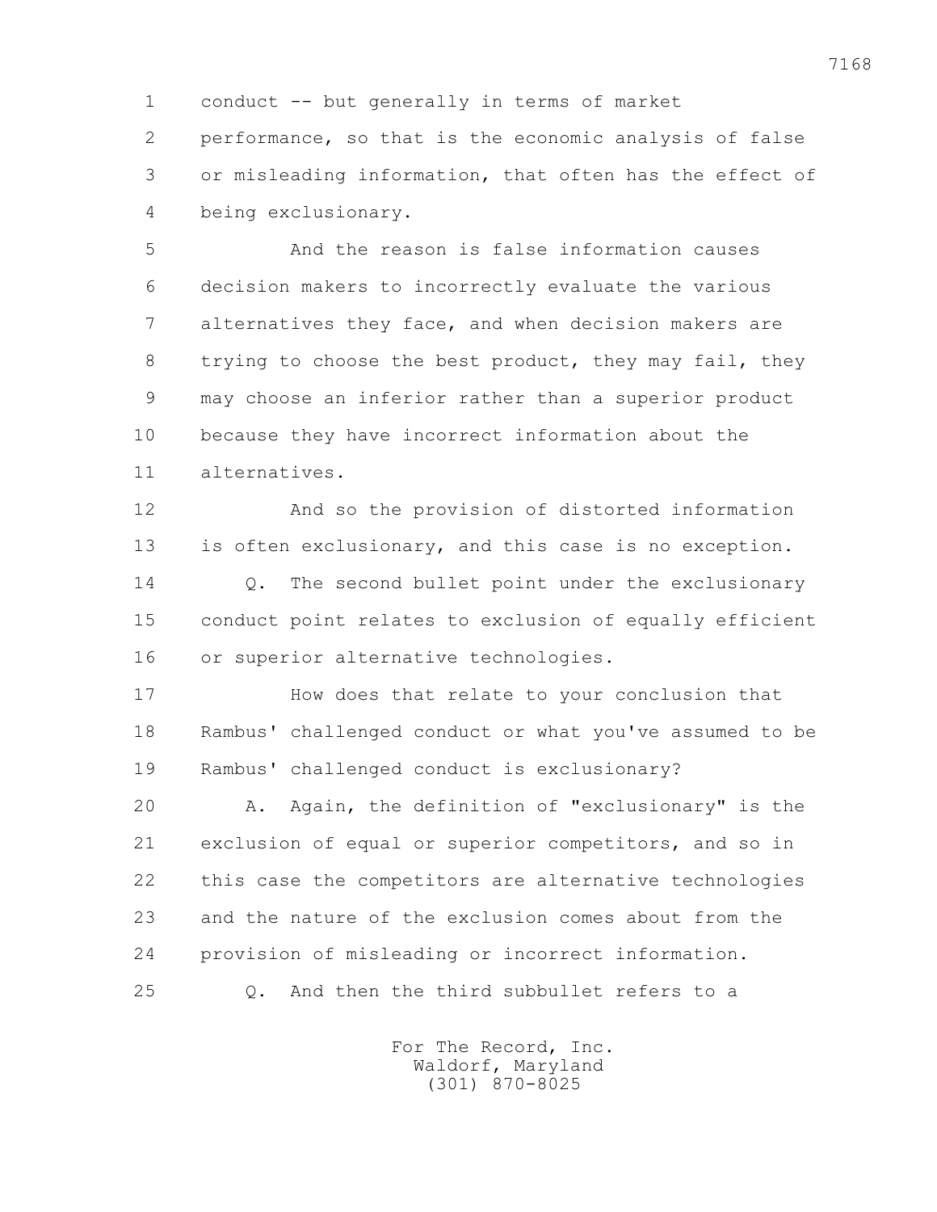conduct -- but generally in terms of market performance, so that is the economic analysis of false or misleading information, that often has the effect of being exclusionary.

And the reason is false information causes decision makers to incorrectly evaluate the various alternatives they face, and when decision makers are trying to choose the best product, they may fail, they may choose an inferior rather than a superior product because they have incorrect information about the alternatives.

And so the provision of distorted information is often exclusionary, and this case is no exception.

Q. The second bullet point under the exclusionary conduct point relates to exclusion of equally efficient or superior alternative technologies.

How does that relate to your conclusion that Rambus' challenged conduct or what you've assumed to be Rambus' challenged conduct is exclusionary?

A. Again, the definition of "exclusionary" is the exclusion of equal or superior competitors, and so in this case the competitors are alternative technologies and the nature of the exclusion comes about from the provision of misleading or incorrect information.

Q. And then the third subbullet refers to a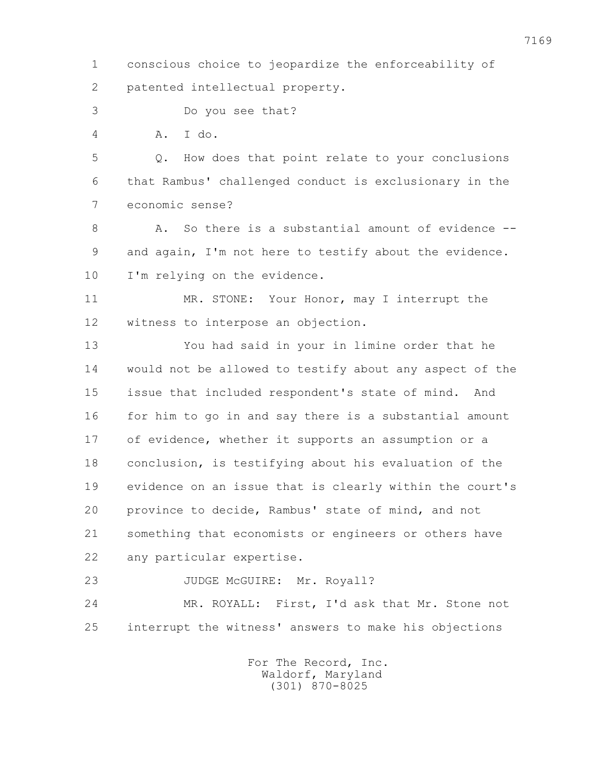1 conscious choice to jeopardize the enforceability of
2 patented intellectual property.
3 Do you see that?
4 A. I do.
5 Q. How does that point relate to your conclusions
6 that Rambus' challenged conduct is exclusionary in the
7 economic sense?
8 A. So there is a substantial amount of evidence --
9 and again, I'm not here to testify about the evidence.
10 I'm relying on the evidence.
11 MR. STONE: Your Honor, may I interrupt the
12 witness to interpose an objection.
13 You had said in your in limine order that he
14 would not be allowed to testify about any aspect of the
15 issue that included respondent's state of mind. And
16 for him to go in and say there is a substantial amount
17 of evidence, whether it supports an assumption or a
18 conclusion, is testifying about his evaluation of the
19 evidence on an issue that is clearly within the court's
20 province to decide, Rambus' state of mind, and not
21 something that economists or engineers or others have
22 any particular expertise.
23 JUDGE McGUIRE: Mr. Royall?
24 MR. ROYALL: First, I'd ask that Mr. Stone not
25 interrupt the witness' answers to make his objections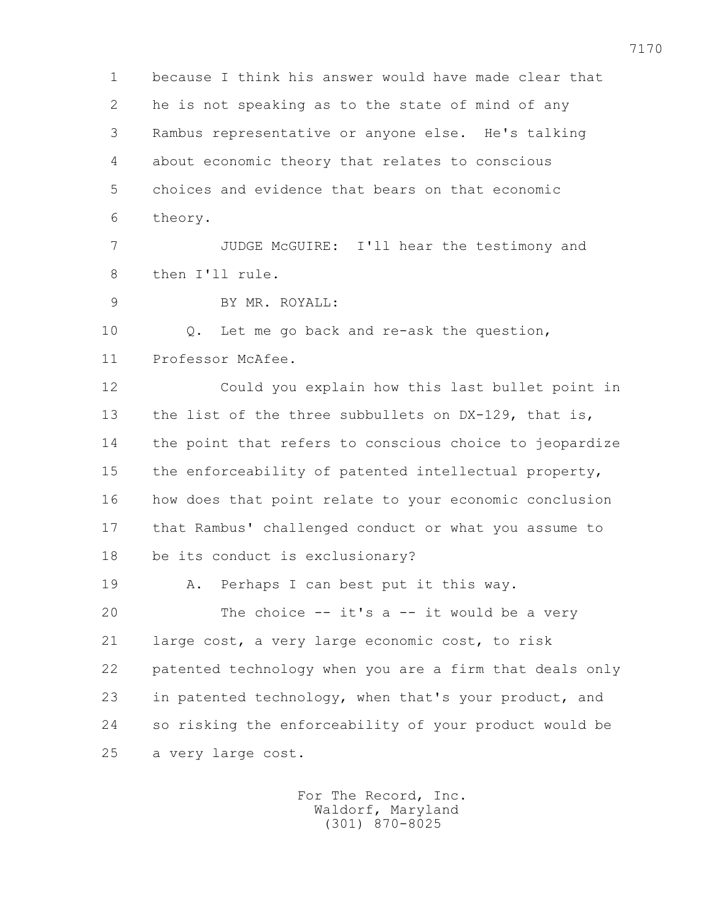1 because I think his answer would have made clear that
2 he is not speaking as to the state of mind of any
3 Rambus representative or anyone else. He's talking
4 about economic theory that relates to conscious
5 choices and evidence that bears on that economic
6 theory.

7 JUDGE McGUIRE: I'll hear the testimony and
8 then I'll rule.

9 BY MR. ROYALL:

10 Q. Let me go back and re-ask the question,
11 Professor McAfee.

12 Could you explain how this last bullet point in
13 the list of the three subbullets on DX-129, that is,
14 the point that refers to conscious choice to jeopardize
15 the enforceability of patented intellectual property,
16 how does that point relate to your economic conclusion
17 that Rambus' challenged conduct or what you assume to
18 be its conduct is exclusionary?

19 A. Perhaps I can best put it this way.

20 The choice -- it's a -- it would be a very
21 large cost, a very large economic cost, to risk
22 patented technology when you are a firm that deals only
23 in patented technology, when that's your product, and
24 so risking the enforceability of your product would be
25 a very large cost.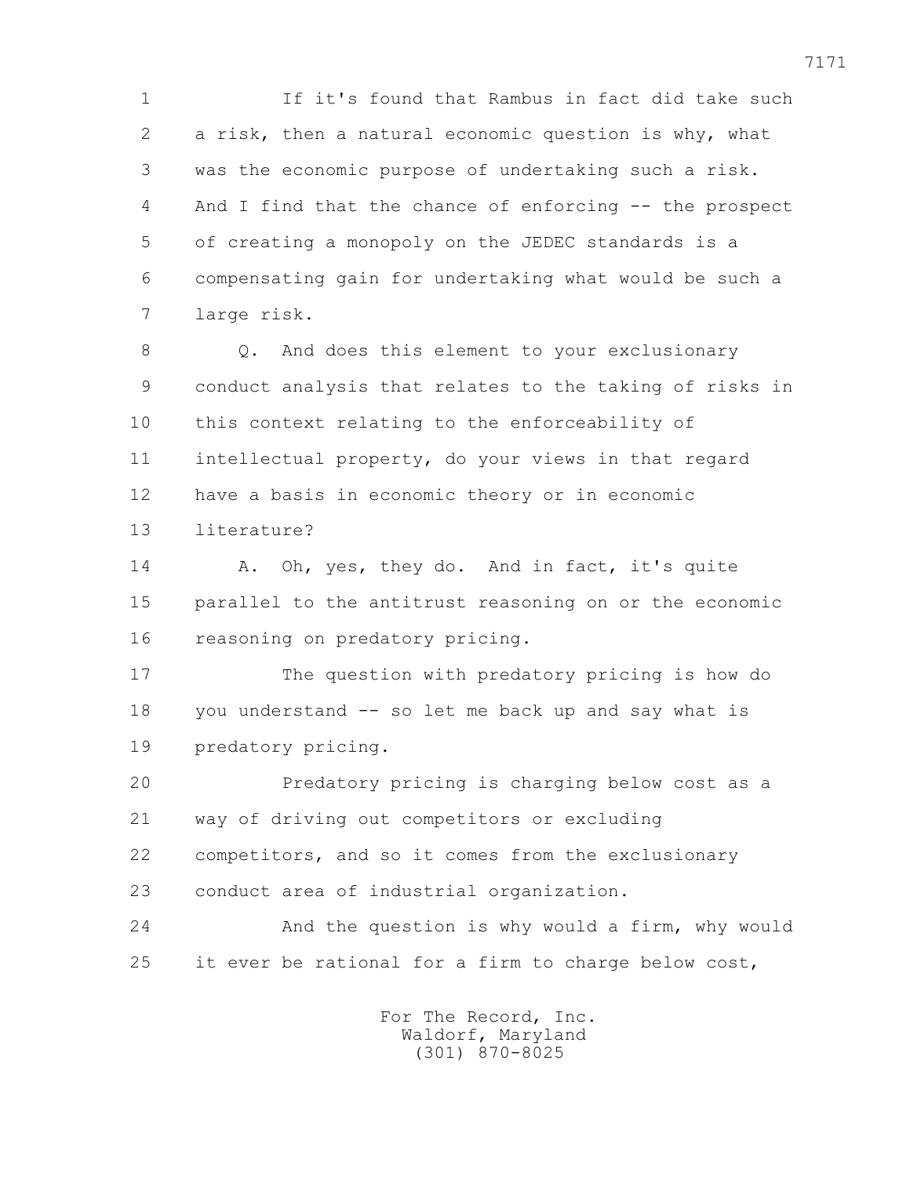If it's found that Rambus in fact did take such a risk, then a natural economic question is why, what was the economic purpose of undertaking such a risk. And I find that the chance of enforcing -- the prospect of creating a monopoly on the JEDEC standards is a compensating gain for undertaking what would be such a large risk.

Q. And does this element to your exclusionary conduct analysis that relates to the taking of risks in this context relating to the enforceability of intellectual property, do your views in that regard have a basis in economic theory or in economic literature?

A. Oh, yes, they do. And in fact, it's quite parallel to the antitrust reasoning on or the economic reasoning on predatory pricing.

The question with predatory pricing is how do you understand -- so let me back up and say what is predatory pricing.

Predatory pricing is charging below cost as a way of driving out competitors or excluding competitors, and so it comes from the exclusionary conduct area of industrial organization.

And the question is why would a firm, why would it ever be rational for a firm to charge below cost,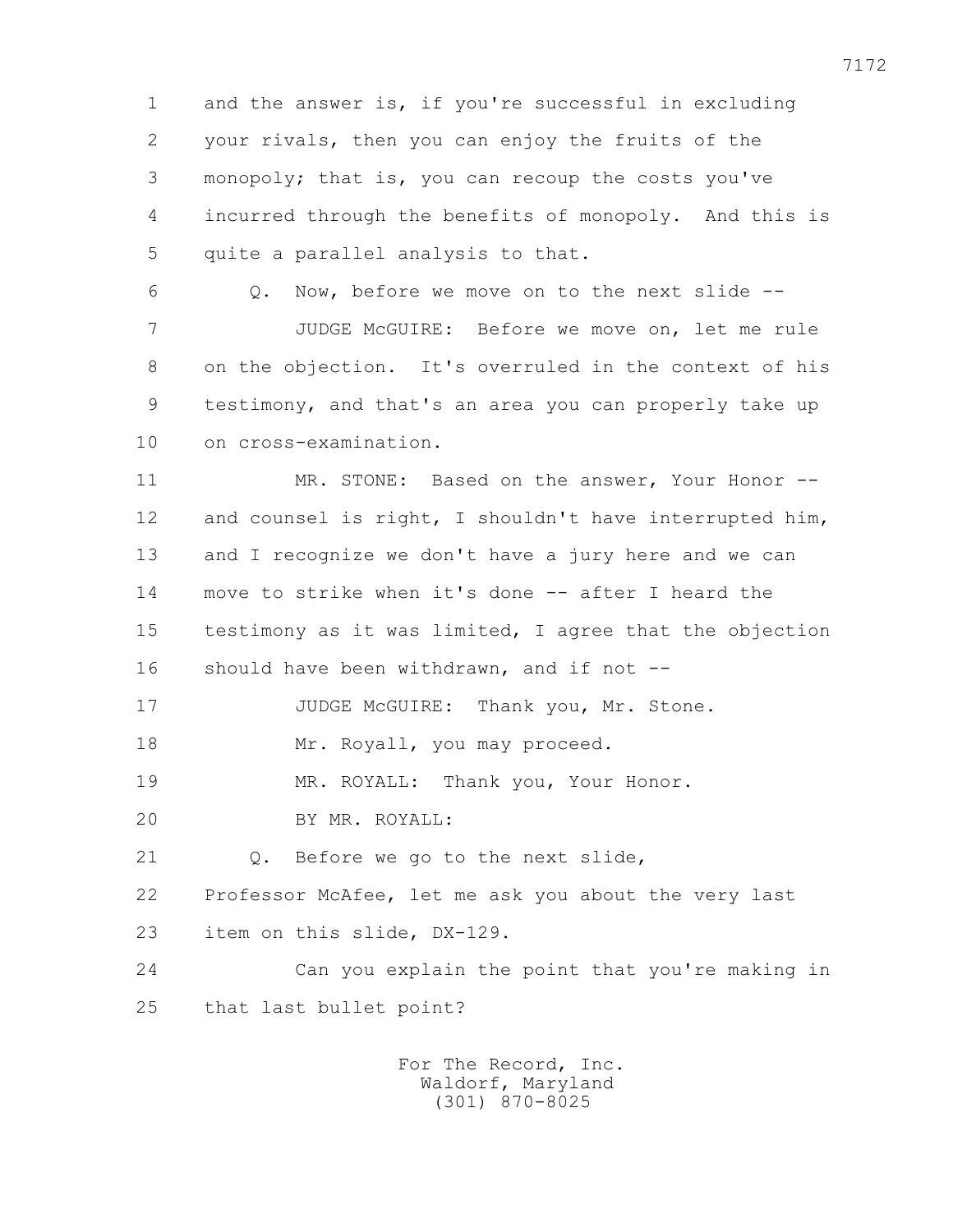and the answer is, if you're successful in excluding your rivals, then you can enjoy the fruits of the monopoly; that is, you can recoup the costs you've incurred through the benefits of monopoly. And this is quite a parallel analysis to that.

Q. Now, before we move on to the next slide --

JUDGE McGUIRE: Before we move on, let me rule on the objection. It's overruled in the context of his testimony, and that's an area you can properly take up on cross-examination.

MR. STONE: Based on the answer, Your Honor -- and counsel is right, I shouldn't have interrupted him, and I recognize we don't have a jury here and we can move to strike when it's done -- after I heard the testimony as it was limited, I agree that the objection should have been withdrawn, and if not --

JUDGE McGUIRE: Thank you, Mr. Stone.

Mr. Royall, you may proceed.

MR. ROYALL: Thank you, Your Honor.

BY MR. ROYALL:

Q. Before we go to the next slide, Professor McAfee, let me ask you about the very last item on this slide, DX-129.

Can you explain the point that you're making in that last bullet point?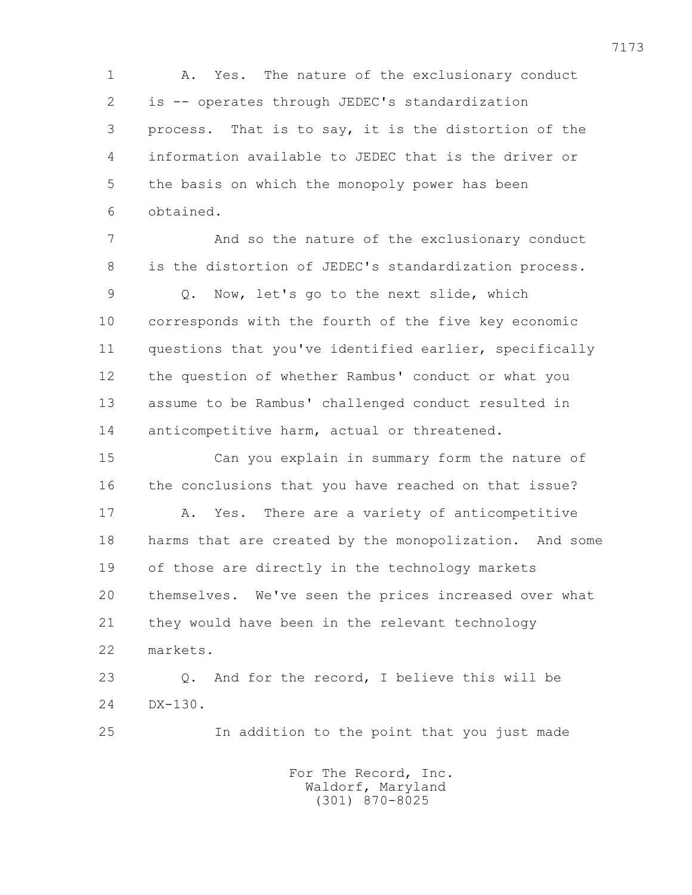1 A. Yes. The nature of the exclusionary conduct
2 is -- operates through JEDEC's standardization
3 process. That is to say, it is the distortion of the
4 information available to JEDEC that is the driver or
5 the basis on which the monopoly power has been
6 obtained.

7 And so the nature of the exclusionary conduct
8 is the distortion of JEDEC's standardization process.

9 Q. Now, let's go to the next slide, which
10 corresponds with the fourth of the five key economic
11 questions that you've identified earlier, specifically
12 the question of whether Rambus' conduct or what you
13 assume to be Rambus' challenged conduct resulted in
14 anticompetitive harm, actual or threatened.

15 Can you explain in summary form the nature of
16 the conclusions that you have reached on that issue?

17 A. Yes. There are a variety of anticompetitive
18 harms that are created by the monopolization. And some
19 of those are directly in the technology markets
20 themselves. We've seen the prices increased over what
21 they would have been in the relevant technology
22 markets.

23 Q. And for the record, I believe this will be
24 DX-130.

25 In addition to the point that you just made

For The Record, Inc.
Waldorf, Maryland
(301) 870-8025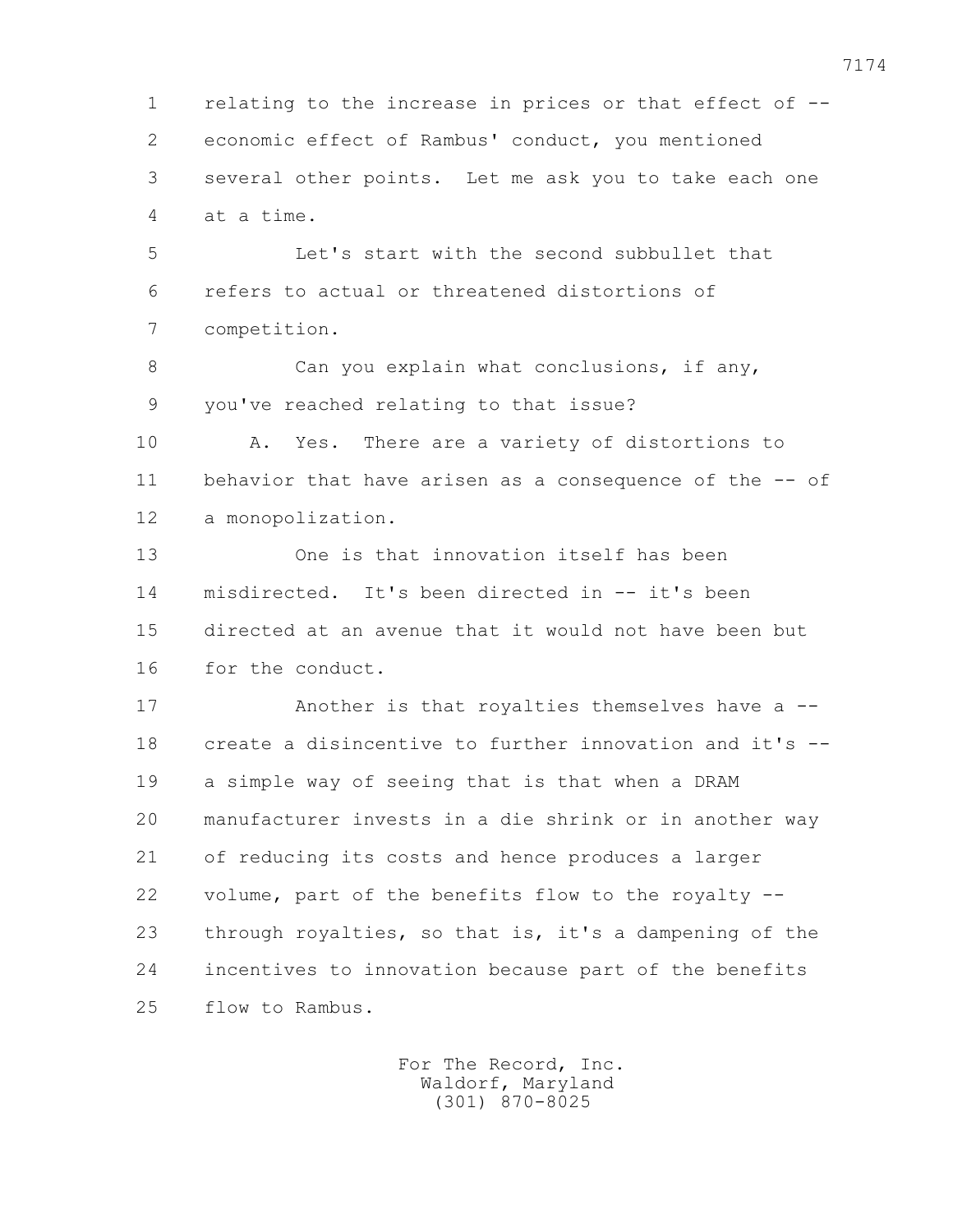relating to the increase in prices or that effect of -- economic effect of Rambus' conduct, you mentioned several other points. Let me ask you to take each one at a time.

Let's start with the second subbullet that refers to actual or threatened distortions of competition.

Can you explain what conclusions, if any, you've reached relating to that issue?

A. Yes. There are a variety of distortions to behavior that have arisen as a consequence of the -- of a monopolization.

One is that innovation itself has been misdirected. It's been directed in -- it's been directed at an avenue that it would not have been but for the conduct.

Another is that royalties themselves have a -- create a disincentive to further innovation and it's -- a simple way of seeing that is that when a DRAM manufacturer invests in a die shrink or in another way of reducing its costs and hence produces a larger volume, part of the benefits flow to the royalty -- through royalties, so that is, it's a dampening of the incentives to innovation because part of the benefits flow to Rambus.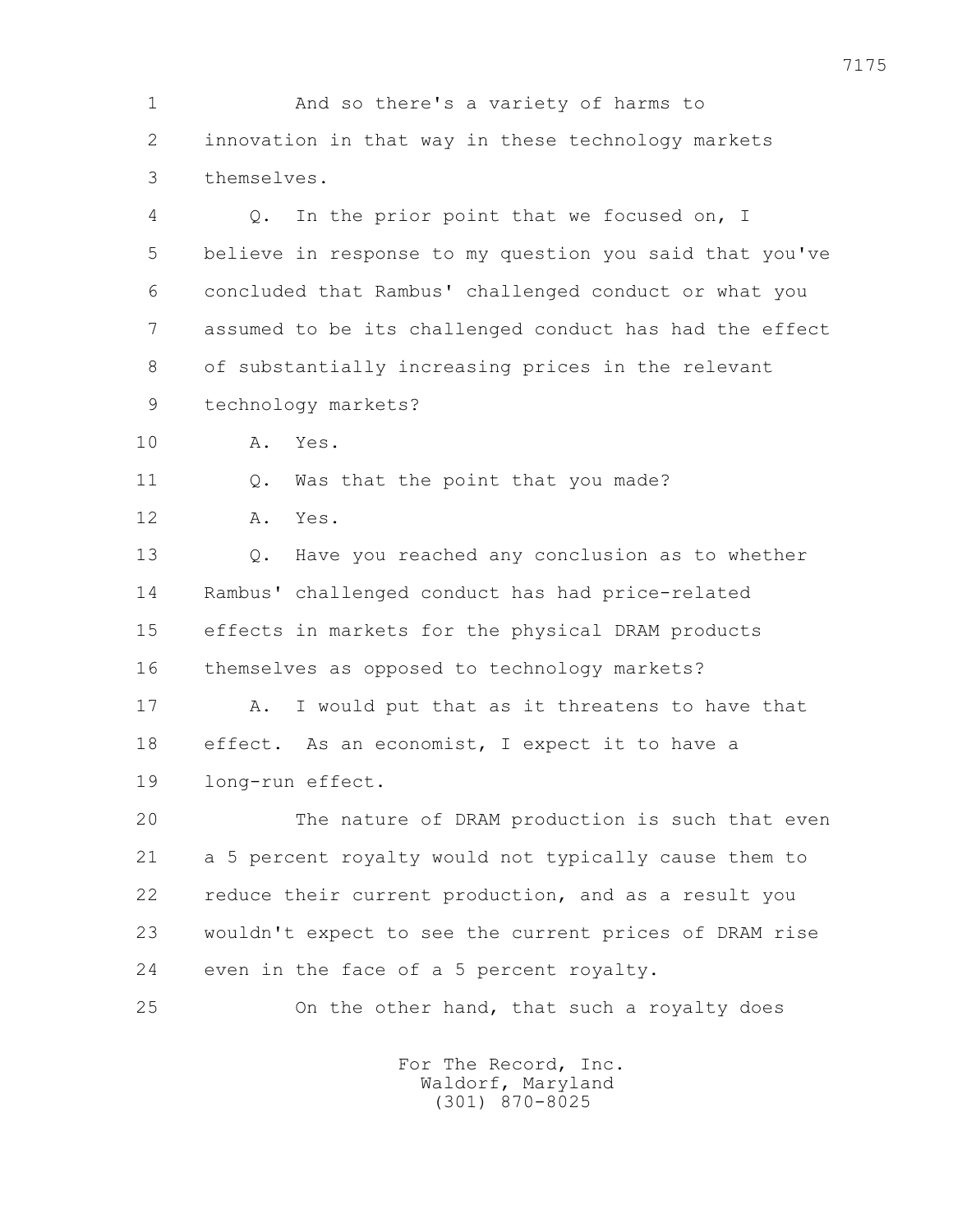1 And so there's a variety of harms to
2 innovation in that way in these technology markets
3 themselves.
4 Q. In the prior point that we focused on, I
5 believe in response to my question you said that you've
6 concluded that Rambus' challenged conduct or what you
7 assumed to be its challenged conduct has had the effect
8 of substantially increasing prices in the relevant
9 technology markets?
10 A. Yes.
11 Q. Was that the point that you made?
12 A. Yes.
13 Q. Have you reached any conclusion as to whether
14 Rambus' challenged conduct has had price-related
15 effects in markets for the physical DRAM products
16 themselves as opposed to technology markets?
17 A. I would put that as it threatens to have that
18 effect. As an economist, I expect it to have a
19 long-run effect.
20 The nature of DRAM production is such that even
21 a 5 percent royalty would not typically cause them to
22 reduce their current production, and as a result you
23 wouldn't expect to see the current prices of DRAM rise
24 even in the face of a 5 percent royalty.
25 On the other hand, that such a royalty does

For The Record, Inc.
Waldorf, Maryland
(301) 870-8025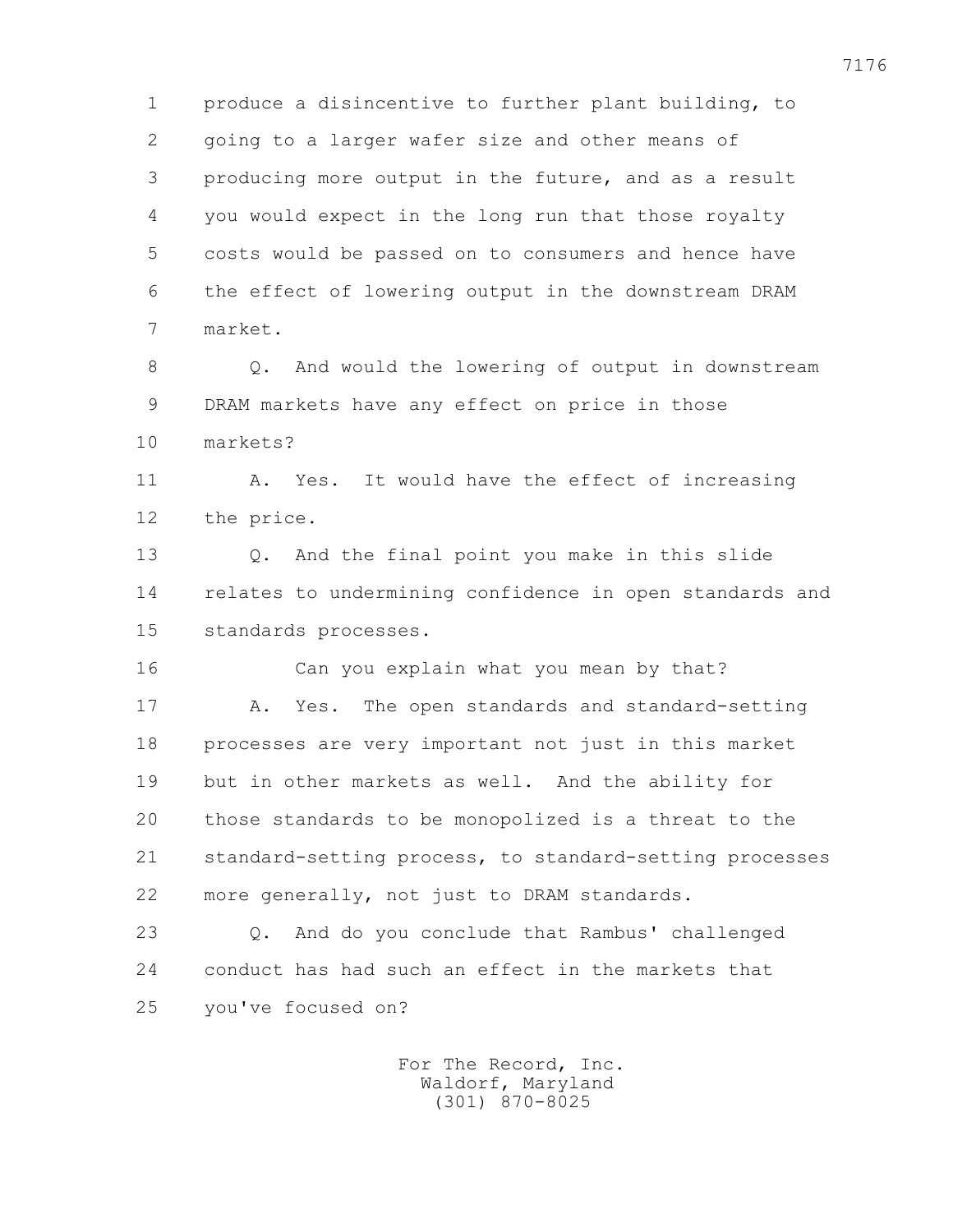produce a disincentive to further plant building, to going to a larger wafer size and other means of producing more output in the future, and as a result you would expect in the long run that those royalty costs would be passed on to consumers and hence have the effect of lowering output in the downstream DRAM market.

Q. And would the lowering of output in downstream DRAM markets have any effect on price in those markets?

A. Yes. It would have the effect of increasing the price.

Q. And the final point you make in this slide relates to undermining confidence in open standards and standards processes.

Can you explain what you mean by that?

A. Yes. The open standards and standard-setting processes are very important not just in this market but in other markets as well. And the ability for those standards to be monopolized is a threat to the standard-setting process, to standard-setting processes more generally, not just to DRAM standards.

Q. And do you conclude that Rambus' challenged conduct has had such an effect in the markets that you've focused on?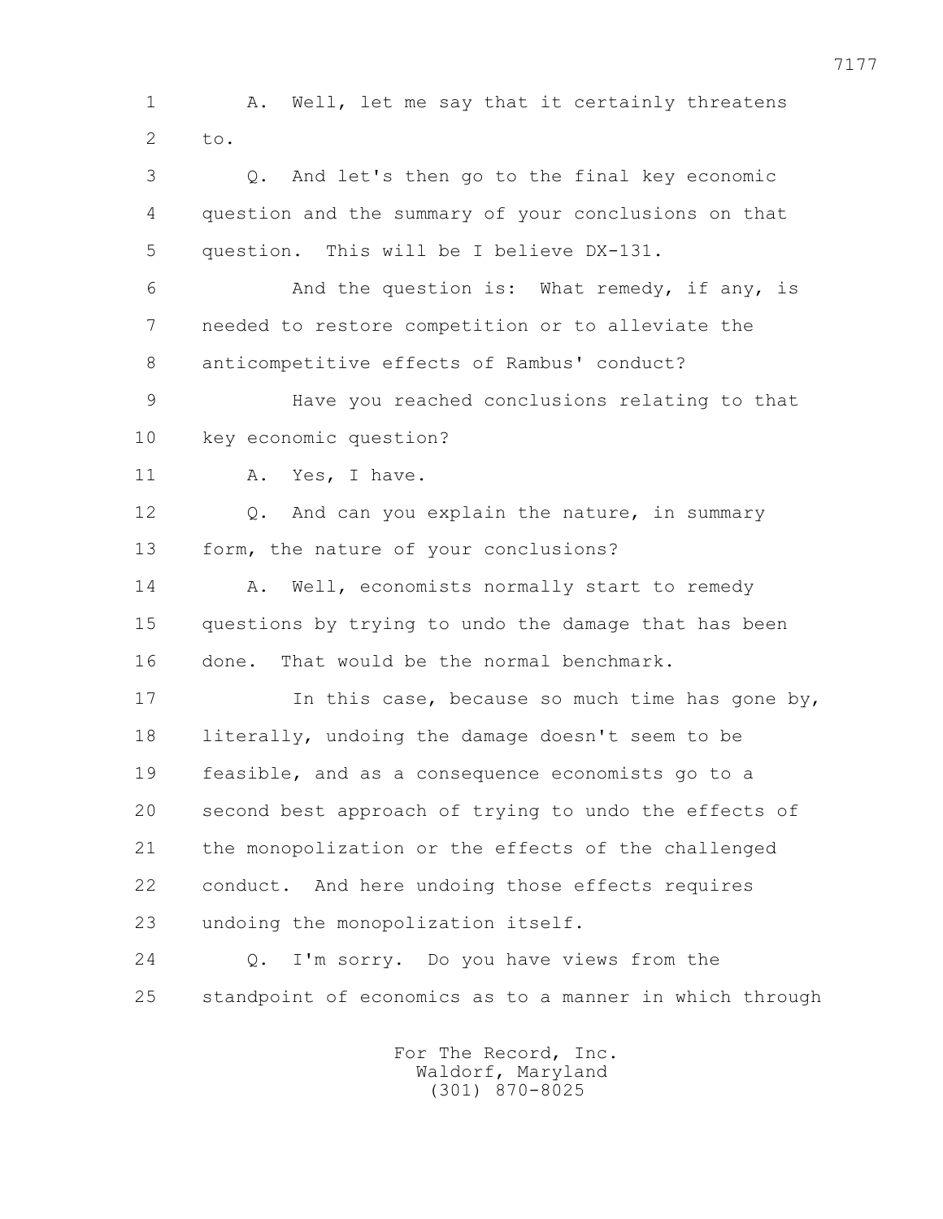1 A. Well, let me say that it certainly threatens
2 to.
3 Q. And let's then go to the final key economic
4 question and the summary of your conclusions on that
5 question. This will be I believe DX-131.
6 And the question is: What remedy, if any, is
7 needed to restore competition or to alleviate the
8 anticompetitive effects of Rambus' conduct?
9 Have you reached conclusions relating to that
10 key economic question?
11 A. Yes, I have.
12 Q. And can you explain the nature, in summary
13 form, the nature of your conclusions?
14 A. Well, economists normally start to remedy
15 questions by trying to undo the damage that has been
16 done. That would be the normal benchmark.
17 In this case, because so much time has gone by,
18 literally, undoing the damage doesn't seem to be
19 feasible, and as a consequence economists go to a
20 second best approach of trying to undo the effects of
21 the monopolization or the effects of the challenged
22 conduct. And here undoing those effects requires
23 undoing the monopolization itself.
24 Q. I'm sorry. Do you have views from the
25 standpoint of economics as to a manner in which through

For The Record, Inc.
Waldorf, Maryland
(301) 870-8025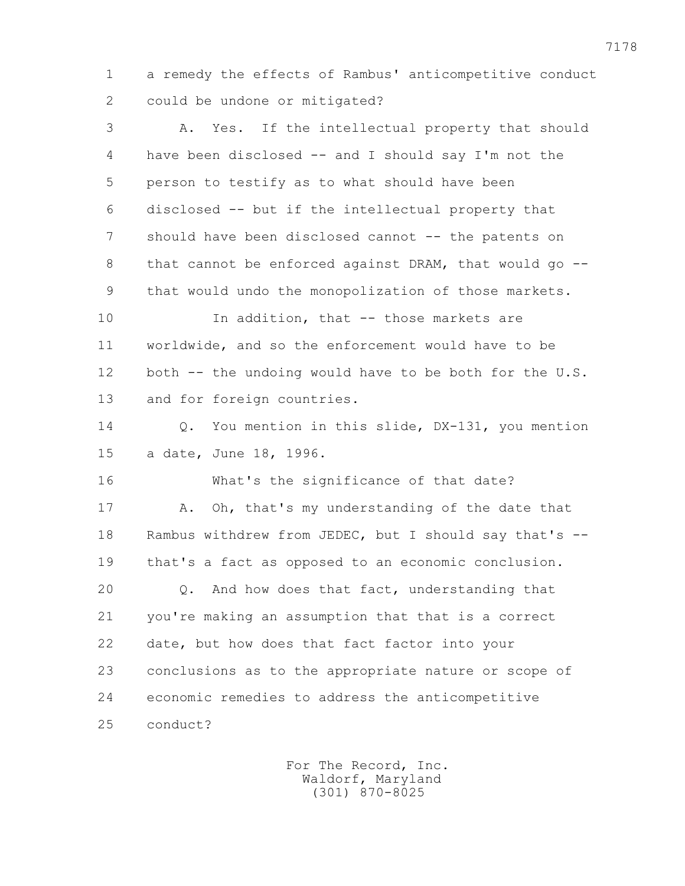1 a remedy the effects of Rambus' anticompetitive conduct
2 could be undone or mitigated?

3 A. Yes. If the intellectual property that should
4 have been disclosed -- and I should say I'm not the
5 person to testify as to what should have been
6 disclosed -- but if the intellectual property that
7 should have been disclosed cannot -- the patents on
8 that cannot be enforced against DRAM, that would go --
9 that would undo the monopolization of those markets.

10 In addition, that -- those markets are
11 worldwide, and so the enforcement would have to be
12 both -- the undoing would have to be both for the U.S.
13 and for foreign countries.

14 Q. You mention in this slide, DX-131, you mention
15 a date, June 18, 1996.

16 What's the significance of that date?

17 A. Oh, that's my understanding of the date that
18 Rambus withdrew from JEDEC, but I should say that's --
19 that's a fact as opposed to an economic conclusion.

20 Q. And how does that fact, understanding that
21 you're making an assumption that that is a correct
22 date, but how does that fact factor into your
23 conclusions as to the appropriate nature or scope of
24 economic remedies to address the anticompetitive
25 conduct?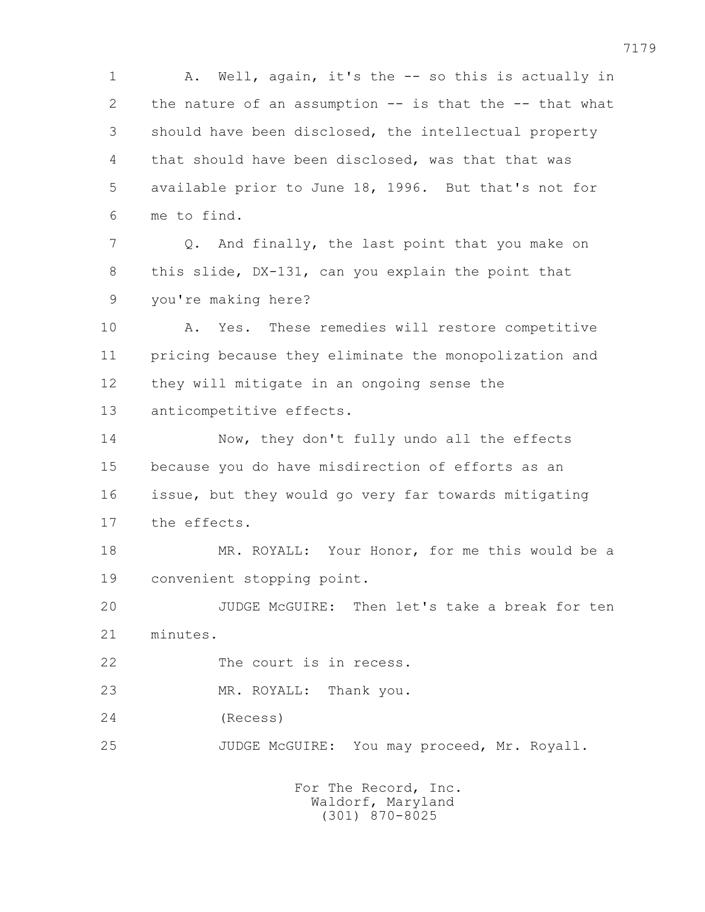A. Well, again, it's the -- so this is actually in the nature of an assumption -- is that the -- that what should have been disclosed, the intellectual property that should have been disclosed, was that that was available prior to June 18, 1996. But that's not for me to find.

Q. And finally, the last point that you make on this slide, DX-131, can you explain the point that you're making here?

A. Yes. These remedies will restore competitive pricing because they eliminate the monopolization and they will mitigate in an ongoing sense the anticompetitive effects.

Now, they don't fully undo all the effects because you do have misdirection of efforts as an issue, but they would go very far towards mitigating the effects.

MR. ROYALL: Your Honor, for me this would be a convenient stopping point.

JUDGE McGUIRE: Then let's take a break for ten minutes.

The court is in recess.

MR. ROYALL: Thank you.

(Recess)

JUDGE McGUIRE: You may proceed, Mr. Royall.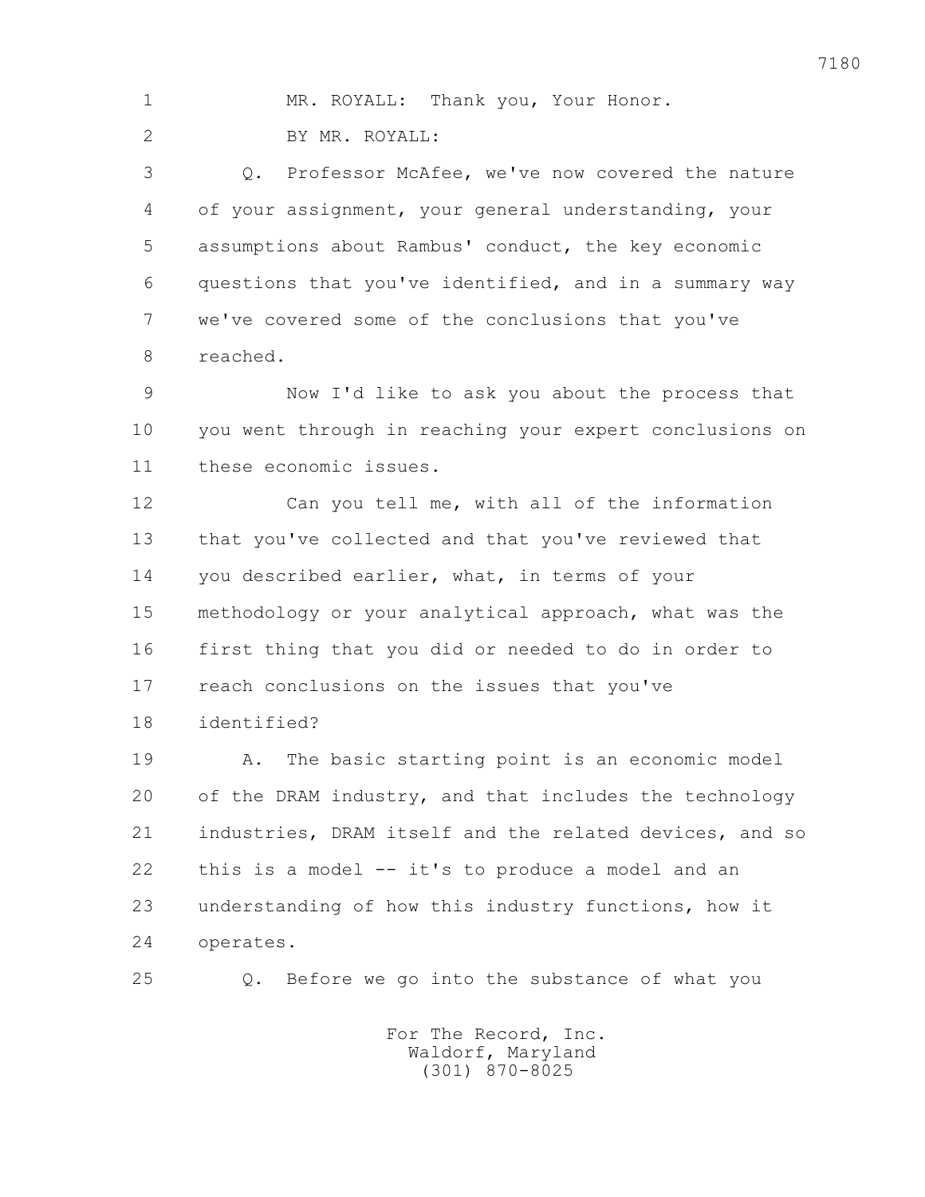1 MR. ROYALL: Thank you, Your Honor.

2 BY MR. ROYALL:

3 Q. Professor McAfee, we've now covered the nature
4 of your assignment, your general understanding, your
5 assumptions about Rambus' conduct, the key economic
6 questions that you've identified, and in a summary way
7 we've covered some of the conclusions that you've
8 reached.

9 Now I'd like to ask you about the process that
10 you went through in reaching your expert conclusions on
11 these economic issues.

12 Can you tell me, with all of the information
13 that you've collected and that you've reviewed that
14 you described earlier, what, in terms of your
15 methodology or your analytical approach, what was the
16 first thing that you did or needed to do in order to
17 reach conclusions on the issues that you've
18 identified?

19 A. The basic starting point is an economic model
20 of the DRAM industry, and that includes the technology
21 industries, DRAM itself and the related devices, and so
22 this is a model -- it's to produce a model and an
23 understanding of how this industry functions, how it
24 operates.

25 Q. Before we go into the substance of what you

For The Record, Inc.
Waldorf, Maryland
(301) 870-8025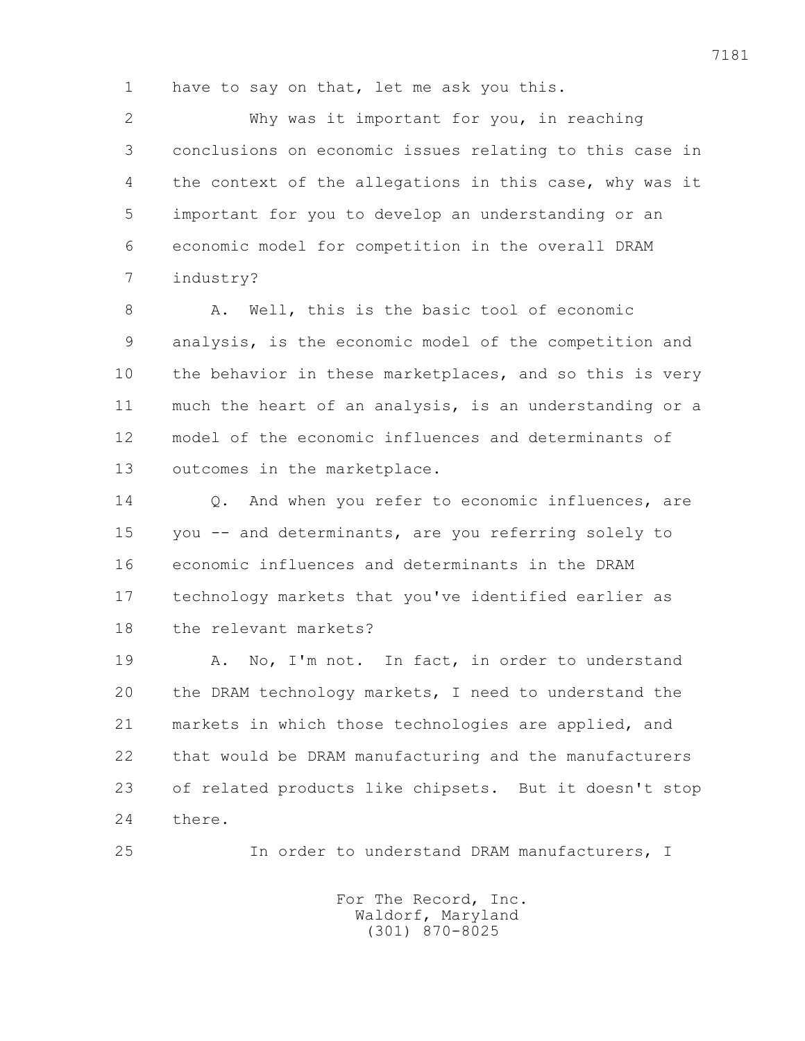have to say on that, let me ask you this.

Why was it important for you, in reaching conclusions on economic issues relating to this case in the context of the allegations in this case, why was it important for you to develop an understanding or an economic model for competition in the overall DRAM industry?

A. Well, this is the basic tool of economic analysis, is the economic model of the competition and the behavior in these marketplaces, and so this is very much the heart of an analysis, is an understanding or a model of the economic influences and determinants of outcomes in the marketplace.

Q. And when you refer to economic influences, are you -- and determinants, are you referring solely to economic influences and determinants in the DRAM technology markets that you've identified earlier as the relevant markets?

A. No, I'm not. In fact, in order to understand the DRAM technology markets, I need to understand the markets in which those technologies are applied, and that would be DRAM manufacturing and the manufacturers of related products like chipsets. But it doesn't stop there.

In order to understand DRAM manufacturers, I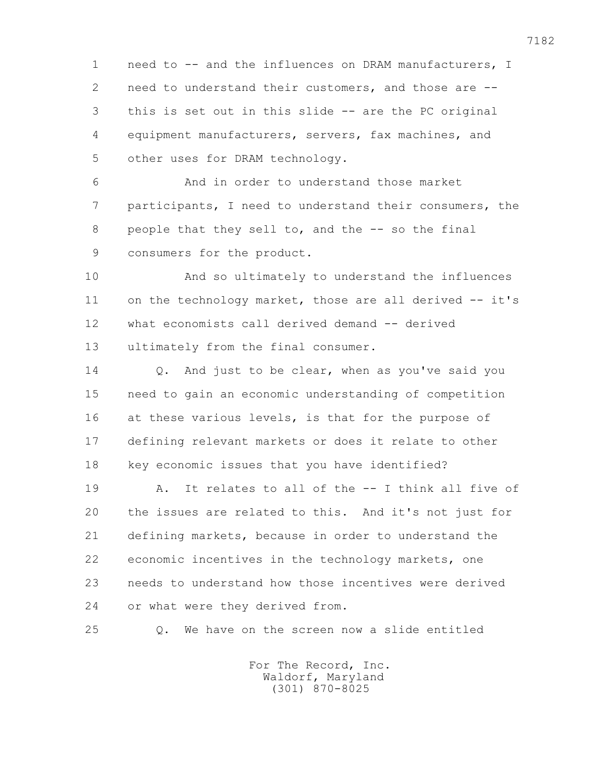1 need to -- and the influences on DRAM manufacturers, I
2 need to understand their customers, and those are --
3 this is set out in this slide -- are the PC original
4 equipment manufacturers, servers, fax machines, and
5 other uses for DRAM technology.

6 And in order to understand those market
7 participants, I need to understand their consumers, the
8 people that they sell to, and the -- so the final
9 consumers for the product.

10 And so ultimately to understand the influences
11 on the technology market, those are all derived -- it's
12 what economists call derived demand -- derived
13 ultimately from the final consumer.

14 Q. And just to be clear, when as you've said you
15 need to gain an economic understanding of competition
16 at these various levels, is that for the purpose of
17 defining relevant markets or does it relate to other
18 key economic issues that you have identified?

19 A. It relates to all of the -- I think all five of
20 the issues are related to this. And it's not just for
21 defining markets, because in order to understand the
22 economic incentives in the technology markets, one
23 needs to understand how those incentives were derived
24 or what were they derived from.

25 Q. We have on the screen now a slide entitled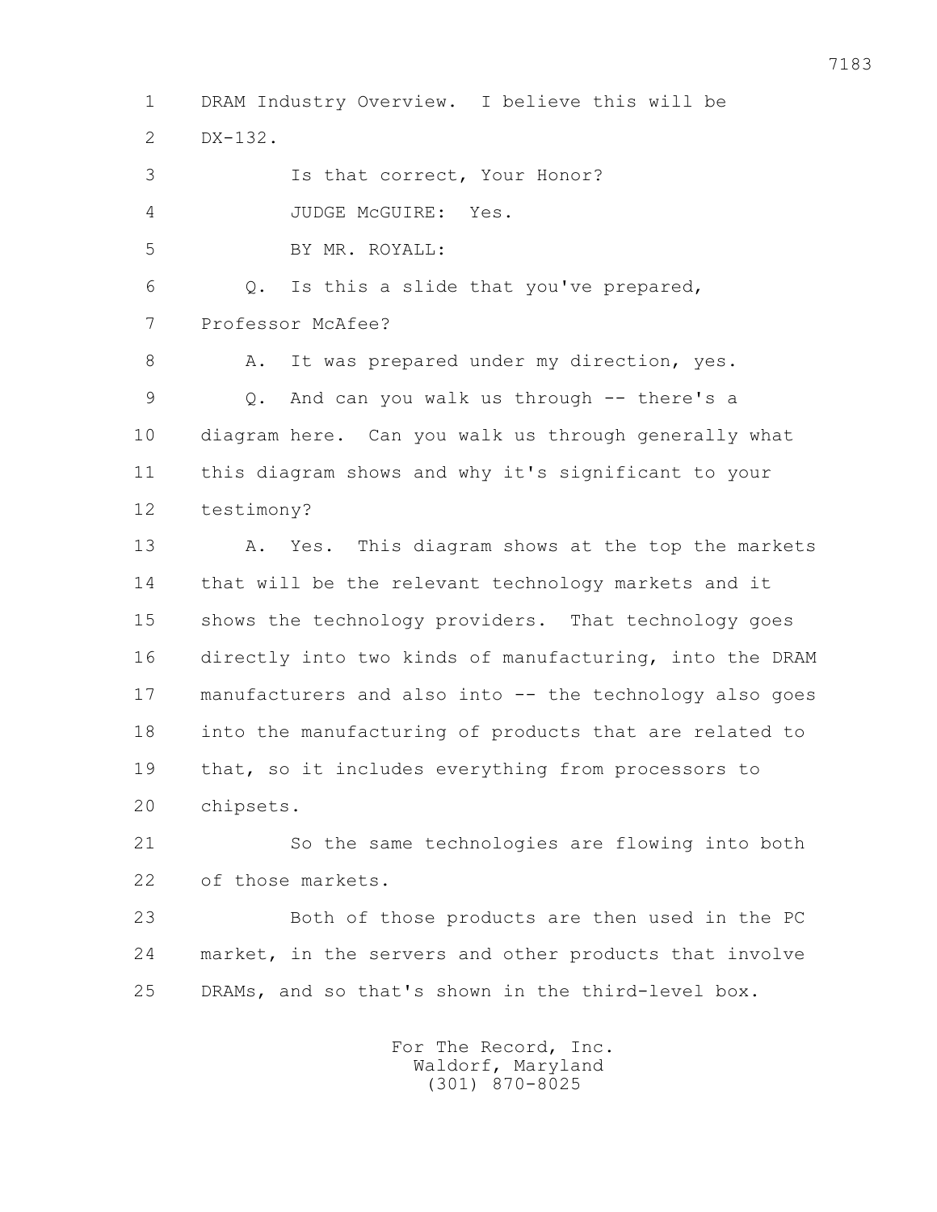1 DRAM Industry Overview. I believe this will be
2 DX-132.
3 Is that correct, Your Honor?
4 JUDGE McGUIRE: Yes.
5 BY MR. ROYALL:
6 Q. Is this a slide that you've prepared,
7 Professor McAfee?
8 A. It was prepared under my direction, yes.
9 Q. And can you walk us through -- there's a
10 diagram here. Can you walk us through generally what
11 this diagram shows and why it's significant to your
12 testimony?
13 A. Yes. This diagram shows at the top the markets
14 that will be the relevant technology markets and it
15 shows the technology providers. That technology goes
16 directly into two kinds of manufacturing, into the DRAM
17 manufacturers and also into -- the technology also goes
18 into the manufacturing of products that are related to
19 that, so it includes everything from processors to
20 chipsets.
21 So the same technologies are flowing into both
22 of those markets.
23 Both of those products are then used in the PC
24 market, in the servers and other products that involve
25 DRAMs, and so that's shown in the third-level box.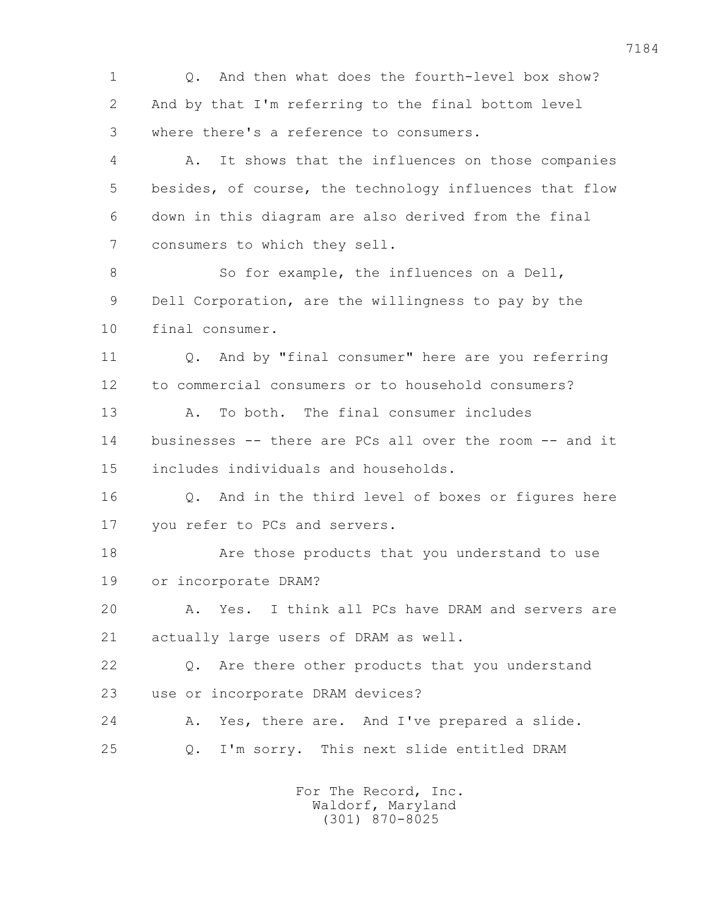1 Q. And then what does the fourth-level box show?
2 And by that I'm referring to the final bottom level
3 where there's a reference to consumers.

4 A. It shows that the influences on those companies
5 besides, of course, the technology influences that flow
6 down in this diagram are also derived from the final
7 consumers to which they sell.

8 So for example, the influences on a Dell,
9 Dell Corporation, are the willingness to pay by the
10 final consumer.

11 Q. And by "final consumer" here are you referring
12 to commercial consumers or to household consumers?

13 A. To both. The final consumer includes
14 businesses -- there are PCs all over the room -- and it
15 includes individuals and households.

16 Q. And in the third level of boxes or figures here
17 you refer to PCs and servers.

18 Are those products that you understand to use
19 or incorporate DRAM?

20 A. Yes. I think all PCs have DRAM and servers are
21 actually large users of DRAM as well.

22 Q. Are there other products that you understand
23 use or incorporate DRAM devices?

24 A. Yes, there are. And I've prepared a slide.

25 Q. I'm sorry. This next slide entitled DRAM

For The Record, Inc.
Waldorf, Maryland
(301) 870-8025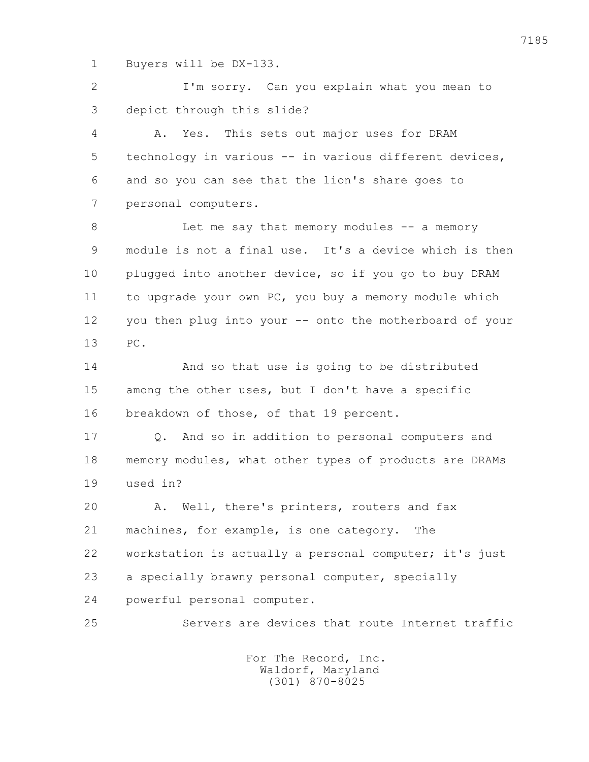1 Buyers will be DX-133.

2 I'm sorry. Can you explain what you mean to

3 depict through this slide?

4 A. Yes. This sets out major uses for DRAM

5 technology in various -- in various different devices,

6 and so you can see that the lion's share goes to

7 personal computers.

8 Let me say that memory modules -- a memory

9 module is not a final use. It's a device which is then

10 plugged into another device, so if you go to buy DRAM

11 to upgrade your own PC, you buy a memory module which

12 you then plug into your -- onto the motherboard of your

13 PC.

14 And so that use is going to be distributed

15 among the other uses, but I don't have a specific

16 breakdown of those, of that 19 percent.

17 Q. And so in addition to personal computers and

18 memory modules, what other types of products are DRAMs

19 used in?

20 A. Well, there's printers, routers and fax

21 machines, for example, is one category. The

22 workstation is actually a personal computer; it's just

23 a specially brawny personal computer, specially

24 powerful personal computer.

25 Servers are devices that route Internet traffic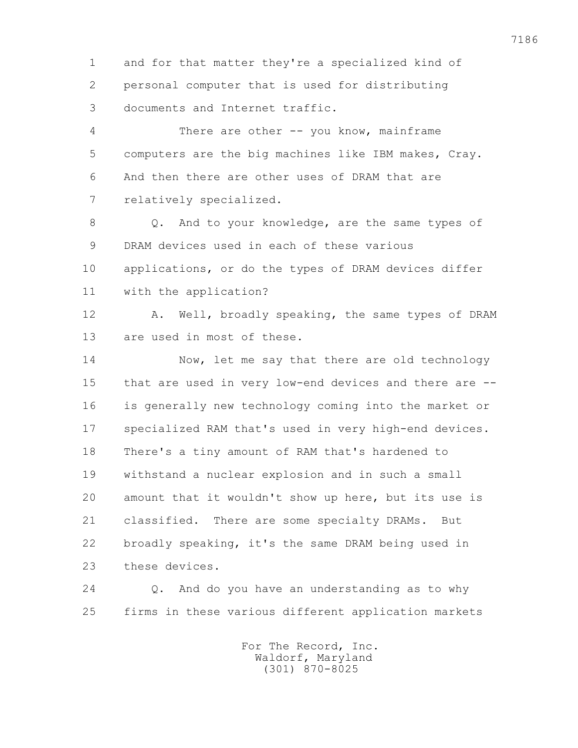and for that matter they're a specialized kind of personal computer that is used for distributing documents and Internet traffic.

There are other -- you know, mainframe computers are the big machines like IBM makes, Cray. And then there are other uses of DRAM that are relatively specialized.

Q. And to your knowledge, are the same types of DRAM devices used in each of these various applications, or do the types of DRAM devices differ with the application?

A. Well, broadly speaking, the same types of DRAM are used in most of these.

Now, let me say that there are old technology that are used in very low-end devices and there are -- is generally new technology coming into the market or specialized RAM that's used in very high-end devices. There's a tiny amount of RAM that's hardened to withstand a nuclear explosion and in such a small amount that it wouldn't show up here, but its use is classified. There are some specialty DRAMs. But broadly speaking, it's the same DRAM being used in these devices.

Q. And do you have an understanding as to why firms in these various different application markets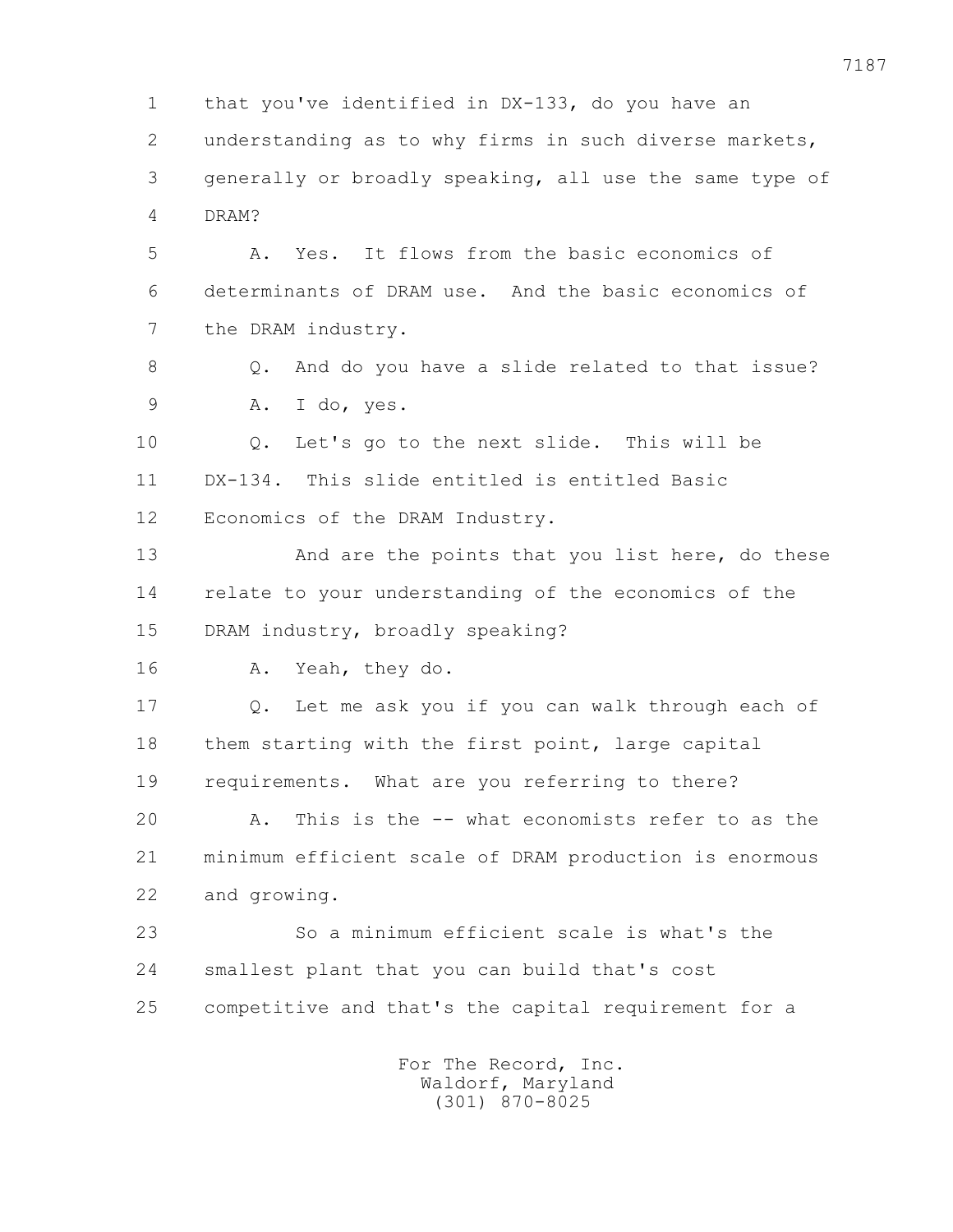1 that you've identified in DX-133, do you have an
2 understanding as to why firms in such diverse markets,
3 generally or broadly speaking, all use the same type of
4 DRAM?

5 A. Yes. It flows from the basic economics of
6 determinants of DRAM use. And the basic economics of
7 the DRAM industry.

8 Q. And do you have a slide related to that issue?

9 A. I do, yes.

10 Q. Let's go to the next slide. This will be
11 DX-134. This slide entitled is entitled Basic
12 Economics of the DRAM Industry.

13 And are the points that you list here, do these
14 relate to your understanding of the economics of the
15 DRAM industry, broadly speaking?

16 A. Yeah, they do.

17 Q. Let me ask you if you can walk through each of
18 them starting with the first point, large capital
19 requirements. What are you referring to there?

20 A. This is the -- what economists refer to as the
21 minimum efficient scale of DRAM production is enormous
22 and growing.

23 So a minimum efficient scale is what's the
24 smallest plant that you can build that's cost
25 competitive and that's the capital requirement for a

For The Record, Inc.
Waldorf, Maryland
(301) 870-8025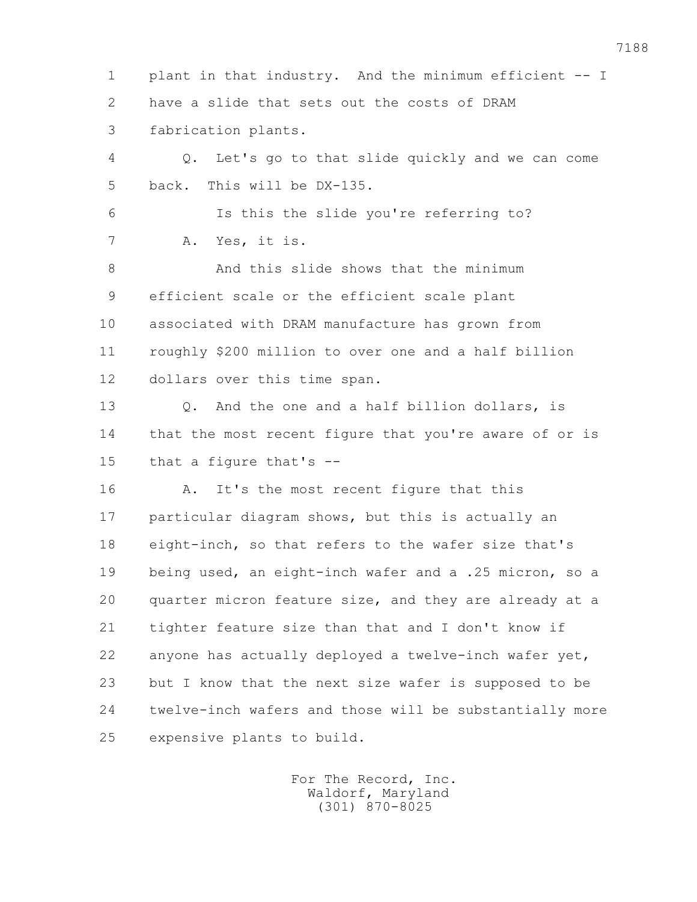1 plant in that industry. And the minimum efficient -- I
2 have a slide that sets out the costs of DRAM
3 fabrication plants.

4 Q. Let's go to that slide quickly and we can come
5 back. This will be DX-135.

6 Is this the slide you're referring to?

7 A. Yes, it is.

8 And this slide shows that the minimum
9 efficient scale or the efficient scale plant
10 associated with DRAM manufacture has grown from
11 roughly $200 million to over one and a half billion
12 dollars over this time span.

13 Q. And the one and a half billion dollars, is
14 that the most recent figure that you're aware of or is
15 that a figure that's --

16 A. It's the most recent figure that this
17 particular diagram shows, but this is actually an
18 eight-inch, so that refers to the wafer size that's
19 being used, an eight-inch wafer and a .25 micron, so a
20 quarter micron feature size, and they are already at a
21 tighter feature size than that and I don't know if
22 anyone has actually deployed a twelve-inch wafer yet,
23 but I know that the next size wafer is supposed to be
24 twelve-inch wafers and those will be substantially more
25 expensive plants to build.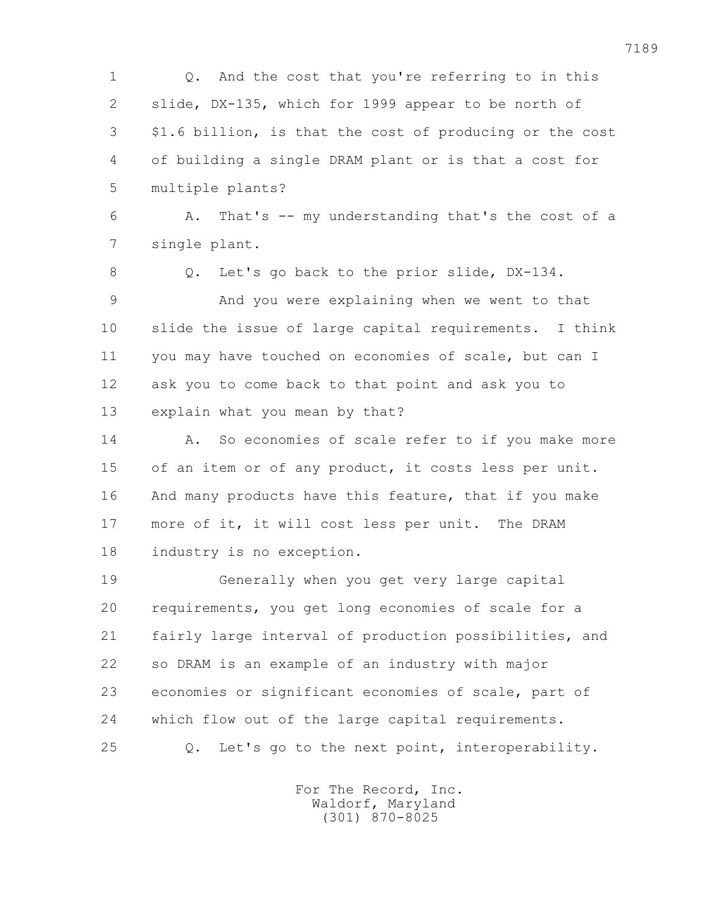1 Q. And the cost that you're referring to in this
2 slide, DX-135, which for 1999 appear to be north of
3 $1.6 billion, is that the cost of producing or the cost
4 of building a single DRAM plant or is that a cost for
5 multiple plants?

6 A. That's -- my understanding that's the cost of a
7 single plant.

8 Q. Let's go back to the prior slide, DX-134.

9 And you were explaining when we went to that
10 slide the issue of large capital requirements. I think
11 you may have touched on economies of scale, but can I
12 ask you to come back to that point and ask you to
13 explain what you mean by that?

14 A. So economies of scale refer to if you make more
15 of an item or of any product, it costs less per unit.
16 And many products have this feature, that if you make
17 more of it, it will cost less per unit. The DRAM
18 industry is no exception.

19 Generally when you get very large capital
20 requirements, you get long economies of scale for a
21 fairly large interval of production possibilities, and
22 so DRAM is an example of an industry with major
23 economies or significant economies of scale, part of
24 which flow out of the large capital requirements.

25 Q. Let's go to the next point, interoperability.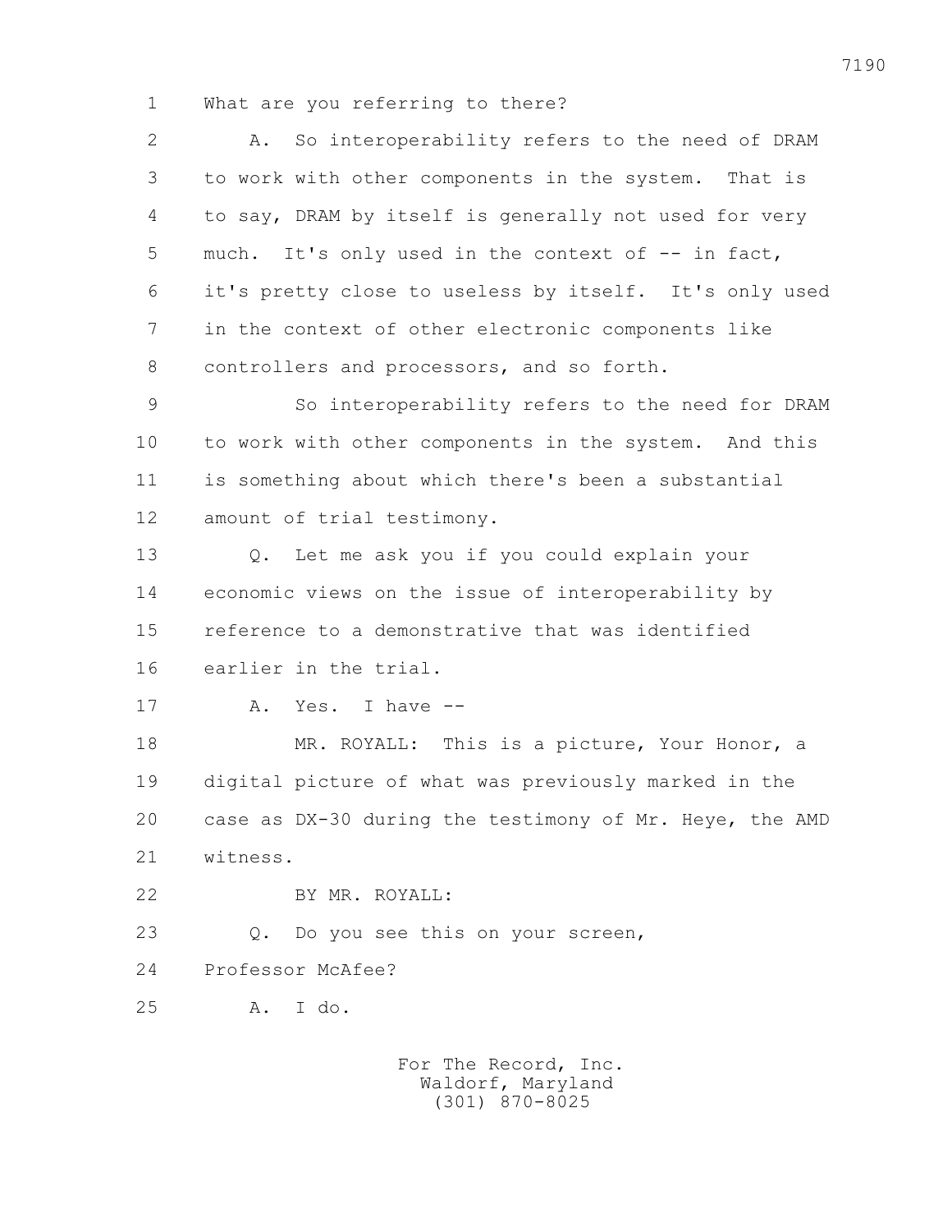1 What are you referring to there?

2 A. So interoperability refers to the need of DRAM

3 to work with other components in the system. That is

4 to say, DRAM by itself is generally not used for very

5 much. It's only used in the context of -- in fact,

6 it's pretty close to useless by itself. It's only used

7 in the context of other electronic components like

8 controllers and processors, and so forth.

9 So interoperability refers to the need for DRAM

10 to work with other components in the system. And this

11 is something about which there's been a substantial

12 amount of trial testimony.

13 Q. Let me ask you if you could explain your

14 economic views on the issue of interoperability by

15 reference to a demonstrative that was identified

16 earlier in the trial.

17 A. Yes. I have --

18 MR. ROYALL: This is a picture, Your Honor, a

19 digital picture of what was previously marked in the

20 case as DX-30 during the testimony of Mr. Heye, the AMD

21 witness.

22 BY MR. ROYALL:

23 Q. Do you see this on your screen,

24 Professor McAfee?

25 A. I do.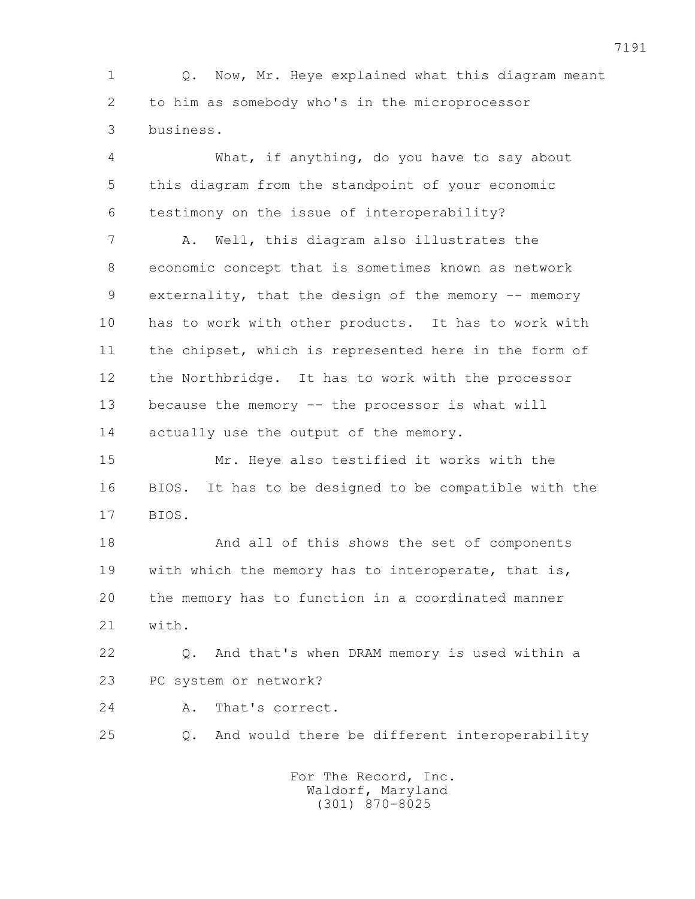Q. Now, Mr. Heye explained what this diagram meant to him as somebody who's in the microprocessor business.

What, if anything, do you have to say about this diagram from the standpoint of your economic testimony on the issue of interoperability?

A. Well, this diagram also illustrates the economic concept that is sometimes known as network externality, that the design of the memory -- memory has to work with other products. It has to work with the chipset, which is represented here in the form of the Northbridge. It has to work with the processor because the memory -- the processor is what will actually use the output of the memory.

Mr. Heye also testified it works with the BIOS. It has to be designed to be compatible with the BIOS.

And all of this shows the set of components with which the memory has to interoperate, that is, the memory has to function in a coordinated manner with.

Q. And that's when DRAM memory is used within a PC system or network?

A. That's correct.

Q. And would there be different interoperability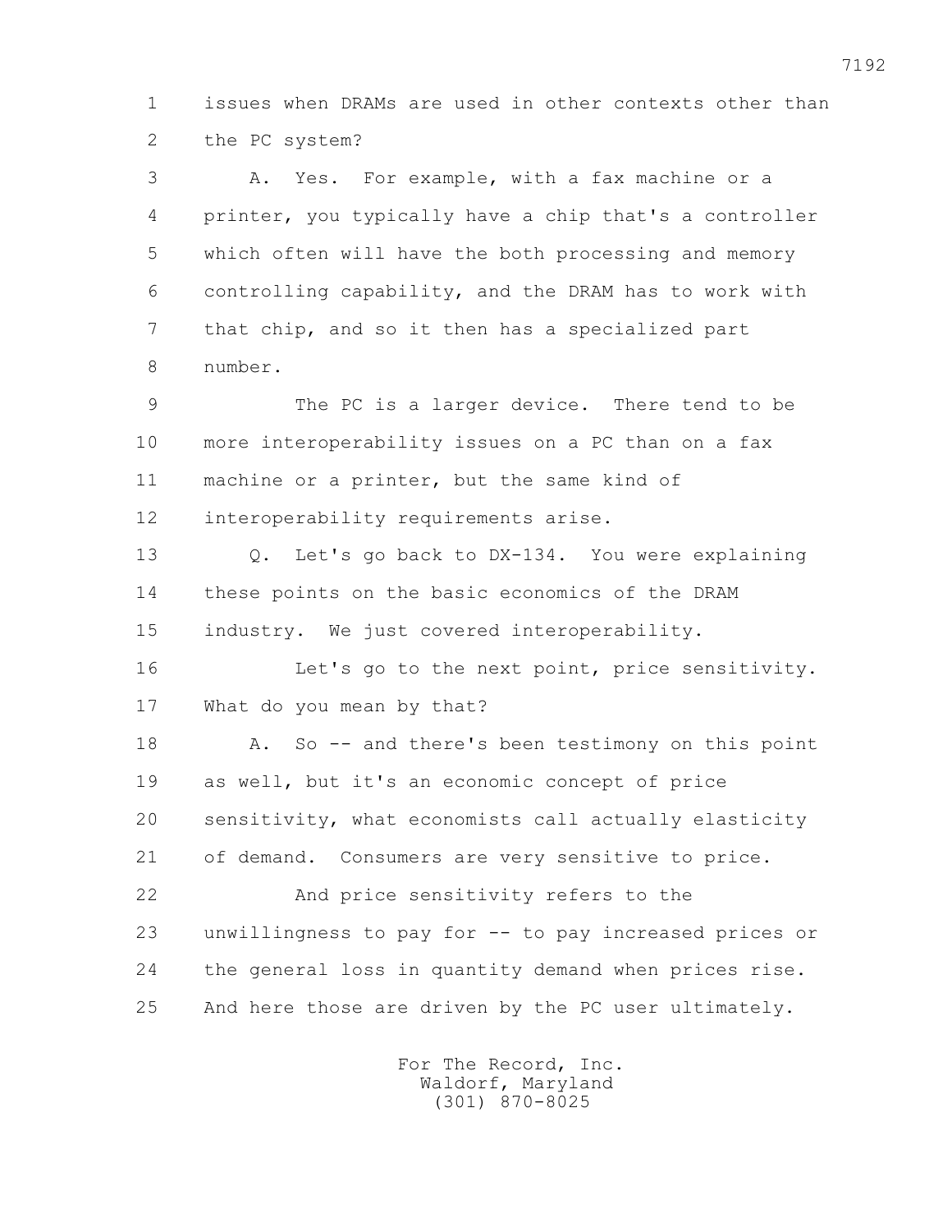1 issues when DRAMs are used in other contexts other than
2 the PC system?

3 A. Yes. For example, with a fax machine or a
4 printer, you typically have a chip that's a controller
5 which often will have the both processing and memory
6 controlling capability, and the DRAM has to work with
7 that chip, and so it then has a specialized part
8 number.

9 The PC is a larger device. There tend to be
10 more interoperability issues on a PC than on a fax
11 machine or a printer, but the same kind of
12 interoperability requirements arise.

13 Q. Let's go back to DX-134. You were explaining
14 these points on the basic economics of the DRAM
15 industry. We just covered interoperability.

16 Let's go to the next point, price sensitivity.
17 What do you mean by that?

18 A. So -- and there's been testimony on this point
19 as well, but it's an economic concept of price
20 sensitivity, what economists call actually elasticity
21 of demand. Consumers are very sensitive to price.

22 And price sensitivity refers to the
23 unwillingness to pay for -- to pay increased prices or
24 the general loss in quantity demand when prices rise.
25 And here those are driven by the PC user ultimately.

For The Record, Inc.
Waldorf, Maryland
(301) 870-8025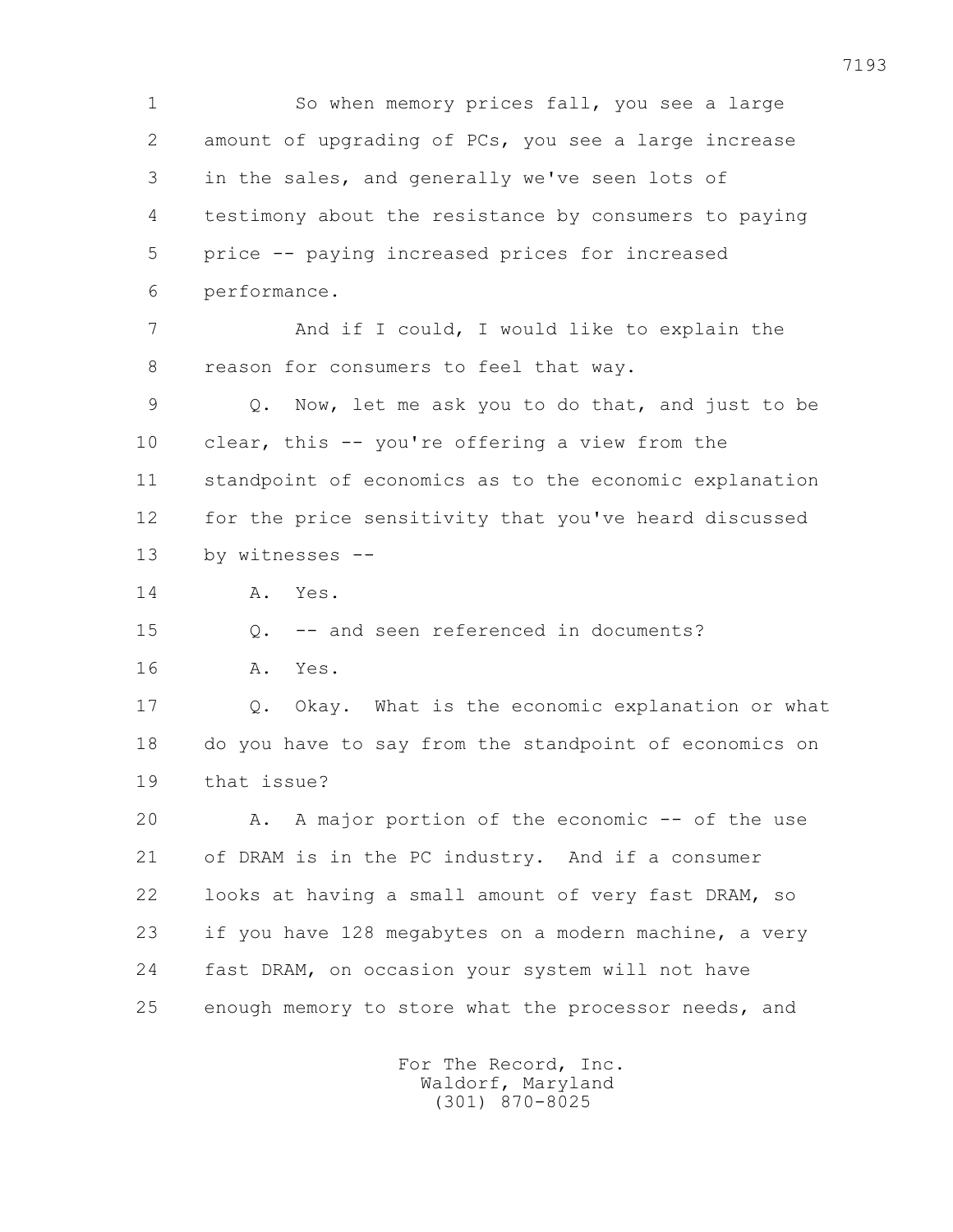So when memory prices fall, you see a large amount of upgrading of PCs, you see a large increase in the sales, and generally we've seen lots of testimony about the resistance by consumers to paying price -- paying increased prices for increased performance.

And if I could, I would like to explain the reason for consumers to feel that way.

Q. Now, let me ask you to do that, and just to be clear, this -- you're offering a view from the standpoint of economics as to the economic explanation for the price sensitivity that you've heard discussed by witnesses --

A. Yes.

Q. -- and seen referenced in documents?

A. Yes.

Q. Okay. What is the economic explanation or what do you have to say from the standpoint of economics on that issue?

A. A major portion of the economic -- of the use of DRAM is in the PC industry. And if a consumer looks at having a small amount of very fast DRAM, so if you have 128 megabytes on a modern machine, a very fast DRAM, on occasion your system will not have enough memory to store what the processor needs, and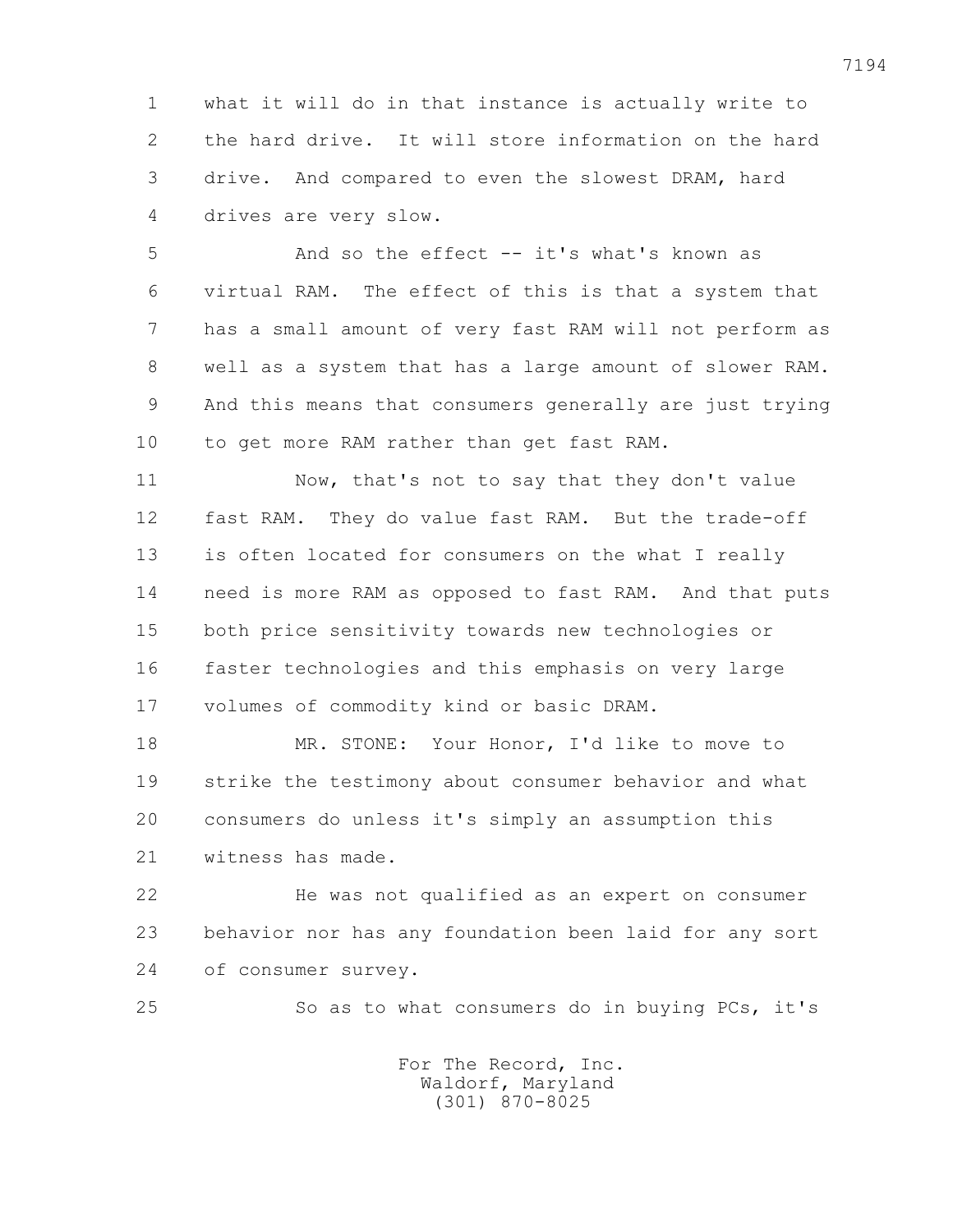1 what it will do in that instance is actually write to
2 the hard drive. It will store information on the hard
3 drive. And compared to even the slowest DRAM, hard
4 drives are very slow.

5 And so the effect -- it's what's known as
6 virtual RAM. The effect of this is that a system that
7 has a small amount of very fast RAM will not perform as
8 well as a system that has a large amount of slower RAM.
9 And this means that consumers generally are just trying
10 to get more RAM rather than get fast RAM.

11 Now, that's not to say that they don't value
12 fast RAM. They do value fast RAM. But the trade-off
13 is often located for consumers on the what I really
14 need is more RAM as opposed to fast RAM. And that puts
15 both price sensitivity towards new technologies or
16 faster technologies and this emphasis on very large
17 volumes of commodity kind or basic DRAM.

18 MR. STONE: Your Honor, I'd like to move to
19 strike the testimony about consumer behavior and what
20 consumers do unless it's simply an assumption this
21 witness has made.

22 He was not qualified as an expert on consumer
23 behavior nor has any foundation been laid for any sort
24 of consumer survey.

25 So as to what consumers do in buying PCs, it's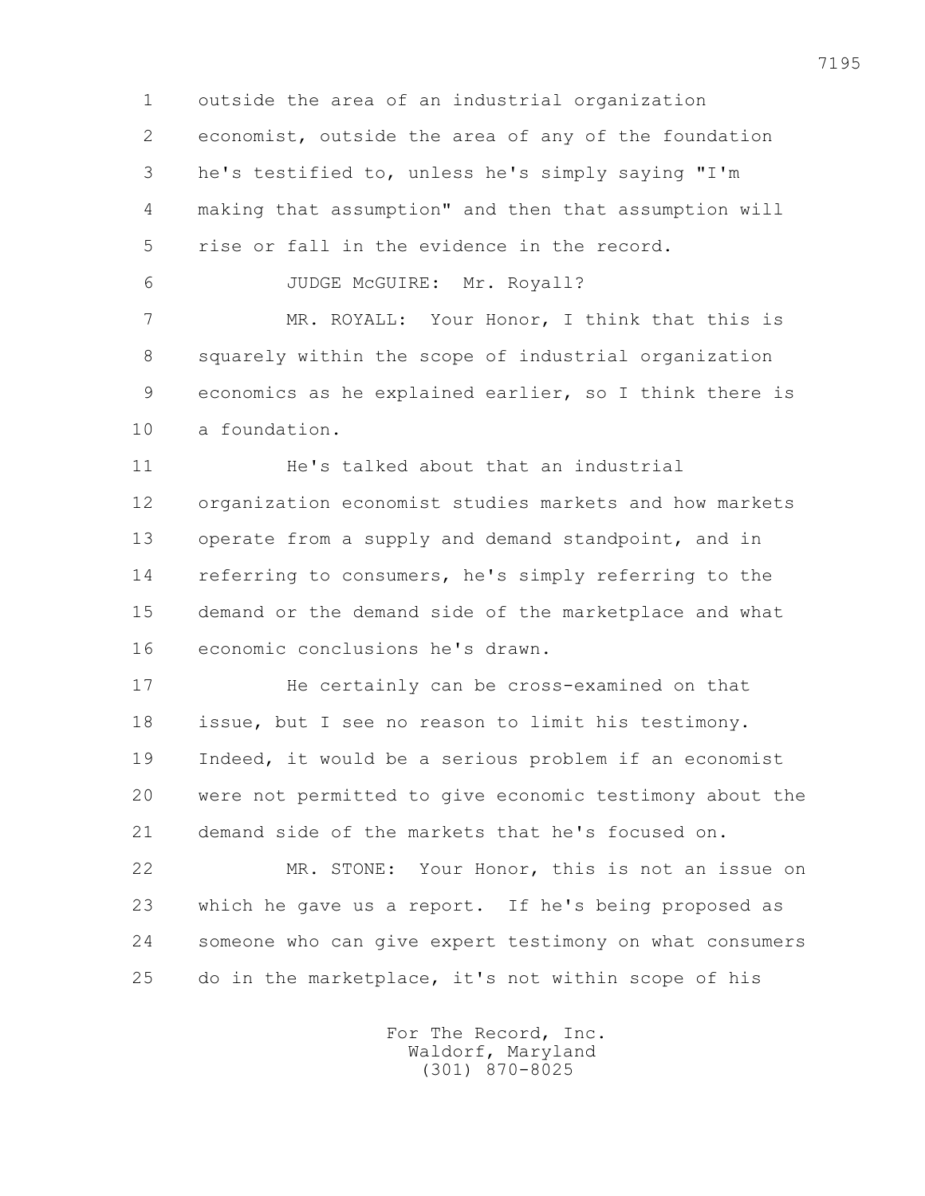1 outside the area of an industrial organization
2 economist, outside the area of any of the foundation
3 he's testified to, unless he's simply saying "I'm
4 making that assumption" and then that assumption will
5 rise or fall in the evidence in the record.

6 JUDGE McGUIRE: Mr. Royall?

7 MR. ROYALL: Your Honor, I think that this is
8 squarely within the scope of industrial organization
9 economics as he explained earlier, so I think there is
10 a foundation.

11 He's talked about that an industrial
12 organization economist studies markets and how markets
13 operate from a supply and demand standpoint, and in
14 referring to consumers, he's simply referring to the
15 demand or the demand side of the marketplace and what
16 economic conclusions he's drawn.

17 He certainly can be cross-examined on that
18 issue, but I see no reason to limit his testimony.
19 Indeed, it would be a serious problem if an economist
20 were not permitted to give economic testimony about the
21 demand side of the markets that he's focused on.

22 MR. STONE: Your Honor, this is not an issue on
23 which he gave us a report. If he's being proposed as
24 someone who can give expert testimony on what consumers
25 do in the marketplace, it's not within scope of his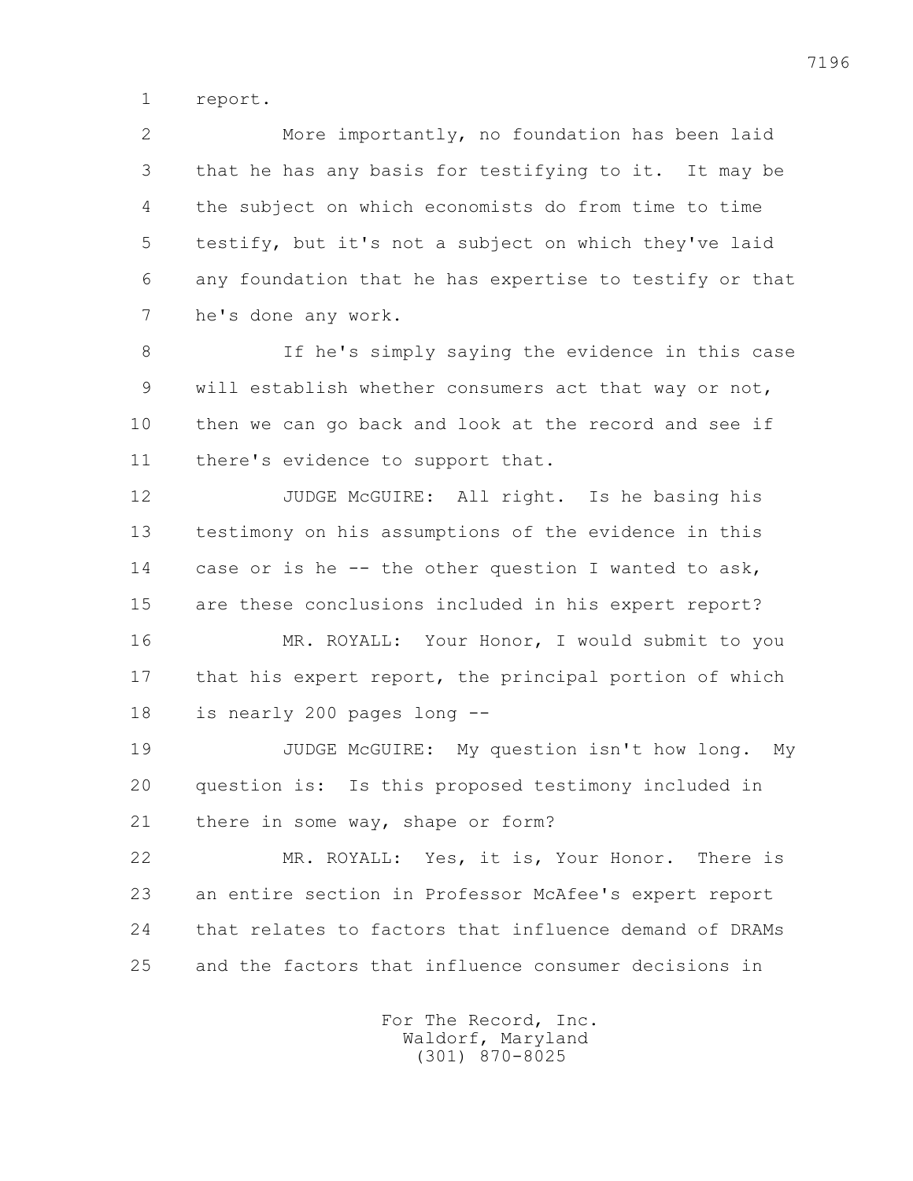report.

More importantly, no foundation has been laid that he has any basis for testifying to it. It may be the subject on which economists do from time to time testify, but it's not a subject on which they've laid any foundation that he has expertise to testify or that he's done any work.

If he's simply saying the evidence in this case will establish whether consumers act that way or not, then we can go back and look at the record and see if there's evidence to support that.

JUDGE McGUIRE: All right. Is he basing his testimony on his assumptions of the evidence in this case or is he -- the other question I wanted to ask, are these conclusions included in his expert report?

MR. ROYALL: Your Honor, I would submit to you that his expert report, the principal portion of which is nearly 200 pages long --

JUDGE McGUIRE: My question isn't how long. My question is: Is this proposed testimony included in there in some way, shape or form?

MR. ROYALL: Yes, it is, Your Honor. There is an entire section in Professor McAfee's expert report that relates to factors that influence demand of DRAMs and the factors that influence consumer decisions in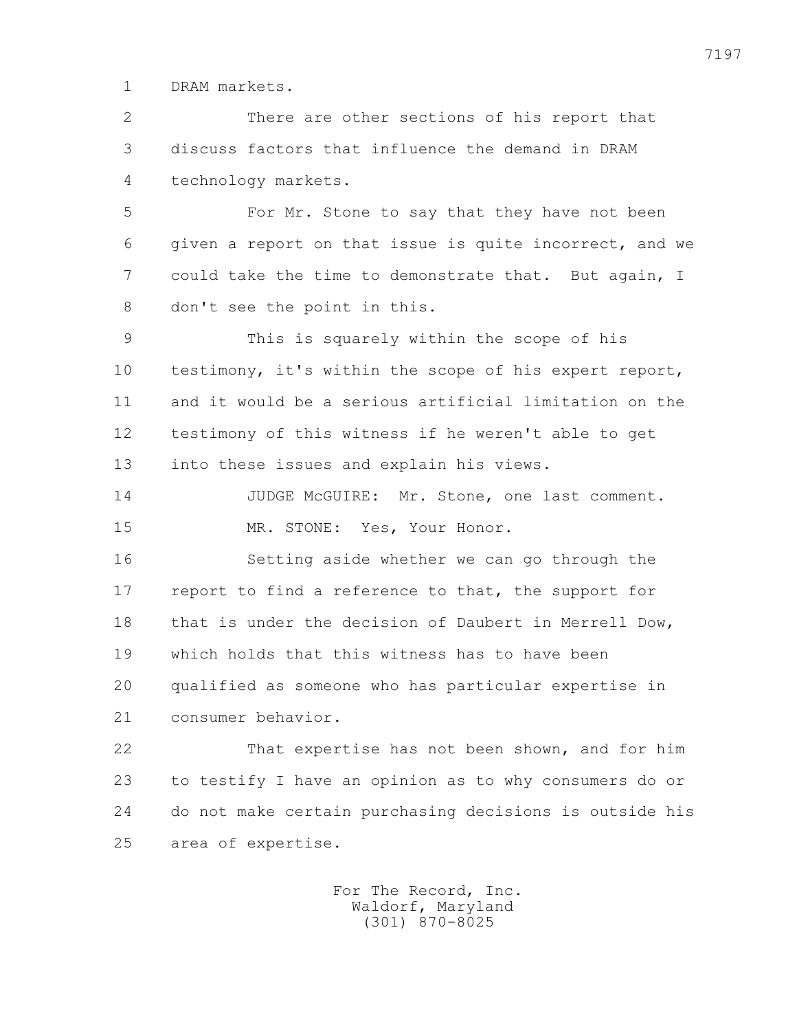1 DRAM markets.

2 There are other sections of his report that
3 discuss factors that influence the demand in DRAM
4 technology markets.

5 For Mr. Stone to say that they have not been
6 given a report on that issue is quite incorrect, and we
7 could take the time to demonstrate that. But again, I
8 don't see the point in this.

9 This is squarely within the scope of his
10 testimony, it's within the scope of his expert report,
11 and it would be a serious artificial limitation on the
12 testimony of this witness if he weren't able to get
13 into these issues and explain his views.

14 JUDGE McGUIRE: Mr. Stone, one last comment.

15 MR. STONE: Yes, Your Honor.

16 Setting aside whether we can go through the
17 report to find a reference to that, the support for
18 that is under the decision of Daubert in Merrell Dow,
19 which holds that this witness has to have been
20 qualified as someone who has particular expertise in
21 consumer behavior.

22 That expertise has not been shown, and for him
23 to testify I have an opinion as to why consumers do or
24 do not make certain purchasing decisions is outside his
25 area of expertise.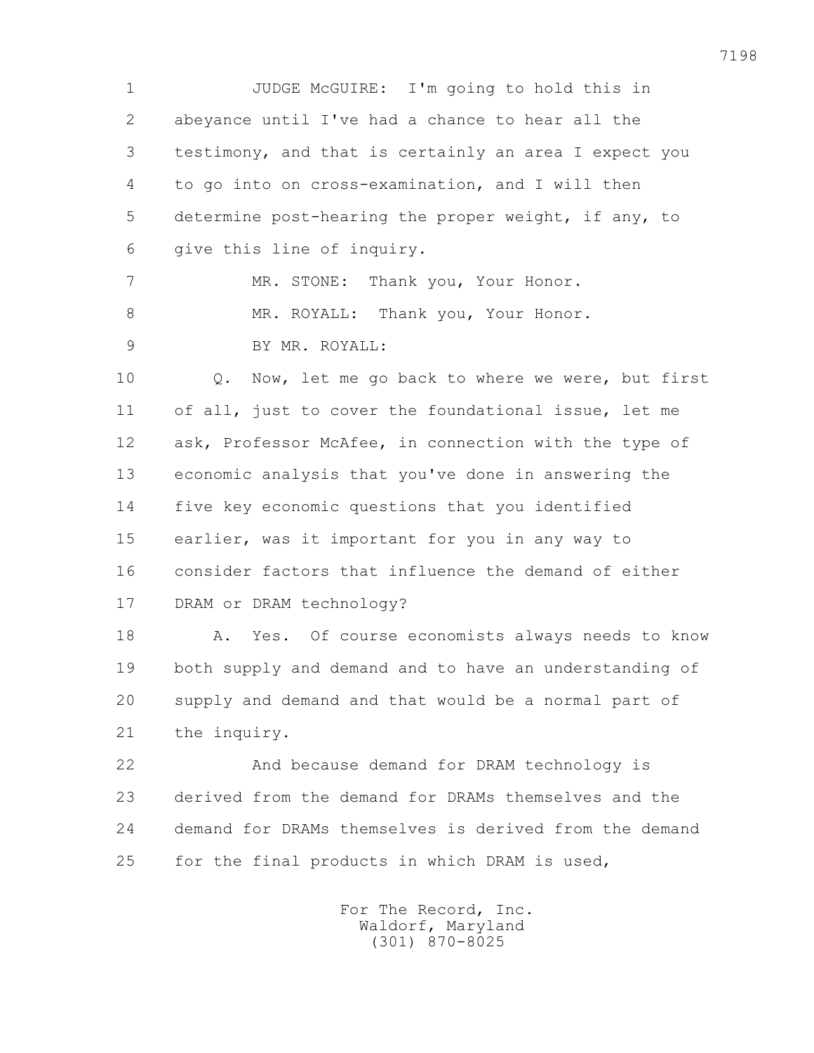JUDGE McGUIRE: I'm going to hold this in abeyance until I've had a chance to hear all the testimony, and that is certainly an area I expect you to go into on cross-examination, and I will then determine post-hearing the proper weight, if any, to give this line of inquiry.

MR. STONE: Thank you, Your Honor.

MR. ROYALL: Thank you, Your Honor.

BY MR. ROYALL:

Q. Now, let me go back to where we were, but first of all, just to cover the foundational issue, let me ask, Professor McAfee, in connection with the type of economic analysis that you've done in answering the five key economic questions that you identified earlier, was it important for you in any way to consider factors that influence the demand of either DRAM or DRAM technology?

A. Yes. Of course economists always needs to know both supply and demand and to have an understanding of supply and demand and that would be a normal part of the inquiry.

And because demand for DRAM technology is derived from the demand for DRAMs themselves and the demand for DRAMs themselves is derived from the demand for the final products in which DRAM is used,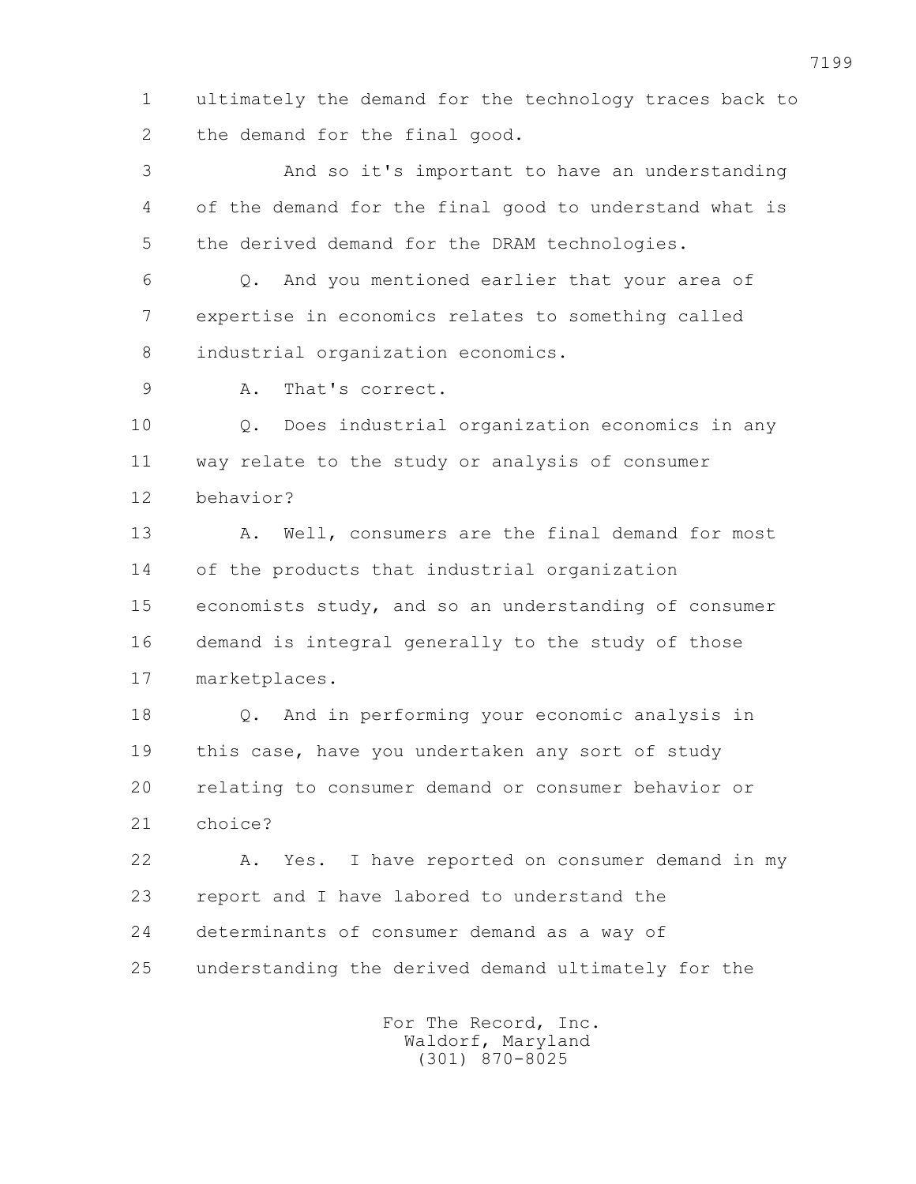ultimately the demand for the technology traces back to the demand for the final good.

And so it's important to have an understanding of the demand for the final good to understand what is the derived demand for the DRAM technologies.

Q. And you mentioned earlier that your area of expertise in economics relates to something called industrial organization economics.

A. That's correct.

Q. Does industrial organization economics in any way relate to the study or analysis of consumer behavior?

A. Well, consumers are the final demand for most of the products that industrial organization economists study, and so an understanding of consumer demand is integral generally to the study of those marketplaces.

Q. And in performing your economic analysis in this case, have you undertaken any sort of study relating to consumer demand or consumer behavior or choice?

A. Yes. I have reported on consumer demand in my report and I have labored to understand the determinants of consumer demand as a way of understanding the derived demand ultimately for the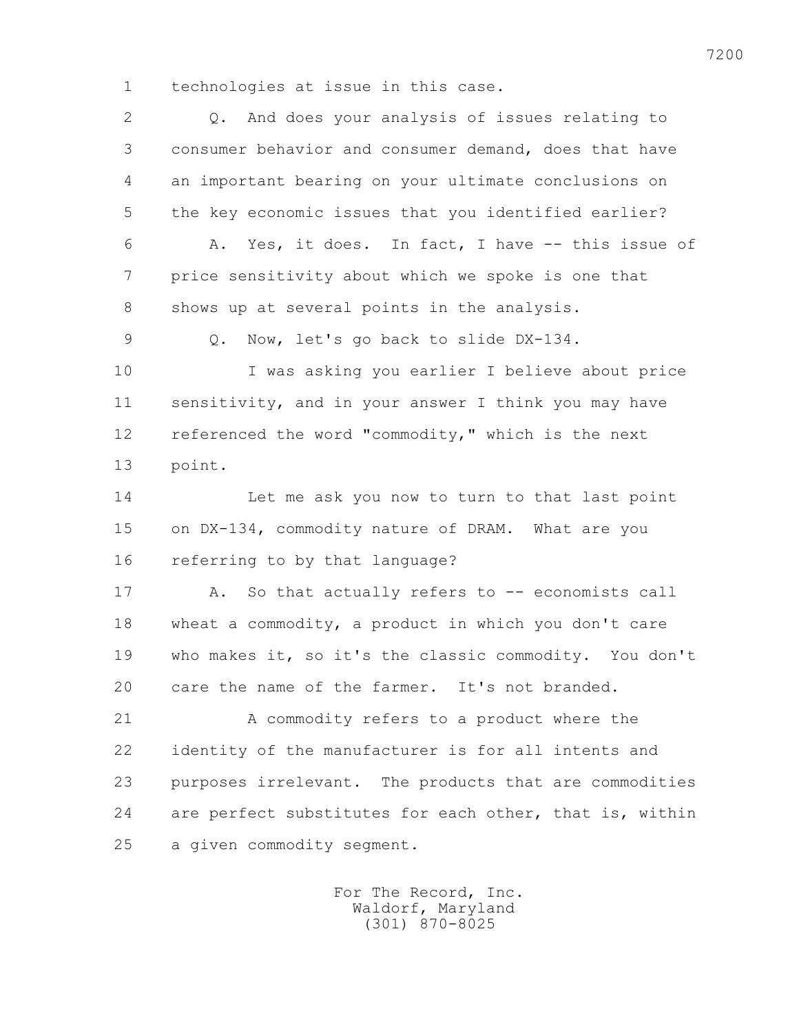1 technologies at issue in this case.

2 Q. And does your analysis of issues relating to

3 consumer behavior and consumer demand, does that have

4 an important bearing on your ultimate conclusions on

5 the key economic issues that you identified earlier?

6 A. Yes, it does. In fact, I have -- this issue of

7 price sensitivity about which we spoke is one that

8 shows up at several points in the analysis.

9 Q. Now, let's go back to slide DX-134.

10 I was asking you earlier I believe about price

11 sensitivity, and in your answer I think you may have

12 referenced the word "commodity," which is the next

13 point.

14 Let me ask you now to turn to that last point

15 on DX-134, commodity nature of DRAM. What are you

16 referring to by that language?

17 A. So that actually refers to -- economists call

18 wheat a commodity, a product in which you don't care

19 who makes it, so it's the classic commodity. You don't

20 care the name of the farmer. It's not branded.

21 A commodity refers to a product where the

22 identity of the manufacturer is for all intents and

23 purposes irrelevant. The products that are commodities

24 are perfect substitutes for each other, that is, within

25 a given commodity segment.

For The Record, Inc.
Waldorf, Maryland
(301) 870-8025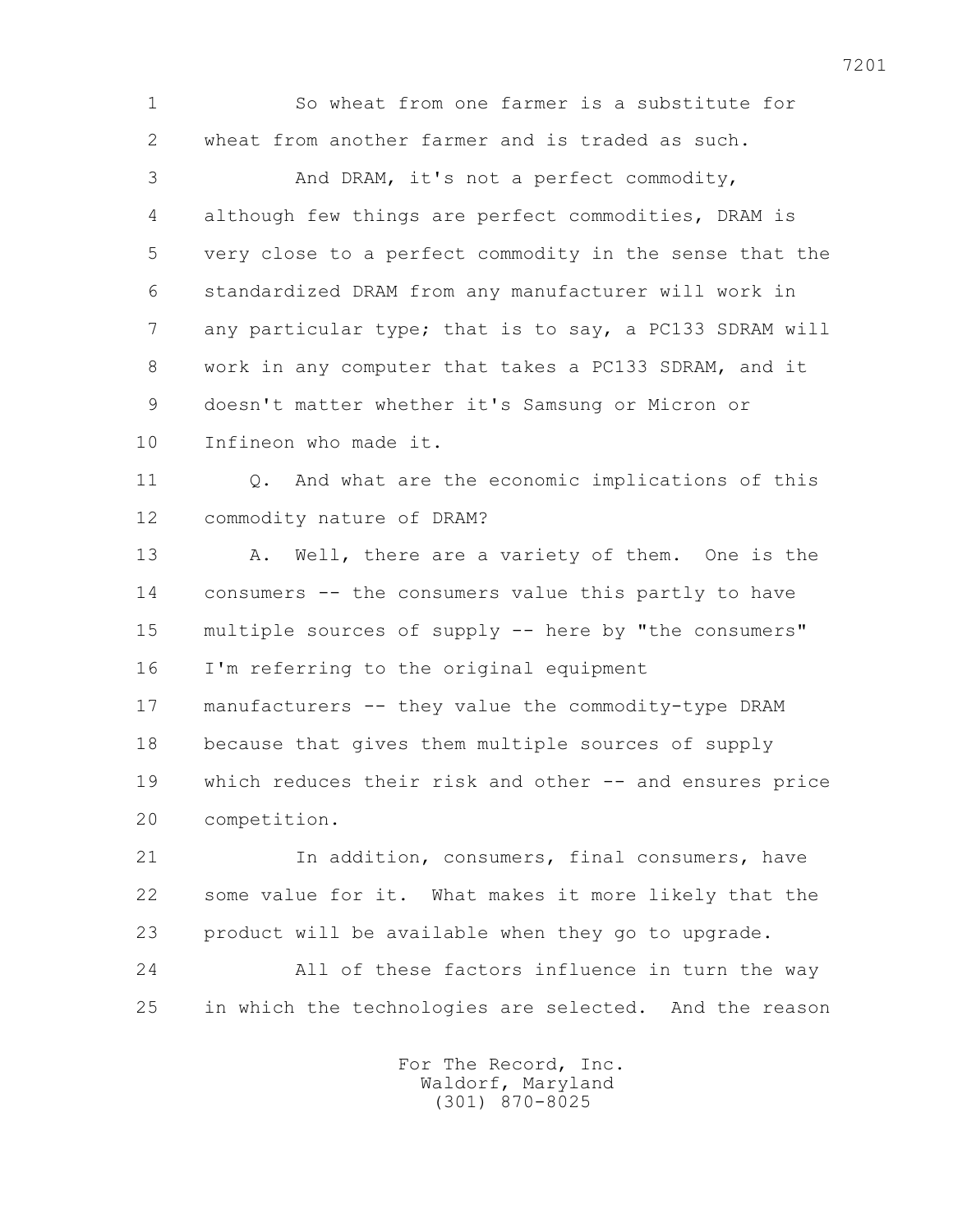So wheat from one farmer is a substitute for wheat from another farmer and is traded as such.

And DRAM, it's not a perfect commodity, although few things are perfect commodities, DRAM is very close to a perfect commodity in the sense that the standardized DRAM from any manufacturer will work in any particular type; that is to say, a PC133 SDRAM will work in any computer that takes a PC133 SDRAM, and it doesn't matter whether it's Samsung or Micron or Infineon who made it.

Q. And what are the economic implications of this commodity nature of DRAM?

A. Well, there are a variety of them. One is the consumers -- the consumers value this partly to have multiple sources of supply -- here by "the consumers" I'm referring to the original equipment manufacturers -- they value the commodity-type DRAM because that gives them multiple sources of supply which reduces their risk and other -- and ensures price competition.

In addition, consumers, final consumers, have some value for it. What makes it more likely that the product will be available when they go to upgrade.

All of these factors influence in turn the way in which the technologies are selected. And the reason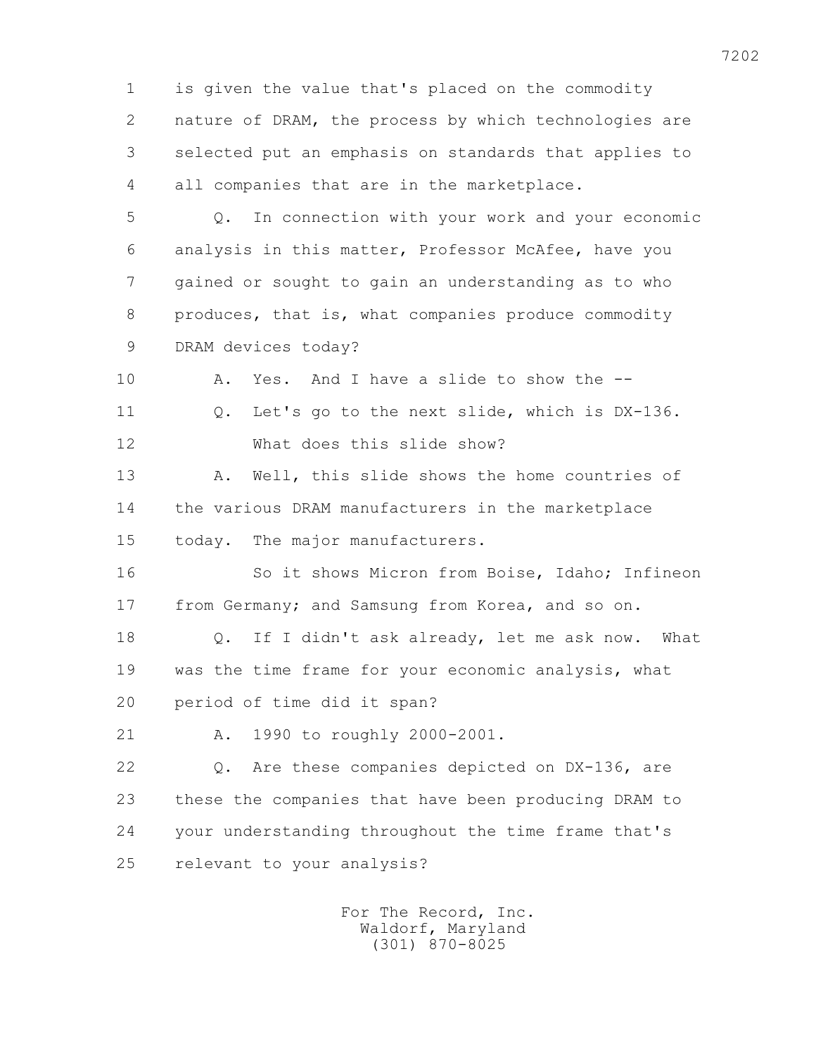1 is given the value that's placed on the commodity
2 nature of DRAM, the process by which technologies are
3 selected put an emphasis on standards that applies to
4 all companies that are in the marketplace.

5 Q. In connection with your work and your economic
6 analysis in this matter, Professor McAfee, have you
7 gained or sought to gain an understanding as to who
8 produces, that is, what companies produce commodity
9 DRAM devices today?

10 A. Yes. And I have a slide to show the --

11 Q. Let's go to the next slide, which is DX-136.

12 What does this slide show?

13 A. Well, this slide shows the home countries of
14 the various DRAM manufacturers in the marketplace
15 today. The major manufacturers.

16 So it shows Micron from Boise, Idaho; Infineon
17 from Germany; and Samsung from Korea, and so on.

18 Q. If I didn't ask already, let me ask now. What
19 was the time frame for your economic analysis, what
20 period of time did it span?

21 A. 1990 to roughly 2000-2001.

22 Q. Are these companies depicted on DX-136, are
23 these the companies that have been producing DRAM to
24 your understanding throughout the time frame that's
25 relevant to your analysis?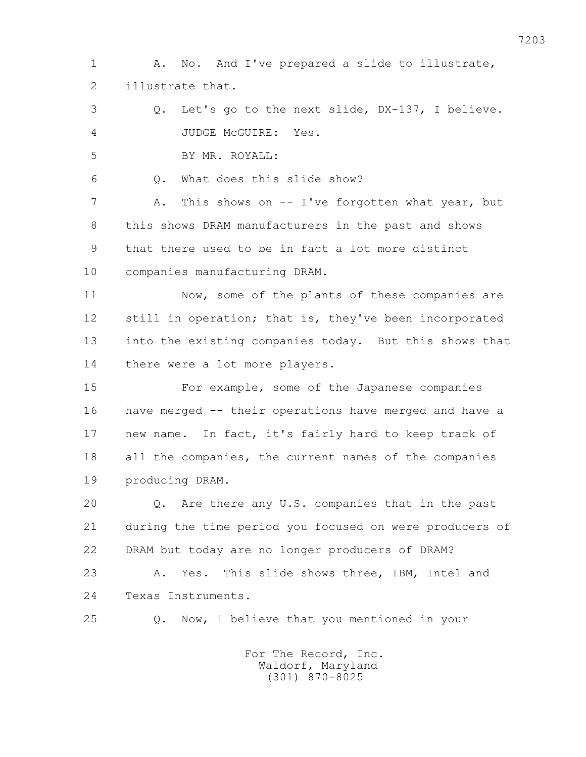1 A. No. And I've prepared a slide to illustrate,
2 illustrate that.
3 Q. Let's go to the next slide, DX-137, I believe.
4 JUDGE McGUIRE: Yes.
5 BY MR. ROYALL:
6 Q. What does this slide show?
7 A. This shows on -- I've forgotten what year, but
8 this shows DRAM manufacturers in the past and shows
9 that there used to be in fact a lot more distinct
10 companies manufacturing DRAM.
11 Now, some of the plants of these companies are
12 still in operation; that is, they've been incorporated
13 into the existing companies today. But this shows that
14 there were a lot more players.
15 For example, some of the Japanese companies
16 have merged -- their operations have merged and have a
17 new name. In fact, it's fairly hard to keep track of
18 all the companies, the current names of the companies
19 producing DRAM.
20 Q. Are there any U.S. companies that in the past
21 during the time period you focused on were producers of
22 DRAM but today are no longer producers of DRAM?
23 A. Yes. This slide shows three, IBM, Intel and
24 Texas Instruments.
25 Q. Now, I believe that you mentioned in your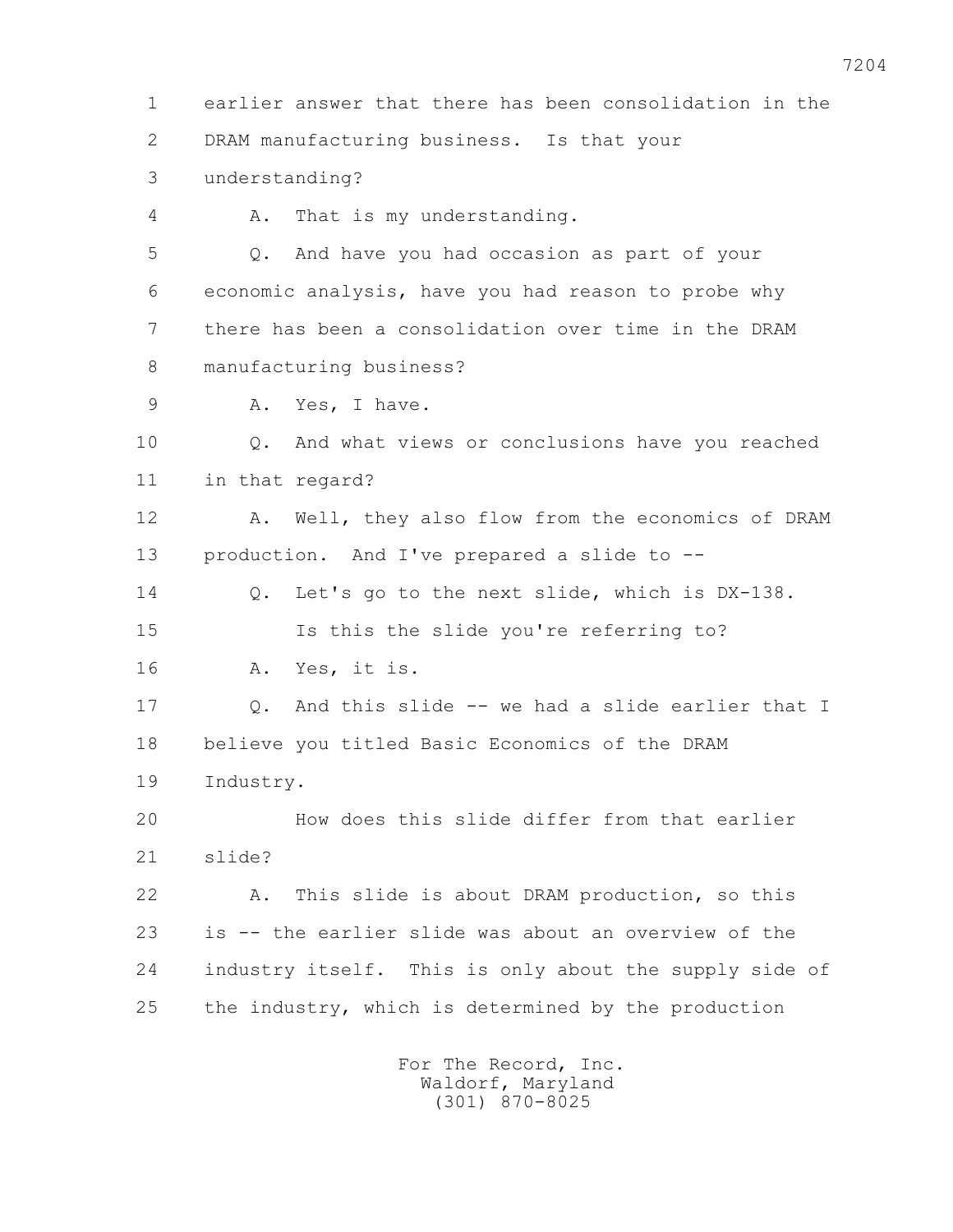1 earlier answer that there has been consolidation in the
2 DRAM manufacturing business. Is that your
3 understanding?
4 A. That is my understanding.
5 Q. And have you had occasion as part of your
6 economic analysis, have you had reason to probe why
7 there has been a consolidation over time in the DRAM
8 manufacturing business?
9 A. Yes, I have.
10 Q. And what views or conclusions have you reached
11 in that regard?
12 A. Well, they also flow from the economics of DRAM
13 production. And I've prepared a slide to --
14 Q. Let's go to the next slide, which is DX-138.
15 Is this the slide you're referring to?
16 A. Yes, it is.
17 Q. And this slide -- we had a slide earlier that I
18 believe you titled Basic Economics of the DRAM
19 Industry.
20 How does this slide differ from that earlier
21 slide?
22 A. This slide is about DRAM production, so this
23 is -- the earlier slide was about an overview of the
24 industry itself. This is only about the supply side of
25 the industry, which is determined by the production

For The Record, Inc.
Waldorf, Maryland
(301) 870-8025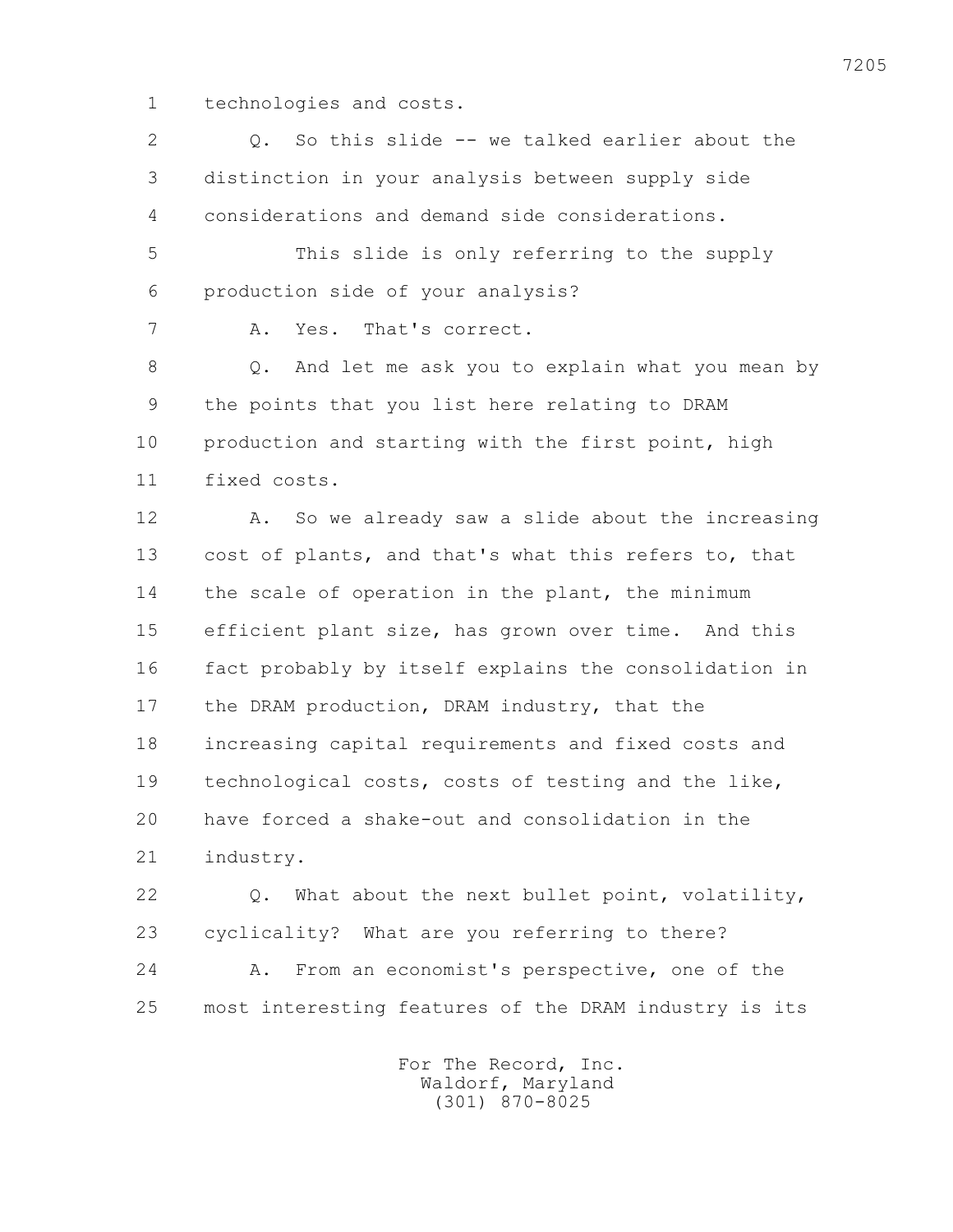1 technologies and costs.

2 Q. So this slide -- we talked earlier about the

3 distinction in your analysis between supply side

4 considerations and demand side considerations.

5 This slide is only referring to the supply

6 production side of your analysis?

7 A. Yes. That's correct.

8 Q. And let me ask you to explain what you mean by

9 the points that you list here relating to DRAM

10 production and starting with the first point, high

11 fixed costs.

12 A. So we already saw a slide about the increasing

13 cost of plants, and that's what this refers to, that

14 the scale of operation in the plant, the minimum

15 efficient plant size, has grown over time. And this

16 fact probably by itself explains the consolidation in

17 the DRAM production, DRAM industry, that the

18 increasing capital requirements and fixed costs and

19 technological costs, costs of testing and the like,

20 have forced a shake-out and consolidation in the

21 industry.

22 Q. What about the next bullet point, volatility,

23 cyclicality? What are you referring to there?

24 A. From an economist's perspective, one of the

25 most interesting features of the DRAM industry is its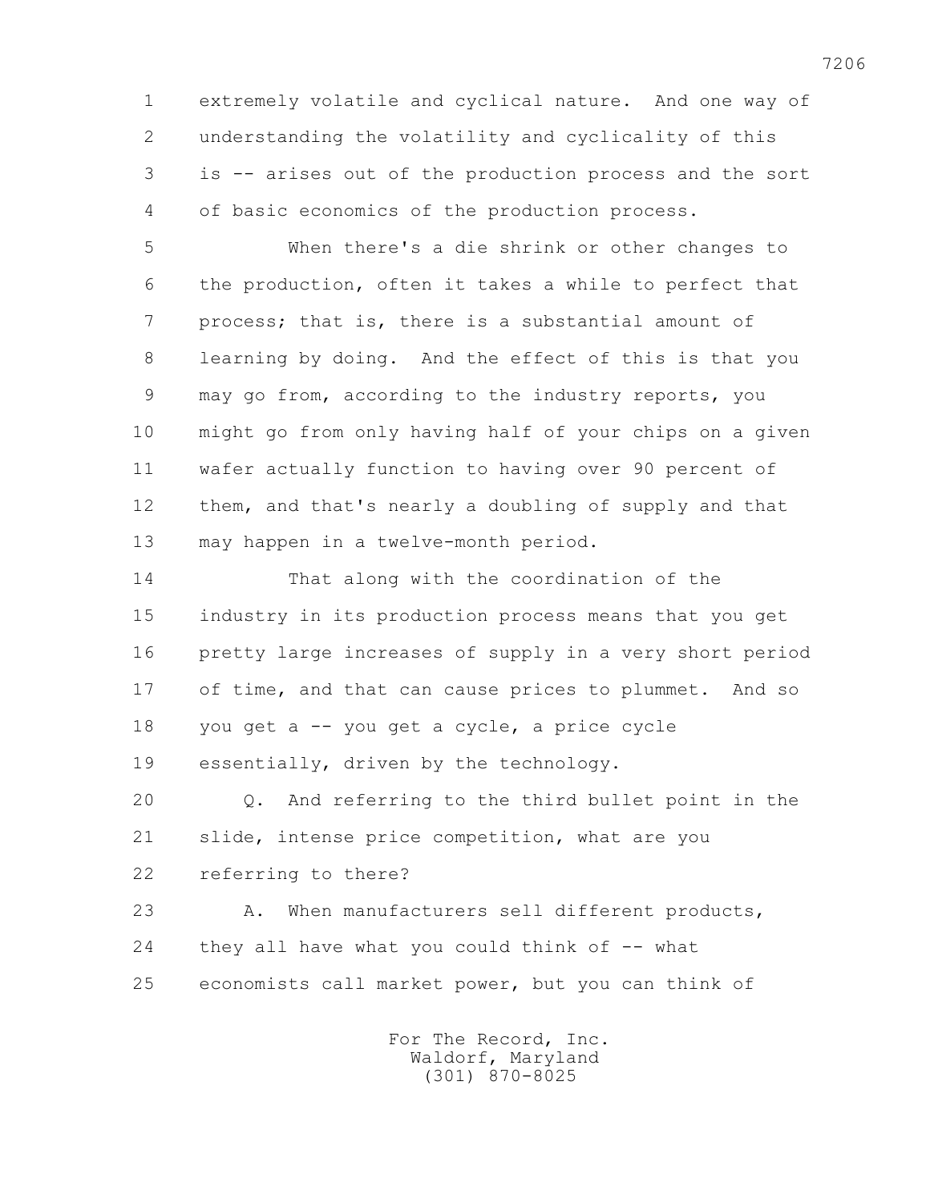extremely volatile and cyclical nature. And one way of understanding the volatility and cyclicality of this is -- arises out of the production process and the sort of basic economics of the production process.

When there's a die shrink or other changes to the production, often it takes a while to perfect that process; that is, there is a substantial amount of learning by doing. And the effect of this is that you may go from, according to the industry reports, you might go from only having half of your chips on a given wafer actually function to having over 90 percent of them, and that's nearly a doubling of supply and that may happen in a twelve-month period.

That along with the coordination of the industry in its production process means that you get pretty large increases of supply in a very short period of time, and that can cause prices to plummet. And so you get a -- you get a cycle, a price cycle essentially, driven by the technology.

Q. And referring to the third bullet point in the slide, intense price competition, what are you referring to there?

A. When manufacturers sell different products, they all have what you could think of -- what economists call market power, but you can think of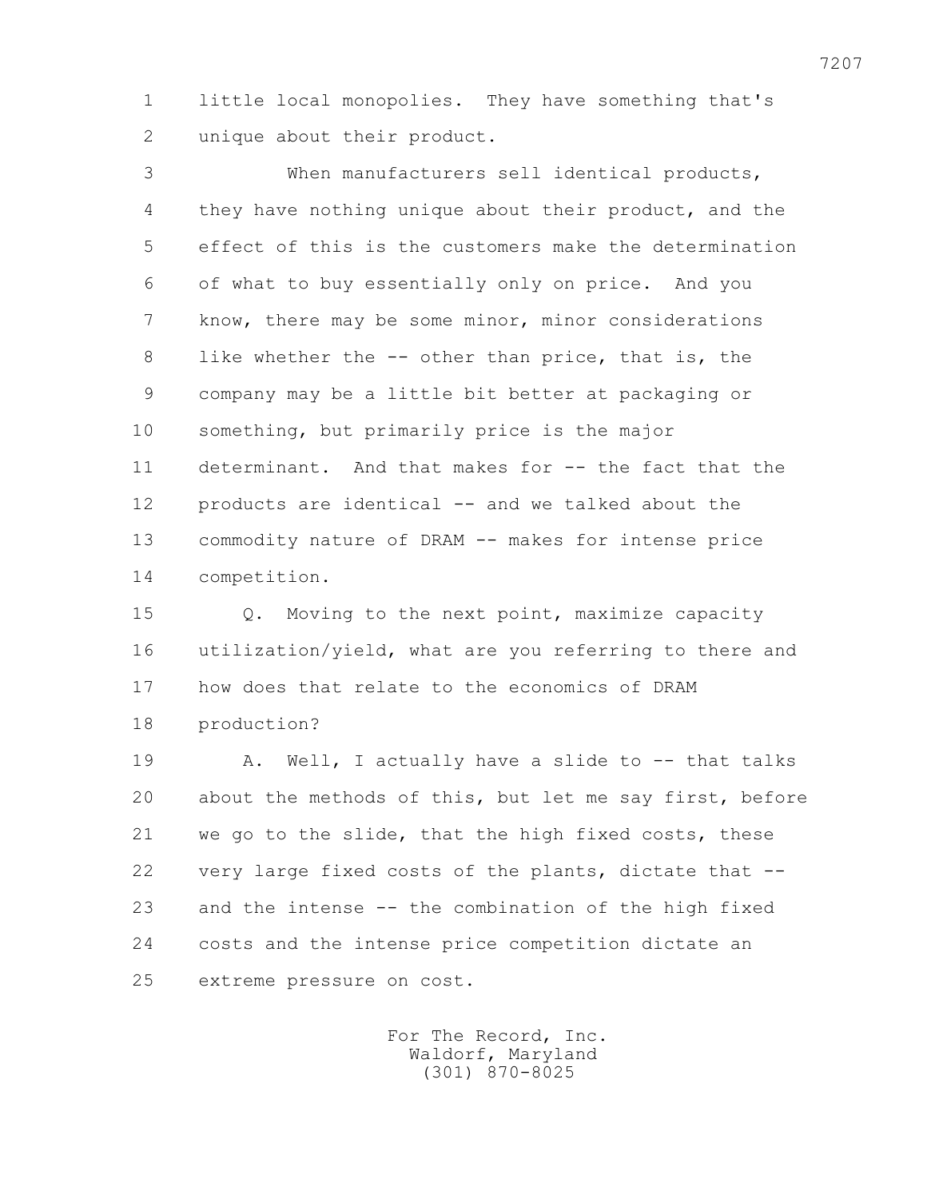1 little local monopolies. They have something that's
2 unique about their product.

3 When manufacturers sell identical products,
4 they have nothing unique about their product, and the
5 effect of this is the customers make the determination
6 of what to buy essentially only on price. And you
7 know, there may be some minor, minor considerations
8 like whether the -- other than price, that is, the
9 company may be a little bit better at packaging or
10 something, but primarily price is the major
11 determinant. And that makes for -- the fact that the
12 products are identical -- and we talked about the
13 commodity nature of DRAM -- makes for intense price
14 competition.

15 Q. Moving to the next point, maximize capacity
16 utilization/yield, what are you referring to there and
17 how does that relate to the economics of DRAM
18 production?

19 A. Well, I actually have a slide to -- that talks
20 about the methods of this, but let me say first, before
21 we go to the slide, that the high fixed costs, these
22 very large fixed costs of the plants, dictate that --
23 and the intense -- the combination of the high fixed
24 costs and the intense price competition dictate an
25 extreme pressure on cost.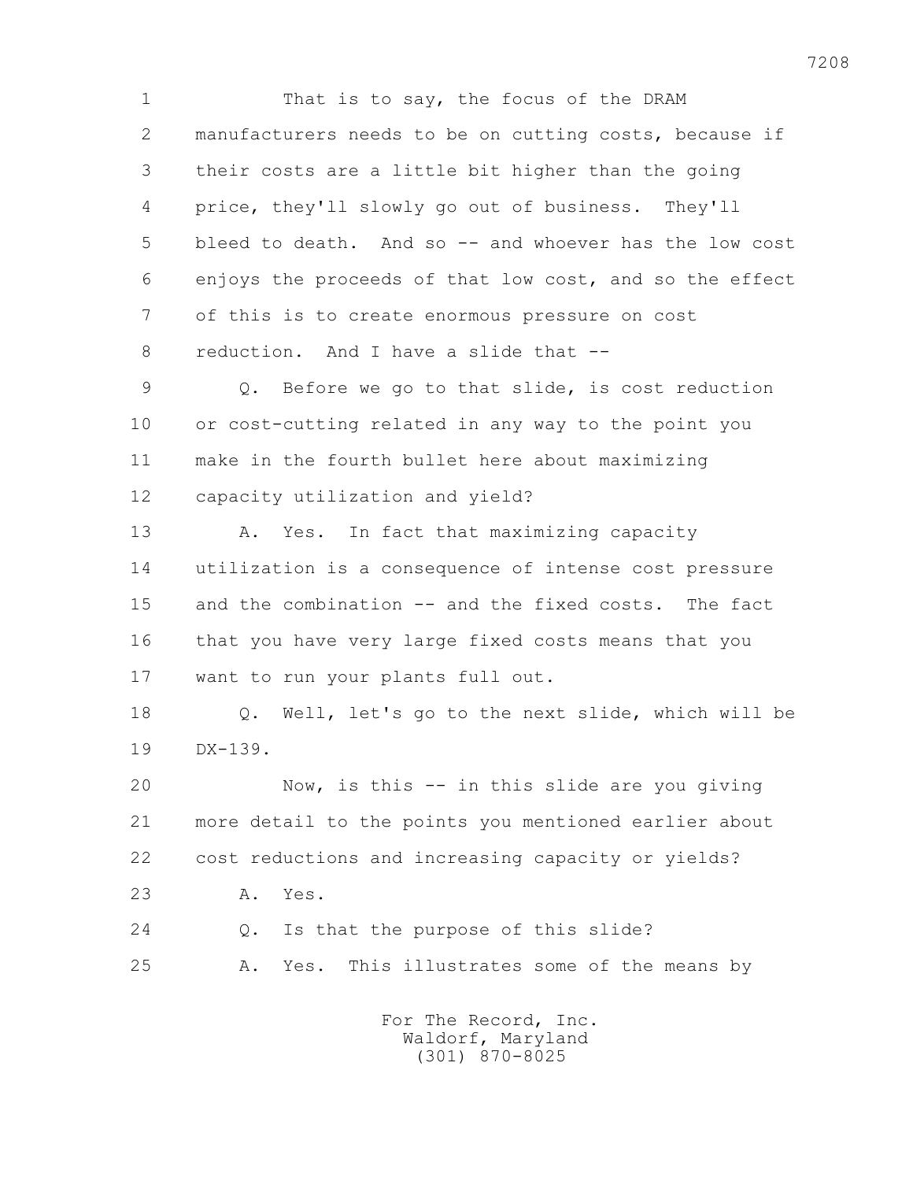That is to say, the focus of the DRAM manufacturers needs to be on cutting costs, because if their costs are a little bit higher than the going price, they'll slowly go out of business. They'll bleed to death. And so -- and whoever has the low cost enjoys the proceeds of that low cost, and so the effect of this is to create enormous pressure on cost reduction. And I have a slide that --

Q. Before we go to that slide, is cost reduction or cost-cutting related in any way to the point you make in the fourth bullet here about maximizing capacity utilization and yield?

A. Yes. In fact that maximizing capacity utilization is a consequence of intense cost pressure and the combination -- and the fixed costs. The fact that you have very large fixed costs means that you want to run your plants full out.

Q. Well, let's go to the next slide, which will be DX-139.

Now, is this -- in this slide are you giving more detail to the points you mentioned earlier about cost reductions and increasing capacity or yields?

A. Yes.

Q. Is that the purpose of this slide?

A. Yes. This illustrates some of the means by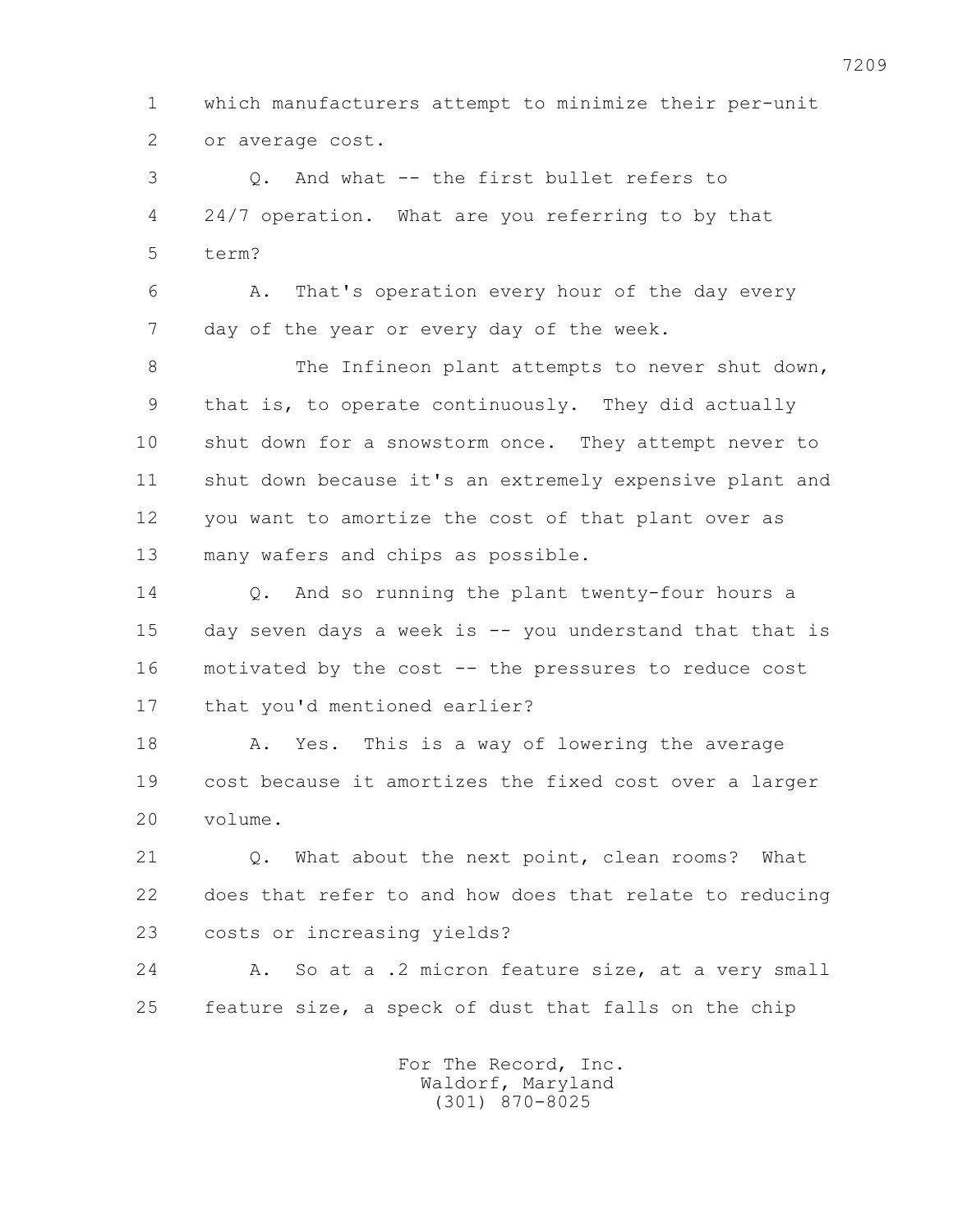which manufacturers attempt to minimize their per-unit or average cost.

Q. And what -- the first bullet refers to 24/7 operation. What are you referring to by that term?

A. That's operation every hour of the day every day of the year or every day of the week.

The Infineon plant attempts to never shut down, that is, to operate continuously. They did actually shut down for a snowstorm once. They attempt never to shut down because it's an extremely expensive plant and you want to amortize the cost of that plant over as many wafers and chips as possible.

Q. And so running the plant twenty-four hours a day seven days a week is -- you understand that that is motivated by the cost -- the pressures to reduce cost that you'd mentioned earlier?

A. Yes. This is a way of lowering the average cost because it amortizes the fixed cost over a larger volume.

Q. What about the next point, clean rooms? What does that refer to and how does that relate to reducing costs or increasing yields?

A. So at a .2 micron feature size, at a very small feature size, a speck of dust that falls on the chip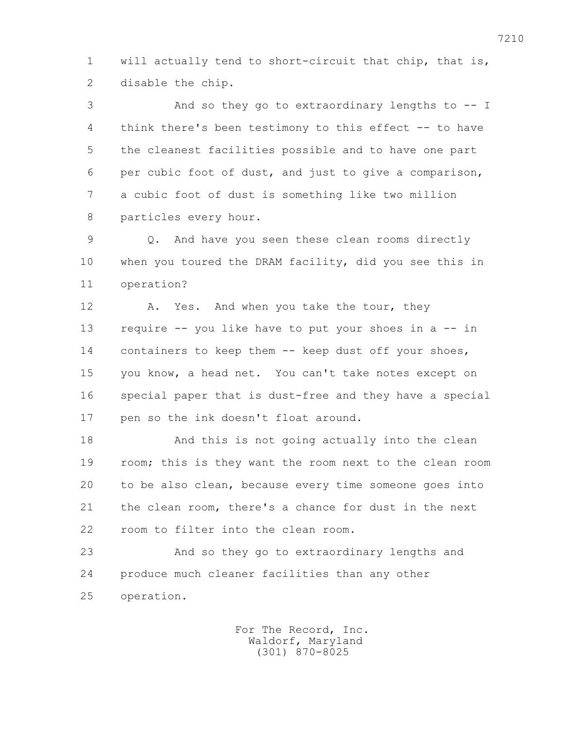1 will actually tend to short-circuit that chip, that is,
2 disable the chip.

3 And so they go to extraordinary lengths to -- I
4 think there's been testimony to this effect -- to have
5 the cleanest facilities possible and to have one part
6 per cubic foot of dust, and just to give a comparison,
7 a cubic foot of dust is something like two million
8 particles every hour.

9 Q. And have you seen these clean rooms directly
10 when you toured the DRAM facility, did you see this in
11 operation?

12 A. Yes. And when you take the tour, they
13 require -- you like have to put your shoes in a -- in
14 containers to keep them -- keep dust off your shoes,
15 you know, a head net. You can't take notes except on
16 special paper that is dust-free and they have a special
17 pen so the ink doesn't float around.

18 And this is not going actually into the clean
19 room; this is they want the room next to the clean room
20 to be also clean, because every time someone goes into
21 the clean room, there's a chance for dust in the next
22 room to filter into the clean room.

23 And so they go to extraordinary lengths and
24 produce much cleaner facilities than any other
25 operation.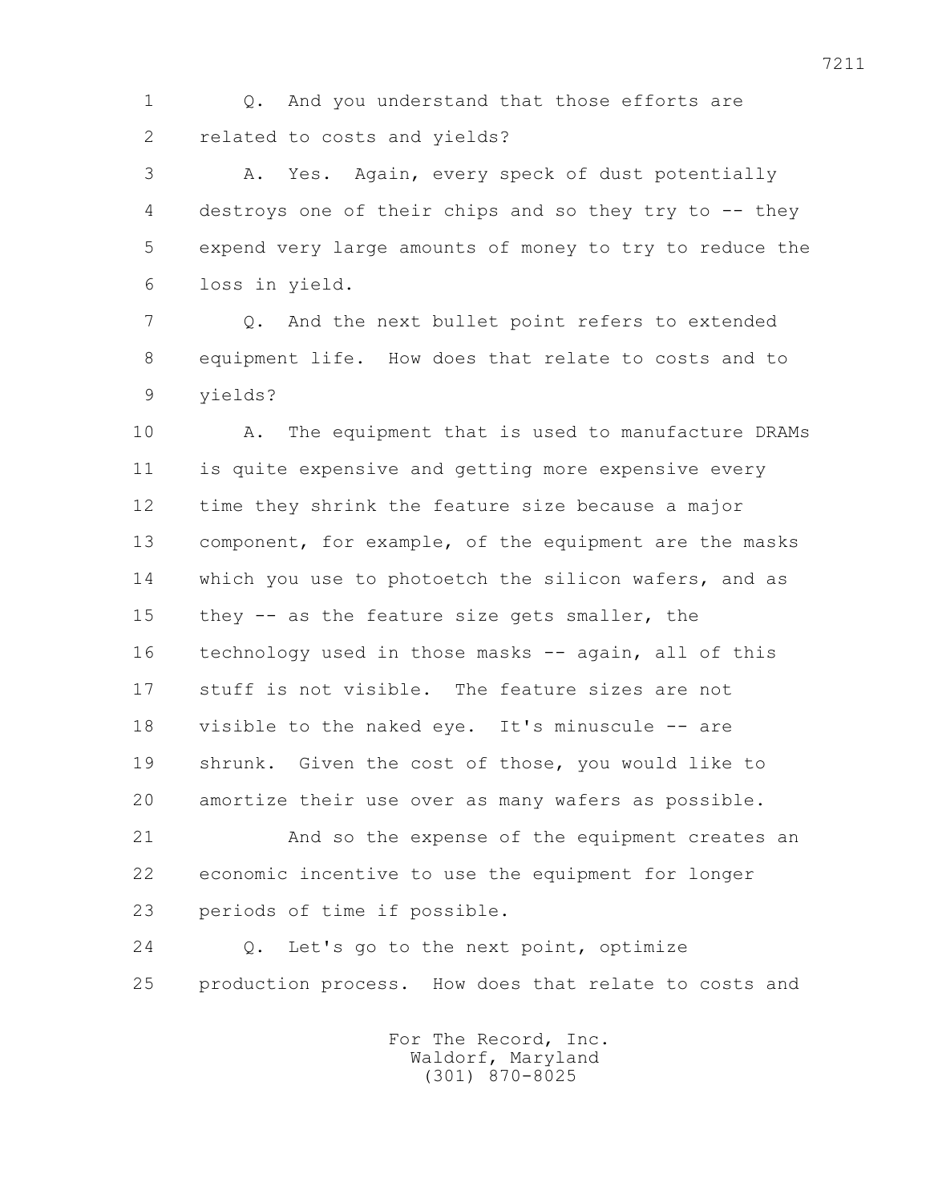1 Q. And you understand that those efforts are
2 related to costs and yields?
3 A. Yes. Again, every speck of dust potentially
4 destroys one of their chips and so they try to -- they
5 expend very large amounts of money to try to reduce the
6 loss in yield.
7 Q. And the next bullet point refers to extended
8 equipment life. How does that relate to costs and to
9 yields?
10 A. The equipment that is used to manufacture DRAMs
11 is quite expensive and getting more expensive every
12 time they shrink the feature size because a major
13 component, for example, of the equipment are the masks
14 which you use to photoetch the silicon wafers, and as
15 they -- as the feature size gets smaller, the
16 technology used in those masks -- again, all of this
17 stuff is not visible. The feature sizes are not
18 visible to the naked eye. It's minuscule -- are
19 shrunk. Given the cost of those, you would like to
20 amortize their use over as many wafers as possible.
21 And so the expense of the equipment creates an
22 economic incentive to use the equipment for longer
23 periods of time if possible.
24 Q. Let's go to the next point, optimize
25 production process. How does that relate to costs and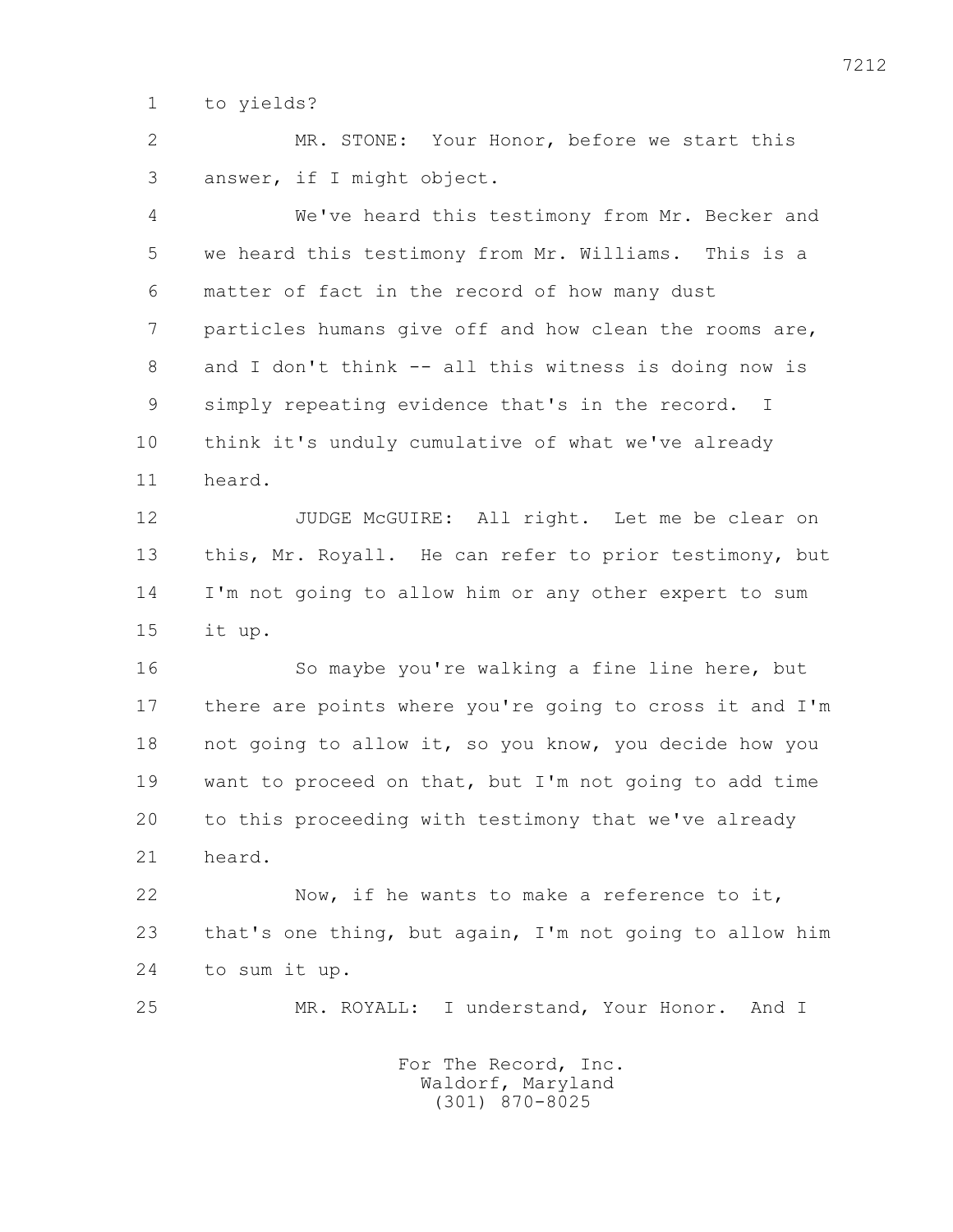1 to yields?

2 MR. STONE: Your Honor, before we start this
3 answer, if I might object.

4 We've heard this testimony from Mr. Becker and
5 we heard this testimony from Mr. Williams. This is a
6 matter of fact in the record of how many dust
7 particles humans give off and how clean the rooms are,
8 and I don't think -- all this witness is doing now is
9 simply repeating evidence that's in the record. I
10 think it's unduly cumulative of what we've already
11 heard.

12 JUDGE McGUIRE: All right. Let me be clear on
13 this, Mr. Royall. He can refer to prior testimony, but
14 I'm not going to allow him or any other expert to sum
15 it up.

16 So maybe you're walking a fine line here, but
17 there are points where you're going to cross it and I'm
18 not going to allow it, so you know, you decide how you
19 want to proceed on that, but I'm not going to add time
20 to this proceeding with testimony that we've already
21 heard.

22 Now, if he wants to make a reference to it,
23 that's one thing, but again, I'm not going to allow him
24 to sum it up.

25 MR. ROYALL: I understand, Your Honor. And I

For The Record, Inc.
Waldorf, Maryland
(301) 870-8025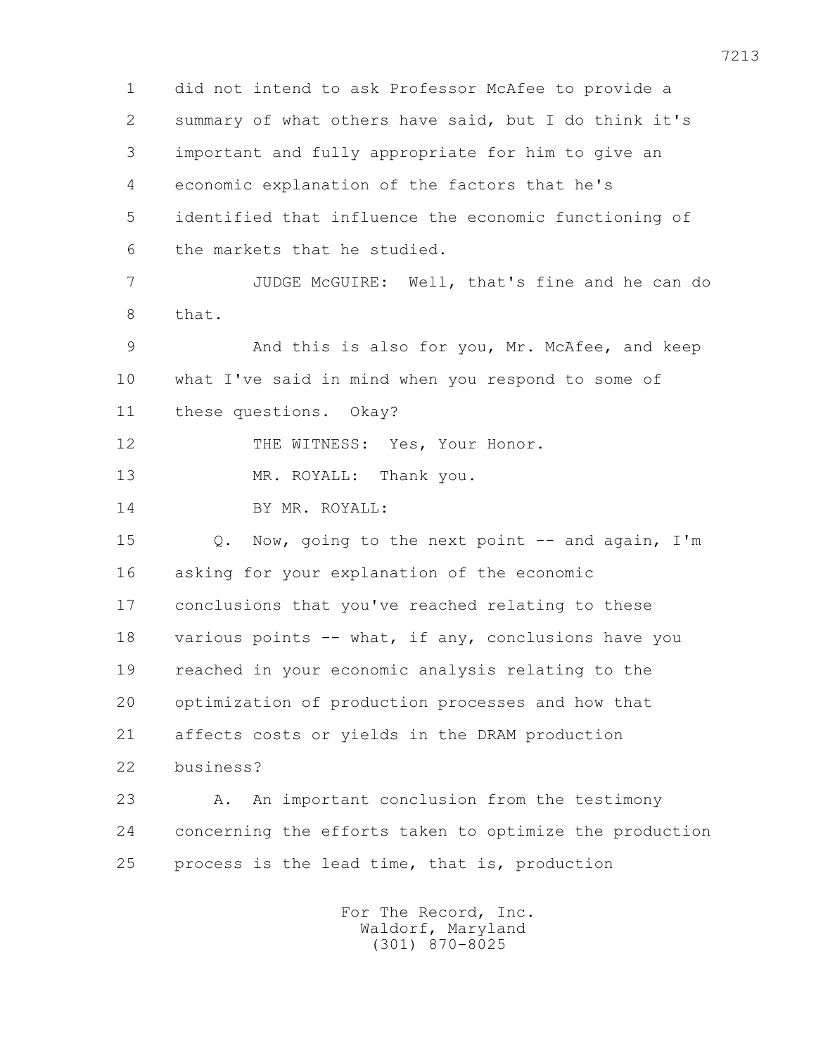did not intend to ask Professor McAfee to provide a summary of what others have said, but I do think it's important and fully appropriate for him to give an economic explanation of the factors that he's identified that influence the economic functioning of the markets that he studied.

JUDGE McGUIRE: Well, that's fine and he can do that.

And this is also for you, Mr. McAfee, and keep what I've said in mind when you respond to some of these questions. Okay?

THE WITNESS: Yes, Your Honor.

MR. ROYALL: Thank you.

BY MR. ROYALL:

Q. Now, going to the next point -- and again, I'm asking for your explanation of the economic conclusions that you've reached relating to these various points -- what, if any, conclusions have you reached in your economic analysis relating to the optimization of production processes and how that affects costs or yields in the DRAM production business?

A. An important conclusion from the testimony concerning the efforts taken to optimize the production process is the lead time, that is, production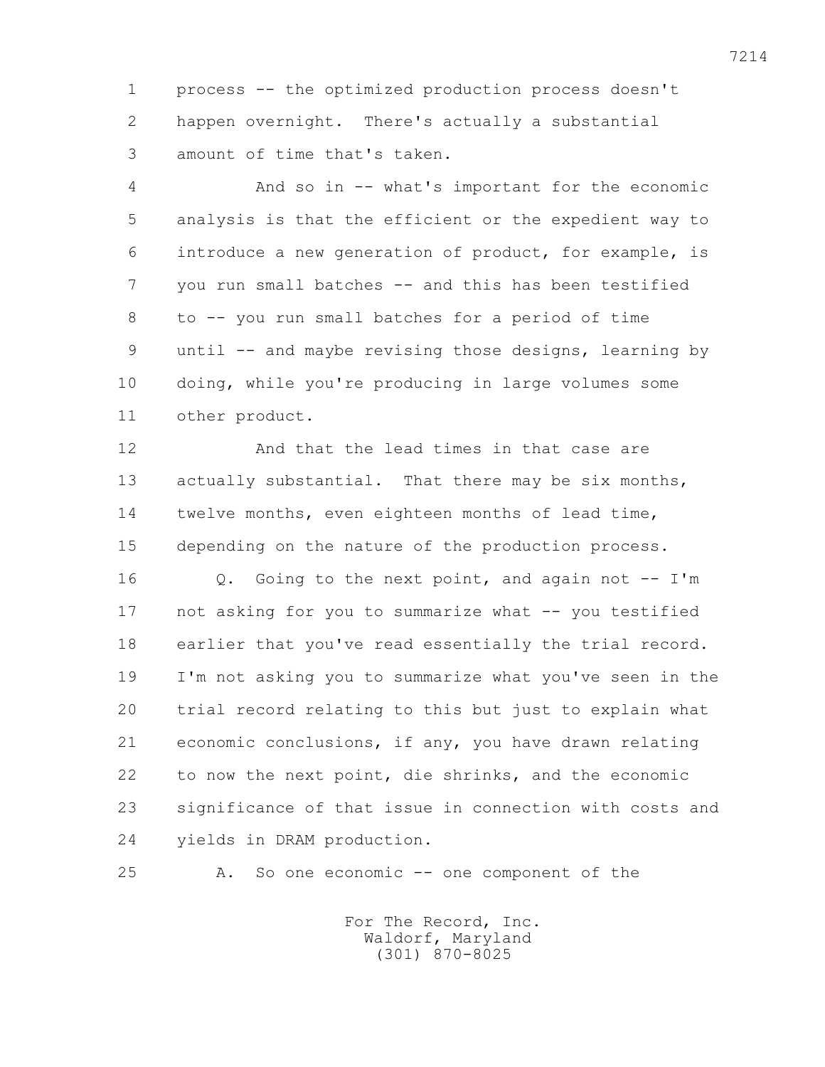1 process -- the optimized production process doesn't
2 happen overnight. There's actually a substantial
3 amount of time that's taken.

4 And so in -- what's important for the economic
5 analysis is that the efficient or the expedient way to
6 introduce a new generation of product, for example, is
7 you run small batches -- and this has been testified
8 to -- you run small batches for a period of time
9 until -- and maybe revising those designs, learning by
10 doing, while you're producing in large volumes some
11 other product.

12 And that the lead times in that case are
13 actually substantial. That there may be six months,
14 twelve months, even eighteen months of lead time,
15 depending on the nature of the production process.

16 Q. Going to the next point, and again not -- I'm
17 not asking for you to summarize what -- you testified
18 earlier that you've read essentially the trial record.
19 I'm not asking you to summarize what you've seen in the
20 trial record relating to this but just to explain what
21 economic conclusions, if any, you have drawn relating
22 to now the next point, die shrinks, and the economic
23 significance of that issue in connection with costs and
24 yields in DRAM production.

25 A. So one economic -- one component of the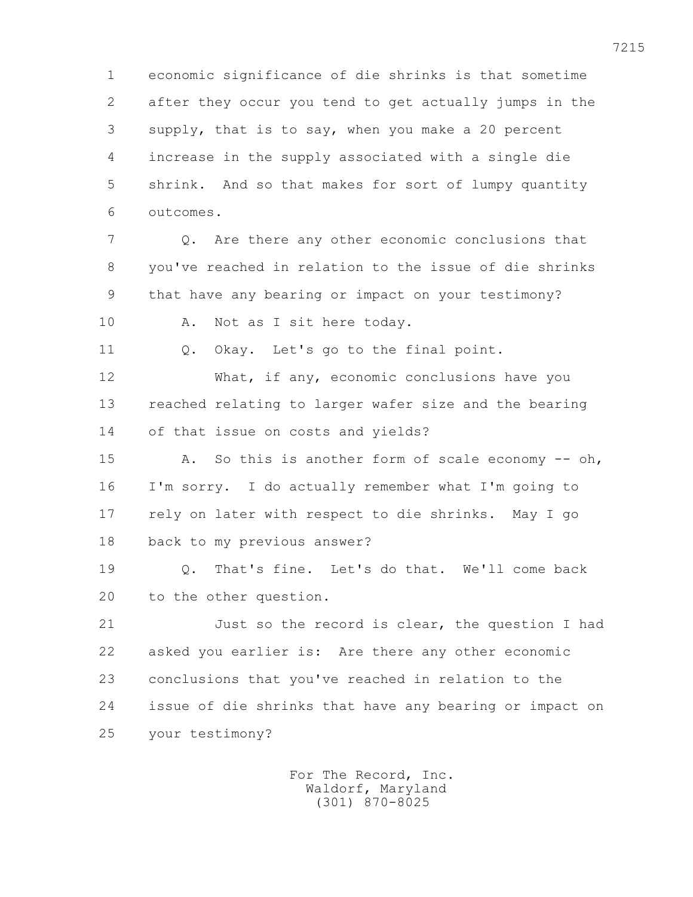economic significance of die shrinks is that sometime after they occur you tend to get actually jumps in the supply, that is to say, when you make a 20 percent increase in the supply associated with a single die shrink. And so that makes for sort of lumpy quantity outcomes.

Q. Are there any other economic conclusions that you've reached in relation to the issue of die shrinks that have any bearing or impact on your testimony?

A. Not as I sit here today.

Q. Okay. Let's go to the final point.

What, if any, economic conclusions have you reached relating to larger wafer size and the bearing of that issue on costs and yields?

A. So this is another form of scale economy -- oh, I'm sorry. I do actually remember what I'm going to rely on later with respect to die shrinks. May I go back to my previous answer?

Q. That's fine. Let's do that. We'll come back to the other question.

Just so the record is clear, the question I had asked you earlier is: Are there any other economic conclusions that you've reached in relation to the issue of die shrinks that have any bearing or impact on your testimony?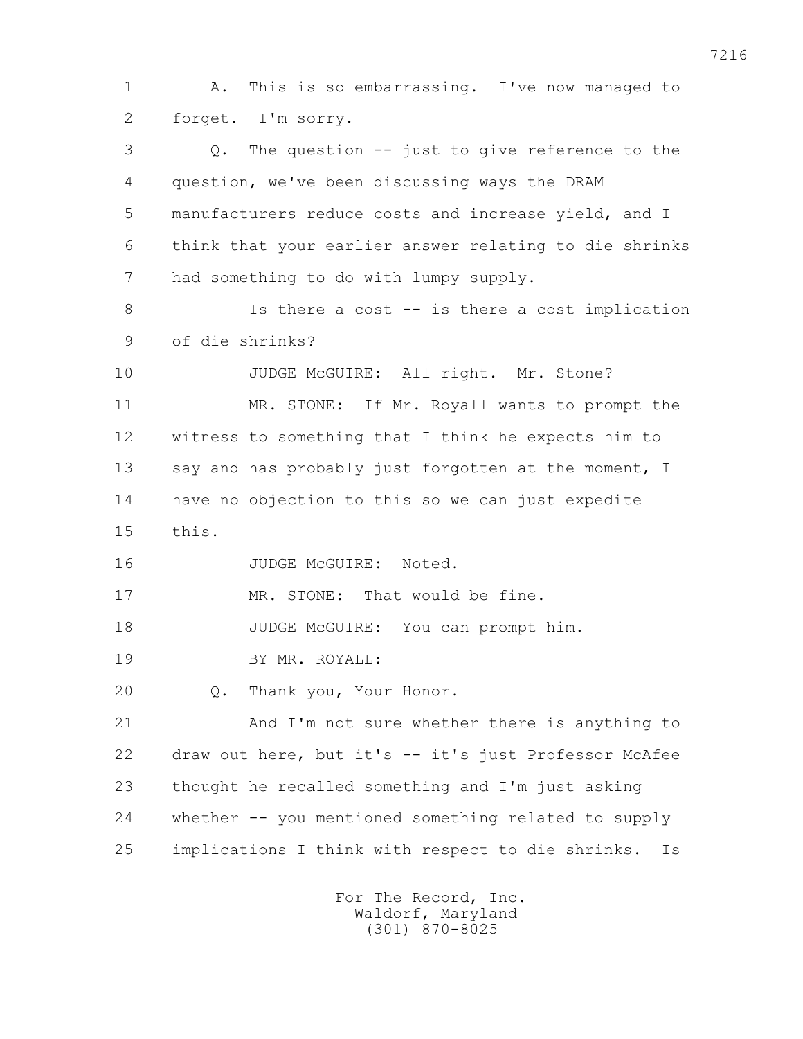1 A. This is so embarrassing. I've now managed to
2 forget. I'm sorry.
3 Q. The question -- just to give reference to the
4 question, we've been discussing ways the DRAM
5 manufacturers reduce costs and increase yield, and I
6 think that your earlier answer relating to die shrinks
7 had something to do with lumpy supply.
8 Is there a cost -- is there a cost implication
9 of die shrinks?
10 JUDGE McGUIRE: All right. Mr. Stone?
11 MR. STONE: If Mr. Royall wants to prompt the
12 witness to something that I think he expects him to
13 say and has probably just forgotten at the moment, I
14 have no objection to this so we can just expedite
15 this.
16 JUDGE McGUIRE: Noted.
17 MR. STONE: That would be fine.
18 JUDGE McGUIRE: You can prompt him.
19 BY MR. ROYALL:
20 Q. Thank you, Your Honor.
21 And I'm not sure whether there is anything to
22 draw out here, but it's -- it's just Professor McAfee
23 thought he recalled something and I'm just asking
24 whether -- you mentioned something related to supply
25 implications I think with respect to die shrinks. Is

For The Record, Inc.
Waldorf, Maryland
(301) 870-8025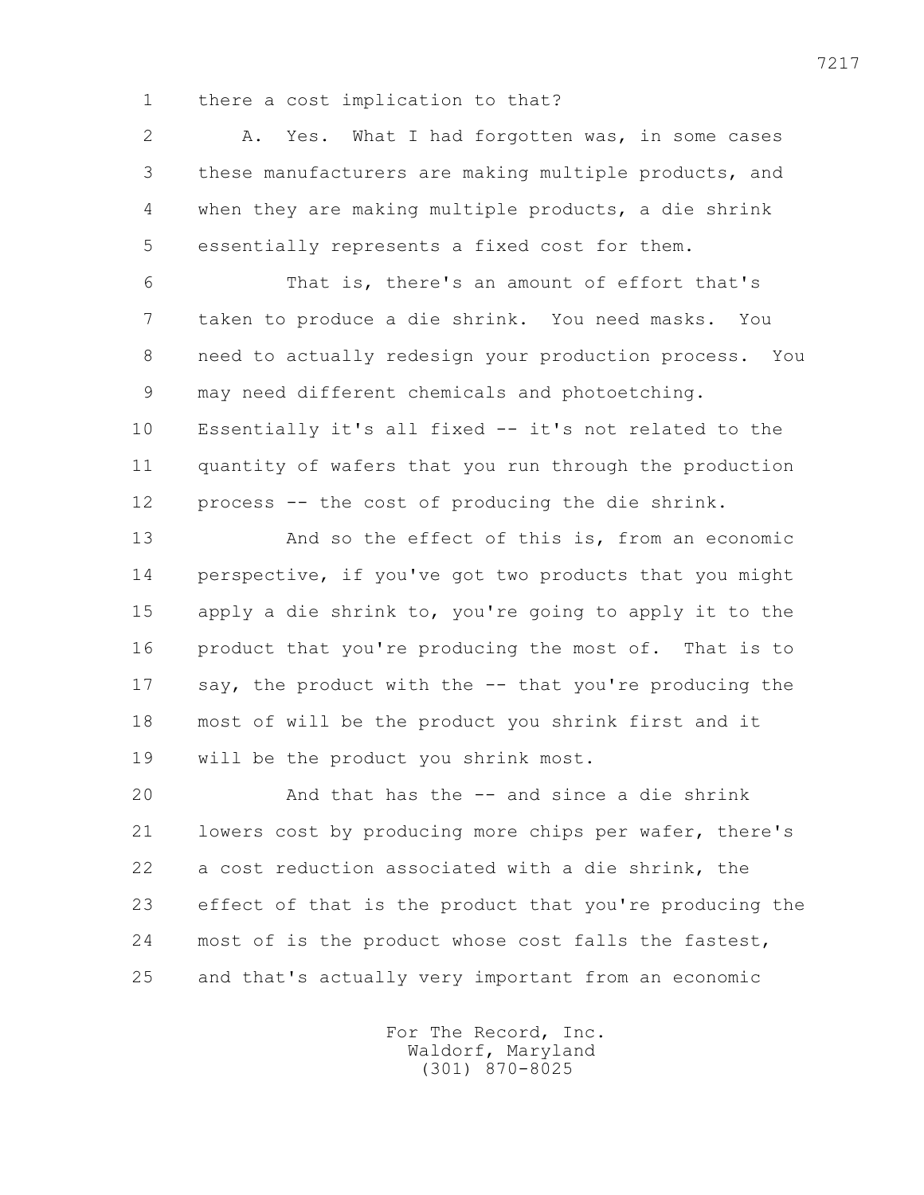there a cost implication to that?

A. Yes. What I had forgotten was, in some cases these manufacturers are making multiple products, and when they are making multiple products, a die shrink essentially represents a fixed cost for them.

That is, there's an amount of effort that's taken to produce a die shrink. You need masks. You need to actually redesign your production process. You may need different chemicals and photoetching. Essentially it's all fixed -- it's not related to the quantity of wafers that you run through the production process -- the cost of producing the die shrink.

And so the effect of this is, from an economic perspective, if you've got two products that you might apply a die shrink to, you're going to apply it to the product that you're producing the most of. That is to say, the product with the -- that you're producing the most of will be the product you shrink first and it will be the product you shrink most.

And that has the -- and since a die shrink lowers cost by producing more chips per wafer, there's a cost reduction associated with a die shrink, the effect of that is the product that you're producing the most of is the product whose cost falls the fastest, and that's actually very important from an economic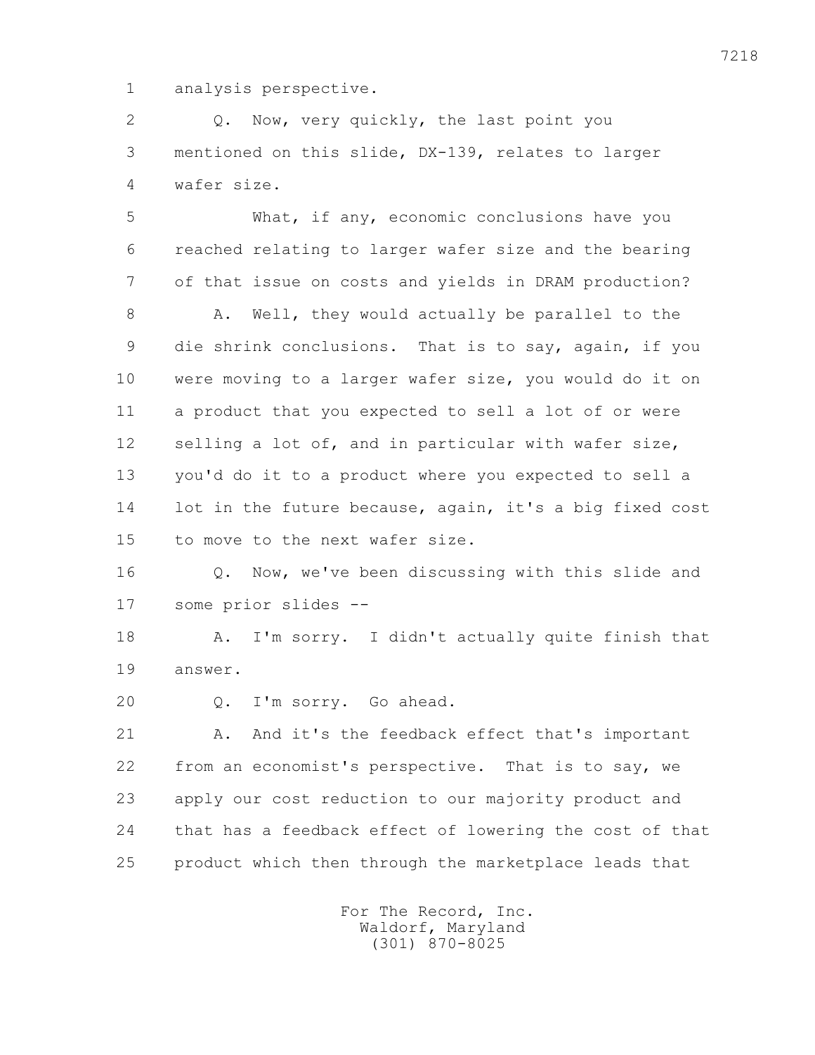1 analysis perspective.

2 Q. Now, very quickly, the last point you
3 mentioned on this slide, DX-139, relates to larger
4 wafer size.

5 What, if any, economic conclusions have you
6 reached relating to larger wafer size and the bearing
7 of that issue on costs and yields in DRAM production?

8 A. Well, they would actually be parallel to the
9 die shrink conclusions. That is to say, again, if you
10 were moving to a larger wafer size, you would do it on
11 a product that you expected to sell a lot of or were
12 selling a lot of, and in particular with wafer size,
13 you'd do it to a product where you expected to sell a
14 lot in the future because, again, it's a big fixed cost
15 to move to the next wafer size.

16 Q. Now, we've been discussing with this slide and
17 some prior slides --

18 A. I'm sorry. I didn't actually quite finish that
19 answer.

20 Q. I'm sorry. Go ahead.

21 A. And it's the feedback effect that's important
22 from an economist's perspective. That is to say, we
23 apply our cost reduction to our majority product and
24 that has a feedback effect of lowering the cost of that
25 product which then through the marketplace leads that

For The Record, Inc.
Waldorf, Maryland
(301) 870-8025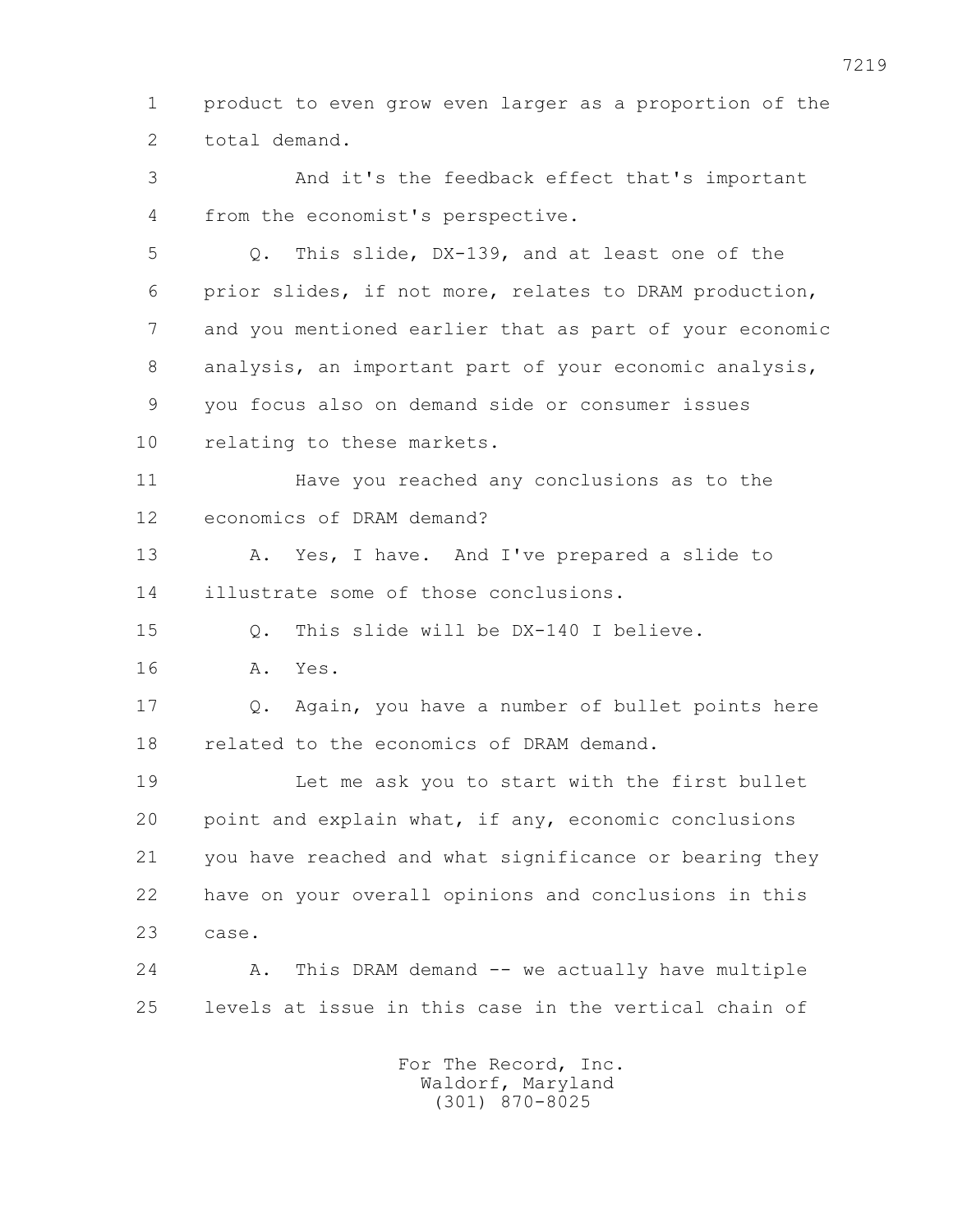product to even grow even larger as a proportion of the total demand.

And it's the feedback effect that's important from the economist's perspective.

Q. This slide, DX-139, and at least one of the prior slides, if not more, relates to DRAM production, and you mentioned earlier that as part of your economic analysis, an important part of your economic analysis, you focus also on demand side or consumer issues relating to these markets.

Have you reached any conclusions as to the economics of DRAM demand?

A. Yes, I have. And I've prepared a slide to illustrate some of those conclusions.

Q. This slide will be DX-140 I believe.

A. Yes.

Q. Again, you have a number of bullet points here related to the economics of DRAM demand.

Let me ask you to start with the first bullet point and explain what, if any, economic conclusions you have reached and what significance or bearing they have on your overall opinions and conclusions in this case.

A. This DRAM demand -- we actually have multiple levels at issue in this case in the vertical chain of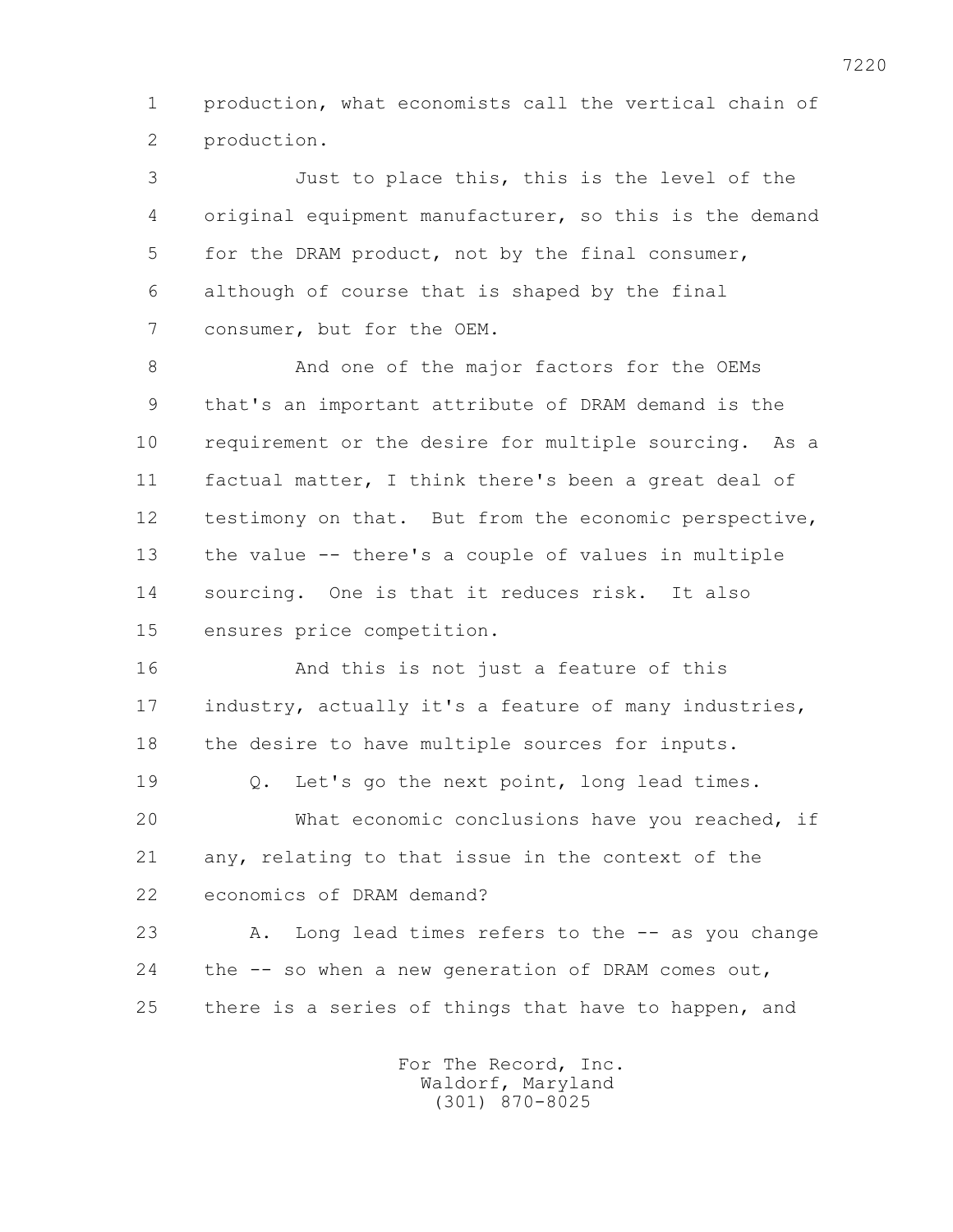1 production, what economists call the vertical chain of
2 production.

3 Just to place this, this is the level of the
4 original equipment manufacturer, so this is the demand
5 for the DRAM product, not by the final consumer,
6 although of course that is shaped by the final
7 consumer, but for the OEM.

8 And one of the major factors for the OEMs
9 that's an important attribute of DRAM demand is the
10 requirement or the desire for multiple sourcing. As a
11 factual matter, I think there's been a great deal of
12 testimony on that. But from the economic perspective,
13 the value -- there's a couple of values in multiple
14 sourcing. One is that it reduces risk. It also
15 ensures price competition.

16 And this is not just a feature of this
17 industry, actually it's a feature of many industries,
18 the desire to have multiple sources for inputs.

19 Q. Let's go the next point, long lead times.

20 What economic conclusions have you reached, if
21 any, relating to that issue in the context of the
22 economics of DRAM demand?

23 A. Long lead times refers to the -- as you change
24 the -- so when a new generation of DRAM comes out,
25 there is a series of things that have to happen, and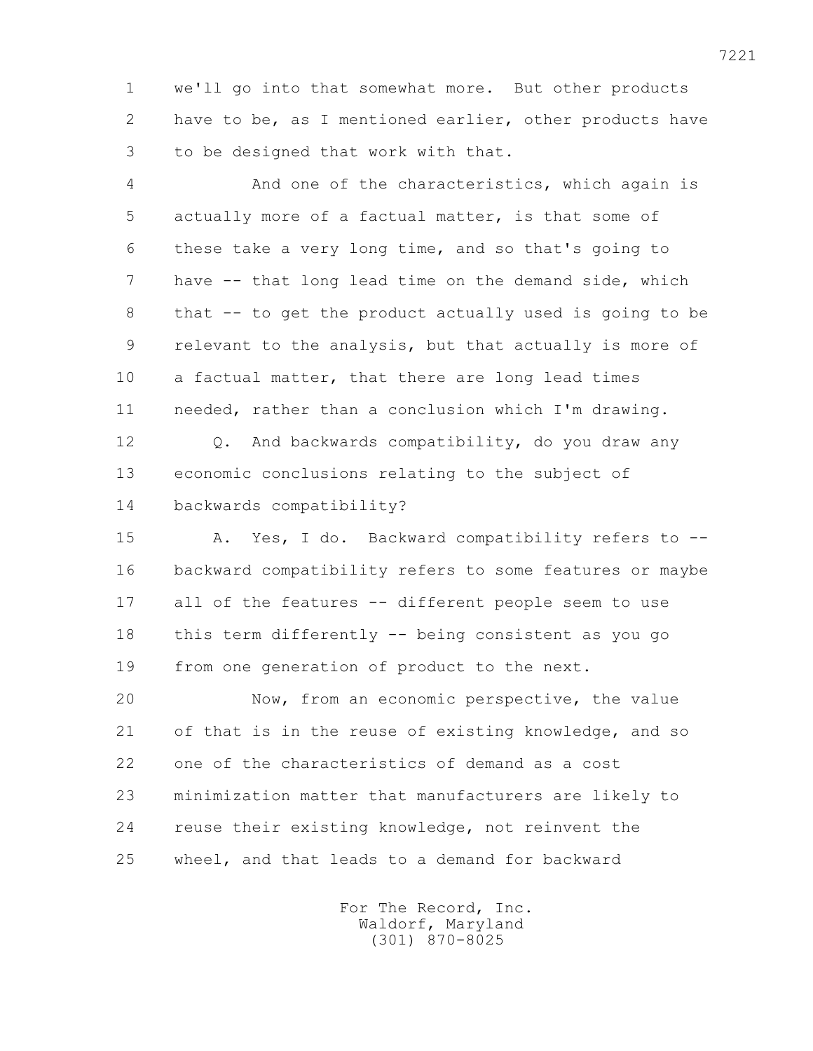1 we'll go into that somewhat more. But other products
2 have to be, as I mentioned earlier, other products have
3 to be designed that work with that.

4 And one of the characteristics, which again is
5 actually more of a factual matter, is that some of
6 these take a very long time, and so that's going to
7 have -- that long lead time on the demand side, which
8 that -- to get the product actually used is going to be
9 relevant to the analysis, but that actually is more of
10 a factual matter, that there are long lead times
11 needed, rather than a conclusion which I'm drawing.

12 Q. And backwards compatibility, do you draw any
13 economic conclusions relating to the subject of
14 backwards compatibility?

15 A. Yes, I do. Backward compatibility refers to --
16 backward compatibility refers to some features or maybe
17 all of the features -- different people seem to use
18 this term differently -- being consistent as you go
19 from one generation of product to the next.

20 Now, from an economic perspective, the value
21 of that is in the reuse of existing knowledge, and so
22 one of the characteristics of demand as a cost
23 minimization matter that manufacturers are likely to
24 reuse their existing knowledge, not reinvent the
25 wheel, and that leads to a demand for backward

For The Record, Inc.
Waldorf, Maryland
(301) 870-8025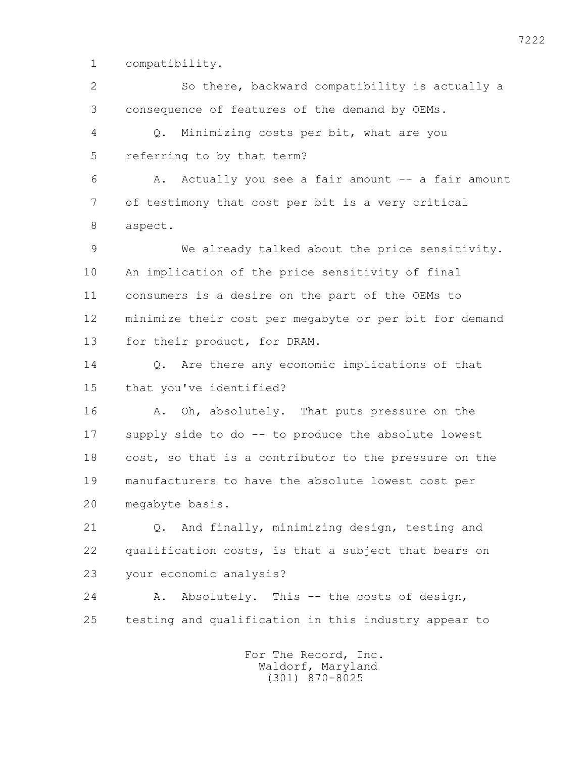compatibility.

So there, backward compatibility is actually a consequence of features of the demand by OEMs.

Q. Minimizing costs per bit, what are you referring to by that term?

A. Actually you see a fair amount -- a fair amount of testimony that cost per bit is a very critical aspect.

We already talked about the price sensitivity. An implication of the price sensitivity of final consumers is a desire on the part of the OEMs to minimize their cost per megabyte or per bit for demand for their product, for DRAM.

Q. Are there any economic implications of that that you've identified?

A. Oh, absolutely. That puts pressure on the supply side to do -- to produce the absolute lowest cost, so that is a contributor to the pressure on the manufacturers to have the absolute lowest cost per megabyte basis.

Q. And finally, minimizing design, testing and qualification costs, is that a subject that bears on your economic analysis?

A. Absolutely. This -- the costs of design, testing and qualification in this industry appear to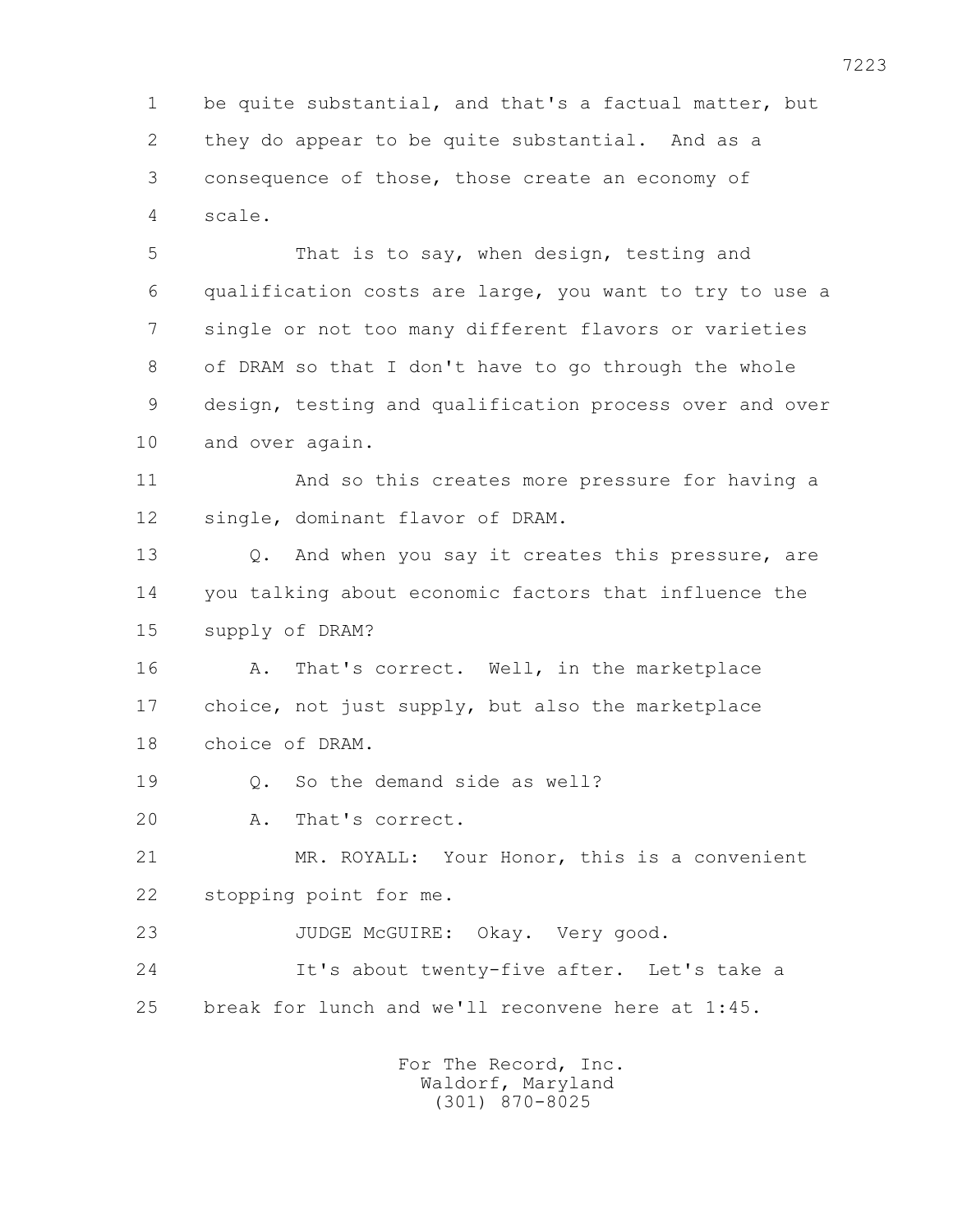1 be quite substantial, and that's a factual matter, but
2 they do appear to be quite substantial. And as a
3 consequence of those, those create an economy of
4 scale.

5 That is to say, when design, testing and
6 qualification costs are large, you want to try to use a
7 single or not too many different flavors or varieties
8 of DRAM so that I don't have to go through the whole
9 design, testing and qualification process over and over
10 and over again.

11 And so this creates more pressure for having a
12 single, dominant flavor of DRAM.

13 Q. And when you say it creates this pressure, are
14 you talking about economic factors that influence the
15 supply of DRAM?

16 A. That's correct. Well, in the marketplace
17 choice, not just supply, but also the marketplace
18 choice of DRAM.

19 Q. So the demand side as well?

20 A. That's correct.

21 MR. ROYALL: Your Honor, this is a convenient
22 stopping point for me.

23 JUDGE McGUIRE: Okay. Very good.

24 It's about twenty-five after. Let's take a
25 break for lunch and we'll reconvene here at 1:45.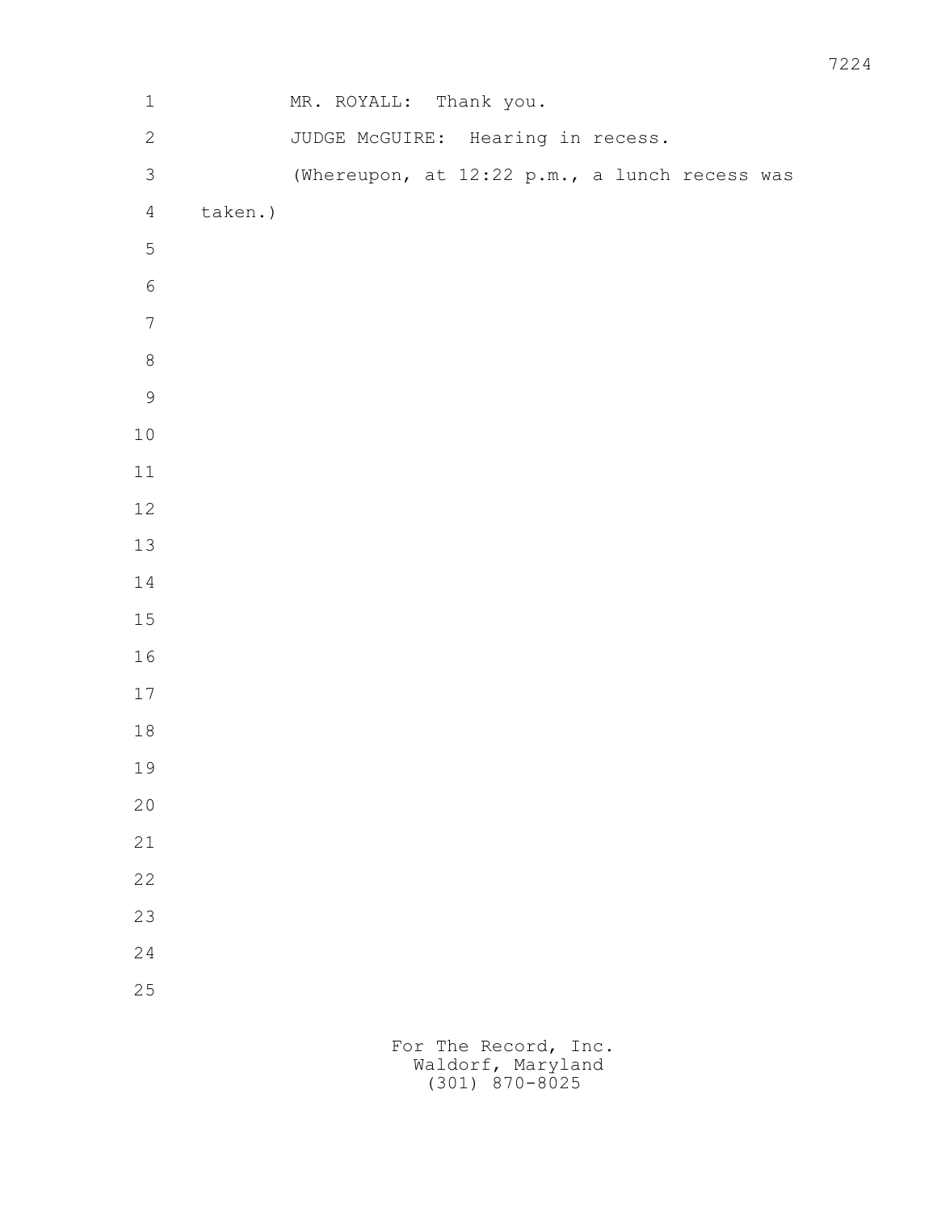MR. ROYALL: Thank you.

JUDGE McGUIRE: Hearing in recess.

(Whereupon, at 12:22 p.m., a lunch recess was taken.)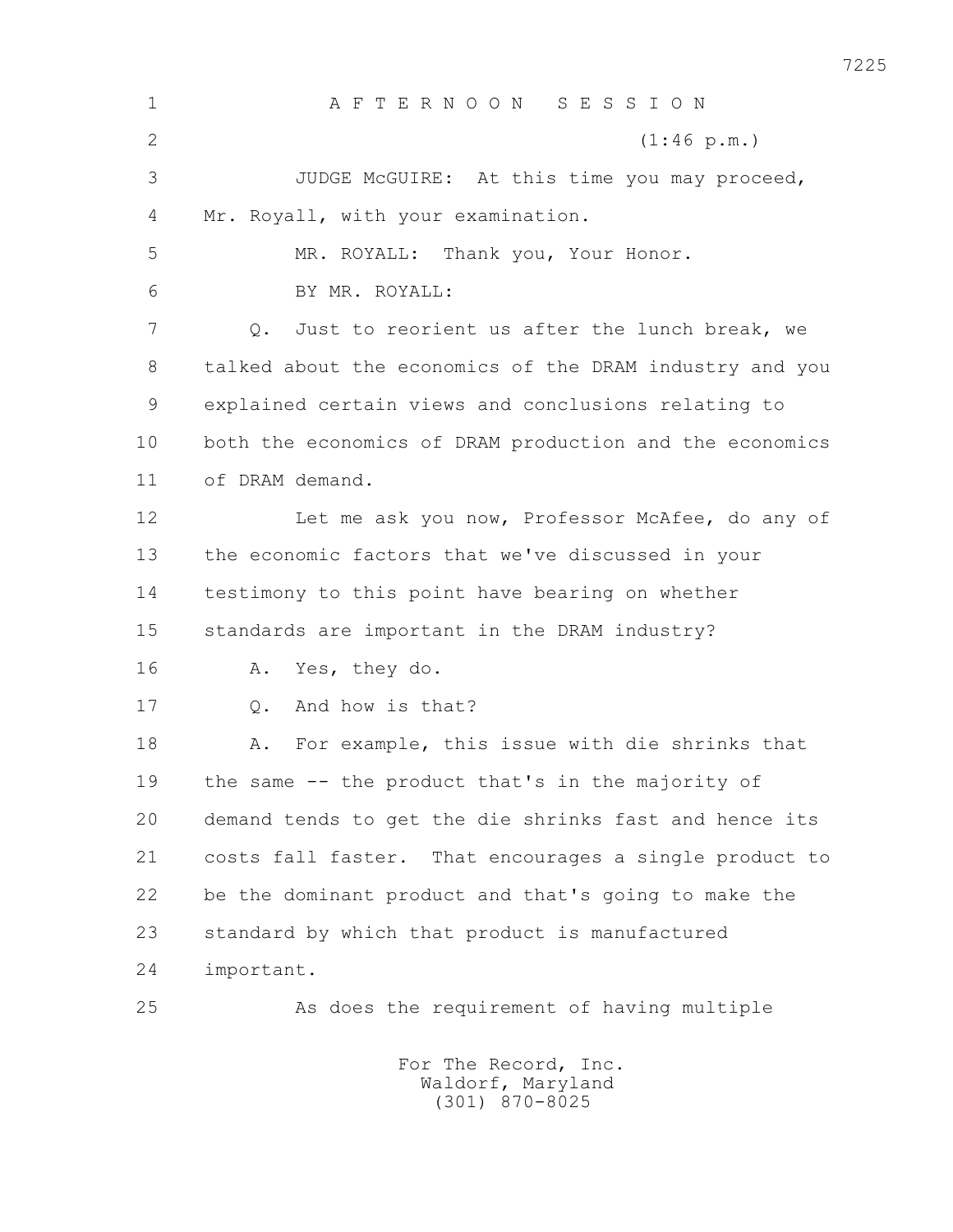A F T E R N O O N   S E S S I O N

(1:46 p.m.)

JUDGE McGUIRE: At this time you may proceed, Mr. Royall, with your examination.

MR. ROYALL: Thank you, Your Honor.

BY MR. ROYALL:

Q. Just to reorient us after the lunch break, we talked about the economics of the DRAM industry and you explained certain views and conclusions relating to both the economics of DRAM production and the economics of DRAM demand.

Let me ask you now, Professor McAfee, do any of the economic factors that we've discussed in your testimony to this point have bearing on whether standards are important in the DRAM industry?

A. Yes, they do.

Q. And how is that?

A. For example, this issue with die shrinks that the same -- the product that's in the majority of demand tends to get the die shrinks fast and hence its costs fall faster. That encourages a single product to be the dominant product and that's going to make the standard by which that product is manufactured important.

As does the requirement of having multiple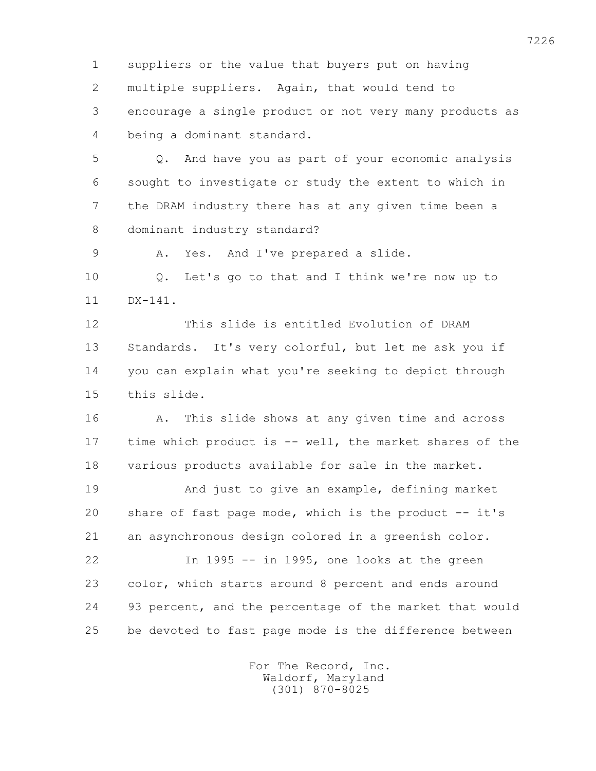1 suppliers or the value that buyers put on having
2 multiple suppliers. Again, that would tend to
3 encourage a single product or not very many products as
4 being a dominant standard.
5 Q. And have you as part of your economic analysis
6 sought to investigate or study the extent to which in
7 the DRAM industry there has at any given time been a
8 dominant industry standard?
9 A. Yes. And I've prepared a slide.
10 Q. Let's go to that and I think we're now up to
11 DX-141.
12 This slide is entitled Evolution of DRAM
13 Standards. It's very colorful, but let me ask you if
14 you can explain what you're seeking to depict through
15 this slide.
16 A. This slide shows at any given time and across
17 time which product is -- well, the market shares of the
18 various products available for sale in the market.
19 And just to give an example, defining market
20 share of fast page mode, which is the product -- it's
21 an asynchronous design colored in a greenish color.
22 In 1995 -- in 1995, one looks at the green
23 color, which starts around 8 percent and ends around
24 93 percent, and the percentage of the market that would
25 be devoted to fast page mode is the difference between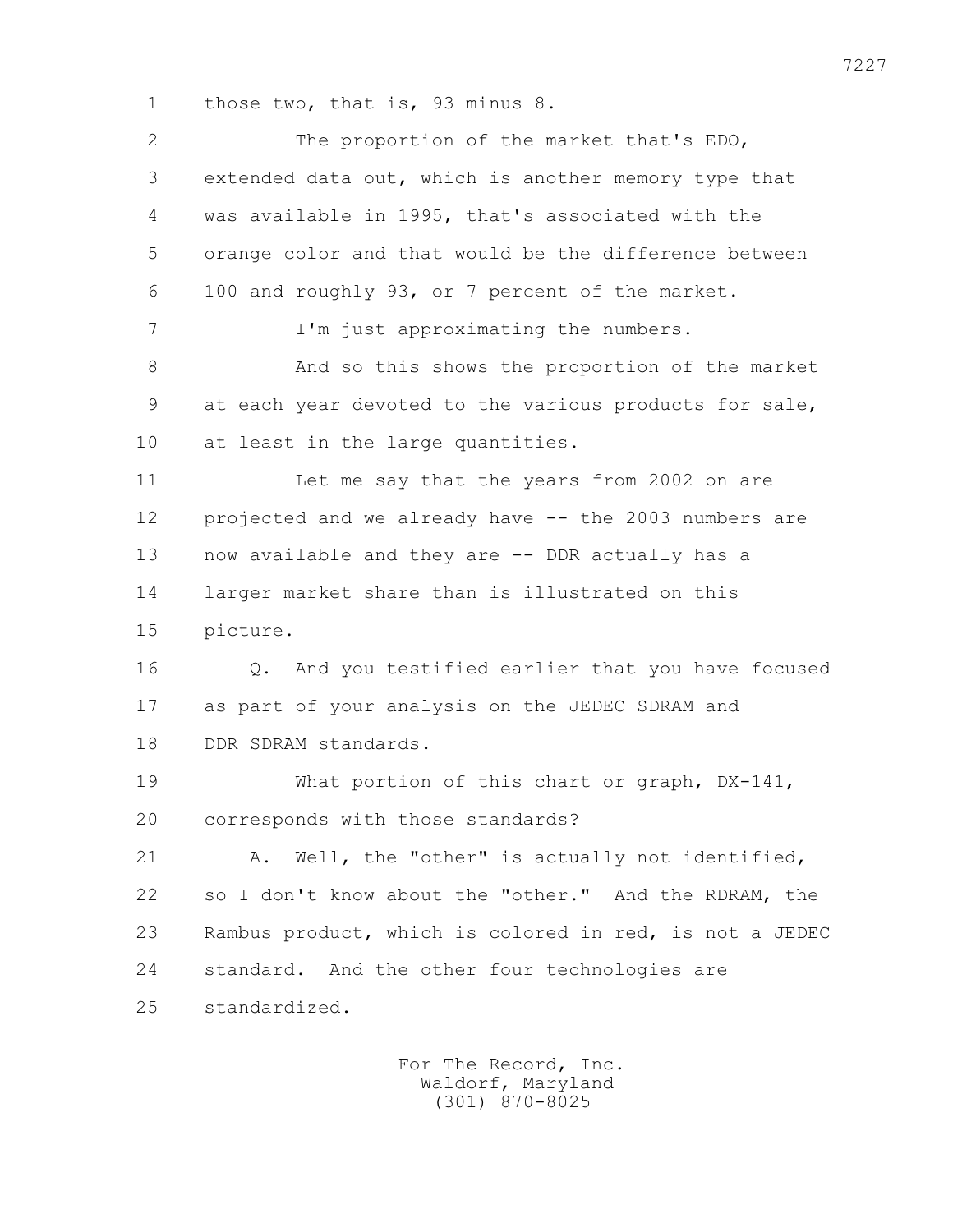1 those two, that is, 93 minus 8.

2 The proportion of the market that's EDO,

3 extended data out, which is another memory type that

4 was available in 1995, that's associated with the

5 orange color and that would be the difference between

6 100 and roughly 93, or 7 percent of the market.

7 I'm just approximating the numbers.

8 And so this shows the proportion of the market

9 at each year devoted to the various products for sale,

10 at least in the large quantities.

11 Let me say that the years from 2002 on are

12 projected and we already have -- the 2003 numbers are

13 now available and they are -- DDR actually has a

14 larger market share than is illustrated on this

15 picture.

16 Q. And you testified earlier that you have focused

17 as part of your analysis on the JEDEC SDRAM and

18 DDR SDRAM standards.

19 What portion of this chart or graph, DX-141,

20 corresponds with those standards?

21 A. Well, the "other" is actually not identified,

22 so I don't know about the "other." And the RDRAM, the

23 Rambus product, which is colored in red, is not a JEDEC

24 standard. And the other four technologies are

25 standardized.

For The Record, Inc.
Waldorf, Maryland
(301) 870-8025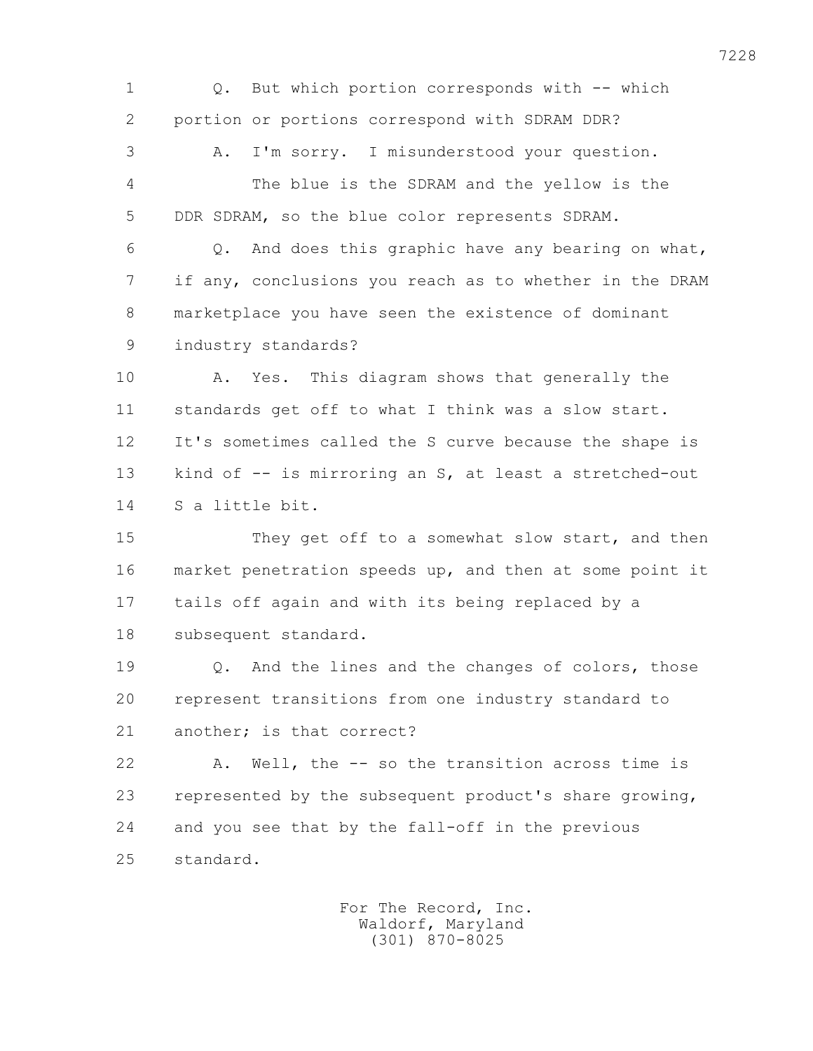1 Q. But which portion corresponds with -- which
2 portion or portions correspond with SDRAM DDR?
3 A. I'm sorry. I misunderstood your question.
4 The blue is the SDRAM and the yellow is the
5 DDR SDRAM, so the blue color represents SDRAM.
6 Q. And does this graphic have any bearing on what,
7 if any, conclusions you reach as to whether in the DRAM
8 marketplace you have seen the existence of dominant
9 industry standards?
10 A. Yes. This diagram shows that generally the
11 standards get off to what I think was a slow start.
12 It's sometimes called the S curve because the shape is
13 kind of -- is mirroring an S, at least a stretched-out
14 S a little bit.
15 They get off to a somewhat slow start, and then
16 market penetration speeds up, and then at some point it
17 tails off again and with its being replaced by a
18 subsequent standard.
19 Q. And the lines and the changes of colors, those
20 represent transitions from one industry standard to
21 another; is that correct?
22 A. Well, the -- so the transition across time is
23 represented by the subsequent product's share growing,
24 and you see that by the fall-off in the previous
25 standard.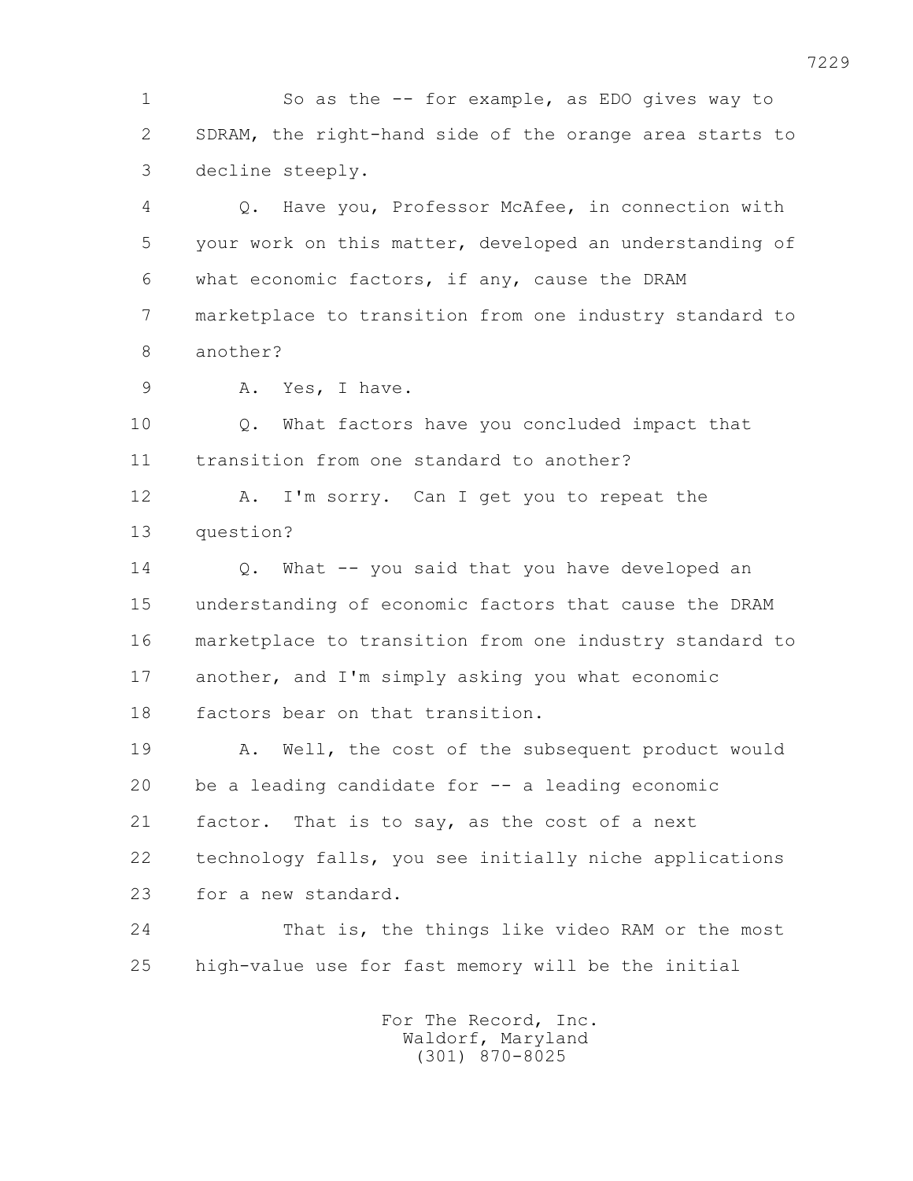1 So as the -- for example, as EDO gives way to
2 SDRAM, the right-hand side of the orange area starts to
3 decline steeply.

4 Q. Have you, Professor McAfee, in connection with
5 your work on this matter, developed an understanding of
6 what economic factors, if any, cause the DRAM
7 marketplace to transition from one industry standard to
8 another?

9 A. Yes, I have.

10 Q. What factors have you concluded impact that
11 transition from one standard to another?

12 A. I'm sorry. Can I get you to repeat the
13 question?

14 Q. What -- you said that you have developed an
15 understanding of economic factors that cause the DRAM
16 marketplace to transition from one industry standard to
17 another, and I'm simply asking you what economic
18 factors bear on that transition.

19 A. Well, the cost of the subsequent product would
20 be a leading candidate for -- a leading economic
21 factor. That is to say, as the cost of a next
22 technology falls, you see initially niche applications
23 for a new standard.

24 That is, the things like video RAM or the most
25 high-value use for fast memory will be the initial

For The Record, Inc.
Waldorf, Maryland
(301) 870-8025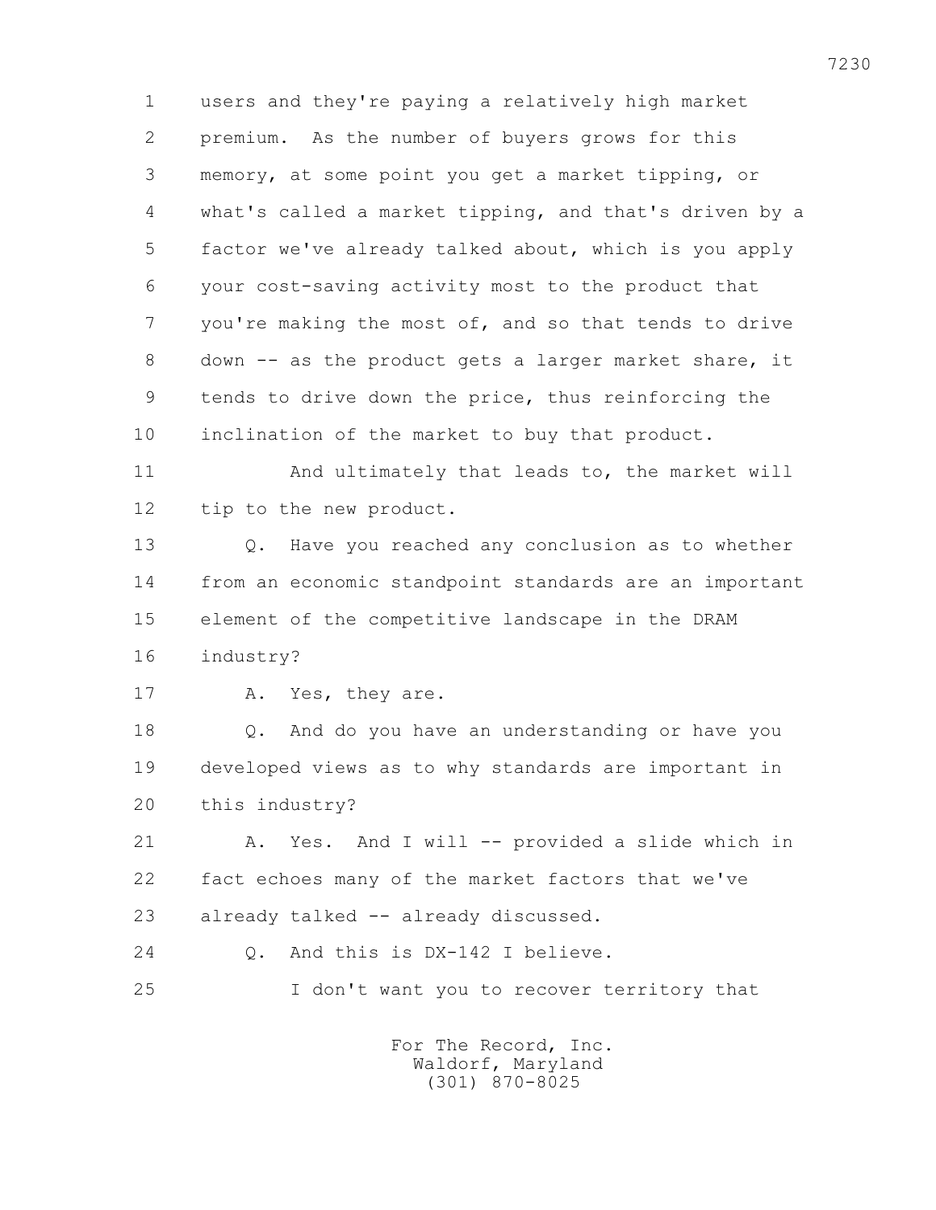1 users and they're paying a relatively high market
2 premium. As the number of buyers grows for this
3 memory, at some point you get a market tipping, or
4 what's called a market tipping, and that's driven by a
5 factor we've already talked about, which is you apply
6 your cost-saving activity most to the product that
7 you're making the most of, and so that tends to drive
8 down -- as the product gets a larger market share, it
9 tends to drive down the price, thus reinforcing the
10 inclination of the market to buy that product.

11 And ultimately that leads to, the market will
12 tip to the new product.

13 Q. Have you reached any conclusion as to whether
14 from an economic standpoint standards are an important
15 element of the competitive landscape in the DRAM
16 industry?

17 A. Yes, they are.

18 Q. And do you have an understanding or have you
19 developed views as to why standards are important in
20 this industry?

21 A. Yes. And I will -- provided a slide which in
22 fact echoes many of the market factors that we've
23 already talked -- already discussed.

24 Q. And this is DX-142 I believe.

25 I don't want you to recover territory that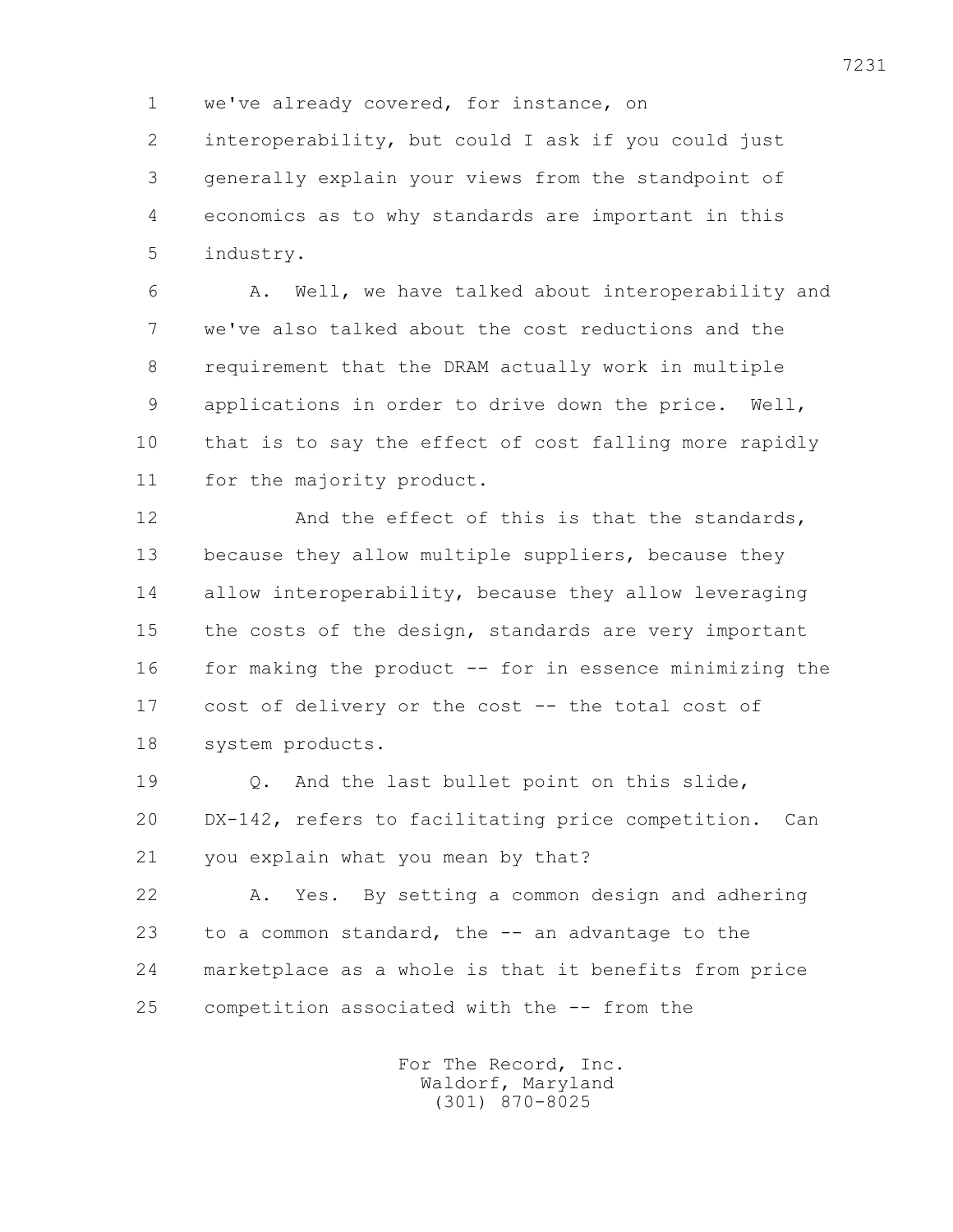we've already covered, for instance, on interoperability, but could I ask if you could just generally explain your views from the standpoint of economics as to why standards are important in this industry.

A. Well, we have talked about interoperability and we've also talked about the cost reductions and the requirement that the DRAM actually work in multiple applications in order to drive down the price. Well, that is to say the effect of cost falling more rapidly for the majority product.

And the effect of this is that the standards, because they allow multiple suppliers, because they allow interoperability, because they allow leveraging the costs of the design, standards are very important for making the product -- for in essence minimizing the cost of delivery or the cost -- the total cost of system products.

Q. And the last bullet point on this slide, DX-142, refers to facilitating price competition. Can you explain what you mean by that?

A. Yes. By setting a common design and adhering to a common standard, the -- an advantage to the marketplace as a whole is that it benefits from price competition associated with the -- from the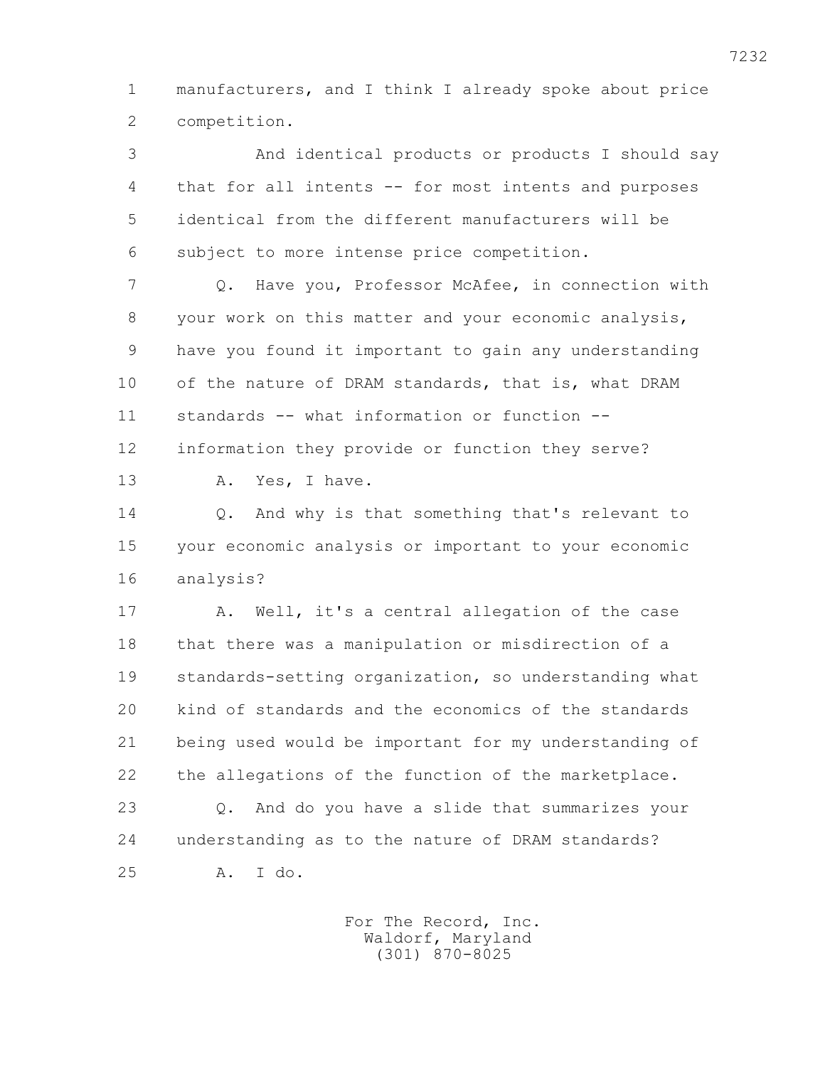1 manufacturers, and I think I already spoke about price
2 competition.

3 And identical products or products I should say
4 that for all intents -- for most intents and purposes
5 identical from the different manufacturers will be
6 subject to more intense price competition.

7 Q. Have you, Professor McAfee, in connection with
8 your work on this matter and your economic analysis,
9 have you found it important to gain any understanding
10 of the nature of DRAM standards, that is, what DRAM
11 standards -- what information or function --
12 information they provide or function they serve?

13 A. Yes, I have.

14 Q. And why is that something that's relevant to
15 your economic analysis or important to your economic
16 analysis?

17 A. Well, it's a central allegation of the case
18 that there was a manipulation or misdirection of a
19 standards-setting organization, so understanding what
20 kind of standards and the economics of the standards
21 being used would be important for my understanding of
22 the allegations of the function of the marketplace.

23 Q. And do you have a slide that summarizes your
24 understanding as to the nature of DRAM standards?

25 A. I do.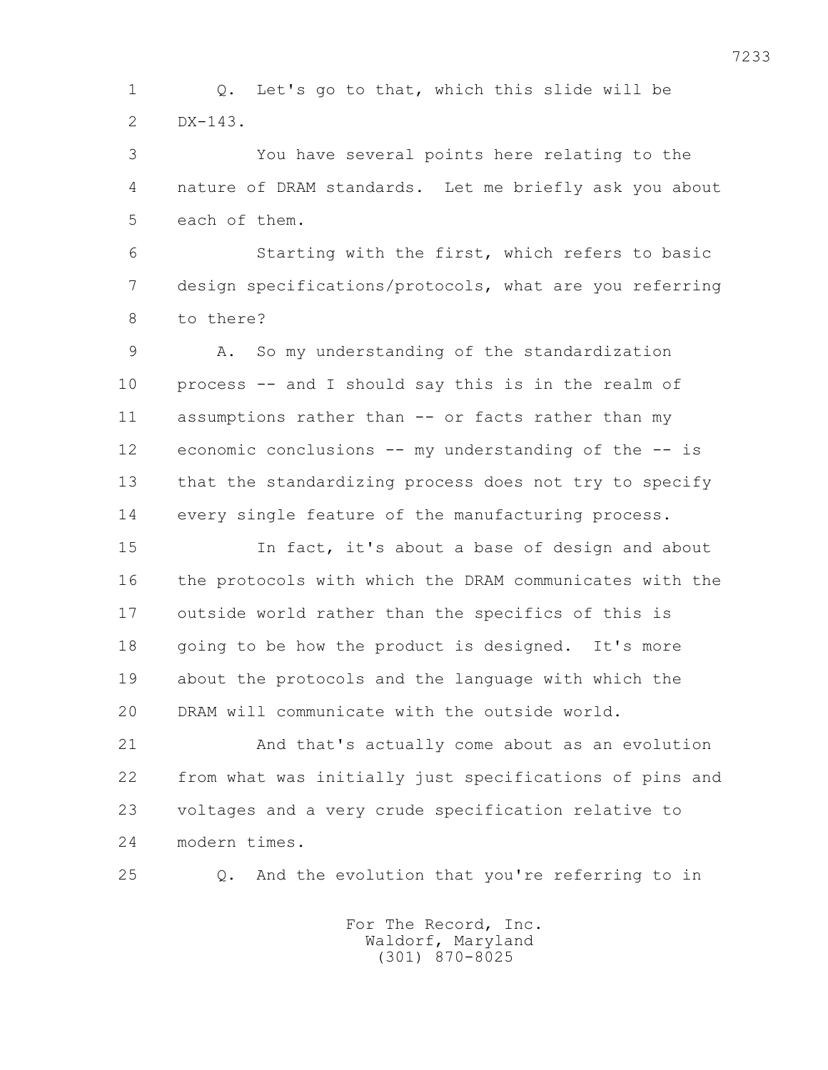Q. Let's go to that, which this slide will be DX-143.

You have several points here relating to the nature of DRAM standards. Let me briefly ask you about each of them.

Starting with the first, which refers to basic design specifications/protocols, what are you referring to there?

A. So my understanding of the standardization process -- and I should say this is in the realm of assumptions rather than -- or facts rather than my economic conclusions -- my understanding of the -- is that the standardizing process does not try to specify every single feature of the manufacturing process.

In fact, it's about a base of design and about the protocols with which the DRAM communicates with the outside world rather than the specifics of this is going to be how the product is designed. It's more about the protocols and the language with which the DRAM will communicate with the outside world.

And that's actually come about as an evolution from what was initially just specifications of pins and voltages and a very crude specification relative to modern times.

Q. And the evolution that you're referring to in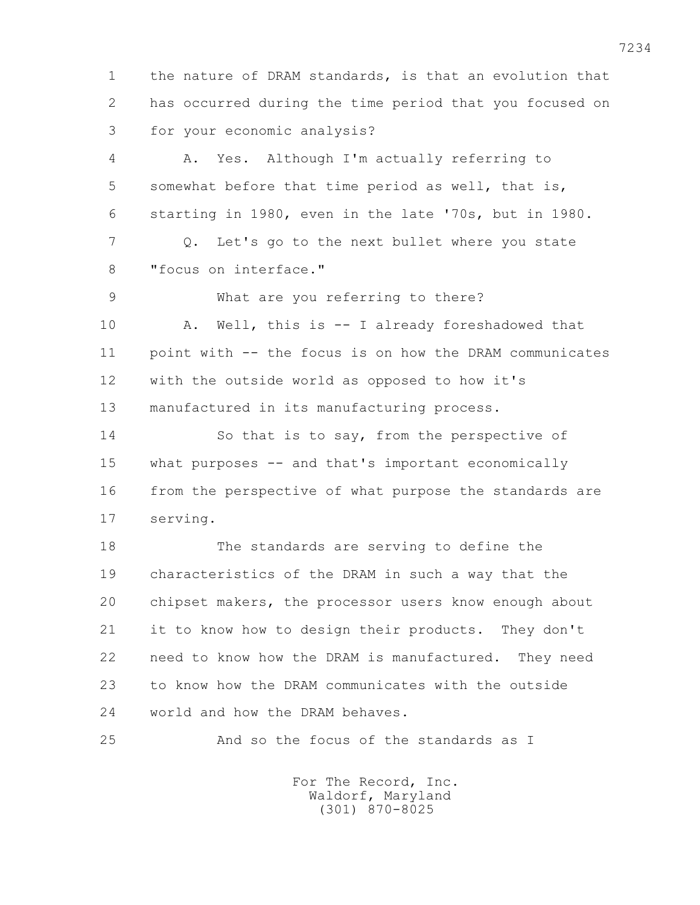the nature of DRAM standards, is that an evolution that has occurred during the time period that you focused on for your economic analysis?

A. Yes. Although I'm actually referring to somewhat before that time period as well, that is, starting in 1980, even in the late '70s, but in 1980.

Q. Let's go to the next bullet where you state "focus on interface."

What are you referring to there?

A. Well, this is -- I already foreshadowed that point with -- the focus is on how the DRAM communicates with the outside world as opposed to how it's manufactured in its manufacturing process.

So that is to say, from the perspective of what purposes -- and that's important economically from the perspective of what purpose the standards are serving.

The standards are serving to define the characteristics of the DRAM in such a way that the chipset makers, the processor users know enough about it to know how to design their products. They don't need to know how the DRAM is manufactured. They need to know how the DRAM communicates with the outside world and how the DRAM behaves.

And so the focus of the standards as I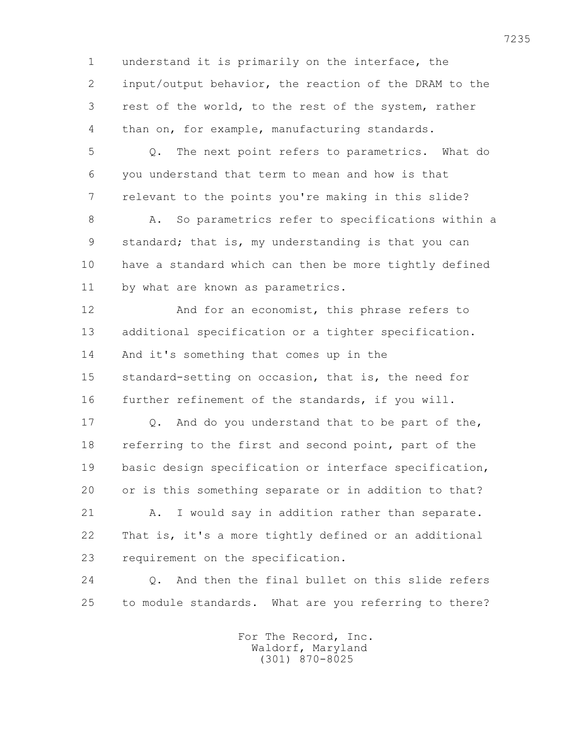understand it is primarily on the interface, the input/output behavior, the reaction of the DRAM to the rest of the world, to the rest of the system, rather than on, for example, manufacturing standards.

Q. The next point refers to parametrics. What do you understand that term to mean and how is that relevant to the points you're making in this slide?

A. So parametrics refer to specifications within a standard; that is, my understanding is that you can have a standard which can then be more tightly defined by what are known as parametrics.

And for an economist, this phrase refers to additional specification or a tighter specification. And it's something that comes up in the standard-setting on occasion, that is, the need for further refinement of the standards, if you will.

Q. And do you understand that to be part of the, referring to the first and second point, part of the basic design specification or interface specification, or is this something separate or in addition to that?

A. I would say in addition rather than separate. That is, it's a more tightly defined or an additional requirement on the specification.

Q. And then the final bullet on this slide refers to module standards. What are you referring to there?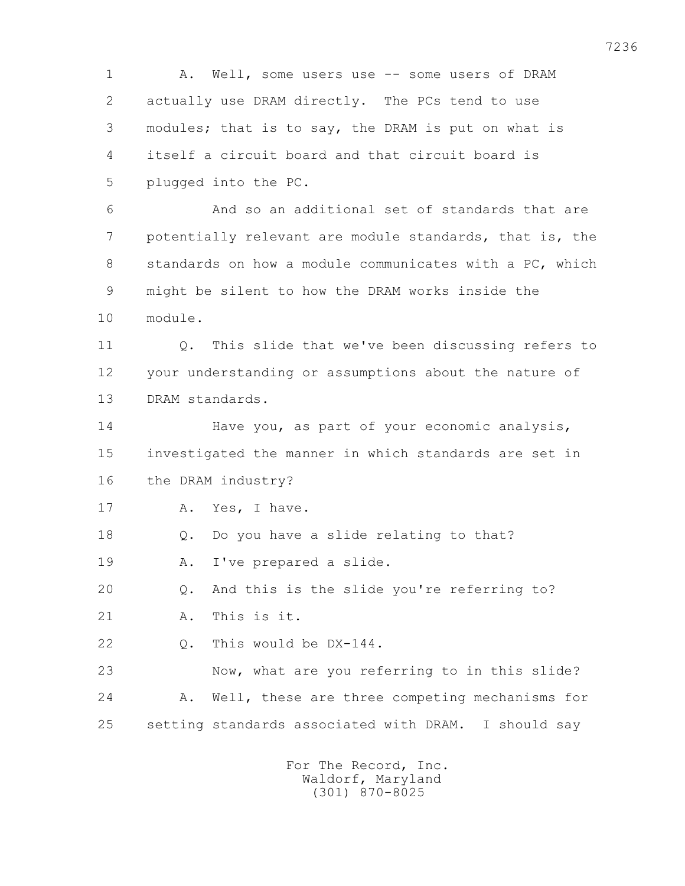A. Well, some users use -- some users of DRAM actually use DRAM directly. The PCs tend to use modules; that is to say, the DRAM is put on what is itself a circuit board and that circuit board is plugged into the PC.

And so an additional set of standards that are potentially relevant are module standards, that is, the standards on how a module communicates with a PC, which might be silent to how the DRAM works inside the module.

Q. This slide that we've been discussing refers to your understanding or assumptions about the nature of DRAM standards.

Have you, as part of your economic analysis, investigated the manner in which standards are set in the DRAM industry?

A. Yes, I have.

Q. Do you have a slide relating to that?

A. I've prepared a slide.

Q. And this is the slide you're referring to?

A. This is it.

Q. This would be DX-144.

Now, what are you referring to in this slide?

A. Well, these are three competing mechanisms for setting standards associated with DRAM. I should say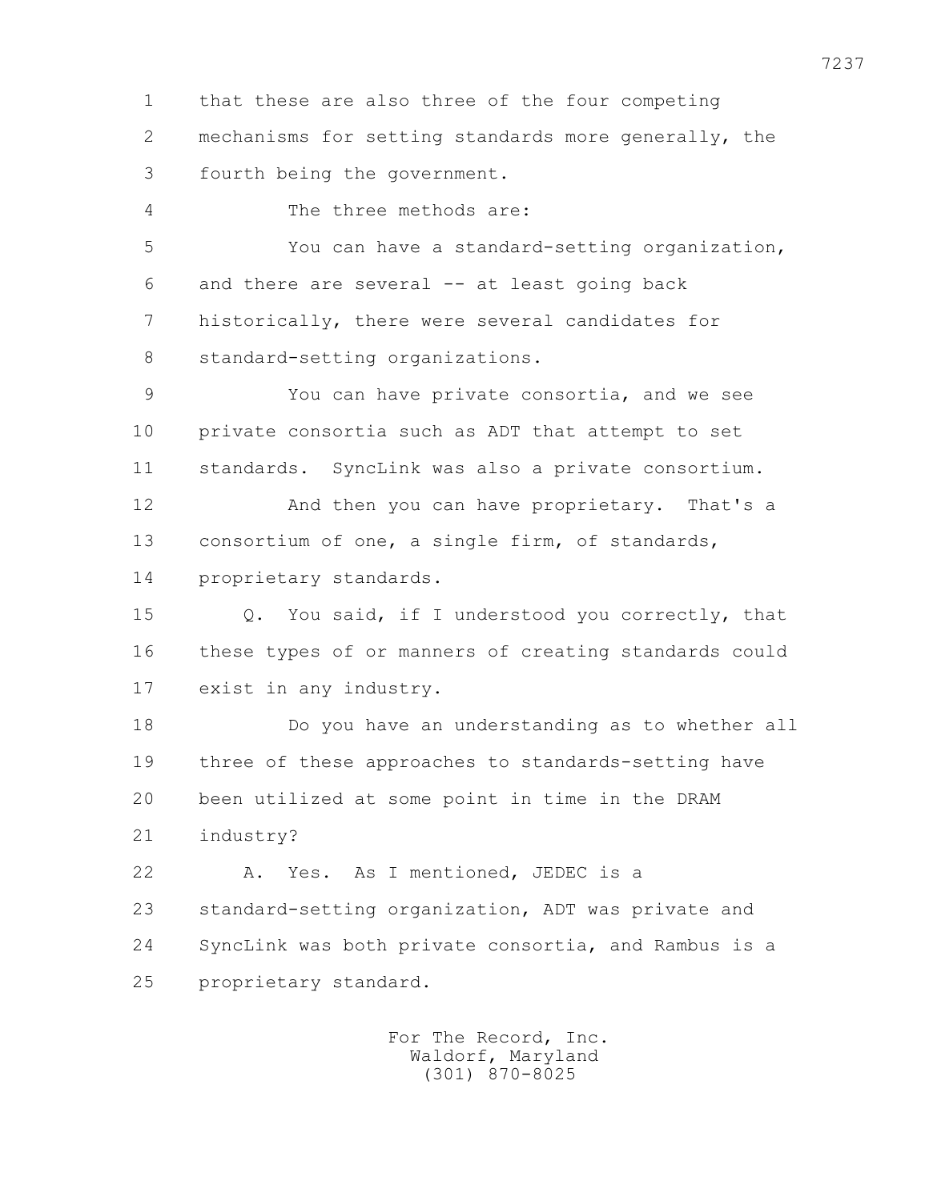1 that these are also three of the four competing
2 mechanisms for setting standards more generally, the
3 fourth being the government.
4 The three methods are:
5 You can have a standard-setting organization,
6 and there are several -- at least going back
7 historically, there were several candidates for
8 standard-setting organizations.
9 You can have private consortia, and we see
10 private consortia such as ADT that attempt to set
11 standards. SyncLink was also a private consortium.
12 And then you can have proprietary. That's a
13 consortium of one, a single firm, of standards,
14 proprietary standards.
15 Q. You said, if I understood you correctly, that
16 these types of or manners of creating standards could
17 exist in any industry.
18 Do you have an understanding as to whether all
19 three of these approaches to standards-setting have
20 been utilized at some point in time in the DRAM
21 industry?
22 A. Yes. As I mentioned, JEDEC is a
23 standard-setting organization, ADT was private and
24 SyncLink was both private consortia, and Rambus is a
25 proprietary standard.

For The Record, Inc.
Waldorf, Maryland
(301) 870-8025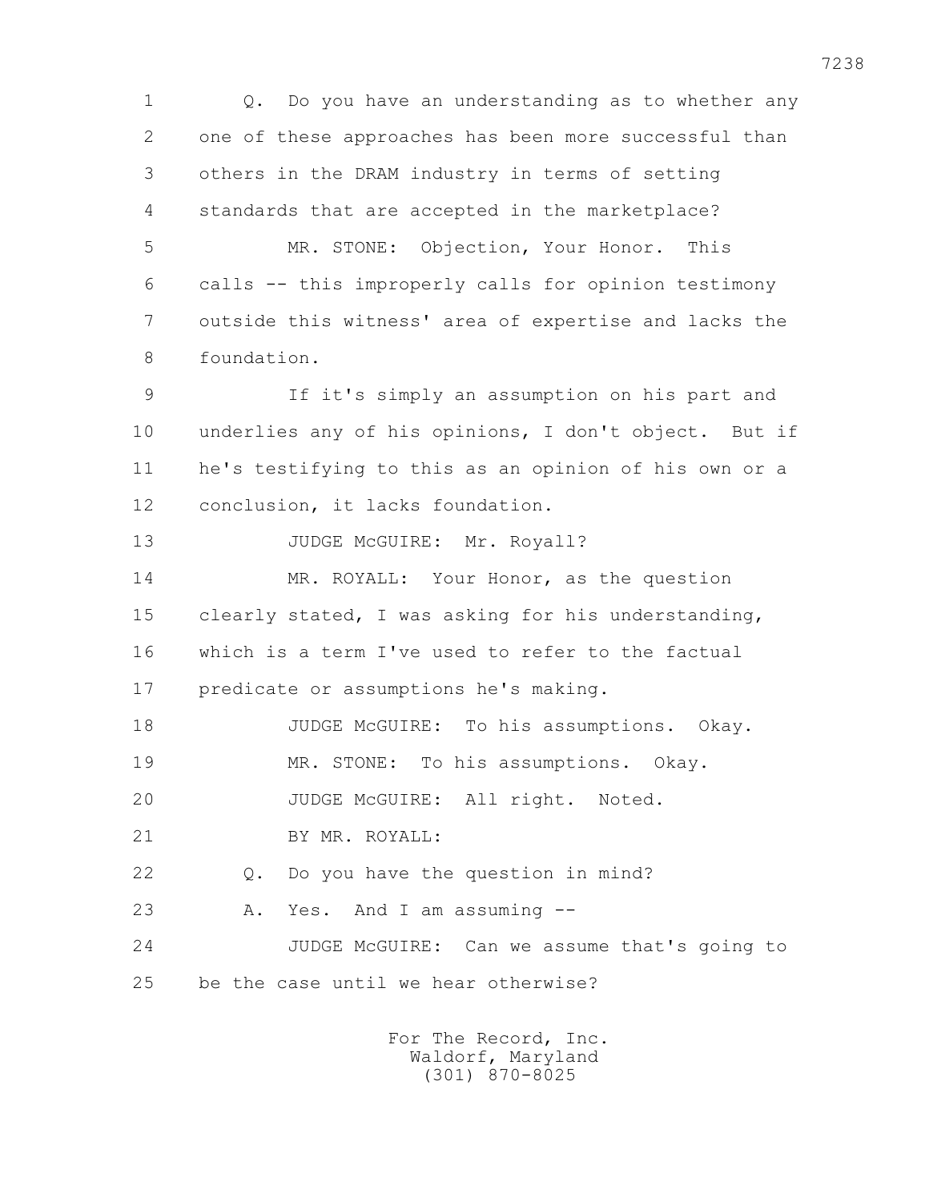1 Q. Do you have an understanding as to whether any
2 one of these approaches has been more successful than
3 others in the DRAM industry in terms of setting
4 standards that are accepted in the marketplace?
5 MR. STONE: Objection, Your Honor. This
6 calls -- this improperly calls for opinion testimony
7 outside this witness' area of expertise and lacks the
8 foundation.
9 If it's simply an assumption on his part and
10 underlies any of his opinions, I don't object. But if
11 he's testifying to this as an opinion of his own or a
12 conclusion, it lacks foundation.
13 JUDGE McGUIRE: Mr. Royall?
14 MR. ROYALL: Your Honor, as the question
15 clearly stated, I was asking for his understanding,
16 which is a term I've used to refer to the factual
17 predicate or assumptions he's making.
18 JUDGE McGUIRE: To his assumptions. Okay.
19 MR. STONE: To his assumptions. Okay.
20 JUDGE McGUIRE: All right. Noted.
21 BY MR. ROYALL:
22 Q. Do you have the question in mind?
23 A. Yes. And I am assuming --
24 JUDGE McGUIRE: Can we assume that's going to
25 be the case until we hear otherwise?

For The Record, Inc.
Waldorf, Maryland
(301) 870-8025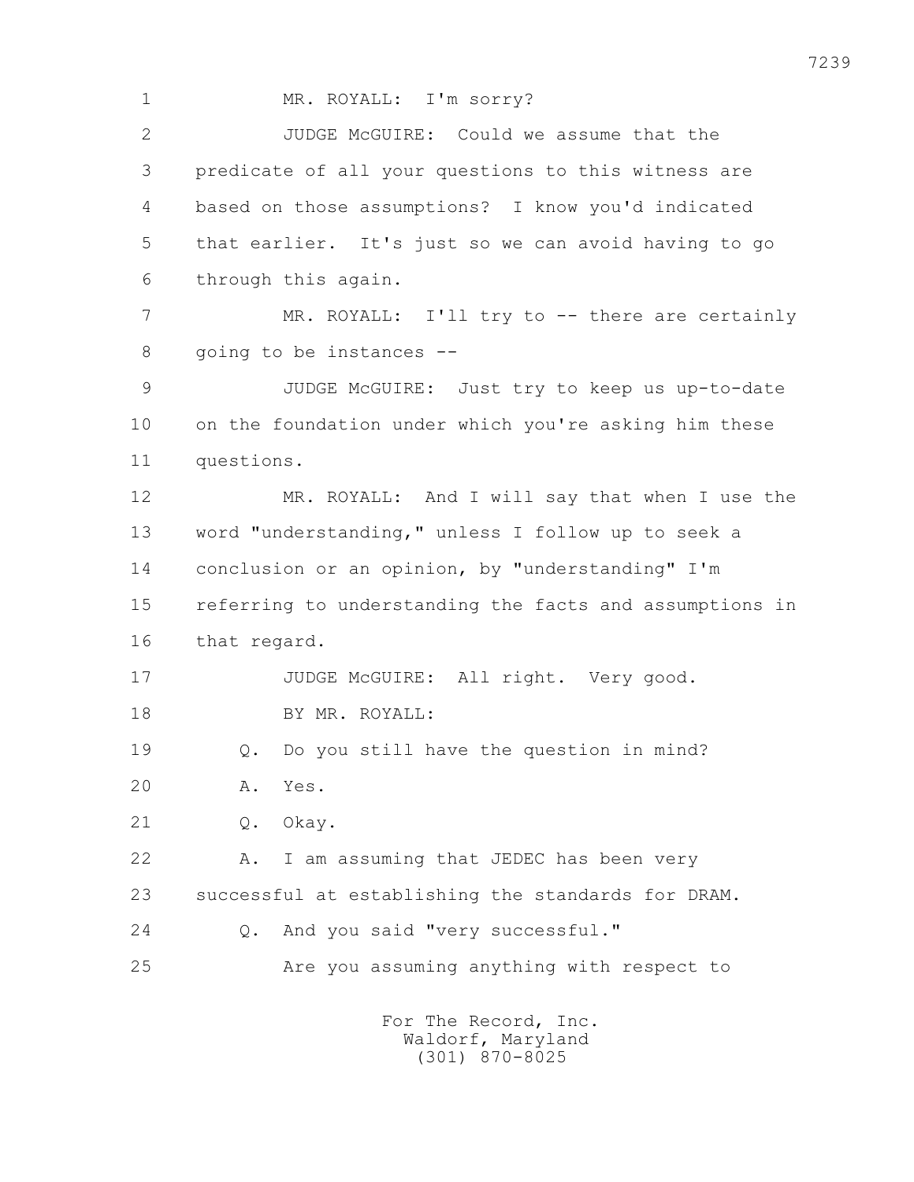1 MR. ROYALL: I'm sorry?

2 JUDGE McGUIRE: Could we assume that the

3 predicate of all your questions to this witness are

4 based on those assumptions? I know you'd indicated

5 that earlier. It's just so we can avoid having to go

6 through this again.

7 MR. ROYALL: I'll try to -- there are certainly

8 going to be instances --

9 JUDGE McGUIRE: Just try to keep us up-to-date

10 on the foundation under which you're asking him these

11 questions.

12 MR. ROYALL: And I will say that when I use the

13 word "understanding," unless I follow up to seek a

14 conclusion or an opinion, by "understanding" I'm

15 referring to understanding the facts and assumptions in

16 that regard.

17 JUDGE McGUIRE: All right. Very good.

18 BY MR. ROYALL:

19 Q. Do you still have the question in mind?

20 A. Yes.

21 Q. Okay.

22 A. I am assuming that JEDEC has been very

23 successful at establishing the standards for DRAM.

24 Q. And you said "very successful."

25 Are you assuming anything with respect to

For The Record, Inc.
Waldorf, Maryland
(301) 870-8025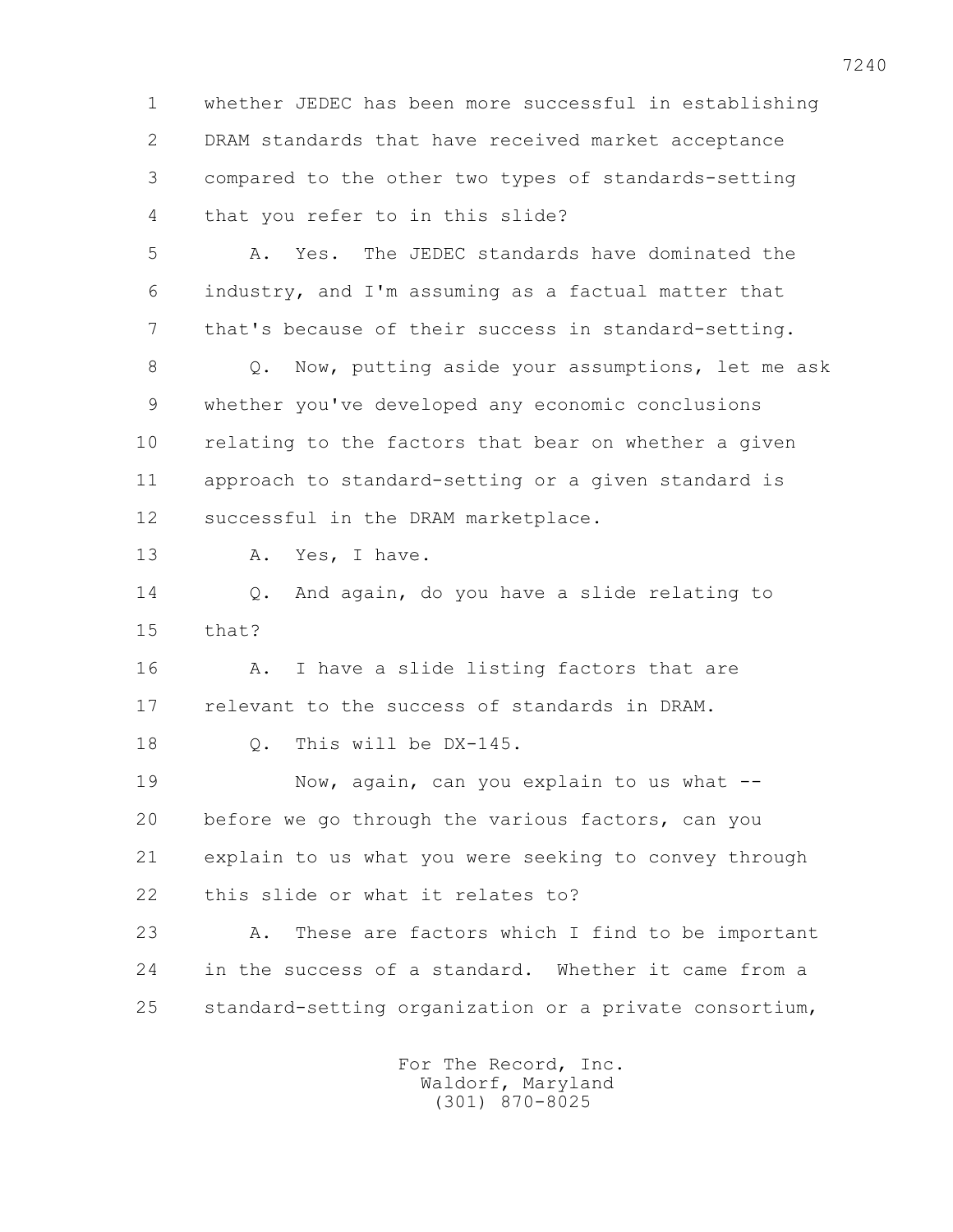1 whether JEDEC has been more successful in establishing
2 DRAM standards that have received market acceptance
3 compared to the other two types of standards-setting
4 that you refer to in this slide?

5 A. Yes. The JEDEC standards have dominated the
6 industry, and I'm assuming as a factual matter that
7 that's because of their success in standard-setting.

8 Q. Now, putting aside your assumptions, let me ask
9 whether you've developed any economic conclusions
10 relating to the factors that bear on whether a given
11 approach to standard-setting or a given standard is
12 successful in the DRAM marketplace.

13 A. Yes, I have.

14 Q. And again, do you have a slide relating to
15 that?

16 A. I have a slide listing factors that are
17 relevant to the success of standards in DRAM.

18 Q. This will be DX-145.

19 Now, again, can you explain to us what --
20 before we go through the various factors, can you
21 explain to us what you were seeking to convey through
22 this slide or what it relates to?

23 A. These are factors which I find to be important
24 in the success of a standard. Whether it came from a
25 standard-setting organization or a private consortium,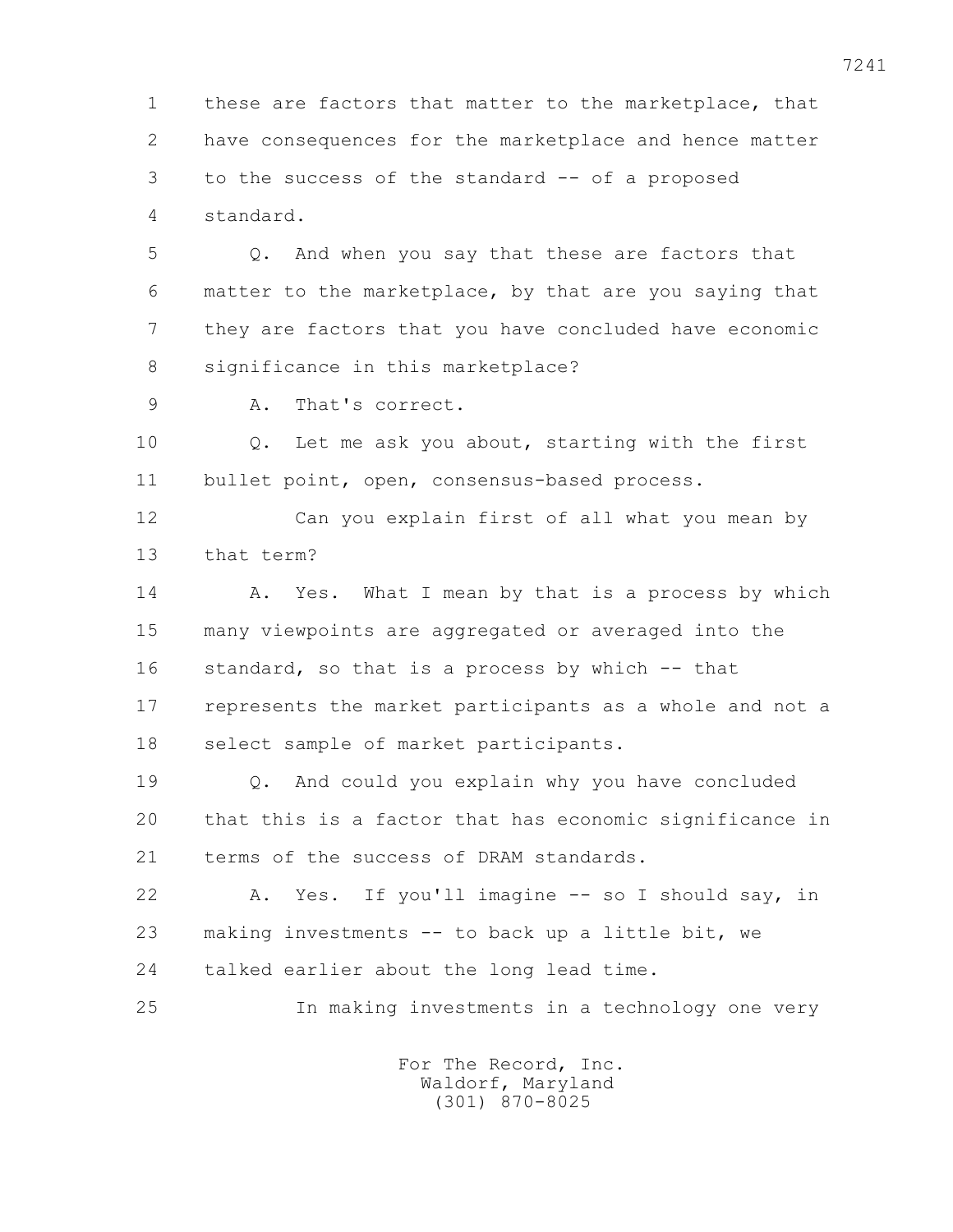1 these are factors that matter to the marketplace, that
2 have consequences for the marketplace and hence matter
3 to the success of the standard -- of a proposed
4 standard.

5 Q. And when you say that these are factors that
6 matter to the marketplace, by that are you saying that
7 they are factors that you have concluded have economic
8 significance in this marketplace?

9 A. That's correct.

10 Q. Let me ask you about, starting with the first
11 bullet point, open, consensus-based process.

12 Can you explain first of all what you mean by
13 that term?

14 A. Yes. What I mean by that is a process by which
15 many viewpoints are aggregated or averaged into the
16 standard, so that is a process by which -- that
17 represents the market participants as a whole and not a
18 select sample of market participants.

19 Q. And could you explain why you have concluded
20 that this is a factor that has economic significance in
21 terms of the success of DRAM standards.

22 A. Yes. If you'll imagine -- so I should say, in
23 making investments -- to back up a little bit, we
24 talked earlier about the long lead time.

25 In making investments in a technology one very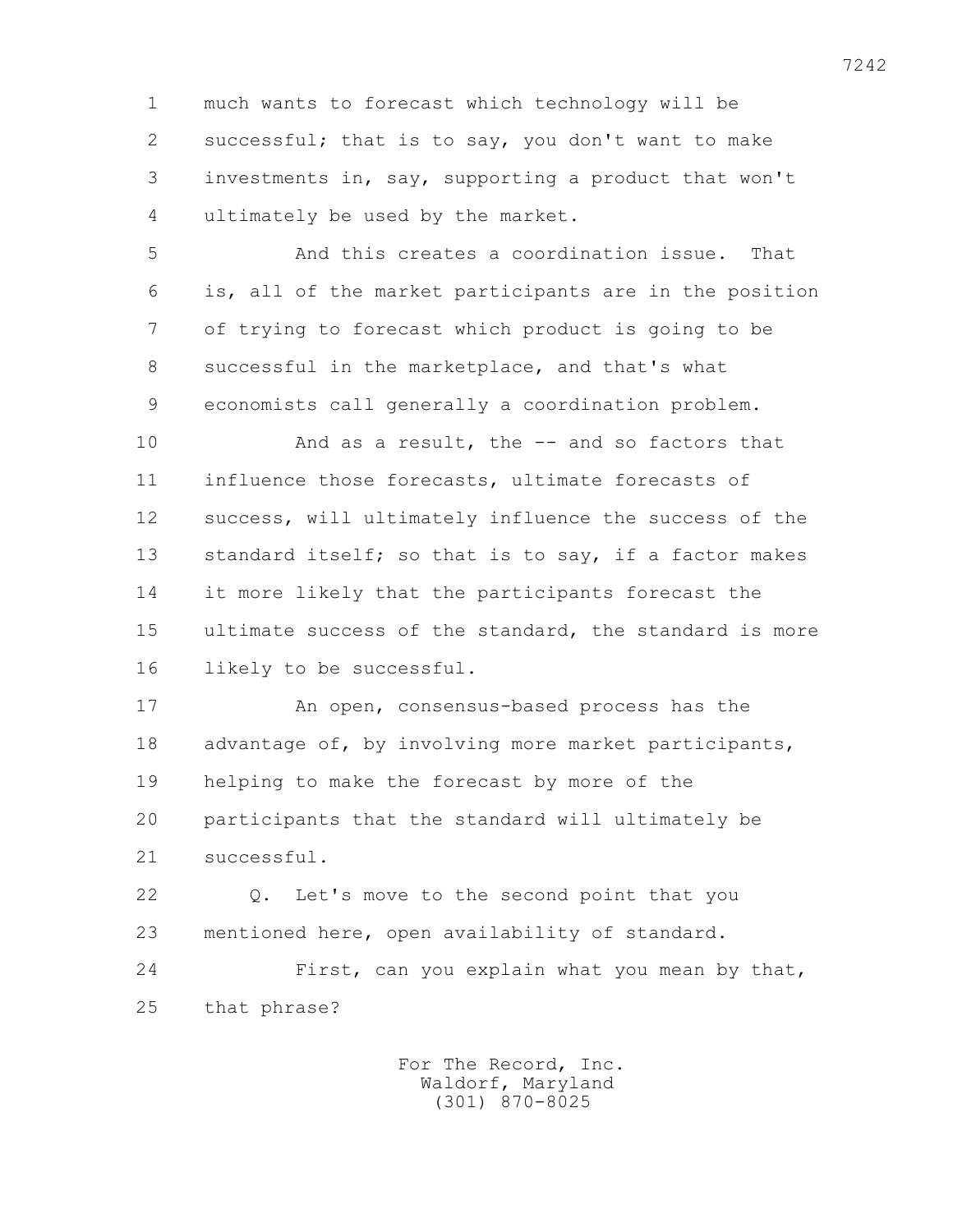much wants to forecast which technology will be successful; that is to say, you don't want to make investments in, say, supporting a product that won't ultimately be used by the market.

And this creates a coordination issue. That is, all of the market participants are in the position of trying to forecast which product is going to be successful in the marketplace, and that's what economists call generally a coordination problem.

And as a result, the -- and so factors that influence those forecasts, ultimate forecasts of success, will ultimately influence the success of the standard itself; so that is to say, if a factor makes it more likely that the participants forecast the ultimate success of the standard, the standard is more likely to be successful.

An open, consensus-based process has the advantage of, by involving more market participants, helping to make the forecast by more of the participants that the standard will ultimately be successful.

Q. Let's move to the second point that you mentioned here, open availability of standard.

First, can you explain what you mean by that, that phrase?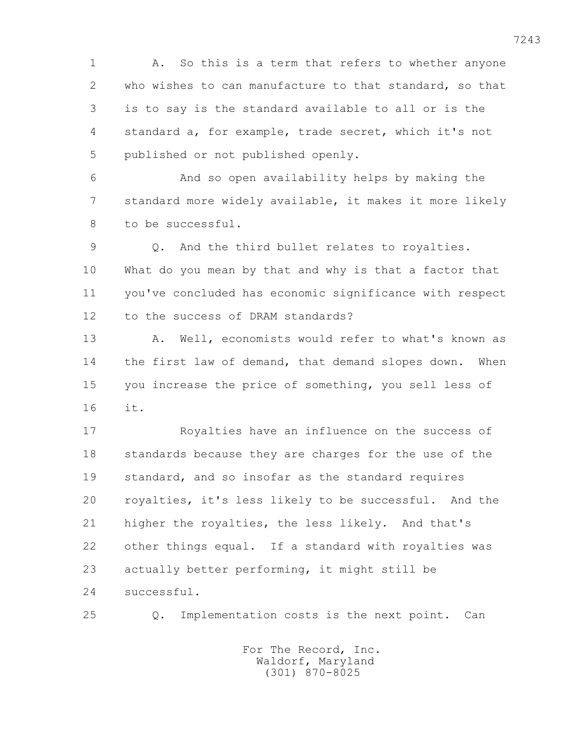1 A. So this is a term that refers to whether anyone
2 who wishes to can manufacture to that standard, so that
3 is to say is the standard available to all or is the
4 standard a, for example, trade secret, which it's not
5 published or not published openly.

6 And so open availability helps by making the
7 standard more widely available, it makes it more likely
8 to be successful.

9 Q. And the third bullet relates to royalties.
10 What do you mean by that and why is that a factor that
11 you've concluded has economic significance with respect
12 to the success of DRAM standards?

13 A. Well, economists would refer to what's known as
14 the first law of demand, that demand slopes down. When
15 you increase the price of something, you sell less of
16 it.

17 Royalties have an influence on the success of
18 standards because they are charges for the use of the
19 standard, and so insofar as the standard requires
20 royalties, it's less likely to be successful. And the
21 higher the royalties, the less likely. And that's
22 other things equal. If a standard with royalties was
23 actually better performing, it might still be
24 successful.

25 Q. Implementation costs is the next point. Can

For The Record, Inc.
Waldorf, Maryland
(301) 870-8025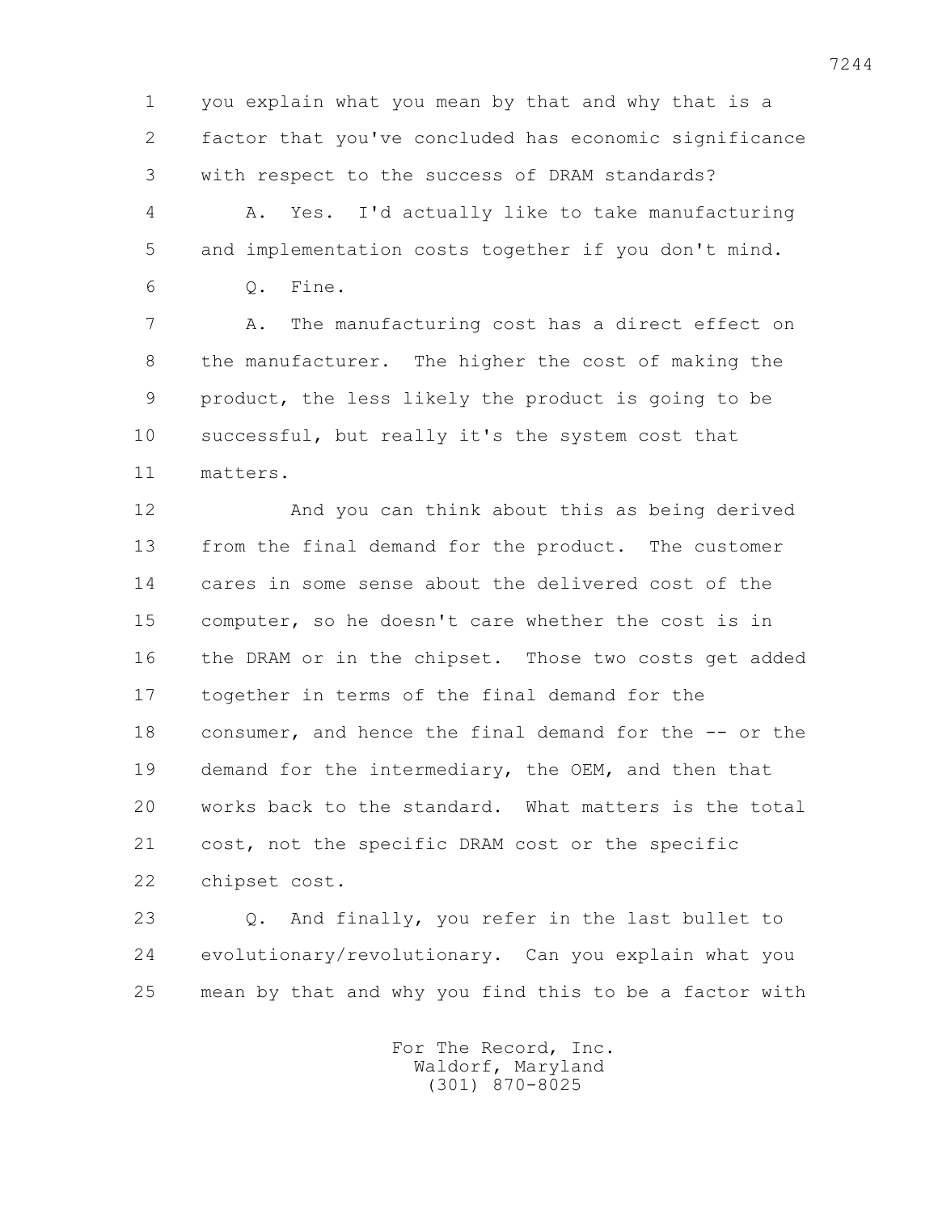1 you explain what you mean by that and why that is a
2 factor that you've concluded has economic significance
3 with respect to the success of DRAM standards?

4 A. Yes. I'd actually like to take manufacturing
5 and implementation costs together if you don't mind.

6 Q. Fine.

7 A. The manufacturing cost has a direct effect on
8 the manufacturer. The higher the cost of making the
9 product, the less likely the product is going to be
10 successful, but really it's the system cost that
11 matters.

12 And you can think about this as being derived
13 from the final demand for the product. The customer
14 cares in some sense about the delivered cost of the
15 computer, so he doesn't care whether the cost is in
16 the DRAM or in the chipset. Those two costs get added
17 together in terms of the final demand for the
18 consumer, and hence the final demand for the -- or the
19 demand for the intermediary, the OEM, and then that
20 works back to the standard. What matters is the total
21 cost, not the specific DRAM cost or the specific
22 chipset cost.

23 Q. And finally, you refer in the last bullet to
24 evolutionary/revolutionary. Can you explain what you
25 mean by that and why you find this to be a factor with

For The Record, Inc.
Waldorf, Maryland
(301) 870-8025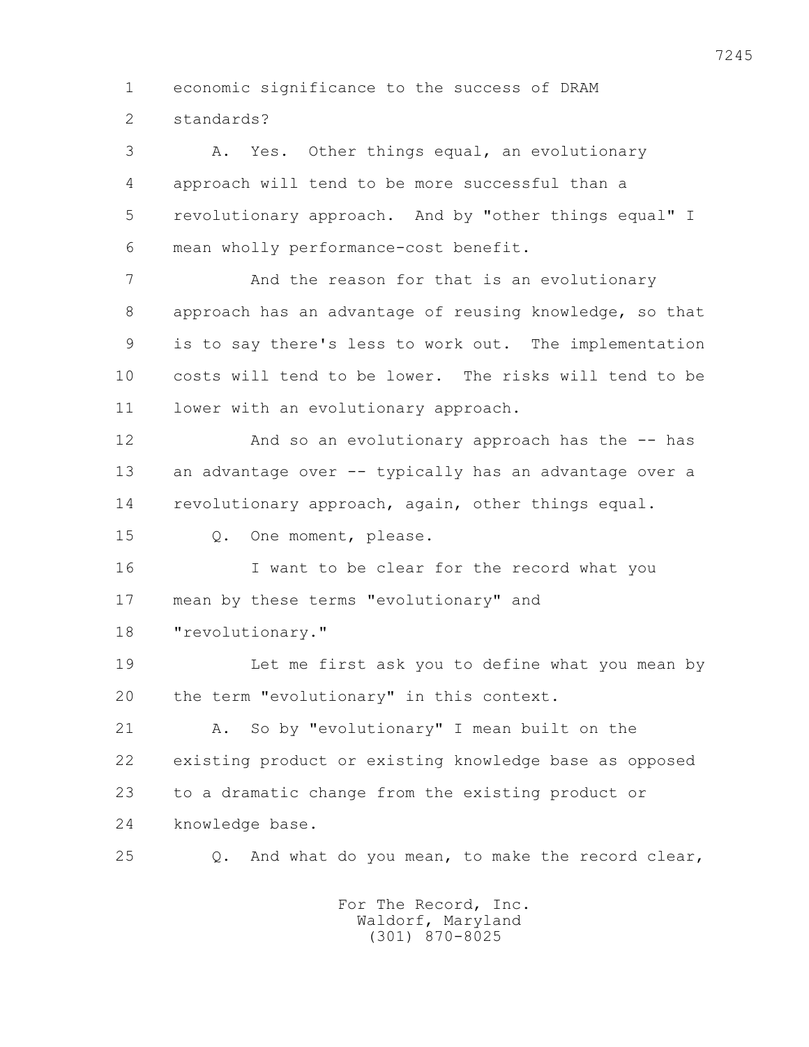economic significance to the success of DRAM standards?

A. Yes. Other things equal, an evolutionary approach will tend to be more successful than a revolutionary approach. And by "other things equal" I mean wholly performance-cost benefit.

And the reason for that is an evolutionary approach has an advantage of reusing knowledge, so that is to say there's less to work out. The implementation costs will tend to be lower. The risks will tend to be lower with an evolutionary approach.

And so an evolutionary approach has the -- has an advantage over -- typically has an advantage over a revolutionary approach, again, other things equal.

Q. One moment, please.

I want to be clear for the record what you mean by these terms "evolutionary" and "revolutionary."

Let me first ask you to define what you mean by the term "evolutionary" in this context.

A. So by "evolutionary" I mean built on the existing product or existing knowledge base as opposed to a dramatic change from the existing product or knowledge base.

Q. And what do you mean, to make the record clear,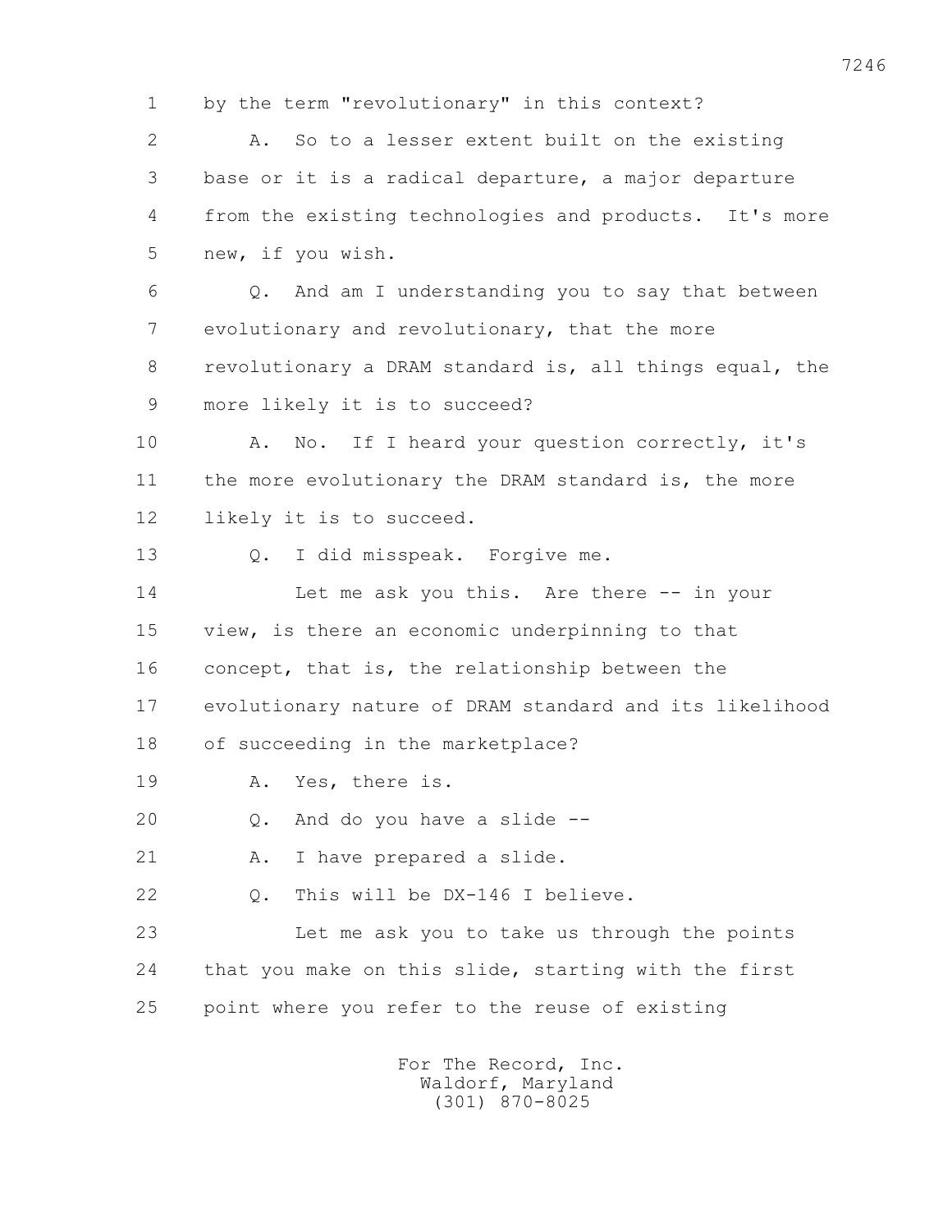1 by the term "revolutionary" in this context?

2 A. So to a lesser extent built on the existing

3 base or it is a radical departure, a major departure

4 from the existing technologies and products. It's more

5 new, if you wish.

6 Q. And am I understanding you to say that between

7 evolutionary and revolutionary, that the more

8 revolutionary a DRAM standard is, all things equal, the

9 more likely it is to succeed?

10 A. No. If I heard your question correctly, it's

11 the more evolutionary the DRAM standard is, the more

12 likely it is to succeed.

13 Q. I did misspeak. Forgive me.

14 Let me ask you this. Are there -- in your

15 view, is there an economic underpinning to that

16 concept, that is, the relationship between the

17 evolutionary nature of DRAM standard and its likelihood

18 of succeeding in the marketplace?

19 A. Yes, there is.

20 Q. And do you have a slide --

21 A. I have prepared a slide.

22 Q. This will be DX-146 I believe.

23 Let me ask you to take us through the points

24 that you make on this slide, starting with the first

25 point where you refer to the reuse of existing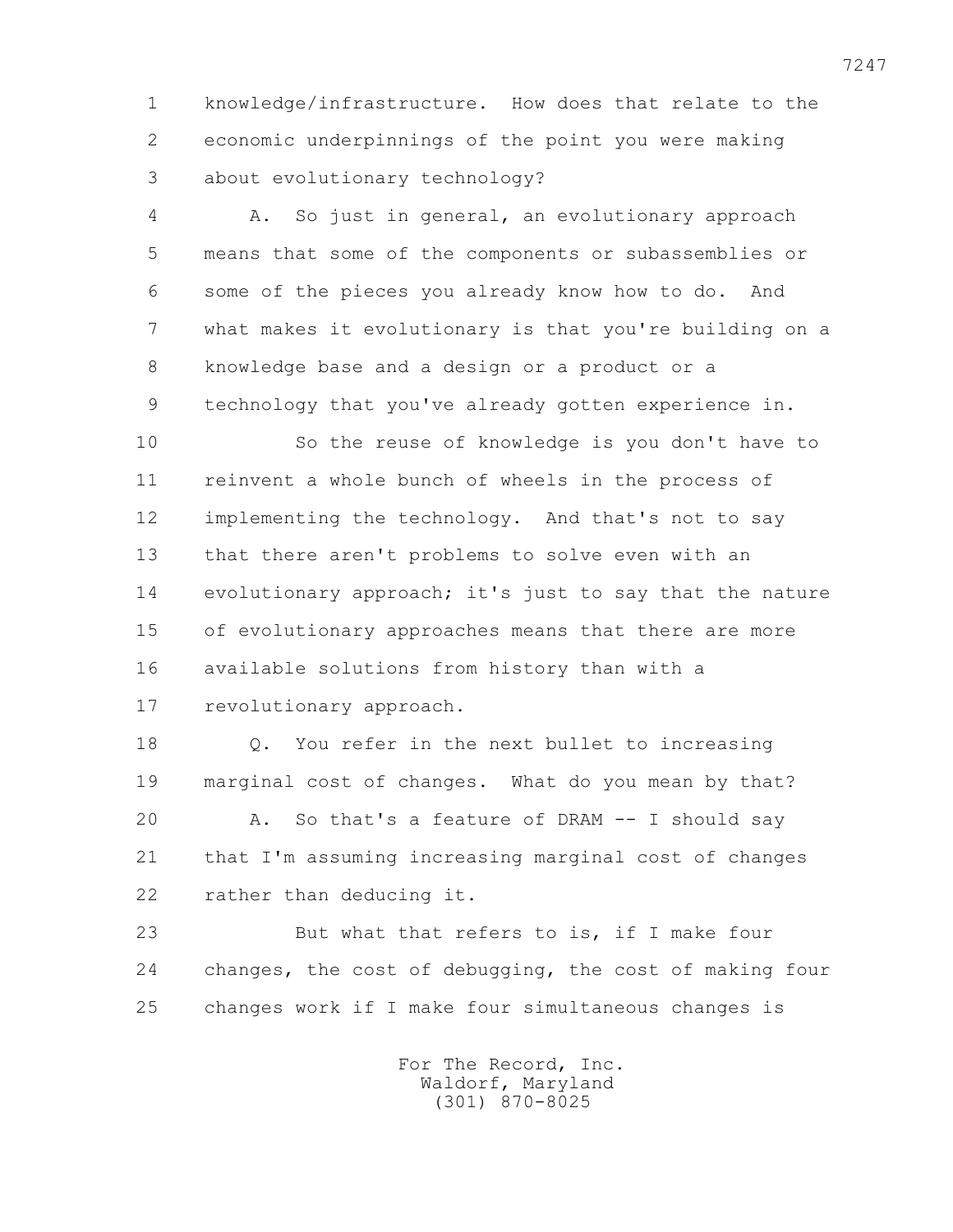1 knowledge/infrastructure. How does that relate to the
2 economic underpinnings of the point you were making
3 about evolutionary technology?

4 A. So just in general, an evolutionary approach
5 means that some of the components or subassemblies or
6 some of the pieces you already know how to do. And
7 what makes it evolutionary is that you're building on a
8 knowledge base and a design or a product or a
9 technology that you've already gotten experience in.

10 So the reuse of knowledge is you don't have to
11 reinvent a whole bunch of wheels in the process of
12 implementing the technology. And that's not to say
13 that there aren't problems to solve even with an
14 evolutionary approach; it's just to say that the nature
15 of evolutionary approaches means that there are more
16 available solutions from history than with a
17 revolutionary approach.

18 Q. You refer in the next bullet to increasing
19 marginal cost of changes. What do you mean by that?

20 A. So that's a feature of DRAM -- I should say
21 that I'm assuming increasing marginal cost of changes
22 rather than deducing it.

23 But what that refers to is, if I make four
24 changes, the cost of debugging, the cost of making four
25 changes work if I make four simultaneous changes is

For The Record, Inc.
Waldorf, Maryland
(301) 870-8025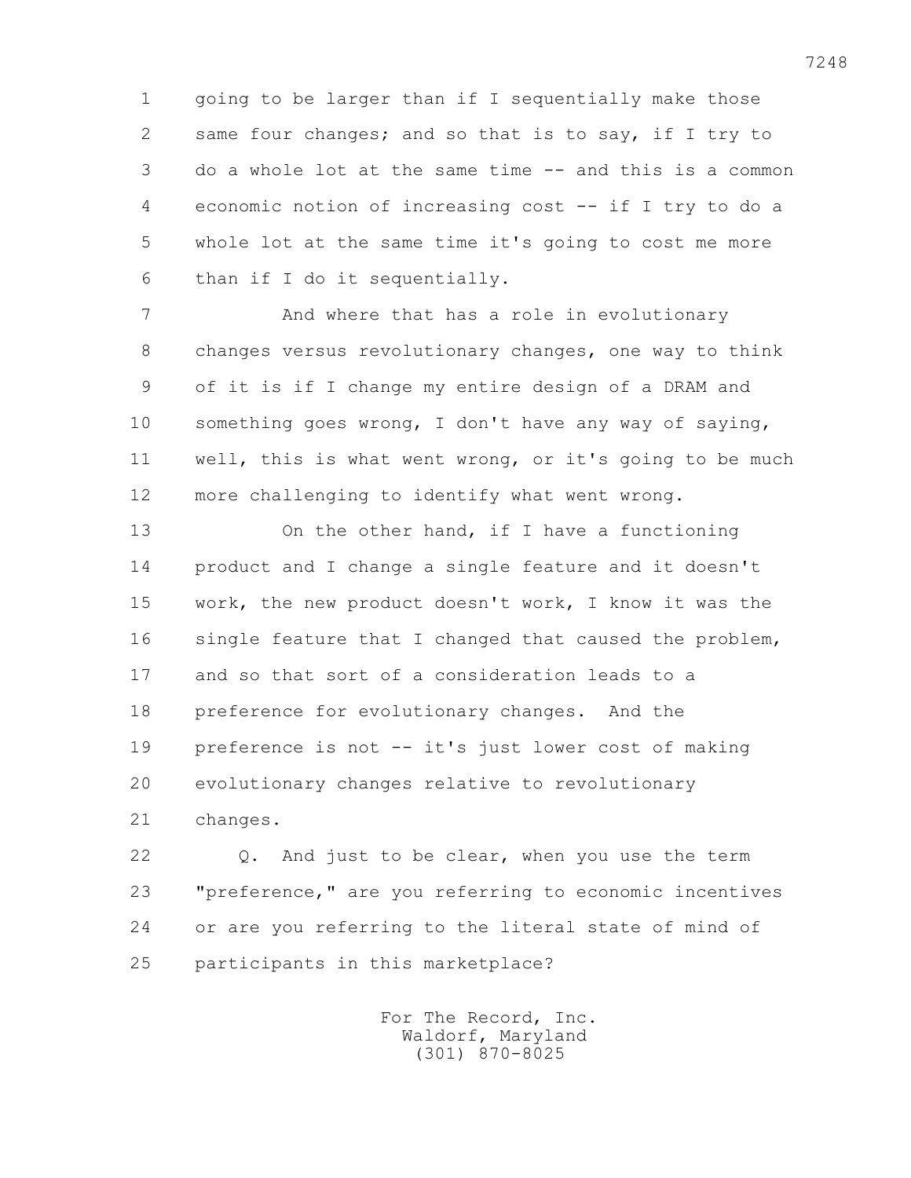going to be larger than if I sequentially make those same four changes; and so that is to say, if I try to do a whole lot at the same time -- and this is a common economic notion of increasing cost -- if I try to do a whole lot at the same time it's going to cost me more than if I do it sequentially.

And where that has a role in evolutionary changes versus revolutionary changes, one way to think of it is if I change my entire design of a DRAM and something goes wrong, I don't have any way of saying, well, this is what went wrong, or it's going to be much more challenging to identify what went wrong.

On the other hand, if I have a functioning product and I change a single feature and it doesn't work, the new product doesn't work, I know it was the single feature that I changed that caused the problem, and so that sort of a consideration leads to a preference for evolutionary changes. And the preference is not -- it's just lower cost of making evolutionary changes relative to revolutionary changes.

Q. And just to be clear, when you use the term "preference," are you referring to economic incentives or are you referring to the literal state of mind of participants in this marketplace?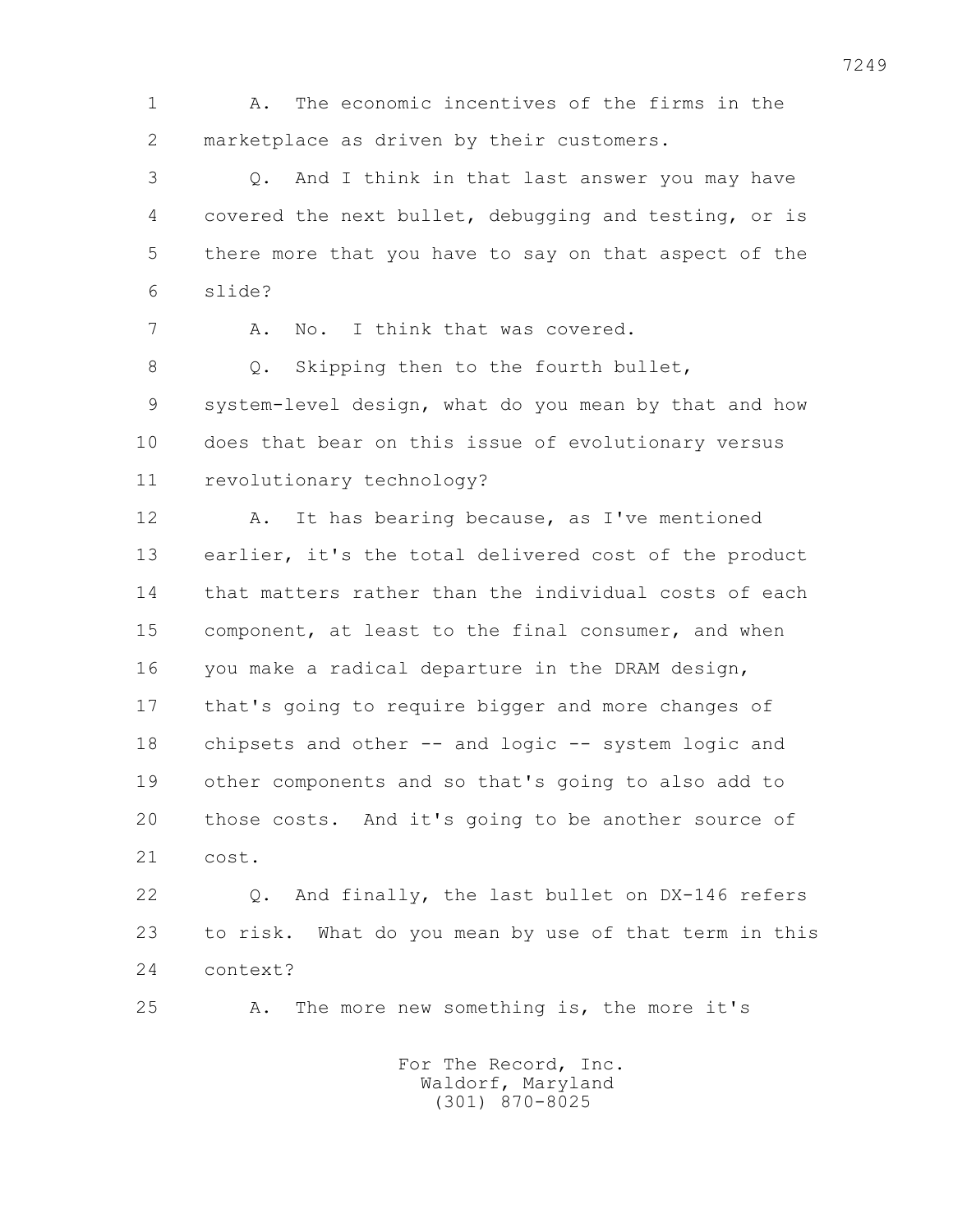A. The economic incentives of the firms in the marketplace as driven by their customers.

Q. And I think in that last answer you may have covered the next bullet, debugging and testing, or is there more that you have to say on that aspect of the slide?

A. No. I think that was covered.

Q. Skipping then to the fourth bullet, system-level design, what do you mean by that and how does that bear on this issue of evolutionary versus revolutionary technology?

A. It has bearing because, as I've mentioned earlier, it's the total delivered cost of the product that matters rather than the individual costs of each component, at least to the final consumer, and when you make a radical departure in the DRAM design, that's going to require bigger and more changes of chipsets and other -- and logic -- system logic and other components and so that's going to also add to those costs. And it's going to be another source of cost.

Q. And finally, the last bullet on DX-146 refers to risk. What do you mean by use of that term in this context?

A. The more new something is, the more it's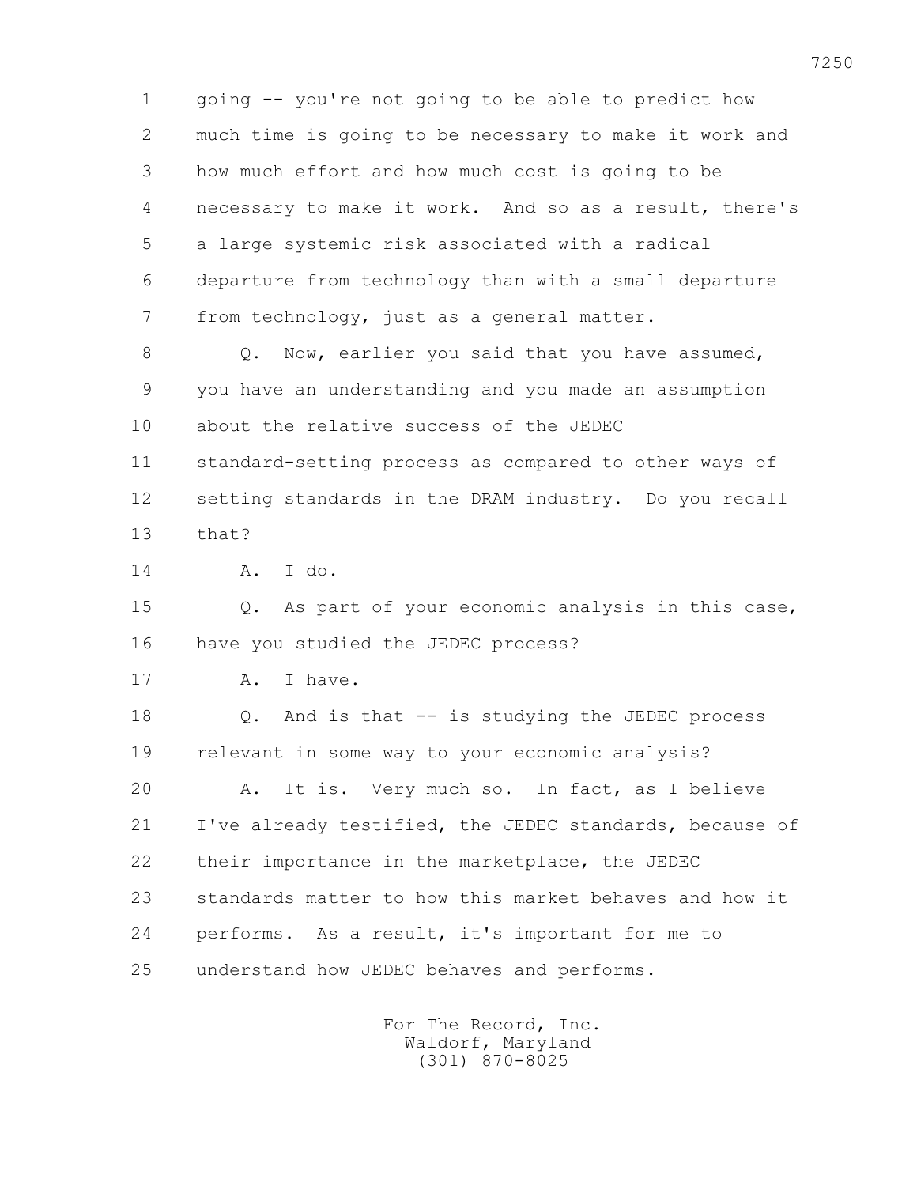going -- you're not going to be able to predict how much time is going to be necessary to make it work and how much effort and how much cost is going to be necessary to make it work. And so as a result, there's a large systemic risk associated with a radical departure from technology than with a small departure from technology, just as a general matter.

Q. Now, earlier you said that you have assumed, you have an understanding and you made an assumption about the relative success of the JEDEC standard-setting process as compared to other ways of setting standards in the DRAM industry. Do you recall that?

A. I do.

Q. As part of your economic analysis in this case, have you studied the JEDEC process?

A. I have.

Q. And is that -- is studying the JEDEC process relevant in some way to your economic analysis?

A. It is. Very much so. In fact, as I believe I've already testified, the JEDEC standards, because of their importance in the marketplace, the JEDEC standards matter to how this market behaves and how it performs. As a result, it's important for me to understand how JEDEC behaves and performs.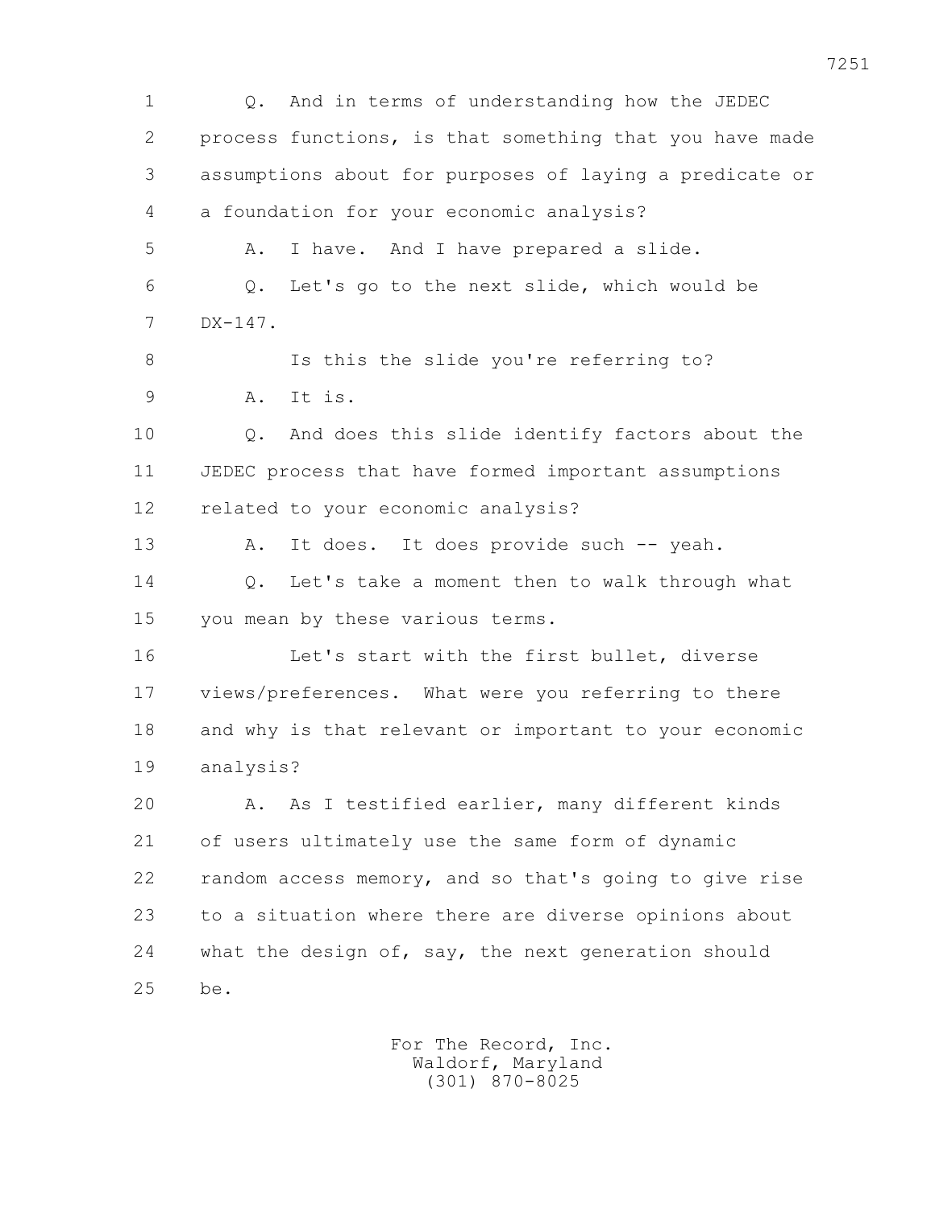1 Q. And in terms of understanding how the JEDEC
2 process functions, is that something that you have made
3 assumptions about for purposes of laying a predicate or
4 a foundation for your economic analysis?
5 A. I have. And I have prepared a slide.
6 Q. Let's go to the next slide, which would be
7 DX-147.
8 Is this the slide you're referring to?
9 A. It is.
10 Q. And does this slide identify factors about the
11 JEDEC process that have formed important assumptions
12 related to your economic analysis?
13 A. It does. It does provide such -- yeah.
14 Q. Let's take a moment then to walk through what
15 you mean by these various terms.
16 Let's start with the first bullet, diverse
17 views/preferences. What were you referring to there
18 and why is that relevant or important to your economic
19 analysis?
20 A. As I testified earlier, many different kinds
21 of users ultimately use the same form of dynamic
22 random access memory, and so that's going to give rise
23 to a situation where there are diverse opinions about
24 what the design of, say, the next generation should
25 be.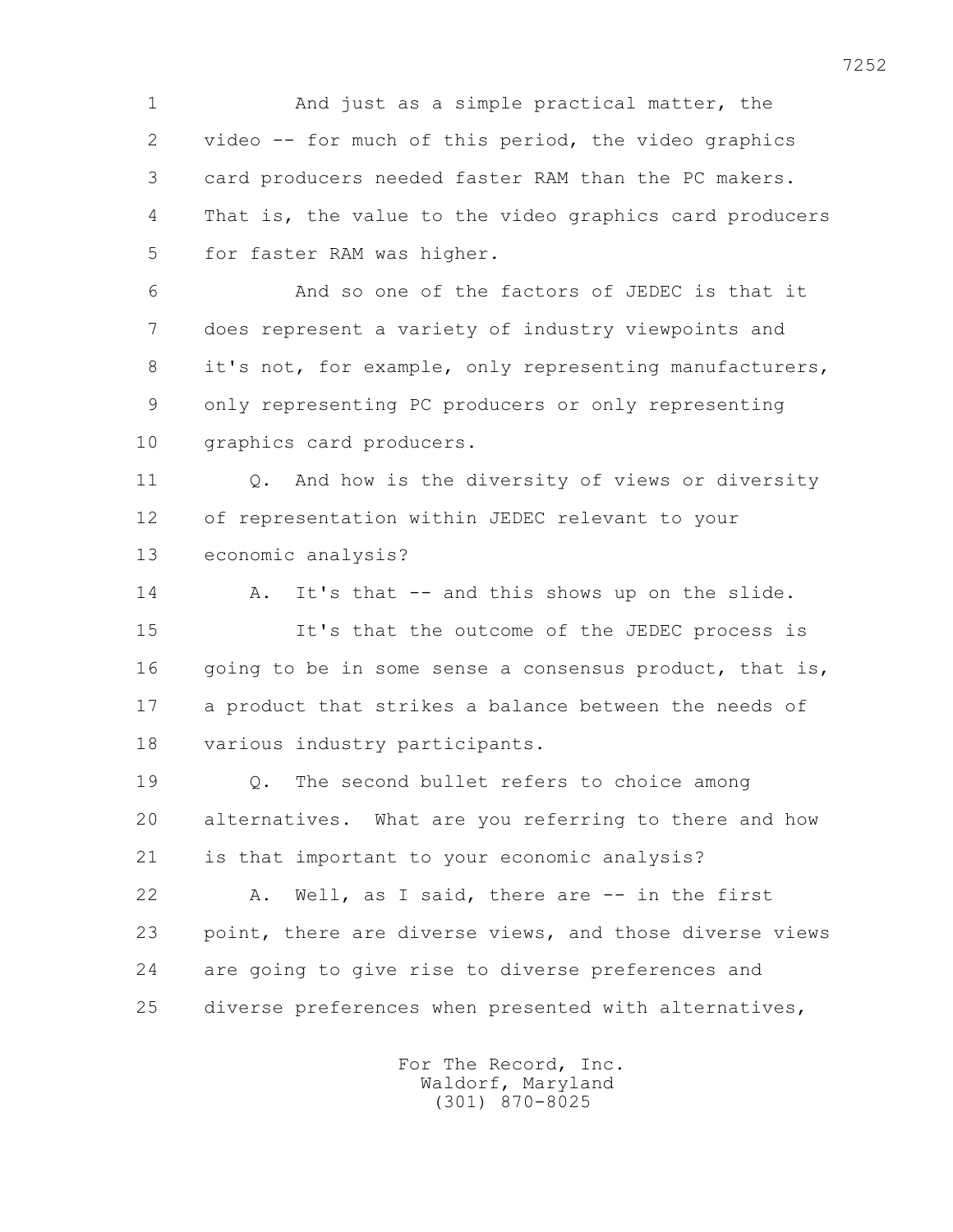1 And just as a simple practical matter, the
2 video -- for much of this period, the video graphics
3 card producers needed faster RAM than the PC makers.
4 That is, the value to the video graphics card producers
5 for faster RAM was higher.
6 And so one of the factors of JEDEC is that it
7 does represent a variety of industry viewpoints and
8 it's not, for example, only representing manufacturers,
9 only representing PC producers or only representing
10 graphics card producers.
11 Q. And how is the diversity of views or diversity
12 of representation within JEDEC relevant to your
13 economic analysis?
14 A. It's that -- and this shows up on the slide.
15 It's that the outcome of the JEDEC process is
16 going to be in some sense a consensus product, that is,
17 a product that strikes a balance between the needs of
18 various industry participants.
19 Q. The second bullet refers to choice among
20 alternatives. What are you referring to there and how
21 is that important to your economic analysis?
22 A. Well, as I said, there are -- in the first
23 point, there are diverse views, and those diverse views
24 are going to give rise to diverse preferences and
25 diverse preferences when presented with alternatives,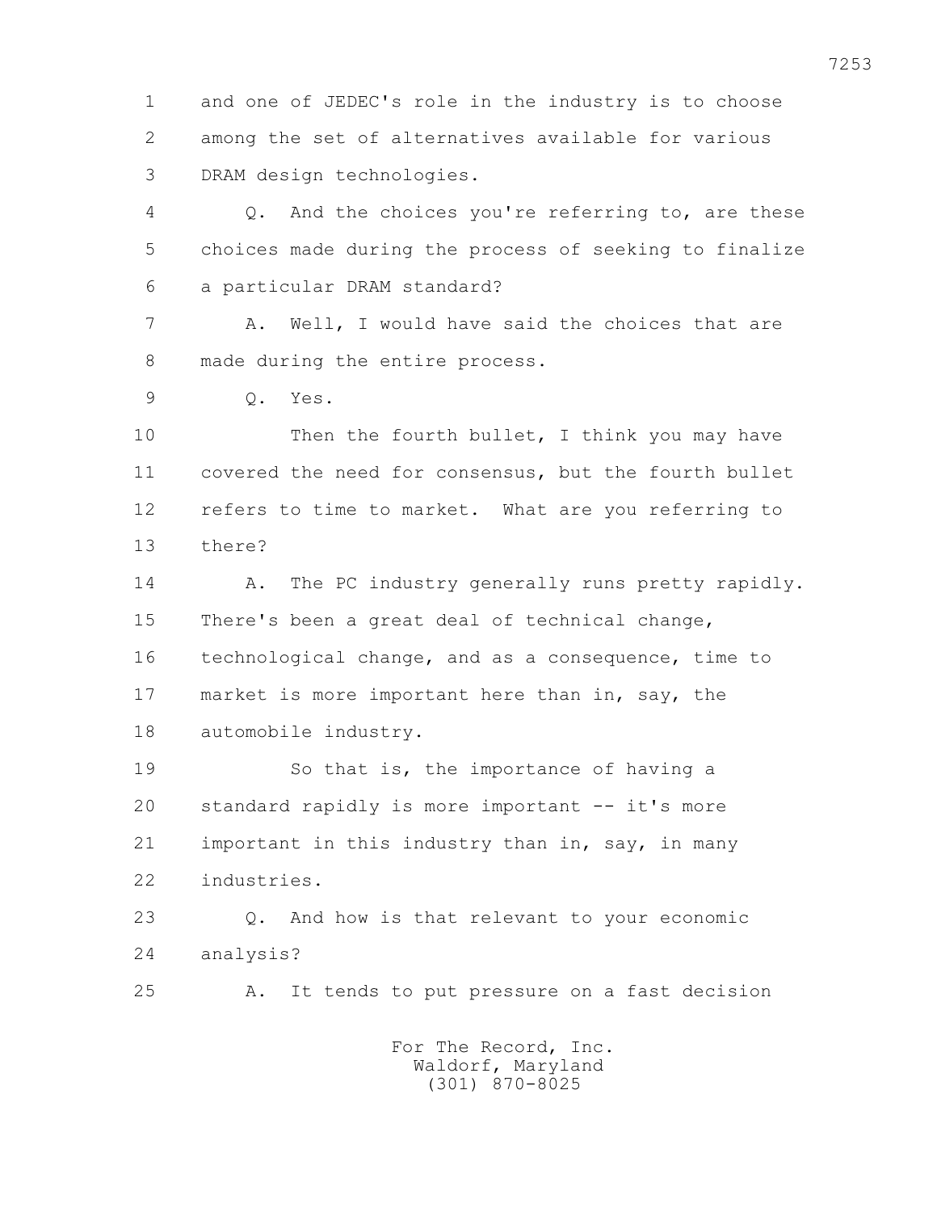1 and one of JEDEC's role in the industry is to choose
2 among the set of alternatives available for various
3 DRAM design technologies.

4 Q. And the choices you're referring to, are these
5 choices made during the process of seeking to finalize
6 a particular DRAM standard?

7 A. Well, I would have said the choices that are
8 made during the entire process.

9 Q. Yes.

10 Then the fourth bullet, I think you may have
11 covered the need for consensus, but the fourth bullet
12 refers to time to market. What are you referring to
13 there?

14 A. The PC industry generally runs pretty rapidly.
15 There's been a great deal of technical change,
16 technological change, and as a consequence, time to
17 market is more important here than in, say, the
18 automobile industry.

19 So that is, the importance of having a
20 standard rapidly is more important -- it's more
21 important in this industry than in, say, in many
22 industries.

23 Q. And how is that relevant to your economic
24 analysis?

25 A. It tends to put pressure on a fast decision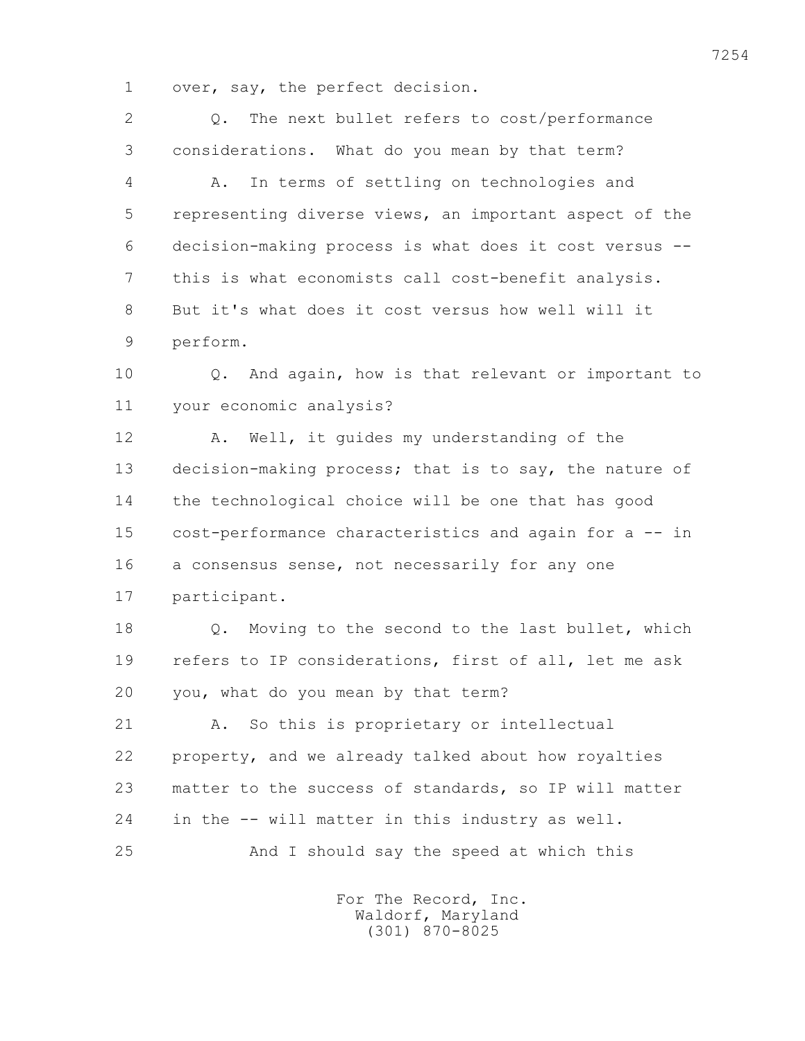over, say, the perfect decision.

Q. The next bullet refers to cost/performance considerations. What do you mean by that term?

A. In terms of settling on technologies and representing diverse views, an important aspect of the decision-making process is what does it cost versus -- this is what economists call cost-benefit analysis. But it's what does it cost versus how well will it perform.

Q. And again, how is that relevant or important to your economic analysis?

A. Well, it guides my understanding of the decision-making process; that is to say, the nature of the technological choice will be one that has good cost-performance characteristics and again for a -- in a consensus sense, not necessarily for any one participant.

Q. Moving to the second to the last bullet, which refers to IP considerations, first of all, let me ask you, what do you mean by that term?

A. So this is proprietary or intellectual property, and we already talked about how royalties matter to the success of standards, so IP will matter in the -- will matter in this industry as well.

And I should say the speed at which this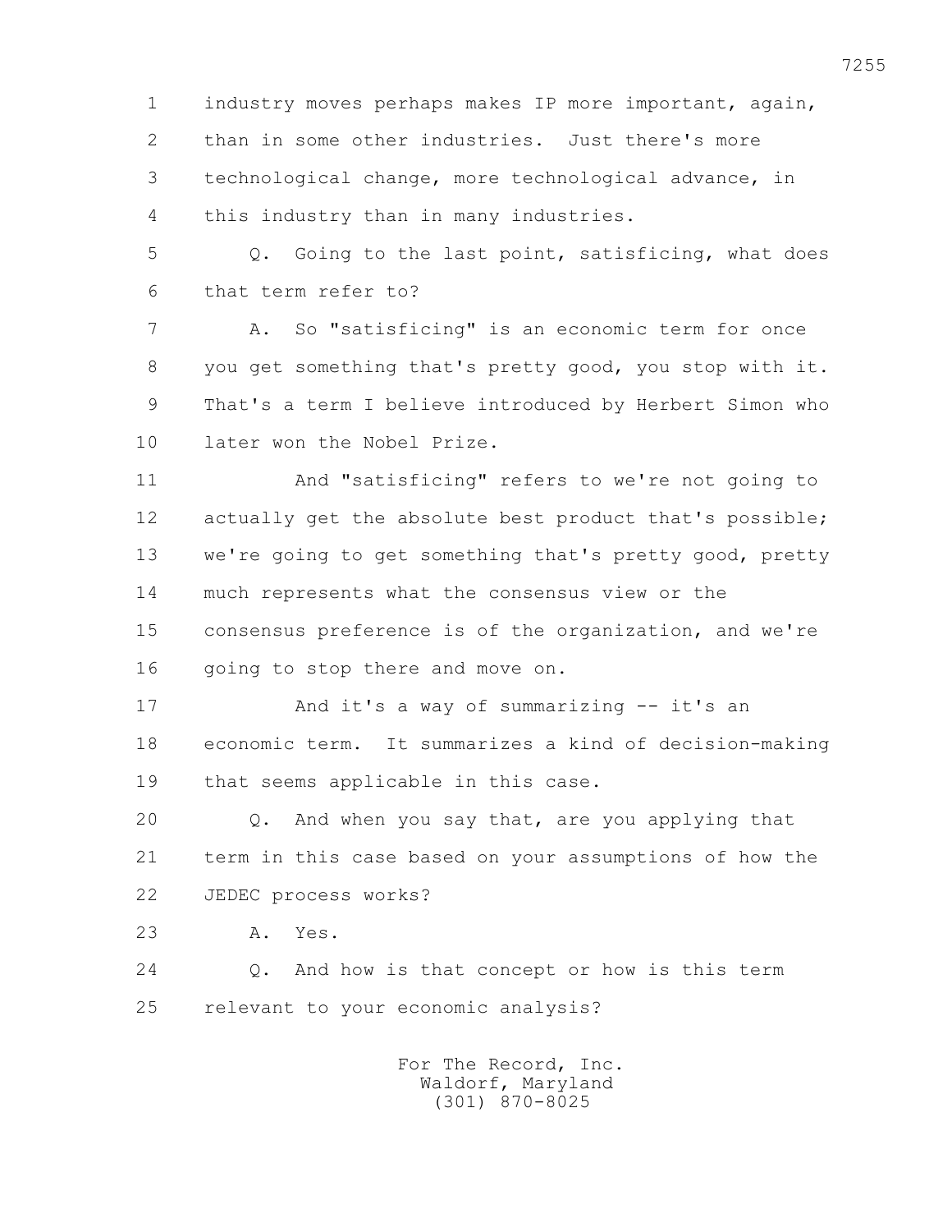1 industry moves perhaps makes IP more important, again,
2 than in some other industries. Just there's more
3 technological change, more technological advance, in
4 this industry than in many industries.

5 Q. Going to the last point, satisficing, what does
6 that term refer to?

7 A. So "satisficing" is an economic term for once
8 you get something that's pretty good, you stop with it.
9 That's a term I believe introduced by Herbert Simon who
10 later won the Nobel Prize.

11 And "satisficing" refers to we're not going to
12 actually get the absolute best product that's possible;
13 we're going to get something that's pretty good, pretty
14 much represents what the consensus view or the
15 consensus preference is of the organization, and we're
16 going to stop there and move on.

17 And it's a way of summarizing -- it's an
18 economic term. It summarizes a kind of decision-making
19 that seems applicable in this case.

20 Q. And when you say that, are you applying that
21 term in this case based on your assumptions of how the
22 JEDEC process works?

23 A. Yes.

24 Q. And how is that concept or how is this term
25 relevant to your economic analysis?

For The Record, Inc.
Waldorf, Maryland
(301) 870-8025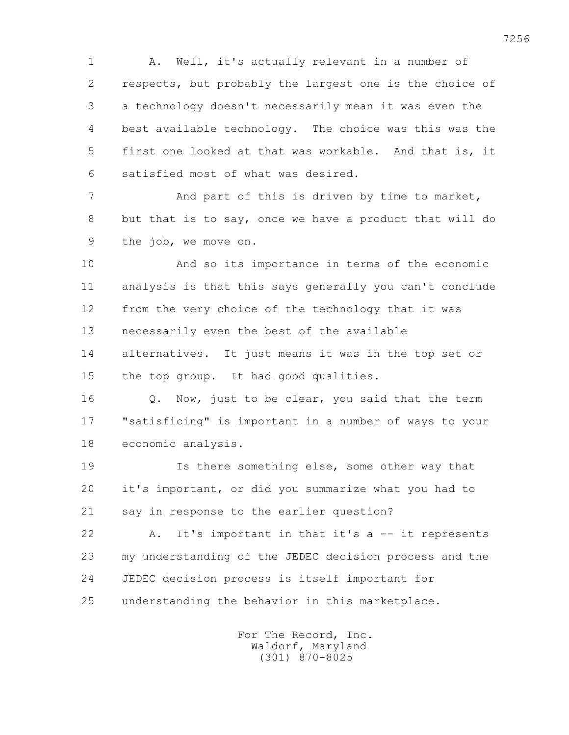A. Well, it's actually relevant in a number of respects, but probably the largest one is the choice of a technology doesn't necessarily mean it was even the best available technology. The choice was this was the first one looked at that was workable. And that is, it satisfied most of what was desired.

And part of this is driven by time to market, but that is to say, once we have a product that will do the job, we move on.

And so its importance in terms of the economic analysis is that this says generally you can't conclude from the very choice of the technology that it was necessarily even the best of the available alternatives. It just means it was in the top set or the top group. It had good qualities.

Q. Now, just to be clear, you said that the term "satisficing" is important in a number of ways to your economic analysis.

Is there something else, some other way that it's important, or did you summarize what you had to say in response to the earlier question?

A. It's important in that it's a -- it represents my understanding of the JEDEC decision process and the JEDEC decision process is itself important for understanding the behavior in this marketplace.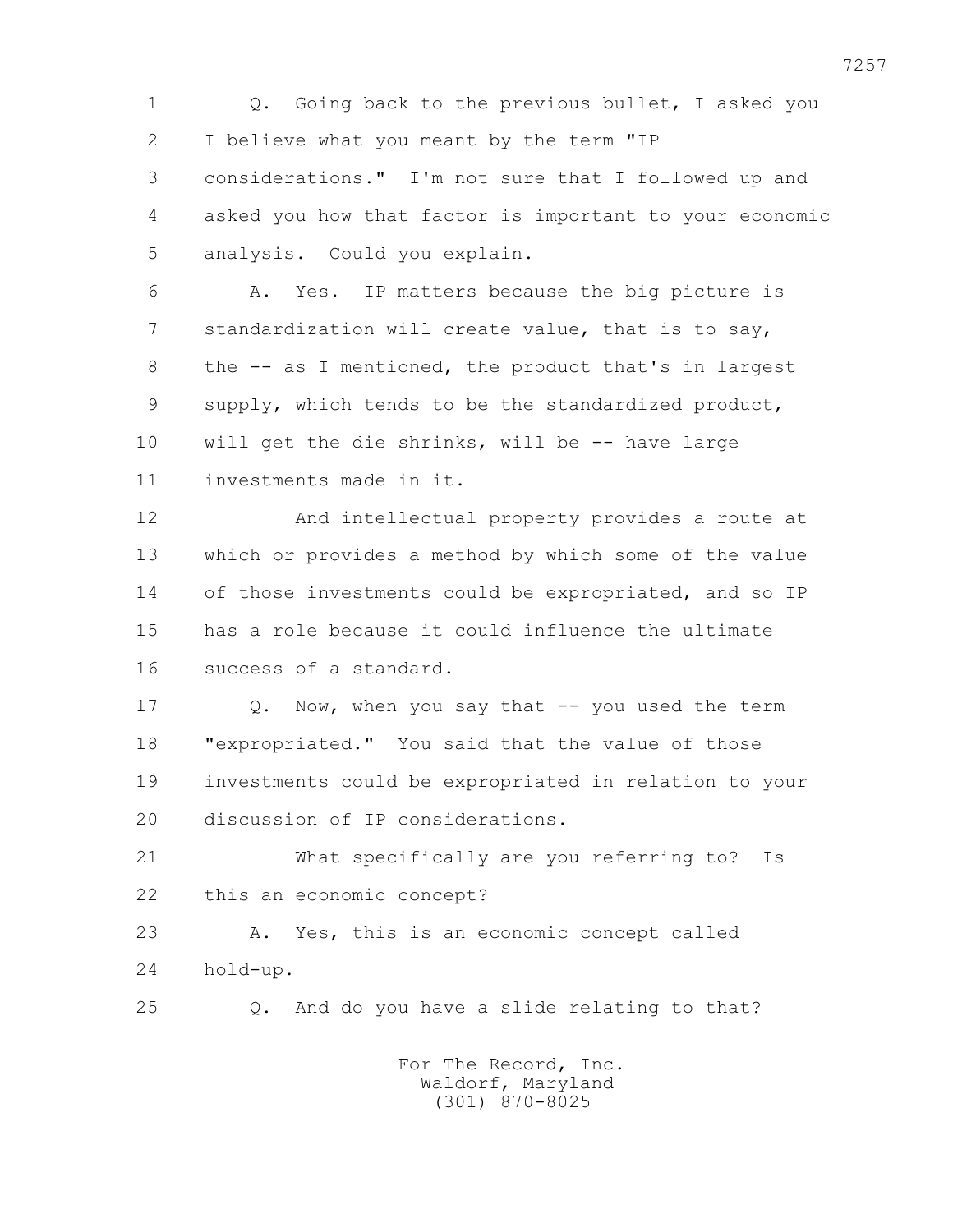Q. Going back to the previous bullet, I asked you I believe what you meant by the term "IP considerations." I'm not sure that I followed up and asked you how that factor is important to your economic analysis. Could you explain.

A. Yes. IP matters because the big picture is standardization will create value, that is to say, the -- as I mentioned, the product that's in largest supply, which tends to be the standardized product, will get the die shrinks, will be -- have large investments made in it.

And intellectual property provides a route at which or provides a method by which some of the value of those investments could be expropriated, and so IP has a role because it could influence the ultimate success of a standard.

Q. Now, when you say that -- you used the term "expropriated." You said that the value of those investments could be expropriated in relation to your discussion of IP considerations.

What specifically are you referring to? Is this an economic concept?

A. Yes, this is an economic concept called hold-up.

Q. And do you have a slide relating to that?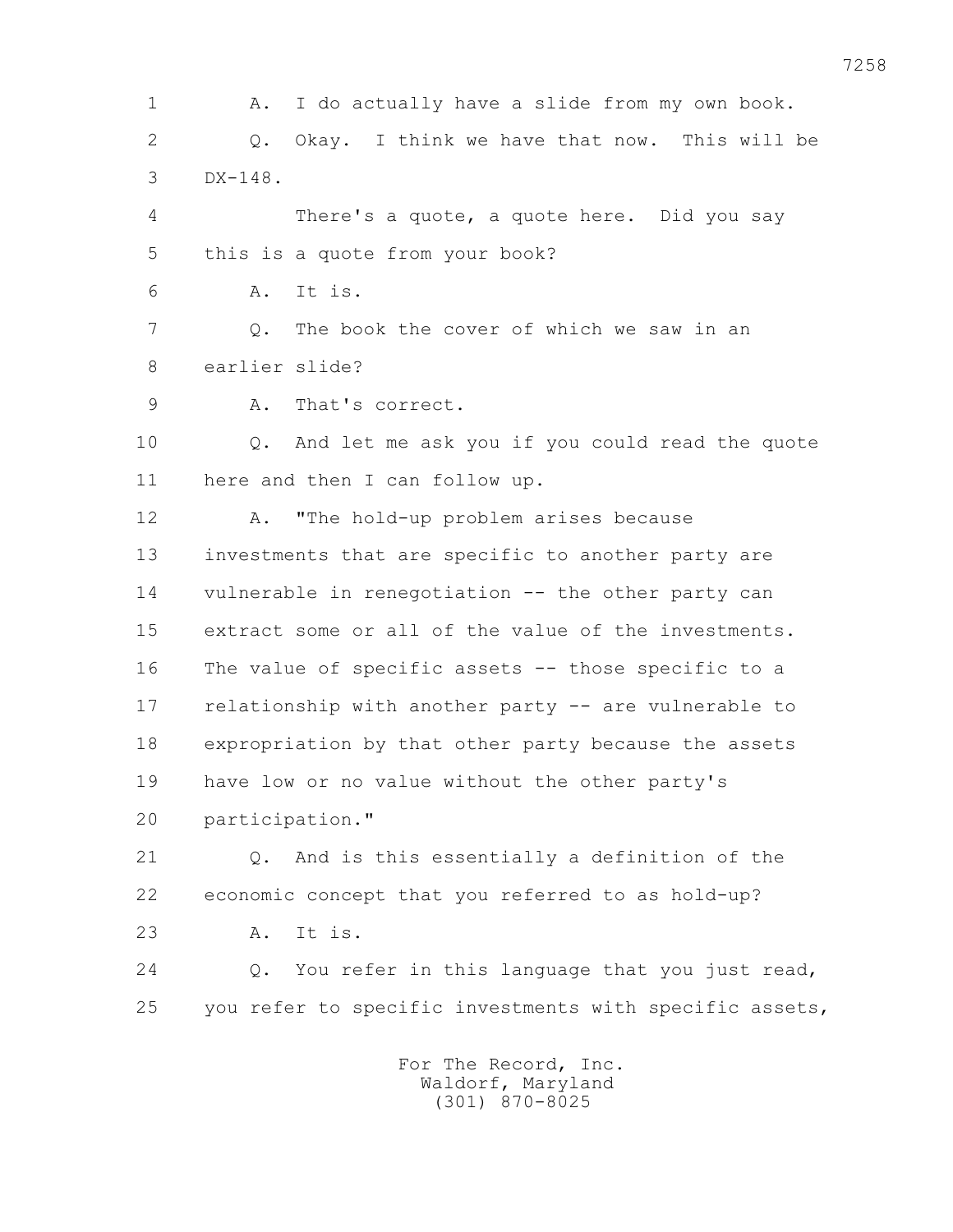1 A. I do actually have a slide from my own book.

2 Q. Okay. I think we have that now. This will be

3 DX-148.

4 There's a quote, a quote here. Did you say

5 this is a quote from your book?

6 A. It is.

7 Q. The book the cover of which we saw in an

8 earlier slide?

9 A. That's correct.

10 Q. And let me ask you if you could read the quote

11 here and then I can follow up.

12 A. "The hold-up problem arises because

13 investments that are specific to another party are

14 vulnerable in renegotiation -- the other party can

15 extract some or all of the value of the investments.

16 The value of specific assets -- those specific to a

17 relationship with another party -- are vulnerable to

18 expropriation by that other party because the assets

19 have low or no value without the other party's

20 participation."

21 Q. And is this essentially a definition of the

22 economic concept that you referred to as hold-up?

23 A. It is.

24 Q. You refer in this language that you just read,

25 you refer to specific investments with specific assets,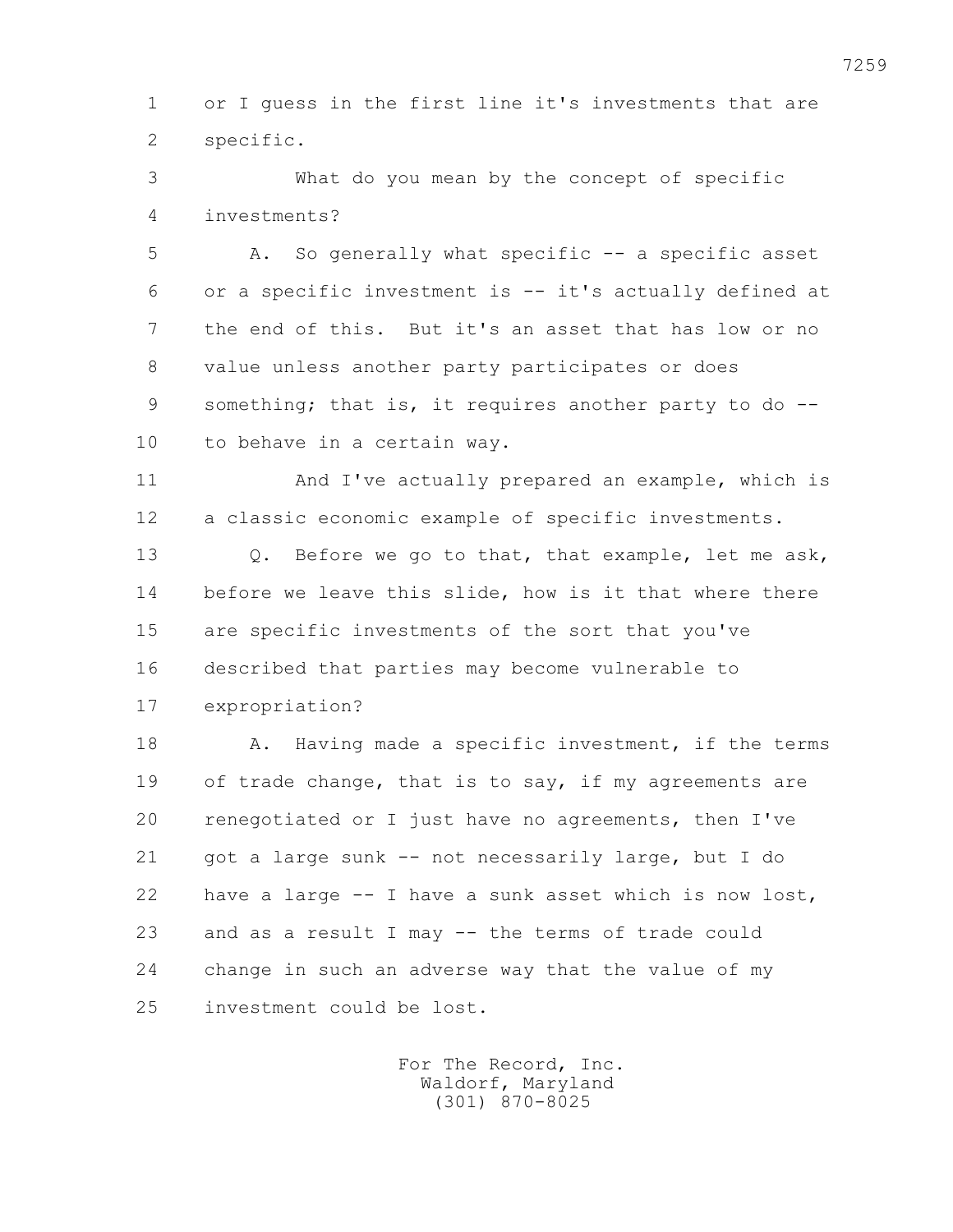or I guess in the first line it's investments that are specific.

What do you mean by the concept of specific investments?

A. So generally what specific -- a specific asset or a specific investment is -- it's actually defined at the end of this. But it's an asset that has low or no value unless another party participates or does something; that is, it requires another party to do -- to behave in a certain way.

And I've actually prepared an example, which is a classic economic example of specific investments.

Q. Before we go to that, that example, let me ask, before we leave this slide, how is it that where there are specific investments of the sort that you've described that parties may become vulnerable to expropriation?

A. Having made a specific investment, if the terms of trade change, that is to say, if my agreements are renegotiated or I just have no agreements, then I've got a large sunk -- not necessarily large, but I do have a large -- I have a sunk asset which is now lost, and as a result I may -- the terms of trade could change in such an adverse way that the value of my investment could be lost.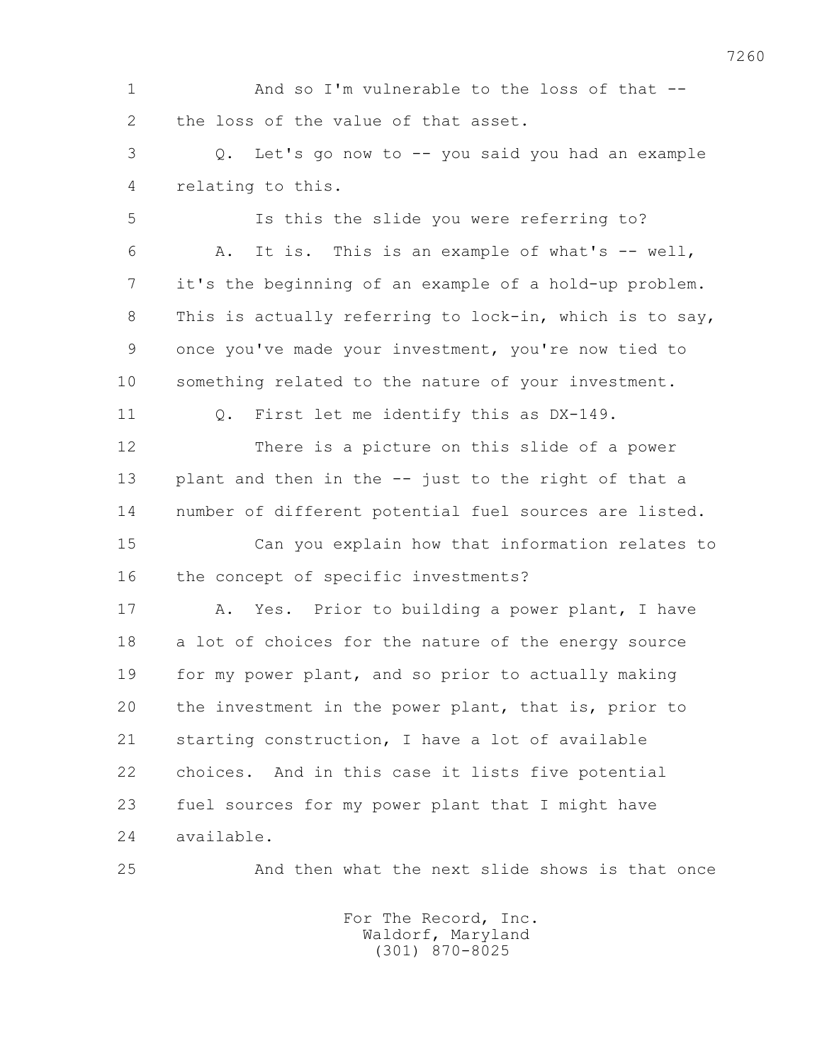1 And so I'm vulnerable to the loss of that --
2 the loss of the value of that asset.
3 Q. Let's go now to -- you said you had an example
4 relating to this.
5 Is this the slide you were referring to?
6 A. It is. This is an example of what's -- well,
7 it's the beginning of an example of a hold-up problem.
8 This is actually referring to lock-in, which is to say,
9 once you've made your investment, you're now tied to
10 something related to the nature of your investment.
11 Q. First let me identify this as DX-149.
12 There is a picture on this slide of a power
13 plant and then in the -- just to the right of that a
14 number of different potential fuel sources are listed.
15 Can you explain how that information relates to
16 the concept of specific investments?
17 A. Yes. Prior to building a power plant, I have
18 a lot of choices for the nature of the energy source
19 for my power plant, and so prior to actually making
20 the investment in the power plant, that is, prior to
21 starting construction, I have a lot of available
22 choices. And in this case it lists five potential
23 fuel sources for my power plant that I might have
24 available.
25 And then what the next slide shows is that once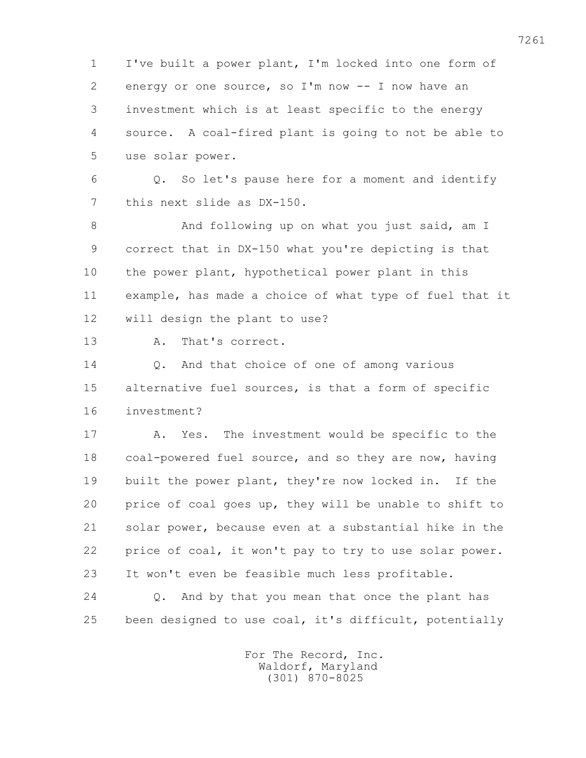1 I've built a power plant, I'm locked into one form of
2 energy or one source, so I'm now -- I now have an
3 investment which is at least specific to the energy
4 source. A coal-fired plant is going to not be able to
5 use solar power.

6 Q. So let's pause here for a moment and identify
7 this next slide as DX-150.

8 And following up on what you just said, am I
9 correct that in DX-150 what you're depicting is that
10 the power plant, hypothetical power plant in this
11 example, has made a choice of what type of fuel that it
12 will design the plant to use?

13 A. That's correct.

14 Q. And that choice of one of among various
15 alternative fuel sources, is that a form of specific
16 investment?

17 A. Yes. The investment would be specific to the
18 coal-powered fuel source, and so they are now, having
19 built the power plant, they're now locked in. If the
20 price of coal goes up, they will be unable to shift to
21 solar power, because even at a substantial hike in the
22 price of coal, it won't pay to try to use solar power.
23 It won't even be feasible much less profitable.

24 Q. And by that you mean that once the plant has
25 been designed to use coal, it's difficult, potentially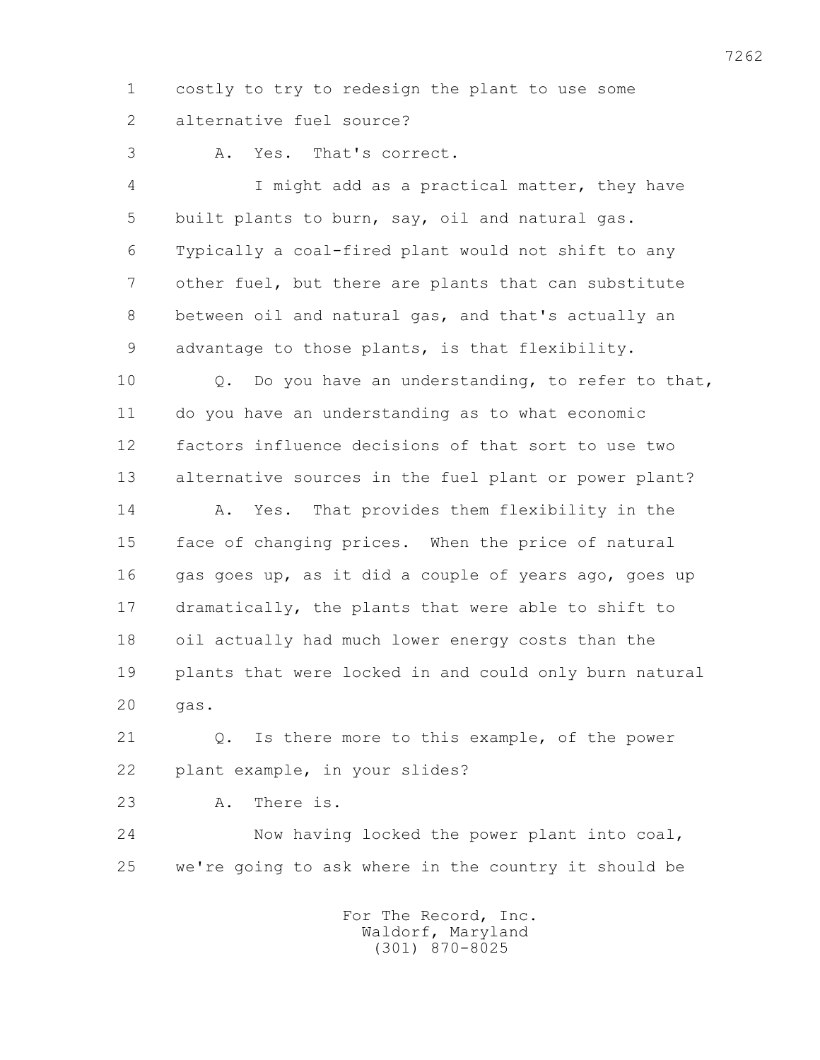1 costly to try to redesign the plant to use some
2 alternative fuel source?
3 A. Yes. That's correct.
4 I might add as a practical matter, they have
5 built plants to burn, say, oil and natural gas.
6 Typically a coal-fired plant would not shift to any
7 other fuel, but there are plants that can substitute
8 between oil and natural gas, and that's actually an
9 advantage to those plants, is that flexibility.
10 Q. Do you have an understanding, to refer to that,
11 do you have an understanding as to what economic
12 factors influence decisions of that sort to use two
13 alternative sources in the fuel plant or power plant?
14 A. Yes. That provides them flexibility in the
15 face of changing prices. When the price of natural
16 gas goes up, as it did a couple of years ago, goes up
17 dramatically, the plants that were able to shift to
18 oil actually had much lower energy costs than the
19 plants that were locked in and could only burn natural
20 gas.
21 Q. Is there more to this example, of the power
22 plant example, in your slides?
23 A. There is.
24 Now having locked the power plant into coal,
25 we're going to ask where in the country it should be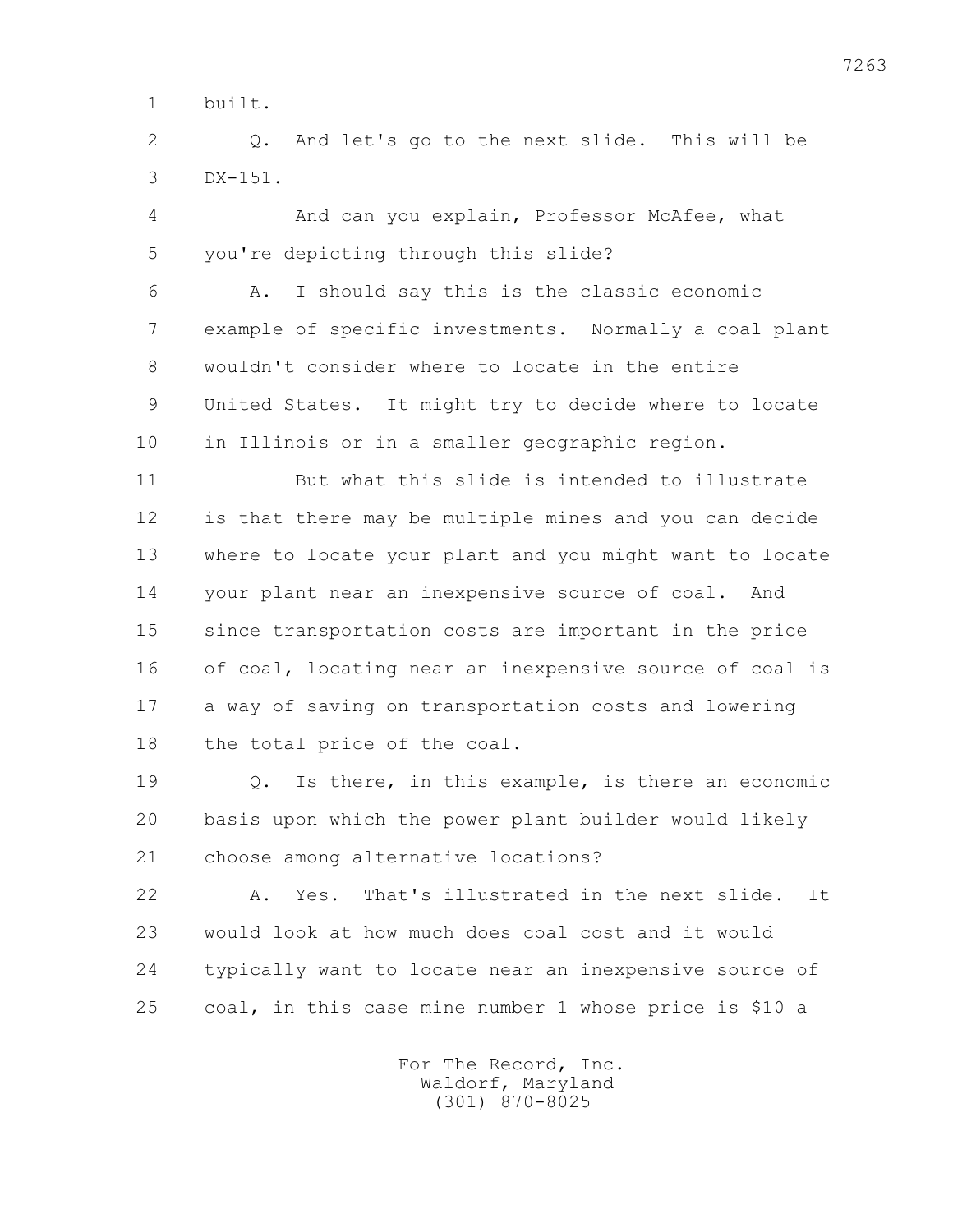1 built.

2 Q. And let's go to the next slide. This will be

3 DX-151.

4 And can you explain, Professor McAfee, what

5 you're depicting through this slide?

6 A. I should say this is the classic economic

7 example of specific investments. Normally a coal plant

8 wouldn't consider where to locate in the entire

9 United States. It might try to decide where to locate

10 in Illinois or in a smaller geographic region.

11 But what this slide is intended to illustrate

12 is that there may be multiple mines and you can decide

13 where to locate your plant and you might want to locate

14 your plant near an inexpensive source of coal. And

15 since transportation costs are important in the price

16 of coal, locating near an inexpensive source of coal is

17 a way of saving on transportation costs and lowering

18 the total price of the coal.

19 Q. Is there, in this example, is there an economic

20 basis upon which the power plant builder would likely

21 choose among alternative locations?

22 A. Yes. That's illustrated in the next slide. It

23 would look at how much does coal cost and it would

24 typically want to locate near an inexpensive source of

25 coal, in this case mine number 1 whose price is $10 a

For The Record, Inc.
Waldorf, Maryland
(301) 870-8025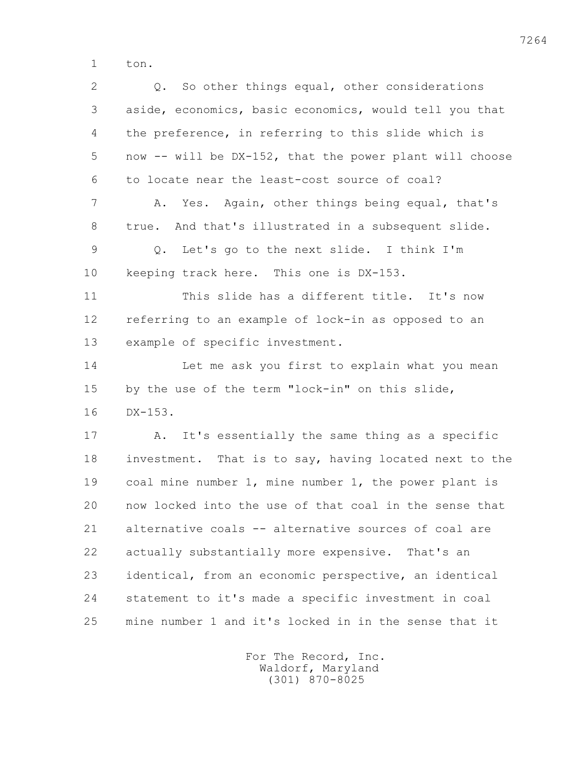ton.

Q. So other things equal, other considerations aside, economics, basic economics, would tell you that the preference, in referring to this slide which is now -- will be DX-152, that the power plant will choose to locate near the least-cost source of coal?

A. Yes. Again, other things being equal, that's true. And that's illustrated in a subsequent slide.

Q. Let's go to the next slide. I think I'm keeping track here. This one is DX-153.

This slide has a different title. It's now referring to an example of lock-in as opposed to an example of specific investment.

Let me ask you first to explain what you mean by the use of the term "lock-in" on this slide, DX-153.

A. It's essentially the same thing as a specific investment. That is to say, having located next to the coal mine number 1, mine number 1, the power plant is now locked into the use of that coal in the sense that alternative coals -- alternative sources of coal are actually substantially more expensive. That's an identical, from an economic perspective, an identical statement to it's made a specific investment in coal mine number 1 and it's locked in in the sense that it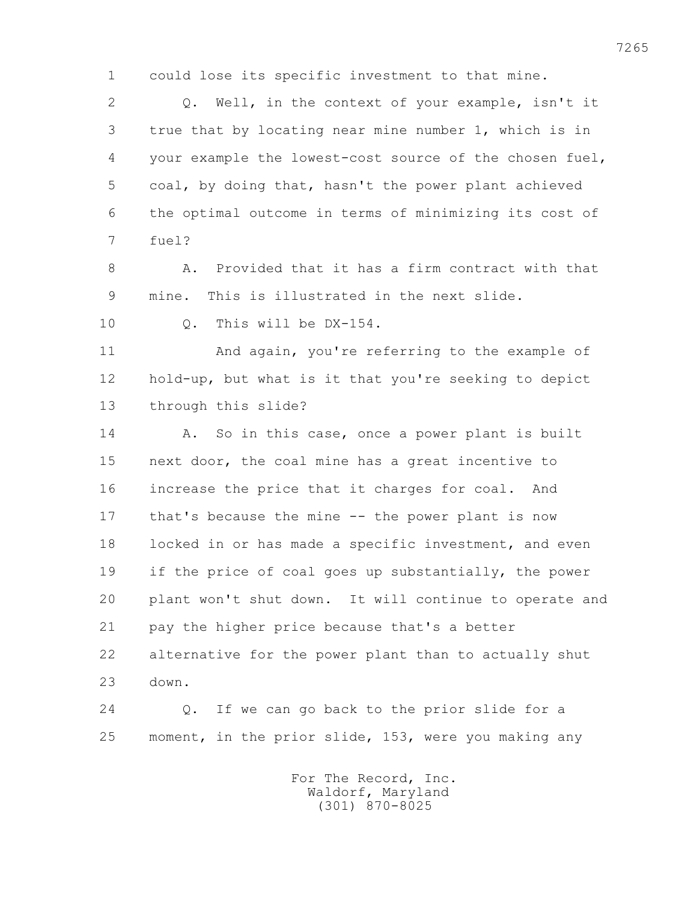1 could lose its specific investment to that mine.

2 Q. Well, in the context of your example, isn't it

3 true that by locating near mine number 1, which is in

4 your example the lowest-cost source of the chosen fuel,

5 coal, by doing that, hasn't the power plant achieved

6 the optimal outcome in terms of minimizing its cost of

7 fuel?

8 A. Provided that it has a firm contract with that

9 mine. This is illustrated in the next slide.

10 Q. This will be DX-154.

11 And again, you're referring to the example of

12 hold-up, but what is it that you're seeking to depict

13 through this slide?

14 A. So in this case, once a power plant is built

15 next door, the coal mine has a great incentive to

16 increase the price that it charges for coal. And

17 that's because the mine -- the power plant is now

18 locked in or has made a specific investment, and even

19 if the price of coal goes up substantially, the power

20 plant won't shut down. It will continue to operate and

21 pay the higher price because that's a better

22 alternative for the power plant than to actually shut

23 down.

24 Q. If we can go back to the prior slide for a

25 moment, in the prior slide, 153, were you making any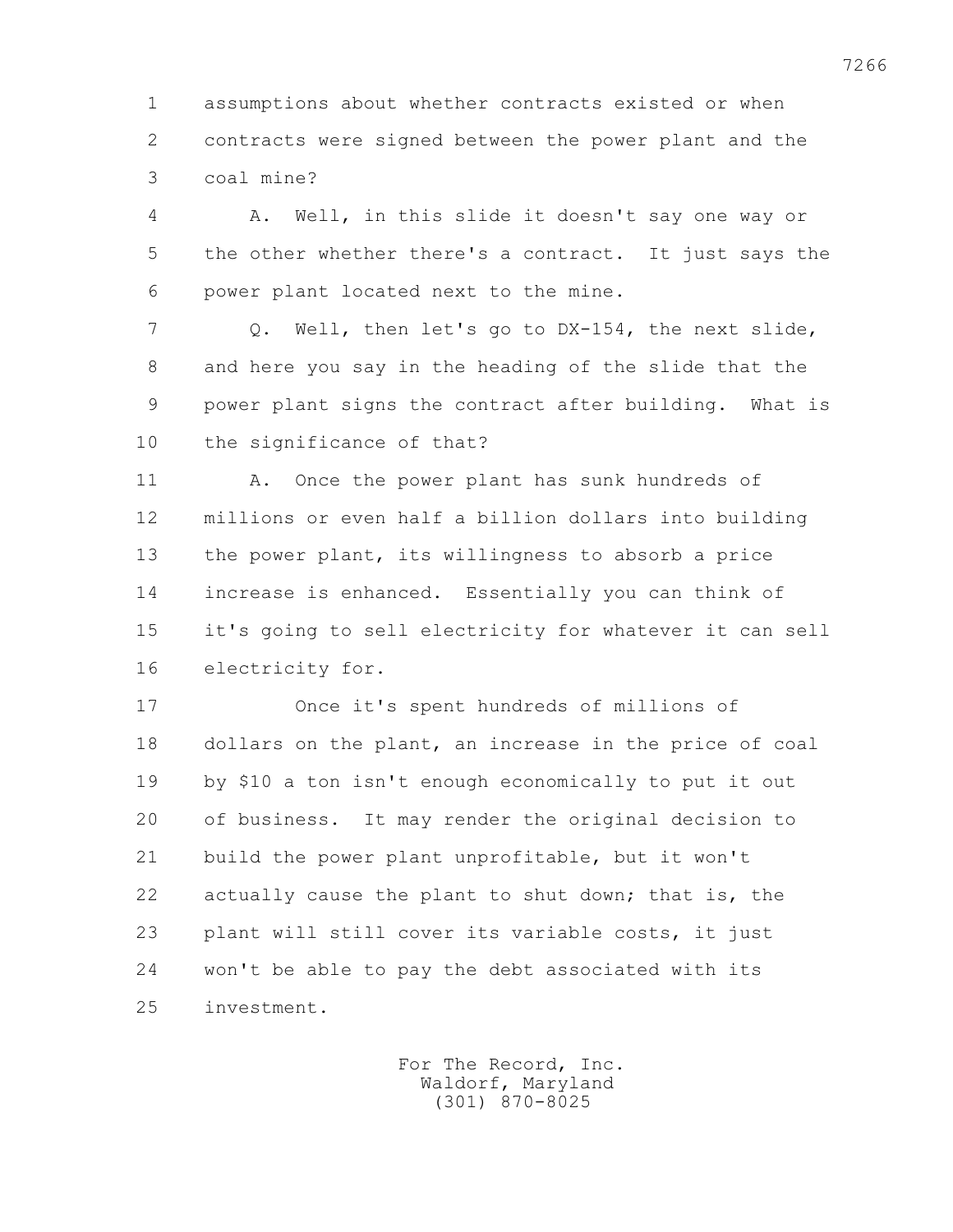1 assumptions about whether contracts existed or when
2 contracts were signed between the power plant and the
3 coal mine?

4 A. Well, in this slide it doesn't say one way or
5 the other whether there's a contract. It just says the
6 power plant located next to the mine.

7 Q. Well, then let's go to DX-154, the next slide,
8 and here you say in the heading of the slide that the
9 power plant signs the contract after building. What is
10 the significance of that?

11 A. Once the power plant has sunk hundreds of
12 millions or even half a billion dollars into building
13 the power plant, its willingness to absorb a price
14 increase is enhanced. Essentially you can think of
15 it's going to sell electricity for whatever it can sell
16 electricity for.

17 Once it's spent hundreds of millions of
18 dollars on the plant, an increase in the price of coal
19 by $10 a ton isn't enough economically to put it out
20 of business. It may render the original decision to
21 build the power plant unprofitable, but it won't
22 actually cause the plant to shut down; that is, the
23 plant will still cover its variable costs, it just
24 won't be able to pay the debt associated with its
25 investment.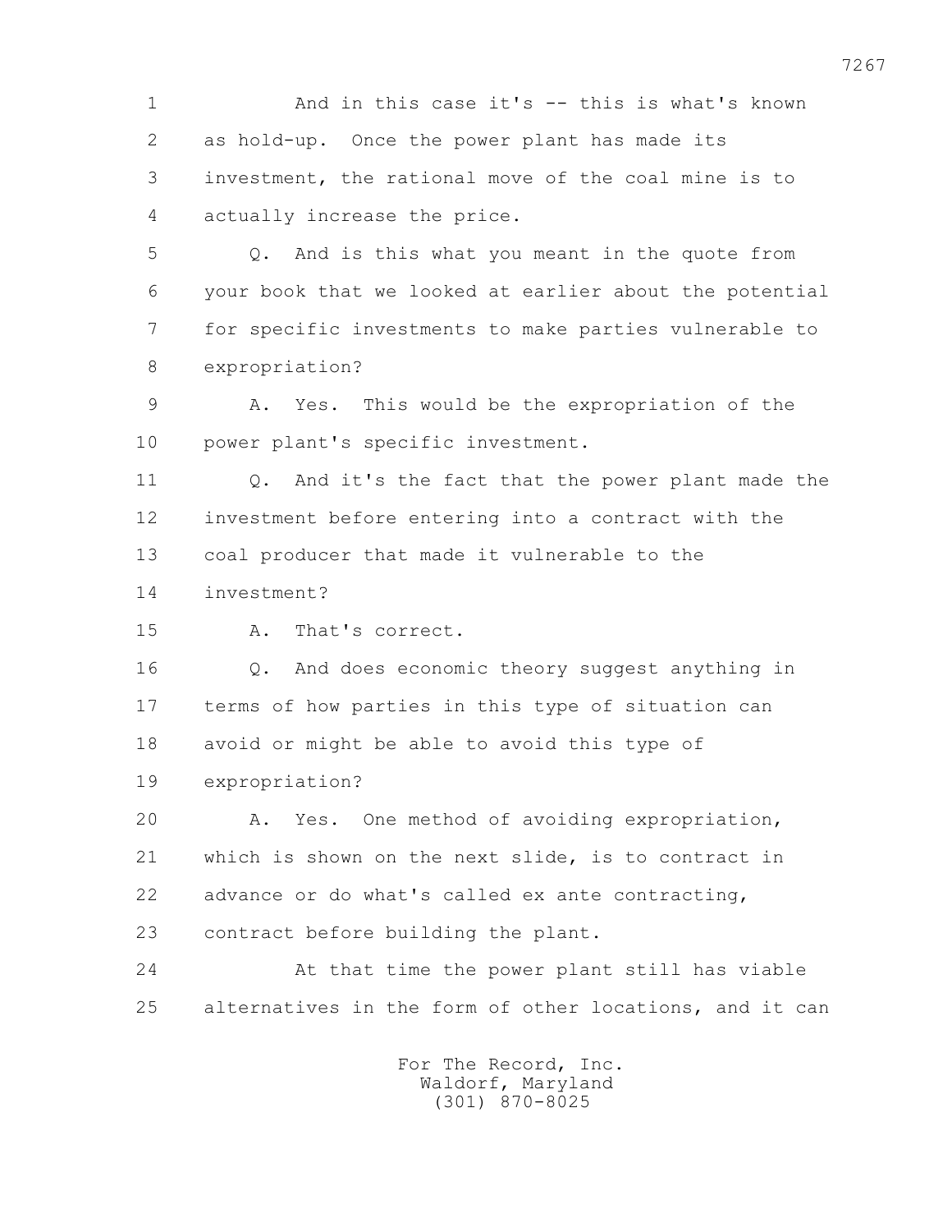And in this case it's -- this is what's known as hold-up. Once the power plant has made its investment, the rational move of the coal mine is to actually increase the price.

Q. And is this what you meant in the quote from your book that we looked at earlier about the potential for specific investments to make parties vulnerable to expropriation?

A. Yes. This would be the expropriation of the power plant's specific investment.

Q. And it's the fact that the power plant made the investment before entering into a contract with the coal producer that made it vulnerable to the investment?

A. That's correct.

Q. And does economic theory suggest anything in terms of how parties in this type of situation can avoid or might be able to avoid this type of expropriation?

A. Yes. One method of avoiding expropriation, which is shown on the next slide, is to contract in advance or do what's called ex ante contracting, contract before building the plant.

At that time the power plant still has viable alternatives in the form of other locations, and it can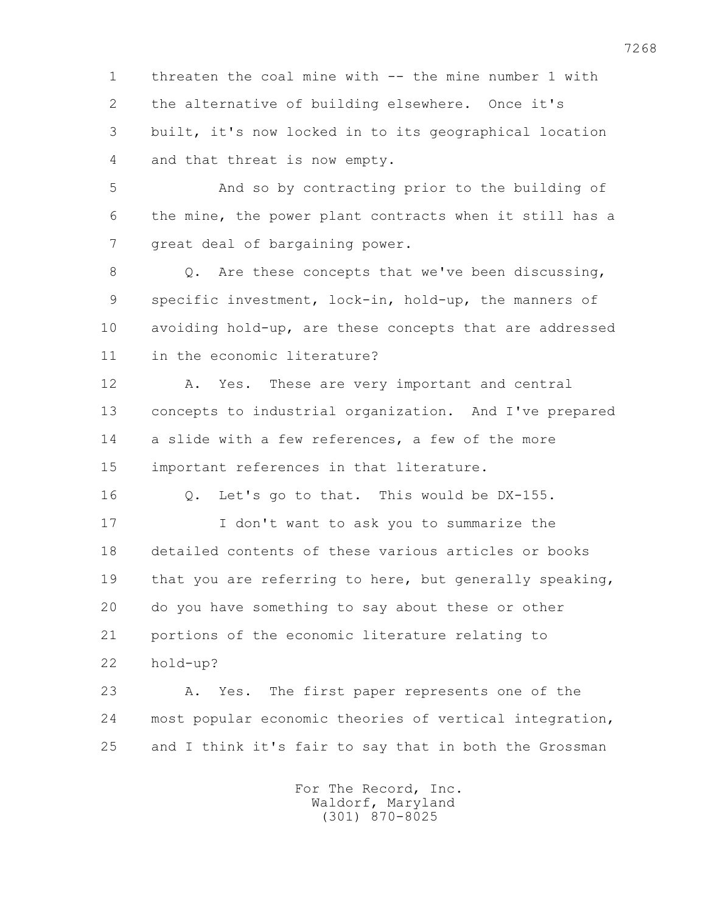1 threaten the coal mine with -- the mine number 1 with
2 the alternative of building elsewhere. Once it's
3 built, it's now locked in to its geographical location
4 and that threat is now empty.

5 And so by contracting prior to the building of
6 the mine, the power plant contracts when it still has a
7 great deal of bargaining power.

8 Q. Are these concepts that we've been discussing,
9 specific investment, lock-in, hold-up, the manners of
10 avoiding hold-up, are these concepts that are addressed
11 in the economic literature?

12 A. Yes. These are very important and central
13 concepts to industrial organization. And I've prepared
14 a slide with a few references, a few of the more
15 important references in that literature.

16 Q. Let's go to that. This would be DX-155.

17 I don't want to ask you to summarize the
18 detailed contents of these various articles or books
19 that you are referring to here, but generally speaking,
20 do you have something to say about these or other
21 portions of the economic literature relating to
22 hold-up?

23 A. Yes. The first paper represents one of the
24 most popular economic theories of vertical integration,
25 and I think it's fair to say that in both the Grossman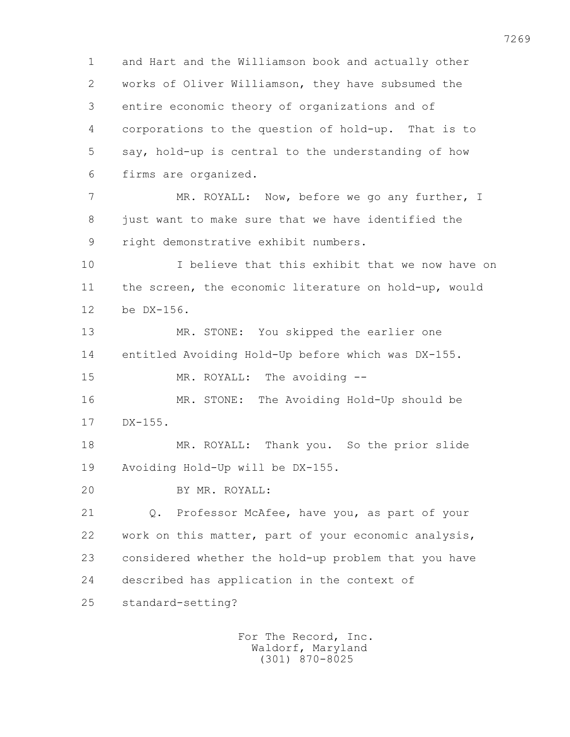and Hart and the Williamson book and actually other works of Oliver Williamson, they have subsumed the entire economic theory of organizations and of corporations to the question of hold-up. That is to say, hold-up is central to the understanding of how firms are organized.

MR. ROYALL: Now, before we go any further, I just want to make sure that we have identified the right demonstrative exhibit numbers.

I believe that this exhibit that we now have on the screen, the economic literature on hold-up, would be DX-156.

MR. STONE: You skipped the earlier one entitled Avoiding Hold-Up before which was DX-155.

MR. ROYALL: The avoiding --

MR. STONE: The Avoiding Hold-Up should be DX-155.

MR. ROYALL: Thank you. So the prior slide Avoiding Hold-Up will be DX-155.

BY MR. ROYALL:

Q. Professor McAfee, have you, as part of your work on this matter, part of your economic analysis, considered whether the hold-up problem that you have described has application in the context of standard-setting?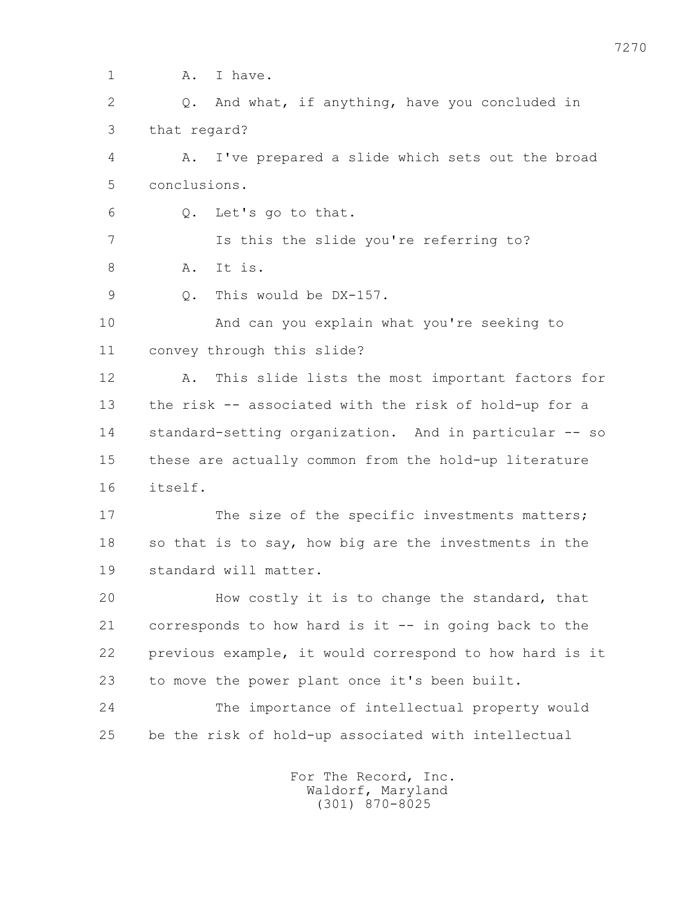1 A. I have.

2 Q. And what, if anything, have you concluded in

3 that regard?

4 A. I've prepared a slide which sets out the broad

5 conclusions.

6 Q. Let's go to that.

7 Is this the slide you're referring to?

8 A. It is.

9 Q. This would be DX-157.

10 And can you explain what you're seeking to

11 convey through this slide?

12 A. This slide lists the most important factors for

13 the risk -- associated with the risk of hold-up for a

14 standard-setting organization. And in particular -- so

15 these are actually common from the hold-up literature

16 itself.

17 The size of the specific investments matters;

18 so that is to say, how big are the investments in the

19 standard will matter.

20 How costly it is to change the standard, that

21 corresponds to how hard is it -- in going back to the

22 previous example, it would correspond to how hard is it

23 to move the power plant once it's been built.

24 The importance of intellectual property would

25 be the risk of hold-up associated with intellectual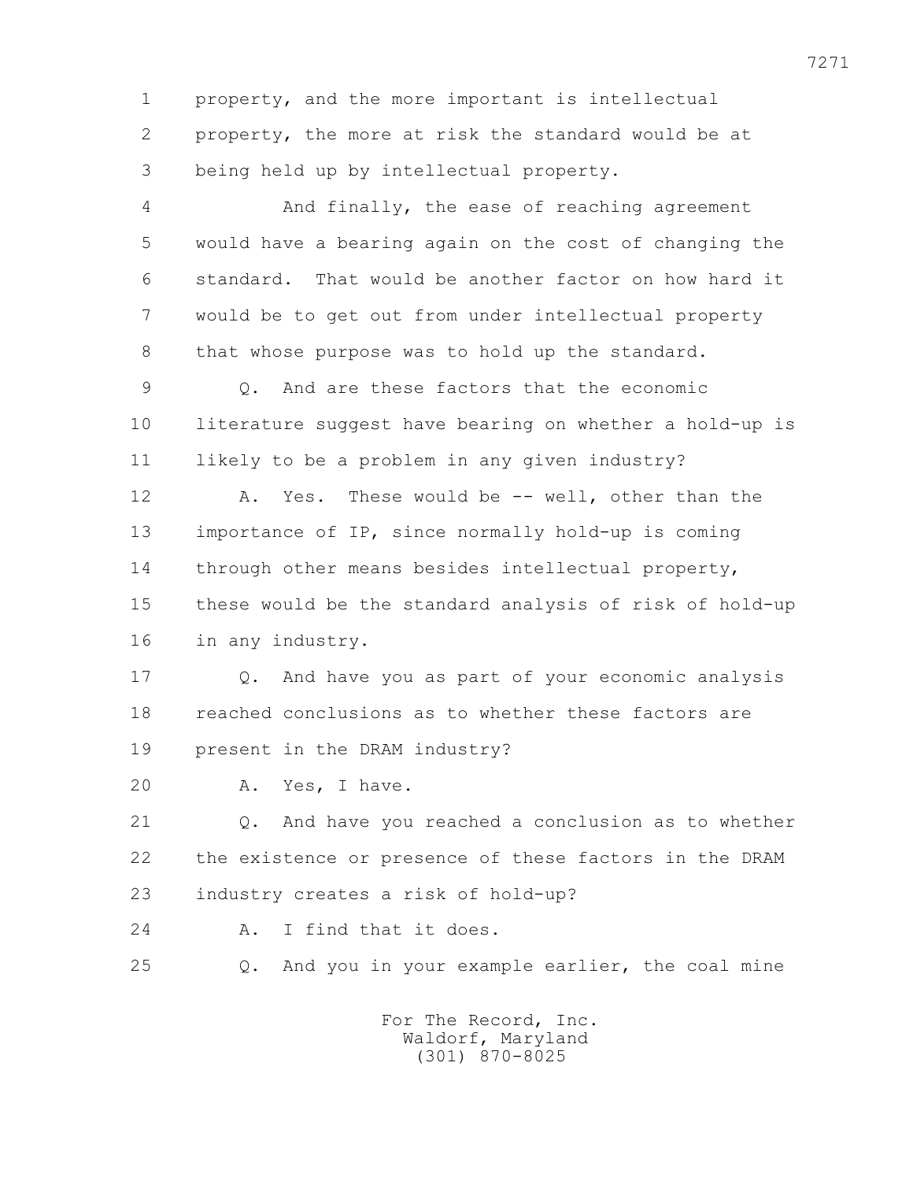1 property, and the more important is intellectual
2 property, the more at risk the standard would be at
3 being held up by intellectual property.
4 And finally, the ease of reaching agreement
5 would have a bearing again on the cost of changing the
6 standard. That would be another factor on how hard it
7 would be to get out from under intellectual property
8 that whose purpose was to hold up the standard.
9 Q. And are these factors that the economic
10 literature suggest have bearing on whether a hold-up is
11 likely to be a problem in any given industry?
12 A. Yes. These would be -- well, other than the
13 importance of IP, since normally hold-up is coming
14 through other means besides intellectual property,
15 these would be the standard analysis of risk of hold-up
16 in any industry.
17 Q. And have you as part of your economic analysis
18 reached conclusions as to whether these factors are
19 present in the DRAM industry?
20 A. Yes, I have.
21 Q. And have you reached a conclusion as to whether
22 the existence or presence of these factors in the DRAM
23 industry creates a risk of hold-up?
24 A. I find that it does.
25 Q. And you in your example earlier, the coal mine

For The Record, Inc.
Waldorf, Maryland
(301) 870-8025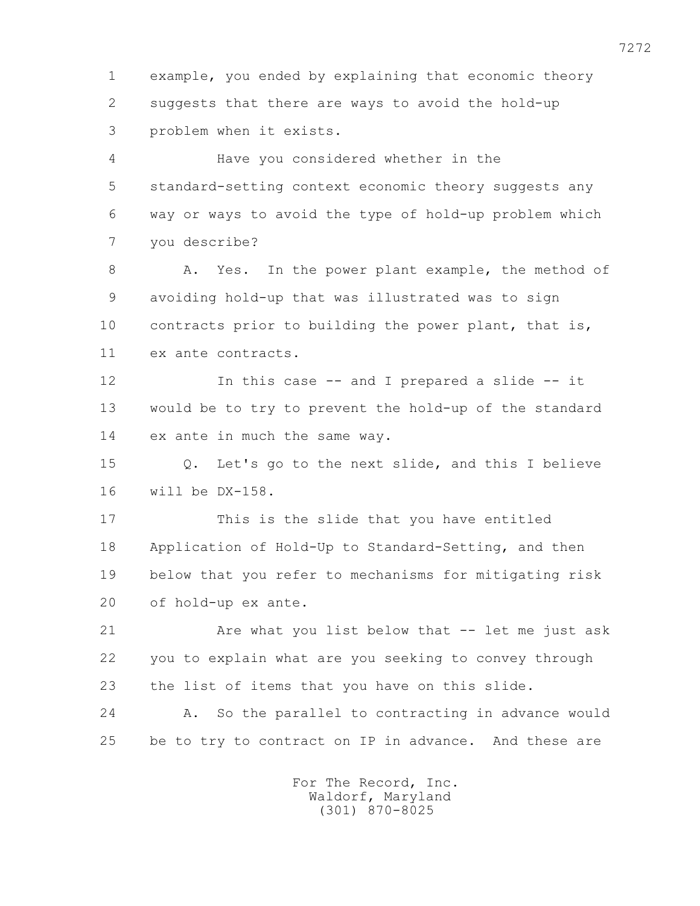1 example, you ended by explaining that economic theory
2 suggests that there are ways to avoid the hold-up
3 problem when it exists.

4 Have you considered whether in the
5 standard-setting context economic theory suggests any
6 way or ways to avoid the type of hold-up problem which
7 you describe?

8 A. Yes. In the power plant example, the method of
9 avoiding hold-up that was illustrated was to sign
10 contracts prior to building the power plant, that is,
11 ex ante contracts.

12 In this case -- and I prepared a slide -- it
13 would be to try to prevent the hold-up of the standard
14 ex ante in much the same way.

15 Q. Let's go to the next slide, and this I believe
16 will be DX-158.

17 This is the slide that you have entitled
18 Application of Hold-Up to Standard-Setting, and then
19 below that you refer to mechanisms for mitigating risk
20 of hold-up ex ante.

21 Are what you list below that -- let me just ask
22 you to explain what are you seeking to convey through
23 the list of items that you have on this slide.

24 A. So the parallel to contracting in advance would
25 be to try to contract on IP in advance. And these are

For The Record, Inc.
Waldorf, Maryland
(301) 870-8025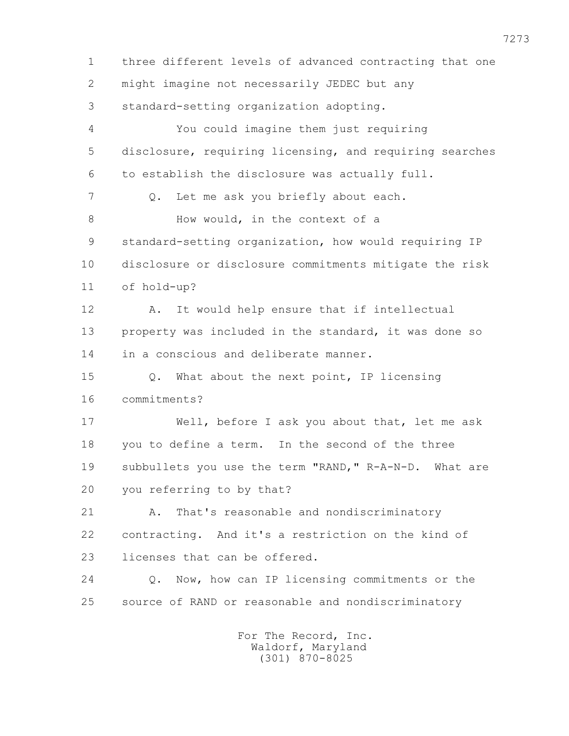1 three different levels of advanced contracting that one
2 might imagine not necessarily JEDEC but any
3 standard-setting organization adopting.

4 You could imagine them just requiring
5 disclosure, requiring licensing, and requiring searches
6 to establish the disclosure was actually full.

7 Q. Let me ask you briefly about each.

8 How would, in the context of a
9 standard-setting organization, how would requiring IP
10 disclosure or disclosure commitments mitigate the risk
11 of hold-up?

12 A. It would help ensure that if intellectual
13 property was included in the standard, it was done so
14 in a conscious and deliberate manner.

15 Q. What about the next point, IP licensing
16 commitments?

17 Well, before I ask you about that, let me ask
18 you to define a term. In the second of the three
19 subbullets you use the term "RAND," R-A-N-D. What are
20 you referring to by that?

21 A. That's reasonable and nondiscriminatory
22 contracting. And it's a restriction on the kind of
23 licenses that can be offered.

24 Q. Now, how can IP licensing commitments or the
25 source of RAND or reasonable and nondiscriminatory

For The Record, Inc.
Waldorf, Maryland
(301) 870-8025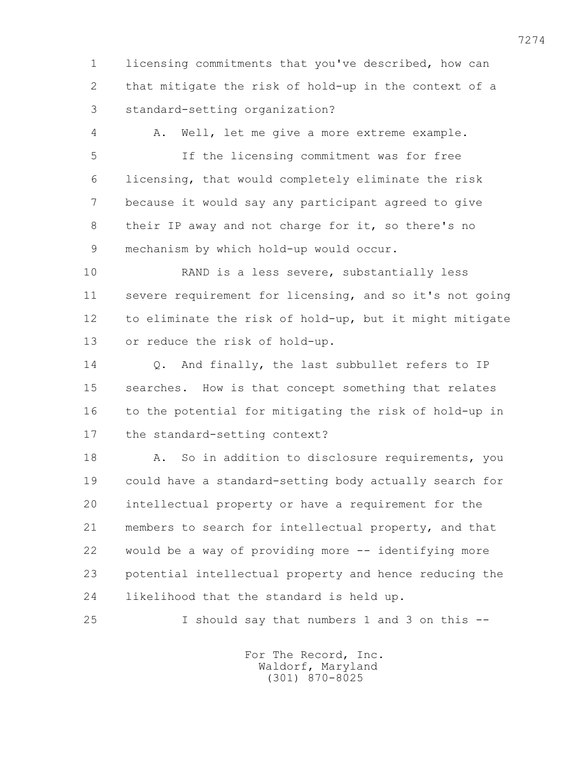licensing commitments that you've described, how can that mitigate the risk of hold-up in the context of a standard-setting organization?

A. Well, let me give a more extreme example.

If the licensing commitment was for free licensing, that would completely eliminate the risk because it would say any participant agreed to give their IP away and not charge for it, so there's no mechanism by which hold-up would occur.

RAND is a less severe, substantially less severe requirement for licensing, and so it's not going to eliminate the risk of hold-up, but it might mitigate or reduce the risk of hold-up.

Q. And finally, the last subbullet refers to IP searches. How is that concept something that relates to the potential for mitigating the risk of hold-up in the standard-setting context?

A. So in addition to disclosure requirements, you could have a standard-setting body actually search for intellectual property or have a requirement for the members to search for intellectual property, and that would be a way of providing more -- identifying more potential intellectual property and hence reducing the likelihood that the standard is held up.

I should say that numbers 1 and 3 on this --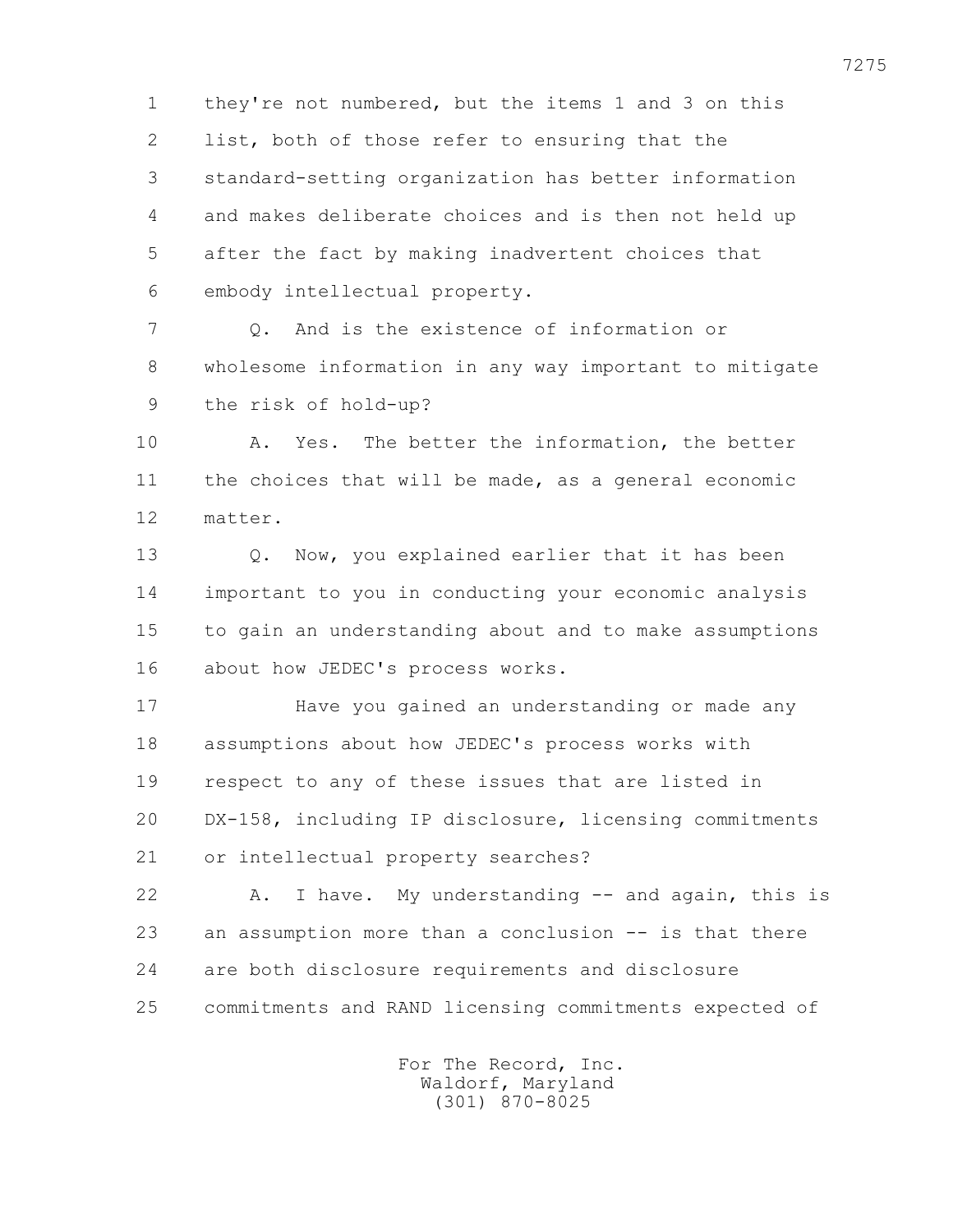1 they're not numbered, but the items 1 and 3 on this
2 list, both of those refer to ensuring that the
3 standard-setting organization has better information
4 and makes deliberate choices and is then not held up
5 after the fact by making inadvertent choices that
6 embody intellectual property.

7 Q. And is the existence of information or
8 wholesome information in any way important to mitigate
9 the risk of hold-up?

10 A. Yes. The better the information, the better
11 the choices that will be made, as a general economic
12 matter.

13 Q. Now, you explained earlier that it has been
14 important to you in conducting your economic analysis
15 to gain an understanding about and to make assumptions
16 about how JEDEC's process works.

17 Have you gained an understanding or made any
18 assumptions about how JEDEC's process works with
19 respect to any of these issues that are listed in
20 DX-158, including IP disclosure, licensing commitments
21 or intellectual property searches?

22 A. I have. My understanding -- and again, this is
23 an assumption more than a conclusion -- is that there
24 are both disclosure requirements and disclosure
25 commitments and RAND licensing commitments expected of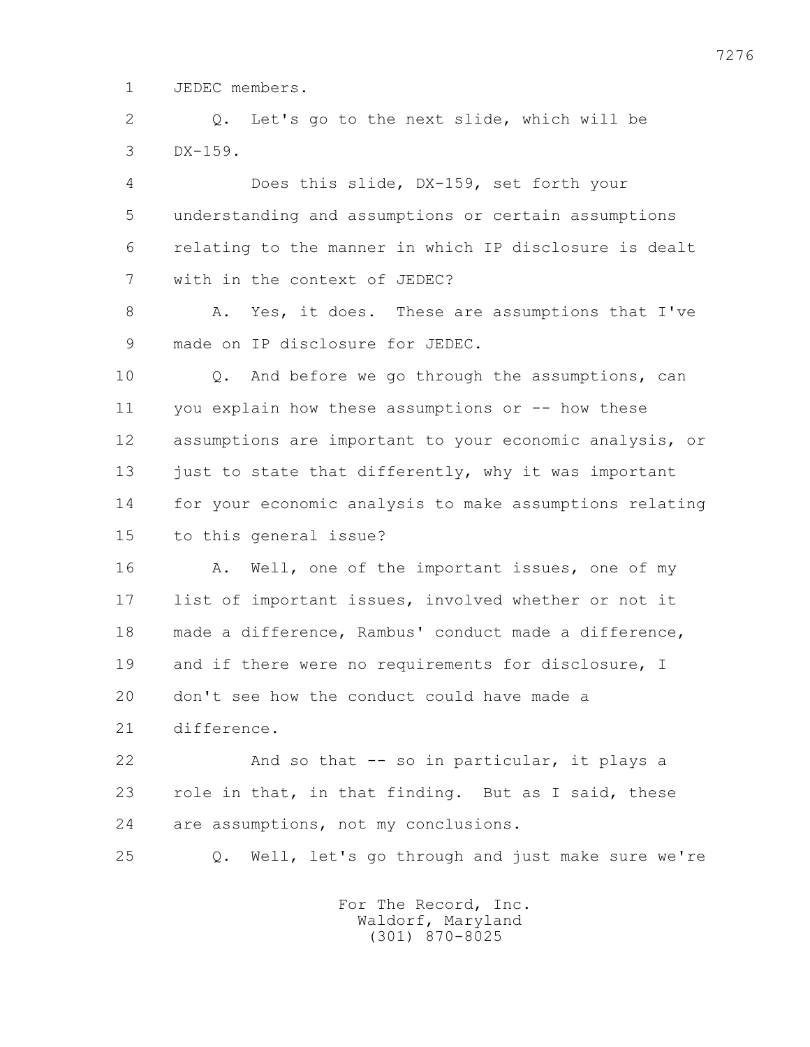JEDEC members.

Q. Let's go to the next slide, which will be DX-159.

Does this slide, DX-159, set forth your understanding and assumptions or certain assumptions relating to the manner in which IP disclosure is dealt with in the context of JEDEC?

A. Yes, it does. These are assumptions that I've made on IP disclosure for JEDEC.

Q. And before we go through the assumptions, can you explain how these assumptions or -- how these assumptions are important to your economic analysis, or just to state that differently, why it was important for your economic analysis to make assumptions relating to this general issue?

A. Well, one of the important issues, one of my list of important issues, involved whether or not it made a difference, Rambus' conduct made a difference, and if there were no requirements for disclosure, I don't see how the conduct could have made a difference.

And so that -- so in particular, it plays a role in that, in that finding. But as I said, these are assumptions, not my conclusions.

Q. Well, let's go through and just make sure we're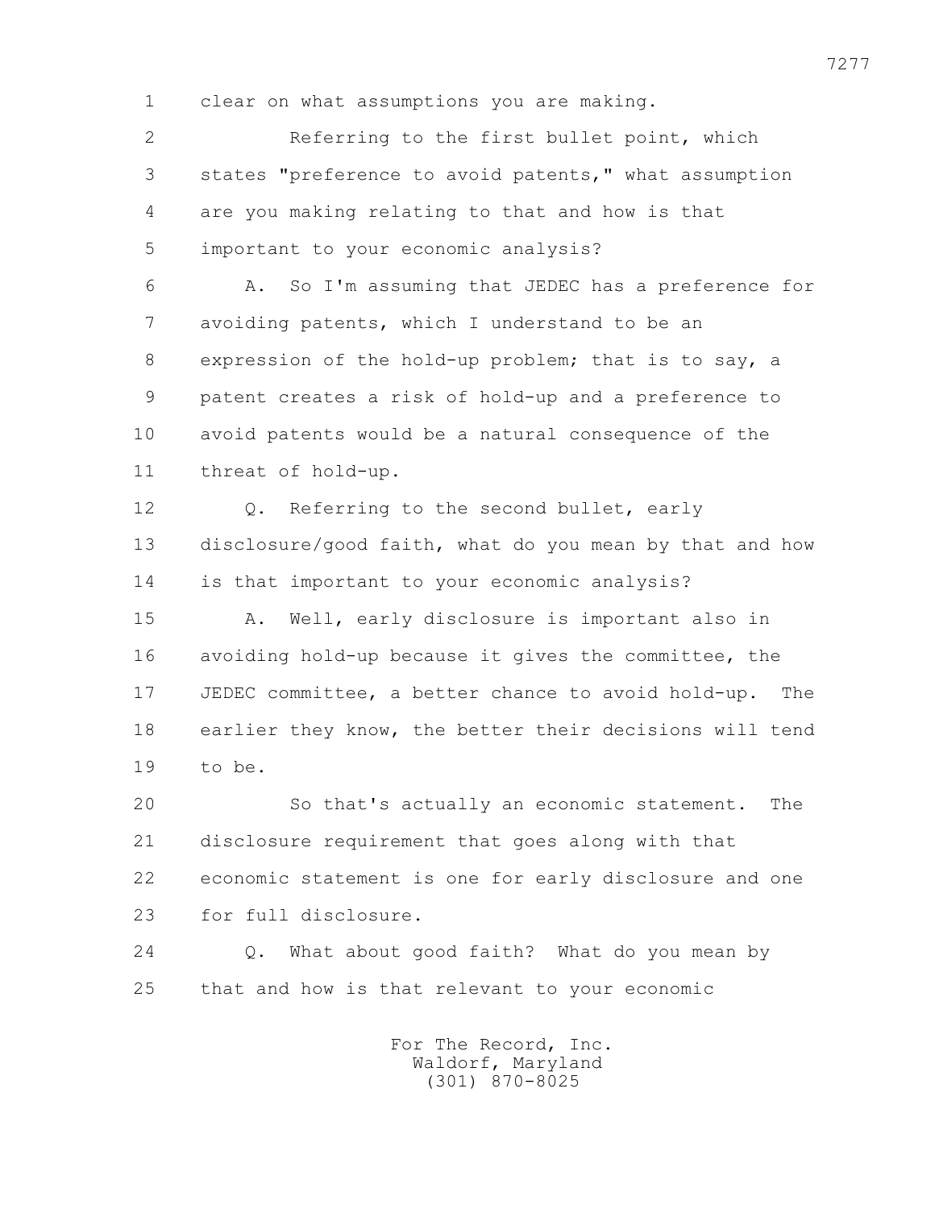1 clear on what assumptions you are making.

2 Referring to the first bullet point, which

3 states "preference to avoid patents," what assumption

4 are you making relating to that and how is that

5 important to your economic analysis?

6 A. So I'm assuming that JEDEC has a preference for

7 avoiding patents, which I understand to be an

8 expression of the hold-up problem; that is to say, a

9 patent creates a risk of hold-up and a preference to

10 avoid patents would be a natural consequence of the

11 threat of hold-up.

12 Q. Referring to the second bullet, early

13 disclosure/good faith, what do you mean by that and how

14 is that important to your economic analysis?

15 A. Well, early disclosure is important also in

16 avoiding hold-up because it gives the committee, the

17 JEDEC committee, a better chance to avoid hold-up. The

18 earlier they know, the better their decisions will tend

19 to be.

20 So that's actually an economic statement. The

21 disclosure requirement that goes along with that

22 economic statement is one for early disclosure and one

23 for full disclosure.

24 Q. What about good faith? What do you mean by

25 that and how is that relevant to your economic

For The Record, Inc.
Waldorf, Maryland
(301) 870-8025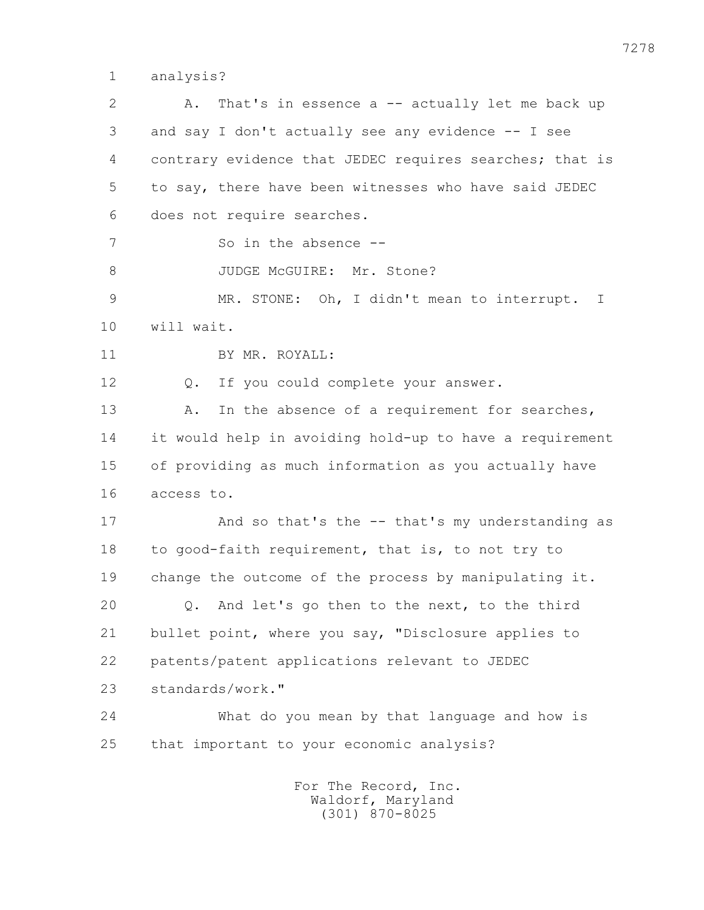1 analysis?

2 A. That's in essence a -- actually let me back up

3 and say I don't actually see any evidence -- I see

4 contrary evidence that JEDEC requires searches; that is

5 to say, there have been witnesses who have said JEDEC

6 does not require searches.

7 So in the absence --

8 JUDGE McGUIRE: Mr. Stone?

9 MR. STONE: Oh, I didn't mean to interrupt. I

10 will wait.

11 BY MR. ROYALL:

12 Q. If you could complete your answer.

13 A. In the absence of a requirement for searches,

14 it would help in avoiding hold-up to have a requirement

15 of providing as much information as you actually have

16 access to.

17 And so that's the -- that's my understanding as

18 to good-faith requirement, that is, to not try to

19 change the outcome of the process by manipulating it.

20 Q. And let's go then to the next, to the third

21 bullet point, where you say, "Disclosure applies to

22 patents/patent applications relevant to JEDEC

23 standards/work."

24 What do you mean by that language and how is

25 that important to your economic analysis?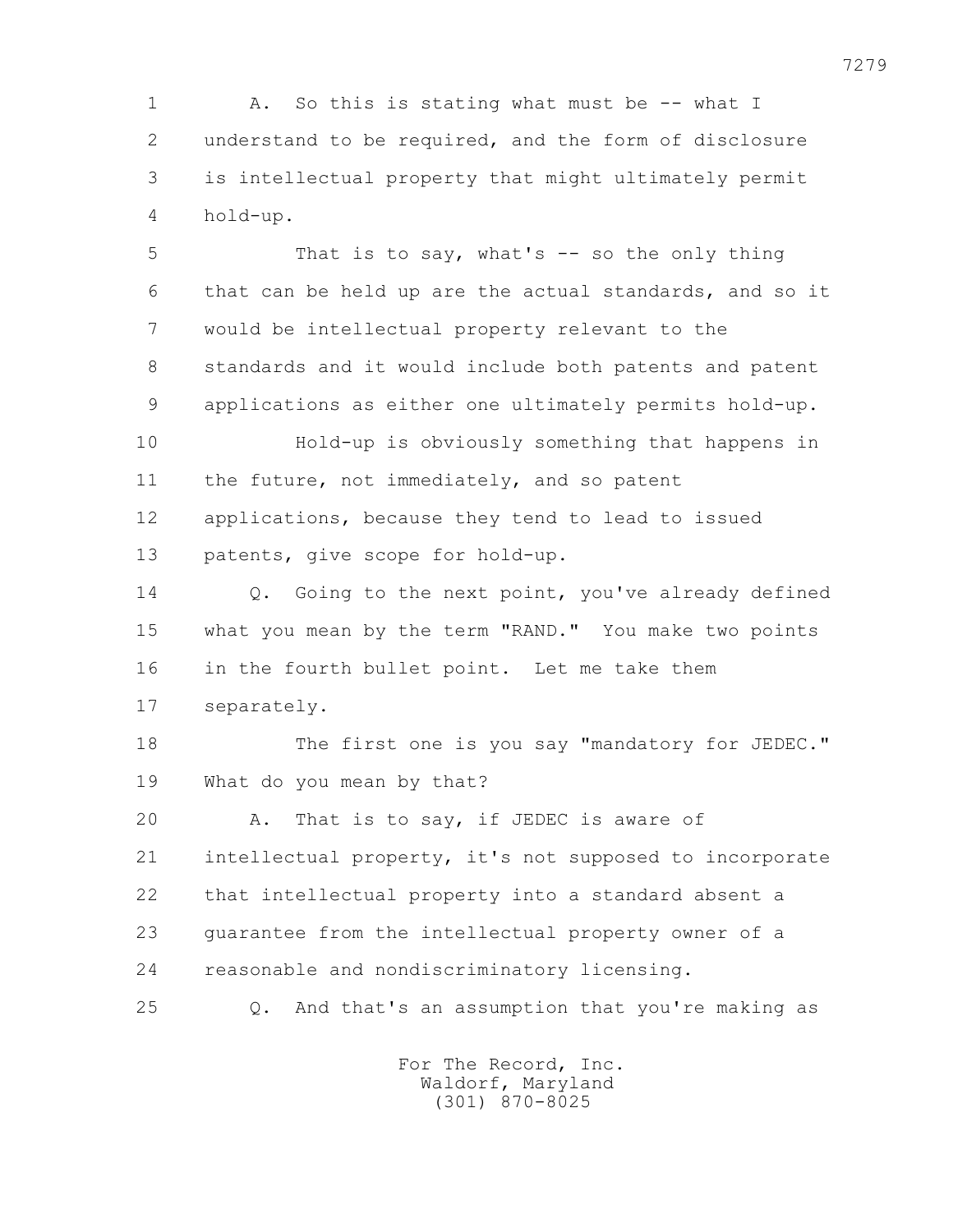A. So this is stating what must be -- what I understand to be required, and the form of disclosure is intellectual property that might ultimately permit hold-up.

That is to say, what's -- so the only thing that can be held up are the actual standards, and so it would be intellectual property relevant to the standards and it would include both patents and patent applications as either one ultimately permits hold-up.

Hold-up is obviously something that happens in the future, not immediately, and so patent applications, because they tend to lead to issued patents, give scope for hold-up.

Q. Going to the next point, you've already defined what you mean by the term "RAND." You make two points in the fourth bullet point. Let me take them separately.

The first one is you say "mandatory for JEDEC." What do you mean by that?

A. That is to say, if JEDEC is aware of intellectual property, it's not supposed to incorporate that intellectual property into a standard absent a guarantee from the intellectual property owner of a reasonable and nondiscriminatory licensing.

Q. And that's an assumption that you're making as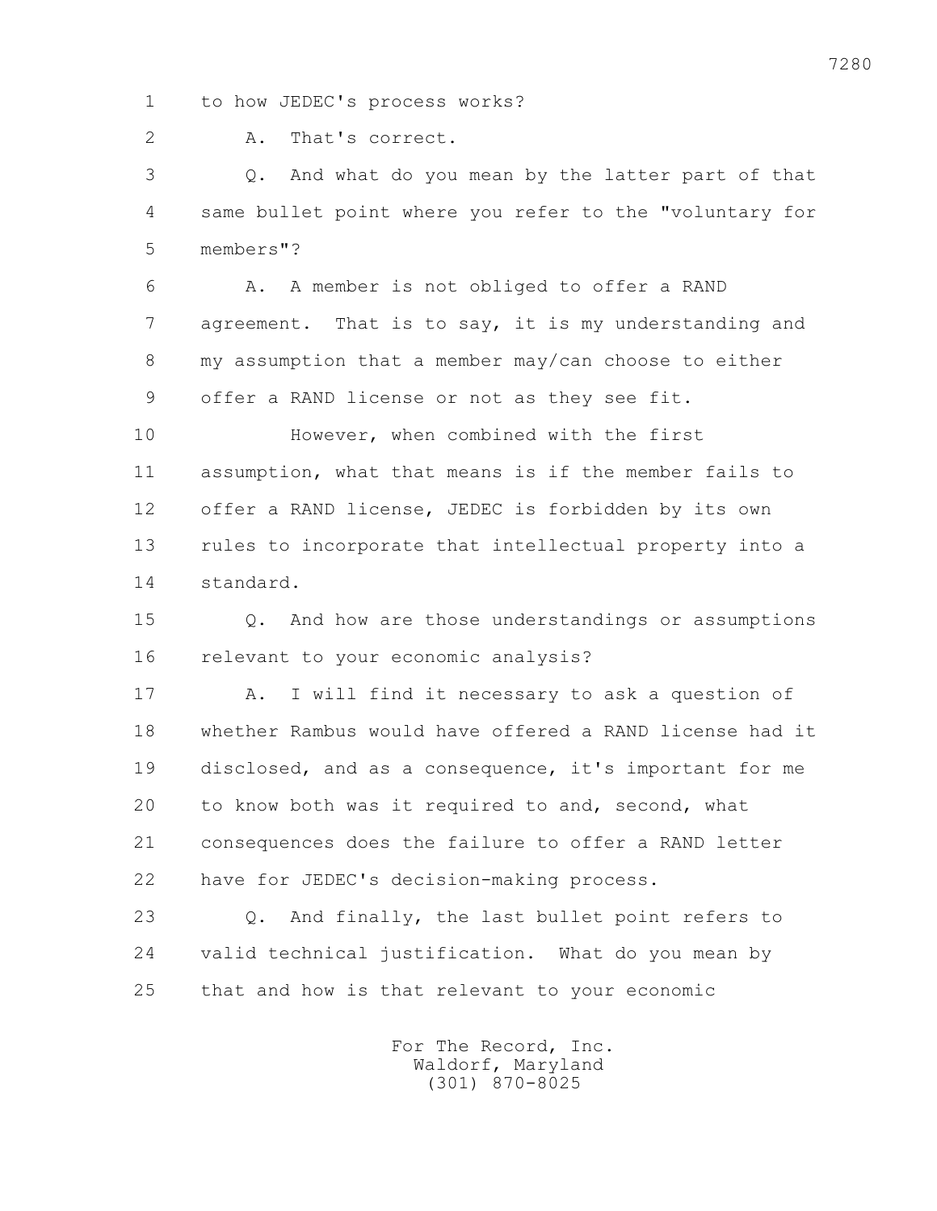1 to how JEDEC's process works?

2 A. That's correct.

3 Q. And what do you mean by the latter part of that

4 same bullet point where you refer to the "voluntary for

5 members"?

6 A. A member is not obliged to offer a RAND

7 agreement. That is to say, it is my understanding and

8 my assumption that a member may/can choose to either

9 offer a RAND license or not as they see fit.

10 However, when combined with the first

11 assumption, what that means is if the member fails to

12 offer a RAND license, JEDEC is forbidden by its own

13 rules to incorporate that intellectual property into a

14 standard.

15 Q. And how are those understandings or assumptions

16 relevant to your economic analysis?

17 A. I will find it necessary to ask a question of

18 whether Rambus would have offered a RAND license had it

19 disclosed, and as a consequence, it's important for me

20 to know both was it required to and, second, what

21 consequences does the failure to offer a RAND letter

22 have for JEDEC's decision-making process.

23 Q. And finally, the last bullet point refers to

24 valid technical justification. What do you mean by

25 that and how is that relevant to your economic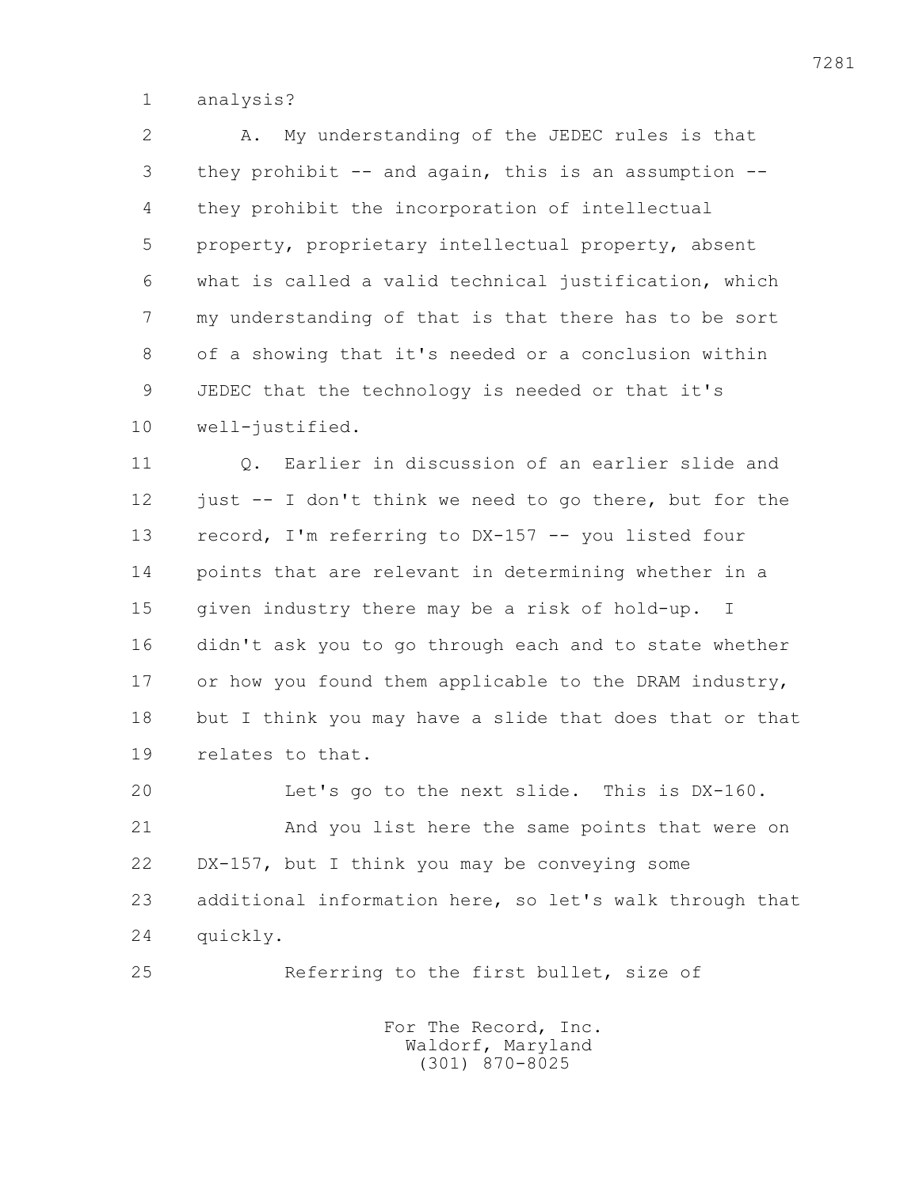1 analysis?

2 A. My understanding of the JEDEC rules is that
3 they prohibit -- and again, this is an assumption --
4 they prohibit the incorporation of intellectual
5 property, proprietary intellectual property, absent
6 what is called a valid technical justification, which
7 my understanding of that is that there has to be sort
8 of a showing that it's needed or a conclusion within
9 JEDEC that the technology is needed or that it's
10 well-justified.

11 Q. Earlier in discussion of an earlier slide and
12 just -- I don't think we need to go there, but for the
13 record, I'm referring to DX-157 -- you listed four
14 points that are relevant in determining whether in a
15 given industry there may be a risk of hold-up. I
16 didn't ask you to go through each and to state whether
17 or how you found them applicable to the DRAM industry,
18 but I think you may have a slide that does that or that
19 relates to that.

20 Let's go to the next slide. This is DX-160.

21 And you list here the same points that were on
22 DX-157, but I think you may be conveying some
23 additional information here, so let's walk through that
24 quickly.

25 Referring to the first bullet, size of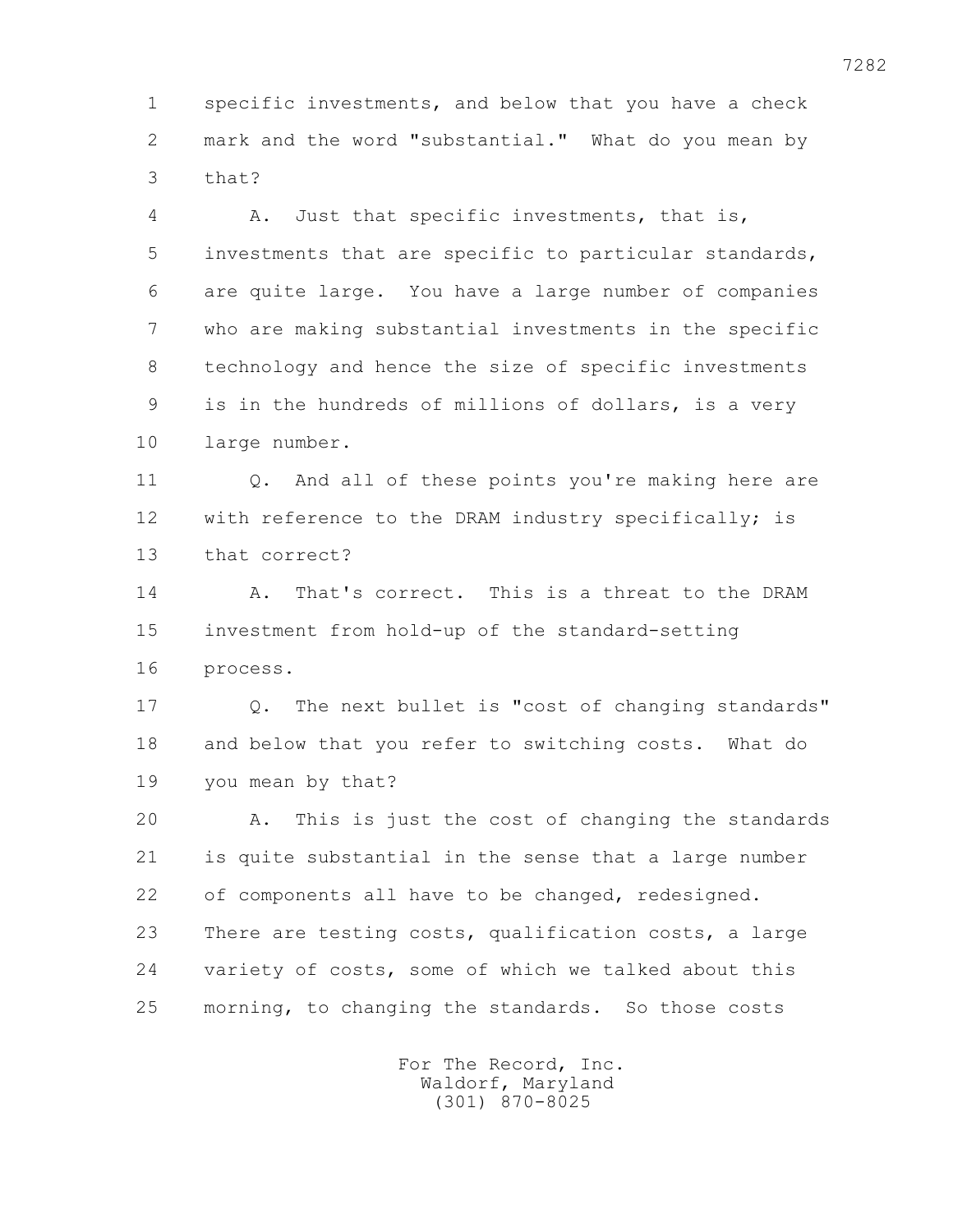1 specific investments, and below that you have a check
2 mark and the word "substantial." What do you mean by
3 that?

4 A. Just that specific investments, that is,
5 investments that are specific to particular standards,
6 are quite large. You have a large number of companies
7 who are making substantial investments in the specific
8 technology and hence the size of specific investments
9 is in the hundreds of millions of dollars, is a very
10 large number.

11 Q. And all of these points you're making here are
12 with reference to the DRAM industry specifically; is
13 that correct?

14 A. That's correct. This is a threat to the DRAM
15 investment from hold-up of the standard-setting
16 process.

17 Q. The next bullet is "cost of changing standards"
18 and below that you refer to switching costs. What do
19 you mean by that?

20 A. This is just the cost of changing the standards
21 is quite substantial in the sense that a large number
22 of components all have to be changed, redesigned.
23 There are testing costs, qualification costs, a large
24 variety of costs, some of which we talked about this
25 morning, to changing the standards. So those costs

For The Record, Inc.
Waldorf, Maryland
(301) 870-8025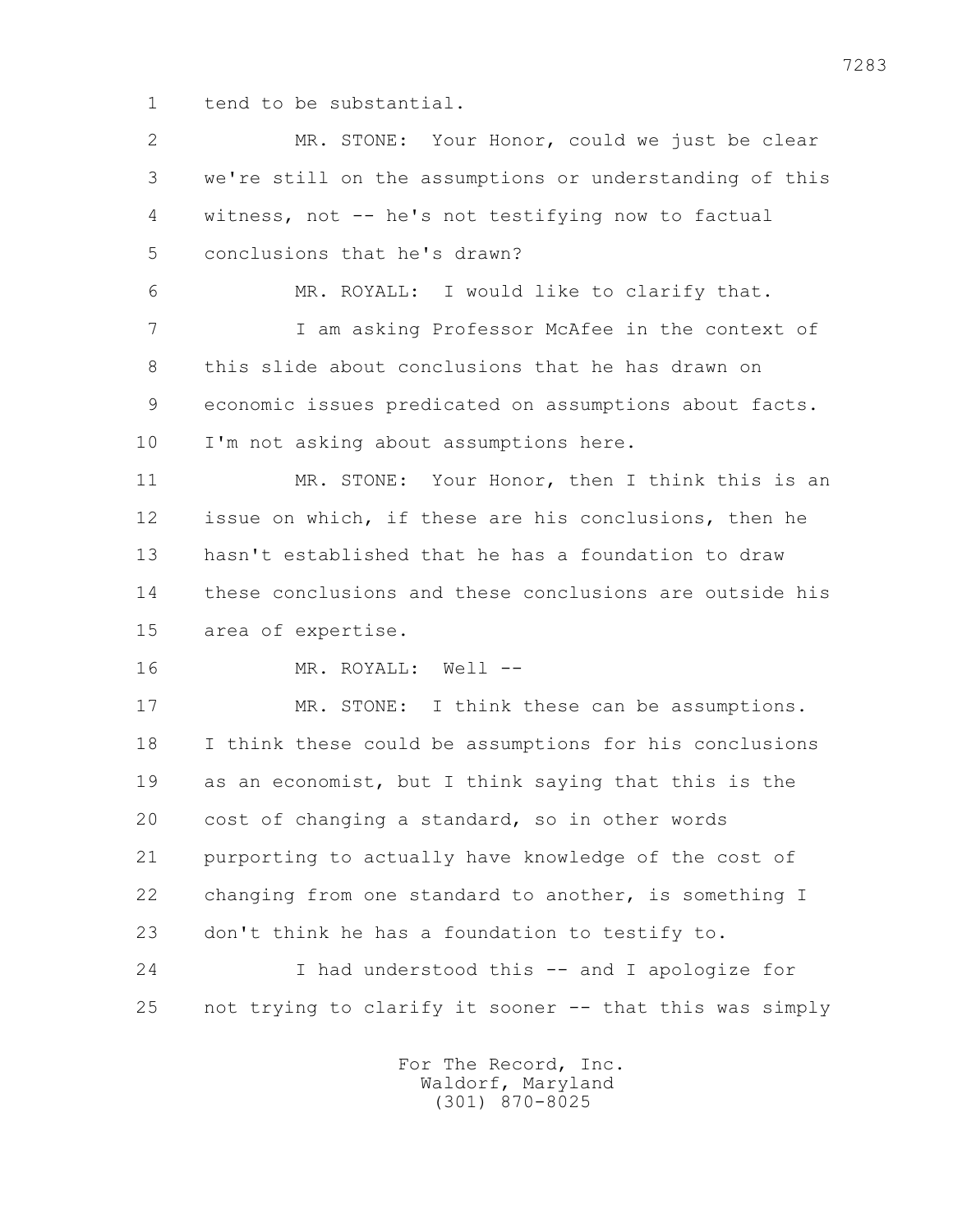1 tend to be substantial.

2 MR. STONE: Your Honor, could we just be clear

3 we're still on the assumptions or understanding of this

4 witness, not -- he's not testifying now to factual

5 conclusions that he's drawn?

6 MR. ROYALL: I would like to clarify that.

7 I am asking Professor McAfee in the context of

8 this slide about conclusions that he has drawn on

9 economic issues predicated on assumptions about facts.

10 I'm not asking about assumptions here.

11 MR. STONE: Your Honor, then I think this is an

12 issue on which, if these are his conclusions, then he

13 hasn't established that he has a foundation to draw

14 these conclusions and these conclusions are outside his

15 area of expertise.

16 MR. ROYALL: Well --

17 MR. STONE: I think these can be assumptions.

18 I think these could be assumptions for his conclusions

19 as an economist, but I think saying that this is the

20 cost of changing a standard, so in other words

21 purporting to actually have knowledge of the cost of

22 changing from one standard to another, is something I

23 don't think he has a foundation to testify to.

24 I had understood this -- and I apologize for

25 not trying to clarify it sooner -- that this was simply

For The Record, Inc.
Waldorf, Maryland
(301) 870-8025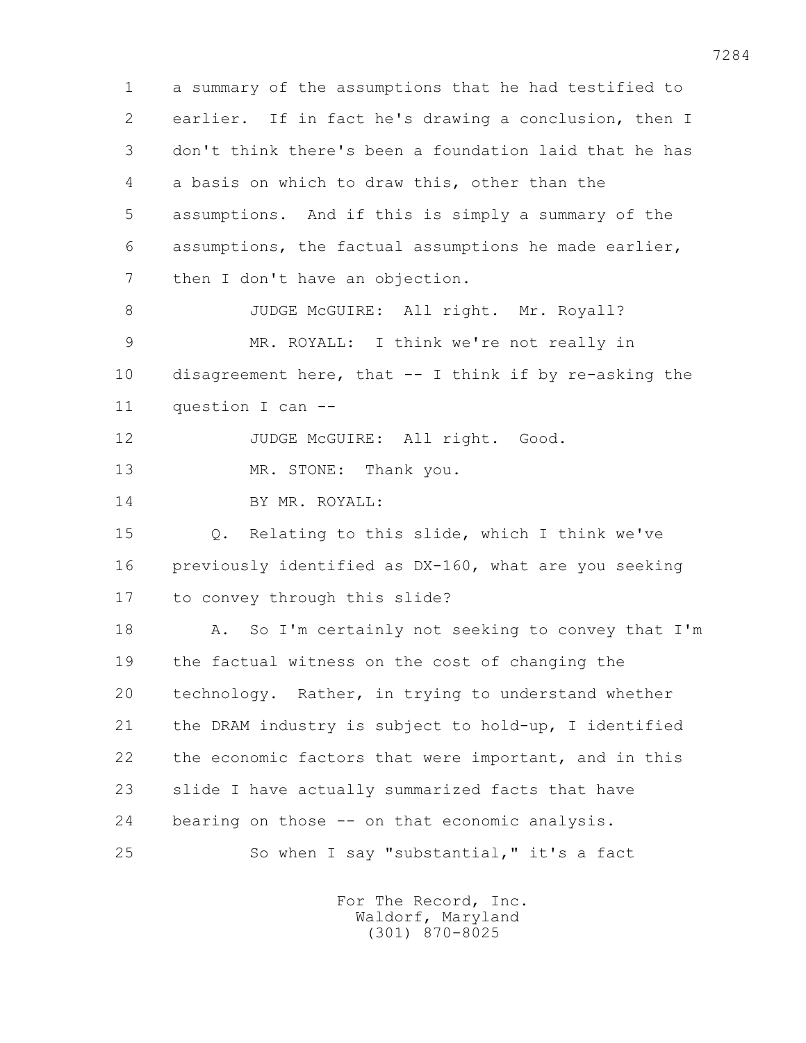1 a summary of the assumptions that he had testified to
2 earlier. If in fact he's drawing a conclusion, then I
3 don't think there's been a foundation laid that he has
4 a basis on which to draw this, other than the
5 assumptions. And if this is simply a summary of the
6 assumptions, the factual assumptions he made earlier,
7 then I don't have an objection.

8 JUDGE McGUIRE: All right. Mr. Royall?

9 MR. ROYALL: I think we're not really in
10 disagreement here, that -- I think if by re-asking the
11 question I can --

12 JUDGE McGUIRE: All right. Good.

13 MR. STONE: Thank you.

14 BY MR. ROYALL:

15 Q. Relating to this slide, which I think we've
16 previously identified as DX-160, what are you seeking
17 to convey through this slide?

18 A. So I'm certainly not seeking to convey that I'm
19 the factual witness on the cost of changing the
20 technology. Rather, in trying to understand whether
21 the DRAM industry is subject to hold-up, I identified
22 the economic factors that were important, and in this
23 slide I have actually summarized facts that have
24 bearing on those -- on that economic analysis.

25 So when I say "substantial," it's a fact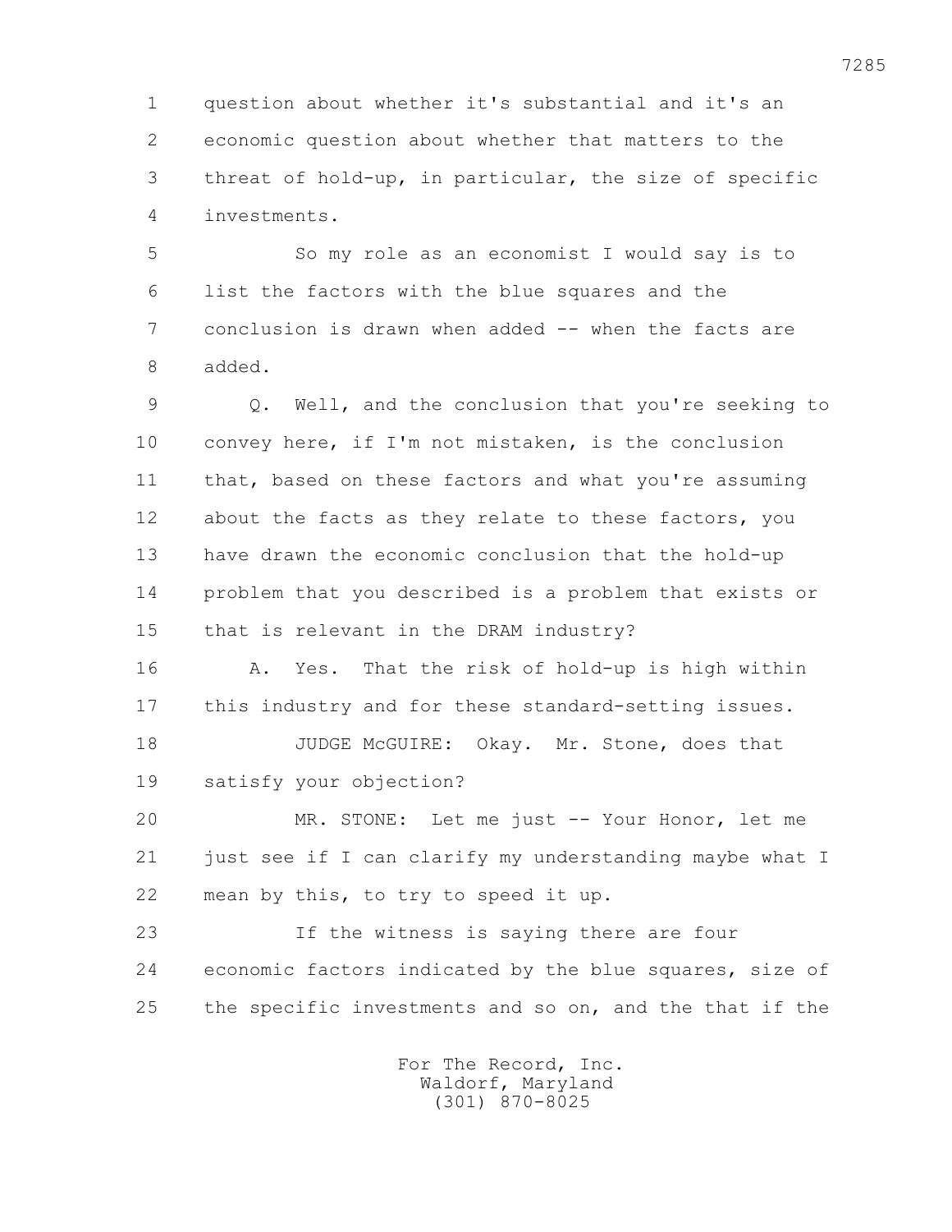1 question about whether it's substantial and it's an
2 economic question about whether that matters to the
3 threat of hold-up, in particular, the size of specific
4 investments.

5 So my role as an economist I would say is to
6 list the factors with the blue squares and the
7 conclusion is drawn when added -- when the facts are
8 added.

9 Q. Well, and the conclusion that you're seeking to
10 convey here, if I'm not mistaken, is the conclusion
11 that, based on these factors and what you're assuming
12 about the facts as they relate to these factors, you
13 have drawn the economic conclusion that the hold-up
14 problem that you described is a problem that exists or
15 that is relevant in the DRAM industry?

16 A. Yes. That the risk of hold-up is high within
17 this industry and for these standard-setting issues.

18 JUDGE McGUIRE: Okay. Mr. Stone, does that
19 satisfy your objection?

20 MR. STONE: Let me just -- Your Honor, let me
21 just see if I can clarify my understanding maybe what I
22 mean by this, to try to speed it up.

23 If the witness is saying there are four
24 economic factors indicated by the blue squares, size of
25 the specific investments and so on, and the that if the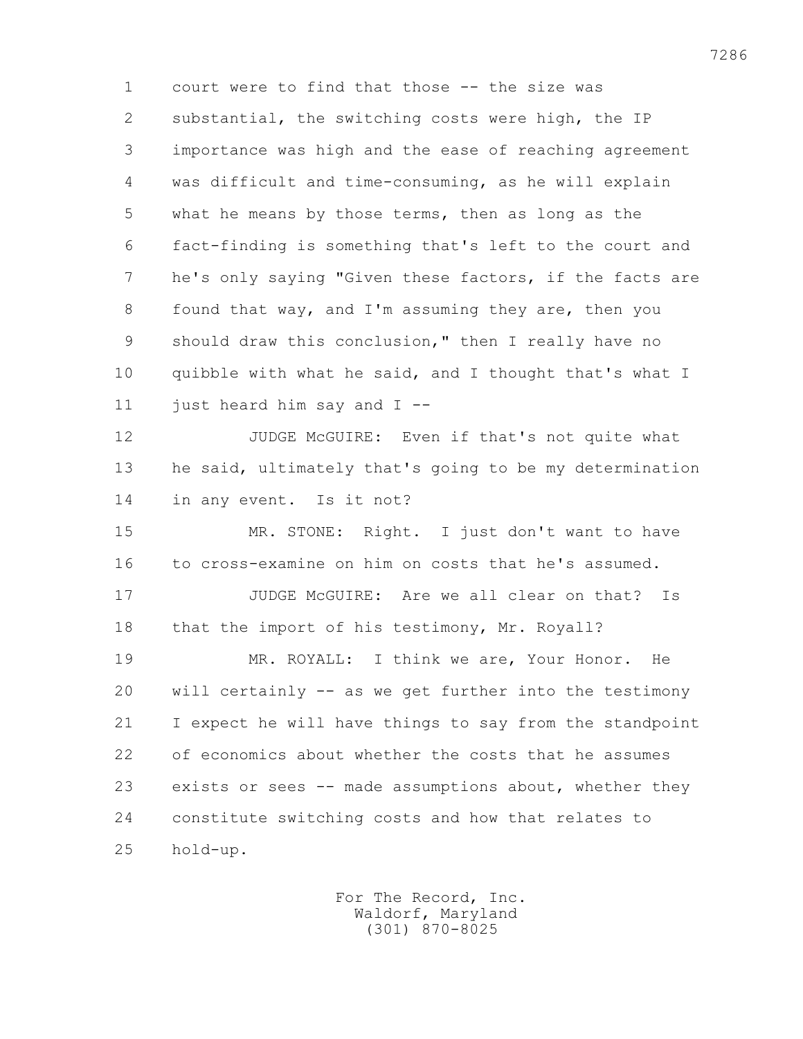1 court were to find that those -- the size was
2 substantial, the switching costs were high, the IP
3 importance was high and the ease of reaching agreement
4 was difficult and time-consuming, as he will explain
5 what he means by those terms, then as long as the
6 fact-finding is something that's left to the court and
7 he's only saying "Given these factors, if the facts are
8 found that way, and I'm assuming they are, then you
9 should draw this conclusion," then I really have no
10 quibble with what he said, and I thought that's what I
11 just heard him say and I --

12 JUDGE McGUIRE: Even if that's not quite what
13 he said, ultimately that's going to be my determination
14 in any event. Is it not?

15 MR. STONE: Right. I just don't want to have
16 to cross-examine on him on costs that he's assumed.

17 JUDGE McGUIRE: Are we all clear on that? Is
18 that the import of his testimony, Mr. Royall?

19 MR. ROYALL: I think we are, Your Honor. He
20 will certainly -- as we get further into the testimony
21 I expect he will have things to say from the standpoint
22 of economics about whether the costs that he assumes
23 exists or sees -- made assumptions about, whether they
24 constitute switching costs and how that relates to
25 hold-up.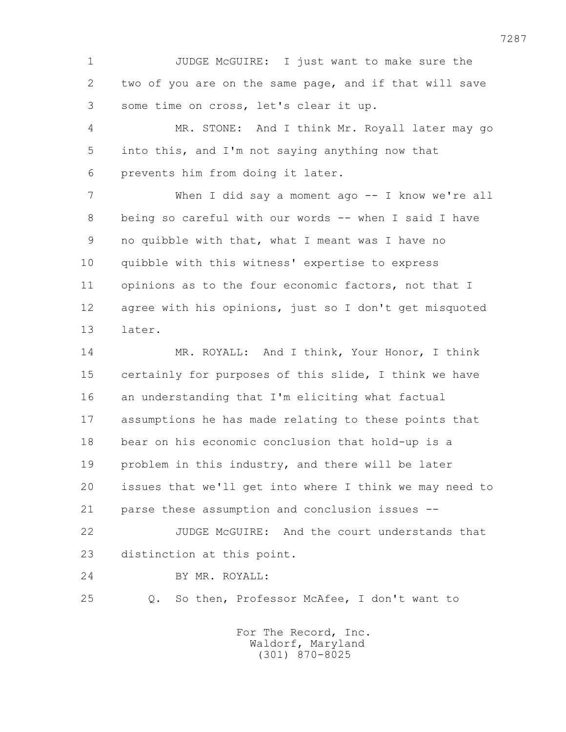1 JUDGE McGUIRE: I just want to make sure the
2 two of you are on the same page, and if that will save
3 some time on cross, let's clear it up.

4 MR. STONE: And I think Mr. Royall later may go
5 into this, and I'm not saying anything now that
6 prevents him from doing it later.

7 When I did say a moment ago -- I know we're all
8 being so careful with our words -- when I said I have
9 no quibble with that, what I meant was I have no
10 quibble with this witness' expertise to express
11 opinions as to the four economic factors, not that I
12 agree with his opinions, just so I don't get misquoted
13 later.

14 MR. ROYALL: And I think, Your Honor, I think
15 certainly for purposes of this slide, I think we have
16 an understanding that I'm eliciting what factual
17 assumptions he has made relating to these points that
18 bear on his economic conclusion that hold-up is a
19 problem in this industry, and there will be later
20 issues that we'll get into where I think we may need to
21 parse these assumption and conclusion issues --

22 JUDGE McGUIRE: And the court understands that
23 distinction at this point.

24 BY MR. ROYALL:

25 Q. So then, Professor McAfee, I don't want to

For The Record, Inc.
Waldorf, Maryland
(301) 870-8025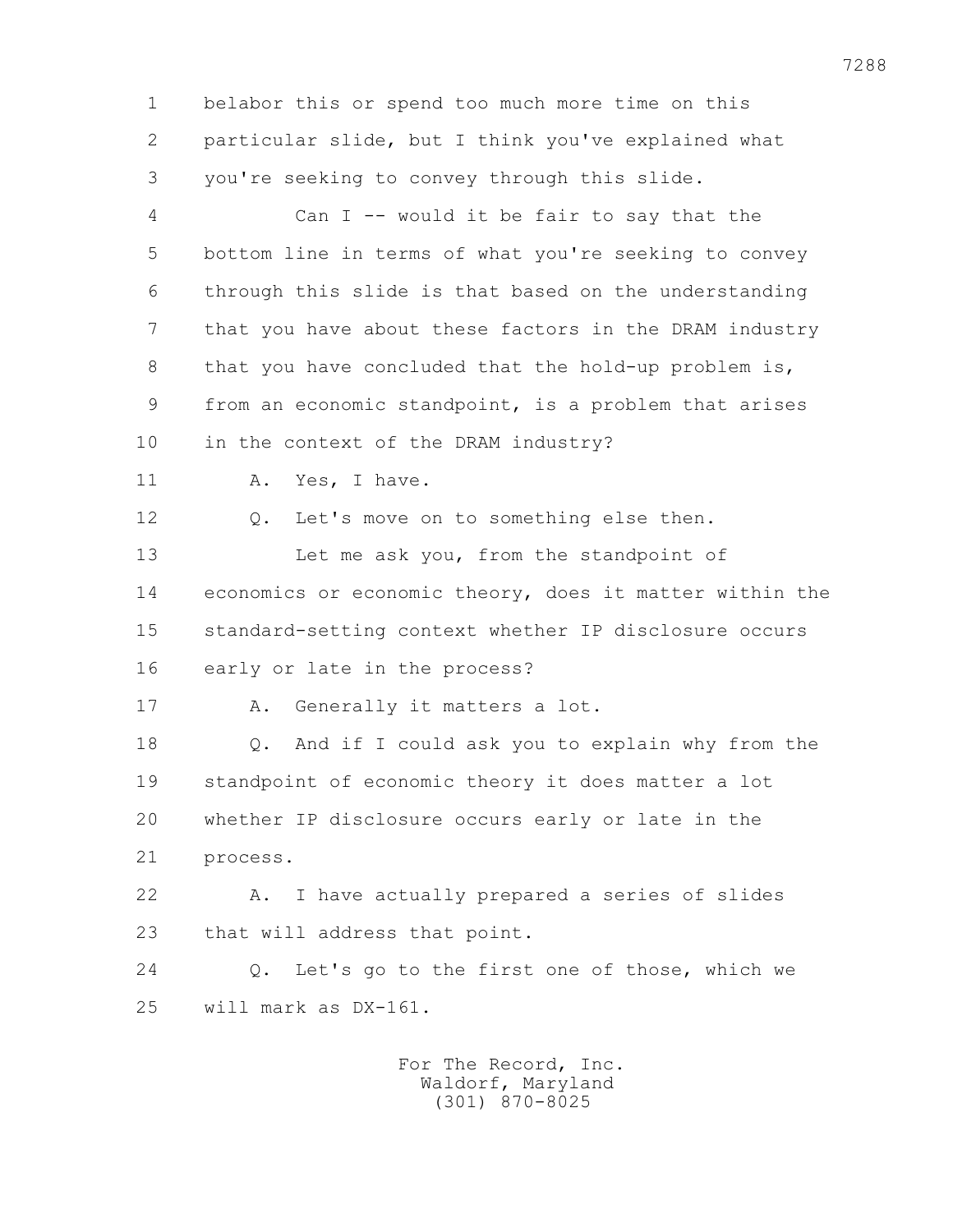1 belabor this or spend too much more time on this
2 particular slide, but I think you've explained what
3 you're seeking to convey through this slide.

4 Can I -- would it be fair to say that the
5 bottom line in terms of what you're seeking to convey
6 through this slide is that based on the understanding
7 that you have about these factors in the DRAM industry
8 that you have concluded that the hold-up problem is,
9 from an economic standpoint, is a problem that arises
10 in the context of the DRAM industry?

11 A. Yes, I have.

12 Q. Let's move on to something else then.

13 Let me ask you, from the standpoint of
14 economics or economic theory, does it matter within the
15 standard-setting context whether IP disclosure occurs
16 early or late in the process?

17 A. Generally it matters a lot.

18 Q. And if I could ask you to explain why from the
19 standpoint of economic theory it does matter a lot
20 whether IP disclosure occurs early or late in the
21 process.

22 A. I have actually prepared a series of slides
23 that will address that point.

24 Q. Let's go to the first one of those, which we
25 will mark as DX-161.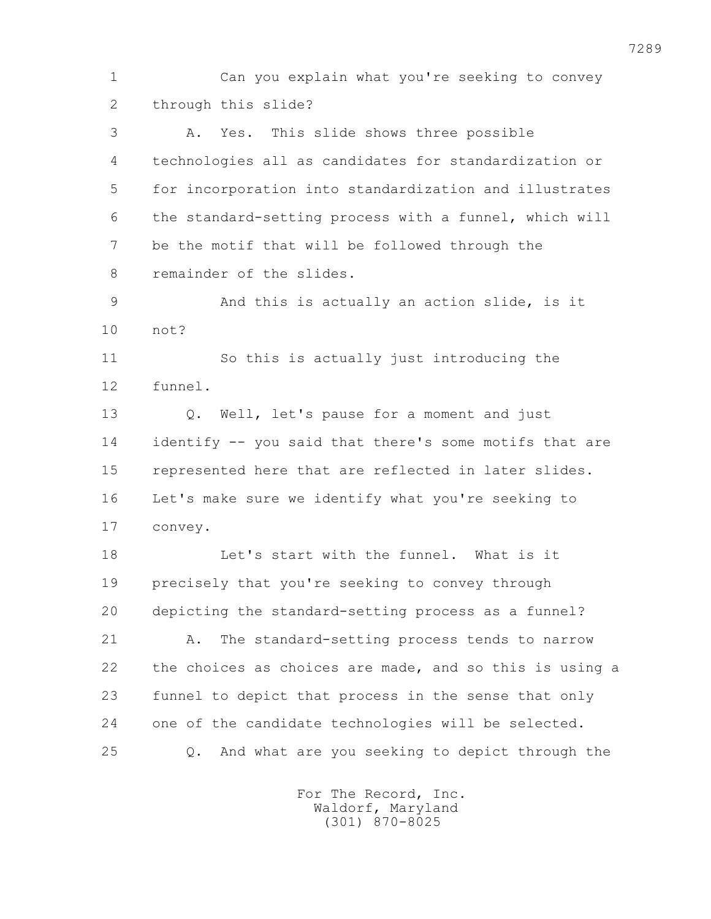1 Can you explain what you're seeking to convey
2 through this slide?
3 A. Yes. This slide shows three possible
4 technologies all as candidates for standardization or
5 for incorporation into standardization and illustrates
6 the standard-setting process with a funnel, which will
7 be the motif that will be followed through the
8 remainder of the slides.
9 And this is actually an action slide, is it
10 not?
11 So this is actually just introducing the
12 funnel.
13 Q. Well, let's pause for a moment and just
14 identify -- you said that there's some motifs that are
15 represented here that are reflected in later slides.
16 Let's make sure we identify what you're seeking to
17 convey.
18 Let's start with the funnel. What is it
19 precisely that you're seeking to convey through
20 depicting the standard-setting process as a funnel?
21 A. The standard-setting process tends to narrow
22 the choices as choices are made, and so this is using a
23 funnel to depict that process in the sense that only
24 one of the candidate technologies will be selected.
25 Q. And what are you seeking to depict through the

For The Record, Inc.
Waldorf, Maryland
(301) 870-8025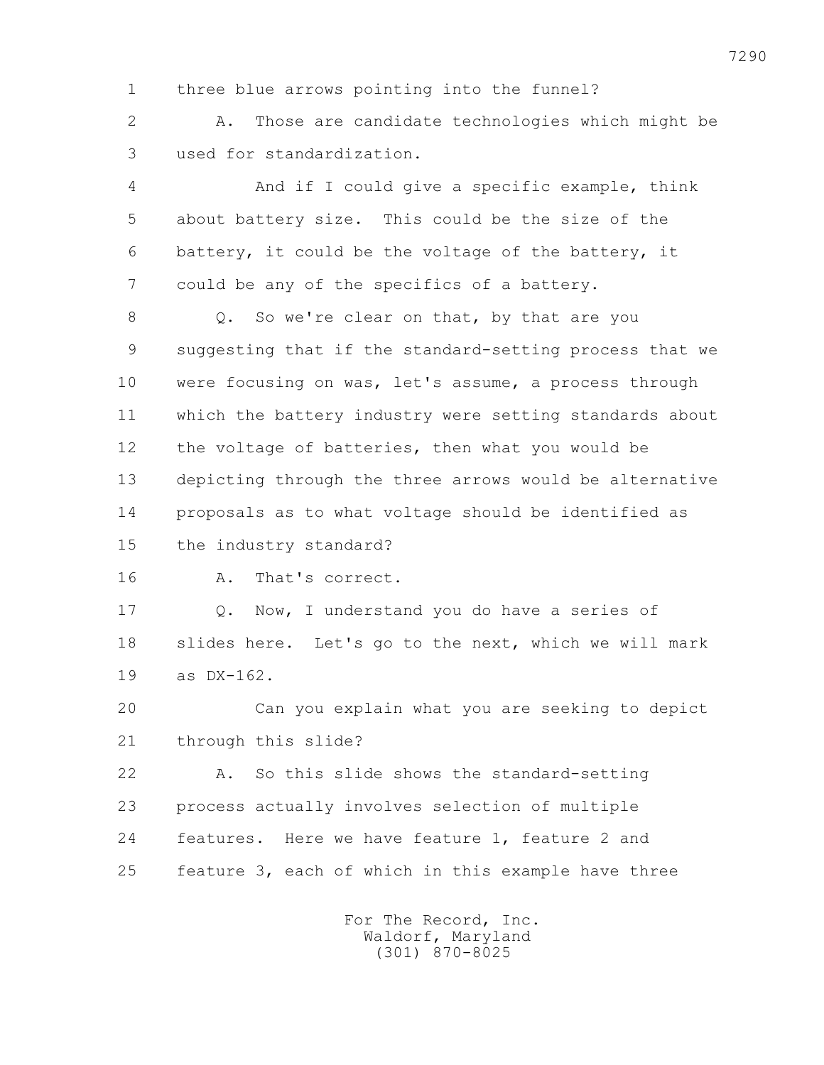1 three blue arrows pointing into the funnel?

2 A. Those are candidate technologies which might be

3 used for standardization.

4 And if I could give a specific example, think

5 about battery size. This could be the size of the

6 battery, it could be the voltage of the battery, it

7 could be any of the specifics of a battery.

8 Q. So we're clear on that, by that are you

9 suggesting that if the standard-setting process that we

10 were focusing on was, let's assume, a process through

11 which the battery industry were setting standards about

12 the voltage of batteries, then what you would be

13 depicting through the three arrows would be alternative

14 proposals as to what voltage should be identified as

15 the industry standard?

16 A. That's correct.

17 Q. Now, I understand you do have a series of

18 slides here. Let's go to the next, which we will mark

19 as DX-162.

20 Can you explain what you are seeking to depict

21 through this slide?

22 A. So this slide shows the standard-setting

23 process actually involves selection of multiple

24 features. Here we have feature 1, feature 2 and

25 feature 3, each of which in this example have three

For The Record, Inc.
Waldorf, Maryland
(301) 870-8025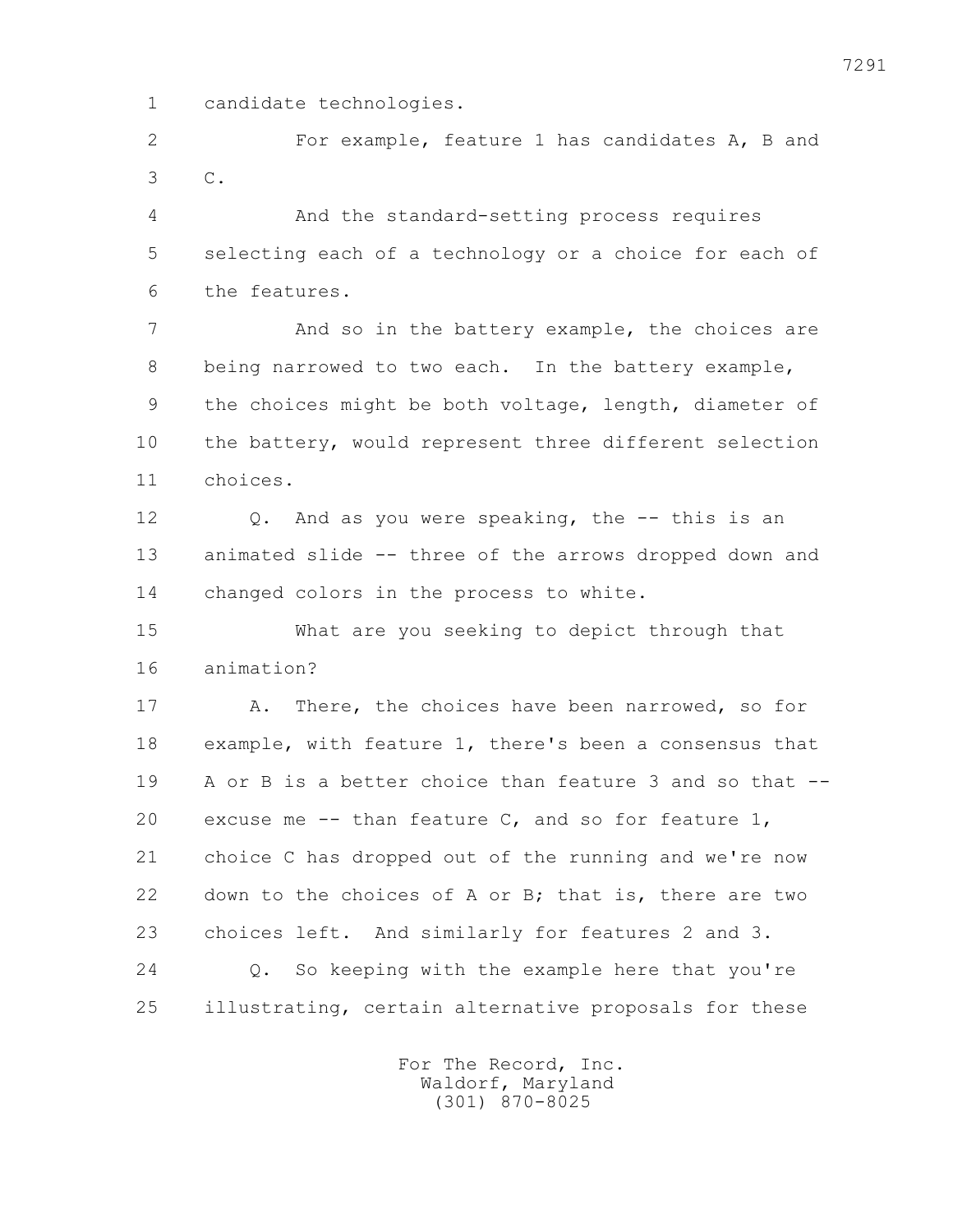1 candidate technologies.

2 For example, feature 1 has candidates A, B and
3 C.

4 And the standard-setting process requires
5 selecting each of a technology or a choice for each of
6 the features.

7 And so in the battery example, the choices are
8 being narrowed to two each. In the battery example,
9 the choices might be both voltage, length, diameter of
10 the battery, would represent three different selection
11 choices.

12 Q. And as you were speaking, the -- this is an
13 animated slide -- three of the arrows dropped down and
14 changed colors in the process to white.

15 What are you seeking to depict through that
16 animation?

17 A. There, the choices have been narrowed, so for
18 example, with feature 1, there's been a consensus that
19 A or B is a better choice than feature 3 and so that --
20 excuse me -- than feature C, and so for feature 1,
21 choice C has dropped out of the running and we're now
22 down to the choices of A or B; that is, there are two
23 choices left. And similarly for features 2 and 3.

24 Q. So keeping with the example here that you're
25 illustrating, certain alternative proposals for these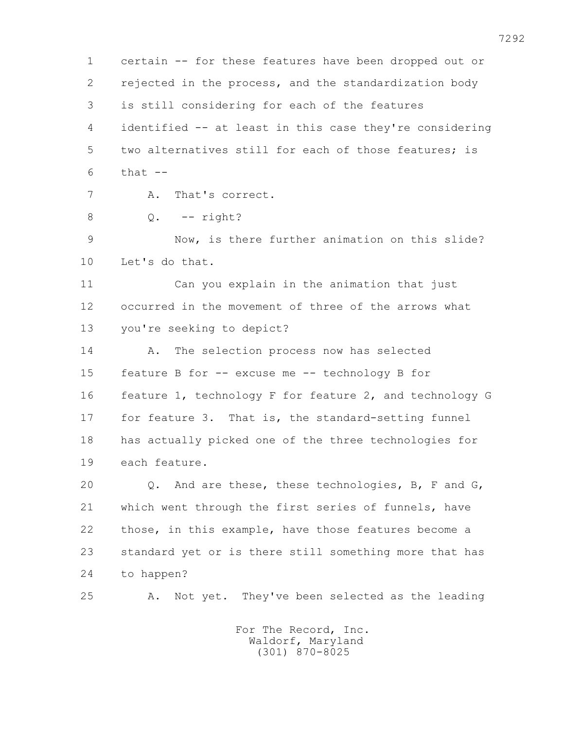1 certain -- for these features have been dropped out or
2 rejected in the process, and the standardization body
3 is still considering for each of the features
4 identified -- at least in this case they're considering
5 two alternatives still for each of those features; is
6 that --

7 A. That's correct.

8 Q. -- right?

9 Now, is there further animation on this slide?
10 Let's do that.

11 Can you explain in the animation that just
12 occurred in the movement of three of the arrows what
13 you're seeking to depict?

14 A. The selection process now has selected
15 feature B for -- excuse me -- technology B for
16 feature 1, technology F for feature 2, and technology G
17 for feature 3. That is, the standard-setting funnel
18 has actually picked one of the three technologies for
19 each feature.

20 Q. And are these, these technologies, B, F and G,
21 which went through the first series of funnels, have
22 those, in this example, have those features become a
23 standard yet or is there still something more that has
24 to happen?

25 A. Not yet. They've been selected as the leading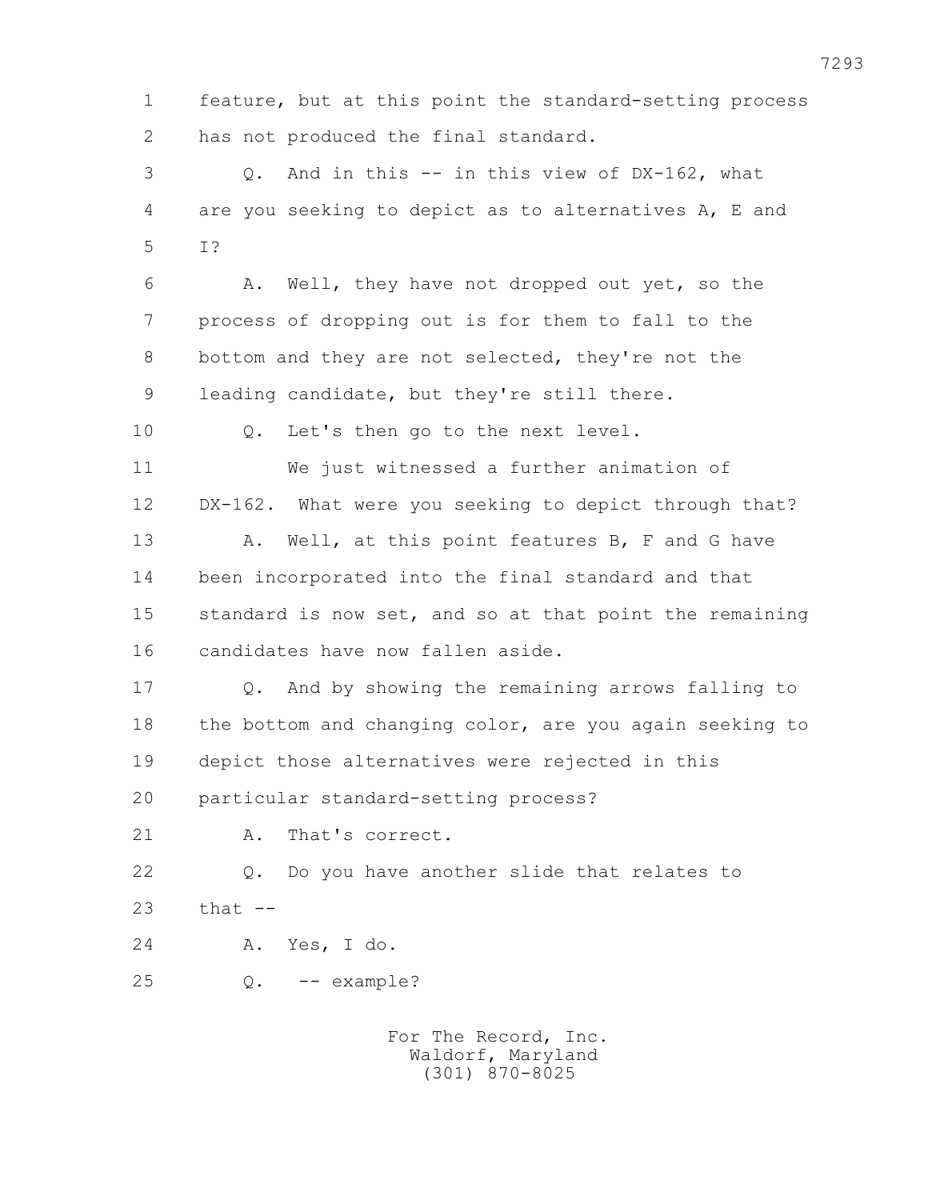1 feature, but at this point the standard-setting process
2 has not produced the final standard.

3 Q. And in this -- in this view of DX-162, what
4 are you seeking to depict as to alternatives A, E and
5 I?

6 A. Well, they have not dropped out yet, so the
7 process of dropping out is for them to fall to the
8 bottom and they are not selected, they're not the
9 leading candidate, but they're still there.

10 Q. Let's then go to the next level.

11 We just witnessed a further animation of
12 DX-162. What were you seeking to depict through that?

13 A. Well, at this point features B, F and G have
14 been incorporated into the final standard and that
15 standard is now set, and so at that point the remaining
16 candidates have now fallen aside.

17 Q. And by showing the remaining arrows falling to
18 the bottom and changing color, are you again seeking to
19 depict those alternatives were rejected in this
20 particular standard-setting process?

21 A. That's correct.

22 Q. Do you have another slide that relates to
23 that --

24 A. Yes, I do.

25 Q. -- example?

For The Record, Inc.
Waldorf, Maryland
(301) 870-8025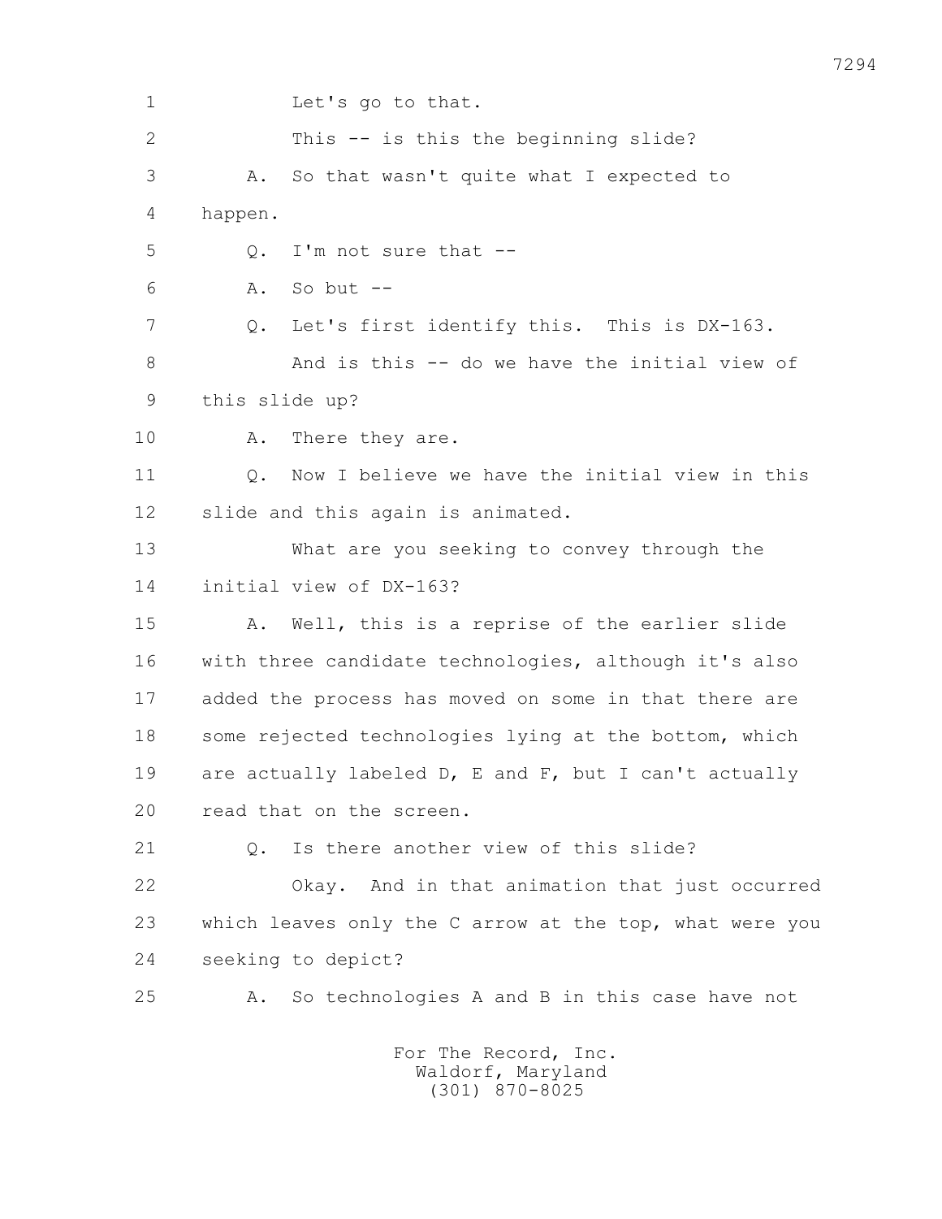1 Let's go to that.

2 This -- is this the beginning slide?

3 A. So that wasn't quite what I expected to

4 happen.

5 Q. I'm not sure that --

6 A. So but --

7 Q. Let's first identify this. This is DX-163.

8 And is this -- do we have the initial view of

9 this slide up?

10 A. There they are.

11 Q. Now I believe we have the initial view in this

12 slide and this again is animated.

13 What are you seeking to convey through the

14 initial view of DX-163?

15 A. Well, this is a reprise of the earlier slide

16 with three candidate technologies, although it's also

17 added the process has moved on some in that there are

18 some rejected technologies lying at the bottom, which

19 are actually labeled D, E and F, but I can't actually

20 read that on the screen.

21 Q. Is there another view of this slide?

22 Okay. And in that animation that just occurred

23 which leaves only the C arrow at the top, what were you

24 seeking to depict?

25 A. So technologies A and B in this case have not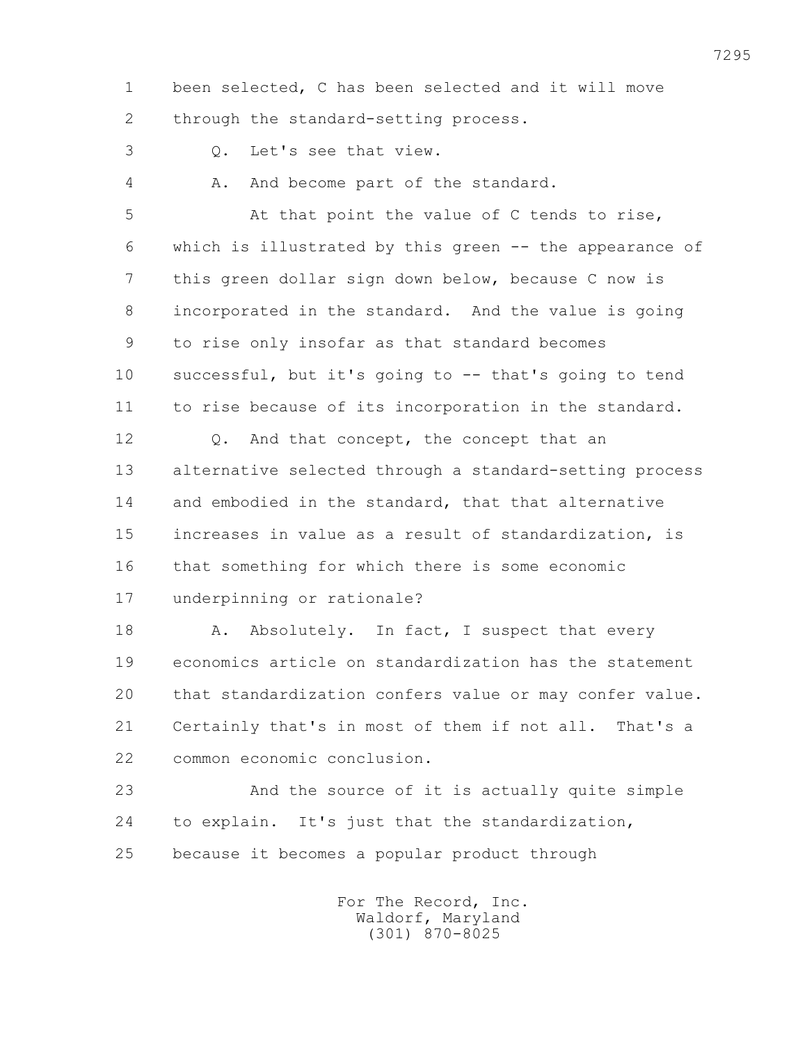been selected, C has been selected and it will move through the standard-setting process.

Q. Let's see that view.

A. And become part of the standard.

At that point the value of C tends to rise, which is illustrated by this green -- the appearance of this green dollar sign down below, because C now is incorporated in the standard. And the value is going to rise only insofar as that standard becomes successful, but it's going to -- that's going to tend to rise because of its incorporation in the standard.

Q. And that concept, the concept that an alternative selected through a standard-setting process and embodied in the standard, that that alternative increases in value as a result of standardization, is that something for which there is some economic underpinning or rationale?

A. Absolutely. In fact, I suspect that every economics article on standardization has the statement that standardization confers value or may confer value. Certainly that's in most of them if not all. That's a common economic conclusion.

And the source of it is actually quite simple to explain. It's just that the standardization, because it becomes a popular product through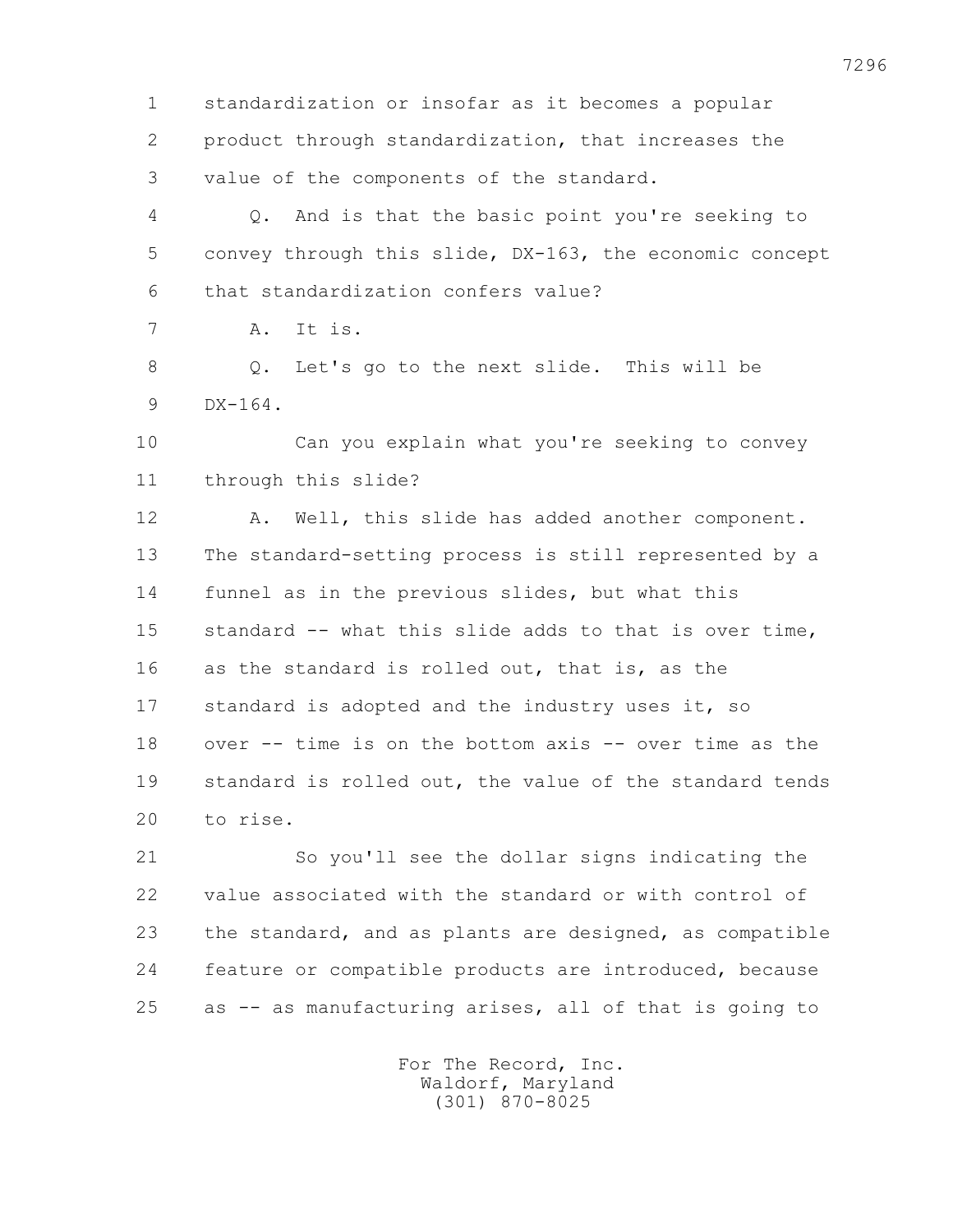1 standardization or insofar as it becomes a popular
2 product through standardization, that increases the
3 value of the components of the standard.

4 Q. And is that the basic point you're seeking to
5 convey through this slide, DX-163, the economic concept
6 that standardization confers value?

7 A. It is.

8 Q. Let's go to the next slide. This will be
9 DX-164.

10 Can you explain what you're seeking to convey
11 through this slide?

12 A. Well, this slide has added another component.
13 The standard-setting process is still represented by a
14 funnel as in the previous slides, but what this
15 standard -- what this slide adds to that is over time,
16 as the standard is rolled out, that is, as the
17 standard is adopted and the industry uses it, so
18 over -- time is on the bottom axis -- over time as the
19 standard is rolled out, the value of the standard tends
20 to rise.

21 So you'll see the dollar signs indicating the
22 value associated with the standard or with control of
23 the standard, and as plants are designed, as compatible
24 feature or compatible products are introduced, because
25 as -- as manufacturing arises, all of that is going to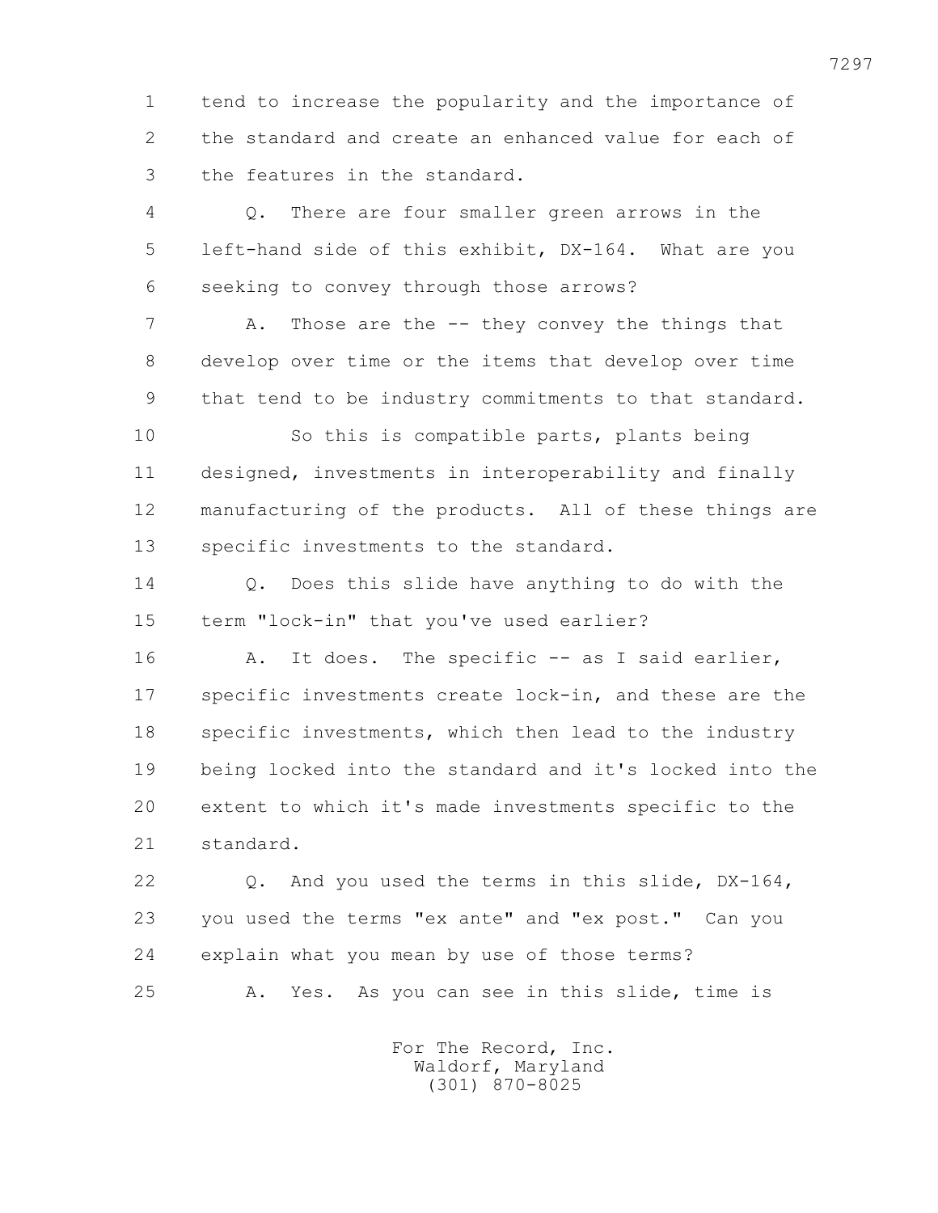tend to increase the popularity and the importance of the standard and create an enhanced value for each of the features in the standard.

Q. There are four smaller green arrows in the left-hand side of this exhibit, DX-164. What are you seeking to convey through those arrows?

A. Those are the -- they convey the things that develop over time or the items that develop over time that tend to be industry commitments to that standard.

So this is compatible parts, plants being designed, investments in interoperability and finally manufacturing of the products. All of these things are specific investments to the standard.

Q. Does this slide have anything to do with the term "lock-in" that you've used earlier?

A. It does. The specific -- as I said earlier, specific investments create lock-in, and these are the specific investments, which then lead to the industry being locked into the standard and it's locked into the extent to which it's made investments specific to the standard.

Q. And you used the terms in this slide, DX-164, you used the terms "ex ante" and "ex post." Can you explain what you mean by use of those terms?

A. Yes. As you can see in this slide, time is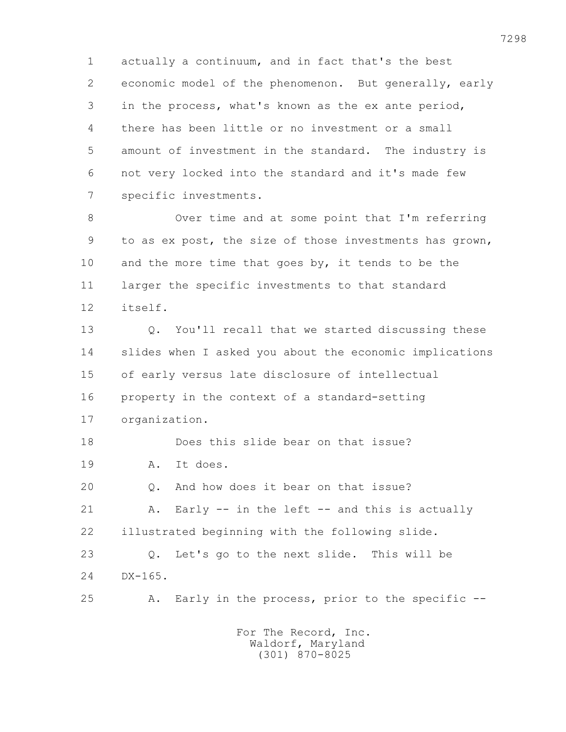1 actually a continuum, and in fact that's the best
2 economic model of the phenomenon. But generally, early
3 in the process, what's known as the ex ante period,
4 there has been little or no investment or a small
5 amount of investment in the standard. The industry is
6 not very locked into the standard and it's made few
7 specific investments.

8 Over time and at some point that I'm referring
9 to as ex post, the size of those investments has grown,
10 and the more time that goes by, it tends to be the
11 larger the specific investments to that standard
12 itself.

13 Q. You'll recall that we started discussing these
14 slides when I asked you about the economic implications
15 of early versus late disclosure of intellectual
16 property in the context of a standard-setting
17 organization.

18 Does this slide bear on that issue?

19 A. It does.

20 Q. And how does it bear on that issue?

21 A. Early -- in the left -- and this is actually
22 illustrated beginning with the following slide.

23 Q. Let's go to the next slide. This will be
24 DX-165.

25 A. Early in the process, prior to the specific --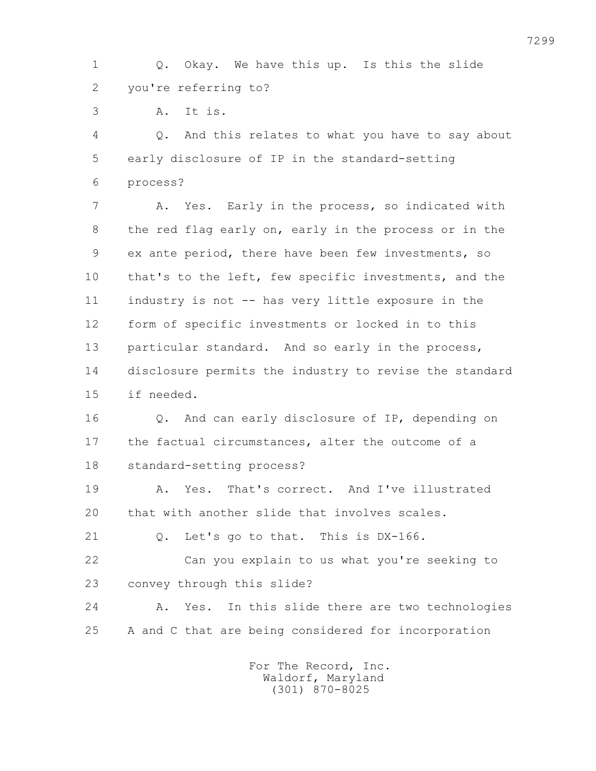1 Q. Okay. We have this up. Is this the slide
2 you're referring to?
3 A. It is.
4 Q. And this relates to what you have to say about
5 early disclosure of IP in the standard-setting
6 process?
7 A. Yes. Early in the process, so indicated with
8 the red flag early on, early in the process or in the
9 ex ante period, there have been few investments, so
10 that's to the left, few specific investments, and the
11 industry is not -- has very little exposure in the
12 form of specific investments or locked in to this
13 particular standard. And so early in the process,
14 disclosure permits the industry to revise the standard
15 if needed.
16 Q. And can early disclosure of IP, depending on
17 the factual circumstances, alter the outcome of a
18 standard-setting process?
19 A. Yes. That's correct. And I've illustrated
20 that with another slide that involves scales.
21 Q. Let's go to that. This is DX-166.
22 Can you explain to us what you're seeking to
23 convey through this slide?
24 A. Yes. In this slide there are two technologies
25 A and C that are being considered for incorporation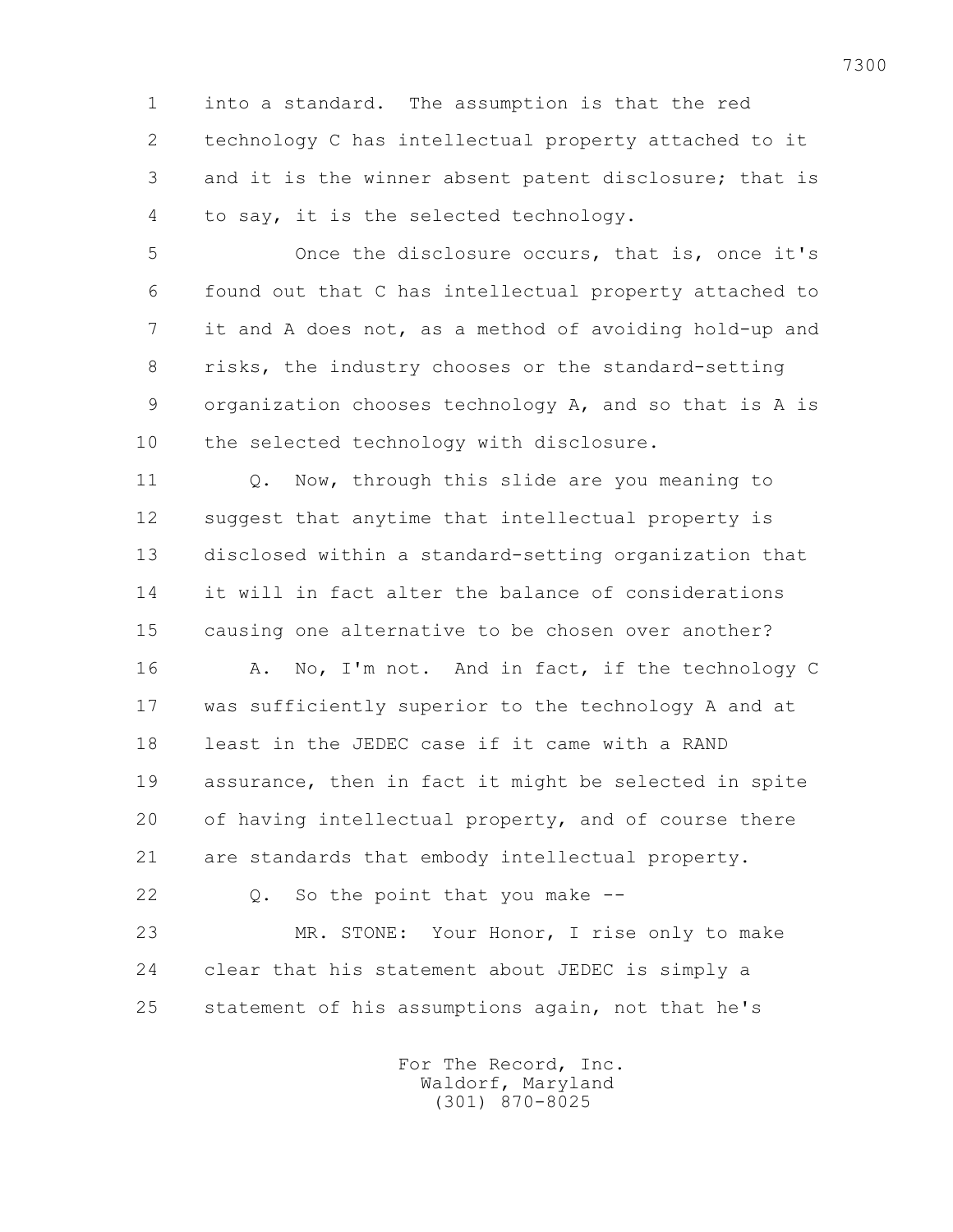1 into a standard. The assumption is that the red
2 technology C has intellectual property attached to it
3 and it is the winner absent patent disclosure; that is
4 to say, it is the selected technology.

5 Once the disclosure occurs, that is, once it's
6 found out that C has intellectual property attached to
7 it and A does not, as a method of avoiding hold-up and
8 risks, the industry chooses or the standard-setting
9 organization chooses technology A, and so that is A is
10 the selected technology with disclosure.

11 Q. Now, through this slide are you meaning to
12 suggest that anytime that intellectual property is
13 disclosed within a standard-setting organization that
14 it will in fact alter the balance of considerations
15 causing one alternative to be chosen over another?

16 A. No, I'm not. And in fact, if the technology C
17 was sufficiently superior to the technology A and at
18 least in the JEDEC case if it came with a RAND
19 assurance, then in fact it might be selected in spite
20 of having intellectual property, and of course there
21 are standards that embody intellectual property.

22 Q. So the point that you make --

23 MR. STONE: Your Honor, I rise only to make
24 clear that his statement about JEDEC is simply a
25 statement of his assumptions again, not that he's

For The Record, Inc.
Waldorf, Maryland
(301) 870-8025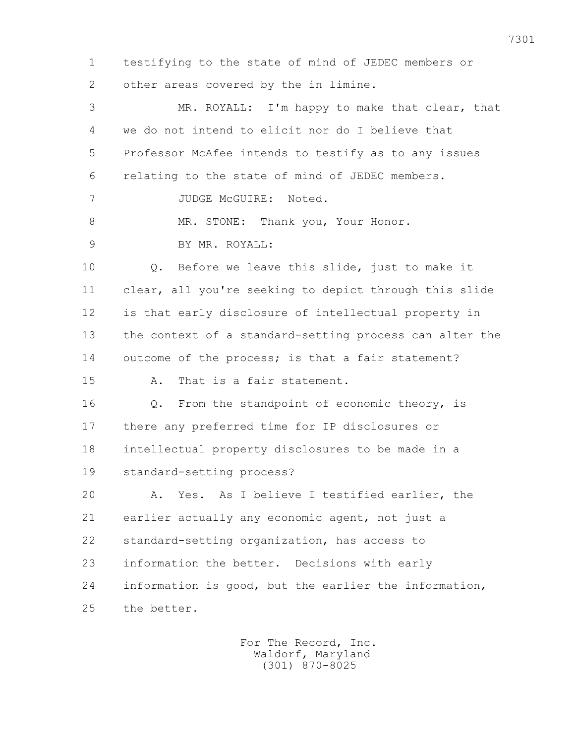1 testifying to the state of mind of JEDEC members or
2 other areas covered by the in limine.
3 MR. ROYALL: I'm happy to make that clear, that
4 we do not intend to elicit nor do I believe that
5 Professor McAfee intends to testify as to any issues
6 relating to the state of mind of JEDEC members.
7 JUDGE McGUIRE: Noted.
8 MR. STONE: Thank you, Your Honor.
9 BY MR. ROYALL:
10 Q. Before we leave this slide, just to make it
11 clear, all you're seeking to depict through this slide
12 is that early disclosure of intellectual property in
13 the context of a standard-setting process can alter the
14 outcome of the process; is that a fair statement?
15 A. That is a fair statement.
16 Q. From the standpoint of economic theory, is
17 there any preferred time for IP disclosures or
18 intellectual property disclosures to be made in a
19 standard-setting process?
20 A. Yes. As I believe I testified earlier, the
21 earlier actually any economic agent, not just a
22 standard-setting organization, has access to
23 information the better. Decisions with early
24 information is good, but the earlier the information,
25 the better.

For The Record, Inc.
Waldorf, Maryland
(301) 870-8025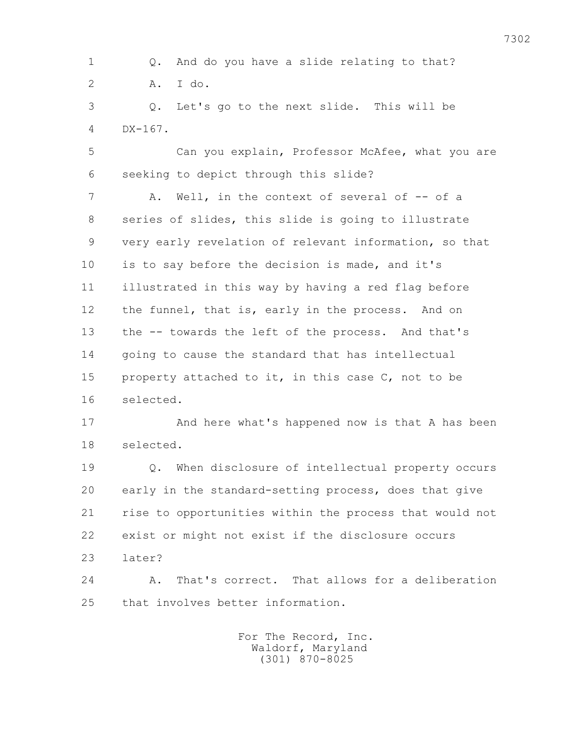Q. And do you have a slide relating to that?

A. I do.

Q. Let's go to the next slide. This will be DX-167.

Can you explain, Professor McAfee, what you are seeking to depict through this slide?

A. Well, in the context of several of -- of a series of slides, this slide is going to illustrate very early revelation of relevant information, so that is to say before the decision is made, and it's illustrated in this way by having a red flag before the funnel, that is, early in the process. And on the -- towards the left of the process. And that's going to cause the standard that has intellectual property attached to it, in this case C, not to be selected.

And here what's happened now is that A has been selected.

Q. When disclosure of intellectual property occurs early in the standard-setting process, does that give rise to opportunities within the process that would not exist or might not exist if the disclosure occurs later?

A. That's correct. That allows for a deliberation that involves better information.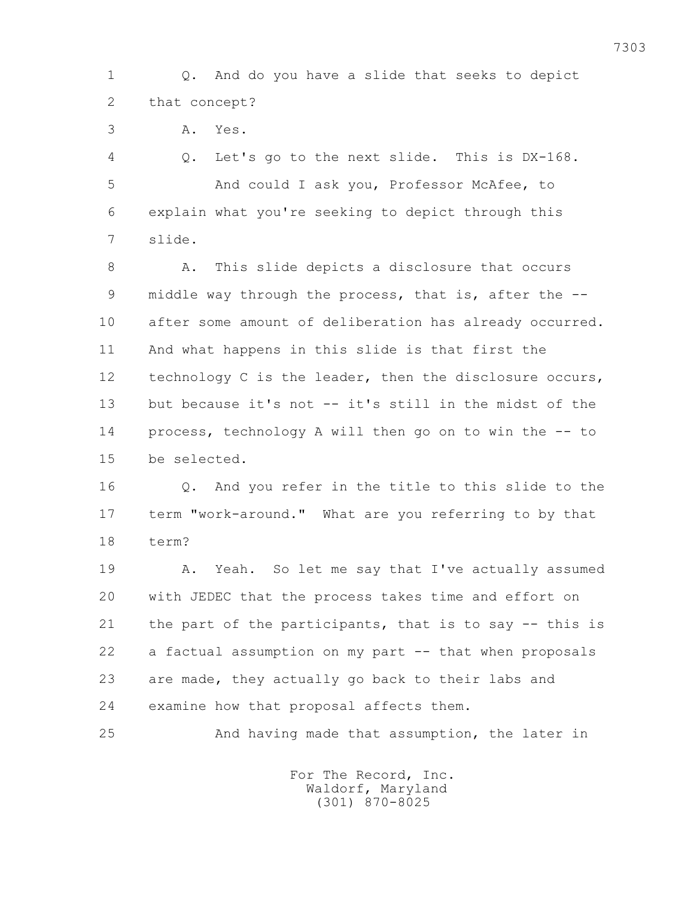1 Q. And do you have a slide that seeks to depict
2 that concept?
3 A. Yes.
4 Q. Let's go to the next slide. This is DX-168.
5 And could I ask you, Professor McAfee, to
6 explain what you're seeking to depict through this
7 slide.
8 A. This slide depicts a disclosure that occurs
9 middle way through the process, that is, after the --
10 after some amount of deliberation has already occurred.
11 And what happens in this slide is that first the
12 technology C is the leader, then the disclosure occurs,
13 but because it's not -- it's still in the midst of the
14 process, technology A will then go on to win the -- to
15 be selected.
16 Q. And you refer in the title to this slide to the
17 term "work-around." What are you referring to by that
18 term?
19 A. Yeah. So let me say that I've actually assumed
20 with JEDEC that the process takes time and effort on
21 the part of the participants, that is to say -- this is
22 a factual assumption on my part -- that when proposals
23 are made, they actually go back to their labs and
24 examine how that proposal affects them.
25 And having made that assumption, the later in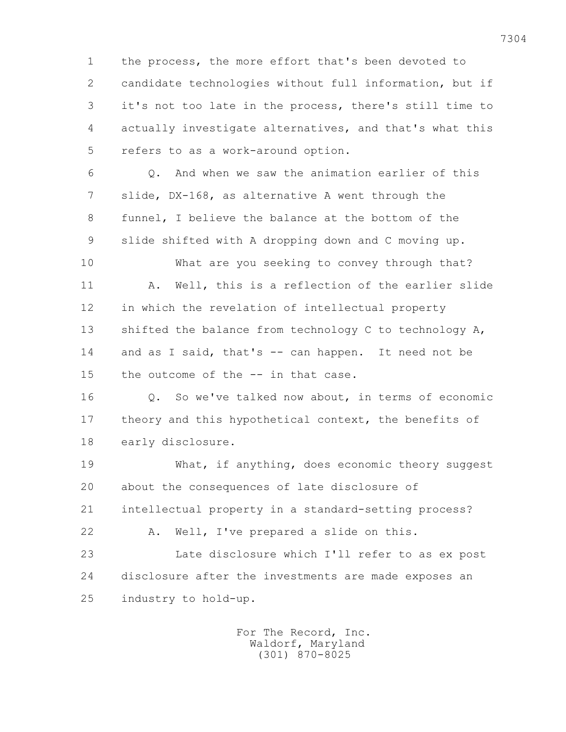1 the process, the more effort that's been devoted to
2 candidate technologies without full information, but if
3 it's not too late in the process, there's still time to
4 actually investigate alternatives, and that's what this
5 refers to as a work-around option.

6 Q. And when we saw the animation earlier of this
7 slide, DX-168, as alternative A went through the
8 funnel, I believe the balance at the bottom of the
9 slide shifted with A dropping down and C moving up.

10 What are you seeking to convey through that?

11 A. Well, this is a reflection of the earlier slide
12 in which the revelation of intellectual property
13 shifted the balance from technology C to technology A,
14 and as I said, that's -- can happen. It need not be
15 the outcome of the -- in that case.

16 Q. So we've talked now about, in terms of economic
17 theory and this hypothetical context, the benefits of
18 early disclosure.

19 What, if anything, does economic theory suggest
20 about the consequences of late disclosure of
21 intellectual property in a standard-setting process?

22 A. Well, I've prepared a slide on this.

23 Late disclosure which I'll refer to as ex post
24 disclosure after the investments are made exposes an
25 industry to hold-up.

For The Record, Inc.
Waldorf, Maryland
(301) 870-8025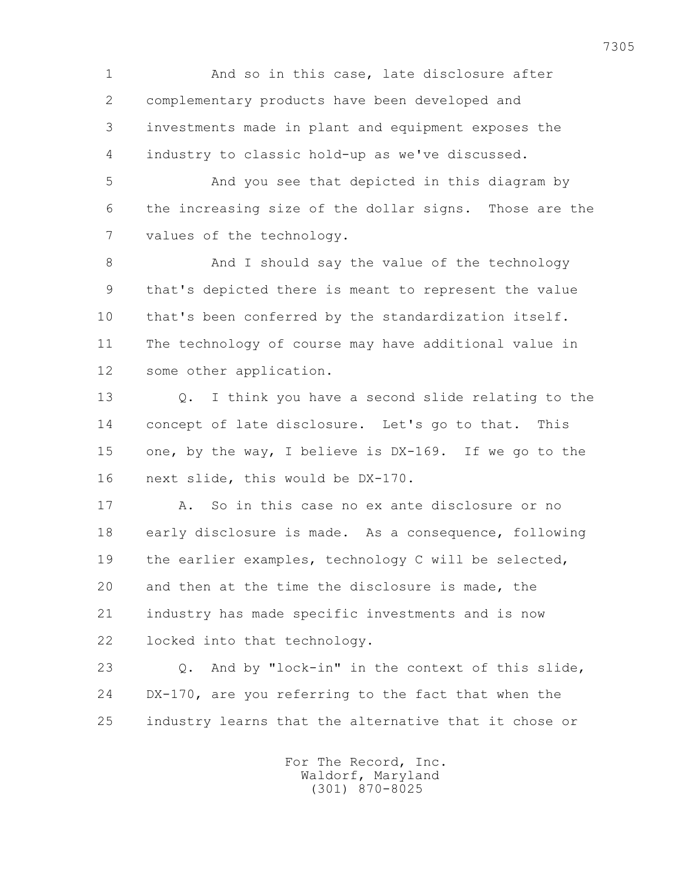1 And so in this case, late disclosure after
2 complementary products have been developed and
3 investments made in plant and equipment exposes the
4 industry to classic hold-up as we've discussed.

5 And you see that depicted in this diagram by
6 the increasing size of the dollar signs. Those are the
7 values of the technology.

8 And I should say the value of the technology
9 that's depicted there is meant to represent the value
10 that's been conferred by the standardization itself.
11 The technology of course may have additional value in
12 some other application.

13 Q. I think you have a second slide relating to the
14 concept of late disclosure. Let's go to that. This
15 one, by the way, I believe is DX-169. If we go to the
16 next slide, this would be DX-170.

17 A. So in this case no ex ante disclosure or no
18 early disclosure is made. As a consequence, following
19 the earlier examples, technology C will be selected,
20 and then at the time the disclosure is made, the
21 industry has made specific investments and is now
22 locked into that technology.

23 Q. And by "lock-in" in the context of this slide,
24 DX-170, are you referring to the fact that when the
25 industry learns that the alternative that it chose or

For The Record, Inc.
Waldorf, Maryland
(301) 870-8025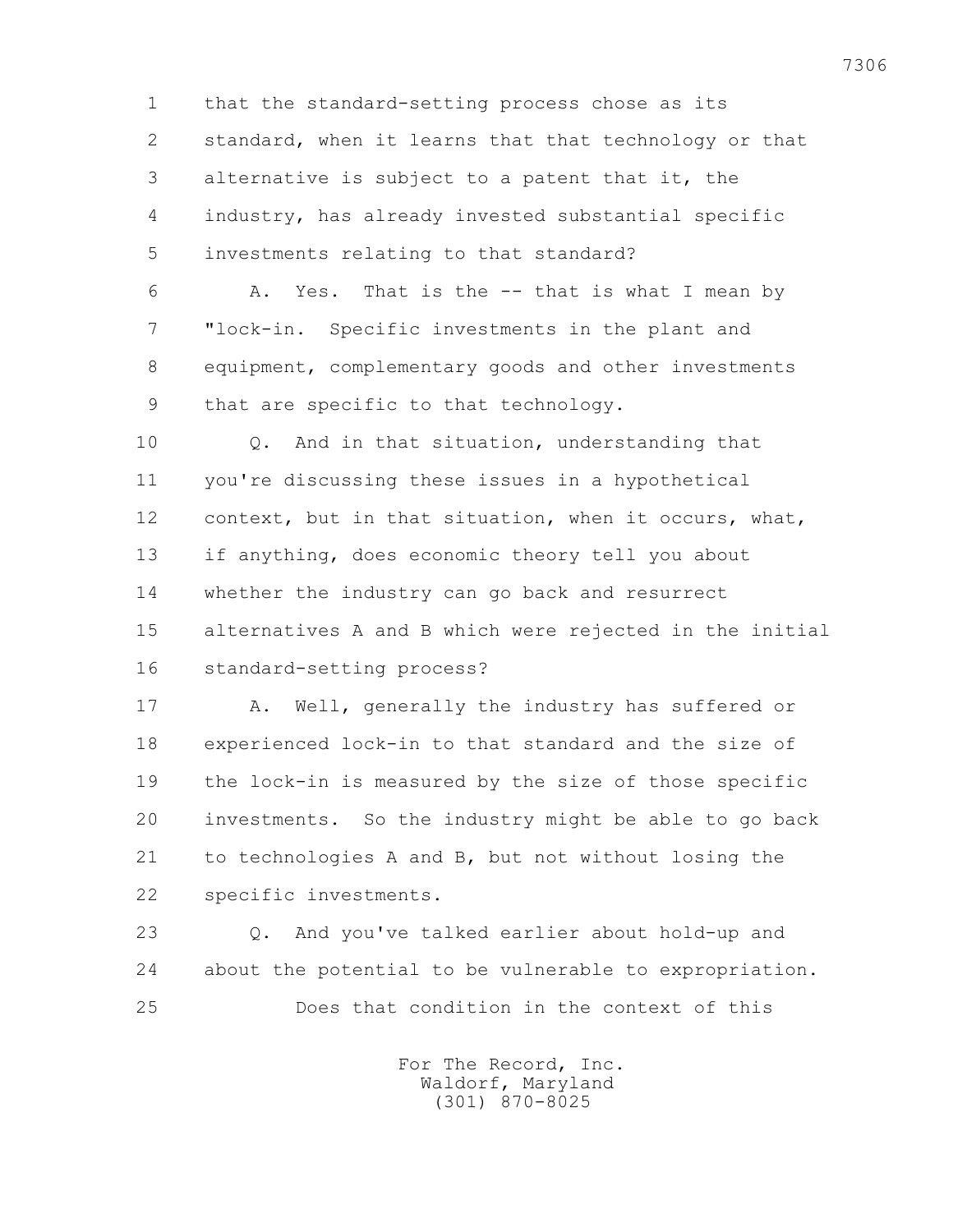1 that the standard-setting process chose as its
2 standard, when it learns that that technology or that
3 alternative is subject to a patent that it, the
4 industry, has already invested substantial specific
5 investments relating to that standard?

6 A. Yes. That is the -- that is what I mean by
7 "lock-in. Specific investments in the plant and
8 equipment, complementary goods and other investments
9 that are specific to that technology.

10 Q. And in that situation, understanding that
11 you're discussing these issues in a hypothetical
12 context, but in that situation, when it occurs, what,
13 if anything, does economic theory tell you about
14 whether the industry can go back and resurrect
15 alternatives A and B which were rejected in the initial
16 standard-setting process?

17 A. Well, generally the industry has suffered or
18 experienced lock-in to that standard and the size of
19 the lock-in is measured by the size of those specific
20 investments. So the industry might be able to go back
21 to technologies A and B, but not without losing the
22 specific investments.

23 Q. And you've talked earlier about hold-up and
24 about the potential to be vulnerable to expropriation.
25 Does that condition in the context of this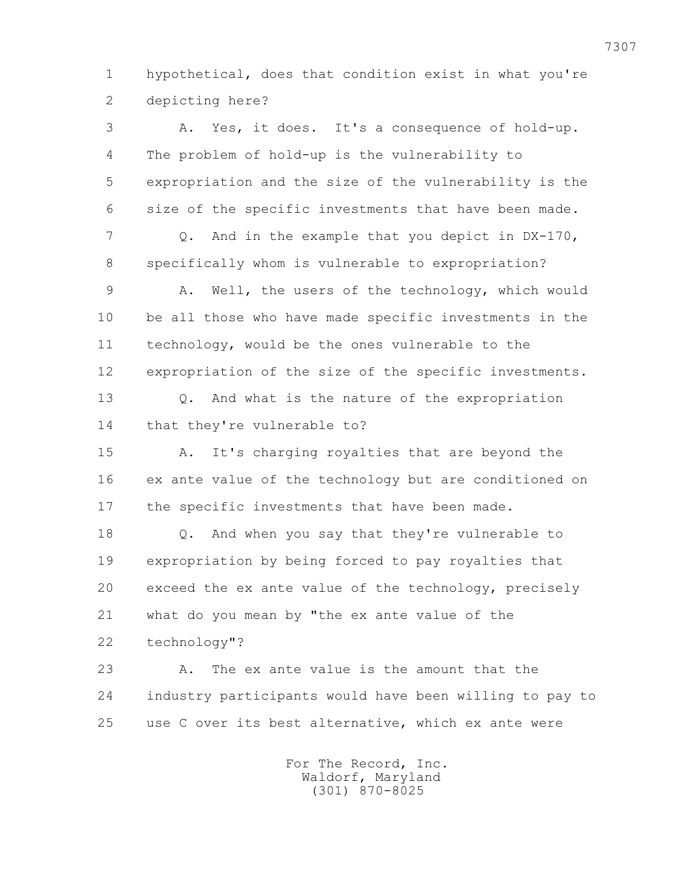1 hypothetical, does that condition exist in what you're
2 depicting here?

3 A. Yes, it does. It's a consequence of hold-up.
4 The problem of hold-up is the vulnerability to
5 expropriation and the size of the vulnerability is the
6 size of the specific investments that have been made.

7 Q. And in the example that you depict in DX-170,
8 specifically whom is vulnerable to expropriation?

9 A. Well, the users of the technology, which would
10 be all those who have made specific investments in the
11 technology, would be the ones vulnerable to the
12 expropriation of the size of the specific investments.

13 Q. And what is the nature of the expropriation
14 that they're vulnerable to?

15 A. It's charging royalties that are beyond the
16 ex ante value of the technology but are conditioned on
17 the specific investments that have been made.

18 Q. And when you say that they're vulnerable to
19 expropriation by being forced to pay royalties that
20 exceed the ex ante value of the technology, precisely
21 what do you mean by "the ex ante value of the
22 technology"?

23 A. The ex ante value is the amount that the
24 industry participants would have been willing to pay to
25 use C over its best alternative, which ex ante were

For The Record, Inc.
Waldorf, Maryland
(301) 870-8025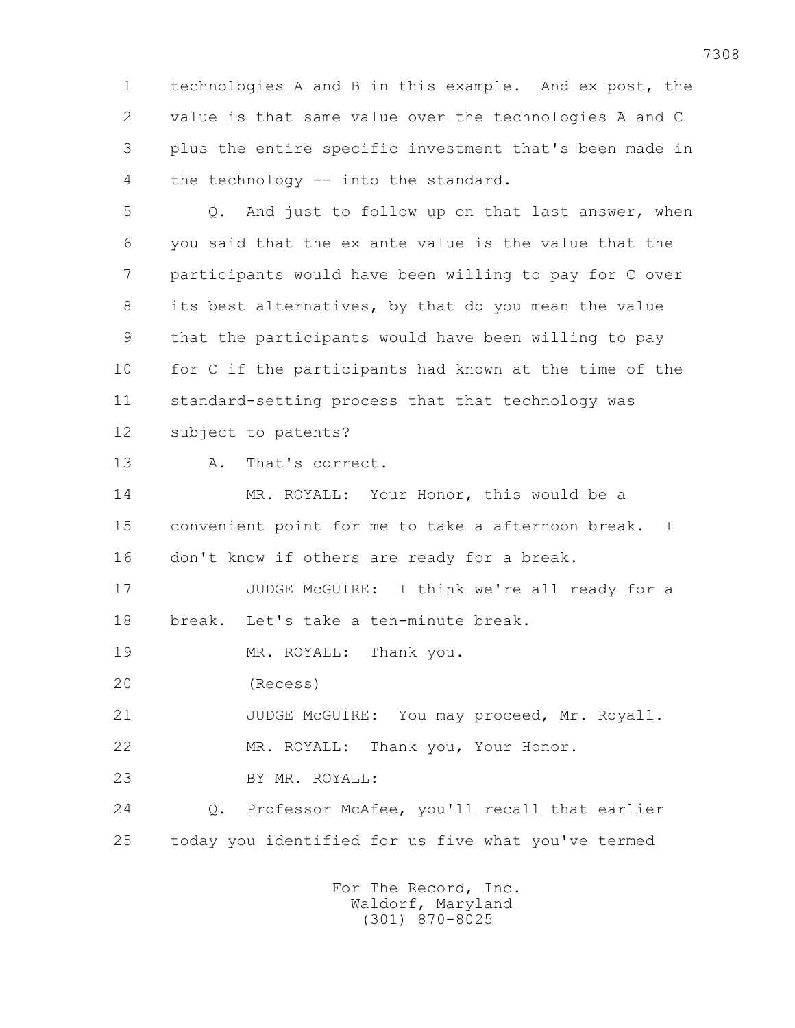1 technologies A and B in this example. And ex post, the
2 value is that same value over the technologies A and C
3 plus the entire specific investment that's been made in
4 the technology -- into the standard.

5 Q. And just to follow up on that last answer, when
6 you said that the ex ante value is the value that the
7 participants would have been willing to pay for C over
8 its best alternatives, by that do you mean the value
9 that the participants would have been willing to pay
10 for C if the participants had known at the time of the
11 standard-setting process that that technology was
12 subject to patents?

13 A. That's correct.

14 MR. ROYALL: Your Honor, this would be a
15 convenient point for me to take a afternoon break. I
16 don't know if others are ready for a break.

17 JUDGE McGUIRE: I think we're all ready for a
18 break. Let's take a ten-minute break.

19 MR. ROYALL: Thank you.

20 (Recess)

21 JUDGE McGUIRE: You may proceed, Mr. Royall.

22 MR. ROYALL: Thank you, Your Honor.

23 BY MR. ROYALL:

24 Q. Professor McAfee, you'll recall that earlier
25 today you identified for us five what you've termed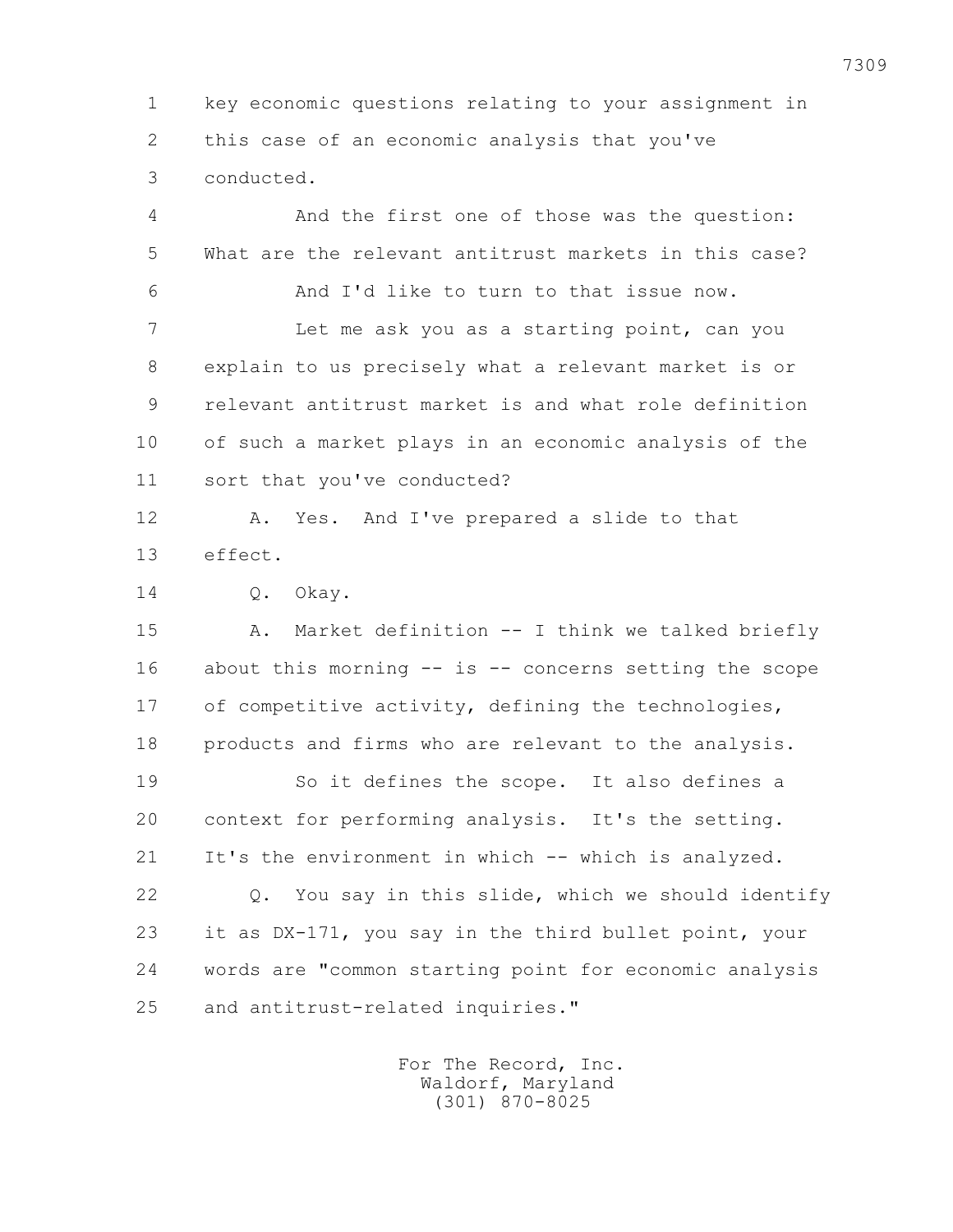1 key economic questions relating to your assignment in
2 this case of an economic analysis that you've
3 conducted.

4 And the first one of those was the question:
5 What are the relevant antitrust markets in this case?

6 And I'd like to turn to that issue now.

7 Let me ask you as a starting point, can you
8 explain to us precisely what a relevant market is or
9 relevant antitrust market is and what role definition
10 of such a market plays in an economic analysis of the
11 sort that you've conducted?

12 A. Yes. And I've prepared a slide to that
13 effect.

14 Q. Okay.

15 A. Market definition -- I think we talked briefly
16 about this morning -- is -- concerns setting the scope
17 of competitive activity, defining the technologies,
18 products and firms who are relevant to the analysis.

19 So it defines the scope. It also defines a
20 context for performing analysis. It's the setting.
21 It's the environment in which -- which is analyzed.

22 Q. You say in this slide, which we should identify
23 it as DX-171, you say in the third bullet point, your
24 words are "common starting point for economic analysis
25 and antitrust-related inquiries."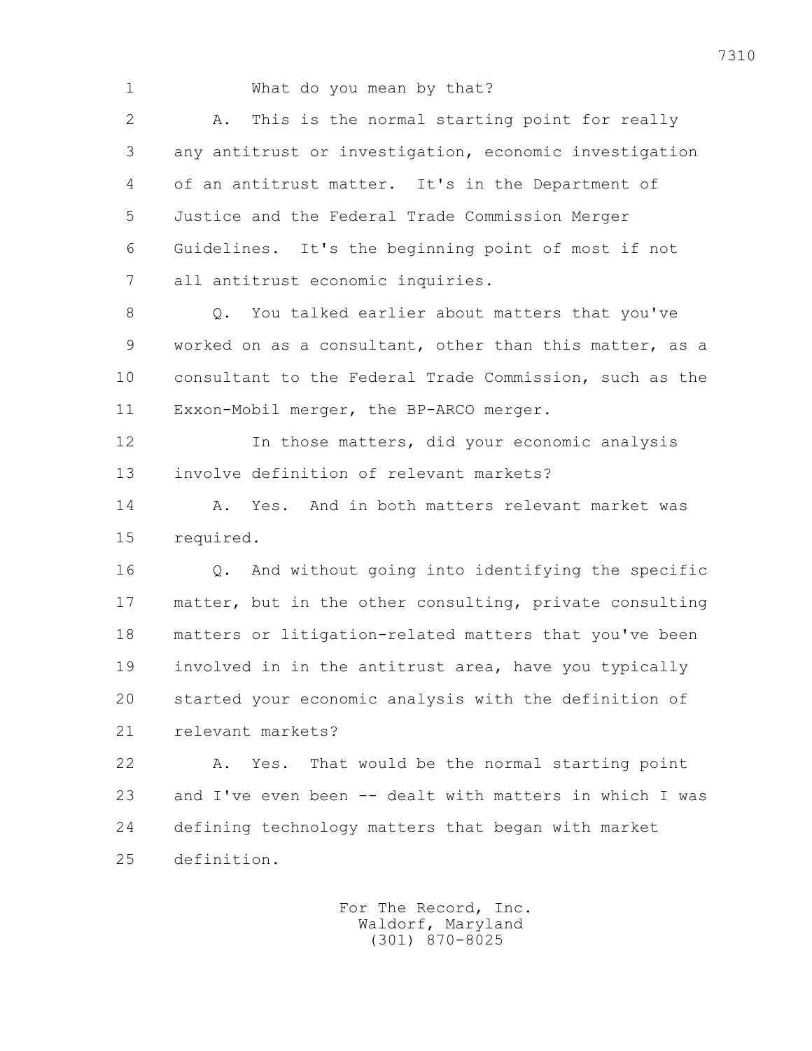1 What do you mean by that?

2 A. This is the normal starting point for really
3 any antitrust or investigation, economic investigation
4 of an antitrust matter. It's in the Department of
5 Justice and the Federal Trade Commission Merger
6 Guidelines. It's the beginning point of most if not
7 all antitrust economic inquiries.

8 Q. You talked earlier about matters that you've
9 worked on as a consultant, other than this matter, as a
10 consultant to the Federal Trade Commission, such as the
11 Exxon-Mobil merger, the BP-ARCO merger.

12 In those matters, did your economic analysis
13 involve definition of relevant markets?

14 A. Yes. And in both matters relevant market was
15 required.

16 Q. And without going into identifying the specific
17 matter, but in the other consulting, private consulting
18 matters or litigation-related matters that you've been
19 involved in in the antitrust area, have you typically
20 started your economic analysis with the definition of
21 relevant markets?

22 A. Yes. That would be the normal starting point
23 and I've even been -- dealt with matters in which I was
24 defining technology matters that began with market
25 definition.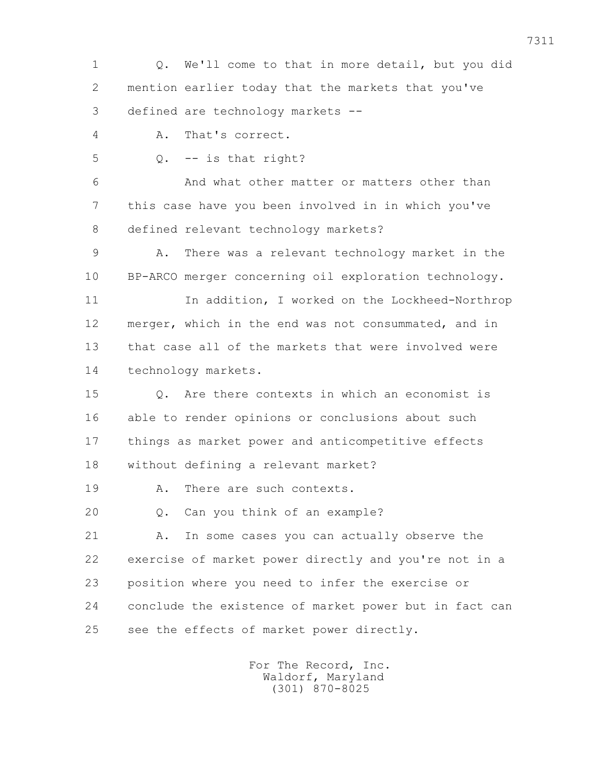Q. We'll come to that in more detail, but you did mention earlier today that the markets that you've defined are technology markets --

A. That's correct.

Q. -- is that right?

And what other matter or matters other than this case have you been involved in in which you've defined relevant technology markets?

A. There was a relevant technology market in the BP-ARCO merger concerning oil exploration technology.

In addition, I worked on the Lockheed-Northrop merger, which in the end was not consummated, and in that case all of the markets that were involved were technology markets.

Q. Are there contexts in which an economist is able to render opinions or conclusions about such things as market power and anticompetitive effects without defining a relevant market?

A. There are such contexts.

Q. Can you think of an example?

A. In some cases you can actually observe the exercise of market power directly and you're not in a position where you need to infer the exercise or conclude the existence of market power but in fact can see the effects of market power directly.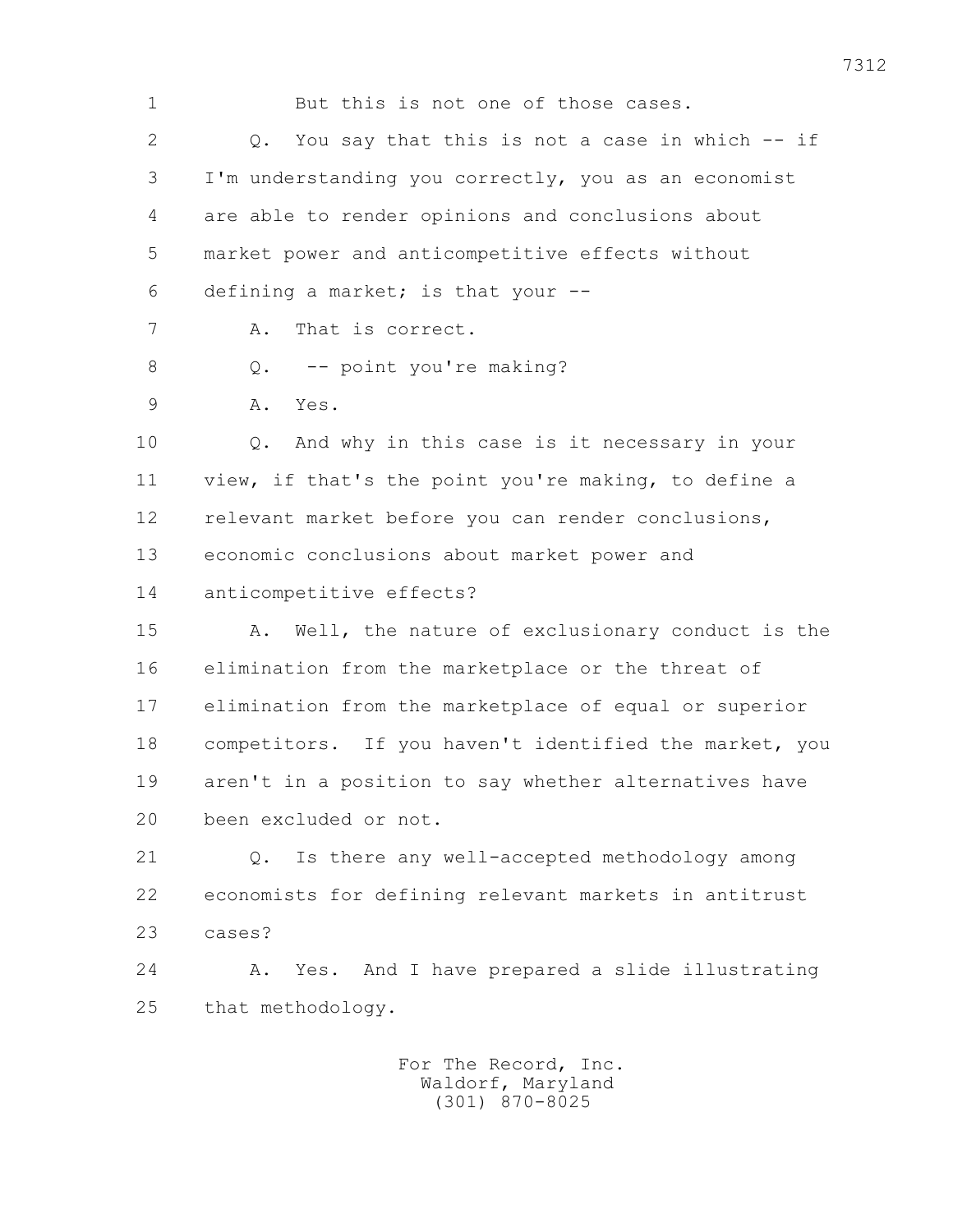But this is not one of those cases.

Q. You say that this is not a case in which -- if I'm understanding you correctly, you as an economist are able to render opinions and conclusions about market power and anticompetitive effects without defining a market; is that your --

A. That is correct.

Q. -- point you're making?

A. Yes.

Q. And why in this case is it necessary in your view, if that's the point you're making, to define a relevant market before you can render conclusions, economic conclusions about market power and anticompetitive effects?

A. Well, the nature of exclusionary conduct is the elimination from the marketplace or the threat of elimination from the marketplace of equal or superior competitors. If you haven't identified the market, you aren't in a position to say whether alternatives have been excluded or not.

Q. Is there any well-accepted methodology among economists for defining relevant markets in antitrust cases?

A. Yes. And I have prepared a slide illustrating that methodology.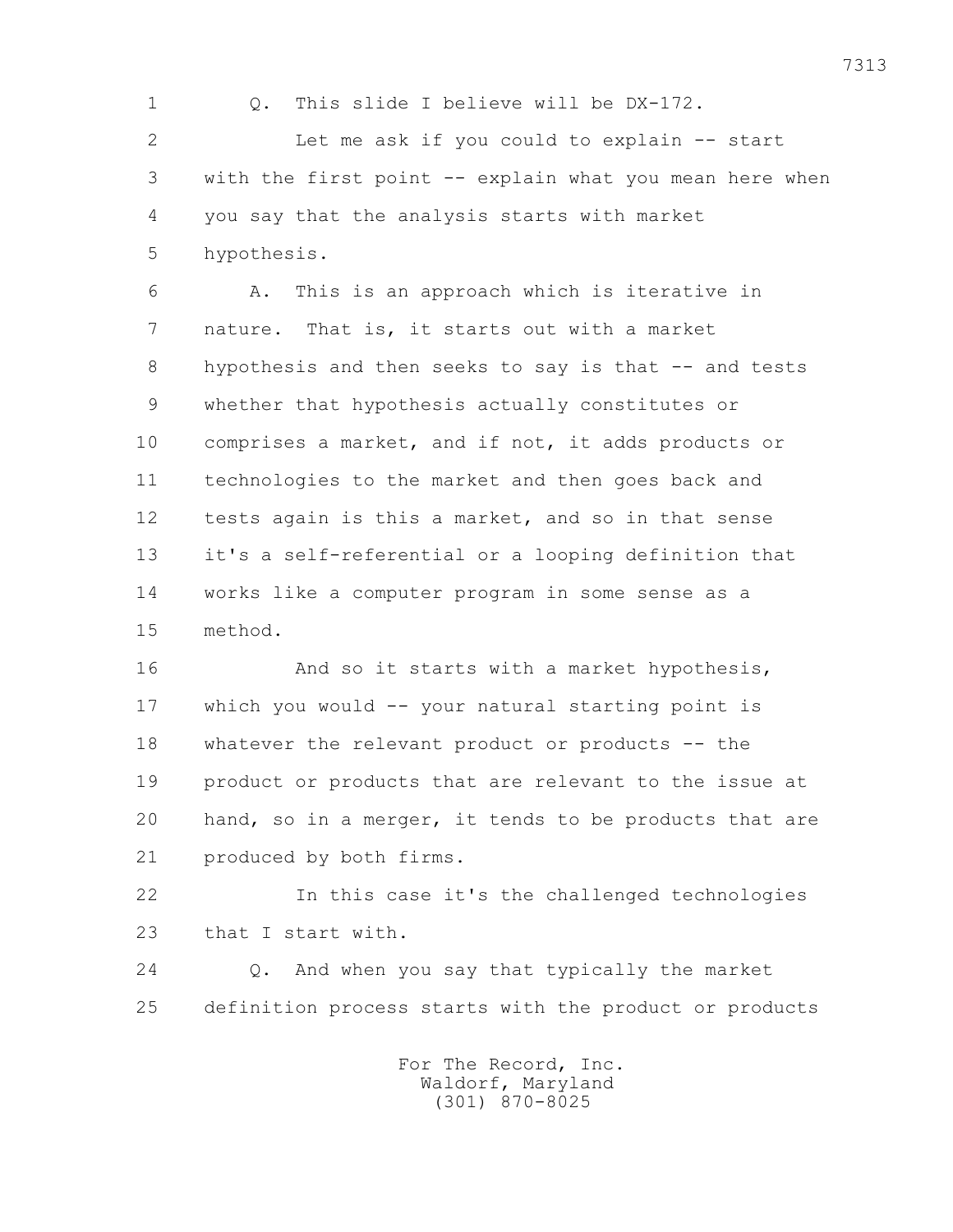Q. This slide I believe will be DX-172.

Let me ask if you could to explain -- start with the first point -- explain what you mean here when you say that the analysis starts with market hypothesis.

A. This is an approach which is iterative in nature. That is, it starts out with a market hypothesis and then seeks to say is that -- and tests whether that hypothesis actually constitutes or comprises a market, and if not, it adds products or technologies to the market and then goes back and tests again is this a market, and so in that sense it's a self-referential or a looping definition that works like a computer program in some sense as a method.

And so it starts with a market hypothesis, which you would -- your natural starting point is whatever the relevant product or products -- the product or products that are relevant to the issue at hand, so in a merger, it tends to be products that are produced by both firms.

In this case it's the challenged technologies that I start with.

Q. And when you say that typically the market definition process starts with the product or products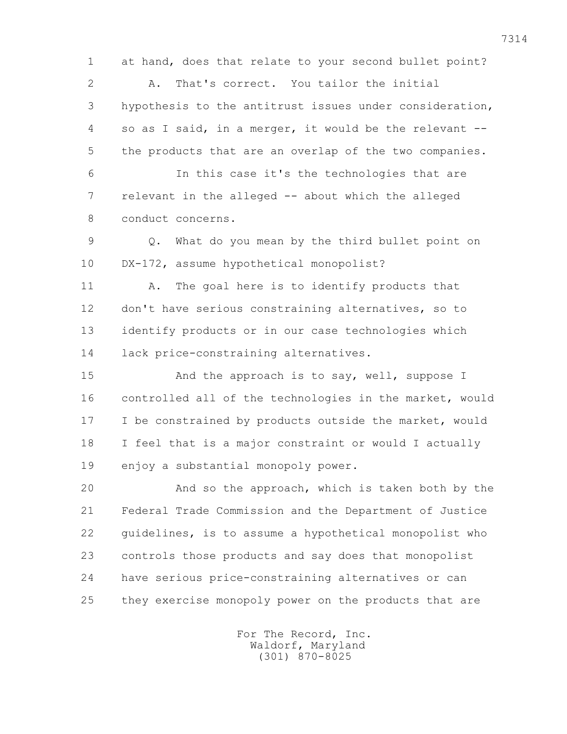1 at hand, does that relate to your second bullet point?

2 A. That's correct. You tailor the initial

3 hypothesis to the antitrust issues under consideration,

4 so as I said, in a merger, it would be the relevant --

5 the products that are an overlap of the two companies.

6 In this case it's the technologies that are

7 relevant in the alleged -- about which the alleged

8 conduct concerns.

9 Q. What do you mean by the third bullet point on

10 DX-172, assume hypothetical monopolist?

11 A. The goal here is to identify products that

12 don't have serious constraining alternatives, so to

13 identify products or in our case technologies which

14 lack price-constraining alternatives.

15 And the approach is to say, well, suppose I

16 controlled all of the technologies in the market, would

17 I be constrained by products outside the market, would

18 I feel that is a major constraint or would I actually

19 enjoy a substantial monopoly power.

20 And so the approach, which is taken both by the

21 Federal Trade Commission and the Department of Justice

22 guidelines, is to assume a hypothetical monopolist who

23 controls those products and say does that monopolist

24 have serious price-constraining alternatives or can

25 they exercise monopoly power on the products that are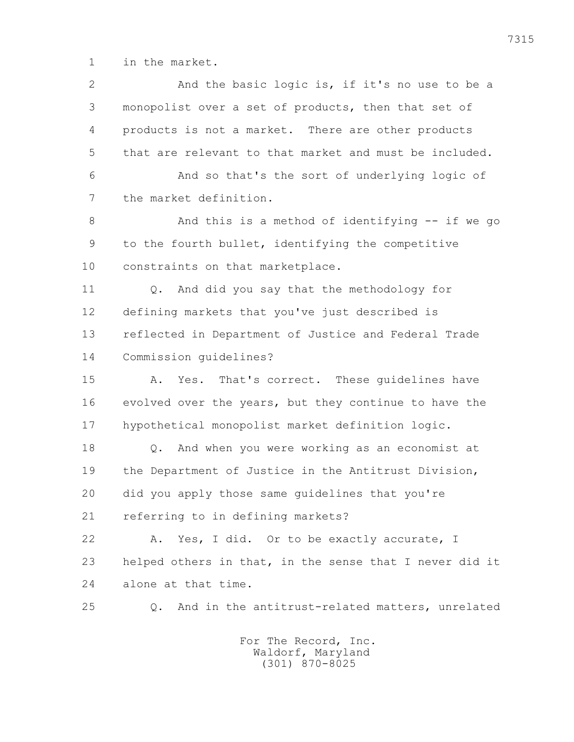1 in the market.

2 And the basic logic is, if it's no use to be a

3 monopolist over a set of products, then that set of

4 products is not a market. There are other products

5 that are relevant to that market and must be included.

6 And so that's the sort of underlying logic of

7 the market definition.

8 And this is a method of identifying -- if we go

9 to the fourth bullet, identifying the competitive

10 constraints on that marketplace.

11 Q. And did you say that the methodology for

12 defining markets that you've just described is

13 reflected in Department of Justice and Federal Trade

14 Commission guidelines?

15 A. Yes. That's correct. These guidelines have

16 evolved over the years, but they continue to have the

17 hypothetical monopolist market definition logic.

18 Q. And when you were working as an economist at

19 the Department of Justice in the Antitrust Division,

20 did you apply those same guidelines that you're

21 referring to in defining markets?

22 A. Yes, I did. Or to be exactly accurate, I

23 helped others in that, in the sense that I never did it

24 alone at that time.

25 Q. And in the antitrust-related matters, unrelated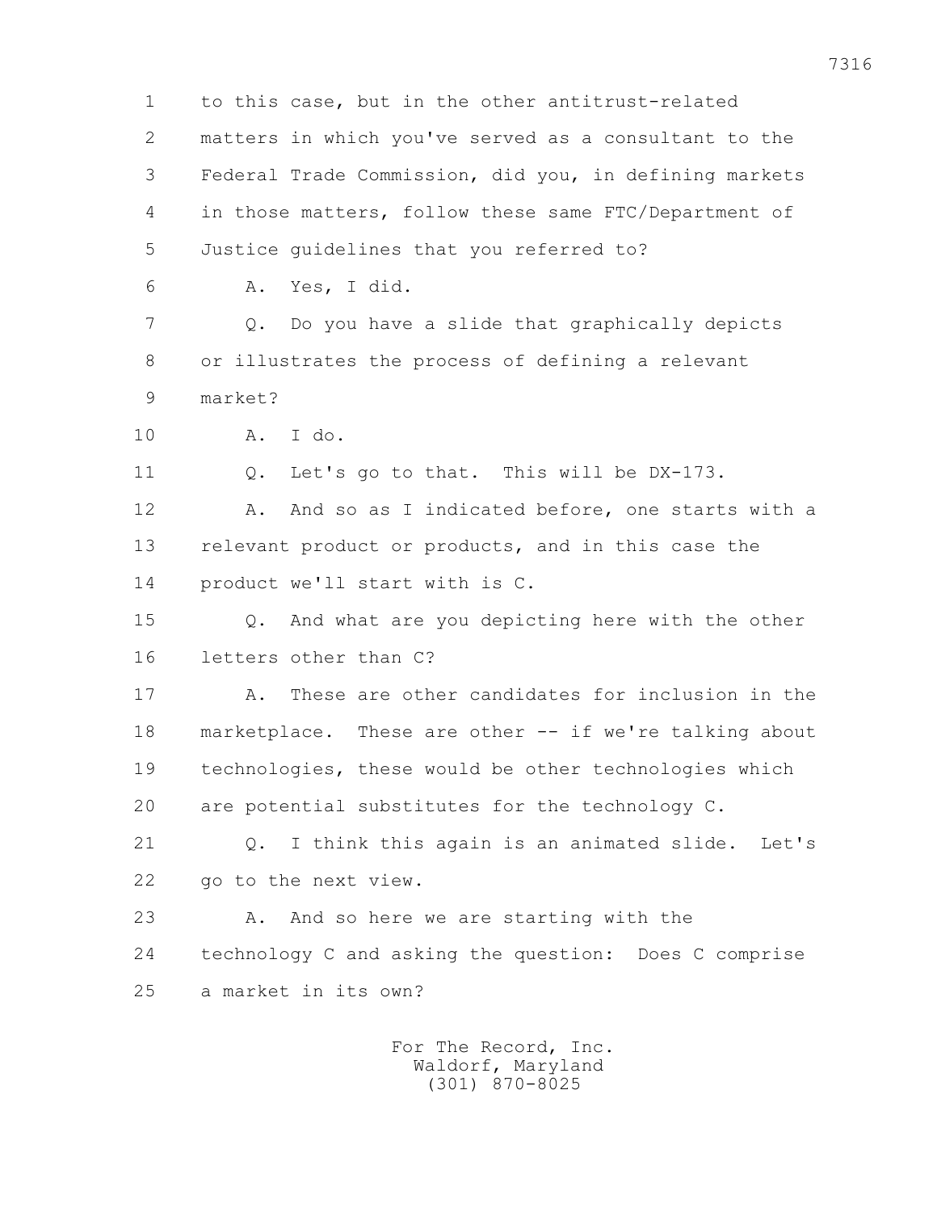to this case, but in the other antitrust-related matters in which you've served as a consultant to the Federal Trade Commission, did you, in defining markets in those matters, follow these same FTC/Department of Justice guidelines that you referred to?

A. Yes, I did.

Q. Do you have a slide that graphically depicts or illustrates the process of defining a relevant market?

A. I do.

Q. Let's go to that. This will be DX-173.

A. And so as I indicated before, one starts with a relevant product or products, and in this case the product we'll start with is C.

Q. And what are you depicting here with the other letters other than C?

A. These are other candidates for inclusion in the marketplace. These are other -- if we're talking about technologies, these would be other technologies which are potential substitutes for the technology C.

Q. I think this again is an animated slide. Let's go to the next view.

A. And so here we are starting with the technology C and asking the question: Does C comprise a market in its own?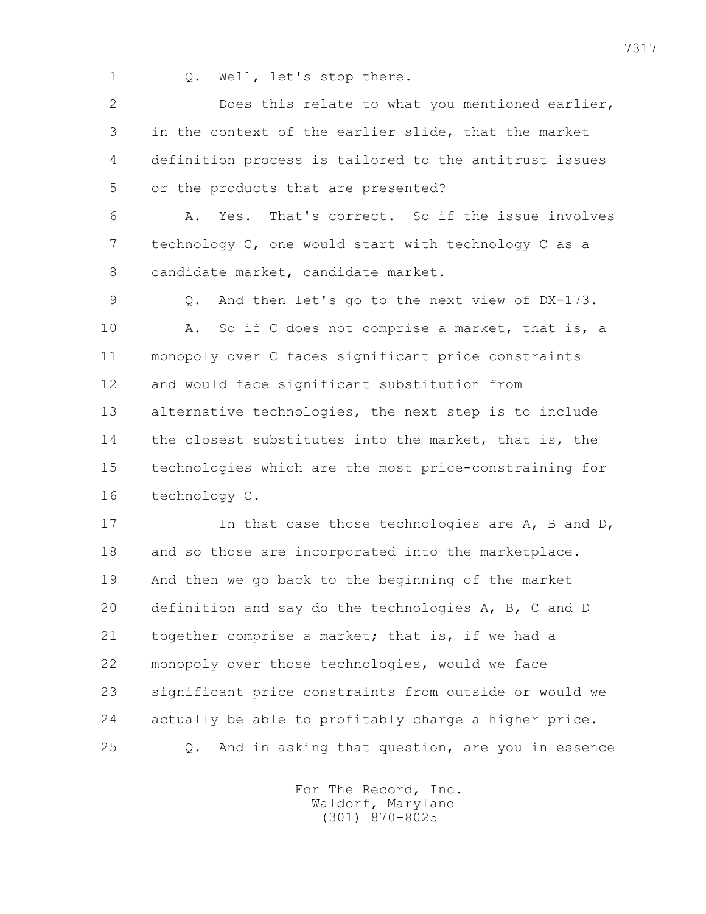1 Q. Well, let's stop there.

2 Does this relate to what you mentioned earlier,

3 in the context of the earlier slide, that the market

4 definition process is tailored to the antitrust issues

5 or the products that are presented?

6 A. Yes. That's correct. So if the issue involves

7 technology C, one would start with technology C as a

8 candidate market, candidate market.

9 Q. And then let's go to the next view of DX-173.

10 A. So if C does not comprise a market, that is, a

11 monopoly over C faces significant price constraints

12 and would face significant substitution from

13 alternative technologies, the next step is to include

14 the closest substitutes into the market, that is, the

15 technologies which are the most price-constraining for

16 technology C.

17 In that case those technologies are A, B and D,

18 and so those are incorporated into the marketplace.

19 And then we go back to the beginning of the market

20 definition and say do the technologies A, B, C and D

21 together comprise a market; that is, if we had a

22 monopoly over those technologies, would we face

23 significant price constraints from outside or would we

24 actually be able to profitably charge a higher price.

25 Q. And in asking that question, are you in essence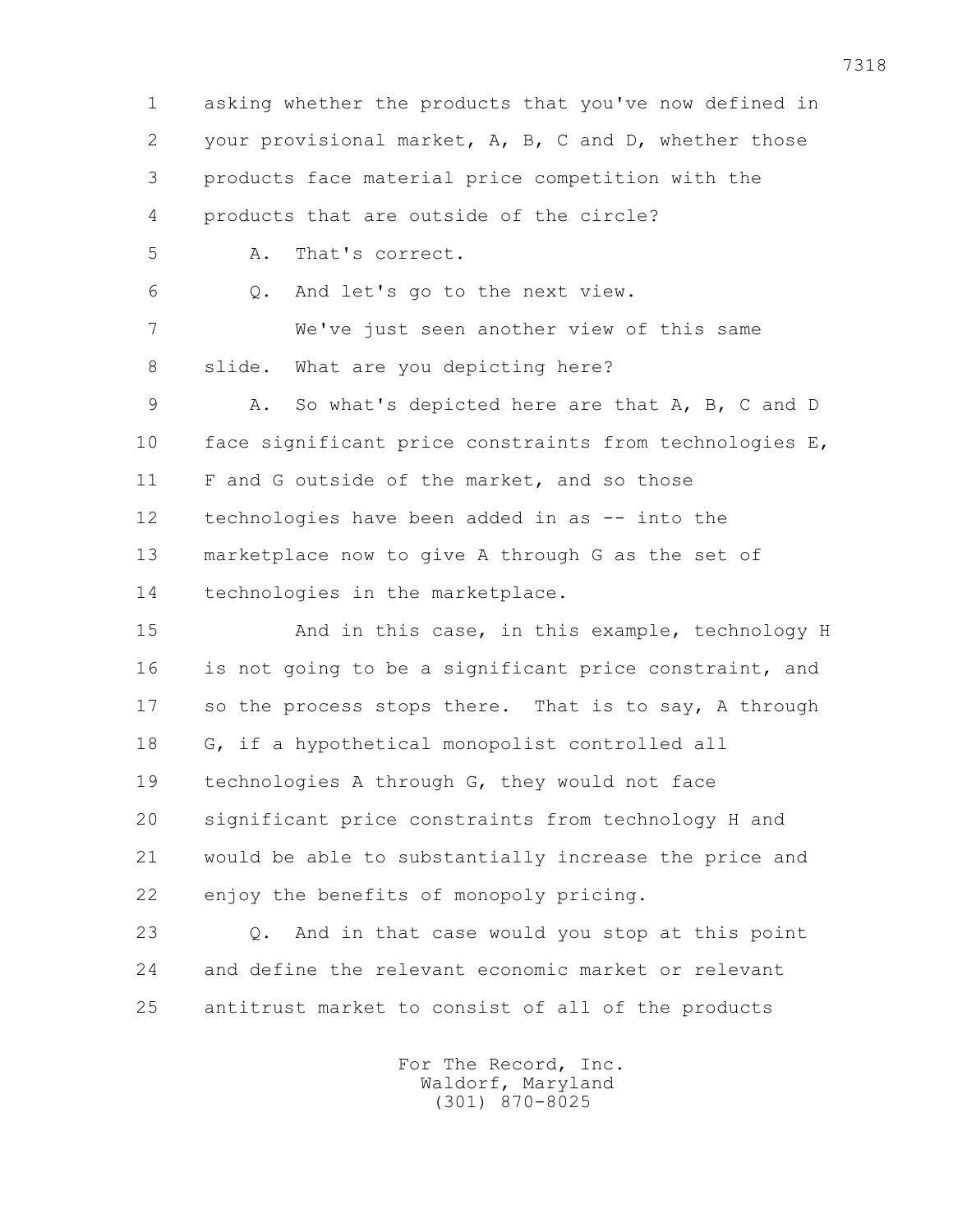asking whether the products that you've now defined in your provisional market, A, B, C and D, whether those products face material price competition with the products that are outside of the circle?

A. That's correct.

Q. And let's go to the next view.

We've just seen another view of this same slide. What are you depicting here?

A. So what's depicted here are that A, B, C and D face significant price constraints from technologies E, F and G outside of the market, and so those technologies have been added in as -- into the marketplace now to give A through G as the set of technologies in the marketplace.

And in this case, in this example, technology H is not going to be a significant price constraint, and so the process stops there. That is to say, A through G, if a hypothetical monopolist controlled all technologies A through G, they would not face significant price constraints from technology H and would be able to substantially increase the price and enjoy the benefits of monopoly pricing.

Q. And in that case would you stop at this point and define the relevant economic market or relevant antitrust market to consist of all of the products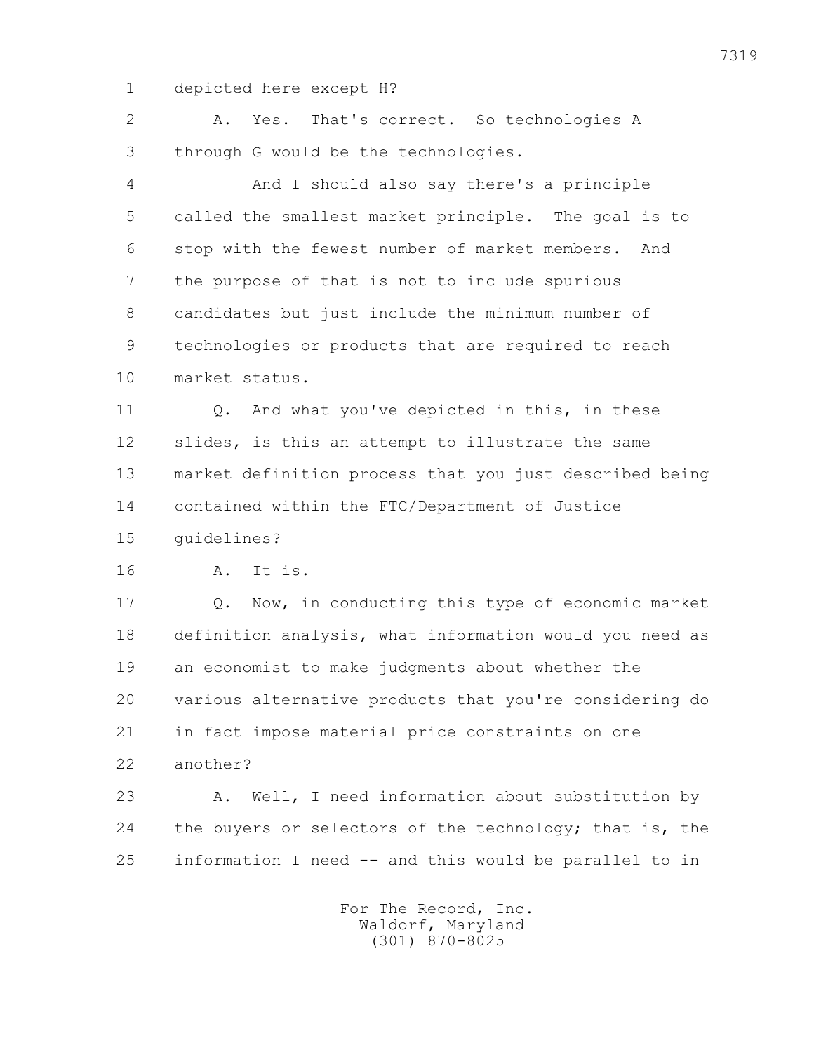depicted here except H?

A. Yes. That's correct. So technologies A through G would be the technologies.

And I should also say there's a principle called the smallest market principle. The goal is to stop with the fewest number of market members. And the purpose of that is not to include spurious candidates but just include the minimum number of technologies or products that are required to reach market status.

Q. And what you've depicted in this, in these slides, is this an attempt to illustrate the same market definition process that you just described being contained within the FTC/Department of Justice guidelines?

A. It is.

Q. Now, in conducting this type of economic market definition analysis, what information would you need as an economist to make judgments about whether the various alternative products that you're considering do in fact impose material price constraints on one another?

A. Well, I need information about substitution by the buyers or selectors of the technology; that is, the information I need -- and this would be parallel to in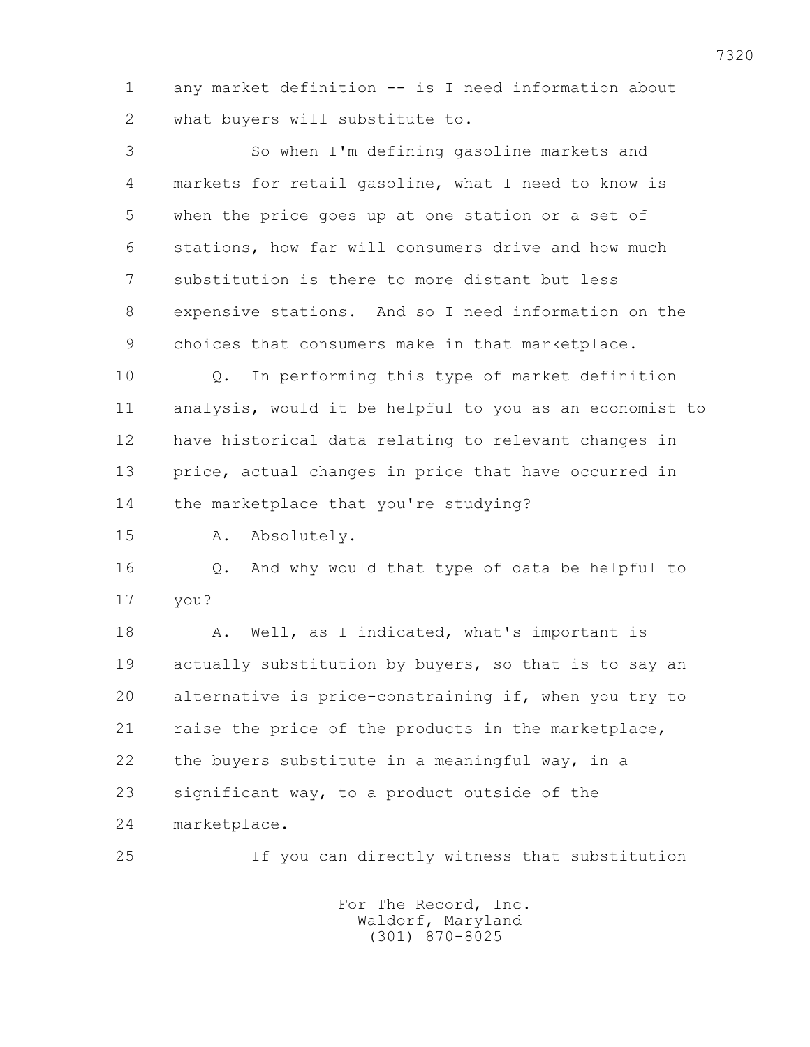1 any market definition -- is I need information about
2 what buyers will substitute to.

3 So when I'm defining gasoline markets and
4 markets for retail gasoline, what I need to know is
5 when the price goes up at one station or a set of
6 stations, how far will consumers drive and how much
7 substitution is there to more distant but less
8 expensive stations. And so I need information on the
9 choices that consumers make in that marketplace.

10 Q. In performing this type of market definition
11 analysis, would it be helpful to you as an economist to
12 have historical data relating to relevant changes in
13 price, actual changes in price that have occurred in
14 the marketplace that you're studying?

15 A. Absolutely.

16 Q. And why would that type of data be helpful to
17 you?

18 A. Well, as I indicated, what's important is
19 actually substitution by buyers, so that is to say an
20 alternative is price-constraining if, when you try to
21 raise the price of the products in the marketplace,
22 the buyers substitute in a meaningful way, in a
23 significant way, to a product outside of the
24 marketplace.

25 If you can directly witness that substitution

For The Record, Inc.
Waldorf, Maryland
(301) 870-8025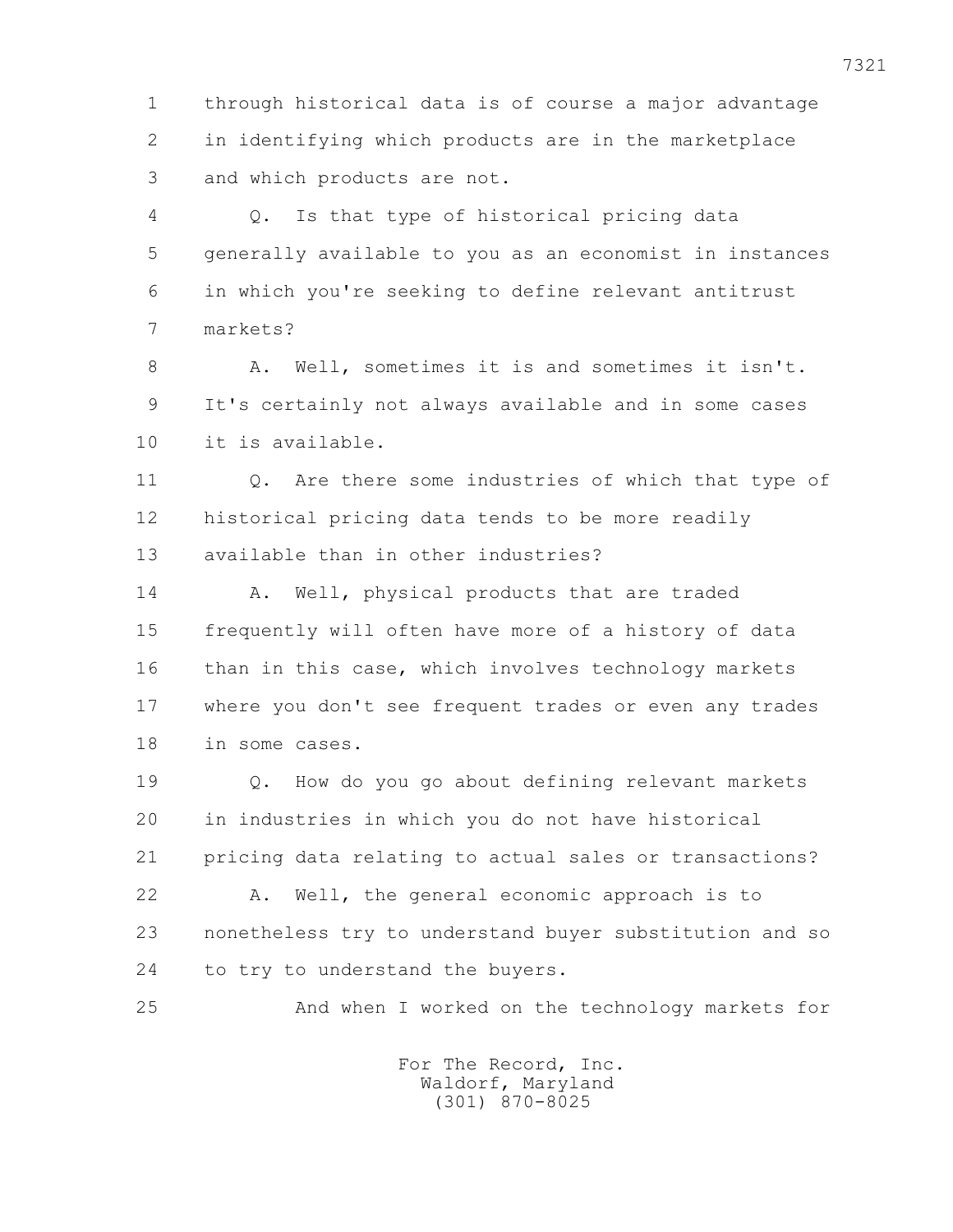1 through historical data is of course a major advantage
2 in identifying which products are in the marketplace
3 and which products are not.

4 Q. Is that type of historical pricing data
5 generally available to you as an economist in instances
6 in which you're seeking to define relevant antitrust
7 markets?

8 A. Well, sometimes it is and sometimes it isn't.
9 It's certainly not always available and in some cases
10 it is available.

11 Q. Are there some industries of which that type of
12 historical pricing data tends to be more readily
13 available than in other industries?

14 A. Well, physical products that are traded
15 frequently will often have more of a history of data
16 than in this case, which involves technology markets
17 where you don't see frequent trades or even any trades
18 in some cases.

19 Q. How do you go about defining relevant markets
20 in industries in which you do not have historical
21 pricing data relating to actual sales or transactions?

22 A. Well, the general economic approach is to
23 nonetheless try to understand buyer substitution and so
24 to try to understand the buyers.

25 And when I worked on the technology markets for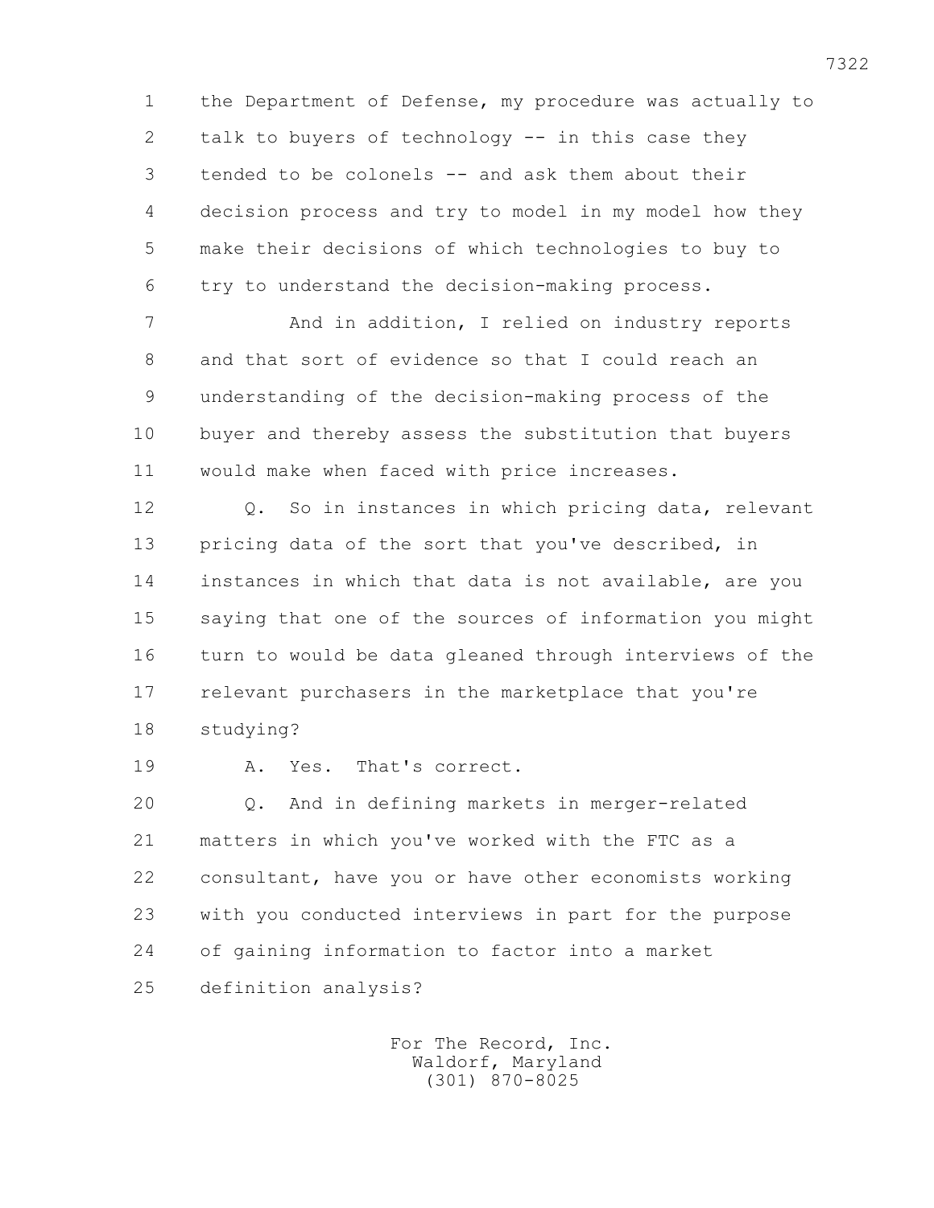the Department of Defense, my procedure was actually to talk to buyers of technology -- in this case they tended to be colonels -- and ask them about their decision process and try to model in my model how they make their decisions of which technologies to buy to try to understand the decision-making process.

And in addition, I relied on industry reports and that sort of evidence so that I could reach an understanding of the decision-making process of the buyer and thereby assess the substitution that buyers would make when faced with price increases.

Q. So in instances in which pricing data, relevant pricing data of the sort that you've described, in instances in which that data is not available, are you saying that one of the sources of information you might turn to would be data gleaned through interviews of the relevant purchasers in the marketplace that you're studying?

A. Yes. That's correct.

Q. And in defining markets in merger-related matters in which you've worked with the FTC as a consultant, have you or have other economists working with you conducted interviews in part for the purpose of gaining information to factor into a market definition analysis?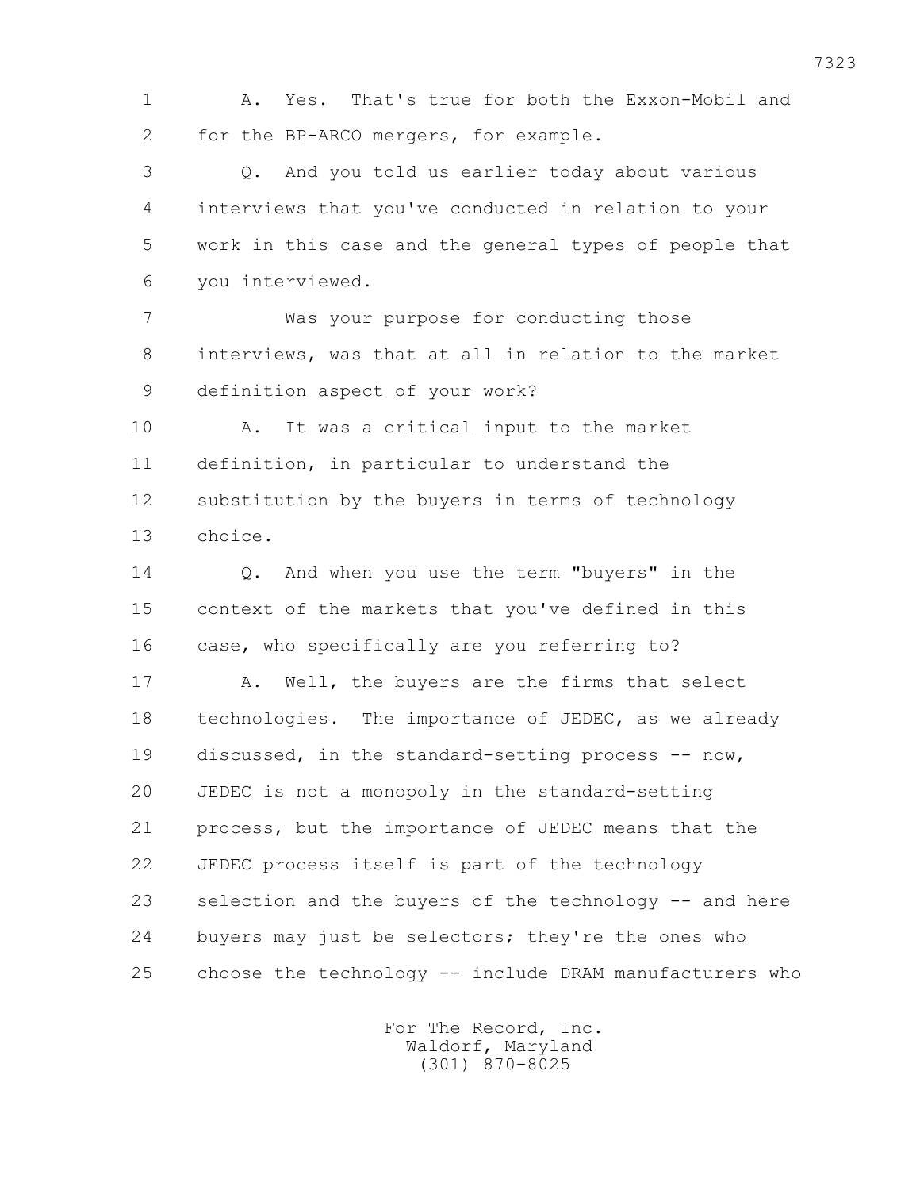1 A. Yes. That's true for both the Exxon-Mobil and
2 for the BP-ARCO mergers, for example.

3 Q. And you told us earlier today about various
4 interviews that you've conducted in relation to your
5 work in this case and the general types of people that
6 you interviewed.

7 Was your purpose for conducting those
8 interviews, was that at all in relation to the market
9 definition aspect of your work?

10 A. It was a critical input to the market
11 definition, in particular to understand the
12 substitution by the buyers in terms of technology
13 choice.

14 Q. And when you use the term "buyers" in the
15 context of the markets that you've defined in this
16 case, who specifically are you referring to?

17 A. Well, the buyers are the firms that select
18 technologies. The importance of JEDEC, as we already
19 discussed, in the standard-setting process -- now,
20 JEDEC is not a monopoly in the standard-setting
21 process, but the importance of JEDEC means that the
22 JEDEC process itself is part of the technology
23 selection and the buyers of the technology -- and here
24 buyers may just be selectors; they're the ones who
25 choose the technology -- include DRAM manufacturers who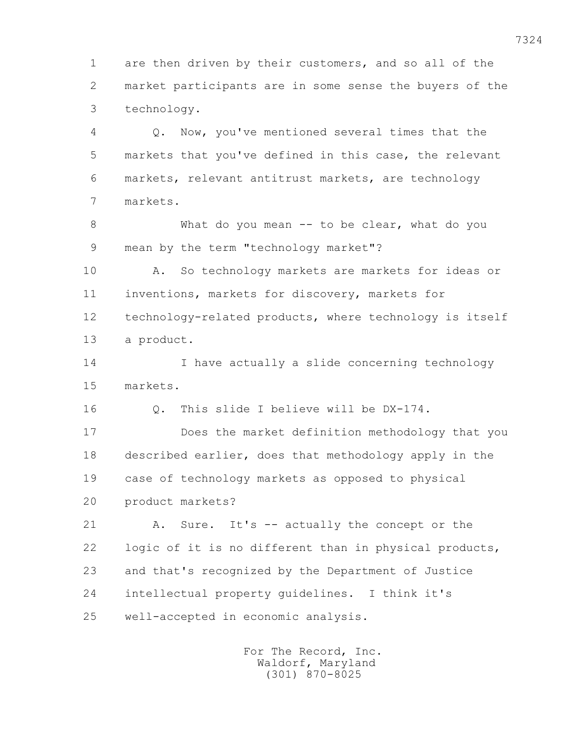are then driven by their customers, and so all of the market participants are in some sense the buyers of the technology.

Q. Now, you've mentioned several times that the markets that you've defined in this case, the relevant markets, relevant antitrust markets, are technology markets.

What do you mean -- to be clear, what do you mean by the term "technology market"?

A. So technology markets are markets for ideas or inventions, markets for discovery, markets for technology-related products, where technology is itself a product.

I have actually a slide concerning technology markets.

Q. This slide I believe will be DX-174.

Does the market definition methodology that you described earlier, does that methodology apply in the case of technology markets as opposed to physical product markets?

A. Sure. It's -- actually the concept or the logic of it is no different than in physical products, and that's recognized by the Department of Justice intellectual property guidelines. I think it's well-accepted in economic analysis.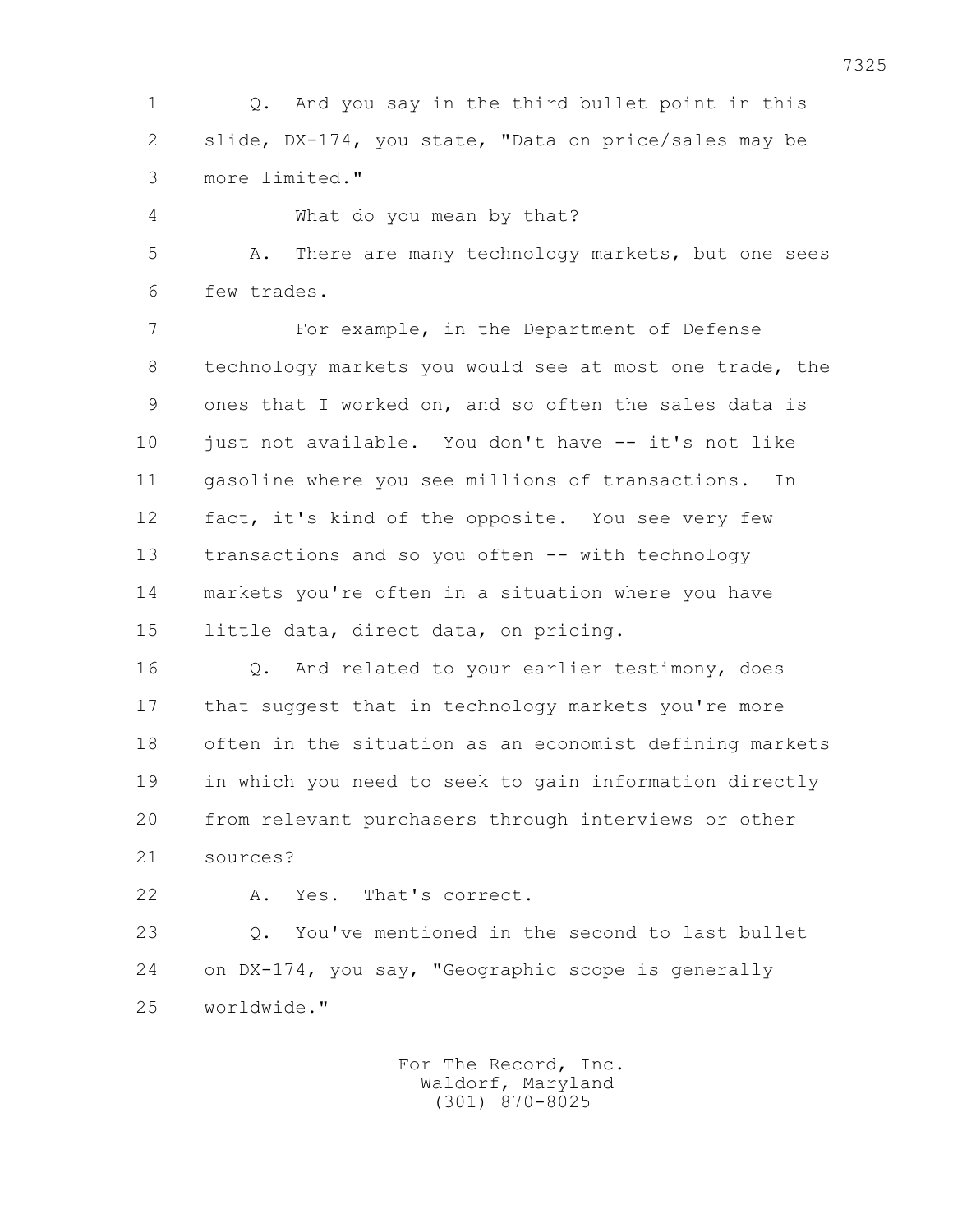Q. And you say in the third bullet point in this slide, DX-174, you state, "Data on price/sales may be more limited."

What do you mean by that?

A. There are many technology markets, but one sees few trades.

For example, in the Department of Defense technology markets you would see at most one trade, the ones that I worked on, and so often the sales data is just not available. You don't have -- it's not like gasoline where you see millions of transactions. In fact, it's kind of the opposite. You see very few transactions and so you often -- with technology markets you're often in a situation where you have little data, direct data, on pricing.

Q. And related to your earlier testimony, does that suggest that in technology markets you're more often in the situation as an economist defining markets in which you need to seek to gain information directly from relevant purchasers through interviews or other sources?

A. Yes. That's correct.

Q. You've mentioned in the second to last bullet on DX-174, you say, "Geographic scope is generally worldwide."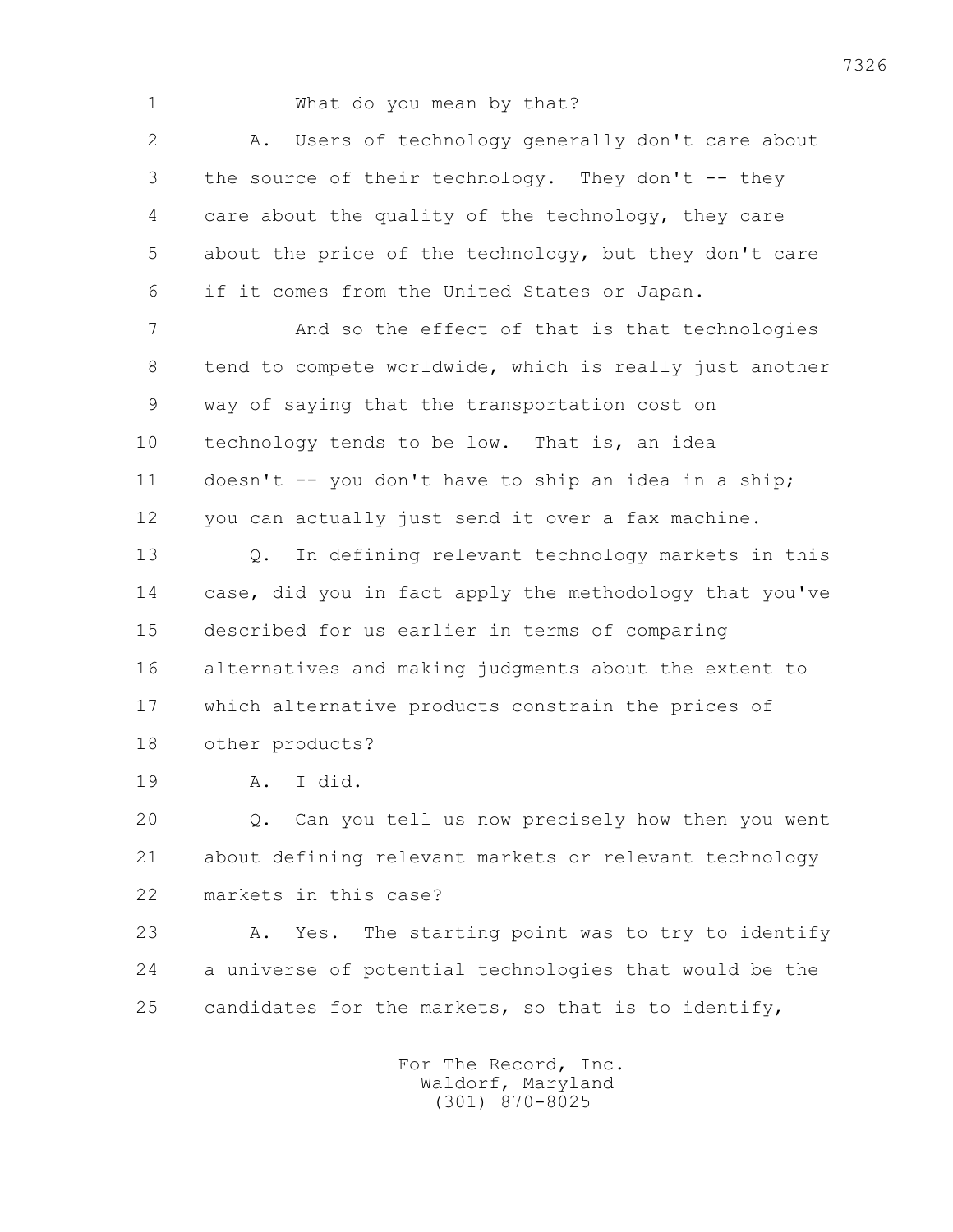What do you mean by that?

A. Users of technology generally don't care about the source of their technology. They don't -- they care about the quality of the technology, they care about the price of the technology, but they don't care if it comes from the United States or Japan.

And so the effect of that is that technologies tend to compete worldwide, which is really just another way of saying that the transportation cost on technology tends to be low. That is, an idea doesn't -- you don't have to ship an idea in a ship; you can actually just send it over a fax machine.

Q. In defining relevant technology markets in this case, did you in fact apply the methodology that you've described for us earlier in terms of comparing alternatives and making judgments about the extent to which alternative products constrain the prices of other products?

A. I did.

Q. Can you tell us now precisely how then you went about defining relevant markets or relevant technology markets in this case?

A. Yes. The starting point was to try to identify a universe of potential technologies that would be the candidates for the markets, so that is to identify,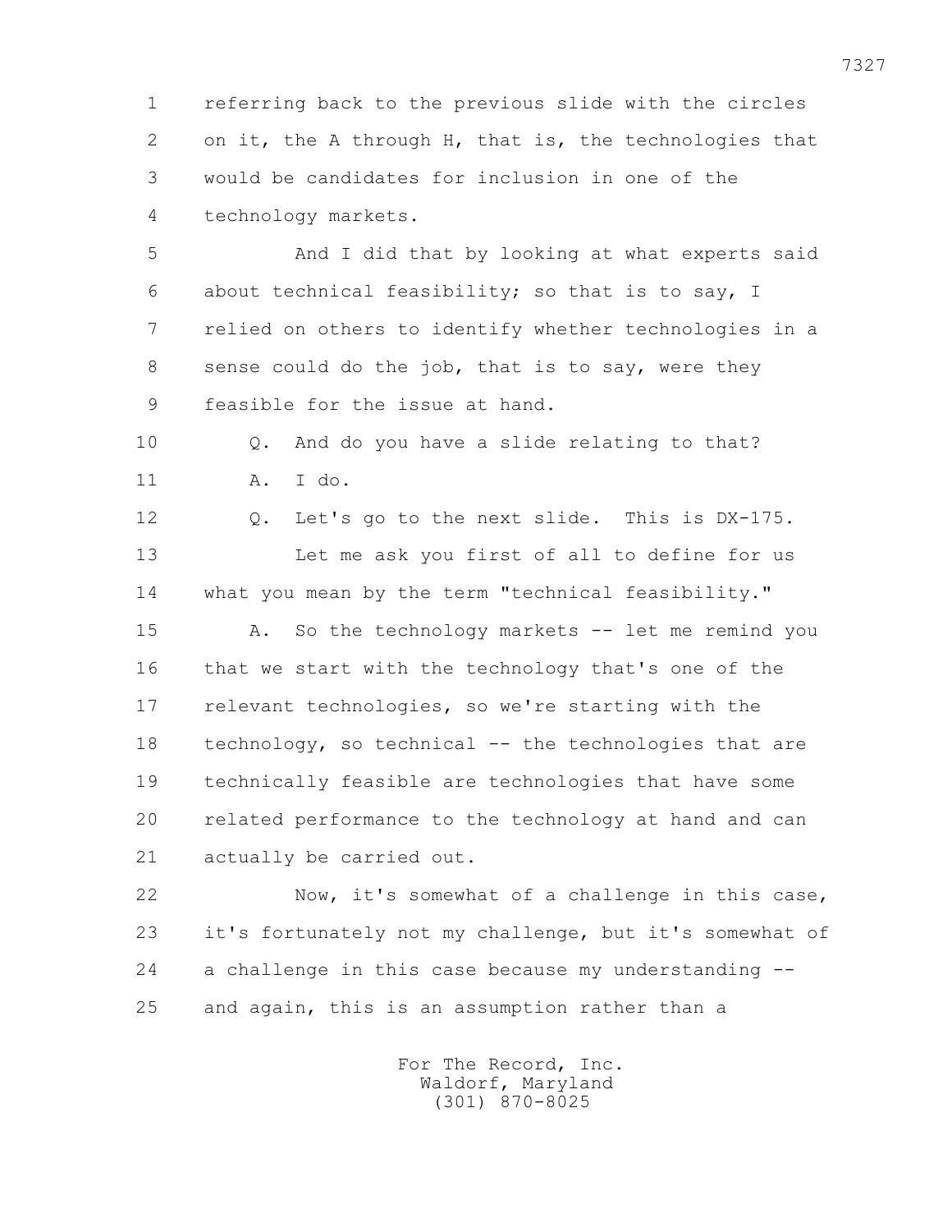1 referring back to the previous slide with the circles
2 on it, the A through H, that is, the technologies that
3 would be candidates for inclusion in one of the
4 technology markets.

5 And I did that by looking at what experts said
6 about technical feasibility; so that is to say, I
7 relied on others to identify whether technologies in a
8 sense could do the job, that is to say, were they
9 feasible for the issue at hand.

10 Q. And do you have a slide relating to that?

11 A. I do.

12 Q. Let's go to the next slide. This is DX-175.

13 Let me ask you first of all to define for us
14 what you mean by the term "technical feasibility."

15 A. So the technology markets -- let me remind you
16 that we start with the technology that's one of the
17 relevant technologies, so we're starting with the
18 technology, so technical -- the technologies that are
19 technically feasible are technologies that have some
20 related performance to the technology at hand and can
21 actually be carried out.

22 Now, it's somewhat of a challenge in this case,
23 it's fortunately not my challenge, but it's somewhat of
24 a challenge in this case because my understanding --
25 and again, this is an assumption rather than a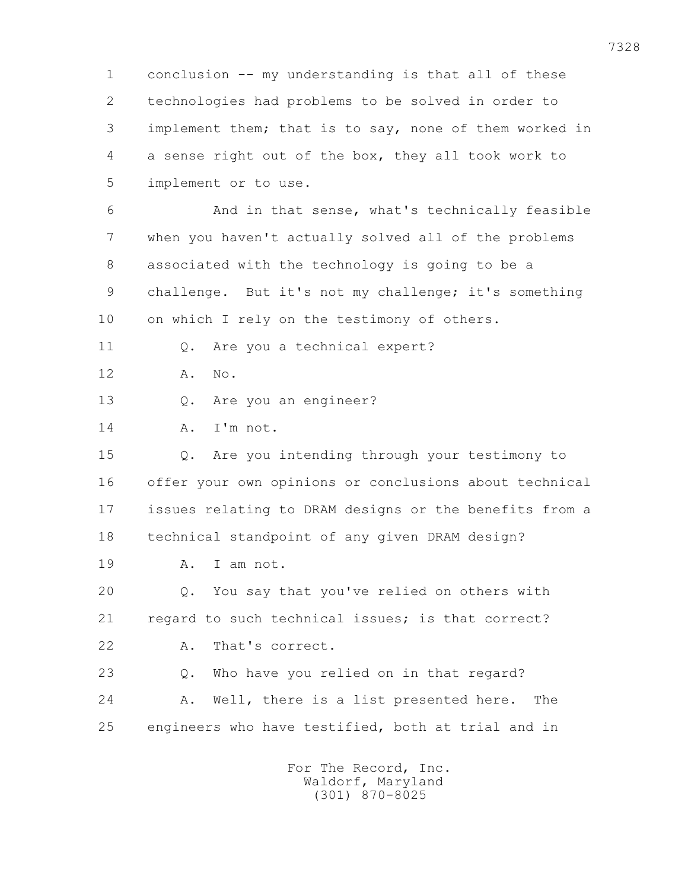1 conclusion -- my understanding is that all of these
2 technologies had problems to be solved in order to
3 implement them; that is to say, none of them worked in
4 a sense right out of the box, they all took work to
5 implement or to use.

6 And in that sense, what's technically feasible
7 when you haven't actually solved all of the problems
8 associated with the technology is going to be a
9 challenge. But it's not my challenge; it's something
10 on which I rely on the testimony of others.

11 Q. Are you a technical expert?

12 A. No.

13 Q. Are you an engineer?

14 A. I'm not.

15 Q. Are you intending through your testimony to
16 offer your own opinions or conclusions about technical
17 issues relating to DRAM designs or the benefits from a
18 technical standpoint of any given DRAM design?

19 A. I am not.

20 Q. You say that you've relied on others with
21 regard to such technical issues; is that correct?

22 A. That's correct.

23 Q. Who have you relied on in that regard?

24 A. Well, there is a list presented here. The
25 engineers who have testified, both at trial and in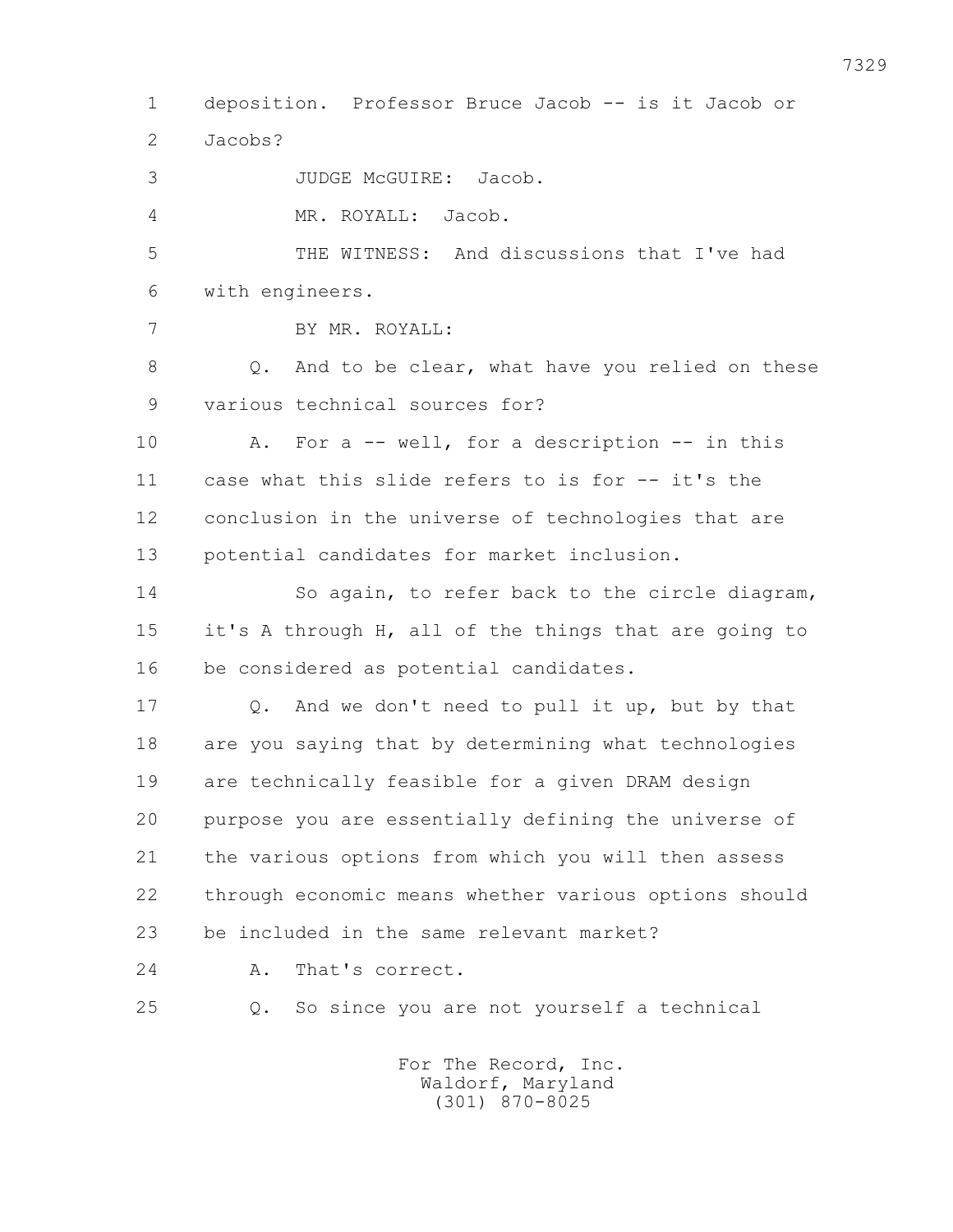1 deposition. Professor Bruce Jacob -- is it Jacob or
2 Jacobs?
3 JUDGE McGUIRE: Jacob.
4 MR. ROYALL: Jacob.
5 THE WITNESS: And discussions that I've had
6 with engineers.
7 BY MR. ROYALL:
8 Q. And to be clear, what have you relied on these
9 various technical sources for?
10 A. For a -- well, for a description -- in this
11 case what this slide refers to is for -- it's the
12 conclusion in the universe of technologies that are
13 potential candidates for market inclusion.
14 So again, to refer back to the circle diagram,
15 it's A through H, all of the things that are going to
16 be considered as potential candidates.
17 Q. And we don't need to pull it up, but by that
18 are you saying that by determining what technologies
19 are technically feasible for a given DRAM design
20 purpose you are essentially defining the universe of
21 the various options from which you will then assess
22 through economic means whether various options should
23 be included in the same relevant market?
24 A. That's correct.
25 Q. So since you are not yourself a technical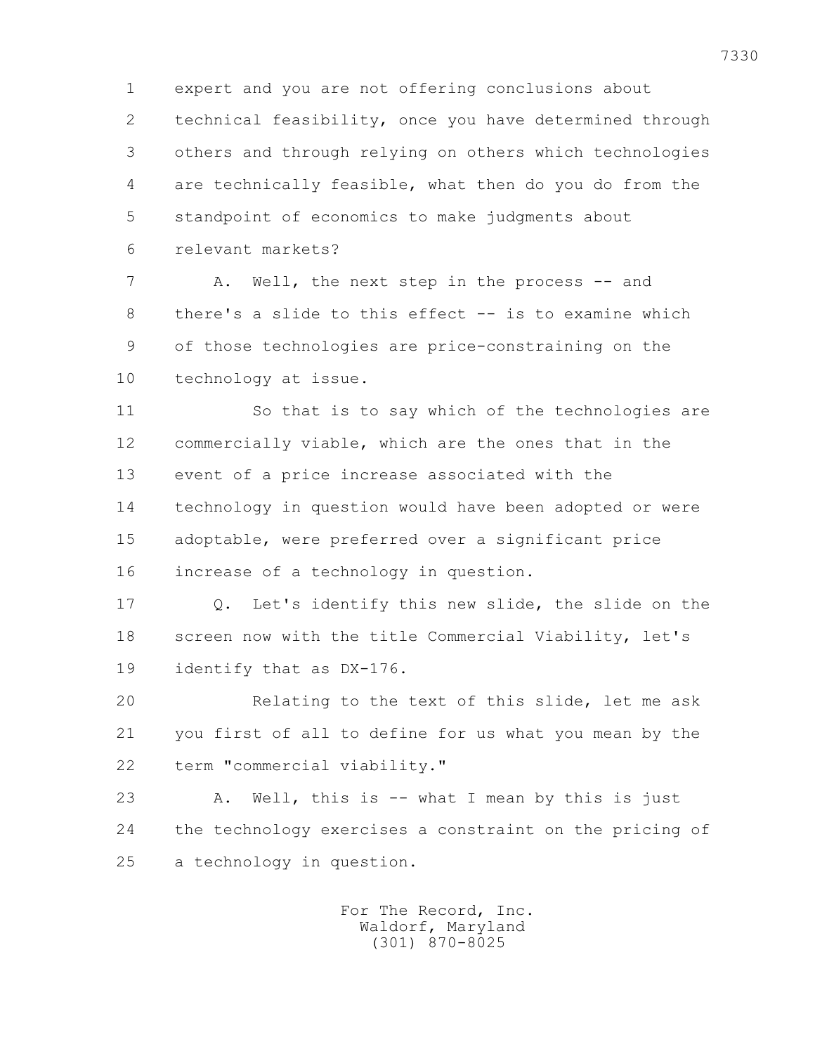1 expert and you are not offering conclusions about
2 technical feasibility, once you have determined through
3 others and through relying on others which technologies
4 are technically feasible, what then do you do from the
5 standpoint of economics to make judgments about
6 relevant markets?

7 A. Well, the next step in the process -- and
8 there's a slide to this effect -- is to examine which
9 of those technologies are price-constraining on the
10 technology at issue.

11 So that is to say which of the technologies are
12 commercially viable, which are the ones that in the
13 event of a price increase associated with the
14 technology in question would have been adopted or were
15 adoptable, were preferred over a significant price
16 increase of a technology in question.

17 Q. Let's identify this new slide, the slide on the
18 screen now with the title Commercial Viability, let's
19 identify that as DX-176.

20 Relating to the text of this slide, let me ask
21 you first of all to define for us what you mean by the
22 term "commercial viability."

23 A. Well, this is -- what I mean by this is just
24 the technology exercises a constraint on the pricing of
25 a technology in question.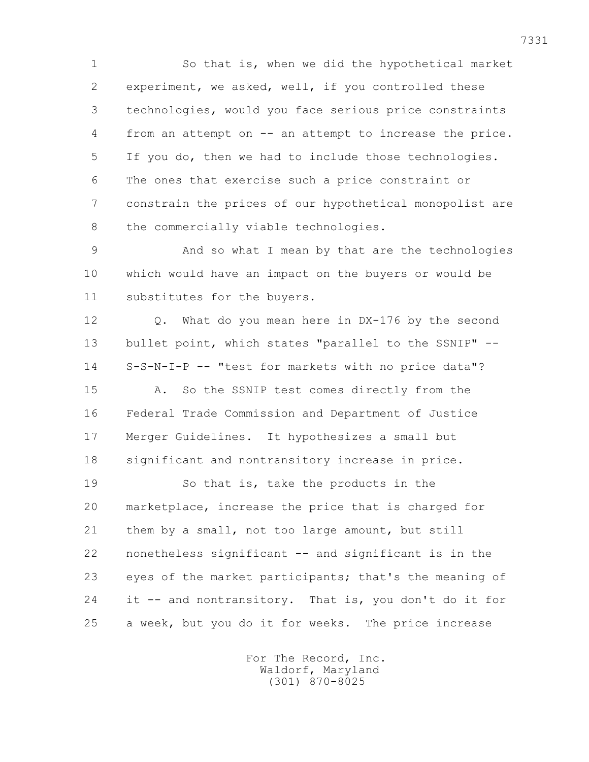So that is, when we did the hypothetical market experiment, we asked, well, if you controlled these technologies, would you face serious price constraints from an attempt on -- an attempt to increase the price. If you do, then we had to include those technologies. The ones that exercise such a price constraint or constrain the prices of our hypothetical monopolist are the commercially viable technologies.

And so what I mean by that are the technologies which would have an impact on the buyers or would be substitutes for the buyers.

Q. What do you mean here in DX-176 by the second bullet point, which states "parallel to the SSNIP" -- S-S-N-I-P -- "test for markets with no price data"?

A. So the SSNIP test comes directly from the Federal Trade Commission and Department of Justice Merger Guidelines. It hypothesizes a small but significant and nontransitory increase in price.

So that is, take the products in the marketplace, increase the price that is charged for them by a small, not too large amount, but still nonetheless significant -- and significant is in the eyes of the market participants; that's the meaning of it -- and nontransitory. That is, you don't do it for a week, but you do it for weeks. The price increase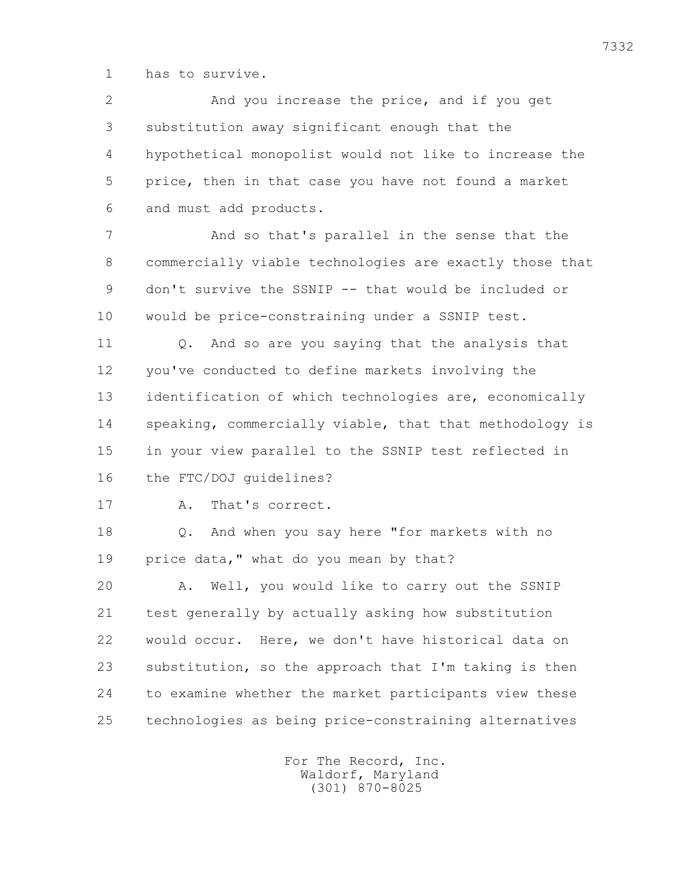1 has to survive.

2 And you increase the price, and if you get
3 substitution away significant enough that the
4 hypothetical monopolist would not like to increase the
5 price, then in that case you have not found a market
6 and must add products.

7 And so that's parallel in the sense that the
8 commercially viable technologies are exactly those that
9 don't survive the SSNIP -- that would be included or
10 would be price-constraining under a SSNIP test.

11 Q. And so are you saying that the analysis that
12 you've conducted to define markets involving the
13 identification of which technologies are, economically
14 speaking, commercially viable, that that methodology is
15 in your view parallel to the SSNIP test reflected in
16 the FTC/DOJ guidelines?

17 A. That's correct.

18 Q. And when you say here "for markets with no
19 price data," what do you mean by that?

20 A. Well, you would like to carry out the SSNIP
21 test generally by actually asking how substitution
22 would occur. Here, we don't have historical data on
23 substitution, so the approach that I'm taking is then
24 to examine whether the market participants view these
25 technologies as being price-constraining alternatives

For The Record, Inc.
Waldorf, Maryland
(301) 870-8025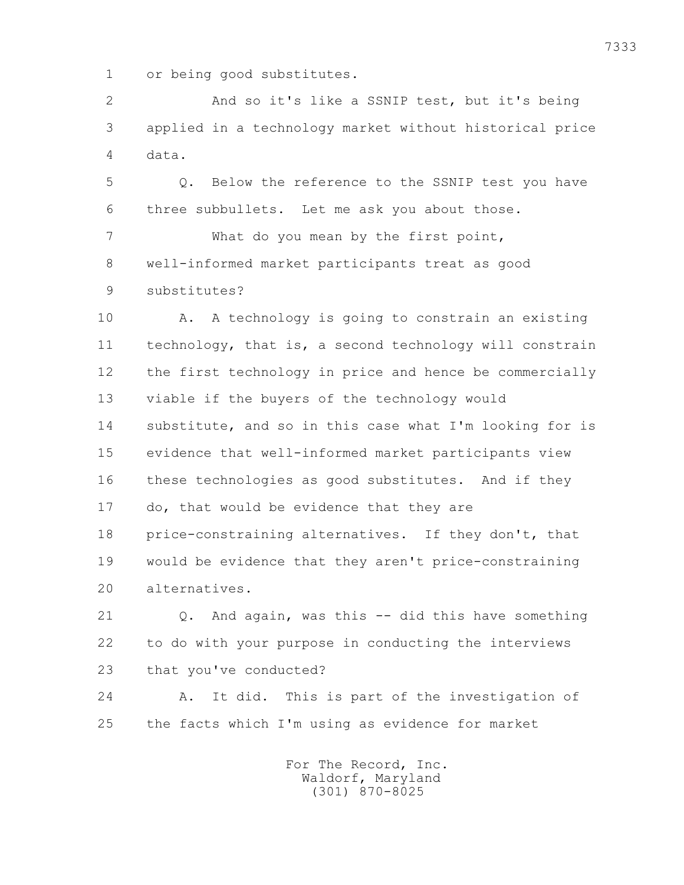1 or being good substitutes.

2 And so it's like a SSNIP test, but it's being

3 applied in a technology market without historical price

4 data.

5 Q. Below the reference to the SSNIP test you have

6 three subbullets. Let me ask you about those.

7 What do you mean by the first point,

8 well-informed market participants treat as good

9 substitutes?

10 A. A technology is going to constrain an existing

11 technology, that is, a second technology will constrain

12 the first technology in price and hence be commercially

13 viable if the buyers of the technology would

14 substitute, and so in this case what I'm looking for is

15 evidence that well-informed market participants view

16 these technologies as good substitutes. And if they

17 do, that would be evidence that they are

18 price-constraining alternatives. If they don't, that

19 would be evidence that they aren't price-constraining

20 alternatives.

21 Q. And again, was this -- did this have something

22 to do with your purpose in conducting the interviews

23 that you've conducted?

24 A. It did. This is part of the investigation of

25 the facts which I'm using as evidence for market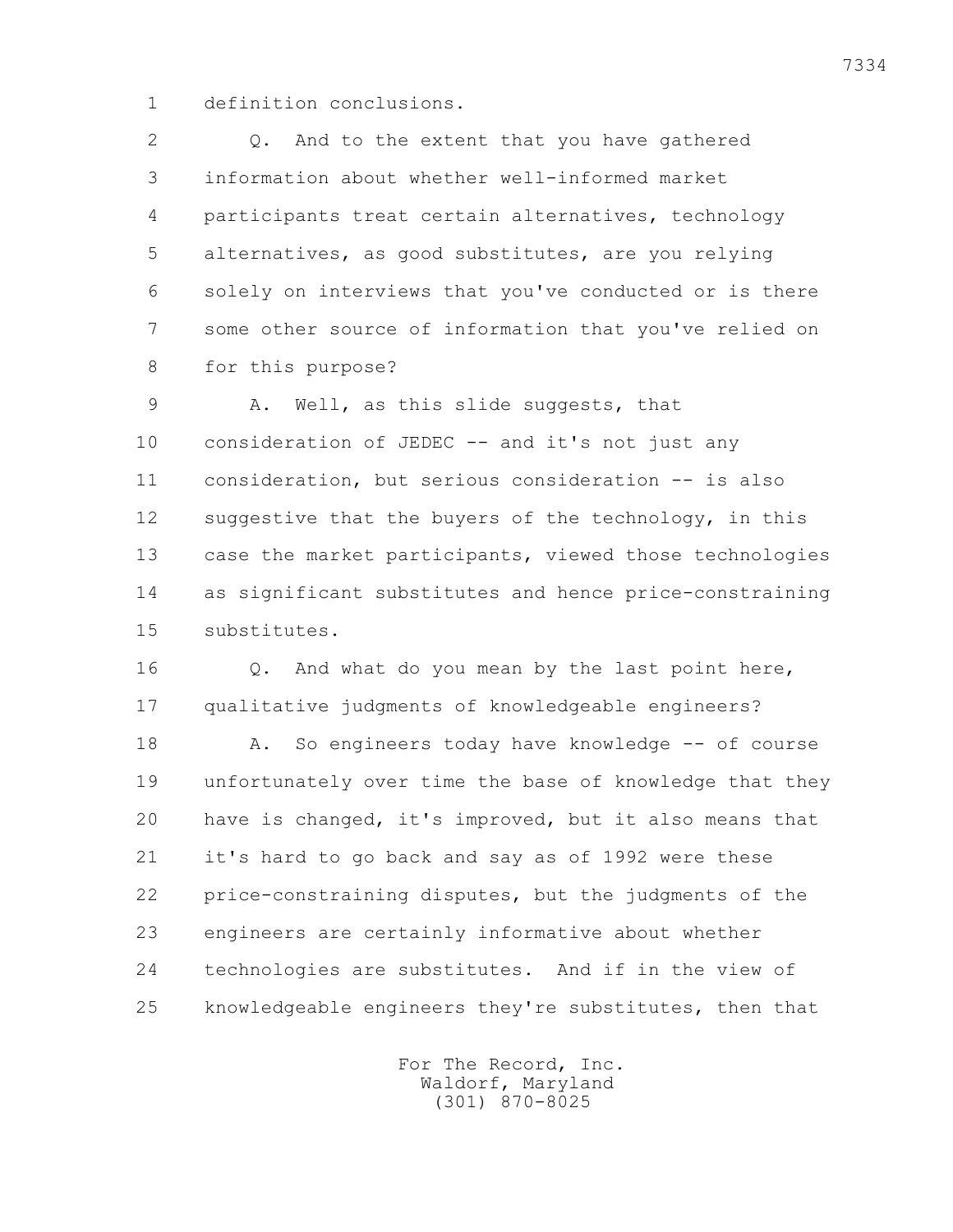1 definition conclusions.

2 Q. And to the extent that you have gathered

3 information about whether well-informed market

4 participants treat certain alternatives, technology

5 alternatives, as good substitutes, are you relying

6 solely on interviews that you've conducted or is there

7 some other source of information that you've relied on

8 for this purpose?

9 A. Well, as this slide suggests, that

10 consideration of JEDEC -- and it's not just any

11 consideration, but serious consideration -- is also

12 suggestive that the buyers of the technology, in this

13 case the market participants, viewed those technologies

14 as significant substitutes and hence price-constraining

15 substitutes.

16 Q. And what do you mean by the last point here,

17 qualitative judgments of knowledgeable engineers?

18 A. So engineers today have knowledge -- of course

19 unfortunately over time the base of knowledge that they

20 have is changed, it's improved, but it also means that

21 it's hard to go back and say as of 1992 were these

22 price-constraining disputes, but the judgments of the

23 engineers are certainly informative about whether

24 technologies are substitutes. And if in the view of

25 knowledgeable engineers they're substitutes, then that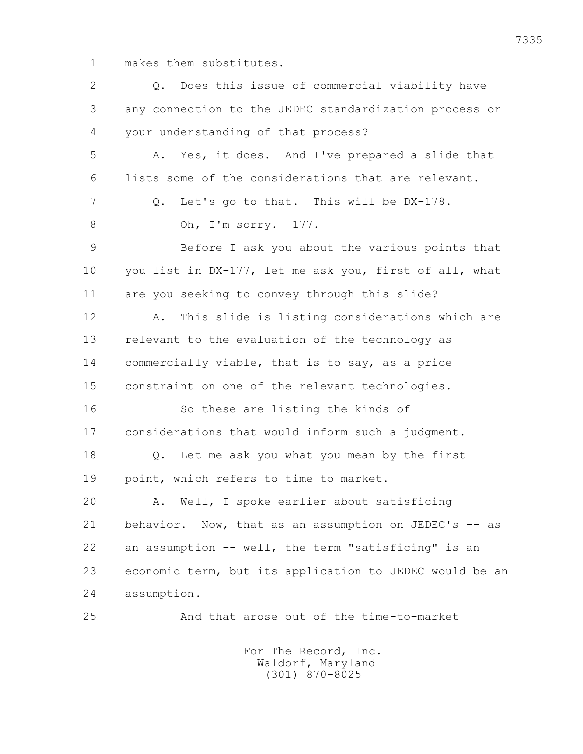1 makes them substitutes.

2 Q. Does this issue of commercial viability have

3 any connection to the JEDEC standardization process or

4 your understanding of that process?

5 A. Yes, it does. And I've prepared a slide that

6 lists some of the considerations that are relevant.

7 Q. Let's go to that. This will be DX-178.

8 Oh, I'm sorry. 177.

9 Before I ask you about the various points that

10 you list in DX-177, let me ask you, first of all, what

11 are you seeking to convey through this slide?

12 A. This slide is listing considerations which are

13 relevant to the evaluation of the technology as

14 commercially viable, that is to say, as a price

15 constraint on one of the relevant technologies.

16 So these are listing the kinds of

17 considerations that would inform such a judgment.

18 Q. Let me ask you what you mean by the first

19 point, which refers to time to market.

20 A. Well, I spoke earlier about satisficing

21 behavior. Now, that as an assumption on JEDEC's -- as

22 an assumption -- well, the term "satisficing" is an

23 economic term, but its application to JEDEC would be an

24 assumption.

25 And that arose out of the time-to-market

For The Record, Inc.
Waldorf, Maryland
(301) 870-8025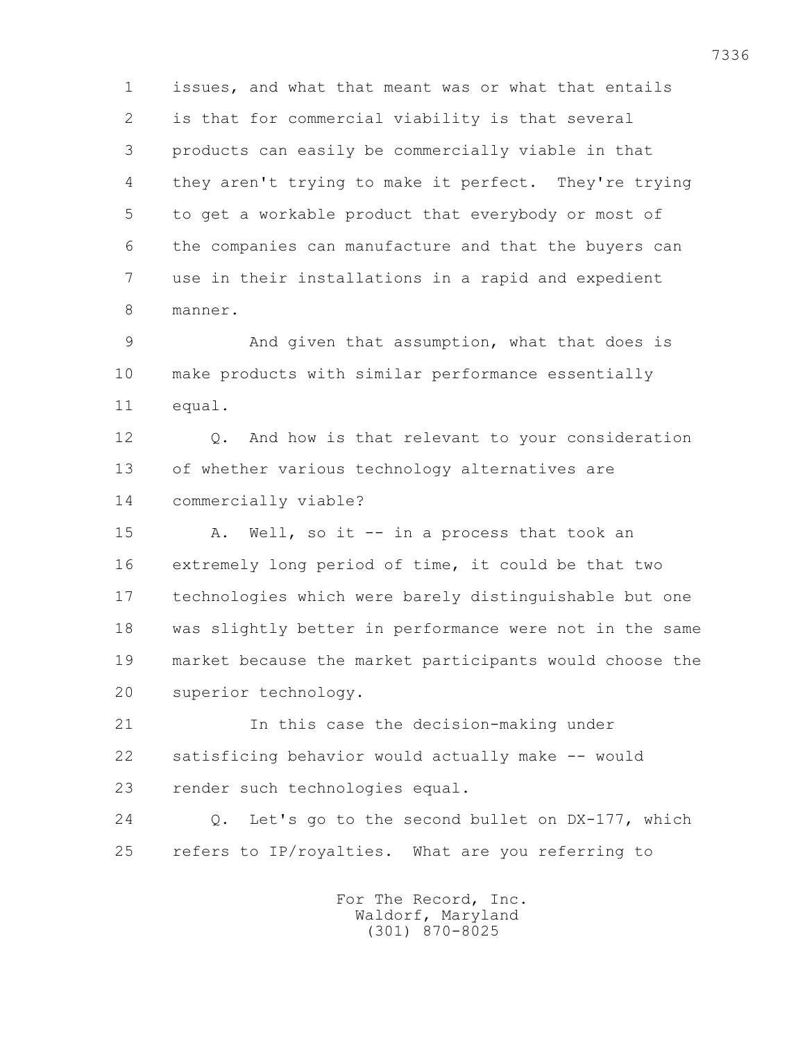issues, and what that meant was or what that entails is that for commercial viability is that several products can easily be commercially viable in that they aren't trying to make it perfect. They're trying to get a workable product that everybody or most of the companies can manufacture and that the buyers can use in their installations in a rapid and expedient manner.

And given that assumption, what that does is make products with similar performance essentially equal.

Q. And how is that relevant to your consideration of whether various technology alternatives are commercially viable?

A. Well, so it -- in a process that took an extremely long period of time, it could be that two technologies which were barely distinguishable but one was slightly better in performance were not in the same market because the market participants would choose the superior technology.

In this case the decision-making under satisficing behavior would actually make -- would render such technologies equal.

Q. Let's go to the second bullet on DX-177, which refers to IP/royalties. What are you referring to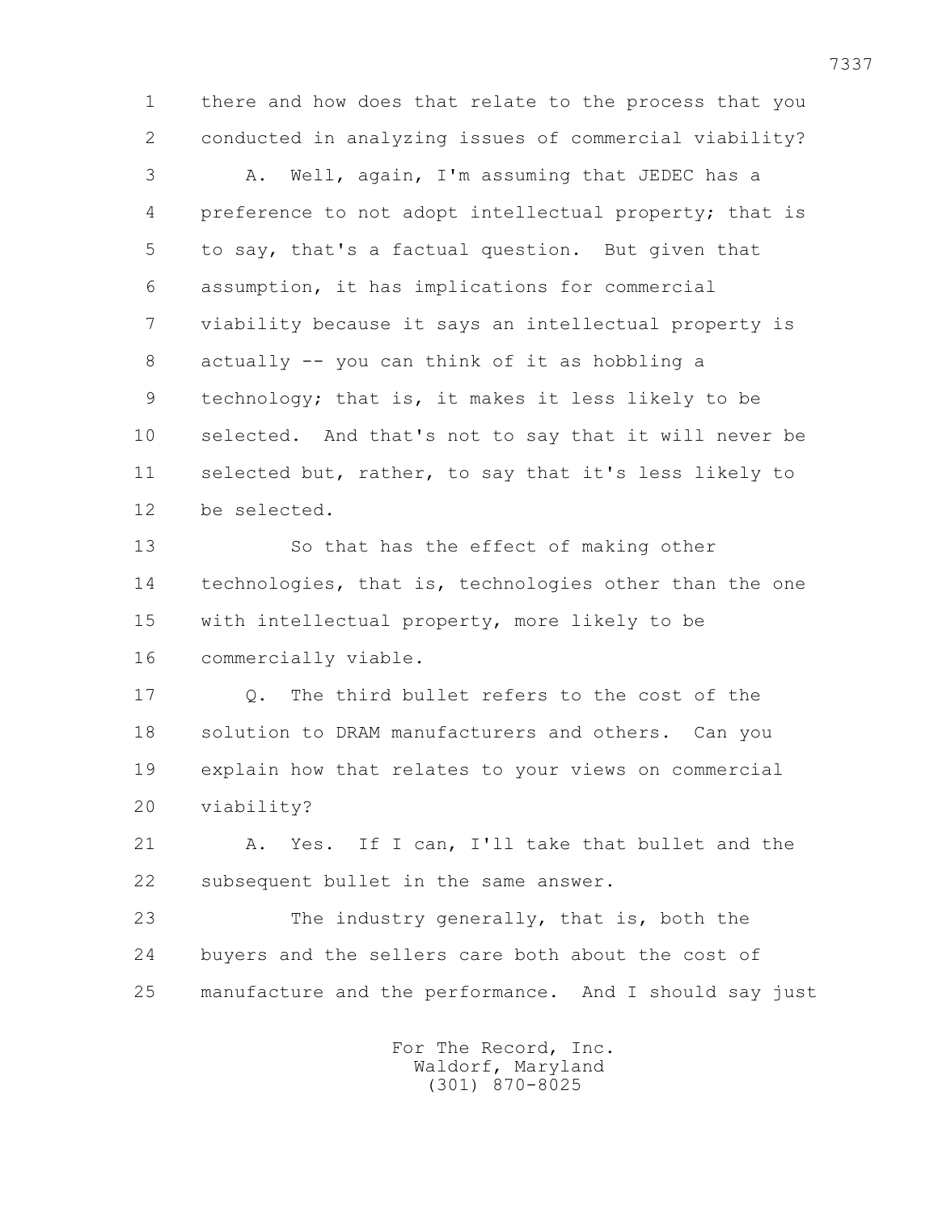there and how does that relate to the process that you conducted in analyzing issues of commercial viability?

A. Well, again, I'm assuming that JEDEC has a preference to not adopt intellectual property; that is to say, that's a factual question. But given that assumption, it has implications for commercial viability because it says an intellectual property is actually -- you can think of it as hobbling a technology; that is, it makes it less likely to be selected. And that's not to say that it will never be selected but, rather, to say that it's less likely to be selected.

So that has the effect of making other technologies, that is, technologies other than the one with intellectual property, more likely to be commercially viable.

Q. The third bullet refers to the cost of the solution to DRAM manufacturers and others. Can you explain how that relates to your views on commercial viability?

A. Yes. If I can, I'll take that bullet and the subsequent bullet in the same answer.

The industry generally, that is, both the buyers and the sellers care both about the cost of manufacture and the performance. And I should say just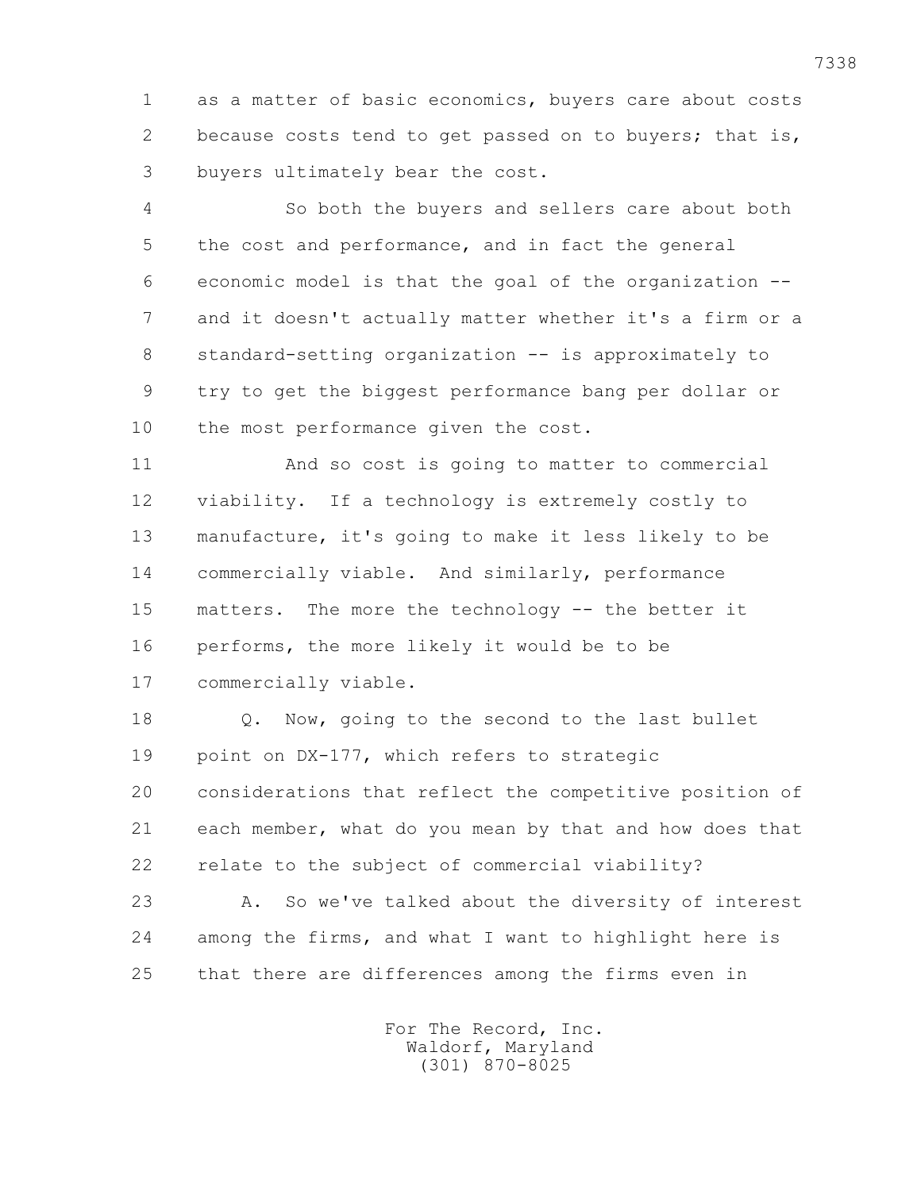as a matter of basic economics, buyers care about costs because costs tend to get passed on to buyers; that is, buyers ultimately bear the cost.

So both the buyers and sellers care about both the cost and performance, and in fact the general economic model is that the goal of the organization -- and it doesn't actually matter whether it's a firm or a standard-setting organization -- is approximately to try to get the biggest performance bang per dollar or the most performance given the cost.

And so cost is going to matter to commercial viability. If a technology is extremely costly to manufacture, it's going to make it less likely to be commercially viable. And similarly, performance matters. The more the technology -- the better it performs, the more likely it would be to be commercially viable.

Q. Now, going to the second to the last bullet point on DX-177, which refers to strategic considerations that reflect the competitive position of each member, what do you mean by that and how does that relate to the subject of commercial viability?

A. So we've talked about the diversity of interest among the firms, and what I want to highlight here is that there are differences among the firms even in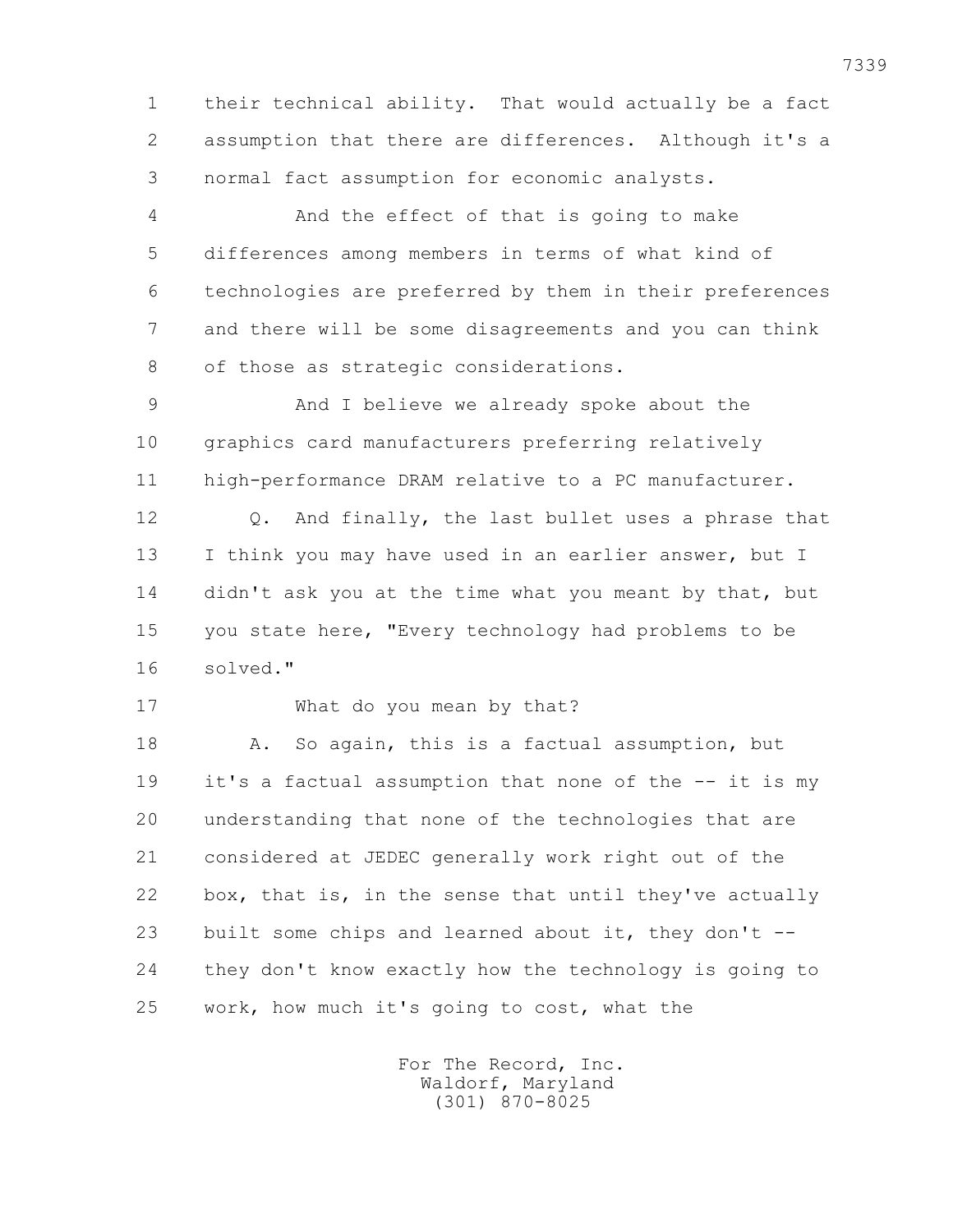their technical ability. That would actually be a fact assumption that there are differences. Although it's a normal fact assumption for economic analysts.

And the effect of that is going to make differences among members in terms of what kind of technologies are preferred by them in their preferences and there will be some disagreements and you can think of those as strategic considerations.

And I believe we already spoke about the graphics card manufacturers preferring relatively high-performance DRAM relative to a PC manufacturer.

Q. And finally, the last bullet uses a phrase that I think you may have used in an earlier answer, but I didn't ask you at the time what you meant by that, but you state here, "Every technology had problems to be solved."

What do you mean by that?

A. So again, this is a factual assumption, but it's a factual assumption that none of the -- it is my understanding that none of the technologies that are considered at JEDEC generally work right out of the box, that is, in the sense that until they've actually built some chips and learned about it, they don't -- they don't know exactly how the technology is going to work, how much it's going to cost, what the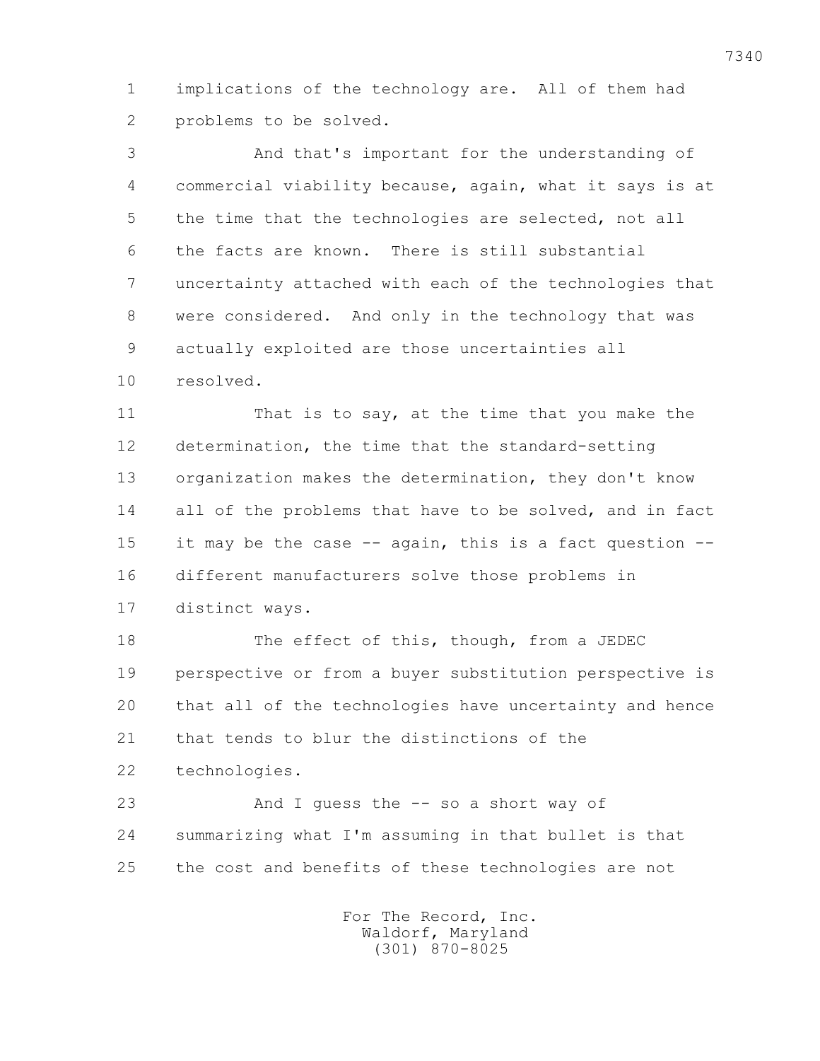1 implications of the technology are. All of them had
2 problems to be solved.

3 And that's important for the understanding of
4 commercial viability because, again, what it says is at
5 the time that the technologies are selected, not all
6 the facts are known. There is still substantial
7 uncertainty attached with each of the technologies that
8 were considered. And only in the technology that was
9 actually exploited are those uncertainties all
10 resolved.

11 That is to say, at the time that you make the
12 determination, the time that the standard-setting
13 organization makes the determination, they don't know
14 all of the problems that have to be solved, and in fact
15 it may be the case -- again, this is a fact question --
16 different manufacturers solve those problems in
17 distinct ways.

18 The effect of this, though, from a JEDEC
19 perspective or from a buyer substitution perspective is
20 that all of the technologies have uncertainty and hence
21 that tends to blur the distinctions of the
22 technologies.

23 And I guess the -- so a short way of
24 summarizing what I'm assuming in that bullet is that
25 the cost and benefits of these technologies are not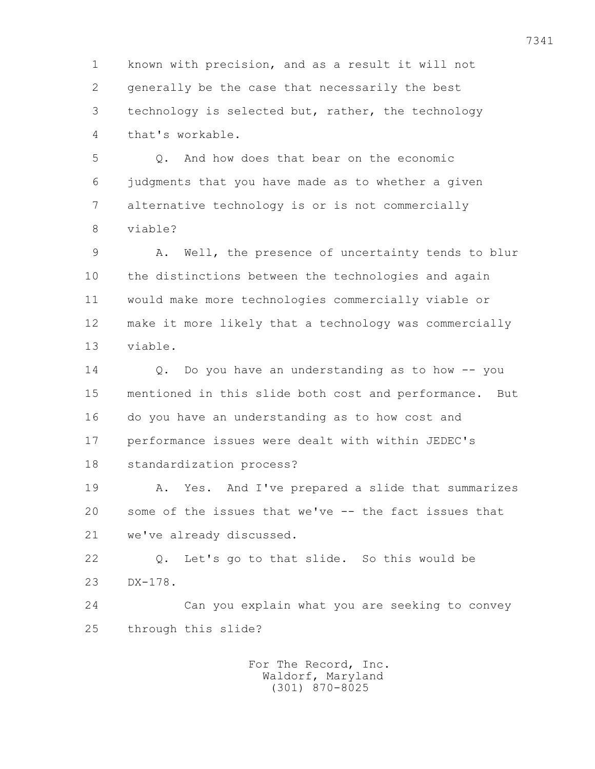known with precision, and as a result it will not generally be the case that necessarily the best technology is selected but, rather, the technology that's workable.

Q. And how does that bear on the economic judgments that you have made as to whether a given alternative technology is or is not commercially viable?

A. Well, the presence of uncertainty tends to blur the distinctions between the technologies and again would make more technologies commercially viable or make it more likely that a technology was commercially viable.

Q. Do you have an understanding as to how -- you mentioned in this slide both cost and performance. But do you have an understanding as to how cost and performance issues were dealt with within JEDEC's standardization process?

A. Yes. And I've prepared a slide that summarizes some of the issues that we've -- the fact issues that we've already discussed.

Q. Let's go to that slide. So this would be DX-178.

Can you explain what you are seeking to convey through this slide?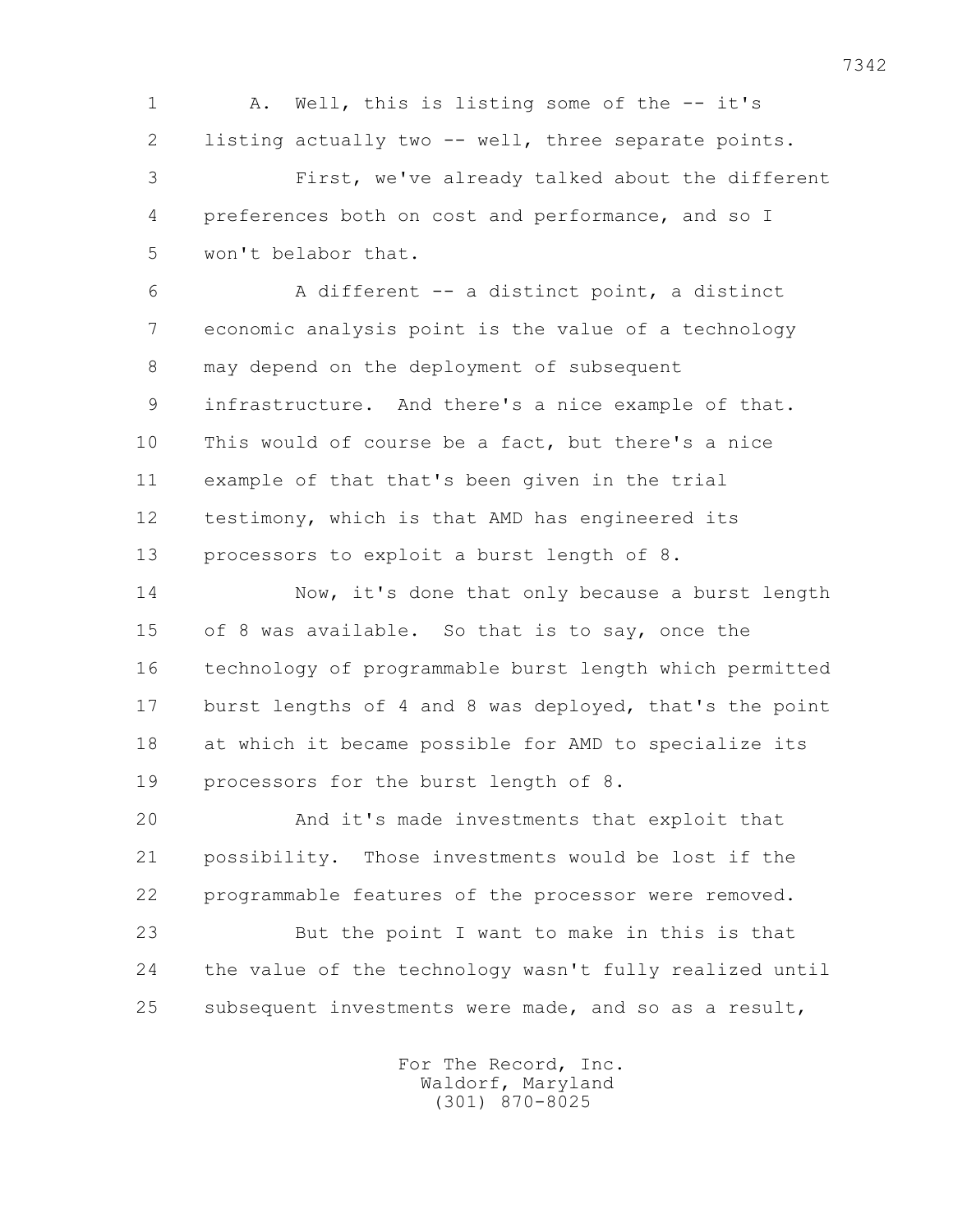A. Well, this is listing some of the -- it's listing actually two -- well, three separate points.

First, we've already talked about the different preferences both on cost and performance, and so I won't belabor that.

A different -- a distinct point, a distinct economic analysis point is the value of a technology may depend on the deployment of subsequent infrastructure. And there's a nice example of that. This would of course be a fact, but there's a nice example of that that's been given in the trial testimony, which is that AMD has engineered its processors to exploit a burst length of 8.

Now, it's done that only because a burst length of 8 was available. So that is to say, once the technology of programmable burst length which permitted burst lengths of 4 and 8 was deployed, that's the point at which it became possible for AMD to specialize its processors for the burst length of 8.

And it's made investments that exploit that possibility. Those investments would be lost if the programmable features of the processor were removed.

But the point I want to make in this is that the value of the technology wasn't fully realized until subsequent investments were made, and so as a result,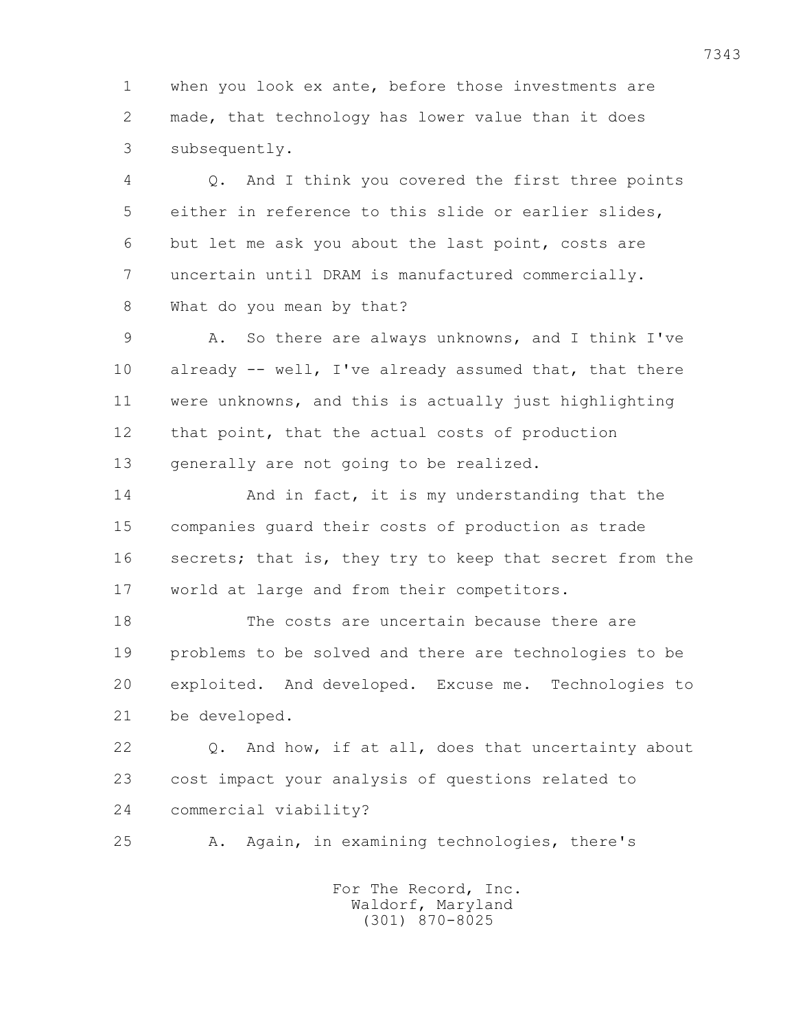1 when you look ex ante, before those investments are
2 made, that technology has lower value than it does
3 subsequently.

4 Q. And I think you covered the first three points
5 either in reference to this slide or earlier slides,
6 but let me ask you about the last point, costs are
7 uncertain until DRAM is manufactured commercially.
8 What do you mean by that?

9 A. So there are always unknowns, and I think I've
10 already -- well, I've already assumed that, that there
11 were unknowns, and this is actually just highlighting
12 that point, that the actual costs of production
13 generally are not going to be realized.

14 And in fact, it is my understanding that the
15 companies guard their costs of production as trade
16 secrets; that is, they try to keep that secret from the
17 world at large and from their competitors.

18 The costs are uncertain because there are
19 problems to be solved and there are technologies to be
20 exploited. And developed. Excuse me. Technologies to
21 be developed.

22 Q. And how, if at all, does that uncertainty about
23 cost impact your analysis of questions related to
24 commercial viability?

25 A. Again, in examining technologies, there's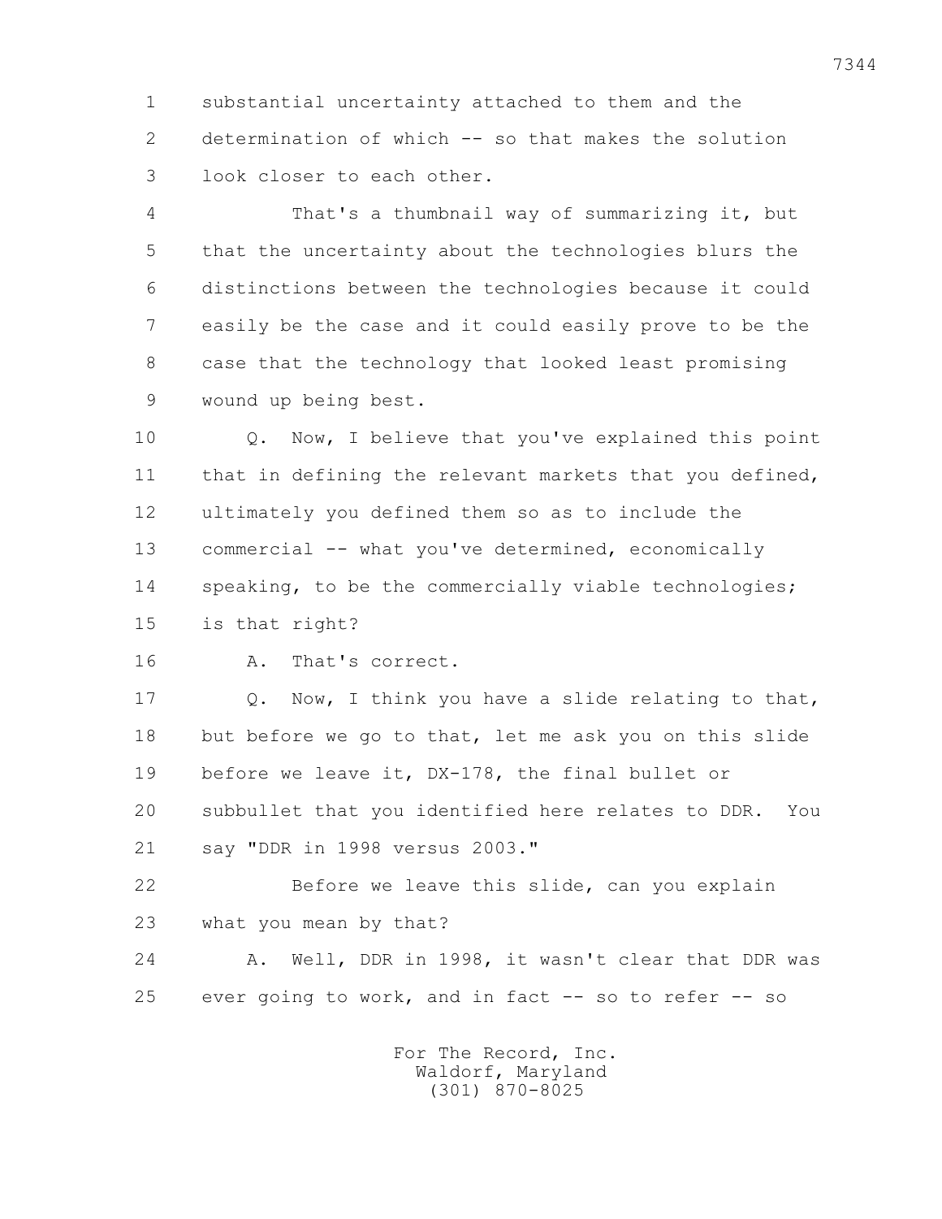1 substantial uncertainty attached to them and the
2 determination of which -- so that makes the solution
3 look closer to each other.

4 That's a thumbnail way of summarizing it, but
5 that the uncertainty about the technologies blurs the
6 distinctions between the technologies because it could
7 easily be the case and it could easily prove to be the
8 case that the technology that looked least promising
9 wound up being best.

10 Q. Now, I believe that you've explained this point
11 that in defining the relevant markets that you defined,
12 ultimately you defined them so as to include the
13 commercial -- what you've determined, economically
14 speaking, to be the commercially viable technologies;
15 is that right?

16 A. That's correct.

17 Q. Now, I think you have a slide relating to that,
18 but before we go to that, let me ask you on this slide
19 before we leave it, DX-178, the final bullet or
20 subbullet that you identified here relates to DDR. You
21 say "DDR in 1998 versus 2003."

22 Before we leave this slide, can you explain
23 what you mean by that?

24 A. Well, DDR in 1998, it wasn't clear that DDR was
25 ever going to work, and in fact -- so to refer -- so

For The Record, Inc.
Waldorf, Maryland
(301) 870-8025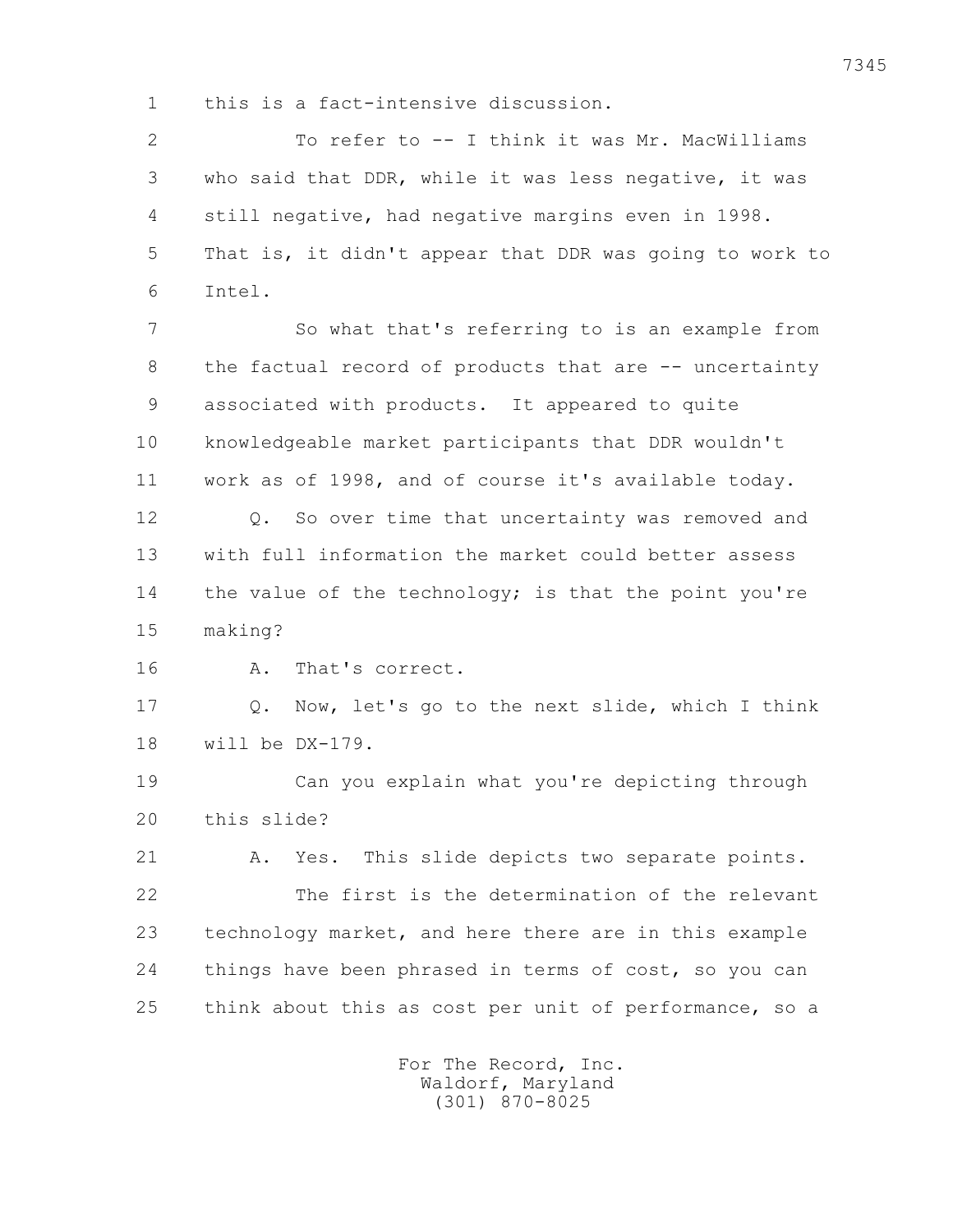1 this is a fact-intensive discussion.

2 To refer to -- I think it was Mr. MacWilliams

3 who said that DDR, while it was less negative, it was

4 still negative, had negative margins even in 1998.

5 That is, it didn't appear that DDR was going to work to

6 Intel.

7 So what that's referring to is an example from

8 the factual record of products that are -- uncertainty

9 associated with products. It appeared to quite

10 knowledgeable market participants that DDR wouldn't

11 work as of 1998, and of course it's available today.

12 Q. So over time that uncertainty was removed and

13 with full information the market could better assess

14 the value of the technology; is that the point you're

15 making?

16 A. That's correct.

17 Q. Now, let's go to the next slide, which I think

18 will be DX-179.

19 Can you explain what you're depicting through

20 this slide?

21 A. Yes. This slide depicts two separate points.

22 The first is the determination of the relevant

23 technology market, and here there are in this example

24 things have been phrased in terms of cost, so you can

25 think about this as cost per unit of performance, so a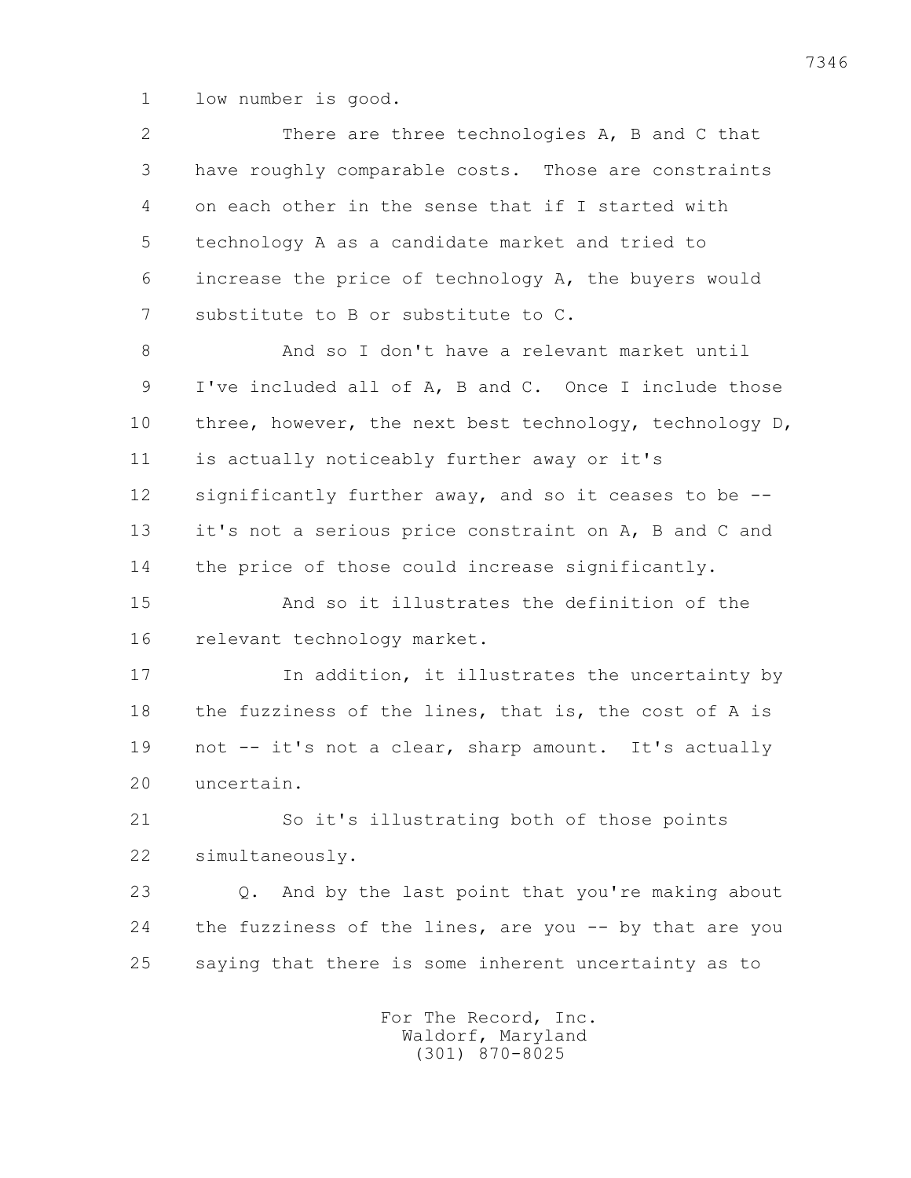low number is good.

There are three technologies A, B and C that have roughly comparable costs. Those are constraints on each other in the sense that if I started with technology A as a candidate market and tried to increase the price of technology A, the buyers would substitute to B or substitute to C.

And so I don't have a relevant market until I've included all of A, B and C. Once I include those three, however, the next best technology, technology D, is actually noticeably further away or it's significantly further away, and so it ceases to be -- it's not a serious price constraint on A, B and C and the price of those could increase significantly.

And so it illustrates the definition of the relevant technology market.

In addition, it illustrates the uncertainty by the fuzziness of the lines, that is, the cost of A is not -- it's not a clear, sharp amount. It's actually uncertain.

So it's illustrating both of those points simultaneously.

Q. And by the last point that you're making about the fuzziness of the lines, are you -- by that are you saying that there is some inherent uncertainty as to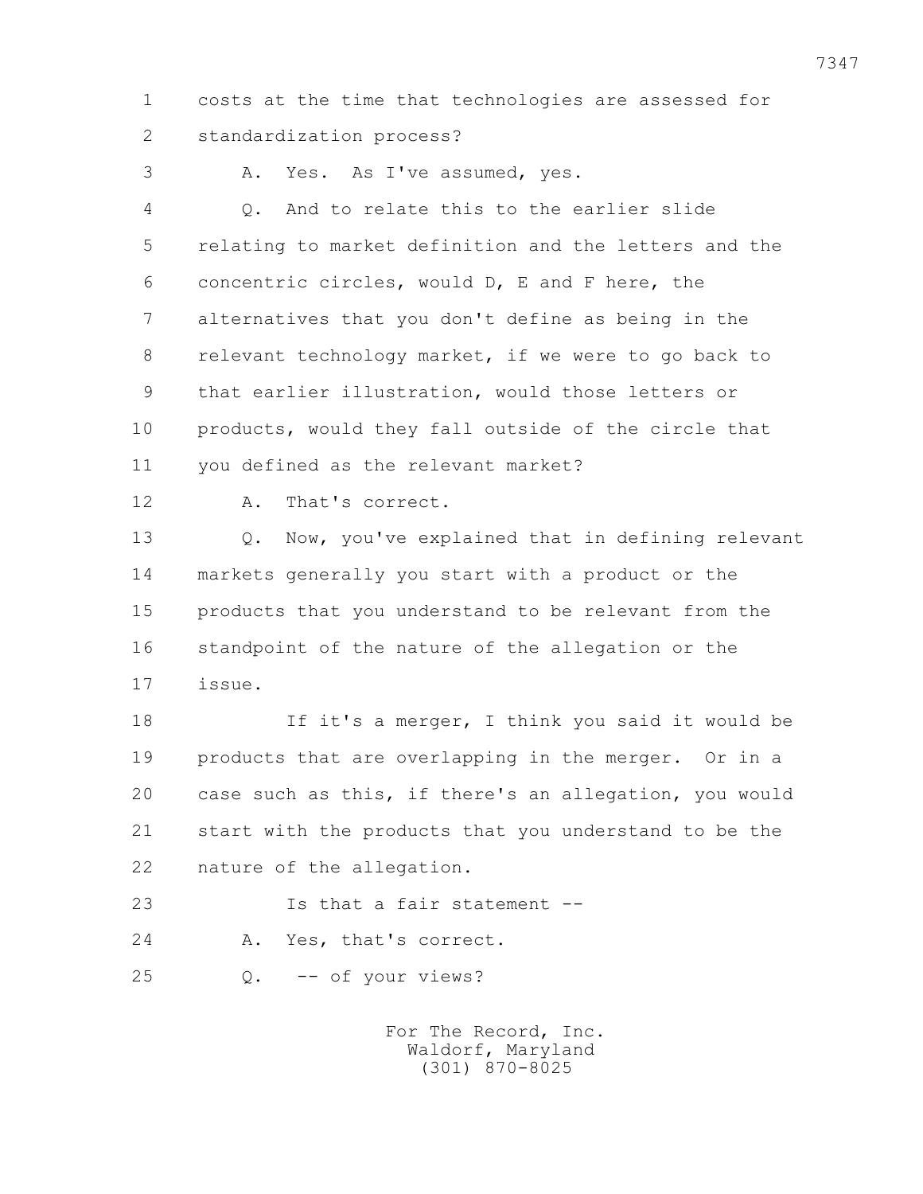1 costs at the time that technologies are assessed for
2 standardization process?

3 A. Yes. As I've assumed, yes.

4 Q. And to relate this to the earlier slide
5 relating to market definition and the letters and the
6 concentric circles, would D, E and F here, the
7 alternatives that you don't define as being in the
8 relevant technology market, if we were to go back to
9 that earlier illustration, would those letters or
10 products, would they fall outside of the circle that
11 you defined as the relevant market?

12 A. That's correct.

13 Q. Now, you've explained that in defining relevant
14 markets generally you start with a product or the
15 products that you understand to be relevant from the
16 standpoint of the nature of the allegation or the
17 issue.

18 If it's a merger, I think you said it would be
19 products that are overlapping in the merger. Or in a
20 case such as this, if there's an allegation, you would
21 start with the products that you understand to be the
22 nature of the allegation.

23 Is that a fair statement --

24 A. Yes, that's correct.

25 Q. -- of your views?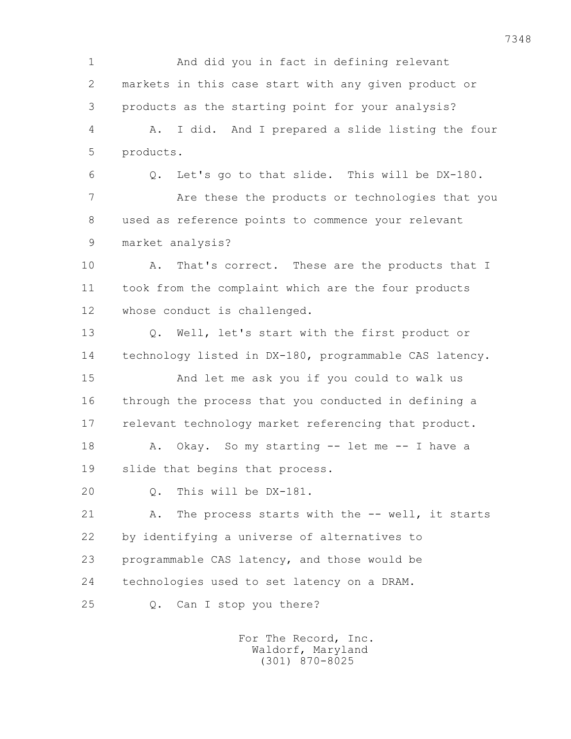1 And did you in fact in defining relevant
2 markets in this case start with any given product or
3 products as the starting point for your analysis?
4 A. I did. And I prepared a slide listing the four
5 products.
6 Q. Let's go to that slide. This will be DX-180.
7 Are these the products or technologies that you
8 used as reference points to commence your relevant
9 market analysis?
10 A. That's correct. These are the products that I
11 took from the complaint which are the four products
12 whose conduct is challenged.
13 Q. Well, let's start with the first product or
14 technology listed in DX-180, programmable CAS latency.
15 And let me ask you if you could to walk us
16 through the process that you conducted in defining a
17 relevant technology market referencing that product.
18 A. Okay. So my starting -- let me -- I have a
19 slide that begins that process.
20 Q. This will be DX-181.
21 A. The process starts with the -- well, it starts
22 by identifying a universe of alternatives to
23 programmable CAS latency, and those would be
24 technologies used to set latency on a DRAM.
25 Q. Can I stop you there?

For The Record, Inc.
Waldorf, Maryland
(301) 870-8025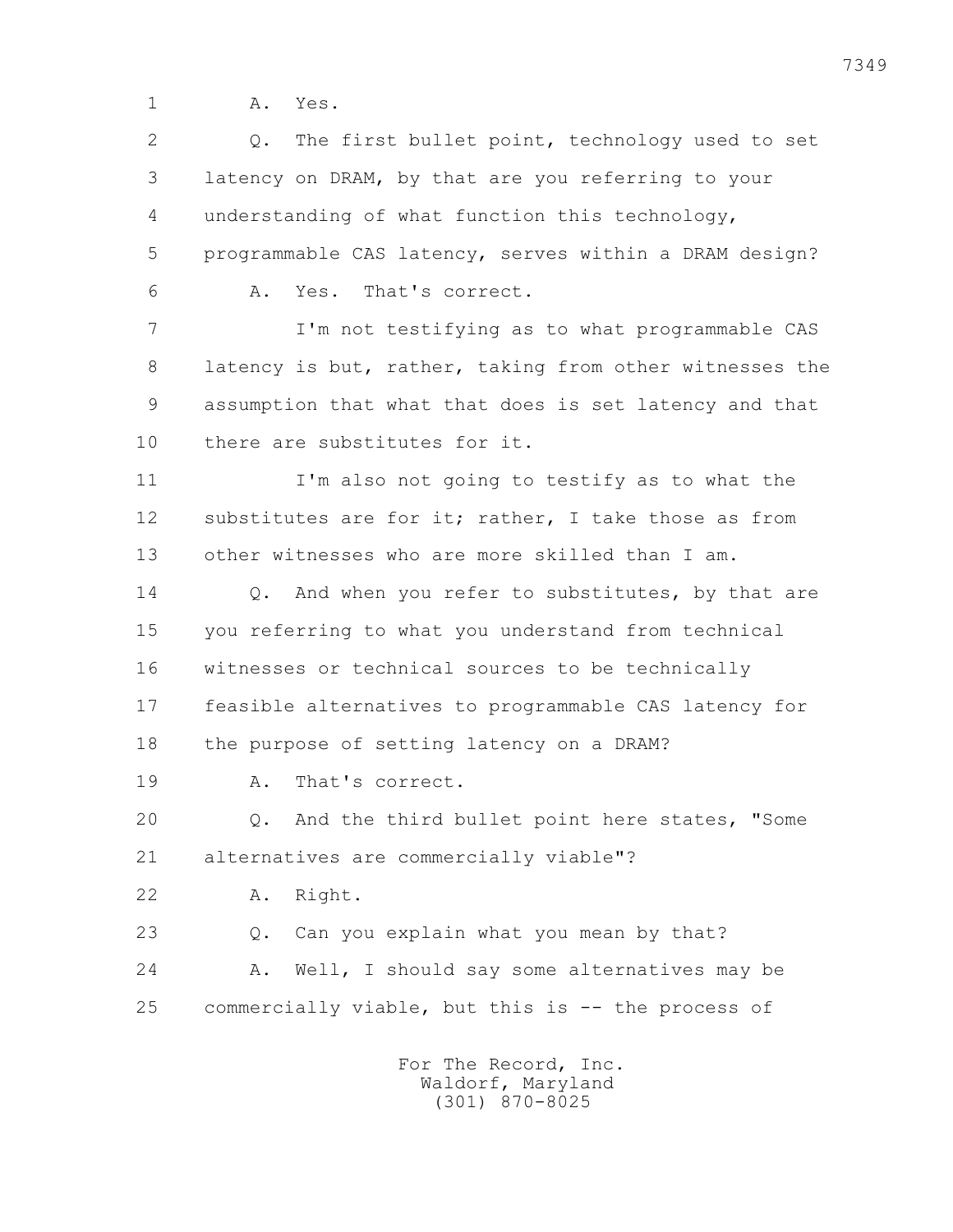1 A. Yes.

2 Q. The first bullet point, technology used to set
3 latency on DRAM, by that are you referring to your
4 understanding of what function this technology,
5 programmable CAS latency, serves within a DRAM design?

6 A. Yes. That's correct.

7 I'm not testifying as to what programmable CAS
8 latency is but, rather, taking from other witnesses the
9 assumption that what that does is set latency and that
10 there are substitutes for it.

11 I'm also not going to testify as to what the
12 substitutes are for it; rather, I take those as from
13 other witnesses who are more skilled than I am.

14 Q. And when you refer to substitutes, by that are
15 you referring to what you understand from technical
16 witnesses or technical sources to be technically
17 feasible alternatives to programmable CAS latency for
18 the purpose of setting latency on a DRAM?

19 A. That's correct.

20 Q. And the third bullet point here states, "Some
21 alternatives are commercially viable"?

22 A. Right.

23 Q. Can you explain what you mean by that?

24 A. Well, I should say some alternatives may be
25 commercially viable, but this is -- the process of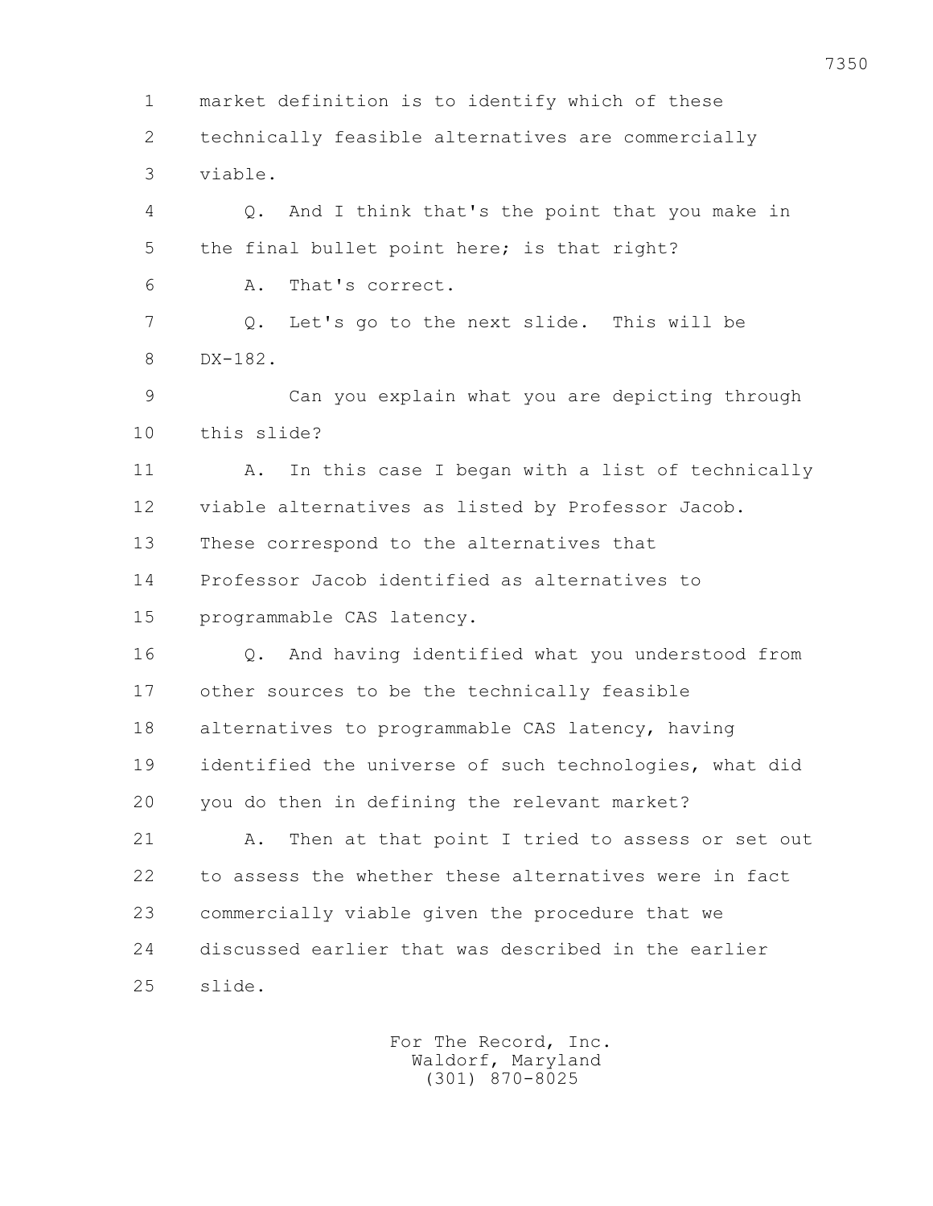market definition is to identify which of these technically feasible alternatives are commercially viable.

Q. And I think that's the point that you make in the final bullet point here; is that right?

A. That's correct.

Q. Let's go to the next slide. This will be DX-182.

Can you explain what you are depicting through this slide?

A. In this case I began with a list of technically viable alternatives as listed by Professor Jacob. These correspond to the alternatives that Professor Jacob identified as alternatives to programmable CAS latency.

Q. And having identified what you understood from other sources to be the technically feasible alternatives to programmable CAS latency, having identified the universe of such technologies, what did you do then in defining the relevant market?

A. Then at that point I tried to assess or set out to assess the whether these alternatives were in fact commercially viable given the procedure that we discussed earlier that was described in the earlier slide.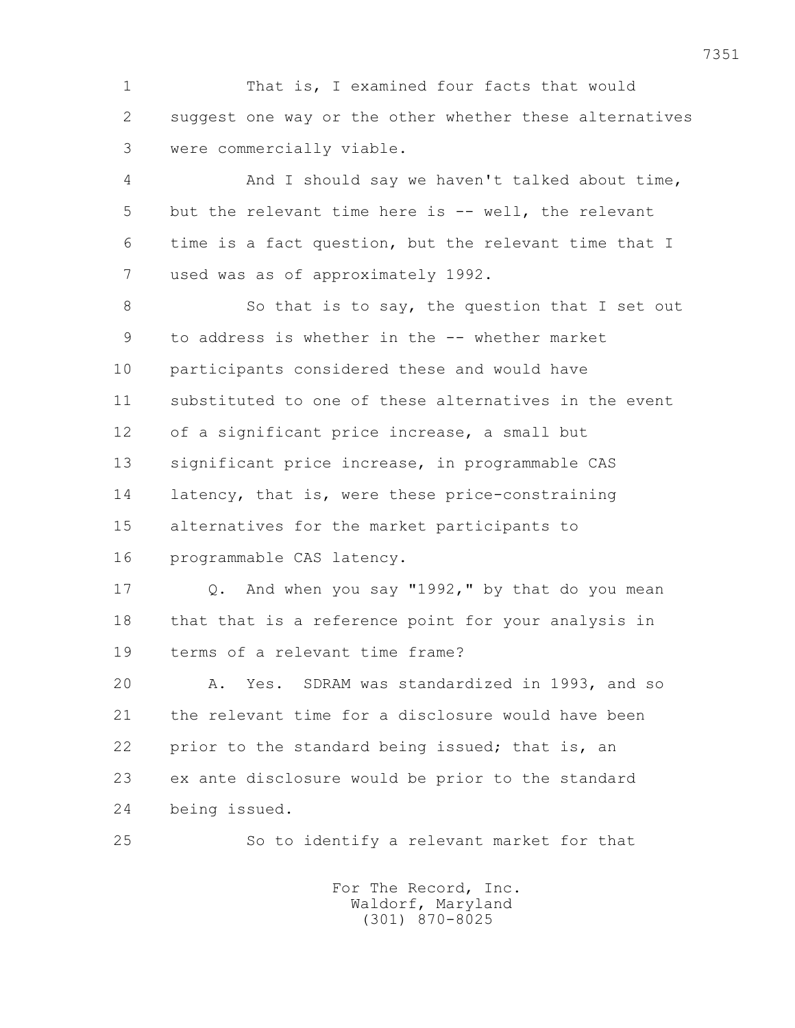That is, I examined four facts that would suggest one way or the other whether these alternatives were commercially viable.

And I should say we haven't talked about time, but the relevant time here is -- well, the relevant time is a fact question, but the relevant time that I used was as of approximately 1992.

So that is to say, the question that I set out to address is whether in the -- whether market participants considered these and would have substituted to one of these alternatives in the event of a significant price increase, a small but significant price increase, in programmable CAS latency, that is, were these price-constraining alternatives for the market participants to programmable CAS latency.

Q. And when you say "1992," by that do you mean that that is a reference point for your analysis in terms of a relevant time frame?

A. Yes. SDRAM was standardized in 1993, and so the relevant time for a disclosure would have been prior to the standard being issued; that is, an ex ante disclosure would be prior to the standard being issued.

So to identify a relevant market for that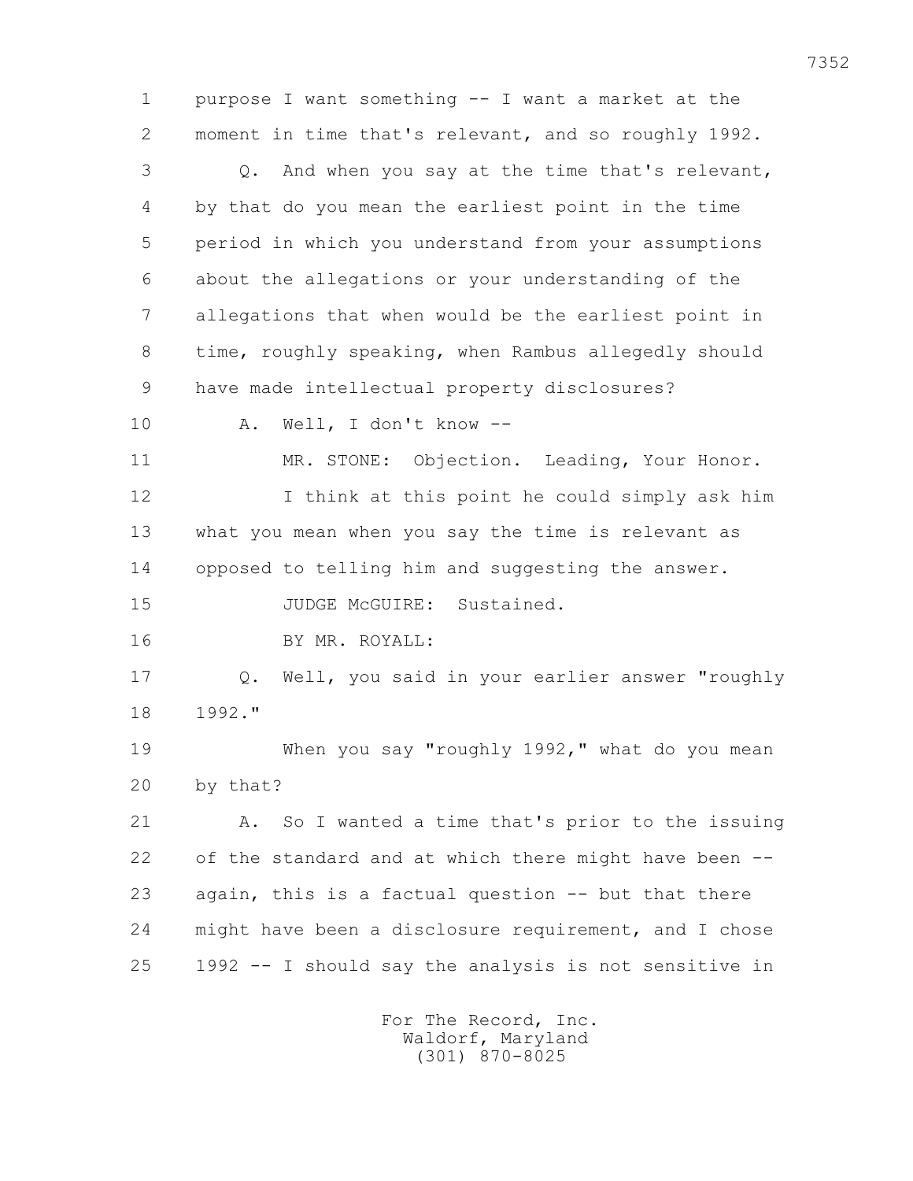1 purpose I want something -- I want a market at the
2 moment in time that's relevant, and so roughly 1992.
3 Q. And when you say at the time that's relevant,
4 by that do you mean the earliest point in the time
5 period in which you understand from your assumptions
6 about the allegations or your understanding of the
7 allegations that when would be the earliest point in
8 time, roughly speaking, when Rambus allegedly should
9 have made intellectual property disclosures?
10 A. Well, I don't know --
11 MR. STONE: Objection. Leading, Your Honor.
12 I think at this point he could simply ask him
13 what you mean when you say the time is relevant as
14 opposed to telling him and suggesting the answer.
15 JUDGE McGUIRE: Sustained.
16 BY MR. ROYALL:
17 Q. Well, you said in your earlier answer "roughly
18 1992."
19 When you say "roughly 1992," what do you mean
20 by that?
21 A. So I wanted a time that's prior to the issuing
22 of the standard and at which there might have been --
23 again, this is a factual question -- but that there
24 might have been a disclosure requirement, and I chose
25 1992 -- I should say the analysis is not sensitive in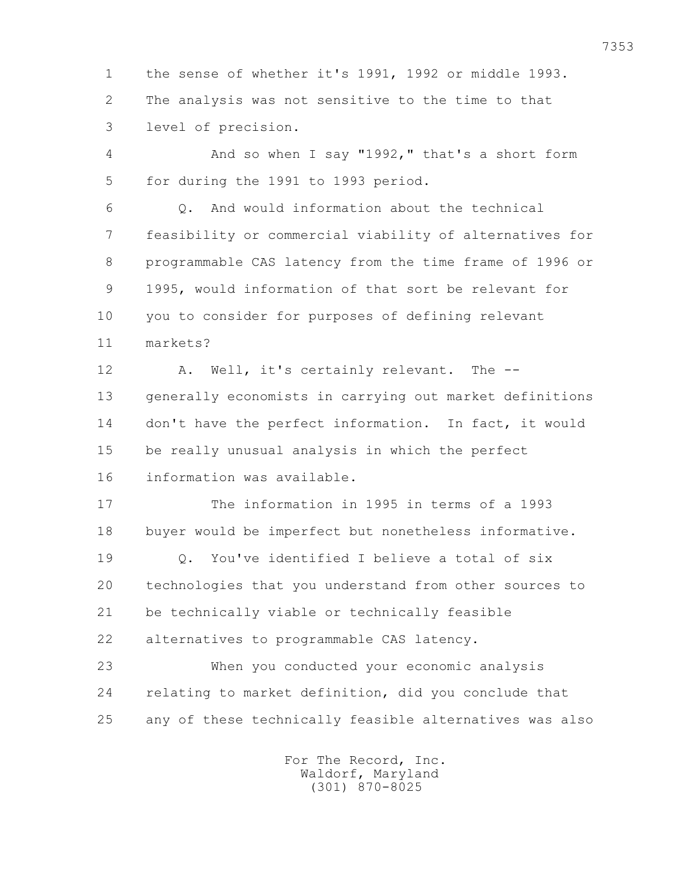1 the sense of whether it's 1991, 1992 or middle 1993.
2 The analysis was not sensitive to the time to that
3 level of precision.

4 And so when I say "1992," that's a short form
5 for during the 1991 to 1993 period.

6 Q. And would information about the technical
7 feasibility or commercial viability of alternatives for
8 programmable CAS latency from the time frame of 1996 or
9 1995, would information of that sort be relevant for
10 you to consider for purposes of defining relevant
11 markets?

12 A. Well, it's certainly relevant. The --
13 generally economists in carrying out market definitions
14 don't have the perfect information. In fact, it would
15 be really unusual analysis in which the perfect
16 information was available.

17 The information in 1995 in terms of a 1993
18 buyer would be imperfect but nonetheless informative.

19 Q. You've identified I believe a total of six
20 technologies that you understand from other sources to
21 be technically viable or technically feasible
22 alternatives to programmable CAS latency.

23 When you conducted your economic analysis
24 relating to market definition, did you conclude that
25 any of these technically feasible alternatives was also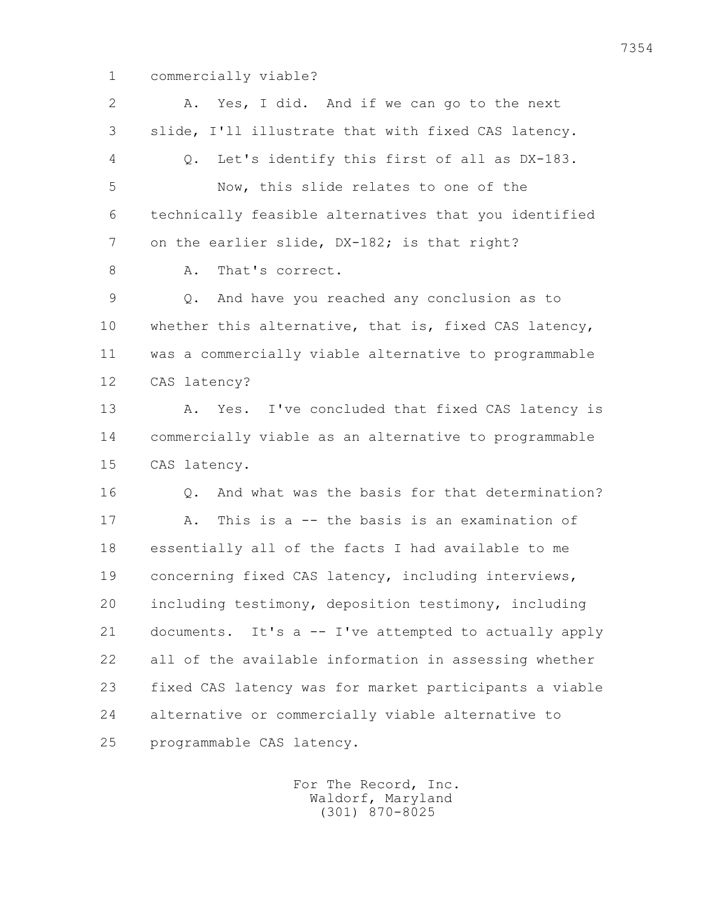1 commercially viable?

2 A. Yes, I did. And if we can go to the next

3 slide, I'll illustrate that with fixed CAS latency.

4 Q. Let's identify this first of all as DX-183.

5 Now, this slide relates to one of the

6 technically feasible alternatives that you identified

7 on the earlier slide, DX-182; is that right?

8 A. That's correct.

9 Q. And have you reached any conclusion as to

10 whether this alternative, that is, fixed CAS latency,

11 was a commercially viable alternative to programmable

12 CAS latency?

13 A. Yes. I've concluded that fixed CAS latency is

14 commercially viable as an alternative to programmable

15 CAS latency.

16 Q. And what was the basis for that determination?

17 A. This is a -- the basis is an examination of

18 essentially all of the facts I had available to me

19 concerning fixed CAS latency, including interviews,

20 including testimony, deposition testimony, including

21 documents. It's a -- I've attempted to actually apply

22 all of the available information in assessing whether

23 fixed CAS latency was for market participants a viable

24 alternative or commercially viable alternative to

25 programmable CAS latency.

For The Record, Inc.
Waldorf, Maryland
(301) 870-8025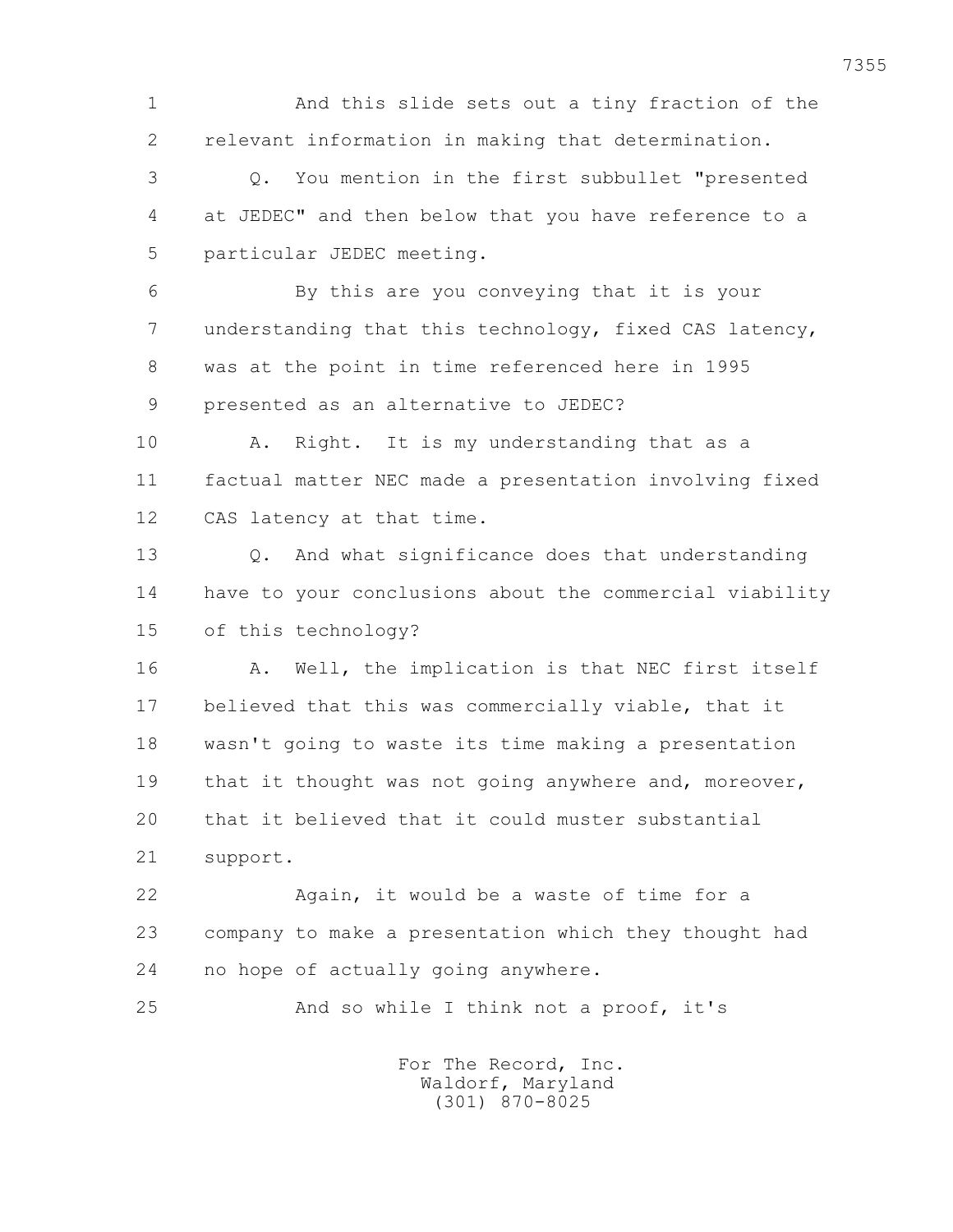1 And this slide sets out a tiny fraction of the
2 relevant information in making that determination.

3 Q. You mention in the first subbullet "presented
4 at JEDEC" and then below that you have reference to a
5 particular JEDEC meeting.

6 By this are you conveying that it is your
7 understanding that this technology, fixed CAS latency,
8 was at the point in time referenced here in 1995
9 presented as an alternative to JEDEC?

10 A. Right. It is my understanding that as a
11 factual matter NEC made a presentation involving fixed
12 CAS latency at that time.

13 Q. And what significance does that understanding
14 have to your conclusions about the commercial viability
15 of this technology?

16 A. Well, the implication is that NEC first itself
17 believed that this was commercially viable, that it
18 wasn't going to waste its time making a presentation
19 that it thought was not going anywhere and, moreover,
20 that it believed that it could muster substantial
21 support.

22 Again, it would be a waste of time for a
23 company to make a presentation which they thought had
24 no hope of actually going anywhere.

25 And so while I think not a proof, it's

For The Record, Inc.
Waldorf, Maryland
(301) 870-8025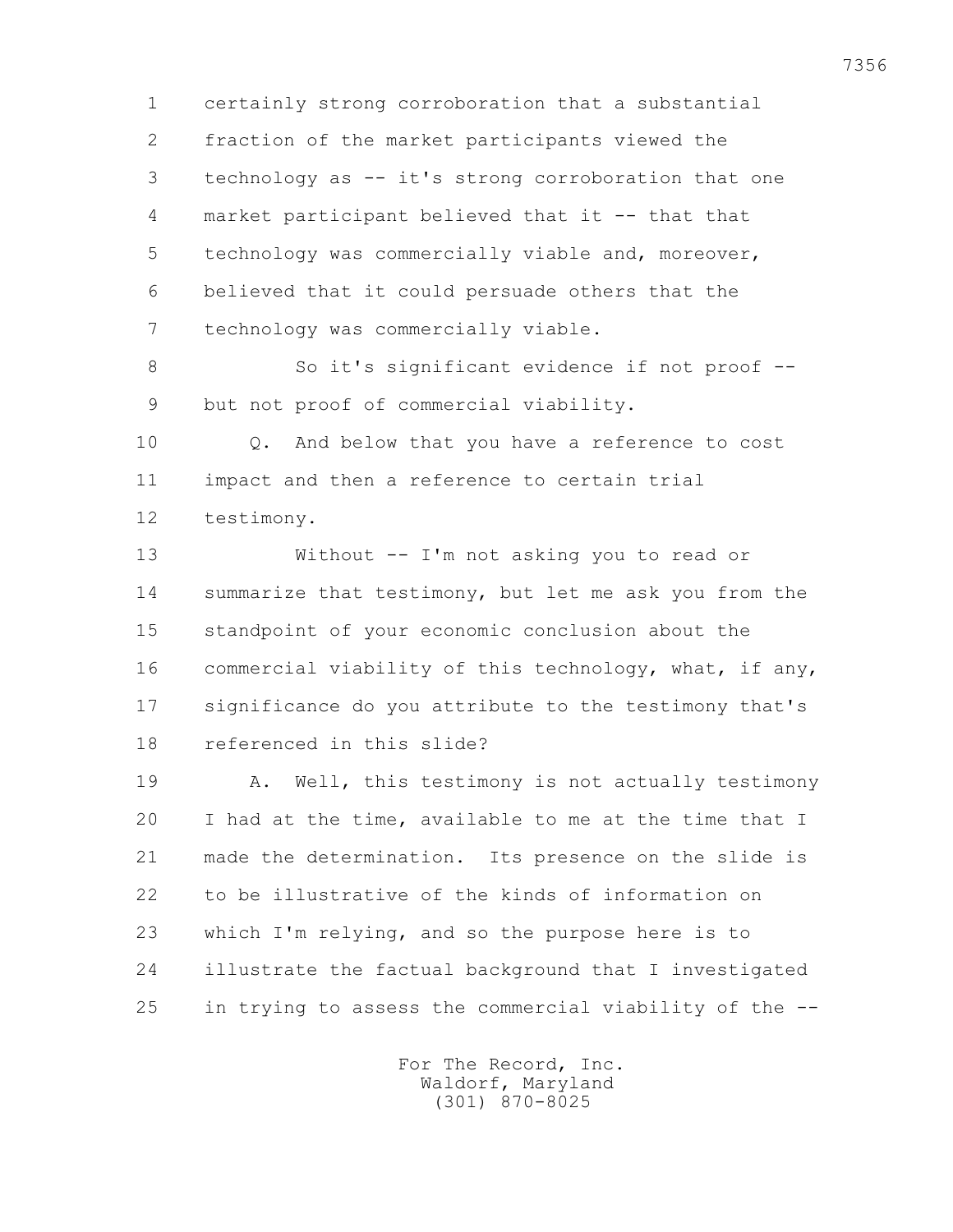1 certainly strong corroboration that a substantial
2 fraction of the market participants viewed the
3 technology as -- it's strong corroboration that one
4 market participant believed that it -- that that
5 technology was commercially viable and, moreover,
6 believed that it could persuade others that the
7 technology was commercially viable.

8 So it's significant evidence if not proof --
9 but not proof of commercial viability.

10 Q. And below that you have a reference to cost
11 impact and then a reference to certain trial
12 testimony.

13 Without -- I'm not asking you to read or
14 summarize that testimony, but let me ask you from the
15 standpoint of your economic conclusion about the
16 commercial viability of this technology, what, if any,
17 significance do you attribute to the testimony that's
18 referenced in this slide?

19 A. Well, this testimony is not actually testimony
20 I had at the time, available to me at the time that I
21 made the determination. Its presence on the slide is
22 to be illustrative of the kinds of information on
23 which I'm relying, and so the purpose here is to
24 illustrate the factual background that I investigated
25 in trying to assess the commercial viability of the --

For The Record, Inc.
Waldorf, Maryland
(301) 870-8025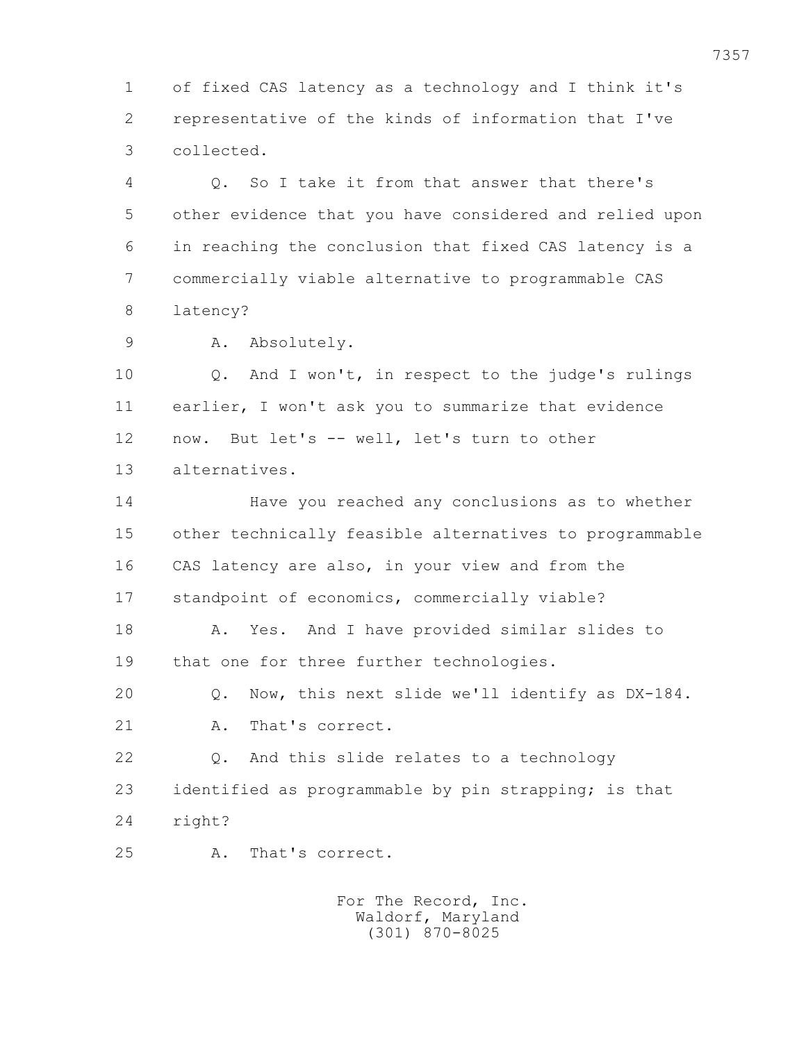1 of fixed CAS latency as a technology and I think it's
2 representative of the kinds of information that I've
3 collected.
4 Q. So I take it from that answer that there's
5 other evidence that you have considered and relied upon
6 in reaching the conclusion that fixed CAS latency is a
7 commercially viable alternative to programmable CAS
8 latency?
9 A. Absolutely.
10 Q. And I won't, in respect to the judge's rulings
11 earlier, I won't ask you to summarize that evidence
12 now. But let's -- well, let's turn to other
13 alternatives.
14 Have you reached any conclusions as to whether
15 other technically feasible alternatives to programmable
16 CAS latency are also, in your view and from the
17 standpoint of economics, commercially viable?
18 A. Yes. And I have provided similar slides to
19 that one for three further technologies.
20 Q. Now, this next slide we'll identify as DX-184.
21 A. That's correct.
22 Q. And this slide relates to a technology
23 identified as programmable by pin strapping; is that
24 right?
25 A. That's correct.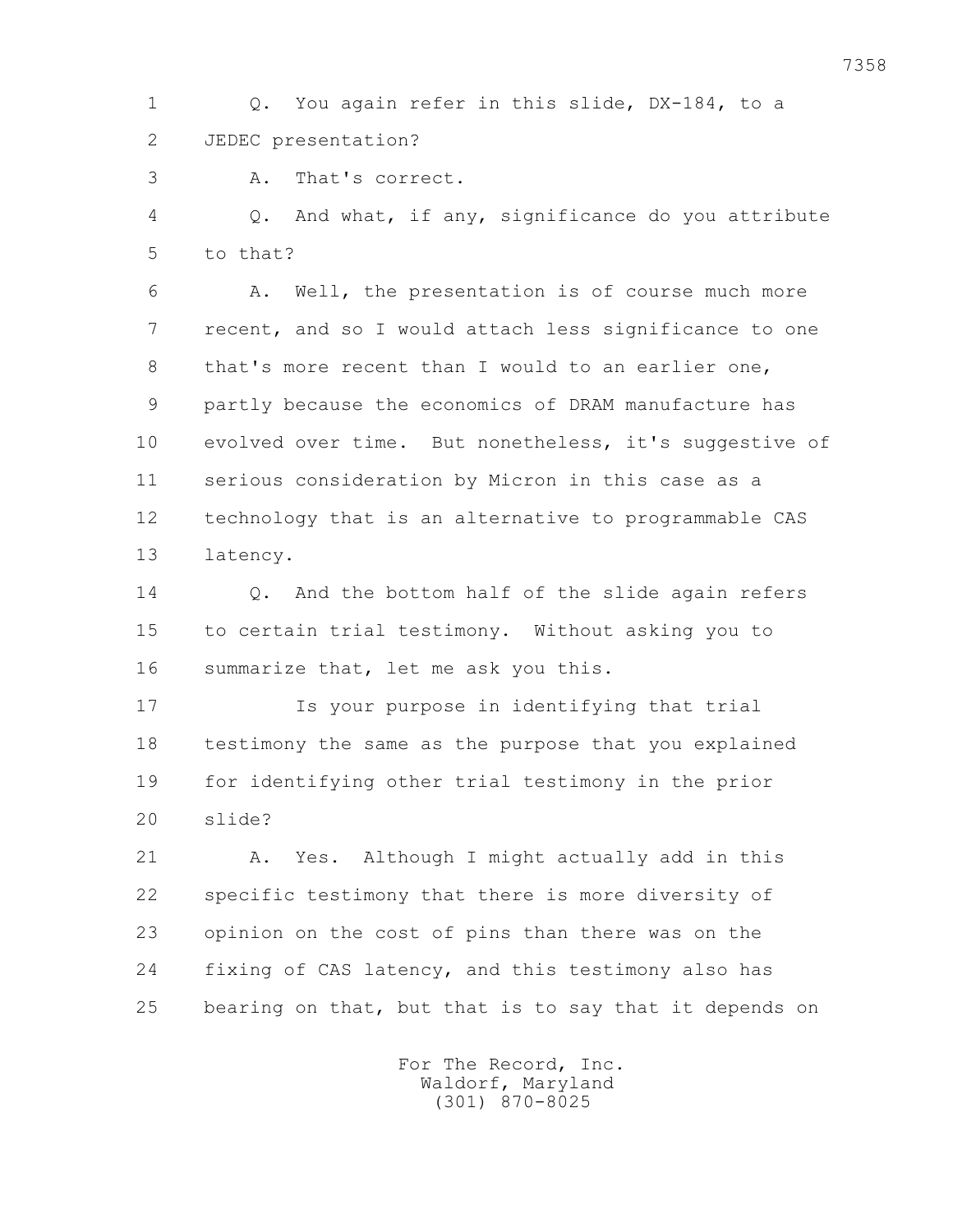1 Q. You again refer in this slide, DX-184, to a
2 JEDEC presentation?
3 A. That's correct.
4 Q. And what, if any, significance do you attribute
5 to that?
6 A. Well, the presentation is of course much more
7 recent, and so I would attach less significance to one
8 that's more recent than I would to an earlier one,
9 partly because the economics of DRAM manufacture has
10 evolved over time. But nonetheless, it's suggestive of
11 serious consideration by Micron in this case as a
12 technology that is an alternative to programmable CAS
13 latency.
14 Q. And the bottom half of the slide again refers
15 to certain trial testimony. Without asking you to
16 summarize that, let me ask you this.
17 Is your purpose in identifying that trial
18 testimony the same as the purpose that you explained
19 for identifying other trial testimony in the prior
20 slide?
21 A. Yes. Although I might actually add in this
22 specific testimony that there is more diversity of
23 opinion on the cost of pins than there was on the
24 fixing of CAS latency, and this testimony also has
25 bearing on that, but that is to say that it depends on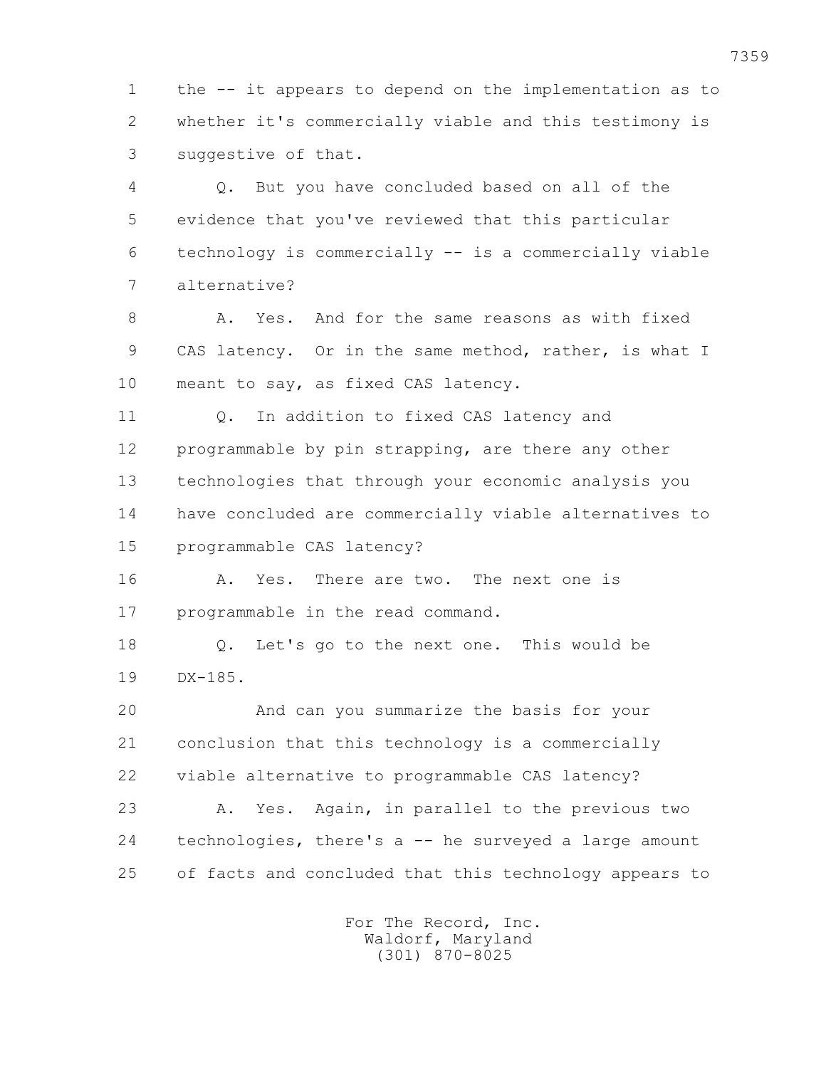1 the -- it appears to depend on the implementation as to
2 whether it's commercially viable and this testimony is
3 suggestive of that.

4 Q. But you have concluded based on all of the
5 evidence that you've reviewed that this particular
6 technology is commercially -- is a commercially viable
7 alternative?

8 A. Yes. And for the same reasons as with fixed
9 CAS latency. Or in the same method, rather, is what I
10 meant to say, as fixed CAS latency.

11 Q. In addition to fixed CAS latency and
12 programmable by pin strapping, are there any other
13 technologies that through your economic analysis you
14 have concluded are commercially viable alternatives to
15 programmable CAS latency?

16 A. Yes. There are two. The next one is
17 programmable in the read command.

18 Q. Let's go to the next one. This would be
19 DX-185.

20 And can you summarize the basis for your
21 conclusion that this technology is a commercially
22 viable alternative to programmable CAS latency?

23 A. Yes. Again, in parallel to the previous two
24 technologies, there's a -- he surveyed a large amount
25 of facts and concluded that this technology appears to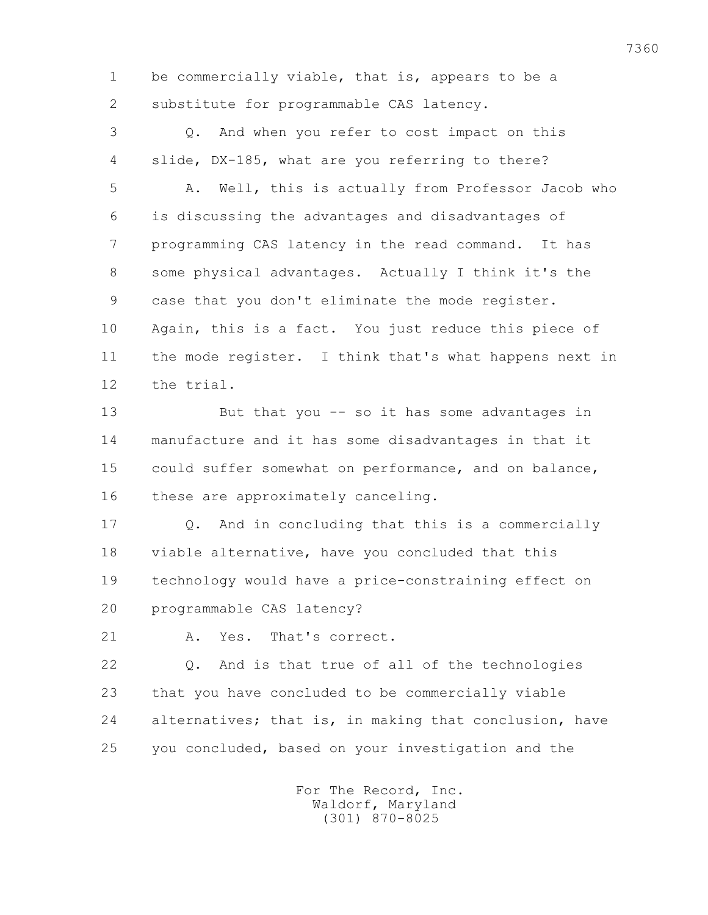1 be commercially viable, that is, appears to be a
2 substitute for programmable CAS latency.

3 Q. And when you refer to cost impact on this
4 slide, DX-185, what are you referring to there?

5 A. Well, this is actually from Professor Jacob who
6 is discussing the advantages and disadvantages of
7 programming CAS latency in the read command. It has
8 some physical advantages. Actually I think it's the
9 case that you don't eliminate the mode register.
10 Again, this is a fact. You just reduce this piece of
11 the mode register. I think that's what happens next in
12 the trial.

13 But that you -- so it has some advantages in
14 manufacture and it has some disadvantages in that it
15 could suffer somewhat on performance, and on balance,
16 these are approximately canceling.

17 Q. And in concluding that this is a commercially
18 viable alternative, have you concluded that this
19 technology would have a price-constraining effect on
20 programmable CAS latency?

21 A. Yes. That's correct.

22 Q. And is that true of all of the technologies
23 that you have concluded to be commercially viable
24 alternatives; that is, in making that conclusion, have
25 you concluded, based on your investigation and the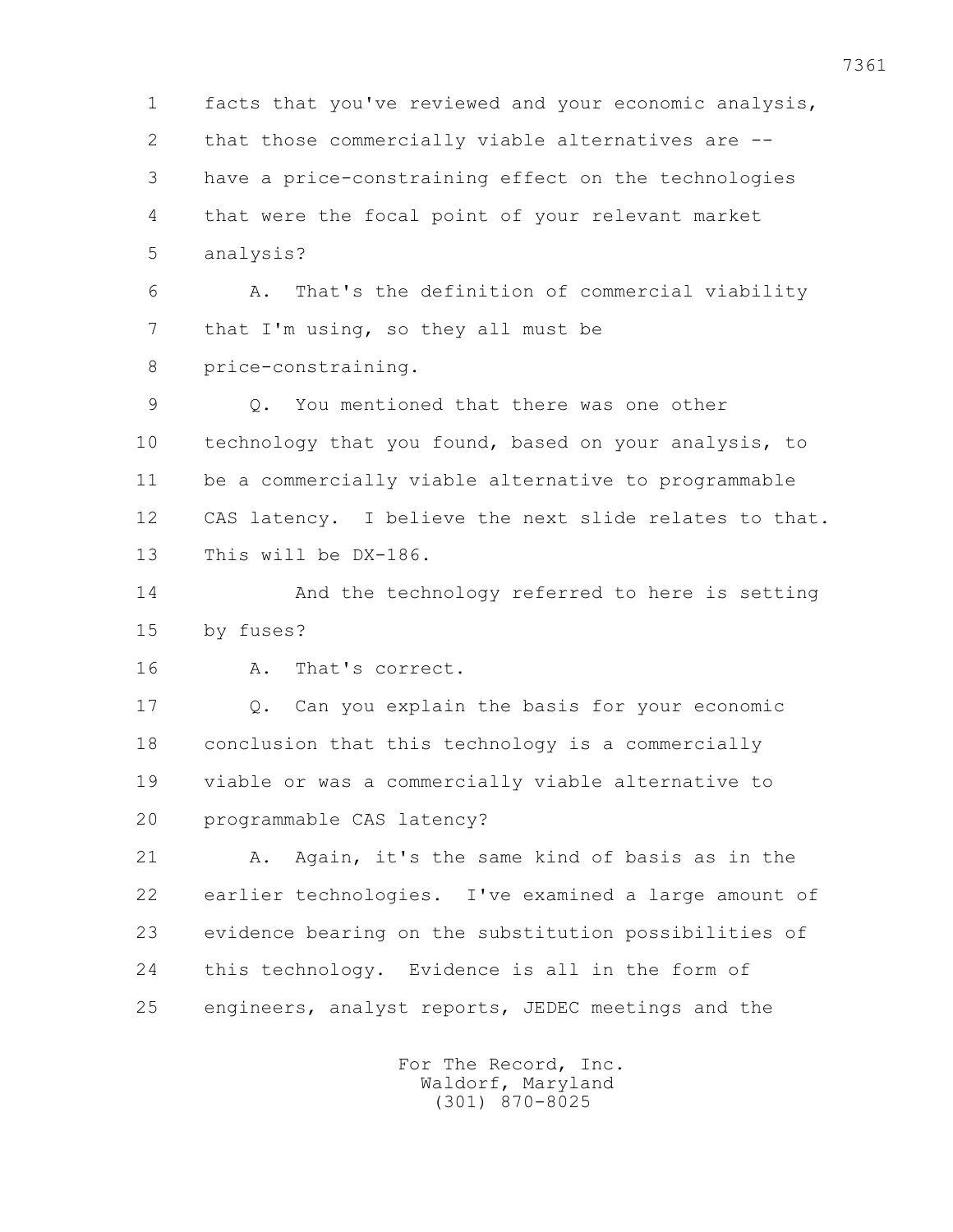1 facts that you've reviewed and your economic analysis,
2 that those commercially viable alternatives are --
3 have a price-constraining effect on the technologies
4 that were the focal point of your relevant market
5 analysis?

6 A. That's the definition of commercial viability
7 that I'm using, so they all must be
8 price-constraining.

9 Q. You mentioned that there was one other
10 technology that you found, based on your analysis, to
11 be a commercially viable alternative to programmable
12 CAS latency. I believe the next slide relates to that.
13 This will be DX-186.

14 And the technology referred to here is setting
15 by fuses?

16 A. That's correct.

17 Q. Can you explain the basis for your economic
18 conclusion that this technology is a commercially
19 viable or was a commercially viable alternative to
20 programmable CAS latency?

21 A. Again, it's the same kind of basis as in the
22 earlier technologies. I've examined a large amount of
23 evidence bearing on the substitution possibilities of
24 this technology. Evidence is all in the form of
25 engineers, analyst reports, JEDEC meetings and the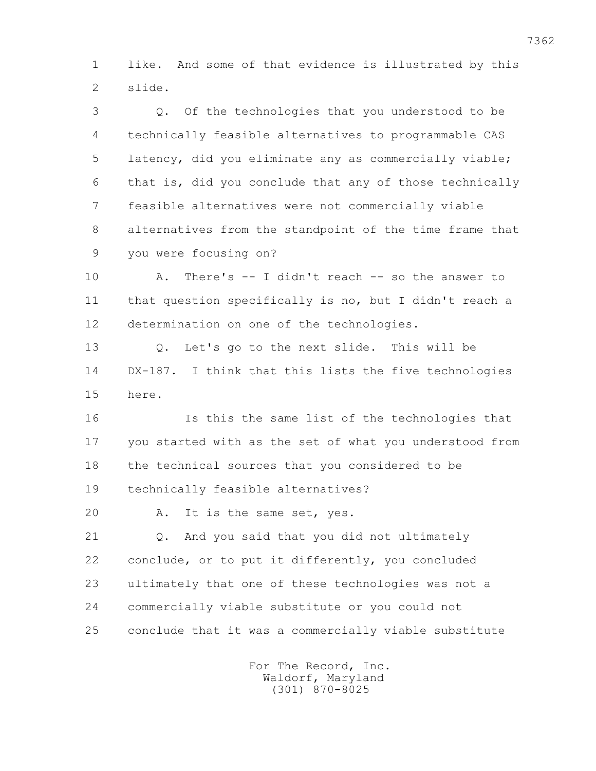1 like. And some of that evidence is illustrated by this
2 slide.

3 Q. Of the technologies that you understood to be
4 technically feasible alternatives to programmable CAS
5 latency, did you eliminate any as commercially viable;
6 that is, did you conclude that any of those technically
7 feasible alternatives were not commercially viable
8 alternatives from the standpoint of the time frame that
9 you were focusing on?

10 A. There's -- I didn't reach -- so the answer to
11 that question specifically is no, but I didn't reach a
12 determination on one of the technologies.

13 Q. Let's go to the next slide. This will be
14 DX-187. I think that this lists the five technologies
15 here.

16 Is this the same list of the technologies that
17 you started with as the set of what you understood from
18 the technical sources that you considered to be
19 technically feasible alternatives?

20 A. It is the same set, yes.

21 Q. And you said that you did not ultimately
22 conclude, or to put it differently, you concluded
23 ultimately that one of these technologies was not a
24 commercially viable substitute or you could not
25 conclude that it was a commercially viable substitute

For The Record, Inc.
Waldorf, Maryland
(301) 870-8025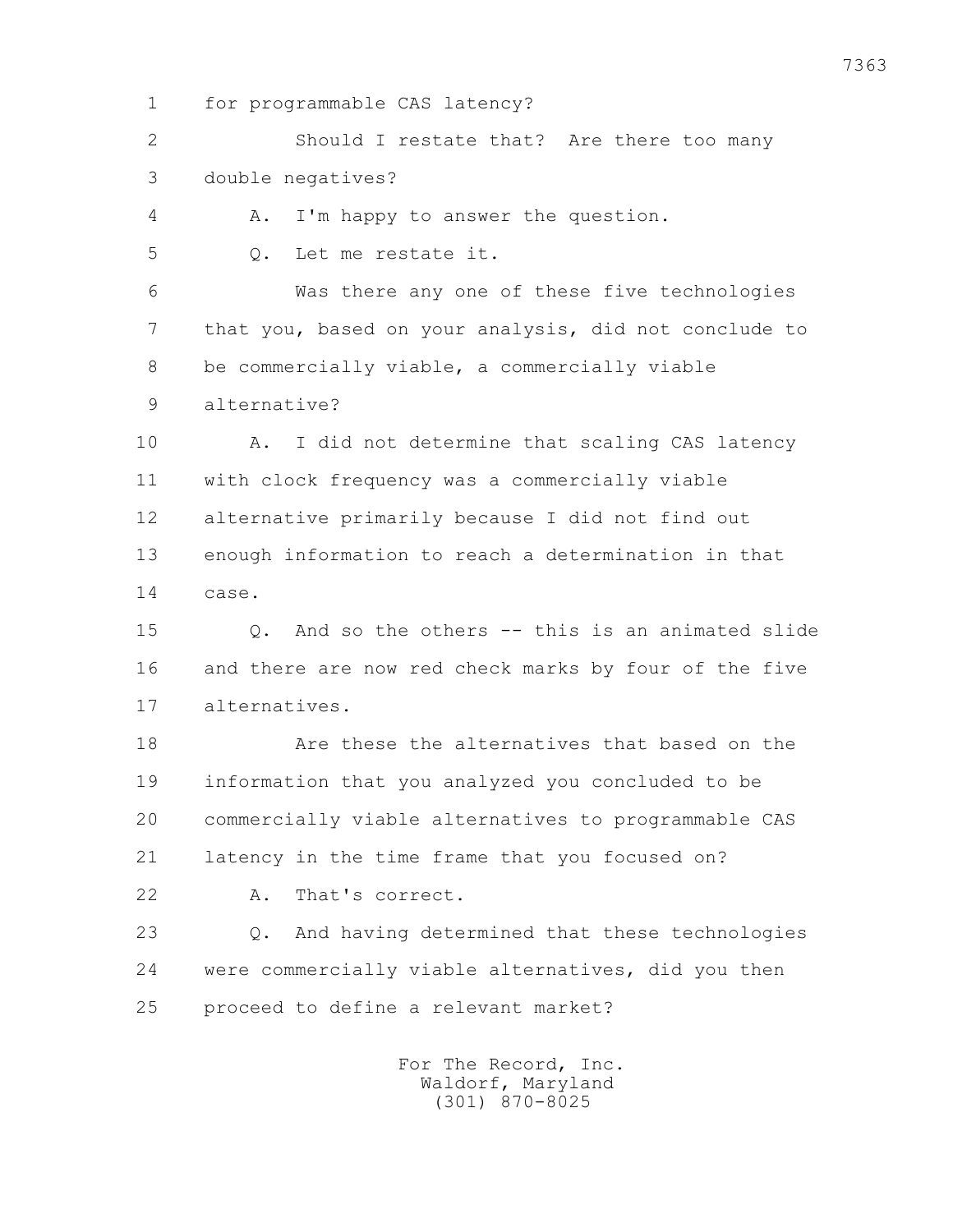1 for programmable CAS latency?

2 Should I restate that? Are there too many

3 double negatives?

4 A. I'm happy to answer the question.

5 Q. Let me restate it.

6 Was there any one of these five technologies

7 that you, based on your analysis, did not conclude to

8 be commercially viable, a commercially viable

9 alternative?

10 A. I did not determine that scaling CAS latency

11 with clock frequency was a commercially viable

12 alternative primarily because I did not find out

13 enough information to reach a determination in that

14 case.

15 Q. And so the others -- this is an animated slide

16 and there are now red check marks by four of the five

17 alternatives.

18 Are these the alternatives that based on the

19 information that you analyzed you concluded to be

20 commercially viable alternatives to programmable CAS

21 latency in the time frame that you focused on?

22 A. That's correct.

23 Q. And having determined that these technologies

24 were commercially viable alternatives, did you then

25 proceed to define a relevant market?

For The Record, Inc.
Waldorf, Maryland
(301) 870-8025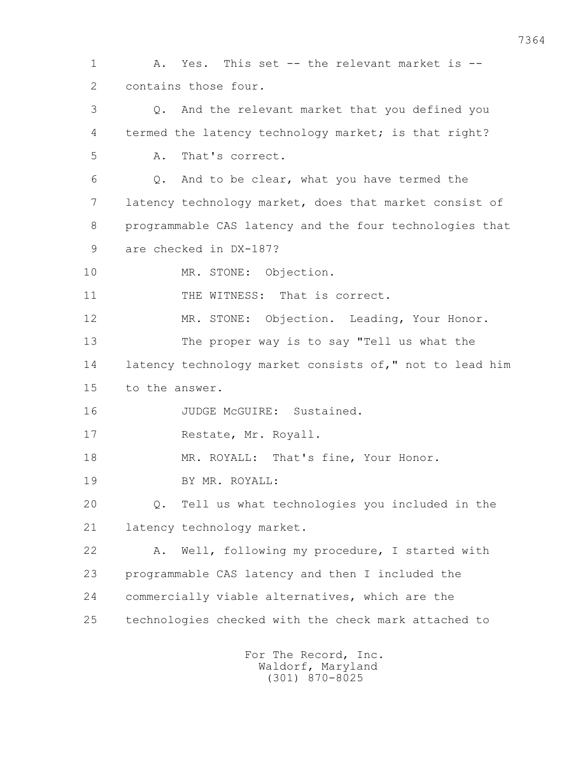1 A. Yes. This set -- the relevant market is --
2 contains those four.
3 Q. And the relevant market that you defined you
4 termed the latency technology market; is that right?
5 A. That's correct.
6 Q. And to be clear, what you have termed the
7 latency technology market, does that market consist of
8 programmable CAS latency and the four technologies that
9 are checked in DX-187?
10 MR. STONE: Objection.
11 THE WITNESS: That is correct.
12 MR. STONE: Objection. Leading, Your Honor.
13 The proper way is to say "Tell us what the
14 latency technology market consists of," not to lead him
15 to the answer.
16 JUDGE McGUIRE: Sustained.
17 Restate, Mr. Royall.
18 MR. ROYALL: That's fine, Your Honor.
19 BY MR. ROYALL:
20 Q. Tell us what technologies you included in the
21 latency technology market.
22 A. Well, following my procedure, I started with
23 programmable CAS latency and then I included the
24 commercially viable alternatives, which are the
25 technologies checked with the check mark attached to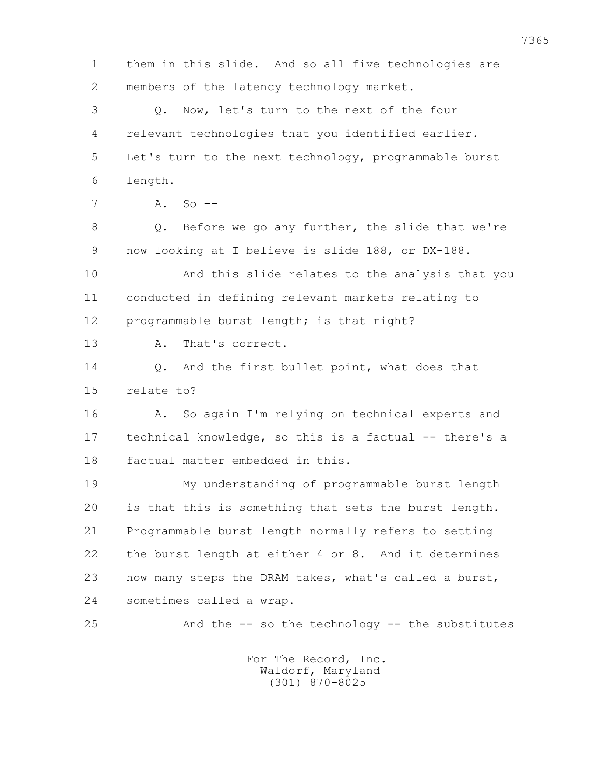1 them in this slide. And so all five technologies are
2 members of the latency technology market.

3 Q. Now, let's turn to the next of the four
4 relevant technologies that you identified earlier.
5 Let's turn to the next technology, programmable burst
6 length.

7 A. So --

8 Q. Before we go any further, the slide that we're
9 now looking at I believe is slide 188, or DX-188.

10 And this slide relates to the analysis that you
11 conducted in defining relevant markets relating to
12 programmable burst length; is that right?

13 A. That's correct.

14 Q. And the first bullet point, what does that
15 relate to?

16 A. So again I'm relying on technical experts and
17 technical knowledge, so this is a factual -- there's a
18 factual matter embedded in this.

19 My understanding of programmable burst length
20 is that this is something that sets the burst length.
21 Programmable burst length normally refers to setting
22 the burst length at either 4 or 8. And it determines
23 how many steps the DRAM takes, what's called a burst,
24 sometimes called a wrap.

25 And the -- so the technology -- the substitutes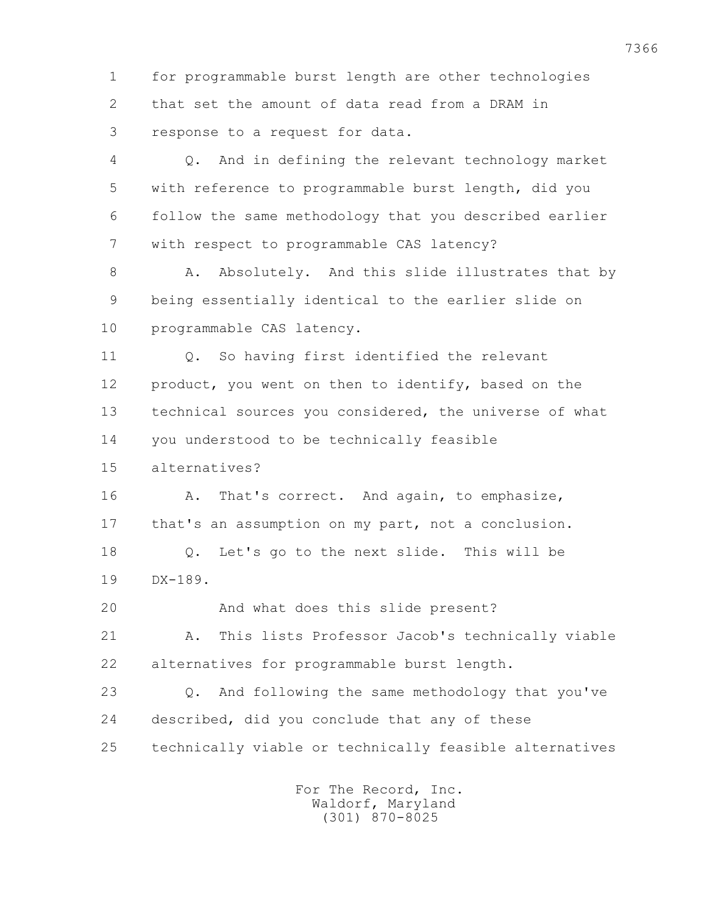1 for programmable burst length are other technologies
2 that set the amount of data read from a DRAM in
3 response to a request for data.

4 Q. And in defining the relevant technology market
5 with reference to programmable burst length, did you
6 follow the same methodology that you described earlier
7 with respect to programmable CAS latency?

8 A. Absolutely. And this slide illustrates that by
9 being essentially identical to the earlier slide on
10 programmable CAS latency.

11 Q. So having first identified the relevant
12 product, you went on then to identify, based on the
13 technical sources you considered, the universe of what
14 you understood to be technically feasible
15 alternatives?

16 A. That's correct. And again, to emphasize,
17 that's an assumption on my part, not a conclusion.

18 Q. Let's go to the next slide. This will be
19 DX-189.

20 And what does this slide present?

21 A. This lists Professor Jacob's technically viable
22 alternatives for programmable burst length.

23 Q. And following the same methodology that you've
24 described, did you conclude that any of these
25 technically viable or technically feasible alternatives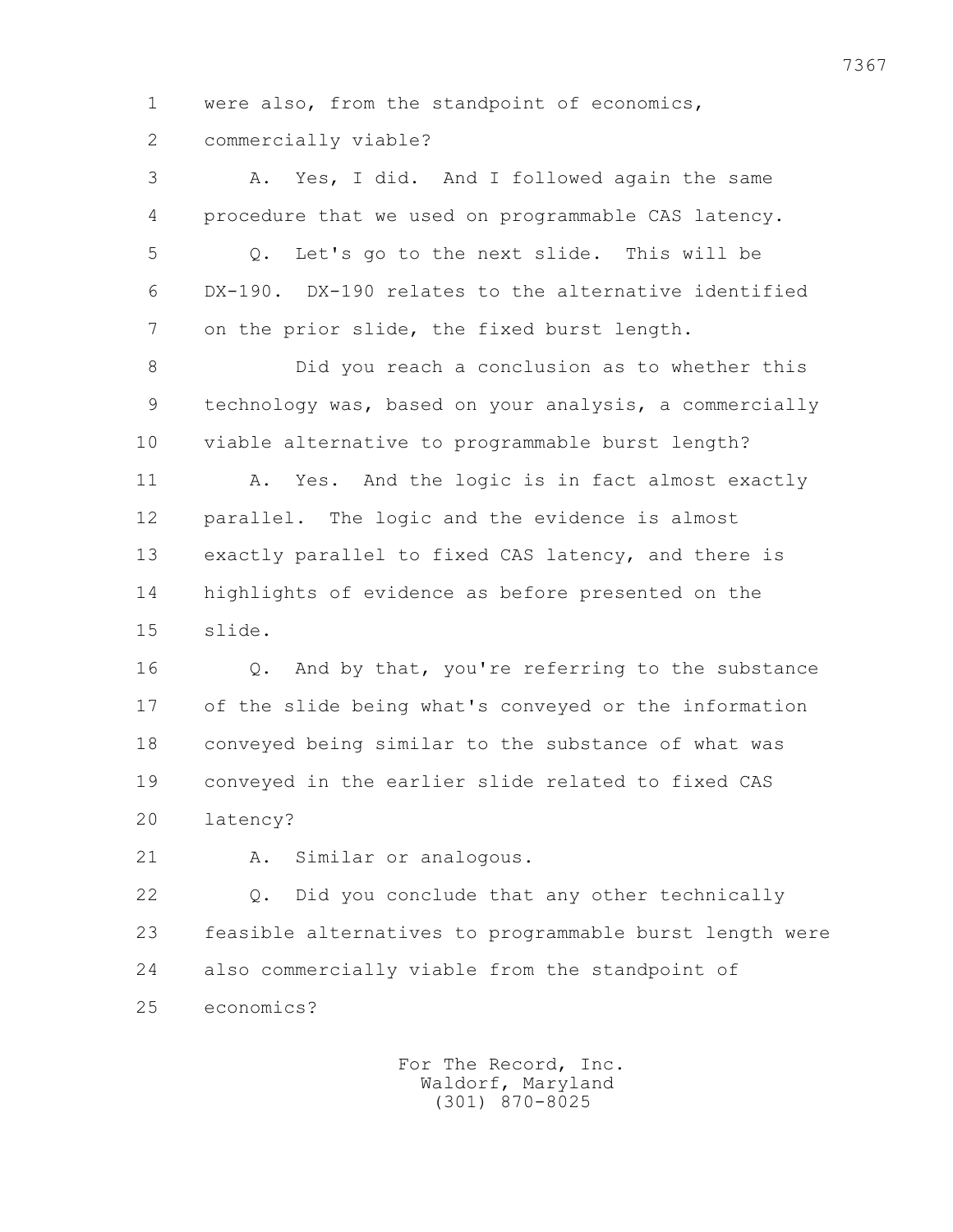were also, from the standpoint of economics, commercially viable?

A. Yes, I did. And I followed again the same procedure that we used on programmable CAS latency.

Q. Let's go to the next slide. This will be DX-190. DX-190 relates to the alternative identified on the prior slide, the fixed burst length.

Did you reach a conclusion as to whether this technology was, based on your analysis, a commercially viable alternative to programmable burst length?

A. Yes. And the logic is in fact almost exactly parallel. The logic and the evidence is almost exactly parallel to fixed CAS latency, and there is highlights of evidence as before presented on the slide.

Q. And by that, you're referring to the substance of the slide being what's conveyed or the information conveyed being similar to the substance of what was conveyed in the earlier slide related to fixed CAS latency?

A. Similar or analogous.

Q. Did you conclude that any other technically feasible alternatives to programmable burst length were also commercially viable from the standpoint of economics?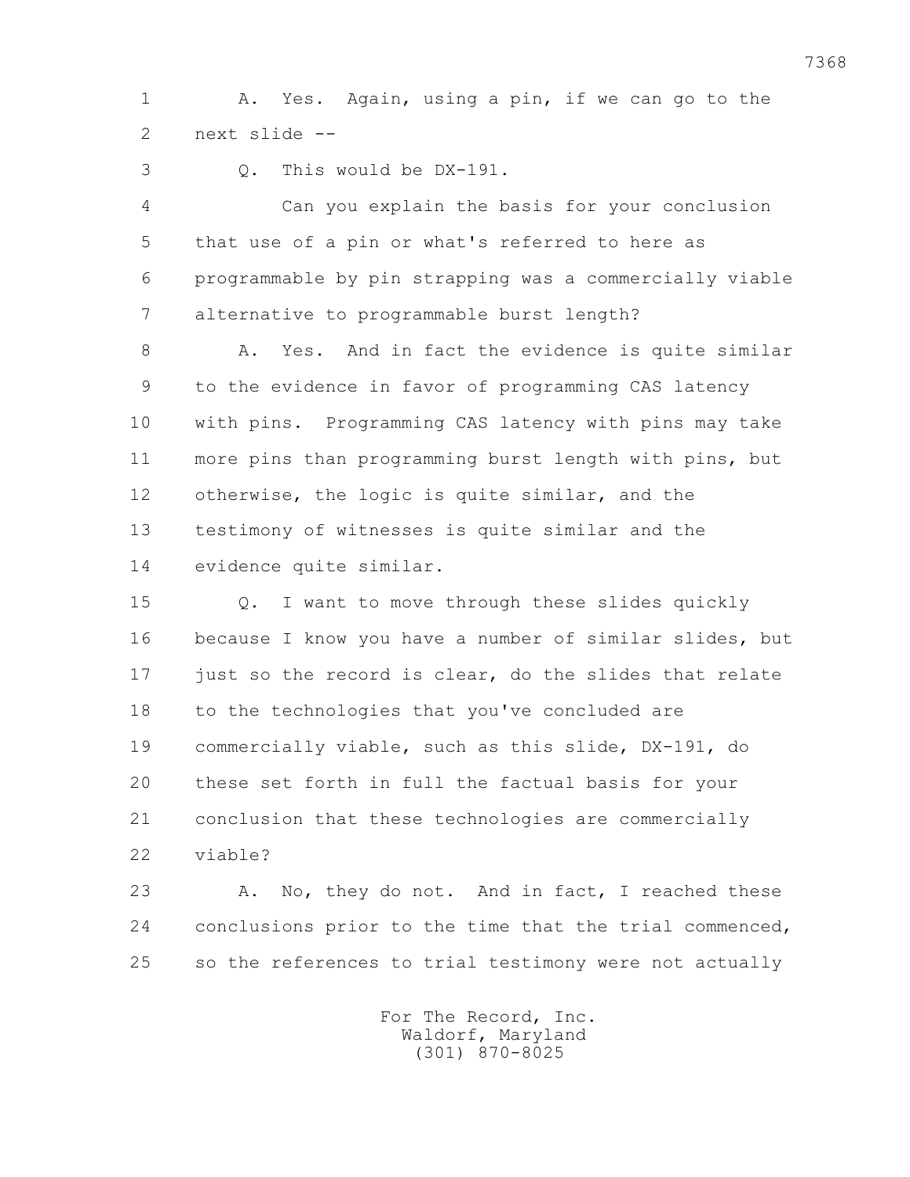1 A. Yes. Again, using a pin, if we can go to the
2 next slide --
3 Q. This would be DX-191.
4 Can you explain the basis for your conclusion
5 that use of a pin or what's referred to here as
6 programmable by pin strapping was a commercially viable
7 alternative to programmable burst length?
8 A. Yes. And in fact the evidence is quite similar
9 to the evidence in favor of programming CAS latency
10 with pins. Programming CAS latency with pins may take
11 more pins than programming burst length with pins, but
12 otherwise, the logic is quite similar, and the
13 testimony of witnesses is quite similar and the
14 evidence quite similar.
15 Q. I want to move through these slides quickly
16 because I know you have a number of similar slides, but
17 just so the record is clear, do the slides that relate
18 to the technologies that you've concluded are
19 commercially viable, such as this slide, DX-191, do
20 these set forth in full the factual basis for your
21 conclusion that these technologies are commercially
22 viable?
23 A. No, they do not. And in fact, I reached these
24 conclusions prior to the time that the trial commenced,
25 so the references to trial testimony were not actually

For The Record, Inc.
Waldorf, Maryland
(301) 870-8025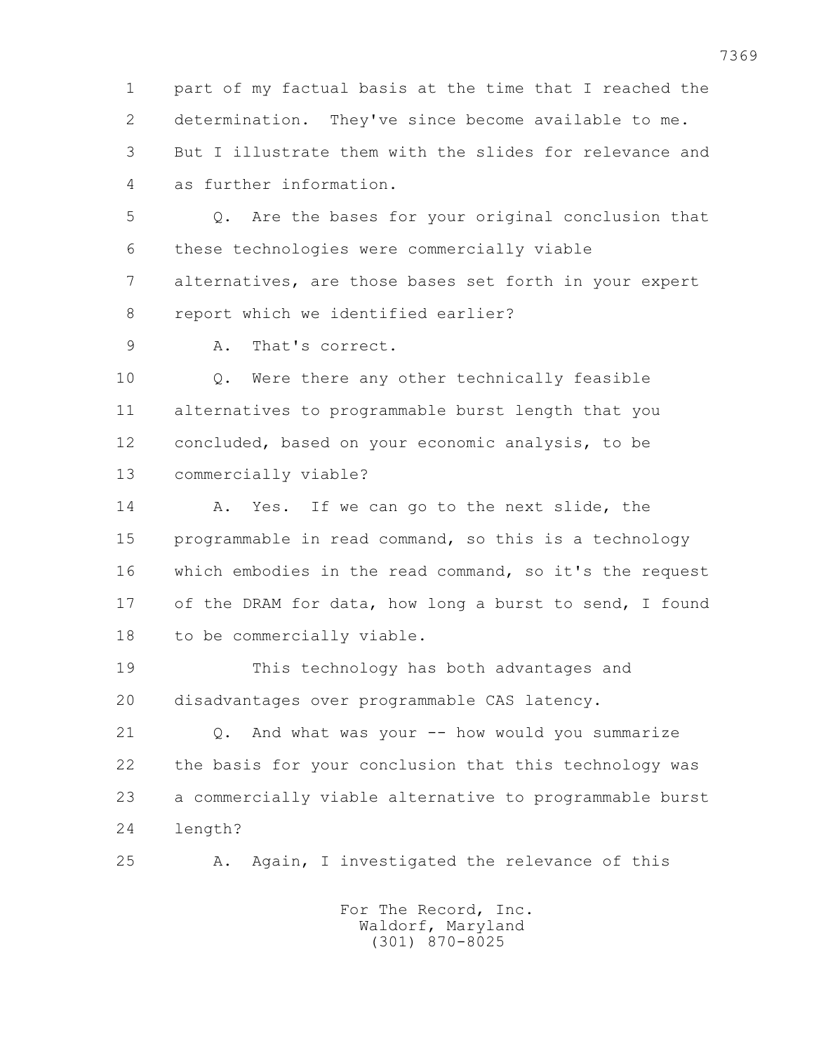1 part of my factual basis at the time that I reached the
2 determination. They've since become available to me.
3 But I illustrate them with the slides for relevance and
4 as further information.

5 Q. Are the bases for your original conclusion that
6 these technologies were commercially viable
7 alternatives, are those bases set forth in your expert
8 report which we identified earlier?

9 A. That's correct.

10 Q. Were there any other technically feasible
11 alternatives to programmable burst length that you
12 concluded, based on your economic analysis, to be
13 commercially viable?

14 A. Yes. If we can go to the next slide, the
15 programmable in read command, so this is a technology
16 which embodies in the read command, so it's the request
17 of the DRAM for data, how long a burst to send, I found
18 to be commercially viable.

19 This technology has both advantages and
20 disadvantages over programmable CAS latency.

21 Q. And what was your -- how would you summarize
22 the basis for your conclusion that this technology was
23 a commercially viable alternative to programmable burst
24 length?

25 A. Again, I investigated the relevance of this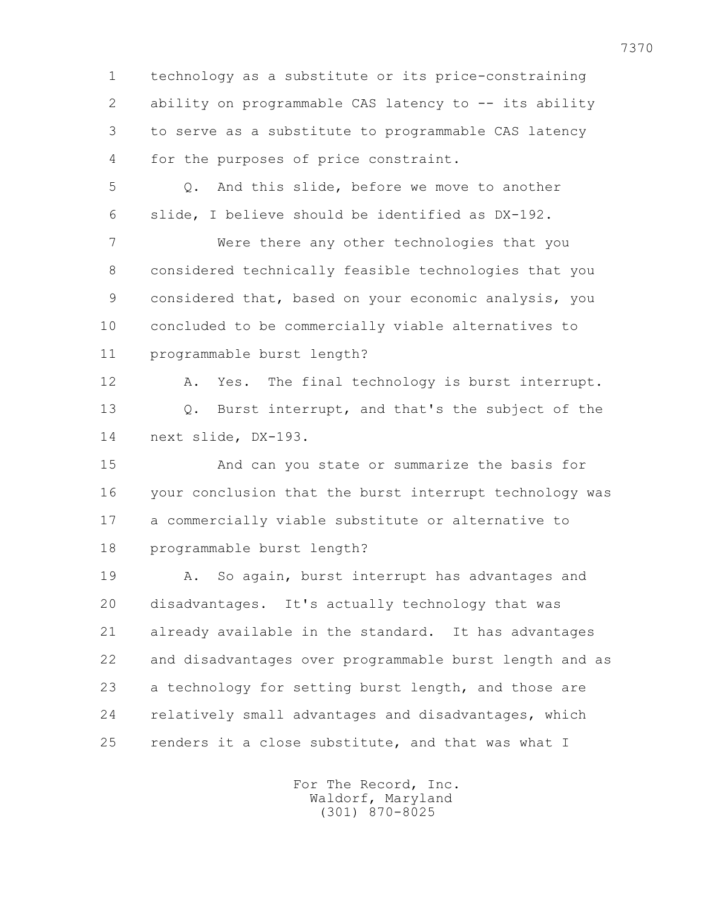1 technology as a substitute or its price-constraining
2 ability on programmable CAS latency to -- its ability
3 to serve as a substitute to programmable CAS latency
4 for the purposes of price constraint.

5 Q. And this slide, before we move to another
6 slide, I believe should be identified as DX-192.

7 Were there any other technologies that you
8 considered technically feasible technologies that you
9 considered that, based on your economic analysis, you
10 concluded to be commercially viable alternatives to
11 programmable burst length?

12 A. Yes. The final technology is burst interrupt.

13 Q. Burst interrupt, and that's the subject of the
14 next slide, DX-193.

15 And can you state or summarize the basis for
16 your conclusion that the burst interrupt technology was
17 a commercially viable substitute or alternative to
18 programmable burst length?

19 A. So again, burst interrupt has advantages and
20 disadvantages. It's actually technology that was
21 already available in the standard. It has advantages
22 and disadvantages over programmable burst length and as
23 a technology for setting burst length, and those are
24 relatively small advantages and disadvantages, which
25 renders it a close substitute, and that was what I

For The Record, Inc.
Waldorf, Maryland
(301) 870-8025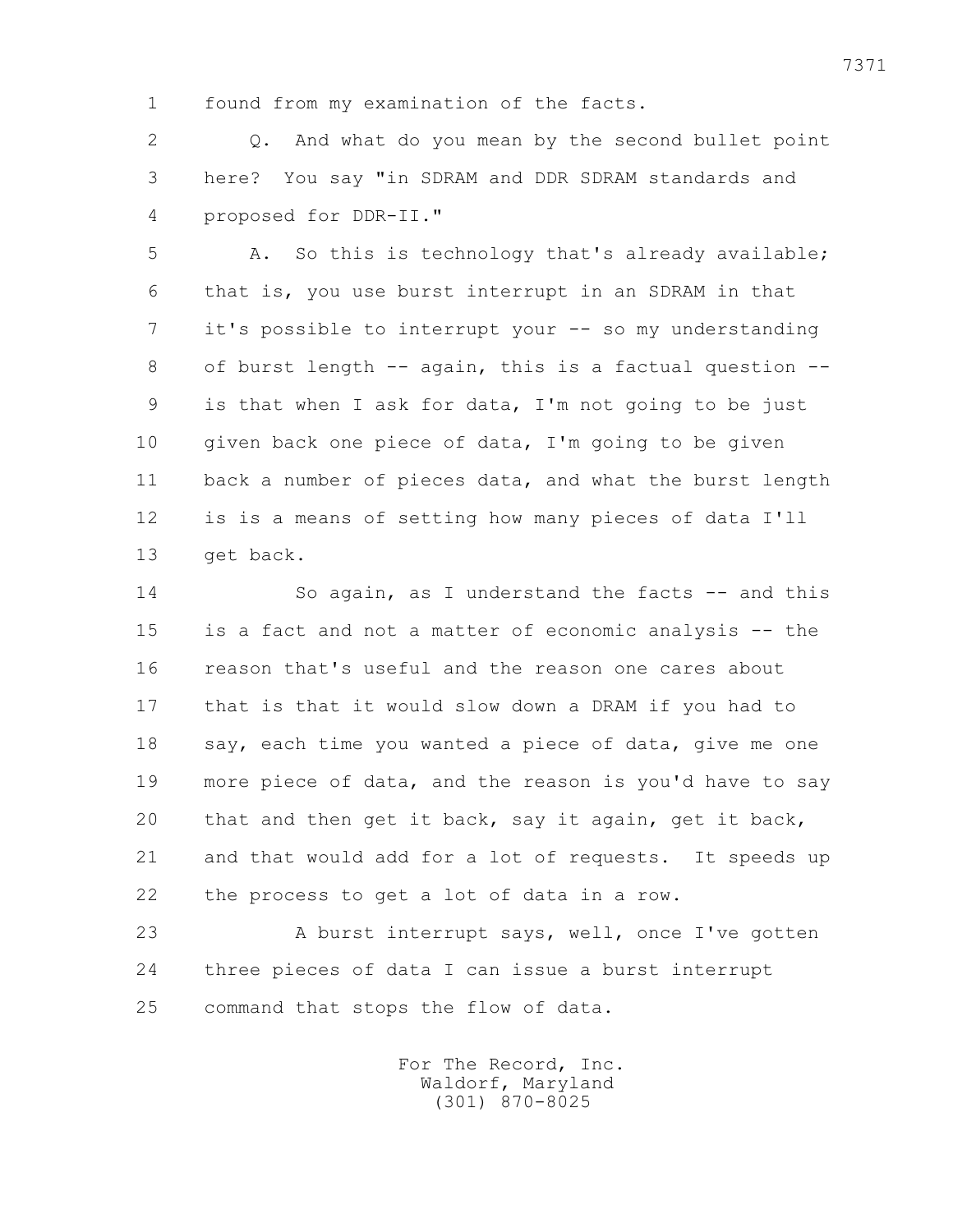found from my examination of the facts.

Q. And what do you mean by the second bullet point here? You say "in SDRAM and DDR SDRAM standards and proposed for DDR-II."

A. So this is technology that's already available; that is, you use burst interrupt in an SDRAM in that it's possible to interrupt your -- so my understanding of burst length -- again, this is a factual question -- is that when I ask for data, I'm not going to be just given back one piece of data, I'm going to be given back a number of pieces data, and what the burst length is is a means of setting how many pieces of data I'll get back.

So again, as I understand the facts -- and this is a fact and not a matter of economic analysis -- the reason that's useful and the reason one cares about that is that it would slow down a DRAM if you had to say, each time you wanted a piece of data, give me one more piece of data, and the reason is you'd have to say that and then get it back, say it again, get it back, and that would add for a lot of requests. It speeds up the process to get a lot of data in a row.

A burst interrupt says, well, once I've gotten three pieces of data I can issue a burst interrupt command that stops the flow of data.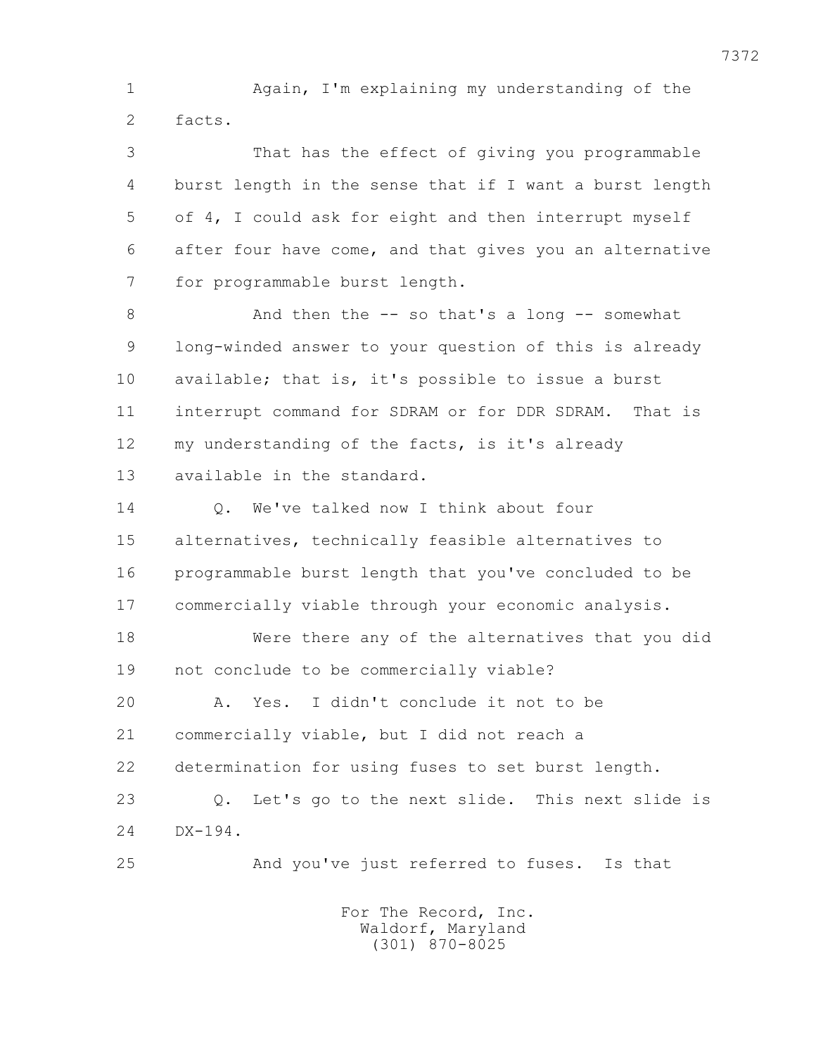1 Again, I'm explaining my understanding of the
2 facts.

3 That has the effect of giving you programmable
4 burst length in the sense that if I want a burst length
5 of 4, I could ask for eight and then interrupt myself
6 after four have come, and that gives you an alternative
7 for programmable burst length.

8 And then the -- so that's a long -- somewhat
9 long-winded answer to your question of this is already
10 available; that is, it's possible to issue a burst
11 interrupt command for SDRAM or for DDR SDRAM. That is
12 my understanding of the facts, is it's already
13 available in the standard.

14 Q. We've talked now I think about four
15 alternatives, technically feasible alternatives to
16 programmable burst length that you've concluded to be
17 commercially viable through your economic analysis.

18 Were there any of the alternatives that you did
19 not conclude to be commercially viable?

20 A. Yes. I didn't conclude it not to be
21 commercially viable, but I did not reach a
22 determination for using fuses to set burst length.

23 Q. Let's go to the next slide. This next slide is
24 DX-194.

25 And you've just referred to fuses. Is that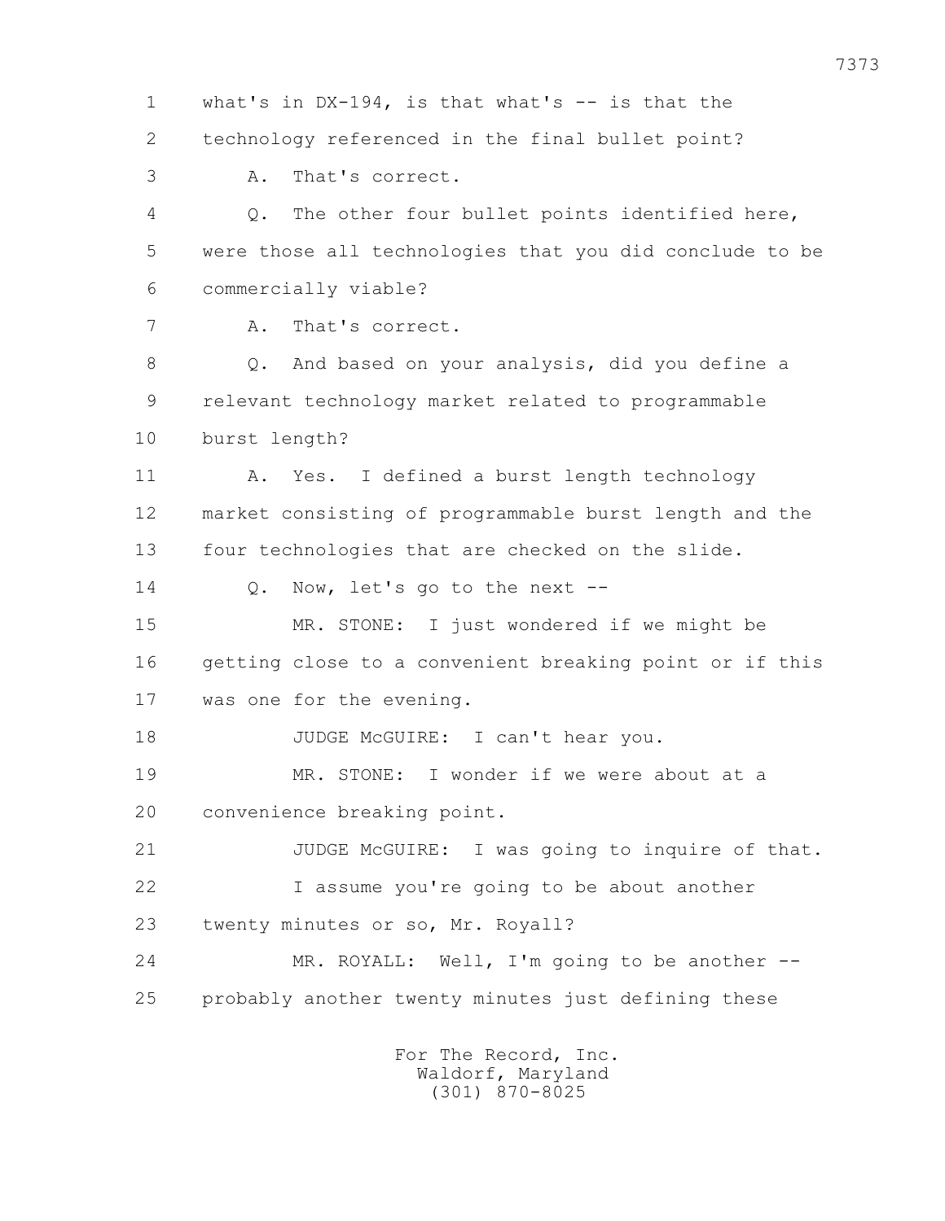1 what's in DX-194, is that what's -- is that the
2 technology referenced in the final bullet point?
3 A. That's correct.
4 Q. The other four bullet points identified here,
5 were those all technologies that you did conclude to be
6 commercially viable?
7 A. That's correct.
8 Q. And based on your analysis, did you define a
9 relevant technology market related to programmable
10 burst length?
11 A. Yes. I defined a burst length technology
12 market consisting of programmable burst length and the
13 four technologies that are checked on the slide.
14 Q. Now, let's go to the next --
15 MR. STONE: I just wondered if we might be
16 getting close to a convenient breaking point or if this
17 was one for the evening.
18 JUDGE McGUIRE: I can't hear you.
19 MR. STONE: I wonder if we were about at a
20 convenience breaking point.
21 JUDGE McGUIRE: I was going to inquire of that.
22 I assume you're going to be about another
23 twenty minutes or so, Mr. Royall?
24 MR. ROYALL: Well, I'm going to be another --
25 probably another twenty minutes just defining these

For The Record, Inc.
Waldorf, Maryland
(301) 870-8025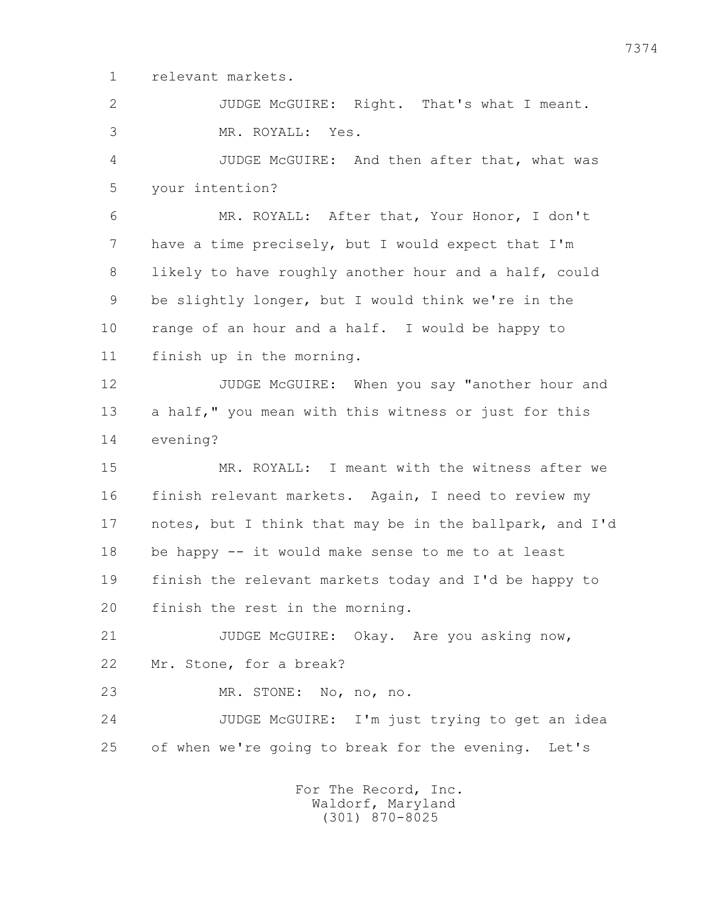1 relevant markets.

2 JUDGE McGUIRE: Right. That's what I meant.

3 MR. ROYALL: Yes.

4 JUDGE McGUIRE: And then after that, what was

5 your intention?

6 MR. ROYALL: After that, Your Honor, I don't

7 have a time precisely, but I would expect that I'm

8 likely to have roughly another hour and a half, could

9 be slightly longer, but I would think we're in the

10 range of an hour and a half. I would be happy to

11 finish up in the morning.

12 JUDGE McGUIRE: When you say "another hour and

13 a half," you mean with this witness or just for this

14 evening?

15 MR. ROYALL: I meant with the witness after we

16 finish relevant markets. Again, I need to review my

17 notes, but I think that may be in the ballpark, and I'd

18 be happy -- it would make sense to me to at least

19 finish the relevant markets today and I'd be happy to

20 finish the rest in the morning.

21 JUDGE McGUIRE: Okay. Are you asking now,

22 Mr. Stone, for a break?

23 MR. STONE: No, no, no.

24 JUDGE McGUIRE: I'm just trying to get an idea

25 of when we're going to break for the evening. Let's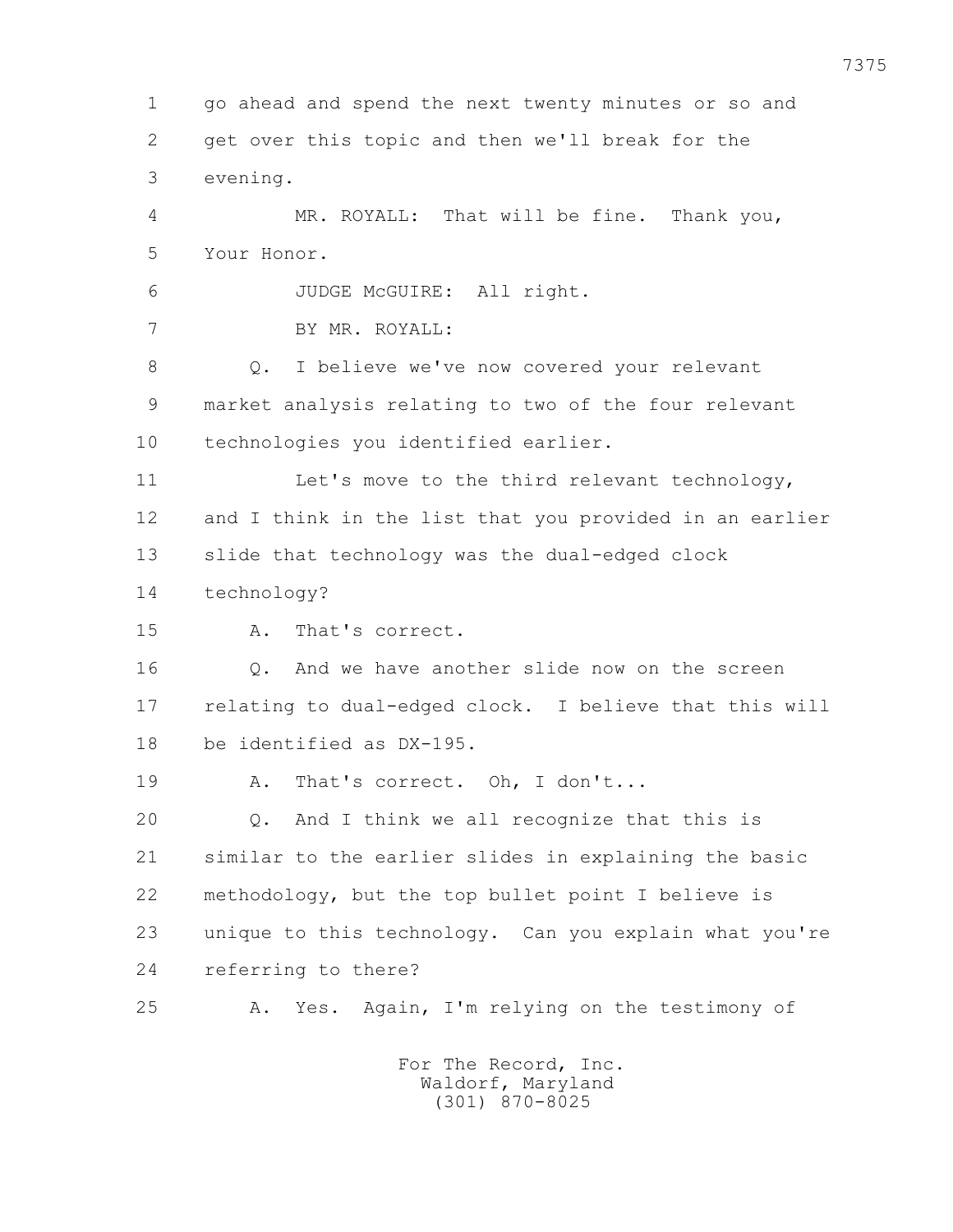1 go ahead and spend the next twenty minutes or so and
2 get over this topic and then we'll break for the
3 evening.

4 MR. ROYALL: That will be fine. Thank you,
5 Your Honor.

6 JUDGE McGUIRE: All right.

7 BY MR. ROYALL:

8 Q. I believe we've now covered your relevant
9 market analysis relating to two of the four relevant
10 technologies you identified earlier.

11 Let's move to the third relevant technology,
12 and I think in the list that you provided in an earlier
13 slide that technology was the dual-edged clock
14 technology?

15 A. That's correct.

16 Q. And we have another slide now on the screen
17 relating to dual-edged clock. I believe that this will
18 be identified as DX-195.

19 A. That's correct. Oh, I don't...

20 Q. And I think we all recognize that this is
21 similar to the earlier slides in explaining the basic
22 methodology, but the top bullet point I believe is
23 unique to this technology. Can you explain what you're
24 referring to there?

25 A. Yes. Again, I'm relying on the testimony of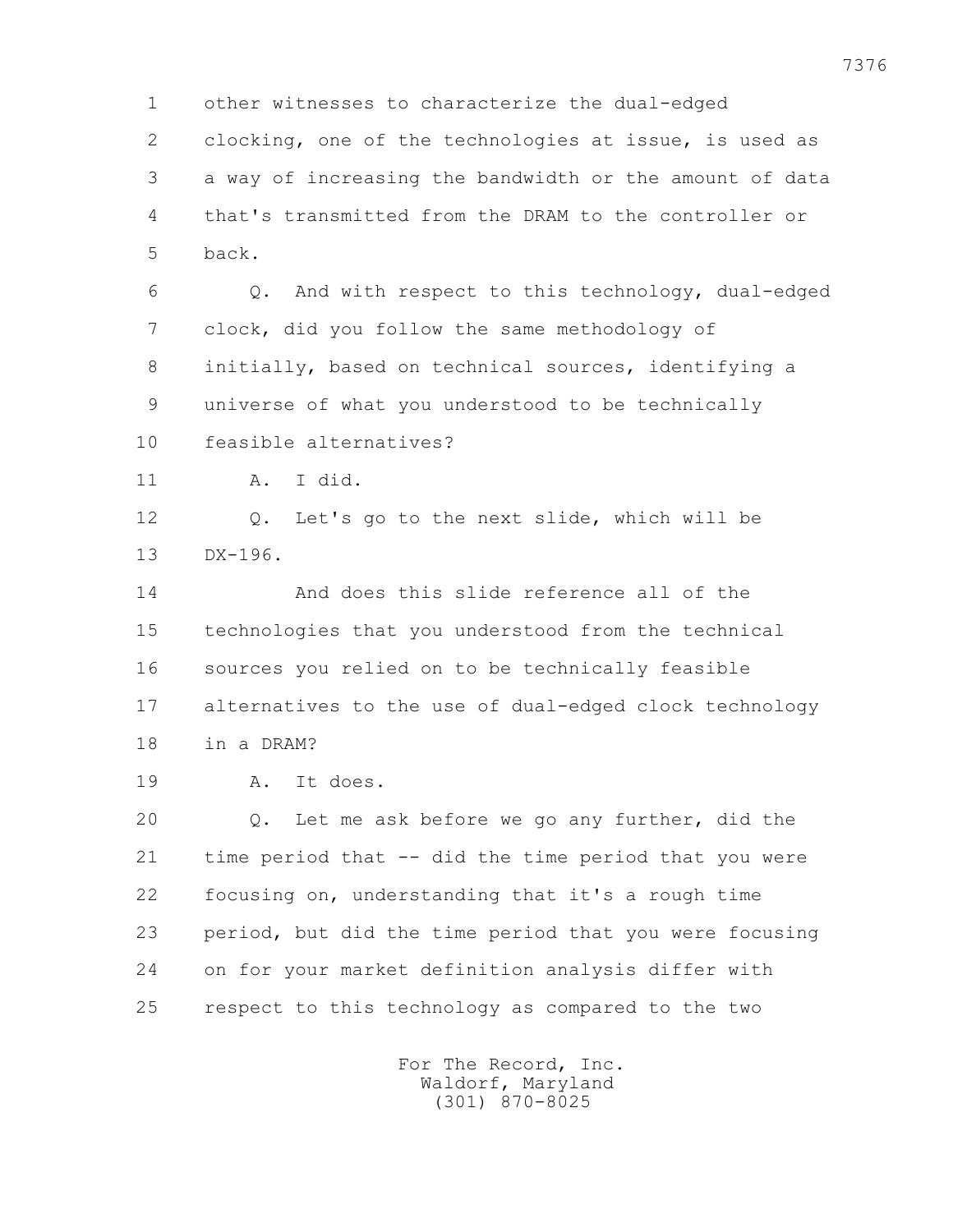1 other witnesses to characterize the dual-edged
2 clocking, one of the technologies at issue, is used as
3 a way of increasing the bandwidth or the amount of data
4 that's transmitted from the DRAM to the controller or
5 back.

6 Q. And with respect to this technology, dual-edged
7 clock, did you follow the same methodology of
8 initially, based on technical sources, identifying a
9 universe of what you understood to be technically
10 feasible alternatives?

11 A. I did.

12 Q. Let's go to the next slide, which will be
13 DX-196.

14 And does this slide reference all of the
15 technologies that you understood from the technical
16 sources you relied on to be technically feasible
17 alternatives to the use of dual-edged clock technology
18 in a DRAM?

19 A. It does.

20 Q. Let me ask before we go any further, did the
21 time period that -- did the time period that you were
22 focusing on, understanding that it's a rough time
23 period, but did the time period that you were focusing
24 on for your market definition analysis differ with
25 respect to this technology as compared to the two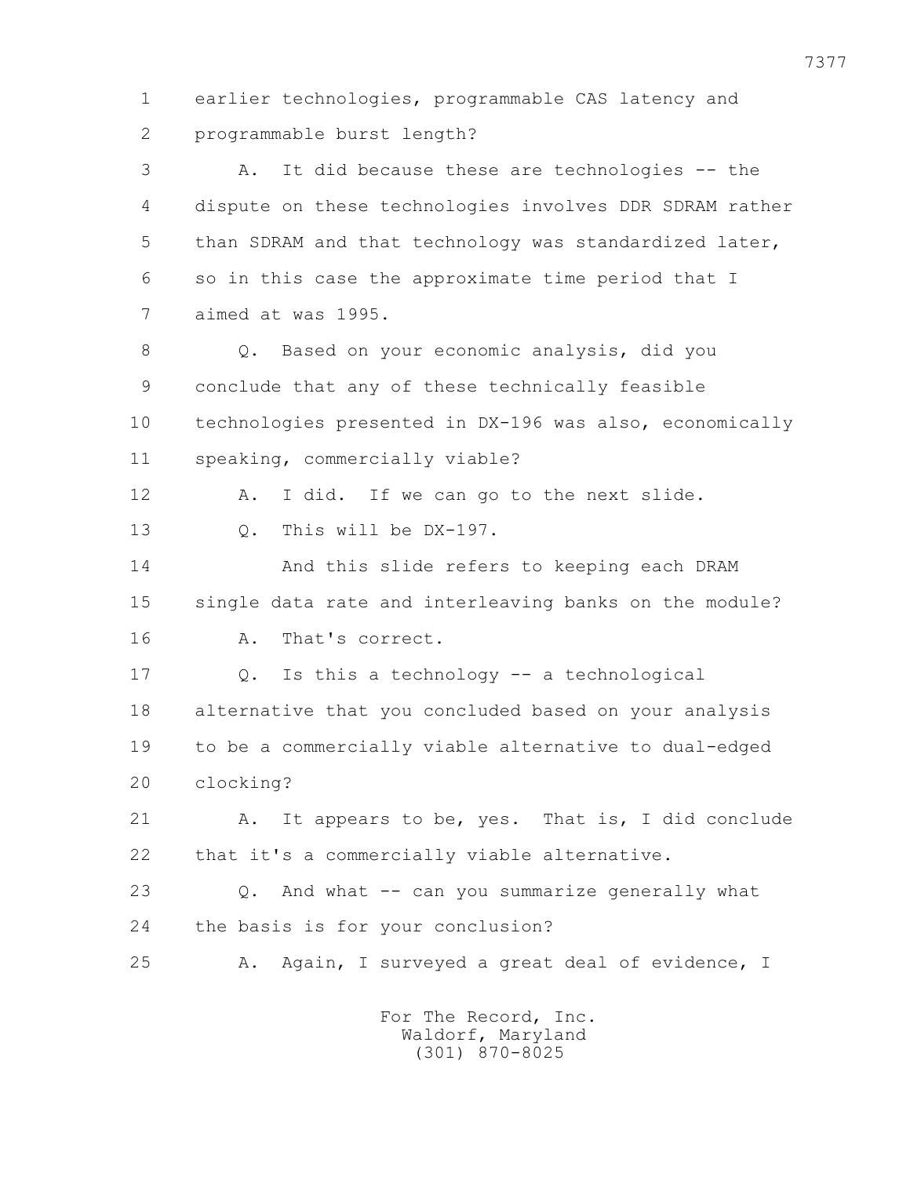1 earlier technologies, programmable CAS latency and
2 programmable burst length?

3 A. It did because these are technologies -- the
4 dispute on these technologies involves DDR SDRAM rather
5 than SDRAM and that technology was standardized later,
6 so in this case the approximate time period that I
7 aimed at was 1995.

8 Q. Based on your economic analysis, did you
9 conclude that any of these technically feasible
10 technologies presented in DX-196 was also, economically
11 speaking, commercially viable?

12 A. I did. If we can go to the next slide.

13 Q. This will be DX-197.

14 And this slide refers to keeping each DRAM
15 single data rate and interleaving banks on the module?

16 A. That's correct.

17 Q. Is this a technology -- a technological
18 alternative that you concluded based on your analysis
19 to be a commercially viable alternative to dual-edged
20 clocking?

21 A. It appears to be, yes. That is, I did conclude
22 that it's a commercially viable alternative.

23 Q. And what -- can you summarize generally what
24 the basis is for your conclusion?

25 A. Again, I surveyed a great deal of evidence, I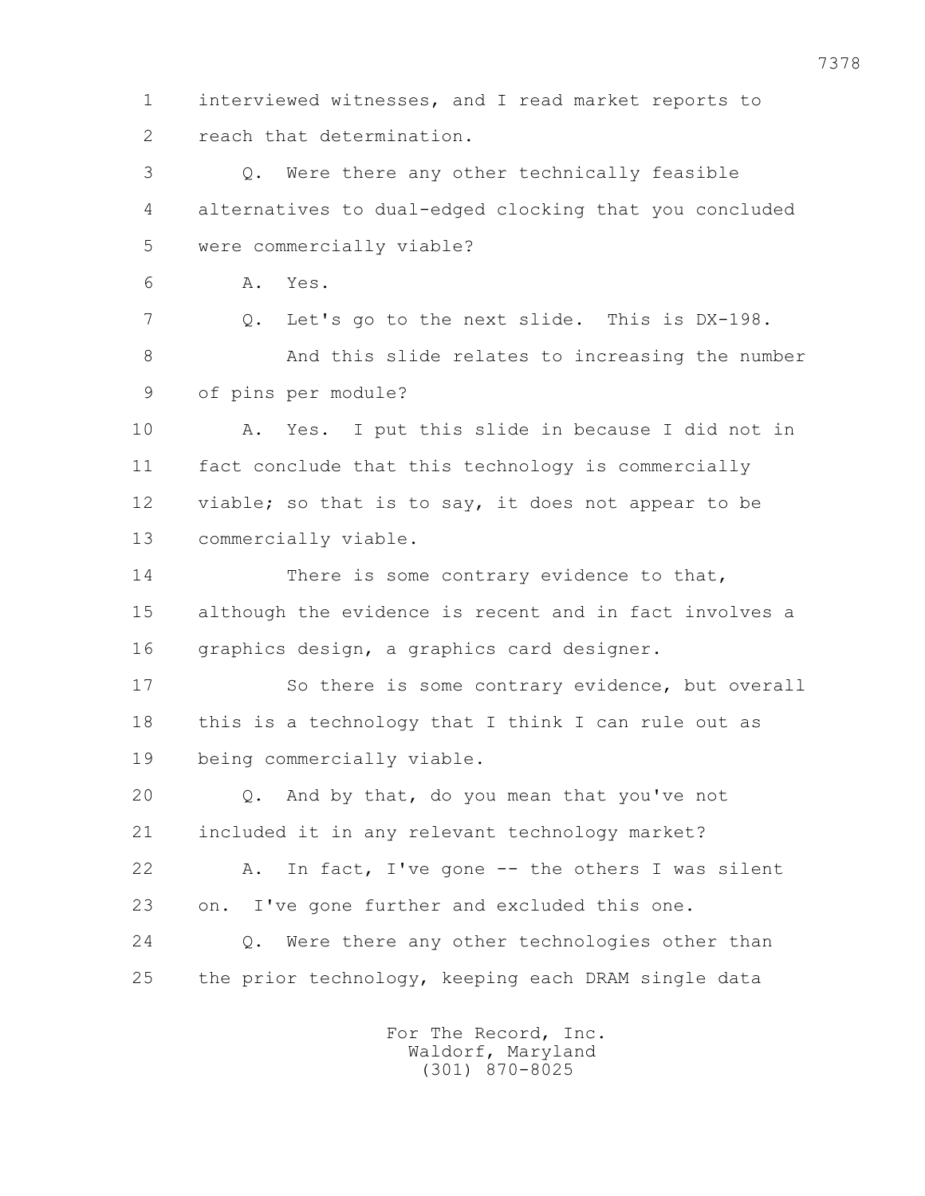1 interviewed witnesses, and I read market reports to
2 reach that determination.

3 Q. Were there any other technically feasible
4 alternatives to dual-edged clocking that you concluded
5 were commercially viable?

6 A. Yes.

7 Q. Let's go to the next slide. This is DX-198.
8 And this slide relates to increasing the number
9 of pins per module?

10 A. Yes. I put this slide in because I did not in
11 fact conclude that this technology is commercially
12 viable; so that is to say, it does not appear to be
13 commercially viable.

14 There is some contrary evidence to that,
15 although the evidence is recent and in fact involves a
16 graphics design, a graphics card designer.

17 So there is some contrary evidence, but overall
18 this is a technology that I think I can rule out as
19 being commercially viable.

20 Q. And by that, do you mean that you've not
21 included it in any relevant technology market?

22 A. In fact, I've gone -- the others I was silent
23 on. I've gone further and excluded this one.

24 Q. Were there any other technologies other than
25 the prior technology, keeping each DRAM single data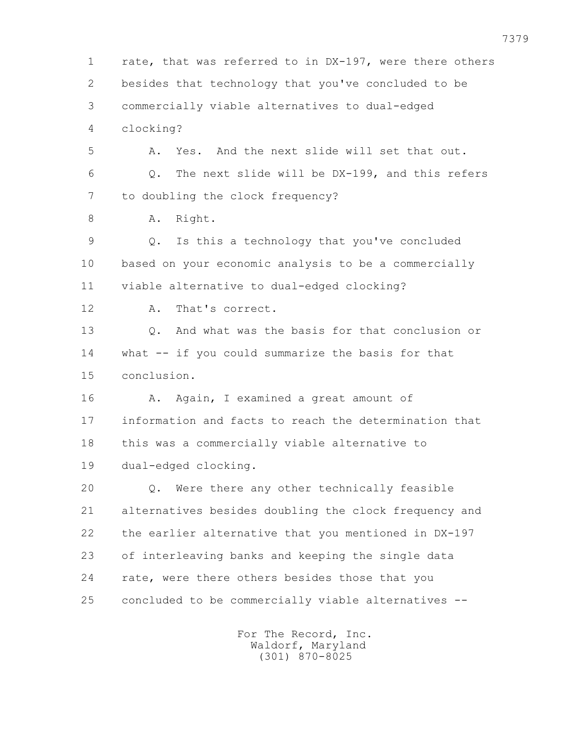1 rate, that was referred to in DX-197, were there others
2 besides that technology that you've concluded to be
3 commercially viable alternatives to dual-edged
4 clocking?

5 A. Yes. And the next slide will set that out.

6 Q. The next slide will be DX-199, and this refers
7 to doubling the clock frequency?

8 A. Right.

9 Q. Is this a technology that you've concluded
10 based on your economic analysis to be a commercially
11 viable alternative to dual-edged clocking?

12 A. That's correct.

13 Q. And what was the basis for that conclusion or
14 what -- if you could summarize the basis for that
15 conclusion.

16 A. Again, I examined a great amount of
17 information and facts to reach the determination that
18 this was a commercially viable alternative to
19 dual-edged clocking.

20 Q. Were there any other technically feasible
21 alternatives besides doubling the clock frequency and
22 the earlier alternative that you mentioned in DX-197
23 of interleaving banks and keeping the single data
24 rate, were there others besides those that you
25 concluded to be commercially viable alternatives --

For The Record, Inc.
Waldorf, Maryland
(301) 870-8025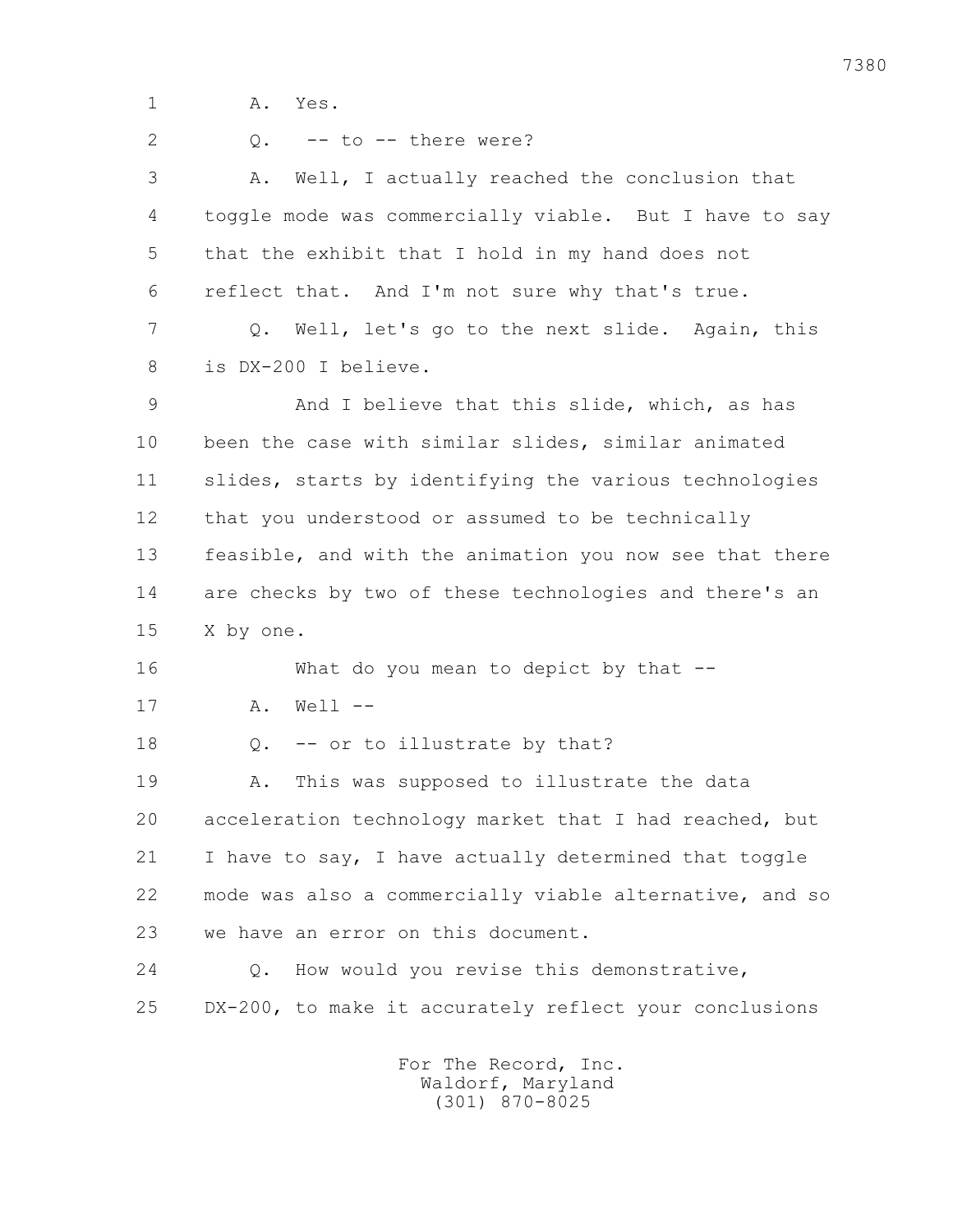1 A. Yes.

2 Q. -- to -- there were?

3 A. Well, I actually reached the conclusion that

4 toggle mode was commercially viable. But I have to say

5 that the exhibit that I hold in my hand does not

6 reflect that. And I'm not sure why that's true.

7 Q. Well, let's go to the next slide. Again, this

8 is DX-200 I believe.

9 And I believe that this slide, which, as has

10 been the case with similar slides, similar animated

11 slides, starts by identifying the various technologies

12 that you understood or assumed to be technically

13 feasible, and with the animation you now see that there

14 are checks by two of these technologies and there's an

15 X by one.

16 What do you mean to depict by that --

17 A. Well --

18 Q. -- or to illustrate by that?

19 A. This was supposed to illustrate the data

20 acceleration technology market that I had reached, but

21 I have to say, I have actually determined that toggle

22 mode was also a commercially viable alternative, and so

23 we have an error on this document.

24 Q. How would you revise this demonstrative,

25 DX-200, to make it accurately reflect your conclusions

For The Record, Inc.
Waldorf, Maryland
(301) 870-8025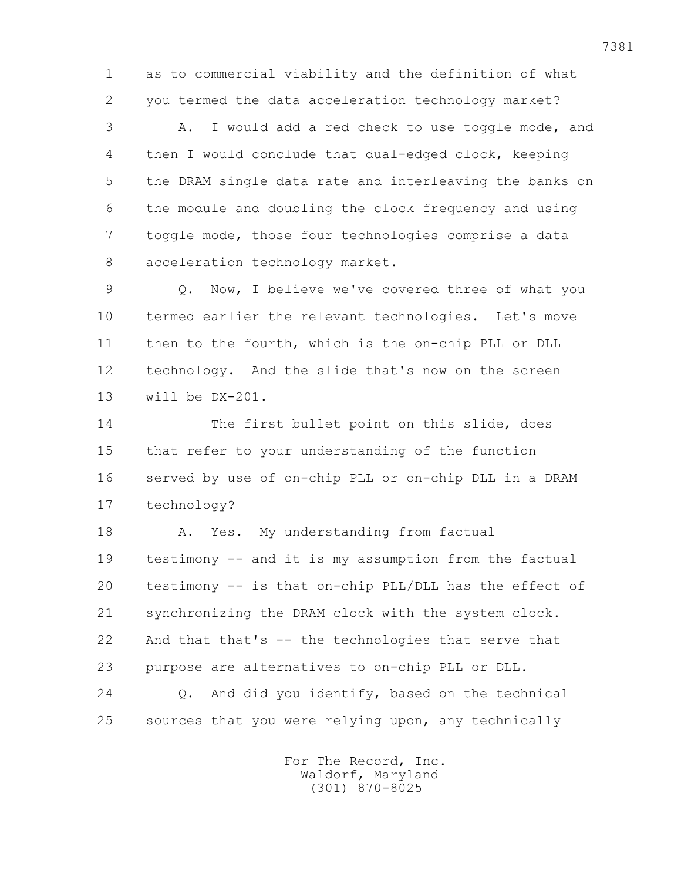1 as to commercial viability and the definition of what
2 you termed the data acceleration technology market?
3 A. I would add a red check to use toggle mode, and
4 then I would conclude that dual-edged clock, keeping
5 the DRAM single data rate and interleaving the banks on
6 the module and doubling the clock frequency and using
7 toggle mode, those four technologies comprise a data
8 acceleration technology market.
9 Q. Now, I believe we've covered three of what you
10 termed earlier the relevant technologies. Let's move
11 then to the fourth, which is the on-chip PLL or DLL
12 technology. And the slide that's now on the screen
13 will be DX-201.
14 The first bullet point on this slide, does
15 that refer to your understanding of the function
16 served by use of on-chip PLL or on-chip DLL in a DRAM
17 technology?
18 A. Yes. My understanding from factual
19 testimony -- and it is my assumption from the factual
20 testimony -- is that on-chip PLL/DLL has the effect of
21 synchronizing the DRAM clock with the system clock.
22 And that that's -- the technologies that serve that
23 purpose are alternatives to on-chip PLL or DLL.
24 Q. And did you identify, based on the technical
25 sources that you were relying upon, any technically

For The Record, Inc.
Waldorf, Maryland
(301) 870-8025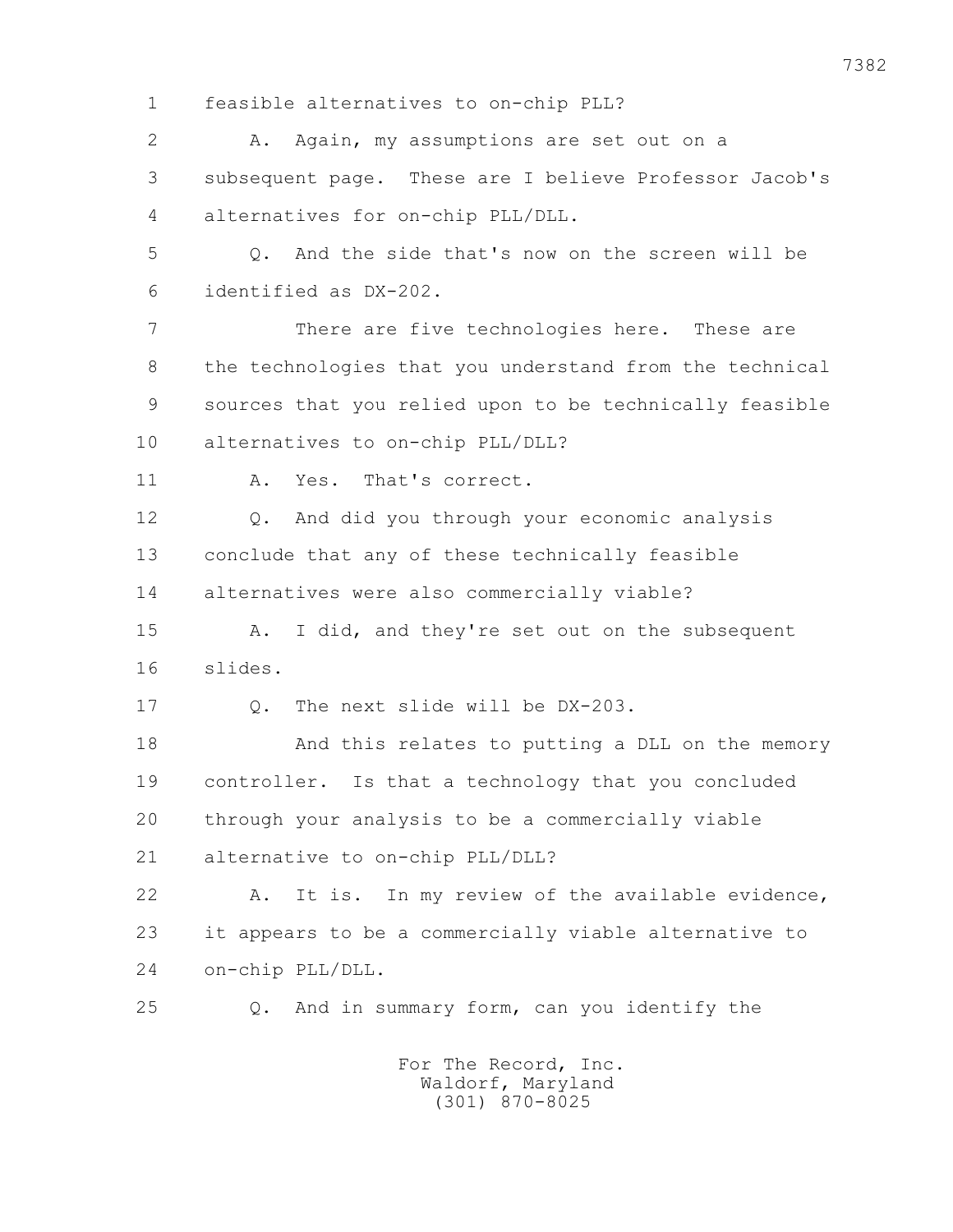1 feasible alternatives to on-chip PLL?

2 A. Again, my assumptions are set out on a

3 subsequent page. These are I believe Professor Jacob's

4 alternatives for on-chip PLL/DLL.

5 Q. And the side that's now on the screen will be

6 identified as DX-202.

7 There are five technologies here. These are

8 the technologies that you understand from the technical

9 sources that you relied upon to be technically feasible

10 alternatives to on-chip PLL/DLL?

11 A. Yes. That's correct.

12 Q. And did you through your economic analysis

13 conclude that any of these technically feasible

14 alternatives were also commercially viable?

15 A. I did, and they're set out on the subsequent

16 slides.

17 Q. The next slide will be DX-203.

18 And this relates to putting a DLL on the memory

19 controller. Is that a technology that you concluded

20 through your analysis to be a commercially viable

21 alternative to on-chip PLL/DLL?

22 A. It is. In my review of the available evidence,

23 it appears to be a commercially viable alternative to

24 on-chip PLL/DLL.

25 Q. And in summary form, can you identify the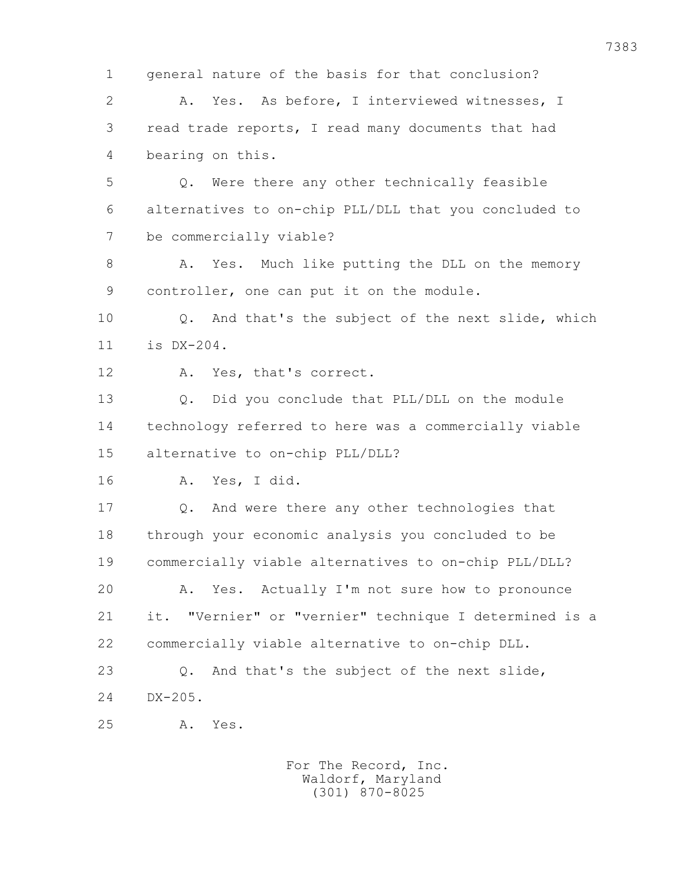1 general nature of the basis for that conclusion?

2 A. Yes. As before, I interviewed witnesses, I

3 read trade reports, I read many documents that had

4 bearing on this.

5 Q. Were there any other technically feasible

6 alternatives to on-chip PLL/DLL that you concluded to

7 be commercially viable?

8 A. Yes. Much like putting the DLL on the memory

9 controller, one can put it on the module.

10 Q. And that's the subject of the next slide, which

11 is DX-204.

12 A. Yes, that's correct.

13 Q. Did you conclude that PLL/DLL on the module

14 technology referred to here was a commercially viable

15 alternative to on-chip PLL/DLL?

16 A. Yes, I did.

17 Q. And were there any other technologies that

18 through your economic analysis you concluded to be

19 commercially viable alternatives to on-chip PLL/DLL?

20 A. Yes. Actually I'm not sure how to pronounce

21 it. "Vernier" or "vernier" technique I determined is a

22 commercially viable alternative to on-chip DLL.

23 Q. And that's the subject of the next slide,

24 DX-205.

25 A. Yes.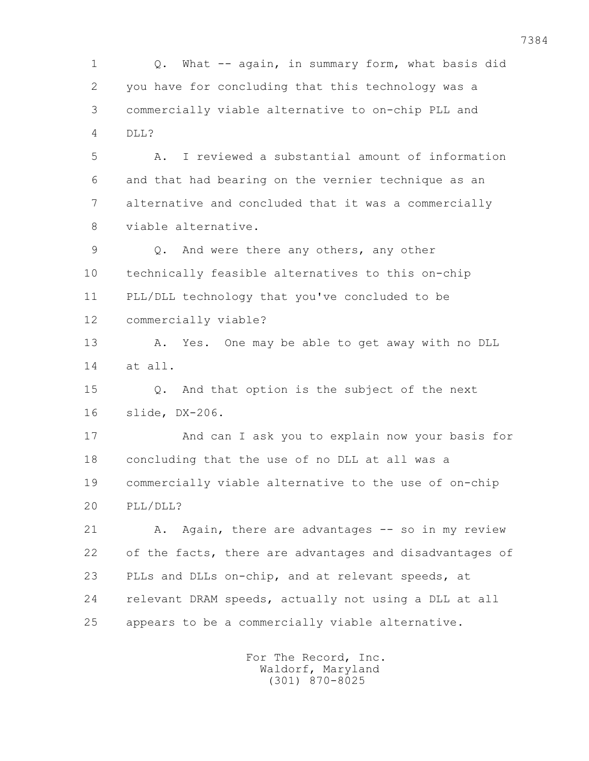1 Q. What -- again, in summary form, what basis did
2 you have for concluding that this technology was a
3 commercially viable alternative to on-chip PLL and
4 DLL?

5 A. I reviewed a substantial amount of information
6 and that had bearing on the vernier technique as an
7 alternative and concluded that it was a commercially
8 viable alternative.

9 Q. And were there any others, any other
10 technically feasible alternatives to this on-chip
11 PLL/DLL technology that you've concluded to be
12 commercially viable?

13 A. Yes. One may be able to get away with no DLL
14 at all.

15 Q. And that option is the subject of the next
16 slide, DX-206.

17 And can I ask you to explain now your basis for
18 concluding that the use of no DLL at all was a
19 commercially viable alternative to the use of on-chip
20 PLL/DLL?

21 A. Again, there are advantages -- so in my review
22 of the facts, there are advantages and disadvantages of
23 PLLs and DLLs on-chip, and at relevant speeds, at
24 relevant DRAM speeds, actually not using a DLL at all
25 appears to be a commercially viable alternative.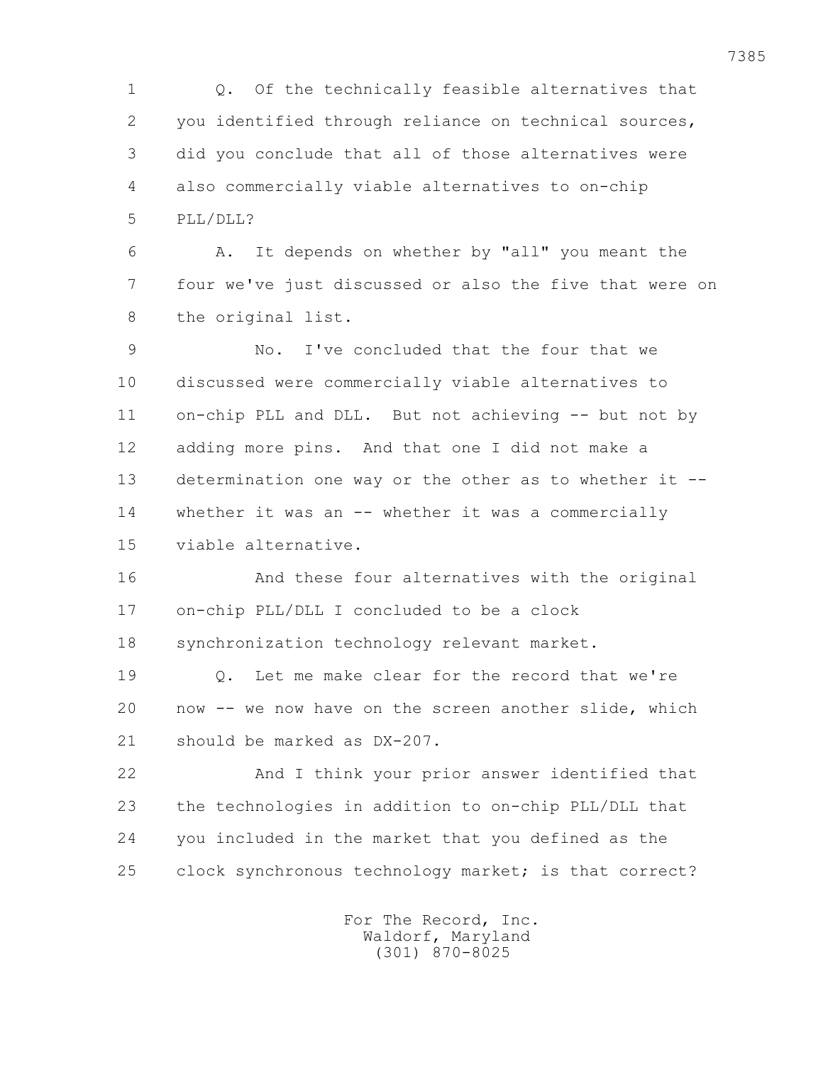Q. Of the technically feasible alternatives that you identified through reliance on technical sources, did you conclude that all of those alternatives were also commercially viable alternatives to on-chip PLL/DLL?

A. It depends on whether by "all" you meant the four we've just discussed or also the five that were on the original list.

No. I've concluded that the four that we discussed were commercially viable alternatives to on-chip PLL and DLL. But not achieving -- but not by adding more pins. And that one I did not make a determination one way or the other as to whether it -- whether it was an -- whether it was a commercially viable alternative.

And these four alternatives with the original on-chip PLL/DLL I concluded to be a clock synchronization technology relevant market.

Q. Let me make clear for the record that we're now -- we now have on the screen another slide, which should be marked as DX-207.

And I think your prior answer identified that the technologies in addition to on-chip PLL/DLL that you included in the market that you defined as the clock synchronous technology market; is that correct?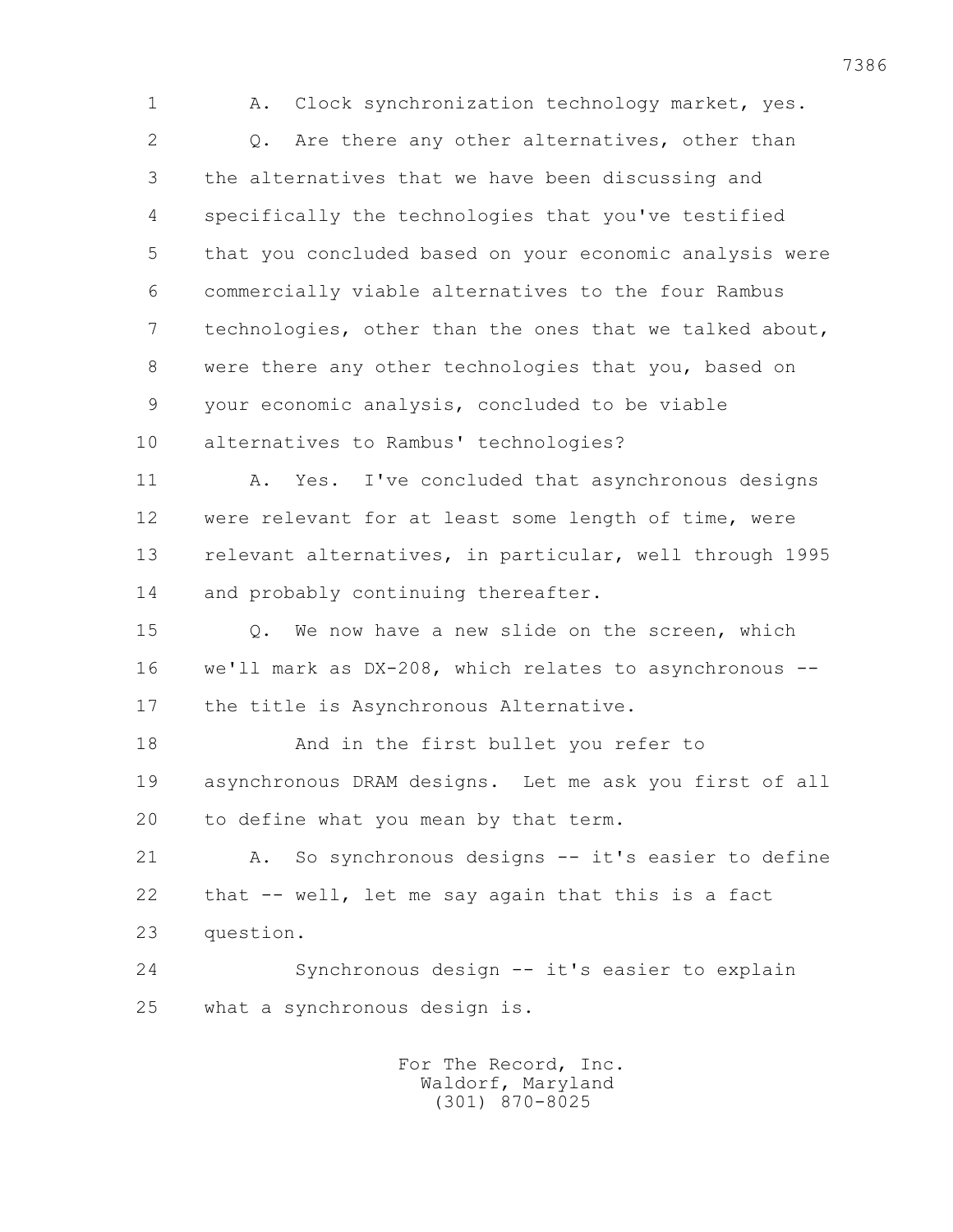1 A. Clock synchronization technology market, yes.

2 Q. Are there any other alternatives, other than

3 the alternatives that we have been discussing and

4 specifically the technologies that you've testified

5 that you concluded based on your economic analysis were

6 commercially viable alternatives to the four Rambus

7 technologies, other than the ones that we talked about,

8 were there any other technologies that you, based on

9 your economic analysis, concluded to be viable

10 alternatives to Rambus' technologies?

11 A. Yes. I've concluded that asynchronous designs

12 were relevant for at least some length of time, were

13 relevant alternatives, in particular, well through 1995

14 and probably continuing thereafter.

15 Q. We now have a new slide on the screen, which

16 we'll mark as DX-208, which relates to asynchronous --

17 the title is Asynchronous Alternative.

18 And in the first bullet you refer to

19 asynchronous DRAM designs. Let me ask you first of all

20 to define what you mean by that term.

21 A. So synchronous designs -- it's easier to define

22 that -- well, let me say again that this is a fact

23 question.

24 Synchronous design -- it's easier to explain

25 what a synchronous design is.

For The Record, Inc.
Waldorf, Maryland
(301) 870-8025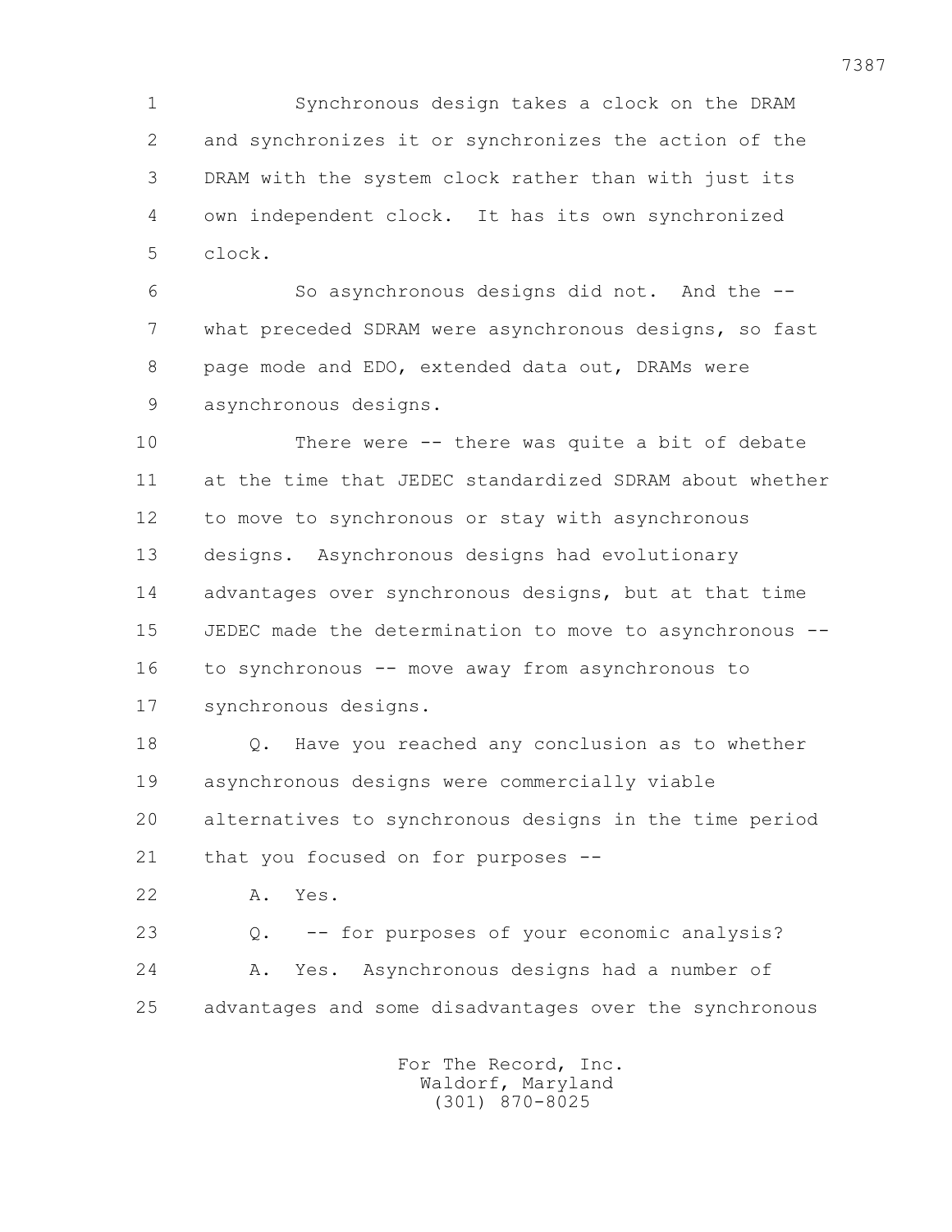1 Synchronous design takes a clock on the DRAM
2 and synchronizes it or synchronizes the action of the
3 DRAM with the system clock rather than with just its
4 own independent clock. It has its own synchronized
5 clock.

6 So asynchronous designs did not. And the --
7 what preceded SDRAM were asynchronous designs, so fast
8 page mode and EDO, extended data out, DRAMs were
9 asynchronous designs.

10 There were -- there was quite a bit of debate
11 at the time that JEDEC standardized SDRAM about whether
12 to move to synchronous or stay with asynchronous
13 designs. Asynchronous designs had evolutionary
14 advantages over synchronous designs, but at that time
15 JEDEC made the determination to move to asynchronous --
16 to synchronous -- move away from asynchronous to
17 synchronous designs.

18 Q. Have you reached any conclusion as to whether
19 asynchronous designs were commercially viable
20 alternatives to synchronous designs in the time period
21 that you focused on for purposes --

22 A. Yes.

23 Q. -- for purposes of your economic analysis?

24 A. Yes. Asynchronous designs had a number of
25 advantages and some disadvantages over the synchronous

For The Record, Inc.
Waldorf, Maryland
(301) 870-8025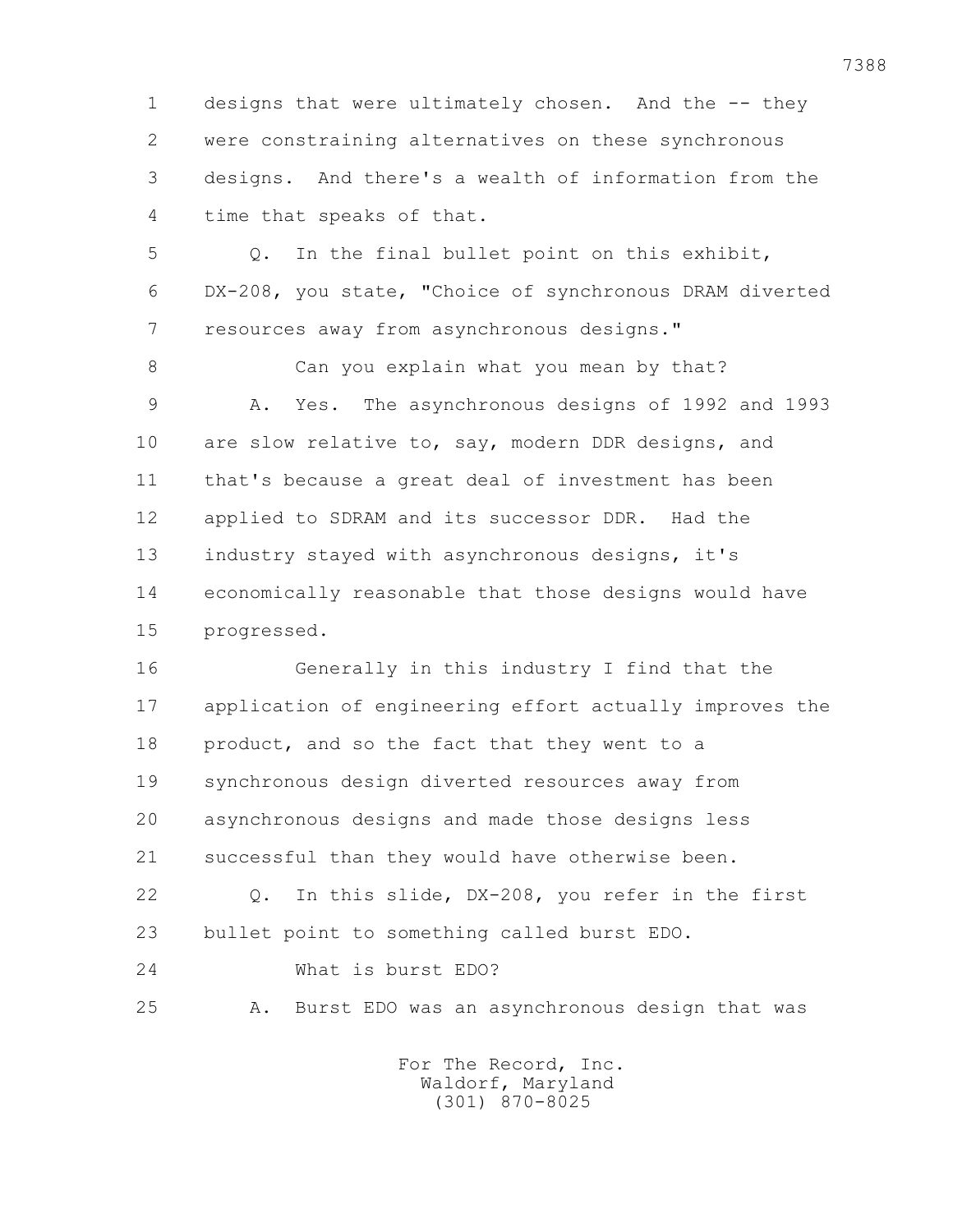1 designs that were ultimately chosen. And the -- they
2 were constraining alternatives on these synchronous
3 designs. And there's a wealth of information from the
4 time that speaks of that.

5 Q. In the final bullet point on this exhibit,
6 DX-208, you state, "Choice of synchronous DRAM diverted
7 resources away from asynchronous designs."

8 Can you explain what you mean by that?

9 A. Yes. The asynchronous designs of 1992 and 1993
10 are slow relative to, say, modern DDR designs, and
11 that's because a great deal of investment has been
12 applied to SDRAM and its successor DDR. Had the
13 industry stayed with asynchronous designs, it's
14 economically reasonable that those designs would have
15 progressed.

16 Generally in this industry I find that the
17 application of engineering effort actually improves the
18 product, and so the fact that they went to a
19 synchronous design diverted resources away from
20 asynchronous designs and made those designs less
21 successful than they would have otherwise been.

22 Q. In this slide, DX-208, you refer in the first
23 bullet point to something called burst EDO.

24 What is burst EDO?

25 A. Burst EDO was an asynchronous design that was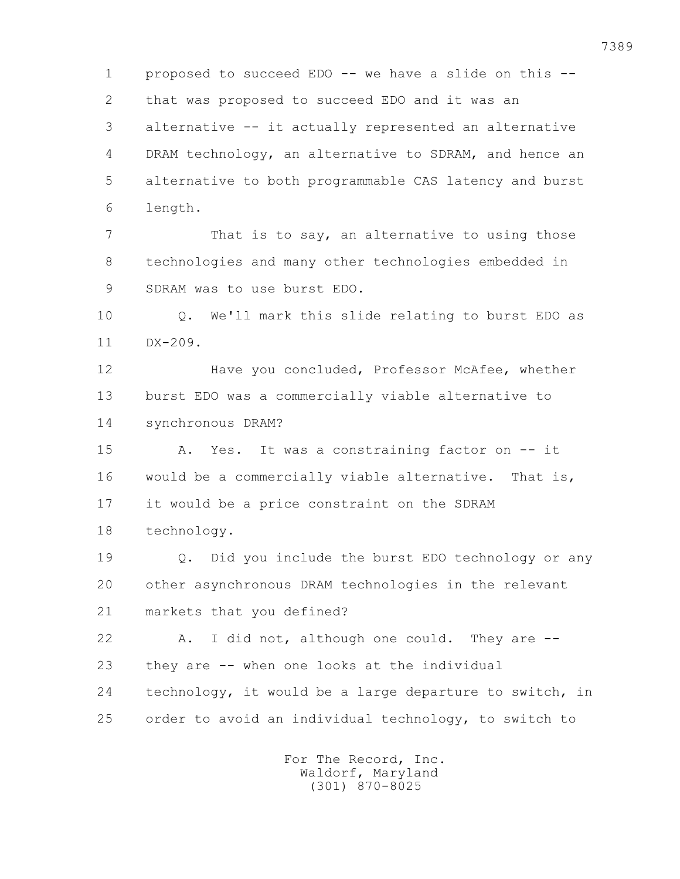1 proposed to succeed EDO -- we have a slide on this --
2 that was proposed to succeed EDO and it was an
3 alternative -- it actually represented an alternative
4 DRAM technology, an alternative to SDRAM, and hence an
5 alternative to both programmable CAS latency and burst
6 length.

7 That is to say, an alternative to using those
8 technologies and many other technologies embedded in
9 SDRAM was to use burst EDO.

10 Q. We'll mark this slide relating to burst EDO as
11 DX-209.

12 Have you concluded, Professor McAfee, whether
13 burst EDO was a commercially viable alternative to
14 synchronous DRAM?

15 A. Yes. It was a constraining factor on -- it
16 would be a commercially viable alternative. That is,
17 it would be a price constraint on the SDRAM
18 technology.

19 Q. Did you include the burst EDO technology or any
20 other asynchronous DRAM technologies in the relevant
21 markets that you defined?

22 A. I did not, although one could. They are --
23 they are -- when one looks at the individual
24 technology, it would be a large departure to switch, in
25 order to avoid an individual technology, to switch to

For The Record, Inc.
Waldorf, Maryland
(301) 870-8025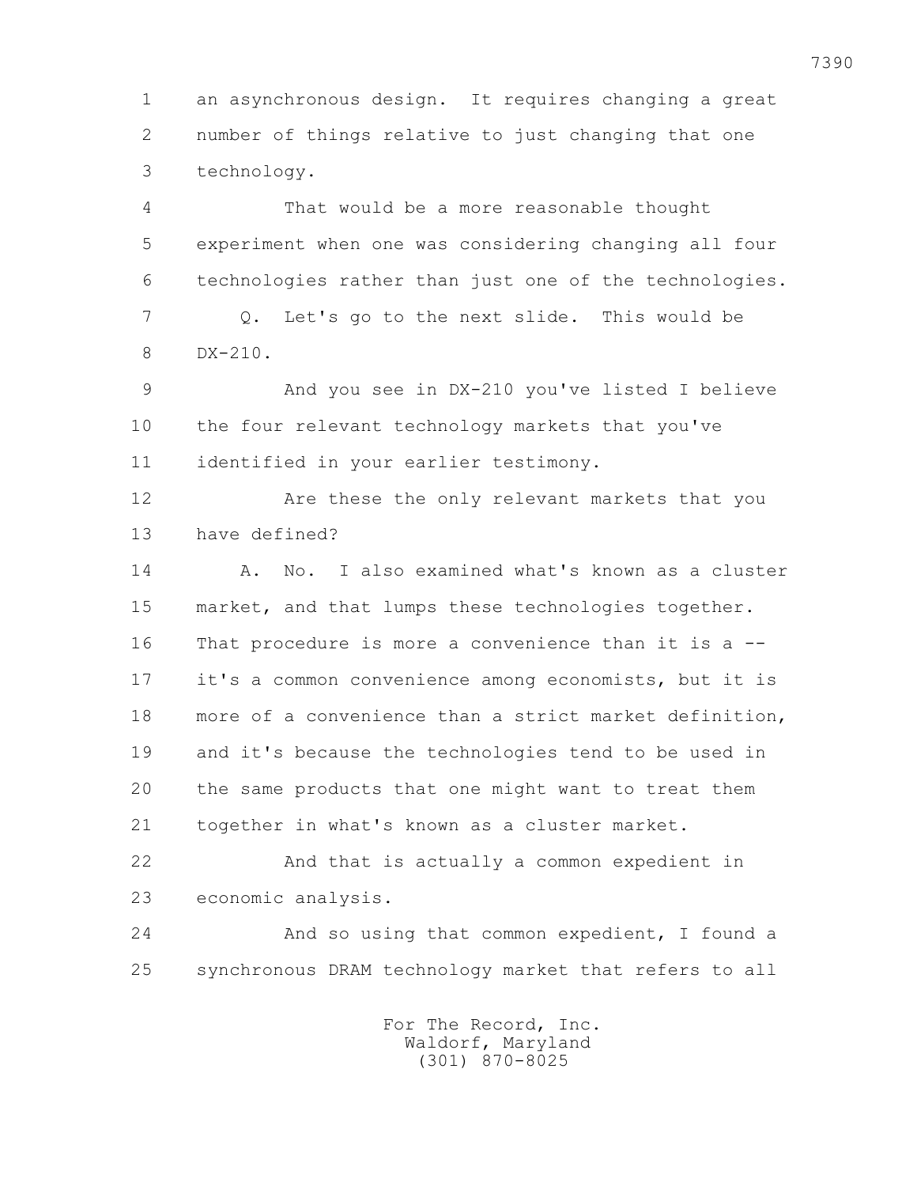1 an asynchronous design. It requires changing a great
2 number of things relative to just changing that one
3 technology.

4 That would be a more reasonable thought
5 experiment when one was considering changing all four
6 technologies rather than just one of the technologies.

7 Q. Let's go to the next slide. This would be
8 DX-210.

9 And you see in DX-210 you've listed I believe
10 the four relevant technology markets that you've
11 identified in your earlier testimony.

12 Are these the only relevant markets that you
13 have defined?

14 A. No. I also examined what's known as a cluster
15 market, and that lumps these technologies together.
16 That procedure is more a convenience than it is a --
17 it's a common convenience among economists, but it is
18 more of a convenience than a strict market definition,
19 and it's because the technologies tend to be used in
20 the same products that one might want to treat them
21 together in what's known as a cluster market.

22 And that is actually a common expedient in
23 economic analysis.

24 And so using that common expedient, I found a
25 synchronous DRAM technology market that refers to all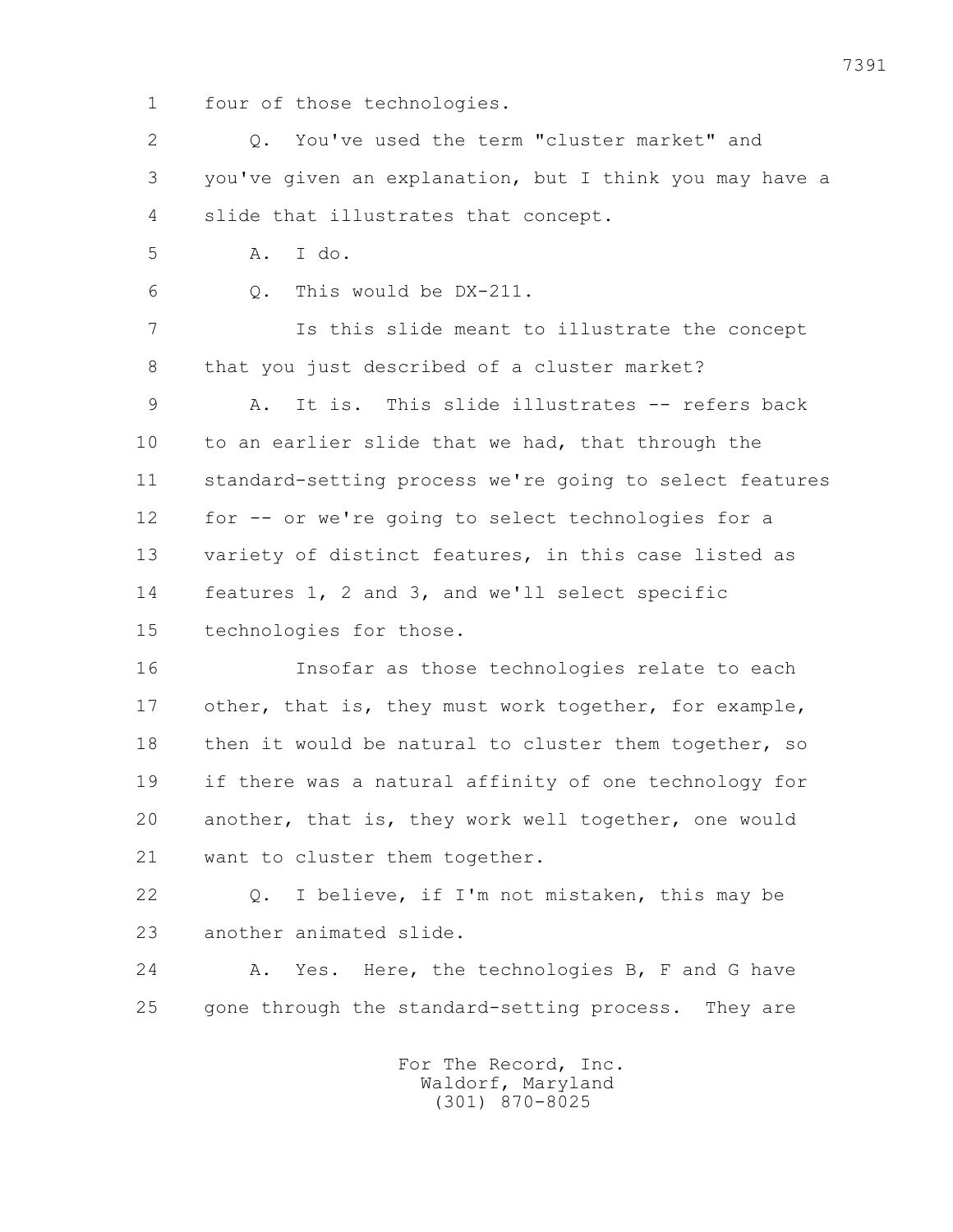1 four of those technologies.

2 Q. You've used the term "cluster market" and

3 you've given an explanation, but I think you may have a

4 slide that illustrates that concept.

5 A. I do.

6 Q. This would be DX-211.

7 Is this slide meant to illustrate the concept

8 that you just described of a cluster market?

9 A. It is. This slide illustrates -- refers back

10 to an earlier slide that we had, that through the

11 standard-setting process we're going to select features

12 for -- or we're going to select technologies for a

13 variety of distinct features, in this case listed as

14 features 1, 2 and 3, and we'll select specific

15 technologies for those.

16 Insofar as those technologies relate to each

17 other, that is, they must work together, for example,

18 then it would be natural to cluster them together, so

19 if there was a natural affinity of one technology for

20 another, that is, they work well together, one would

21 want to cluster them together.

22 Q. I believe, if I'm not mistaken, this may be

23 another animated slide.

24 A. Yes. Here, the technologies B, F and G have

25 gone through the standard-setting process. They are

For The Record, Inc.
Waldorf, Maryland
(301) 870-8025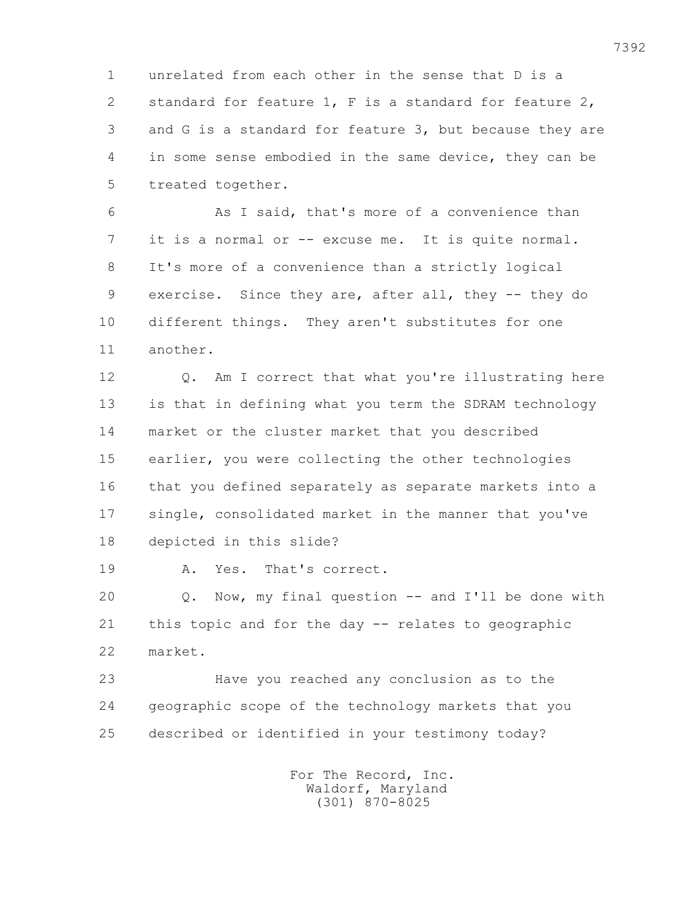unrelated from each other in the sense that D is a standard for feature 1, F is a standard for feature 2, and G is a standard for feature 3, but because they are in some sense embodied in the same device, they can be treated together.

As I said, that's more of a convenience than it is a normal or -- excuse me. It is quite normal. It's more of a convenience than a strictly logical exercise. Since they are, after all, they -- they do different things. They aren't substitutes for one another.

Q. Am I correct that what you're illustrating here is that in defining what you term the SDRAM technology market or the cluster market that you described earlier, you were collecting the other technologies that you defined separately as separate markets into a single, consolidated market in the manner that you've depicted in this slide?

A. Yes. That's correct.

Q. Now, my final question -- and I'll be done with this topic and for the day -- relates to geographic market.

Have you reached any conclusion as to the geographic scope of the technology markets that you described or identified in your testimony today?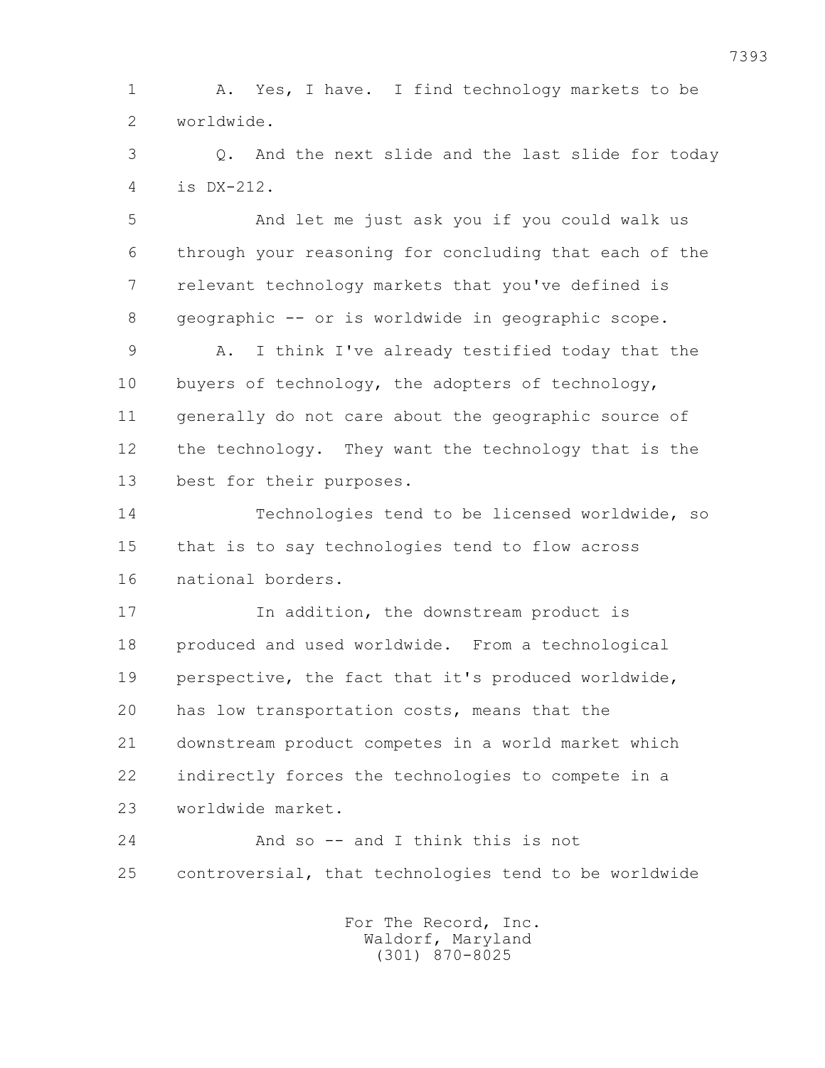1 A. Yes, I have. I find technology markets to be
2 worldwide.
3 Q. And the next slide and the last slide for today
4 is DX-212.
5 And let me just ask you if you could walk us
6 through your reasoning for concluding that each of the
7 relevant technology markets that you've defined is
8 geographic -- or is worldwide in geographic scope.
9 A. I think I've already testified today that the
10 buyers of technology, the adopters of technology,
11 generally do not care about the geographic source of
12 the technology. They want the technology that is the
13 best for their purposes.
14 Technologies tend to be licensed worldwide, so
15 that is to say technologies tend to flow across
16 national borders.
17 In addition, the downstream product is
18 produced and used worldwide. From a technological
19 perspective, the fact that it's produced worldwide,
20 has low transportation costs, means that the
21 downstream product competes in a world market which
22 indirectly forces the technologies to compete in a
23 worldwide market.
24 And so -- and I think this is not
25 controversial, that technologies tend to be worldwide

For The Record, Inc.
Waldorf, Maryland
(301) 870-8025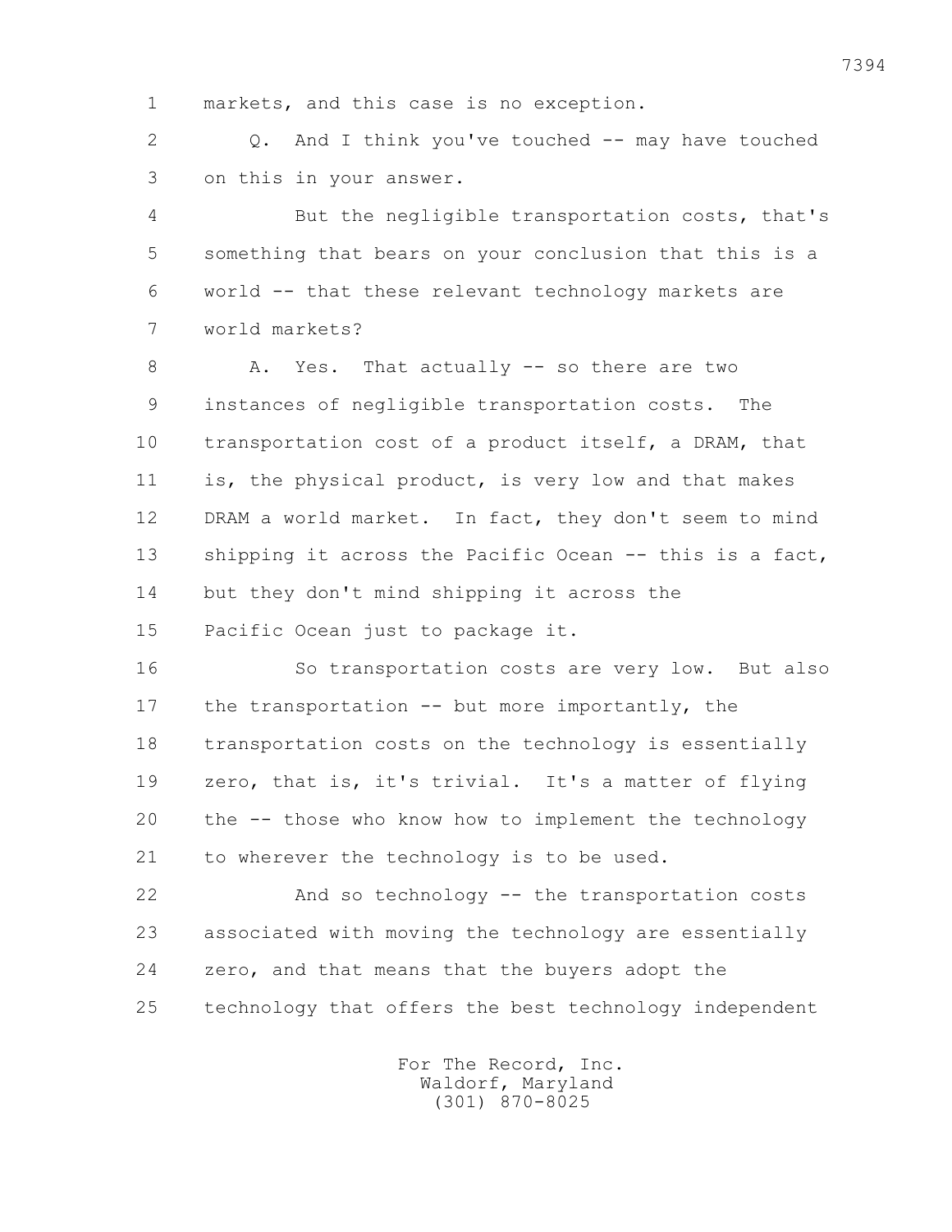1 markets, and this case is no exception.

2 Q. And I think you've touched -- may have touched

3 on this in your answer.

4 But the negligible transportation costs, that's

5 something that bears on your conclusion that this is a

6 world -- that these relevant technology markets are

7 world markets?

8 A. Yes. That actually -- so there are two

9 instances of negligible transportation costs. The

10 transportation cost of a product itself, a DRAM, that

11 is, the physical product, is very low and that makes

12 DRAM a world market. In fact, they don't seem to mind

13 shipping it across the Pacific Ocean -- this is a fact,

14 but they don't mind shipping it across the

15 Pacific Ocean just to package it.

16 So transportation costs are very low. But also

17 the transportation -- but more importantly, the

18 transportation costs on the technology is essentially

19 zero, that is, it's trivial. It's a matter of flying

20 the -- those who know how to implement the technology

21 to wherever the technology is to be used.

22 And so technology -- the transportation costs

23 associated with moving the technology are essentially

24 zero, and that means that the buyers adopt the

25 technology that offers the best technology independent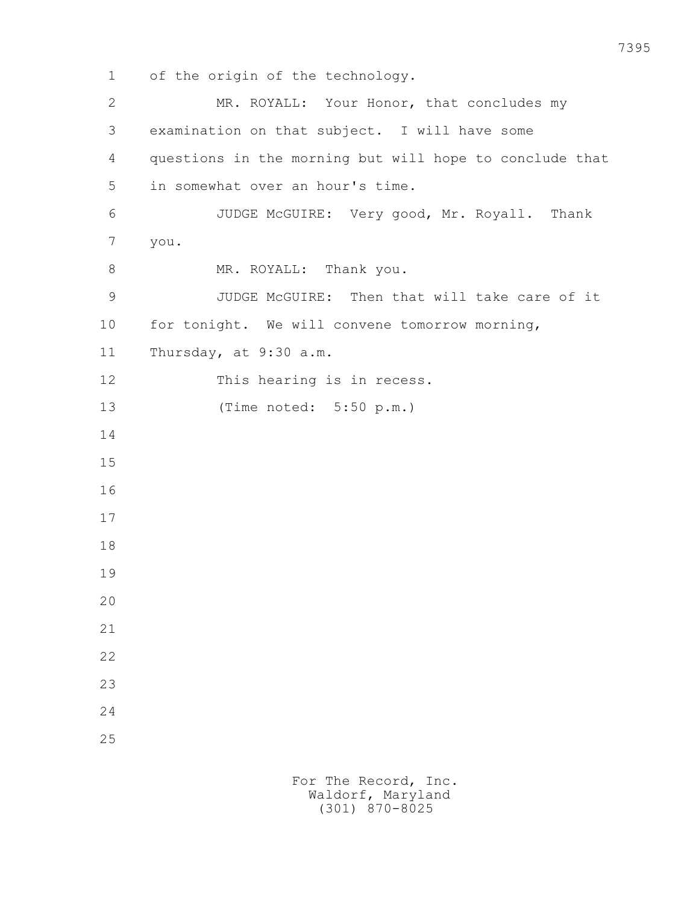of the origin of the technology.

MR. ROYALL: Your Honor, that concludes my examination on that subject. I will have some questions in the morning but will hope to conclude that in somewhat over an hour's time.

JUDGE McGUIRE: Very good, Mr. Royall. Thank you.

MR. ROYALL: Thank you.

JUDGE McGUIRE: Then that will take care of it for tonight. We will convene tomorrow morning, Thursday, at 9:30 a.m.

This hearing is in recess.

(Time noted: 5:50 p.m.)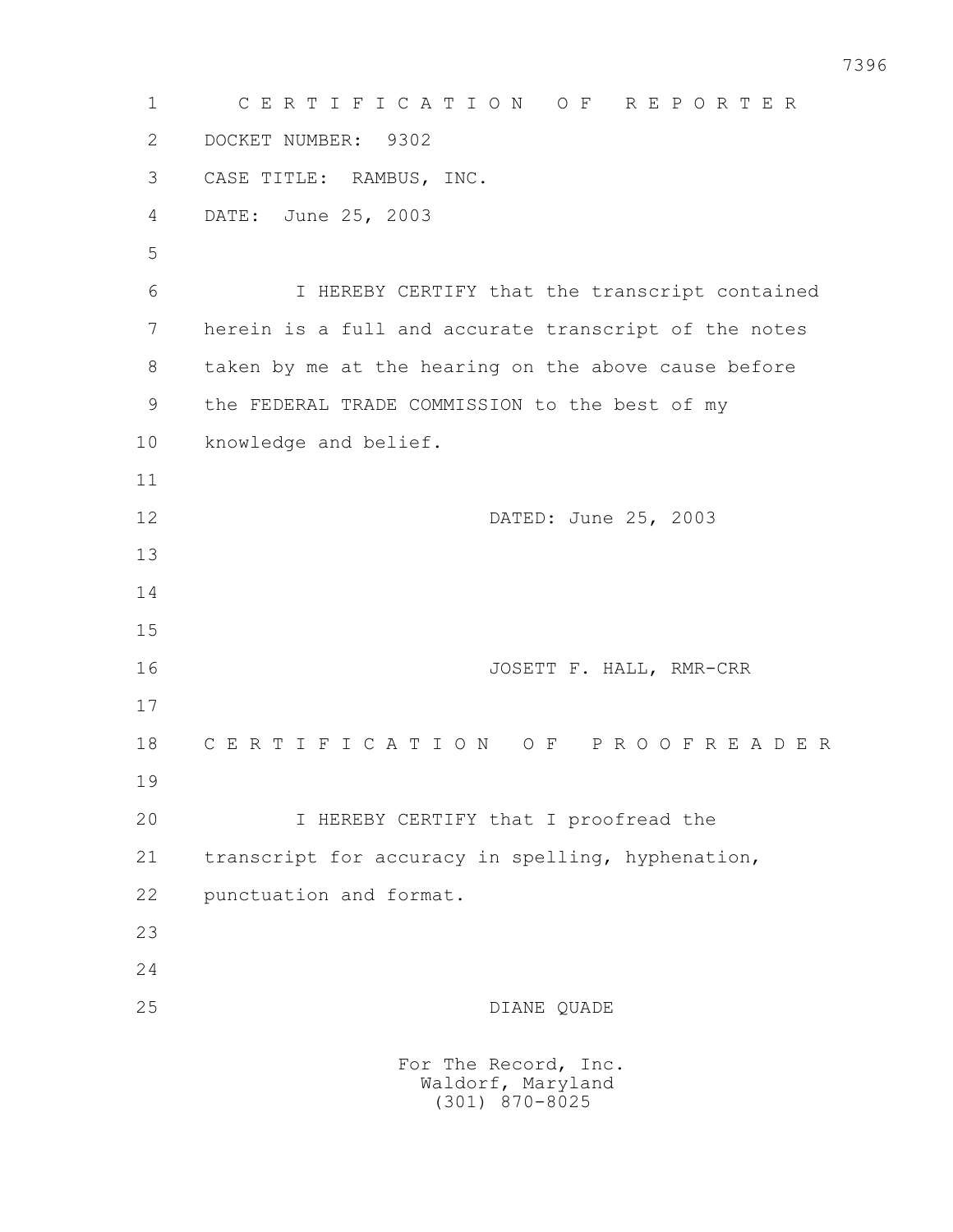# C E R T I F I C A T I O N O F R E P O R T E R

DOCKET NUMBER: 9302

CASE TITLE: RAMBUS, INC.

DATE: June 25, 2003

I HEREBY CERTIFY that the transcript contained herein is a full and accurate transcript of the notes taken by me at the hearing on the above cause before the FEDERAL TRADE COMMISSION to the best of my knowledge and belief.

DATED: June 25, 2003

JOSETT F. HALL, RMR-CRR

# C E R T I F I C A T I O N O F P R O O F R E A D E R

I HEREBY CERTIFY that I proofread the transcript for accuracy in spelling, hyphenation, punctuation and format.

DIANE QUADE

For The Record, Inc.
Waldorf, Maryland
(301) 870-8025